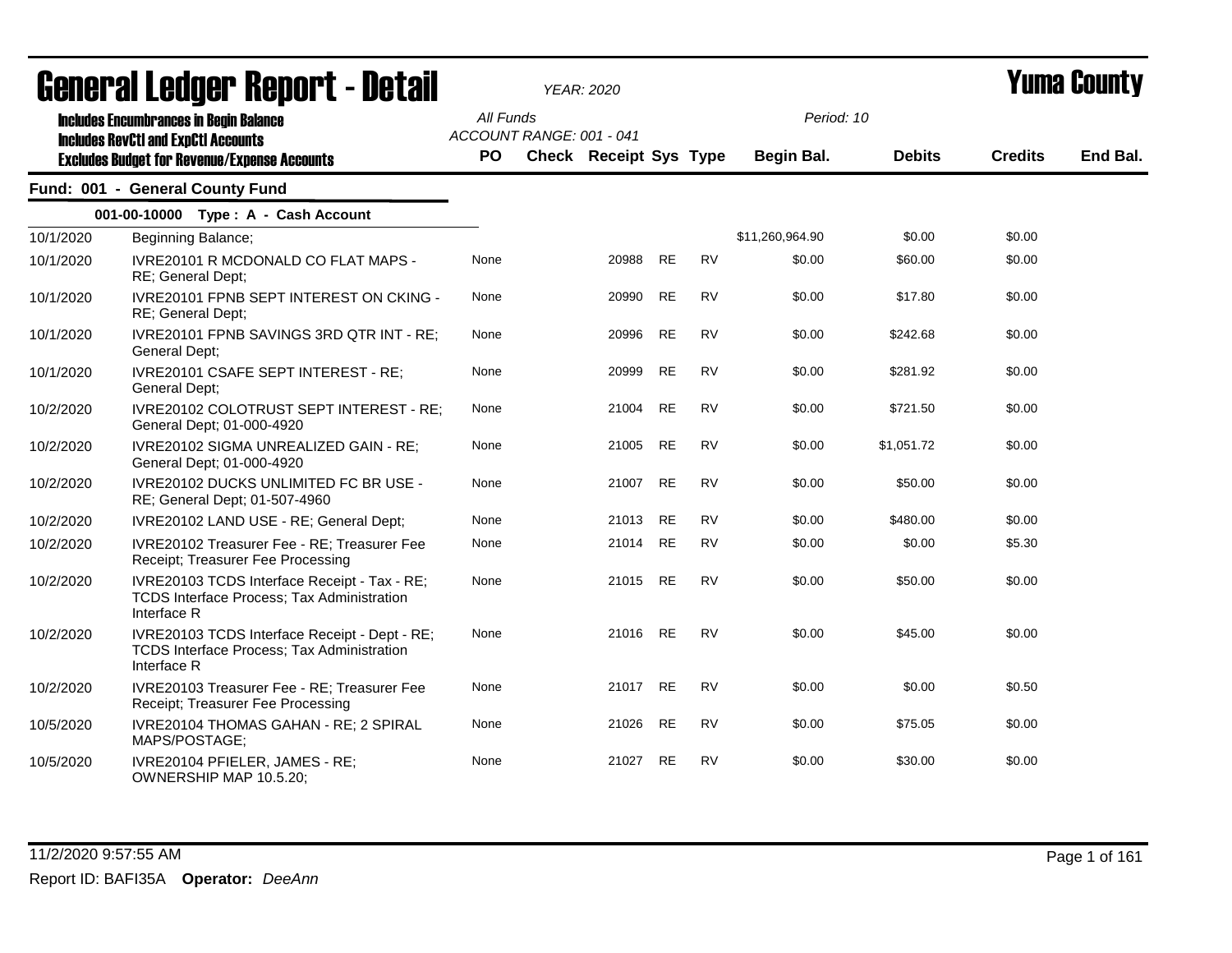# General Ledger Report - Detail

*YEAR: 2020*

# Yuma County

**Includes Encumbrances in Begin Balance**
**Includes RevCtl and ExpCtl Accounts**
**Excludes Budget for Revenue/Expense Accounts**

*All Funds*
*ACCOUNT RANGE: 001 - 041*

*Period: 10*

## Fund: 001 - General County Fund

### 001-00-10000 Type : A - Cash Account

| Date | Description | PO | Check | Receipt | Sys | Type | Begin Bal. | Debits | Credits | End Bal. |
|---|---|---|---|---|---|---|---|---|---|---|
| 10/1/2020 | Beginning Balance; | | | | | | $11,260,964.90 | $0.00 | $0.00 | |
| 10/1/2020 | IVRE20101 R MCDONALD CO FLAT MAPS - RE; General Dept; | None | | 20988 | RE | RV | $0.00 | $60.00 | $0.00 | |
| 10/1/2020 | IVRE20101 FPNB SEPT INTEREST ON CKING - RE; General Dept; | None | | 20990 | RE | RV | $0.00 | $17.80 | $0.00 | |
| 10/1/2020 | IVRE20101 FPNB SAVINGS 3RD QTR INT - RE; General Dept; | None | | 20996 | RE | RV | $0.00 | $242.68 | $0.00 | |
| 10/1/2020 | IVRE20101 CSAFE SEPT INTEREST - RE; General Dept; | None | | 20999 | RE | RV | $0.00 | $281.92 | $0.00 | |
| 10/2/2020 | IVRE20102 COLOTRUST SEPT INTEREST - RE; General Dept; 01-000-4920 | None | | 21004 | RE | RV | $0.00 | $721.50 | $0.00 | |
| 10/2/2020 | IVRE20102 SIGMA UNREALIZED GAIN - RE; General Dept; 01-000-4920 | None | | 21005 | RE | RV | $0.00 | $1,051.72 | $0.00 | |
| 10/2/2020 | IVRE20102 DUCKS UNLIMITED FC BR USE - RE; General Dept; 01-507-4960 | None | | 21007 | RE | RV | $0.00 | $50.00 | $0.00 | |
| 10/2/2020 | IVRE20102 LAND USE - RE; General Dept; | None | | 21013 | RE | RV | $0.00 | $480.00 | $0.00 | |
| 10/2/2020 | IVRE20102 Treasurer Fee - RE; Treasurer Fee Receipt; Treasurer Fee Processing | None | | 21014 | RE | RV | $0.00 | $0.00 | $5.30 | |
| 10/2/2020 | IVRE20103 TCDS Interface Receipt - Tax - RE; TCDS Interface Process; Tax Administration Interface R | None | | 21015 | RE | RV | $0.00 | $50.00 | $0.00 | |
| 10/2/2020 | IVRE20103 TCDS Interface Receipt - Dept - RE; TCDS Interface Process; Tax Administration Interface R | None | | 21016 | RE | RV | $0.00 | $45.00 | $0.00 | |
| 10/2/2020 | IVRE20103 Treasurer Fee - RE; Treasurer Fee Receipt; Treasurer Fee Processing | None | | 21017 | RE | RV | $0.00 | $0.00 | $0.50 | |
| 10/5/2020 | IVRE20104 THOMAS GAHAN - RE; 2 SPIRAL MAPS/POSTAGE; | None | | 21026 | RE | RV | $0.00 | $75.05 | $0.00 | |
| 10/5/2020 | IVRE20104 PFIELER, JAMES - RE; OWNERSHIP MAP 10.5.20; | None | | 21027 | RE | RV | $0.00 | $30.00 | $0.00 | |

11/2/2020 9:57:55 AM

Report ID: BAFI35A **Operator:** *DeeAnn*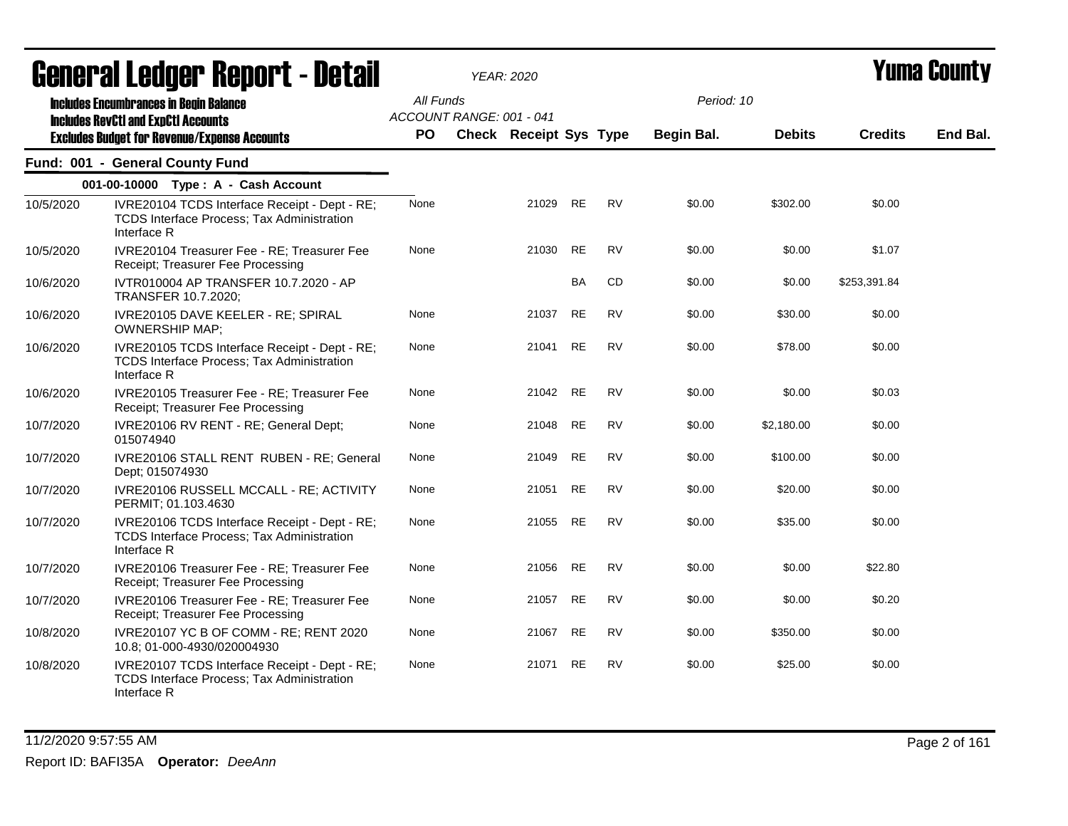# General Ledger Report - Detail

**YEAR: 2020**

**Yuma County**

**Includes Encumbrances in Begin Balance**
**Includes RevCtl and ExpCtl Accounts**
**Excludes Budget for Revenue/Expense Accounts**

All Funds
ACCOUNT RANGE: 001 - 041

Period: 10

## Fund: 001 - General County Fund

### 001-00-10000 Type : A - Cash Account

| Date | Description | PO | Check | Receipt | Sys | Type | Begin Bal. | Debits | Credits | End Bal. |
|---|---|---|---|---|---|---|---|---|---|---|
| 10/5/2020 | IVRE20104 TCDS Interface Receipt - Dept - RE; TCDS Interface Process; Tax Administration Interface R | None | | 21029 | RE | RV | $0.00 | $302.00 | $0.00 | |
| 10/5/2020 | IVRE20104 Treasurer Fee - RE; Treasurer Fee Receipt; Treasurer Fee Processing | None | | 21030 | RE | RV | $0.00 | $0.00 | $1.07 | |
| 10/6/2020 | IVTR010004 AP TRANSFER 10.7.2020 - AP TRANSFER 10.7.2020; | | | | BA | CD | $0.00 | $0.00 | $253,391.84 | |
| 10/6/2020 | IVRE20105 DAVE KEELER - RE; SPIRAL OWNERSHIP MAP; | None | | 21037 | RE | RV | $0.00 | $30.00 | $0.00 | |
| 10/6/2020 | IVRE20105 TCDS Interface Receipt - Dept - RE; TCDS Interface Process; Tax Administration Interface R | None | | 21041 | RE | RV | $0.00 | $78.00 | $0.00 | |
| 10/6/2020 | IVRE20105 Treasurer Fee - RE; Treasurer Fee Receipt; Treasurer Fee Processing | None | | 21042 | RE | RV | $0.00 | $0.00 | $0.03 | |
| 10/7/2020 | IVRE20106 RV RENT - RE; General Dept; 015074940 | None | | 21048 | RE | RV | $0.00 | $2,180.00 | $0.00 | |
| 10/7/2020 | IVRE20106 STALL RENT RUBEN - RE; General Dept; 015074930 | None | | 21049 | RE | RV | $0.00 | $100.00 | $0.00 | |
| 10/7/2020 | IVRE20106 RUSSELL MCCALL - RE; ACTIVITY PERMIT; 01.103.4630 | None | | 21051 | RE | RV | $0.00 | $20.00 | $0.00 | |
| 10/7/2020 | IVRE20106 TCDS Interface Receipt - Dept - RE; TCDS Interface Process; Tax Administration Interface R | None | | 21055 | RE | RV | $0.00 | $35.00 | $0.00 | |
| 10/7/2020 | IVRE20106 Treasurer Fee - RE; Treasurer Fee Receipt; Treasurer Fee Processing | None | | 21056 | RE | RV | $0.00 | $0.00 | $22.80 | |
| 10/7/2020 | IVRE20106 Treasurer Fee - RE; Treasurer Fee Receipt; Treasurer Fee Processing | None | | 21057 | RE | RV | $0.00 | $0.00 | $0.20 | |
| 10/8/2020 | IVRE20107 YC B OF COMM - RE; RENT 2020 10.8; 01-000-4930/020004930 | None | | 21067 | RE | RV | $0.00 | $350.00 | $0.00 | |
| 10/8/2020 | IVRE20107 TCDS Interface Receipt - Dept - RE; TCDS Interface Process; Tax Administration Interface R | None | | 21071 | RE | RV | $0.00 | $25.00 | $0.00 | |

11/2/2020 9:57:55 AM

Report ID: BAFI35A **Operator:** *DeeAnn*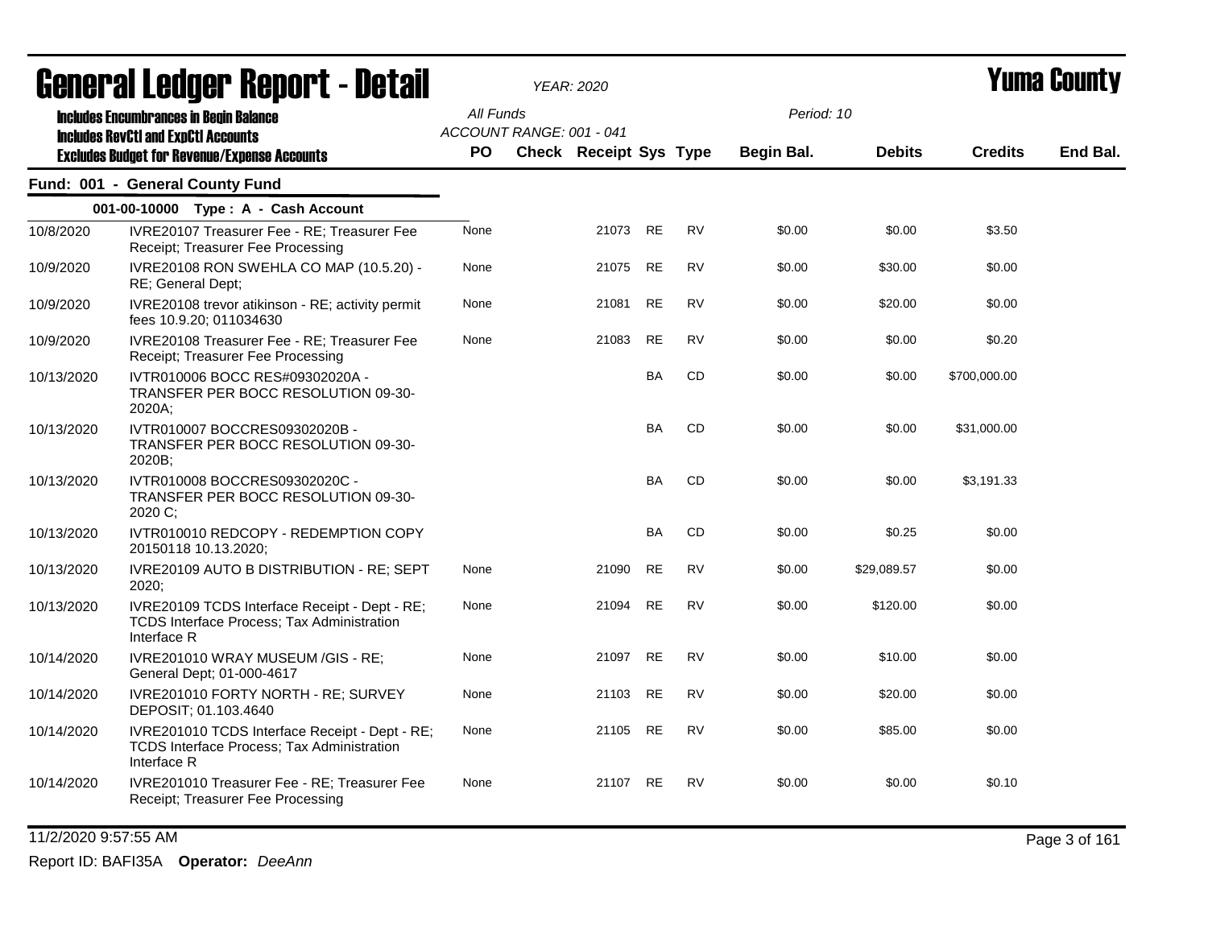# General Ledger Report - Detail

*YEAR: 2020*

# Yuma County

**Includes Encumbrances in Begin Balance**
**Includes RevCtl and ExpCtl Accounts**
**Excludes Budget for Revenue/Expense Accounts**

*All Funds*
*ACCOUNT RANGE: 001 - 041*

*Period: 10*

## Fund: 001 - General County Fund

### 001-00-10000 Type : A - Cash Account

| Date | Description | PO | Check | Receipt | Sys | Type | Begin Bal. | Debits | Credits | End Bal. |
|---|---|---|---|---|---|---|---|---|---|---|
| 10/8/2020 | IVRE20107 Treasurer Fee - RE; Treasurer Fee Receipt; Treasurer Fee Processing | None | | 21073 | RE | RV | $0.00 | $0.00 | $3.50 | |
| 10/9/2020 | IVRE20108 RON SWEHLA CO MAP (10.5.20) - RE; General Dept; | None | | 21075 | RE | RV | $0.00 | $30.00 | $0.00 | |
| 10/9/2020 | IVRE20108 trevor atikinson - RE; activity permit fees 10.9.20; 011034630 | None | | 21081 | RE | RV | $0.00 | $20.00 | $0.00 | |
| 10/9/2020 | IVRE20108 Treasurer Fee - RE; Treasurer Fee Receipt; Treasurer Fee Processing | None | | 21083 | RE | RV | $0.00 | $0.00 | $0.20 | |
| 10/13/2020 | IVTR010006 BOCC RES#09302020A - TRANSFER PER BOCC RESOLUTION 09-30-2020A; | | | | BA | CD | $0.00 | $0.00 | $700,000.00 | |
| 10/13/2020 | IVTR010007 BOCCRES09302020B - TRANSFER PER BOCC RESOLUTION 09-30-2020B; | | | | BA | CD | $0.00 | $0.00 | $31,000.00 | |
| 10/13/2020 | IVTR010008 BOCCRES09302020C - TRANSFER PER BOCC RESOLUTION 09-30-2020 C; | | | | BA | CD | $0.00 | $0.00 | $3,191.33 | |
| 10/13/2020 | IVTR010010 REDCOPY - REDEMPTION COPY 20150118 10.13.2020; | | | | BA | CD | $0.00 | $0.25 | $0.00 | |
| 10/13/2020 | IVRE20109 AUTO B DISTRIBUTION - RE; SEPT 2020; | None | | 21090 | RE | RV | $0.00 | $29,089.57 | $0.00 | |
| 10/13/2020 | IVRE20109 TCDS Interface Receipt - Dept - RE; TCDS Interface Process; Tax Administration Interface R | None | | 21094 | RE | RV | $0.00 | $120.00 | $0.00 | |
| 10/14/2020 | IVRE201010 WRAY MUSEUM /GIS - RE; General Dept; 01-000-4617 | None | | 21097 | RE | RV | $0.00 | $10.00 | $0.00 | |
| 10/14/2020 | IVRE201010 FORTY NORTH - RE; SURVEY DEPOSIT; 01.103.4640 | None | | 21103 | RE | RV | $0.00 | $20.00 | $0.00 | |
| 10/14/2020 | IVRE201010 TCDS Interface Receipt - Dept - RE; TCDS Interface Process; Tax Administration Interface R | None | | 21105 | RE | RV | $0.00 | $85.00 | $0.00 | |
| 10/14/2020 | IVRE201010 Treasurer Fee - RE; Treasurer Fee Receipt; Treasurer Fee Processing | None | | 21107 | RE | RV | $0.00 | $0.00 | $0.10 | |

11/2/2020 9:57:55 AM

Report ID: BAFI35A **Operator:** *DeeAnn*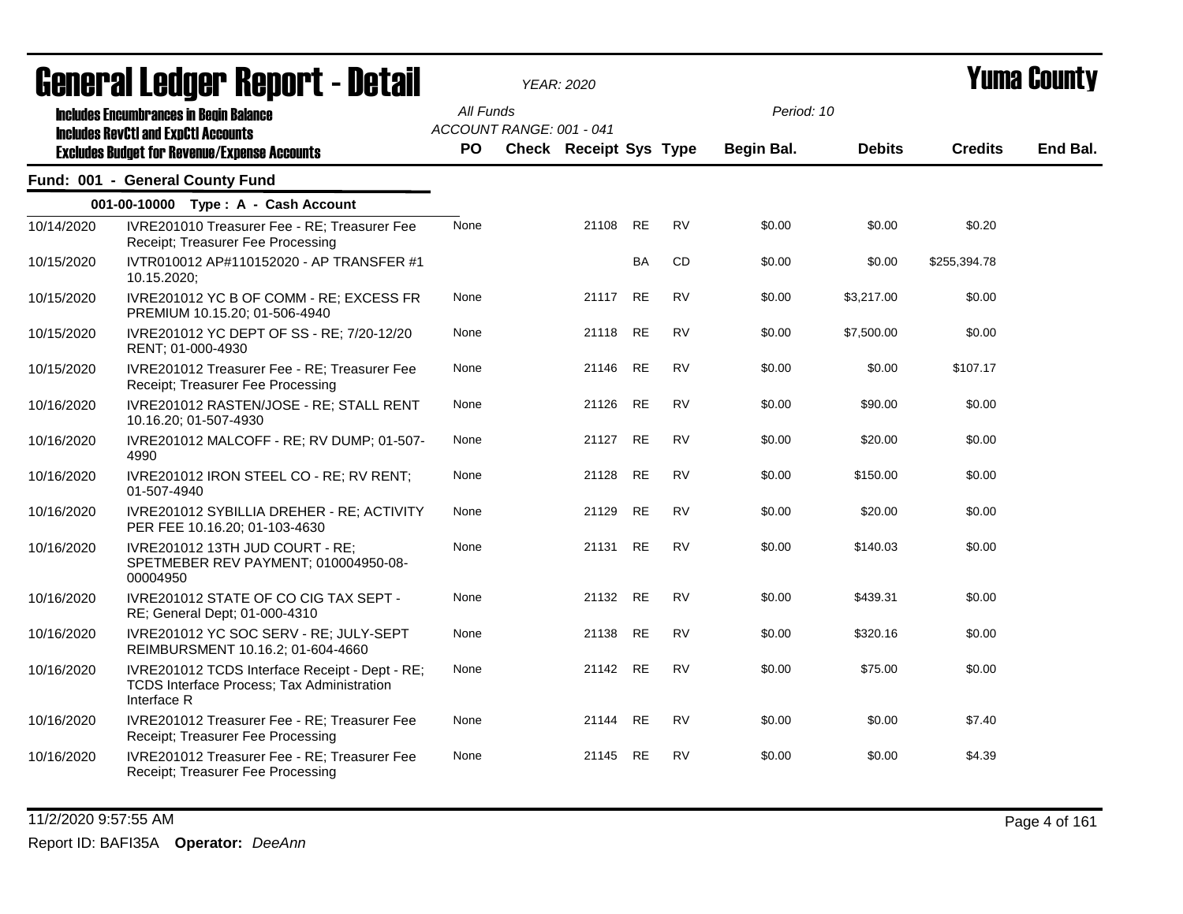# General Ledger Report - Detail

*YEAR: 2020*

# Yuma County

**Includes Encumbrances in Begin Balance**
**Includes RevCtl and ExpCtl Accounts**
**Excludes Budget for Revenue/Expense Accounts**

All Funds
ACCOUNT RANGE: 001 - 041

Period: 10

## Fund: 001 - General County Fund

### 001-00-10000 Type : A - Cash Account

| Date | Description | PO | Check | Receipt | Sys | Type | Begin Bal. | Debits | Credits | End Bal. |
|---|---|---|---|---|---|---|---|---|---|---|
| 10/14/2020 | IVRE201010 Treasurer Fee - RE; Treasurer Fee Receipt; Treasurer Fee Processing | None | | 21108 | RE | RV | $0.00 | $0.00 | $0.20 | |
| 10/15/2020 | IVTR010012 AP#110152020 - AP TRANSFER #1 10.15.2020; | | | | BA | CD | $0.00 | $0.00 | $255,394.78 | |
| 10/15/2020 | IVRE201012 YC B OF COMM - RE; EXCESS FR PREMIUM 10.15.20; 01-506-4940 | None | | 21117 | RE | RV | $0.00 | $3,217.00 | $0.00 | |
| 10/15/2020 | IVRE201012 YC DEPT OF SS - RE; 7/20-12/20 RENT; 01-000-4930 | None | | 21118 | RE | RV | $0.00 | $7,500.00 | $0.00 | |
| 10/15/2020 | IVRE201012 Treasurer Fee - RE; Treasurer Fee Receipt; Treasurer Fee Processing | None | | 21146 | RE | RV | $0.00 | $0.00 | $107.17 | |
| 10/16/2020 | IVRE201012 RASTEN/JOSE - RE; STALL RENT 10.16.20; 01-507-4930 | None | | 21126 | RE | RV | $0.00 | $90.00 | $0.00 | |
| 10/16/2020 | IVRE201012 MALCOFF - RE; RV DUMP; 01-507-4990 | None | | 21127 | RE | RV | $0.00 | $20.00 | $0.00 | |
| 10/16/2020 | IVRE201012 IRON STEEL CO - RE; RV RENT; 01-507-4940 | None | | 21128 | RE | RV | $0.00 | $150.00 | $0.00 | |
| 10/16/2020 | IVRE201012 SYBILLIA DREHER - RE; ACTIVITY PER FEE 10.16.20; 01-103-4630 | None | | 21129 | RE | RV | $0.00 | $20.00 | $0.00 | |
| 10/16/2020 | IVRE201012 13TH JUD COURT - RE; SPETMEBER REV PAYMENT; 010004950-08-00004950 | None | | 21131 | RE | RV | $0.00 | $140.03 | $0.00 | |
| 10/16/2020 | IVRE201012 STATE OF CO CIG TAX SEPT - RE; General Dept; 01-000-4310 | None | | 21132 | RE | RV | $0.00 | $439.31 | $0.00 | |
| 10/16/2020 | IVRE201012 YC SOC SERV - RE; JULY-SEPT REIMBURSMENT 10.16.2; 01-604-4660 | None | | 21138 | RE | RV | $0.00 | $320.16 | $0.00 | |
| 10/16/2020 | IVRE201012 TCDS Interface Receipt - Dept - RE; TCDS Interface Process; Tax Administration Interface R | None | | 21142 | RE | RV | $0.00 | $75.00 | $0.00 | |
| 10/16/2020 | IVRE201012 Treasurer Fee - RE; Treasurer Fee Receipt; Treasurer Fee Processing | None | | 21144 | RE | RV | $0.00 | $0.00 | $7.40 | |
| 10/16/2020 | IVRE201012 Treasurer Fee - RE; Treasurer Fee Receipt; Treasurer Fee Processing | None | | 21145 | RE | RV | $0.00 | $0.00 | $4.39 | |

11/2/2020 9:57:55 AM

Report ID: BAFI35A **Operator:** *DeeAnn*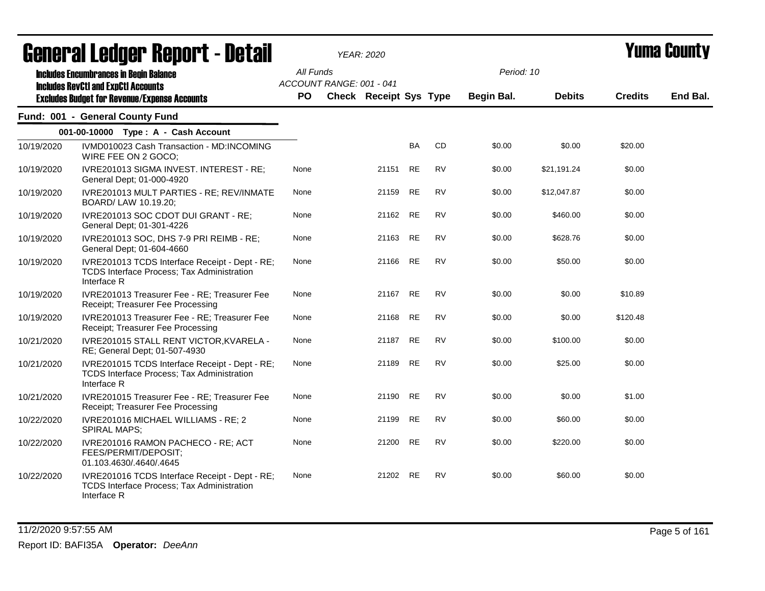# General Ledger Report - Detail

*YEAR: 2020*

# Yuma County

**Includes Encumbrances in Begin Balance**
**Includes RevCtl and ExpCtl Accounts**
**Excludes Budget for Revenue/Expense Accounts**

*All Funds*
*ACCOUNT RANGE: 001 - 041*
*Period: 10*

## Fund: 001 - General County Fund

### 001-00-10000 Type : A - Cash Account

| Date | Description | PO | Check | Receipt | Sys | Type | Begin Bal. | Debits | Credits | End Bal. |
|---|---|---|---|---|---|---|---|---|---|---|
| 10/19/2020 | IVMD010023 Cash Transaction - MD:INCOMING WIRE FEE ON 2 GOCO; | | | | BA | CD | $0.00 | $0.00 | $20.00 | |
| 10/19/2020 | IVRE201013 SIGMA INVEST. INTEREST - RE; General Dept; 01-000-4920 | None | | 21151 | RE | RV | $0.00 | $21,191.24 | $0.00 | |
| 10/19/2020 | IVRE201013 MULT PARTIES - RE; REV/INMATE BOARD/ LAW 10.19.20; | None | | 21159 | RE | RV | $0.00 | $12,047.87 | $0.00 | |
| 10/19/2020 | IVRE201013 SOC CDOT DUI GRANT - RE; General Dept; 01-301-4226 | None | | 21162 | RE | RV | $0.00 | $460.00 | $0.00 | |
| 10/19/2020 | IVRE201013 SOC, DHS 7-9 PRI REIMB - RE; General Dept; 01-604-4660 | None | | 21163 | RE | RV | $0.00 | $628.76 | $0.00 | |
| 10/19/2020 | IVRE201013 TCDS Interface Receipt - Dept - RE; TCDS Interface Process; Tax Administration Interface R | None | | 21166 | RE | RV | $0.00 | $50.00 | $0.00 | |
| 10/19/2020 | IVRE201013 Treasurer Fee - RE; Treasurer Fee Receipt; Treasurer Fee Processing | None | | 21167 | RE | RV | $0.00 | $0.00 | $10.89 | |
| 10/19/2020 | IVRE201013 Treasurer Fee - RE; Treasurer Fee Receipt; Treasurer Fee Processing | None | | 21168 | RE | RV | $0.00 | $0.00 | $120.48 | |
| 10/21/2020 | IVRE201015 STALL RENT VICTOR,KVARELA - RE; General Dept; 01-507-4930 | None | | 21187 | RE | RV | $0.00 | $100.00 | $0.00 | |
| 10/21/2020 | IVRE201015 TCDS Interface Receipt - Dept - RE; TCDS Interface Process; Tax Administration Interface R | None | | 21189 | RE | RV | $0.00 | $25.00 | $0.00 | |
| 10/21/2020 | IVRE201015 Treasurer Fee - RE; Treasurer Fee Receipt; Treasurer Fee Processing | None | | 21190 | RE | RV | $0.00 | $0.00 | $1.00 | |
| 10/22/2020 | IVRE201016 MICHAEL WILLIAMS - RE; 2 SPIRAL MAPS; | None | | 21199 | RE | RV | $0.00 | $60.00 | $0.00 | |
| 10/22/2020 | IVRE201016 RAMON PACHECO - RE; ACT FEES/PERMIT/DEPOSIT; 01.103.4630/.4640/.4645 | None | | 21200 | RE | RV | $0.00 | $220.00 | $0.00 | |
| 10/22/2020 | IVRE201016 TCDS Interface Receipt - Dept - RE; TCDS Interface Process; Tax Administration Interface R | None | | 21202 | RE | RV | $0.00 | $60.00 | $0.00 | |

11/2/2020 9:57:55 AM

Report ID: BAFI35A **Operator:** *DeeAnn*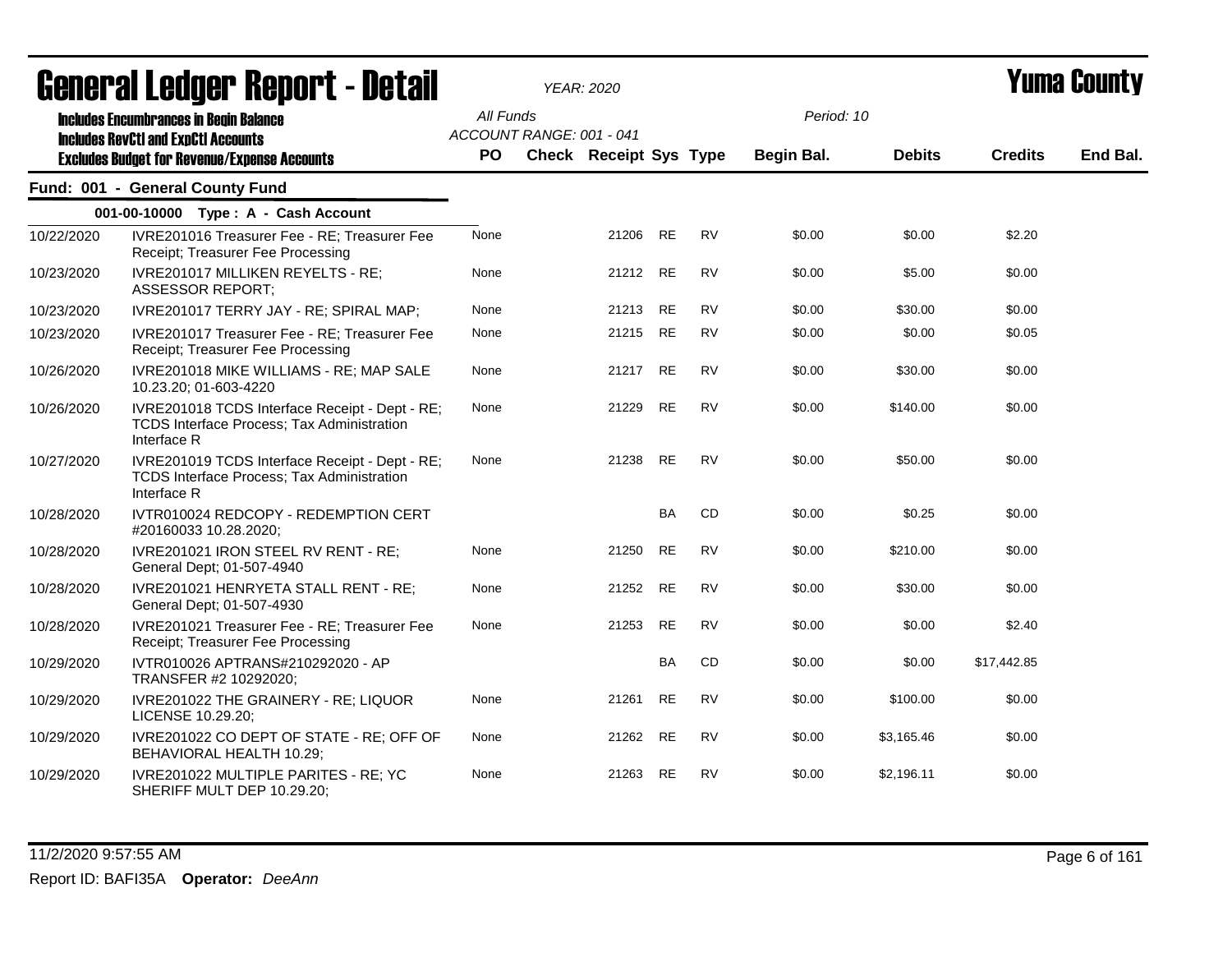# General Ledger Report - Detail

**YEAR: 2020**

**Yuma County**

Includes Encumbrances in Begin Balance
Includes RevCtl and ExpCtl Accounts
Excludes Budget for Revenue/Expense Accounts

All Funds
ACCOUNT RANGE: 001 - 041

Period: 10

## Fund: 001 - General County Fund

### 001-00-10000 Type : A - Cash Account

| Date | Description | PO | Check | Receipt | Sys | Type | Begin Bal. | Debits | Credits | End Bal. |
|---|---|---|---|---|---|---|---|---|---|---|
| 10/22/2020 | IVRE201016 Treasurer Fee - RE; Treasurer Fee Receipt; Treasurer Fee Processing | None | | 21206 | RE | RV | $0.00 | $0.00 | $2.20 | |
| 10/23/2020 | IVRE201017 MILLIKEN REYELTS - RE; ASSESSOR REPORT; | None | | 21212 | RE | RV | $0.00 | $5.00 | $0.00 | |
| 10/23/2020 | IVRE201017 TERRY JAY - RE; SPIRAL MAP; | None | | 21213 | RE | RV | $0.00 | $30.00 | $0.00 | |
| 10/23/2020 | IVRE201017 Treasurer Fee - RE; Treasurer Fee Receipt; Treasurer Fee Processing | None | | 21215 | RE | RV | $0.00 | $0.00 | $0.05 | |
| 10/26/2020 | IVRE201018 MIKE WILLIAMS - RE; MAP SALE 10.23.20; 01-603-4220 | None | | 21217 | RE | RV | $0.00 | $30.00 | $0.00 | |
| 10/26/2020 | IVRE201018 TCDS Interface Receipt - Dept - RE; TCDS Interface Process; Tax Administration Interface R | None | | 21229 | RE | RV | $0.00 | $140.00 | $0.00 | |
| 10/27/2020 | IVRE201019 TCDS Interface Receipt - Dept - RE; TCDS Interface Process; Tax Administration Interface R | None | | 21238 | RE | RV | $0.00 | $50.00 | $0.00 | |
| 10/28/2020 | IVTR010024 REDCOPY - REDEMPTION CERT #20160033 10.28.2020; | | | | BA | CD | $0.00 | $0.25 | $0.00 | |
| 10/28/2020 | IVRE201021 IRON STEEL RV RENT - RE; General Dept; 01-507-4940 | None | | 21250 | RE | RV | $0.00 | $210.00 | $0.00 | |
| 10/28/2020 | IVRE201021 HENRYETA STALL RENT - RE; General Dept; 01-507-4930 | None | | 21252 | RE | RV | $0.00 | $30.00 | $0.00 | |
| 10/28/2020 | IVRE201021 Treasurer Fee - RE; Treasurer Fee Receipt; Treasurer Fee Processing | None | | 21253 | RE | RV | $0.00 | $0.00 | $2.40 | |
| 10/29/2020 | IVTR010026 APTRANS#210292020 - AP TRANSFER #2 10292020; | | | | BA | CD | $0.00 | $0.00 | $17,442.85 | |
| 10/29/2020 | IVRE201022 THE GRAINERY - RE; LIQUOR LICENSE 10.29.20; | None | | 21261 | RE | RV | $0.00 | $100.00 | $0.00 | |
| 10/29/2020 | IVRE201022 CO DEPT OF STATE - RE; OFF OF BEHAVIORAL HEALTH 10.29; | None | | 21262 | RE | RV | $0.00 | $3,165.46 | $0.00 | |
| 10/29/2020 | IVRE201022 MULTIPLE PARITES - RE; YC SHERIFF MULT DEP 10.29.20; | None | | 21263 | RE | RV | $0.00 | $2,196.11 | $0.00 | |

11/2/2020 9:57:55 AM

Report ID: BAFI35A **Operator:** *DeeAnn*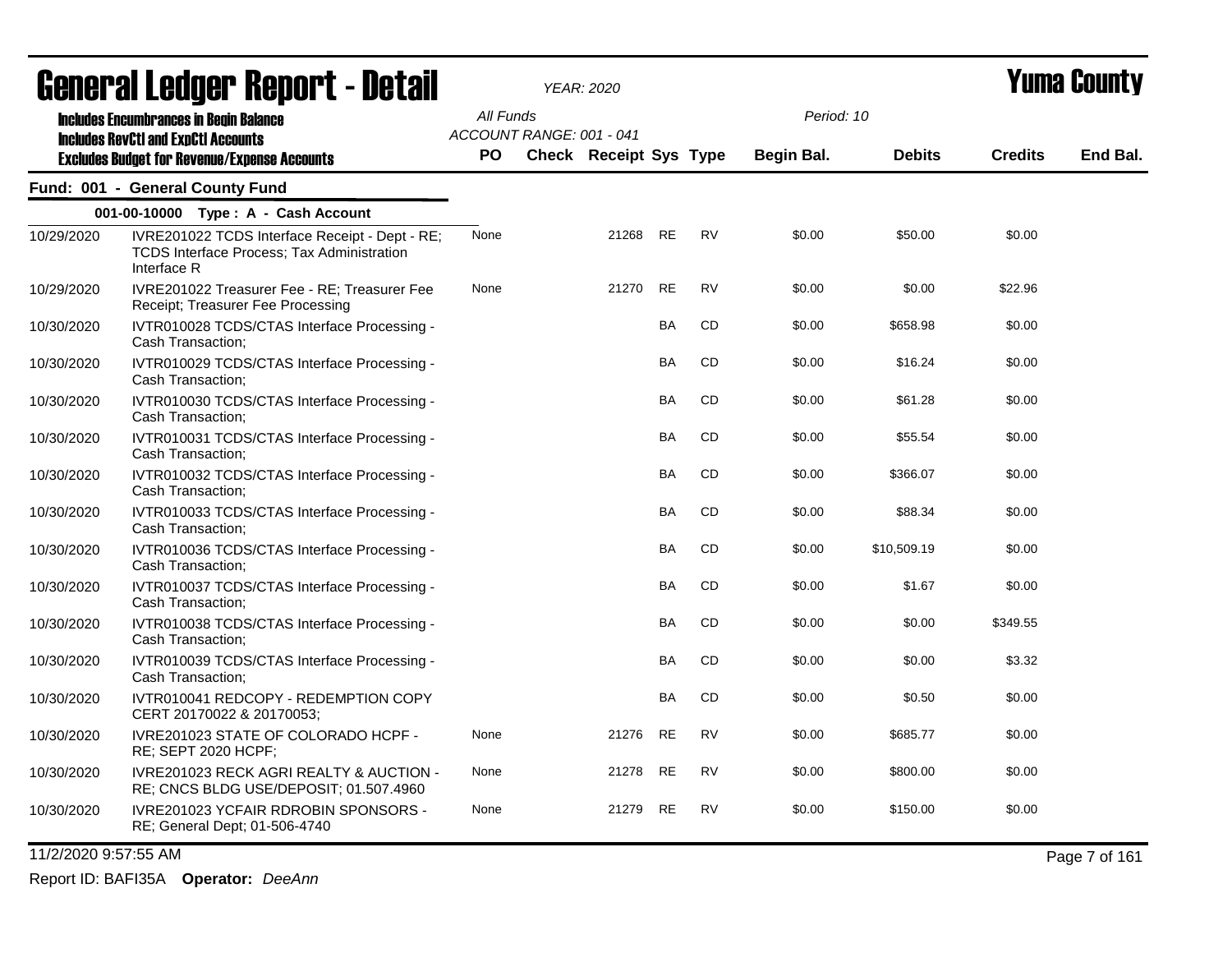# General Ledger Report - Detail

*YEAR: 2020*

# Yuma County

**Includes Encumbrances in Begin Balance**
**Includes RevCtl and ExpCtl Accounts**
**Excludes Budget for Revenue/Expense Accounts**

All Funds
ACCOUNT RANGE: 001 - 041
Period: 10

## Fund: 001 - General County Fund

### 001-00-10000 Type : A - Cash Account

| Date | Description | PO | Check | Receipt | Sys | Type | Begin Bal. | Debits | Credits | End Bal. |
|---|---|---|---|---|---|---|---|---|---|---|
| 10/29/2020 | IVRE201022 TCDS Interface Receipt - Dept - RE; TCDS Interface Process; Tax Administration Interface R | None | | 21268 | RE | RV | $0.00 | $50.00 | $0.00 | |
| 10/29/2020 | IVRE201022 Treasurer Fee - RE; Treasurer Fee Receipt; Treasurer Fee Processing | None | | 21270 | RE | RV | $0.00 | $0.00 | $22.96 | |
| 10/30/2020 | IVTR010028 TCDS/CTAS Interface Processing - Cash Transaction; | | | | BA | CD | $0.00 | $658.98 | $0.00 | |
| 10/30/2020 | IVTR010029 TCDS/CTAS Interface Processing - Cash Transaction; | | | | BA | CD | $0.00 | $16.24 | $0.00 | |
| 10/30/2020 | IVTR010030 TCDS/CTAS Interface Processing - Cash Transaction; | | | | BA | CD | $0.00 | $61.28 | $0.00 | |
| 10/30/2020 | IVTR010031 TCDS/CTAS Interface Processing - Cash Transaction; | | | | BA | CD | $0.00 | $55.54 | $0.00 | |
| 10/30/2020 | IVTR010032 TCDS/CTAS Interface Processing - Cash Transaction; | | | | BA | CD | $0.00 | $366.07 | $0.00 | |
| 10/30/2020 | IVTR010033 TCDS/CTAS Interface Processing - Cash Transaction; | | | | BA | CD | $0.00 | $88.34 | $0.00 | |
| 10/30/2020 | IVTR010036 TCDS/CTAS Interface Processing - Cash Transaction; | | | | BA | CD | $0.00 | $10,509.19 | $0.00 | |
| 10/30/2020 | IVTR010037 TCDS/CTAS Interface Processing - Cash Transaction; | | | | BA | CD | $0.00 | $1.67 | $0.00 | |
| 10/30/2020 | IVTR010038 TCDS/CTAS Interface Processing - Cash Transaction; | | | | BA | CD | $0.00 | $0.00 | $349.55 | |
| 10/30/2020 | IVTR010039 TCDS/CTAS Interface Processing - Cash Transaction; | | | | BA | CD | $0.00 | $0.00 | $3.32 | |
| 10/30/2020 | IVTR010041 REDCOPY - REDEMPTION COPY CERT 20170022 & 20170053; | | | | BA | CD | $0.00 | $0.50 | $0.00 | |
| 10/30/2020 | IVRE201023 STATE OF COLORADO HCPF - RE; SEPT 2020 HCPF; | None | | 21276 | RE | RV | $0.00 | $685.77 | $0.00 | |
| 10/30/2020 | IVRE201023 RECK AGRI REALTY & AUCTION - RE; CNCS BLDG USE/DEPOSIT; 01.507.4960 | None | | 21278 | RE | RV | $0.00 | $800.00 | $0.00 | |
| 10/30/2020 | IVRE201023 YCFAIR RDROBIN SPONSORS - RE; General Dept; 01-506-4740 | None | | 21279 | RE | RV | $0.00 | $150.00 | $0.00 | |

11/2/2020 9:57:55 AM

Report ID: BAFI35A **Operator:** *DeeAnn*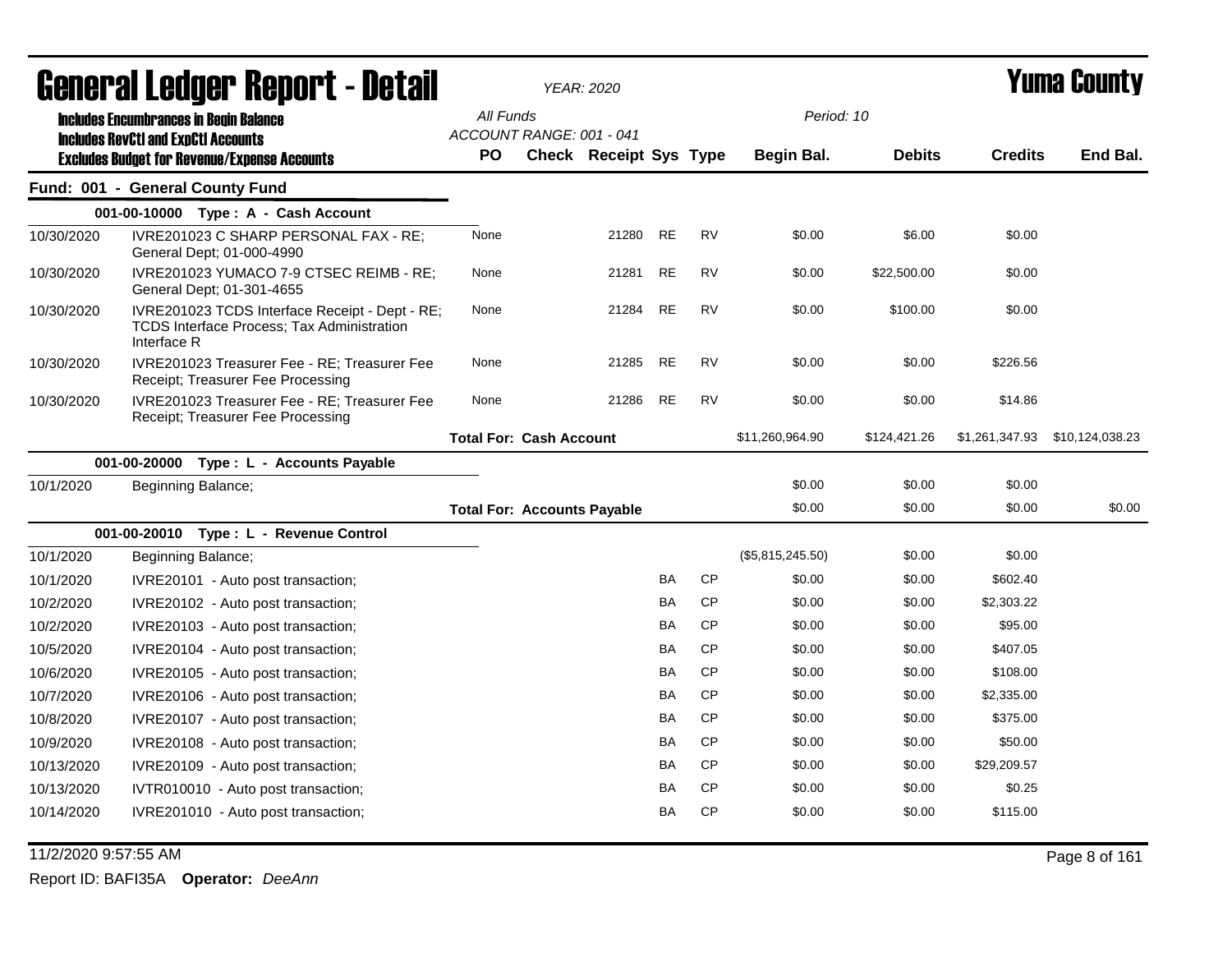# General Ledger Report - Detail

*YEAR: 2020*

# Yuma County

**Includes Encumbrances in Begin Balance**
**Includes RevCtl and ExpCtl Accounts**
**Excludes Budget for Revenue/Expense Accounts**

*All Funds*
*ACCOUNT RANGE: 001 - 041*

*Period: 10*

| | | PO | Check | Receipt | Sys | Type | Begin Bal. | Debits | Credits | End Bal. |
|---|---|---|---|---|---|---|---|---|---|---|
| **Fund: 001 - General County Fund** | | | | | | | | | | |
| | **001-00-10000 Type : A - Cash Account** | | | | | | | | | |
| 10/30/2020 | IVRE201023 C SHARP PERSONAL FAX - RE; General Dept; 01-000-4990 | None | | 21280 | RE | RV | $0.00 | $6.00 | $0.00 | |
| 10/30/2020 | IVRE201023 YUMACO 7-9 CTSEC REIMB - RE; General Dept; 01-301-4655 | None | | 21281 | RE | RV | $0.00 | $22,500.00 | $0.00 | |
| 10/30/2020 | IVRE201023 TCDS Interface Receipt - Dept - RE; TCDS Interface Process; Tax Administration Interface R | None | | 21284 | RE | RV | $0.00 | $100.00 | $0.00 | |
| 10/30/2020 | IVRE201023 Treasurer Fee - RE; Treasurer Fee Receipt; Treasurer Fee Processing | None | | 21285 | RE | RV | $0.00 | $0.00 | $226.56 | |
| 10/30/2020 | IVRE201023 Treasurer Fee - RE; Treasurer Fee Receipt; Treasurer Fee Processing | None | | 21286 | RE | RV | $0.00 | $0.00 | $14.86 | |
| | | **Total For: Cash Account** | | | | | $11,260,964.90 | $124,421.26 | $1,261,347.93 | $10,124,038.23 |
| | **001-00-20000 Type : L - Accounts Payable** | | | | | | | | | |
| 10/1/2020 | Beginning Balance; | | | | | | $0.00 | $0.00 | $0.00 | |
| | | **Total For: Accounts Payable** | | | | | $0.00 | $0.00 | $0.00 | $0.00 |
| | **001-00-20010 Type : L - Revenue Control** | | | | | | | | | |
| 10/1/2020 | Beginning Balance; | | | | | | ($5,815,245.50) | $0.00 | $0.00 | |
| 10/1/2020 | IVRE20101 - Auto post transaction; | | | | BA | CP | $0.00 | $0.00 | $602.40 | |
| 10/2/2020 | IVRE20102 - Auto post transaction; | | | | BA | CP | $0.00 | $0.00 | $2,303.22 | |
| 10/2/2020 | IVRE20103 - Auto post transaction; | | | | BA | CP | $0.00 | $0.00 | $95.00 | |
| 10/5/2020 | IVRE20104 - Auto post transaction; | | | | BA | CP | $0.00 | $0.00 | $407.05 | |
| 10/6/2020 | IVRE20105 - Auto post transaction; | | | | BA | CP | $0.00 | $0.00 | $108.00 | |
| 10/7/2020 | IVRE20106 - Auto post transaction; | | | | BA | CP | $0.00 | $0.00 | $2,335.00 | |
| 10/8/2020 | IVRE20107 - Auto post transaction; | | | | BA | CP | $0.00 | $0.00 | $375.00 | |
| 10/9/2020 | IVRE20108 - Auto post transaction; | | | | BA | CP | $0.00 | $0.00 | $50.00 | |
| 10/13/2020 | IVRE20109 - Auto post transaction; | | | | BA | CP | $0.00 | $0.00 | $29,209.57 | |
| 10/13/2020 | IVTR010010 - Auto post transaction; | | | | BA | CP | $0.00 | $0.00 | $0.25 | |
| 10/14/2020 | IVRE201010 - Auto post transaction; | | | | BA | CP | $0.00 | $0.00 | $115.00 | |

11/2/2020 9:57:55 AM

Report ID: BAFI35A **Operator:** *DeeAnn*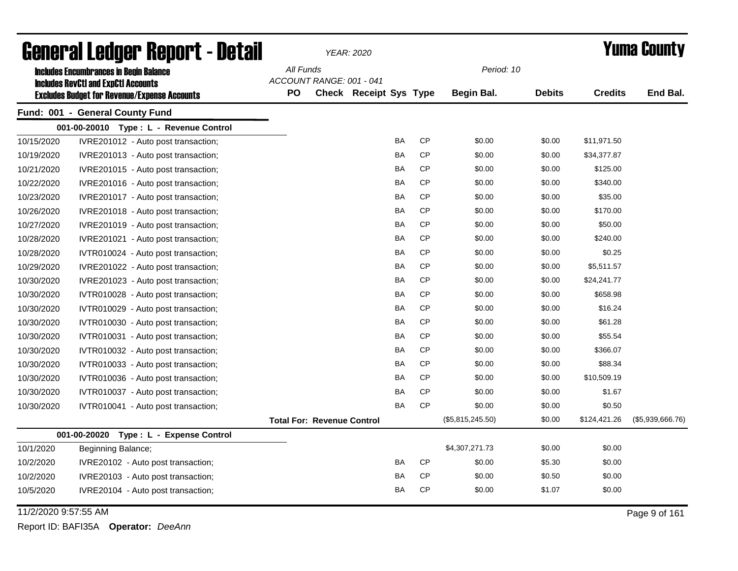# General Ledger Report - Detail

*YEAR: 2020*

# Yuma County

**Includes Encumbrances in Begin Balance**
**Includes RevCtl and ExpCtl Accounts**
**Excludes Budget for Revenue/Expense Accounts**

*All Funds*
*ACCOUNT RANGE: 001 - 041*
*Period: 10*

## Fund: 001 - General County Fund

| Date | Description | PO | Check | Receipt | Sys | Type | Begin Bal. | Debits | Credits | End Bal. |
|---|---|---|---|---|---|---|---|---|---|---|
| **001-00-20010 Type : L - Revenue Control** | | | | | | | | | | |
| 10/15/2020 | IVRE201012 - Auto post transaction; | | | | BA | CP | $0.00 | $0.00 | $11,971.50 | |
| 10/19/2020 | IVRE201013 - Auto post transaction; | | | | BA | CP | $0.00 | $0.00 | $34,377.87 | |
| 10/21/2020 | IVRE201015 - Auto post transaction; | | | | BA | CP | $0.00 | $0.00 | $125.00 | |
| 10/22/2020 | IVRE201016 - Auto post transaction; | | | | BA | CP | $0.00 | $0.00 | $340.00 | |
| 10/23/2020 | IVRE201017 - Auto post transaction; | | | | BA | CP | $0.00 | $0.00 | $35.00 | |
| 10/26/2020 | IVRE201018 - Auto post transaction; | | | | BA | CP | $0.00 | $0.00 | $170.00 | |
| 10/27/2020 | IVRE201019 - Auto post transaction; | | | | BA | CP | $0.00 | $0.00 | $50.00 | |
| 10/28/2020 | IVRE201021 - Auto post transaction; | | | | BA | CP | $0.00 | $0.00 | $240.00 | |
| 10/28/2020 | IVTR010024 - Auto post transaction; | | | | BA | CP | $0.00 | $0.00 | $0.25 | |
| 10/29/2020 | IVRE201022 - Auto post transaction; | | | | BA | CP | $0.00 | $0.00 | $5,511.57 | |
| 10/30/2020 | IVRE201023 - Auto post transaction; | | | | BA | CP | $0.00 | $0.00 | $24,241.77 | |
| 10/30/2020 | IVTR010028 - Auto post transaction; | | | | BA | CP | $0.00 | $0.00 | $658.98 | |
| 10/30/2020 | IVTR010029 - Auto post transaction; | | | | BA | CP | $0.00 | $0.00 | $16.24 | |
| 10/30/2020 | IVTR010030 - Auto post transaction; | | | | BA | CP | $0.00 | $0.00 | $61.28 | |
| 10/30/2020 | IVTR010031 - Auto post transaction; | | | | BA | CP | $0.00 | $0.00 | $55.54 | |
| 10/30/2020 | IVTR010032 - Auto post transaction; | | | | BA | CP | $0.00 | $0.00 | $366.07 | |
| 10/30/2020 | IVTR010033 - Auto post transaction; | | | | BA | CP | $0.00 | $0.00 | $88.34 | |
| 10/30/2020 | IVTR010036 - Auto post transaction; | | | | BA | CP | $0.00 | $0.00 | $10,509.19 | |
| 10/30/2020 | IVTR010037 - Auto post transaction; | | | | BA | CP | $0.00 | $0.00 | $1.67 | |
| 10/30/2020 | IVTR010041 - Auto post transaction; | | | | BA | CP | $0.00 | $0.00 | $0.50 | |
| | **Total For: Revenue Control** | | | | | | ($5,815,245.50) | $0.00 | $124,421.26 | ($5,939,666.76) |
| **001-00-20020 Type : L - Expense Control** | | | | | | | | | | |
| 10/1/2020 | Beginning Balance; | | | | | | $4,307,271.73 | $0.00 | $0.00 | |
| 10/2/2020 | IVRE20102 - Auto post transaction; | | | | BA | CP | $0.00 | $5.30 | $0.00 | |
| 10/2/2020 | IVRE20103 - Auto post transaction; | | | | BA | CP | $0.00 | $0.50 | $0.00 | |
| 10/5/2020 | IVRE20104 - Auto post transaction; | | | | BA | CP | $0.00 | $1.07 | $0.00 | |

11/2/2020 9:57:55 AM

Report ID: BAFI35A **Operator:** *DeeAnn*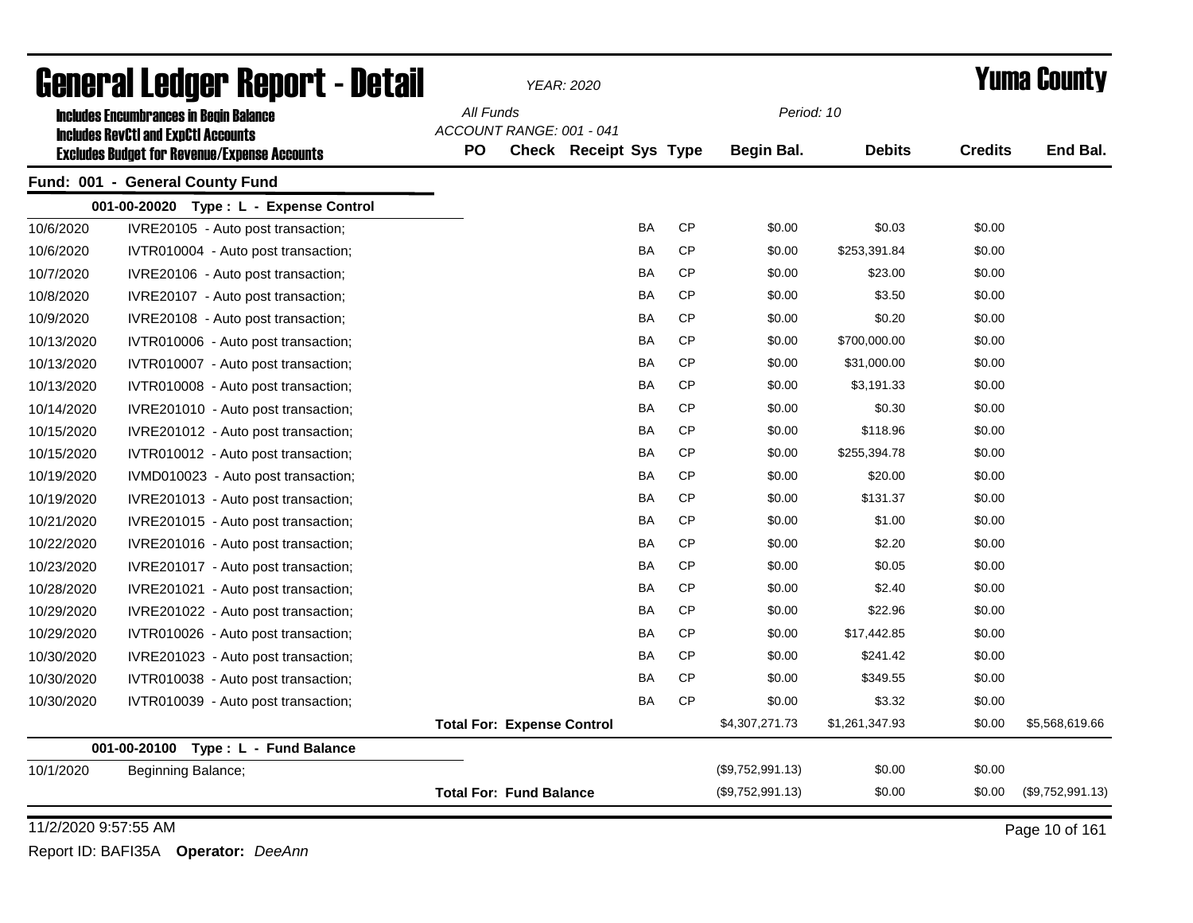# General Ledger Report - Detail

*YEAR: 2020*

# Yuma County

**Includes Encumbrances in Begin Balance**
**Includes RevCtl and ExpCtl Accounts**
**Excludes Budget for Revenue/Expense Accounts**

*All Funds*
*ACCOUNT RANGE: 001 - 041*
*Period: 10*

## Fund: 001 - General County Fund

### 001-00-20020 Type : L - Expense Control

| Date | Description | PO | Check | Receipt | Sys | Type | Begin Bal. | Debits | Credits | End Bal. |
|---|---|---|---|---|---|---|---|---|---|---|
| 10/6/2020 | IVRE20105 - Auto post transaction; | | | | BA | CP | $0.00 | $0.03 | $0.00 | |
| 10/6/2020 | IVTR010004 - Auto post transaction; | | | | BA | CP | $0.00 | $253,391.84 | $0.00 | |
| 10/7/2020 | IVRE20106 - Auto post transaction; | | | | BA | CP | $0.00 | $23.00 | $0.00 | |
| 10/8/2020 | IVRE20107 - Auto post transaction; | | | | BA | CP | $0.00 | $3.50 | $0.00 | |
| 10/9/2020 | IVRE20108 - Auto post transaction; | | | | BA | CP | $0.00 | $0.20 | $0.00 | |
| 10/13/2020 | IVTR010006 - Auto post transaction; | | | | BA | CP | $0.00 | $700,000.00 | $0.00 | |
| 10/13/2020 | IVTR010007 - Auto post transaction; | | | | BA | CP | $0.00 | $31,000.00 | $0.00 | |
| 10/13/2020 | IVTR010008 - Auto post transaction; | | | | BA | CP | $0.00 | $3,191.33 | $0.00 | |
| 10/14/2020 | IVRE201010 - Auto post transaction; | | | | BA | CP | $0.00 | $0.30 | $0.00 | |
| 10/15/2020 | IVRE201012 - Auto post transaction; | | | | BA | CP | $0.00 | $118.96 | $0.00 | |
| 10/15/2020 | IVTR010012 - Auto post transaction; | | | | BA | CP | $0.00 | $255,394.78 | $0.00 | |
| 10/19/2020 | IVMD010023 - Auto post transaction; | | | | BA | CP | $0.00 | $20.00 | $0.00 | |
| 10/19/2020 | IVRE201013 - Auto post transaction; | | | | BA | CP | $0.00 | $131.37 | $0.00 | |
| 10/21/2020 | IVRE201015 - Auto post transaction; | | | | BA | CP | $0.00 | $1.00 | $0.00 | |
| 10/22/2020 | IVRE201016 - Auto post transaction; | | | | BA | CP | $0.00 | $2.20 | $0.00 | |
| 10/23/2020 | IVRE201017 - Auto post transaction; | | | | BA | CP | $0.00 | $0.05 | $0.00 | |
| 10/28/2020 | IVRE201021 - Auto post transaction; | | | | BA | CP | $0.00 | $2.40 | $0.00 | |
| 10/29/2020 | IVRE201022 - Auto post transaction; | | | | BA | CP | $0.00 | $22.96 | $0.00 | |
| 10/29/2020 | IVTR010026 - Auto post transaction; | | | | BA | CP | $0.00 | $17,442.85 | $0.00 | |
| 10/30/2020 | IVRE201023 - Auto post transaction; | | | | BA | CP | $0.00 | $241.42 | $0.00 | |
| 10/30/2020 | IVTR010038 - Auto post transaction; | | | | BA | CP | $0.00 | $349.55 | $0.00 | |
| 10/30/2020 | IVTR010039 - Auto post transaction; | | | | BA | CP | $0.00 | $3.32 | $0.00 | |
| | **Total For: Expense Control** | | | | | | $4,307,271.73 | $1,261,347.93 | $0.00 | $5,568,619.66 |

### 001-00-20100 Type : L - Fund Balance

| Date | Description | PO | Check | Receipt | Sys | Type | Begin Bal. | Debits | Credits | End Bal. |
|---|---|---|---|---|---|---|---|---|---|---|
| 10/1/2020 | Beginning Balance; | | | | | | ($9,752,991.13) | $0.00 | $0.00 | |
| | **Total For: Fund Balance** | | | | | | ($9,752,991.13) | $0.00 | $0.00 | ($9,752,991.13) |

11/2/2020 9:57:55 AM

Report ID: BAFI35A **Operator:** *DeeAnn*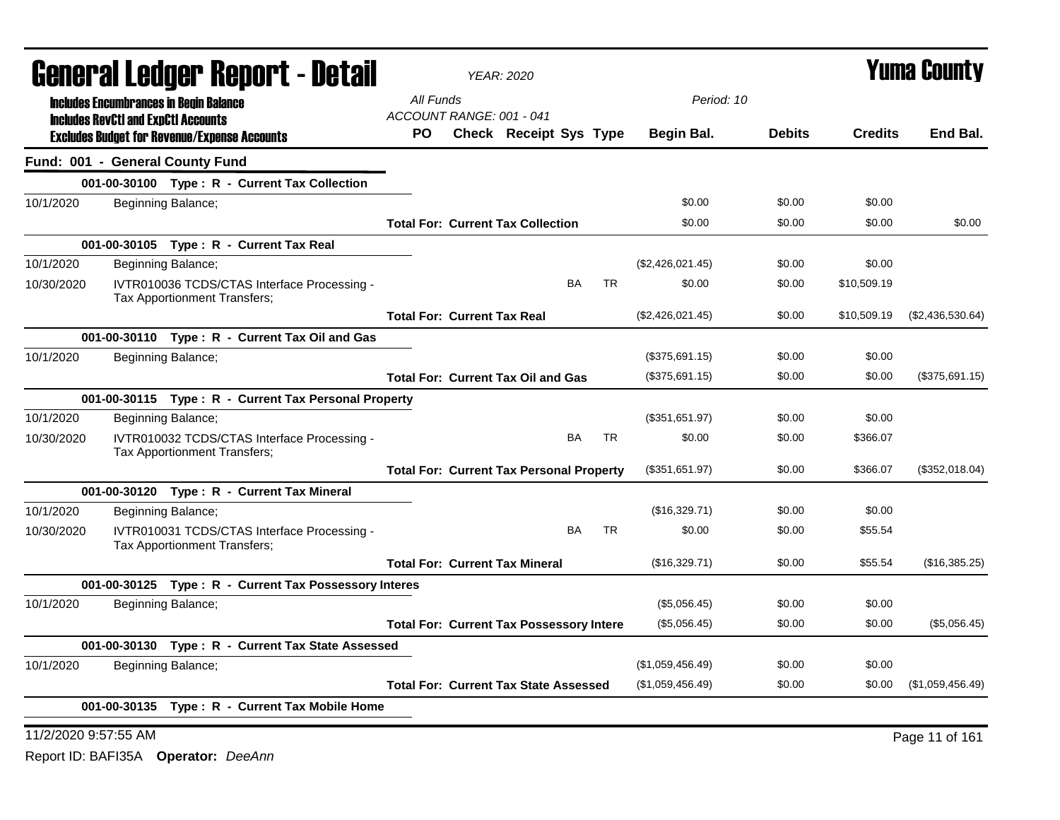# General Ledger Report - Detail

*YEAR: 2020*

# Yuma County

**Includes Encumbrances in Begin Balance**
**Includes RevCtl and ExpCtl Accounts**
**Excludes Budget for Revenue/Expense Accounts**

*All Funds*
*ACCOUNT RANGE: 001 - 041*
*Period: 10*

| | | PO | Check | Receipt | Sys | Type | Begin Bal. | Debits | Credits | End Bal. |
|---|---|---|---|---|---|---|---|---|---|---|
| **Fund: 001 - General County Fund** | | | | | | | | | | |
| **001-00-30100 Type : R - Current Tax Collection** | | | | | | | | | | |
| 10/1/2020 | Beginning Balance; | | | | | | $0.00 | $0.00 | $0.00 | |
| | | **Total For: Current Tax Collection** | | | | | $0.00 | $0.00 | $0.00 | $0.00 |
| **001-00-30105 Type : R - Current Tax Real** | | | | | | | | | | |
| 10/1/2020 | Beginning Balance; | | | | | | ($2,426,021.45) | $0.00 | $0.00 | |
| 10/30/2020 | IVTR010036 TCDS/CTAS Interface Processing - Tax Apportionment Transfers; | | | | BA | TR | $0.00 | $0.00 | $10,509.19 | |
| | | **Total For: Current Tax Real** | | | | | ($2,426,021.45) | $0.00 | $10,509.19 | ($2,436,530.64) |
| **001-00-30110 Type : R - Current Tax Oil and Gas** | | | | | | | | | | |
| 10/1/2020 | Beginning Balance; | | | | | | ($375,691.15) | $0.00 | $0.00 | |
| | | **Total For: Current Tax Oil and Gas** | | | | | ($375,691.15) | $0.00 | $0.00 | ($375,691.15) |
| **001-00-30115 Type : R - Current Tax Personal Property** | | | | | | | | | | |
| 10/1/2020 | Beginning Balance; | | | | | | ($351,651.97) | $0.00 | $0.00 | |
| 10/30/2020 | IVTR010032 TCDS/CTAS Interface Processing - Tax Apportionment Transfers; | | | | BA | TR | $0.00 | $0.00 | $366.07 | |
| | | **Total For: Current Tax Personal Property** | | | | | ($351,651.97) | $0.00 | $366.07 | ($352,018.04) |
| **001-00-30120 Type : R - Current Tax Mineral** | | | | | | | | | | |
| 10/1/2020 | Beginning Balance; | | | | | | ($16,329.71) | $0.00 | $0.00 | |
| 10/30/2020 | IVTR010031 TCDS/CTAS Interface Processing - Tax Apportionment Transfers; | | | | BA | TR | $0.00 | $0.00 | $55.54 | |
| | | **Total For: Current Tax Mineral** | | | | | ($16,329.71) | $0.00 | $55.54 | ($16,385.25) |
| **001-00-30125 Type : R - Current Tax Possessory Interes** | | | | | | | | | | |
| 10/1/2020 | Beginning Balance; | | | | | | ($5,056.45) | $0.00 | $0.00 | |
| | | **Total For: Current Tax Possessory Intere** | | | | | ($5,056.45) | $0.00 | $0.00 | ($5,056.45) |
| **001-00-30130 Type : R - Current Tax State Assessed** | | | | | | | | | | |
| 10/1/2020 | Beginning Balance; | | | | | | ($1,059,456.49) | $0.00 | $0.00 | |
| | | **Total For: Current Tax State Assessed** | | | | | ($1,059,456.49) | $0.00 | $0.00 | ($1,059,456.49) |
| **001-00-30135 Type : R - Current Tax Mobile Home** | | | | | | | | | | |

11/2/2020 9:57:55 AM

Report ID: BAFI35A **Operator:** *DeeAnn*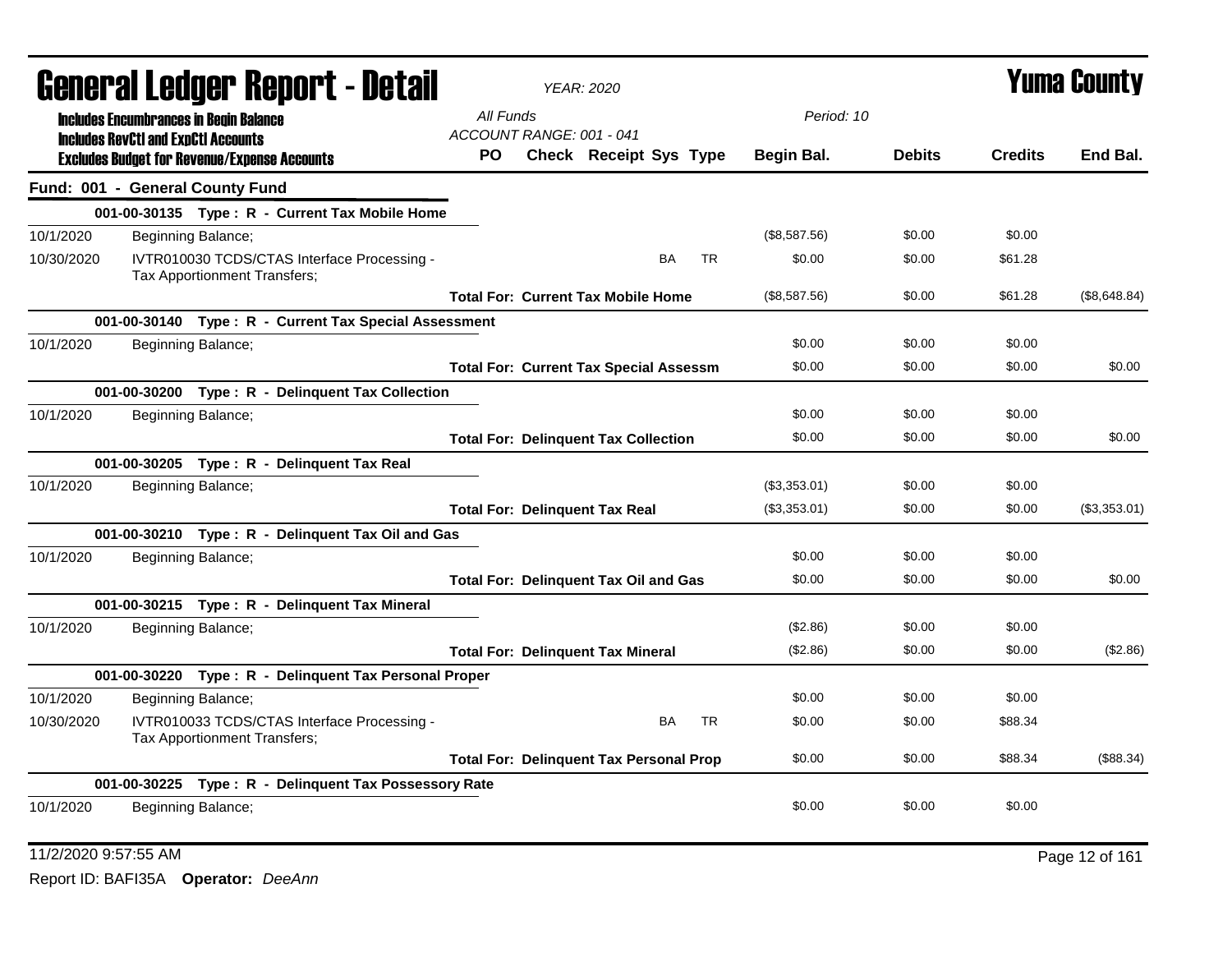# General Ledger Report - Detail

*YEAR: 2020*

# Yuma County

**Includes Encumbrances in Begin Balance**
**Includes RevCtl and ExpCtl Accounts**
**Excludes Budget for Revenue/Expense Accounts**

*All Funds*
*ACCOUNT RANGE: 001 - 041*
*Period: 10*

| | | PO | Check | Receipt | Sys | Type | Begin Bal. | Debits | Credits | End Bal. |
|---|---|---|---|---|---|---|---|---|---|---|
| **Fund: 001 - General County Fund** | | | | | | | | | | |
| | **001-00-30135 Type : R - Current Tax Mobile Home** | | | | | | | | | |
| 10/1/2020 | Beginning Balance; | | | | | | ($8,587.56) | $0.00 | $0.00 | |
| 10/30/2020 | IVTR010030 TCDS/CTAS Interface Processing - Tax Apportionment Transfers; | | | | BA | TR | $0.00 | $0.00 | $61.28 | |
| | | **Total For: Current Tax Mobile Home** | | | | | ($8,587.56) | $0.00 | $61.28 | ($8,648.84) |
| | **001-00-30140 Type : R - Current Tax Special Assessment** | | | | | | | | | |
| 10/1/2020 | Beginning Balance; | | | | | | $0.00 | $0.00 | $0.00 | |
| | | **Total For: Current Tax Special Assessm** | | | | | $0.00 | $0.00 | $0.00 | $0.00 |
| | **001-00-30200 Type : R - Delinquent Tax Collection** | | | | | | | | | |
| 10/1/2020 | Beginning Balance; | | | | | | $0.00 | $0.00 | $0.00 | |
| | | **Total For: Delinquent Tax Collection** | | | | | $0.00 | $0.00 | $0.00 | $0.00 |
| | **001-00-30205 Type : R - Delinquent Tax Real** | | | | | | | | | |
| 10/1/2020 | Beginning Balance; | | | | | | ($3,353.01) | $0.00 | $0.00 | |
| | | **Total For: Delinquent Tax Real** | | | | | ($3,353.01) | $0.00 | $0.00 | ($3,353.01) |
| | **001-00-30210 Type : R - Delinquent Tax Oil and Gas** | | | | | | | | | |
| 10/1/2020 | Beginning Balance; | | | | | | $0.00 | $0.00 | $0.00 | |
| | | **Total For: Delinquent Tax Oil and Gas** | | | | | $0.00 | $0.00 | $0.00 | $0.00 |
| | **001-00-30215 Type : R - Delinquent Tax Mineral** | | | | | | | | | |
| 10/1/2020 | Beginning Balance; | | | | | | ($2.86) | $0.00 | $0.00 | |
| | | **Total For: Delinquent Tax Mineral** | | | | | ($2.86) | $0.00 | $0.00 | ($2.86) |
| | **001-00-30220 Type : R - Delinquent Tax Personal Proper** | | | | | | | | | |
| 10/1/2020 | Beginning Balance; | | | | | | $0.00 | $0.00 | $0.00 | |
| 10/30/2020 | IVTR010033 TCDS/CTAS Interface Processing - Tax Apportionment Transfers; | | | | BA | TR | $0.00 | $0.00 | $88.34 | |
| | | **Total For: Delinquent Tax Personal Prop** | | | | | $0.00 | $0.00 | $88.34 | ($88.34) |
| | **001-00-30225 Type : R - Delinquent Tax Possessory Rate** | | | | | | | | | |
| 10/1/2020 | Beginning Balance; | | | | | | $0.00 | $0.00 | $0.00 | |

11/2/2020 9:57:55 AM

Report ID: BAFI35A **Operator:** *DeeAnn*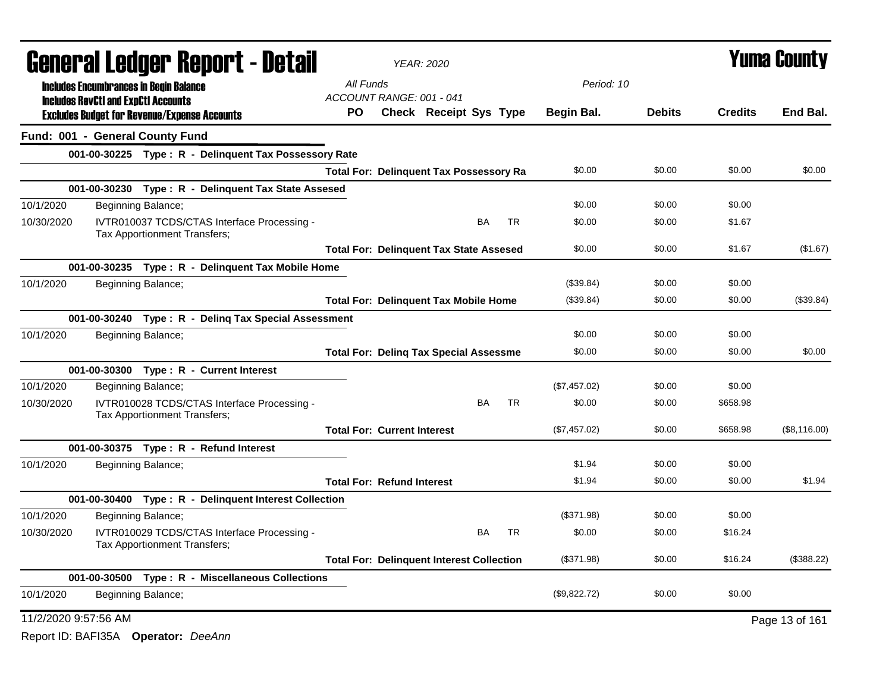# General Ledger Report - Detail

*YEAR: 2020*

# Yuma County

**Includes Encumbrances in Begin Balance**
**Includes RevCtl and ExpCtl Accounts**
**Excludes Budget for Revenue/Expense Accounts**

*All Funds*
*ACCOUNT RANGE: 001 - 041*
*Period: 10*

| | | PO | Check | Receipt | Sys | Type | Begin Bal. | Debits | Credits | End Bal. |
|---|---|---|---|---|---|---|---|---|---|---|
| **Fund: 001 - General County Fund** | | | | | | | | | | |
| | **001-00-30225 Type : R - Delinquent Tax Possessory Rate** | | | | | | | | | |
| | **Total For: Delinquent Tax Possessory Ra** | | | | | | $0.00 | $0.00 | $0.00 | $0.00 |
| | **001-00-30230 Type : R - Delinquent Tax State Assesed** | | | | | | | | | |
| 10/1/2020 | Beginning Balance; | | | | | | $0.00 | $0.00 | $0.00 | |
| 10/30/2020 | IVTR010037 TCDS/CTAS Interface Processing - Tax Apportionment Transfers; | | | | BA | TR | $0.00 | $0.00 | $1.67 | |
| | **Total For: Delinquent Tax State Assesed** | | | | | | $0.00 | $0.00 | $1.67 | ($1.67) |
| | **001-00-30235 Type : R - Delinquent Tax Mobile Home** | | | | | | | | | |
| 10/1/2020 | Beginning Balance; | | | | | | ($39.84) | $0.00 | $0.00 | |
| | **Total For: Delinquent Tax Mobile Home** | | | | | | ($39.84) | $0.00 | $0.00 | ($39.84) |
| | **001-00-30240 Type : R - Delinq Tax Special Assessment** | | | | | | | | | |
| 10/1/2020 | Beginning Balance; | | | | | | $0.00 | $0.00 | $0.00 | |
| | **Total For: Delinq Tax Special Assessme** | | | | | | $0.00 | $0.00 | $0.00 | $0.00 |
| | **001-00-30300 Type : R - Current Interest** | | | | | | | | | |
| 10/1/2020 | Beginning Balance; | | | | | | ($7,457.02) | $0.00 | $0.00 | |
| 10/30/2020 | IVTR010028 TCDS/CTAS Interface Processing - Tax Apportionment Transfers; | | | | BA | TR | $0.00 | $0.00 | $658.98 | |
| | **Total For: Current Interest** | | | | | | ($7,457.02) | $0.00 | $658.98 | ($8,116.00) |
| | **001-00-30375 Type : R - Refund Interest** | | | | | | | | | |
| 10/1/2020 | Beginning Balance; | | | | | | $1.94 | $0.00 | $0.00 | |
| | **Total For: Refund Interest** | | | | | | $1.94 | $0.00 | $0.00 | $1.94 |
| | **001-00-30400 Type : R - Delinquent Interest Collection** | | | | | | | | | |
| 10/1/2020 | Beginning Balance; | | | | | | ($371.98) | $0.00 | $0.00 | |
| 10/30/2020 | IVTR010029 TCDS/CTAS Interface Processing - Tax Apportionment Transfers; | | | | BA | TR | $0.00 | $0.00 | $16.24 | |
| | **Total For: Delinquent Interest Collection** | | | | | | ($371.98) | $0.00 | $16.24 | ($388.22) |
| | **001-00-30500 Type : R - Miscellaneous Collections** | | | | | | | | | |
| 10/1/2020 | Beginning Balance; | | | | | | ($9,822.72) | $0.00 | $0.00 | |

11/2/2020 9:57:56 AM

Report ID: BAFI35A **Operator:** *DeeAnn*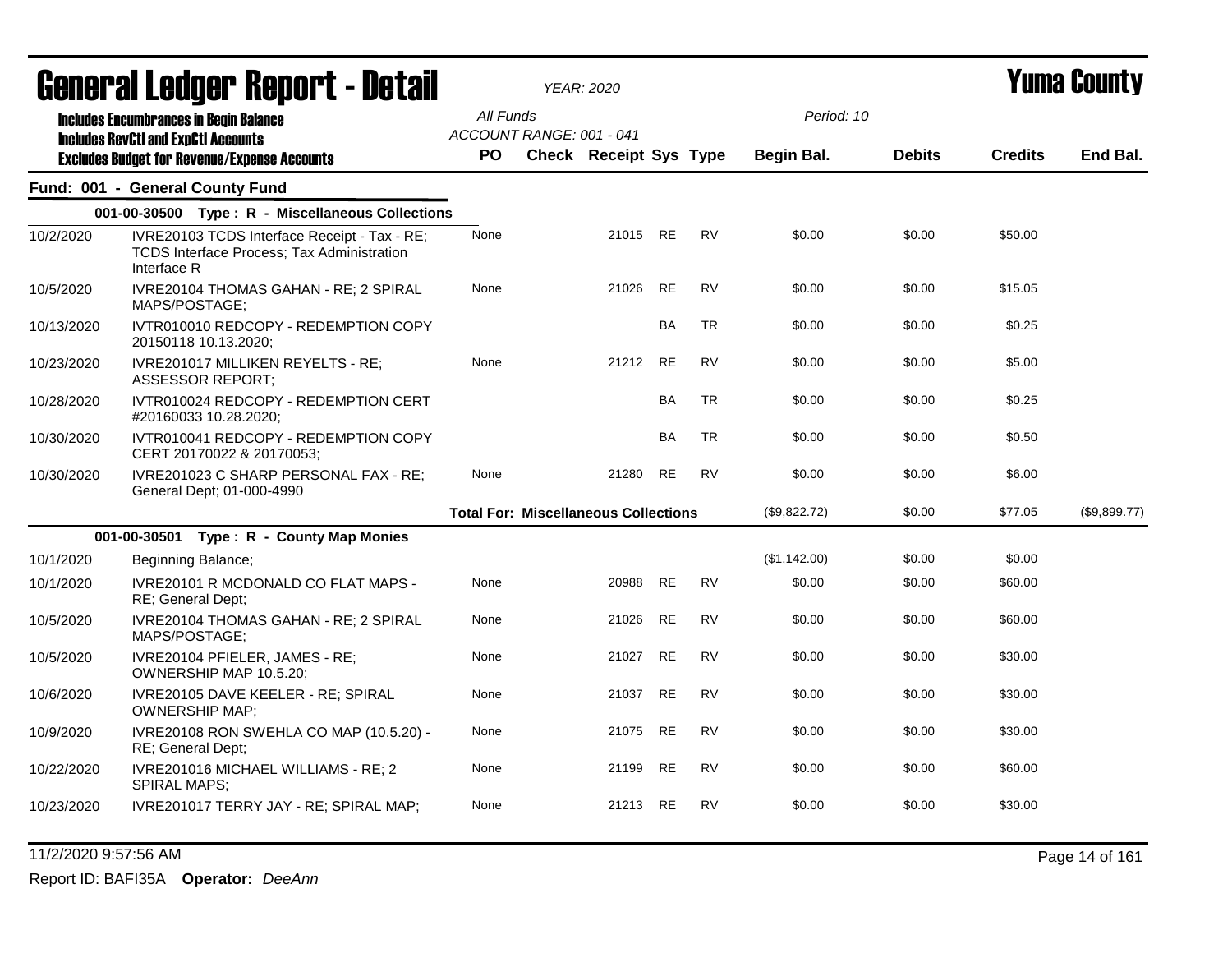# General Ledger Report - Detail

YEAR: 2020

**Yuma County**

Includes Encumbrances in Begin Balance
Includes RevCtl and ExpCtl Accounts
Excludes Budget for Revenue/Expense Accounts

All Funds
ACCOUNT RANGE: 001 - 041

Period: 10

## Fund: 001 - General County Fund

| | | PO | Check | Receipt | Sys | Type | Begin Bal. | Debits | Credits | End Bal. |
|---|---|---|---|---|---|---|---|---|---|---|
| **001-00-30500 Type : R - Miscellaneous Collections** | | | | | | | | | | |
| 10/2/2020 | IVRE20103 TCDS Interface Receipt - Tax - RE; TCDS Interface Process; Tax Administration Interface R | None | | 21015 | RE | RV | $0.00 | $0.00 | $50.00 | |
| 10/5/2020 | IVRE20104 THOMAS GAHAN - RE; 2 SPIRAL MAPS/POSTAGE; | None | | 21026 | RE | RV | $0.00 | $0.00 | $15.05 | |
| 10/13/2020 | IVTR010010 REDCOPY - REDEMPTION COPY 20150118 10.13.2020; | | | | BA | TR | $0.00 | $0.00 | $0.25 | |
| 10/23/2020 | IVRE201017 MILLIKEN REYELTS - RE; ASSESSOR REPORT; | None | | 21212 | RE | RV | $0.00 | $0.00 | $5.00 | |
| 10/28/2020 | IVTR010024 REDCOPY - REDEMPTION CERT #20160033 10.28.2020; | | | | BA | TR | $0.00 | $0.00 | $0.25 | |
| 10/30/2020 | IVTR010041 REDCOPY - REDEMPTION COPY CERT 20170022 & 20170053; | | | | BA | TR | $0.00 | $0.00 | $0.50 | |
| 10/30/2020 | IVRE201023 C SHARP PERSONAL FAX - RE; General Dept; 01-000-4990 | None | | 21280 | RE | RV | $0.00 | $0.00 | $6.00 | |
| | | **Total For: Miscellaneous Collections** | | | | | ($9,822.72) | $0.00 | $77.05 | ($9,899.77) |
| **001-00-30501 Type : R - County Map Monies** | | | | | | | | | | |
| 10/1/2020 | Beginning Balance; | | | | | | ($1,142.00) | $0.00 | $0.00 | |
| 10/1/2020 | IVRE20101 R MCDONALD CO FLAT MAPS - RE; General Dept; | None | | 20988 | RE | RV | $0.00 | $0.00 | $60.00 | |
| 10/5/2020 | IVRE20104 THOMAS GAHAN - RE; 2 SPIRAL MAPS/POSTAGE; | None | | 21026 | RE | RV | $0.00 | $0.00 | $60.00 | |
| 10/5/2020 | IVRE20104 PFIELER, JAMES - RE; OWNERSHIP MAP 10.5.20; | None | | 21027 | RE | RV | $0.00 | $0.00 | $30.00 | |
| 10/6/2020 | IVRE20105 DAVE KEELER - RE; SPIRAL OWNERSHIP MAP; | None | | 21037 | RE | RV | $0.00 | $0.00 | $30.00 | |
| 10/9/2020 | IVRE20108 RON SWEHLA CO MAP (10.5.20) - RE; General Dept; | None | | 21075 | RE | RV | $0.00 | $0.00 | $30.00 | |
| 10/22/2020 | IVRE201016 MICHAEL WILLIAMS - RE; 2 SPIRAL MAPS; | None | | 21199 | RE | RV | $0.00 | $0.00 | $60.00 | |
| 10/23/2020 | IVRE201017 TERRY JAY - RE; SPIRAL MAP; | None | | 21213 | RE | RV | $0.00 | $0.00 | $30.00 | |

11/2/2020 9:57:56 AM

Report ID: BAFI35A **Operator:** *DeeAnn*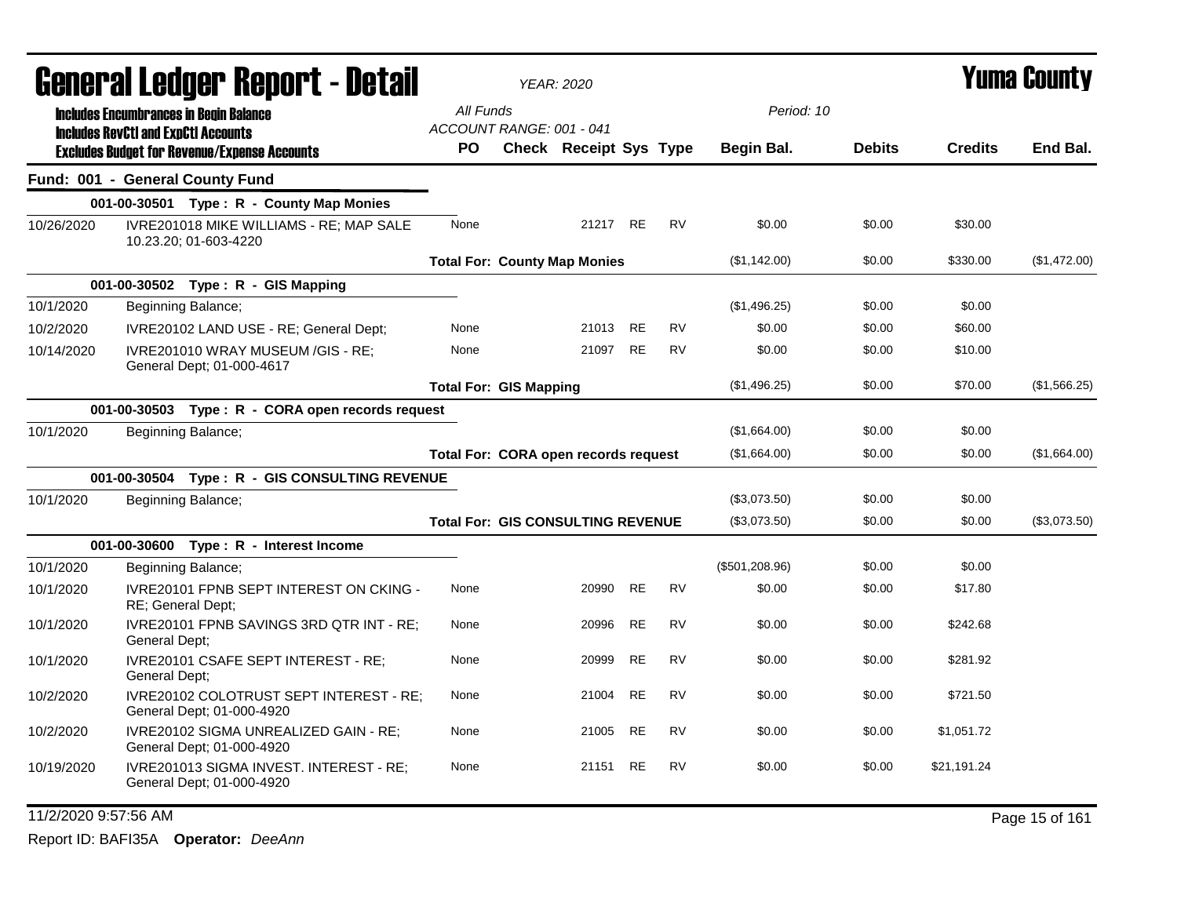# General Ledger Report - Detail

*YEAR: 2020*

**Yuma County**

Includes Encumbrances in Begin Balance
Includes RevCtl and ExpCtl Accounts
Excludes Budget for Revenue/Expense Accounts

All Funds
ACCOUNT RANGE: 001 - 041

Period: 10

| | | PO | Check | Receipt | Sys | Type | Begin Bal. | Debits | Credits | End Bal. |
|---|---|---|---|---|---|---|---|---|---|---|
| **Fund: 001 - General County Fund** | | | | | | | | | | |
| | **001-00-30501 Type : R - County Map Monies** | | | | | | | | | |
| 10/26/2020 | IVRE201018 MIKE WILLIAMS - RE; MAP SALE 10.23.20; 01-603-4220 | None | | 21217 | RE | RV | $0.00 | $0.00 | $30.00 | |
| | | **Total For: County Map Monies** | | | | | ($1,142.00) | $0.00 | $330.00 | ($1,472.00) |
| | **001-00-30502 Type : R - GIS Mapping** | | | | | | | | | |
| 10/1/2020 | Beginning Balance; | | | | | | ($1,496.25) | $0.00 | $0.00 | |
| 10/2/2020 | IVRE20102 LAND USE - RE; General Dept; | None | | 21013 | RE | RV | $0.00 | $0.00 | $60.00 | |
| 10/14/2020 | IVRE201010 WRAY MUSEUM /GIS - RE; General Dept; 01-000-4617 | None | | 21097 | RE | RV | $0.00 | $0.00 | $10.00 | |
| | | **Total For: GIS Mapping** | | | | | ($1,496.25) | $0.00 | $70.00 | ($1,566.25) |
| | **001-00-30503 Type : R - CORA open records request** | | | | | | | | | |
| 10/1/2020 | Beginning Balance; | | | | | | ($1,664.00) | $0.00 | $0.00 | |
| | | **Total For: CORA open records request** | | | | | ($1,664.00) | $0.00 | $0.00 | ($1,664.00) |
| | **001-00-30504 Type : R - GIS CONSULTING REVENUE** | | | | | | | | | |
| 10/1/2020 | Beginning Balance; | | | | | | ($3,073.50) | $0.00 | $0.00 | |
| | | **Total For: GIS CONSULTING REVENUE** | | | | | ($3,073.50) | $0.00 | $0.00 | ($3,073.50) |
| | **001-00-30600 Type : R - Interest Income** | | | | | | | | | |
| 10/1/2020 | Beginning Balance; | | | | | | ($501,208.96) | $0.00 | $0.00 | |
| 10/1/2020 | IVRE20101 FPNB SEPT INTEREST ON CKING - RE; General Dept; | None | | 20990 | RE | RV | $0.00 | $0.00 | $17.80 | |
| 10/1/2020 | IVRE20101 FPNB SAVINGS 3RD QTR INT - RE; General Dept; | None | | 20996 | RE | RV | $0.00 | $0.00 | $242.68 | |
| 10/1/2020 | IVRE20101 CSAFE SEPT INTEREST - RE; General Dept; | None | | 20999 | RE | RV | $0.00 | $0.00 | $281.92 | |
| 10/2/2020 | IVRE20102 COLOTRUST SEPT INTEREST - RE; General Dept; 01-000-4920 | None | | 21004 | RE | RV | $0.00 | $0.00 | $721.50 | |
| 10/2/2020 | IVRE20102 SIGMA UNREALIZED GAIN - RE; General Dept; 01-000-4920 | None | | 21005 | RE | RV | $0.00 | $0.00 | $1,051.72 | |
| 10/19/2020 | IVRE201013 SIGMA INVEST. INTEREST - RE; General Dept; 01-000-4920 | None | | 21151 | RE | RV | $0.00 | $0.00 | $21,191.24 | |

11/2/2020 9:57:56 AM

Report ID: BAFI35A **Operator:** *DeeAnn*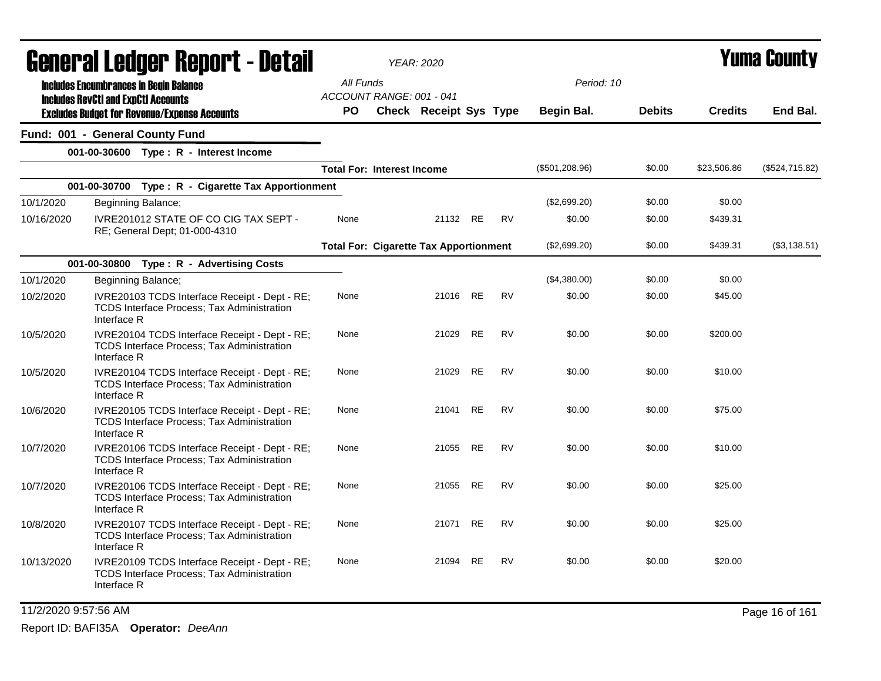# General Ledger Report - Detail

**Yuma County**

*YEAR: 2020*

Includes Encumbrances in Begin Balance
Includes RevCtl and ExpCtl Accounts
Excludes Budget for Revenue/Expense Accounts

All Funds
ACCOUNT RANGE: 001 - 041

Period: 10

## Fund: 001 - General County Fund

| Date | Description | PO | Check | Receipt | Sys | Type | Begin Bal. | Debits | Credits | End Bal. |
|---|---|---|---|---|---|---|---|---|---|---|
| **001-00-30600 Type : R - Interest Income** | | | | | | | | | | |
| | **Total For: Interest Income** | | | | | | ($501,208.96) | $0.00 | $23,506.86 | ($524,715.82) |
| **001-00-30700 Type : R - Cigarette Tax Apportionment** | | | | | | | | | | |
| 10/1/2020 | Beginning Balance; | | | | | | ($2,699.20) | $0.00 | $0.00 | |
| 10/16/2020 | IVRE201012 STATE OF CO CIG TAX SEPT - RE; General Dept; 01-000-4310 | None | | 21132 | RE | RV | $0.00 | $0.00 | $439.31 | |
| | **Total For: Cigarette Tax Apportionment** | | | | | | ($2,699.20) | $0.00 | $439.31 | ($3,138.51) |
| **001-00-30800 Type : R - Advertising Costs** | | | | | | | | | | |
| 10/1/2020 | Beginning Balance; | | | | | | ($4,380.00) | $0.00 | $0.00 | |
| 10/2/2020 | IVRE20103 TCDS Interface Receipt - Dept - RE; TCDS Interface Process; Tax Administration Interface R | None | | 21016 | RE | RV | $0.00 | $0.00 | $45.00 | |
| 10/5/2020 | IVRE20104 TCDS Interface Receipt - Dept - RE; TCDS Interface Process; Tax Administration Interface R | None | | 21029 | RE | RV | $0.00 | $0.00 | $200.00 | |
| 10/5/2020 | IVRE20104 TCDS Interface Receipt - Dept - RE; TCDS Interface Process; Tax Administration Interface R | None | | 21029 | RE | RV | $0.00 | $0.00 | $10.00 | |
| 10/6/2020 | IVRE20105 TCDS Interface Receipt - Dept - RE; TCDS Interface Process; Tax Administration Interface R | None | | 21041 | RE | RV | $0.00 | $0.00 | $75.00 | |
| 10/7/2020 | IVRE20106 TCDS Interface Receipt - Dept - RE; TCDS Interface Process; Tax Administration Interface R | None | | 21055 | RE | RV | $0.00 | $0.00 | $10.00 | |
| 10/7/2020 | IVRE20106 TCDS Interface Receipt - Dept - RE; TCDS Interface Process; Tax Administration Interface R | None | | 21055 | RE | RV | $0.00 | $0.00 | $25.00 | |
| 10/8/2020 | IVRE20107 TCDS Interface Receipt - Dept - RE; TCDS Interface Process; Tax Administration Interface R | None | | 21071 | RE | RV | $0.00 | $0.00 | $25.00 | |
| 10/13/2020 | IVRE20109 TCDS Interface Receipt - Dept - RE; TCDS Interface Process; Tax Administration Interface R | None | | 21094 | RE | RV | $0.00 | $0.00 | $20.00 | |

11/2/2020 9:57:56 AM

Report ID: BAFI35A **Operator:** *DeeAnn*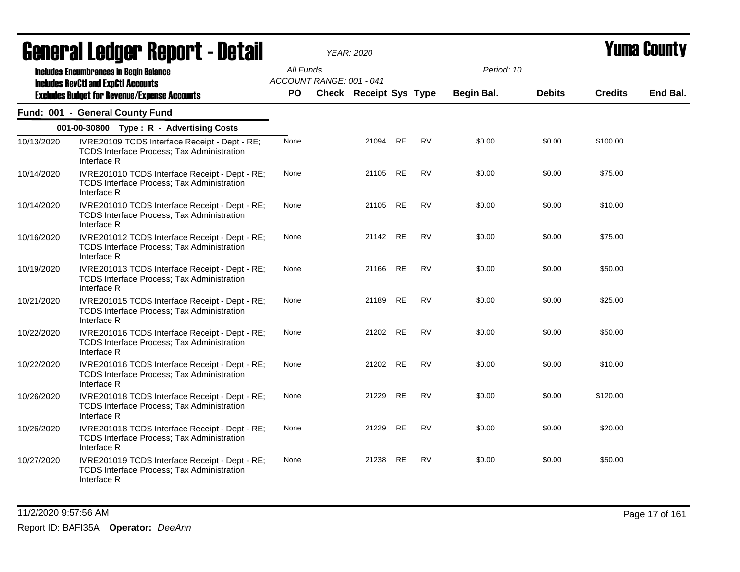# General Ledger Report - Detail

YEAR: 2020

**Yuma County**

Includes Encumbrances in Begin Balance
Includes RevCtl and ExpCtl Accounts
Excludes Budget for Revenue/Expense Accounts

All Funds
ACCOUNT RANGE: 001 - 041

Period: 10

## Fund: 001 - General County Fund

### 001-00-30800 Type : R - Advertising Costs

| Date | Description | PO | Check | Receipt | Sys | Type | Begin Bal. | Debits | Credits | End Bal. |
|---|---|---|---|---|---|---|---|---|---|---|
| 10/13/2020 | IVRE20109 TCDS Interface Receipt - Dept - RE; TCDS Interface Process; Tax Administration Interface R | None | | 21094 | RE | RV | $0.00 | $0.00 | $100.00 | |
| 10/14/2020 | IVRE201010 TCDS Interface Receipt - Dept - RE; TCDS Interface Process; Tax Administration Interface R | None | | 21105 | RE | RV | $0.00 | $0.00 | $75.00 | |
| 10/14/2020 | IVRE201010 TCDS Interface Receipt - Dept - RE; TCDS Interface Process; Tax Administration Interface R | None | | 21105 | RE | RV | $0.00 | $0.00 | $10.00 | |
| 10/16/2020 | IVRE201012 TCDS Interface Receipt - Dept - RE; TCDS Interface Process; Tax Administration Interface R | None | | 21142 | RE | RV | $0.00 | $0.00 | $75.00 | |
| 10/19/2020 | IVRE201013 TCDS Interface Receipt - Dept - RE; TCDS Interface Process; Tax Administration Interface R | None | | 21166 | RE | RV | $0.00 | $0.00 | $50.00 | |
| 10/21/2020 | IVRE201015 TCDS Interface Receipt - Dept - RE; TCDS Interface Process; Tax Administration Interface R | None | | 21189 | RE | RV | $0.00 | $0.00 | $25.00 | |
| 10/22/2020 | IVRE201016 TCDS Interface Receipt - Dept - RE; TCDS Interface Process; Tax Administration Interface R | None | | 21202 | RE | RV | $0.00 | $0.00 | $50.00 | |
| 10/22/2020 | IVRE201016 TCDS Interface Receipt - Dept - RE; TCDS Interface Process; Tax Administration Interface R | None | | 21202 | RE | RV | $0.00 | $0.00 | $10.00 | |
| 10/26/2020 | IVRE201018 TCDS Interface Receipt - Dept - RE; TCDS Interface Process; Tax Administration Interface R | None | | 21229 | RE | RV | $0.00 | $0.00 | $120.00 | |
| 10/26/2020 | IVRE201018 TCDS Interface Receipt - Dept - RE; TCDS Interface Process; Tax Administration Interface R | None | | 21229 | RE | RV | $0.00 | $0.00 | $20.00 | |
| 10/27/2020 | IVRE201019 TCDS Interface Receipt - Dept - RE; TCDS Interface Process; Tax Administration Interface R | None | | 21238 | RE | RV | $0.00 | $0.00 | $50.00 | |

11/2/2020 9:57:56 AM

Report ID: BAFI35A **Operator:** *DeeAnn*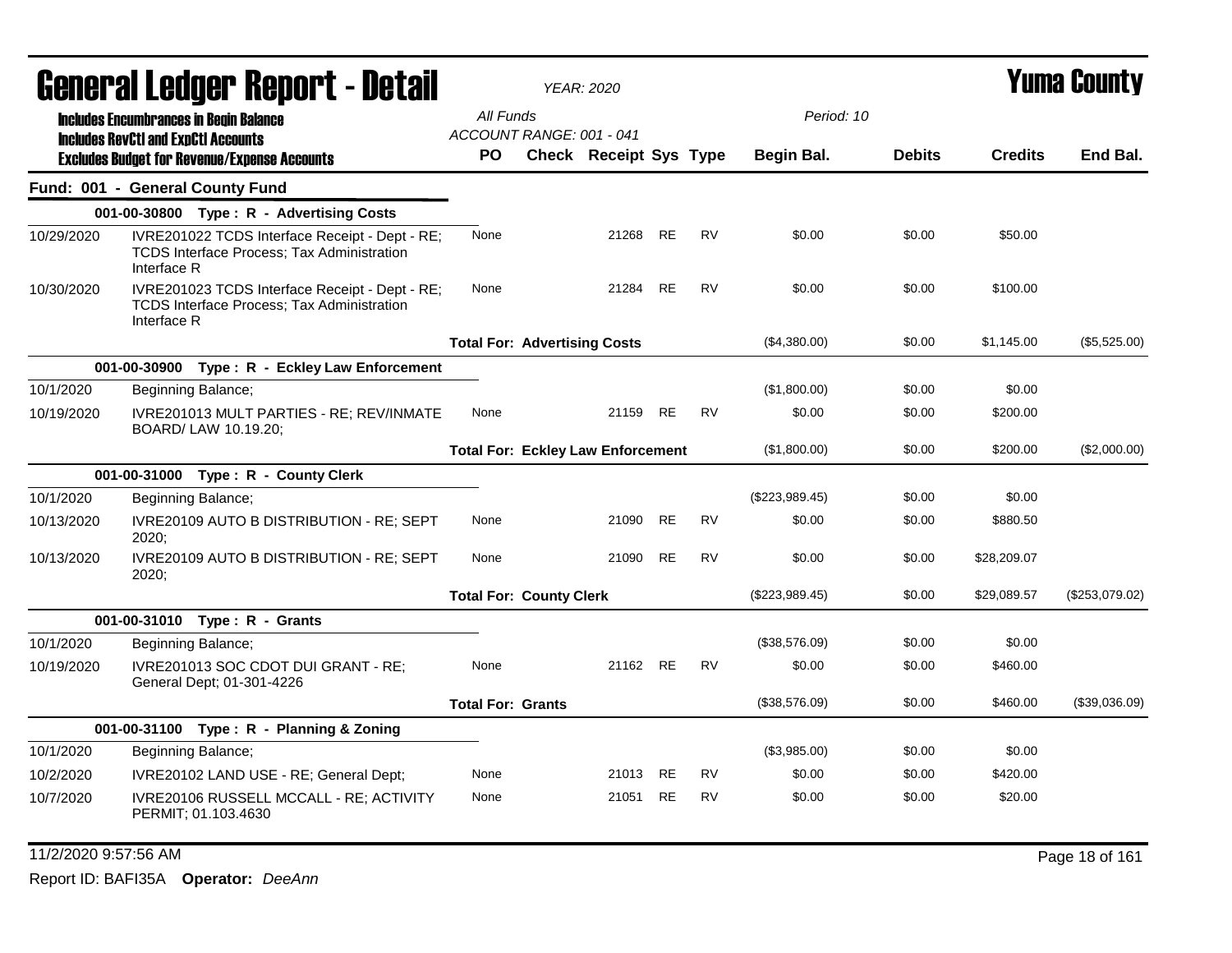# General Ledger Report - Detail

**Yuma County**

YEAR: 2020

**Includes Encumbrances in Begin Balance**
**Includes RevCtl and ExpCtl Accounts**
**Excludes Budget for Revenue/Expense Accounts**

All Funds
ACCOUNT RANGE: 001 - 041

Period: 10

| | | PO | Check | Receipt | Sys | Type | Begin Bal. | Debits | Credits | End Bal. |
|---|---|---|---|---|---|---|---|---|---|---|
| **Fund: 001 - General County Fund** | | | | | | | | | | |
| **001-00-30800 Type : R - Advertising Costs** | | | | | | | | | | |
| 10/29/2020 | IVRE201022 TCDS Interface Receipt - Dept - RE; TCDS Interface Process; Tax Administration Interface R | None | | 21268 | RE | RV | $0.00 | $0.00 | $50.00 | |
| 10/30/2020 | IVRE201023 TCDS Interface Receipt - Dept - RE; TCDS Interface Process; Tax Administration Interface R | None | | 21284 | RE | RV | $0.00 | $0.00 | $100.00 | |
| | | **Total For: Advertising Costs** | | | | | ($4,380.00) | $0.00 | $1,145.00 | ($5,525.00) |
| **001-00-30900 Type : R - Eckley Law Enforcement** | | | | | | | | | | |
| 10/1/2020 | Beginning Balance; | | | | | | ($1,800.00) | $0.00 | $0.00 | |
| 10/19/2020 | IVRE201013 MULT PARTIES - RE; REV/INMATE BOARD/ LAW 10.19.20; | None | | 21159 | RE | RV | $0.00 | $0.00 | $200.00 | |
| | | **Total For: Eckley Law Enforcement** | | | | | ($1,800.00) | $0.00 | $200.00 | ($2,000.00) |
| **001-00-31000 Type : R - County Clerk** | | | | | | | | | | |
| 10/1/2020 | Beginning Balance; | | | | | | ($223,989.45) | $0.00 | $0.00 | |
| 10/13/2020 | IVRE20109 AUTO B DISTRIBUTION - RE; SEPT 2020; | None | | 21090 | RE | RV | $0.00 | $0.00 | $880.50 | |
| 10/13/2020 | IVRE20109 AUTO B DISTRIBUTION - RE; SEPT 2020; | None | | 21090 | RE | RV | $0.00 | $0.00 | $28,209.07 | |
| | | **Total For: County Clerk** | | | | | ($223,989.45) | $0.00 | $29,089.57 | ($253,079.02) |
| **001-00-31010 Type : R - Grants** | | | | | | | | | | |
| 10/1/2020 | Beginning Balance; | | | | | | ($38,576.09) | $0.00 | $0.00 | |
| 10/19/2020 | IVRE201013 SOC CDOT DUI GRANT - RE; General Dept; 01-301-4226 | None | | 21162 | RE | RV | $0.00 | $0.00 | $460.00 | |
| | | **Total For: Grants** | | | | | ($38,576.09) | $0.00 | $460.00 | ($39,036.09) |
| **001-00-31100 Type : R - Planning & Zoning** | | | | | | | | | | |
| 10/1/2020 | Beginning Balance; | | | | | | ($3,985.00) | $0.00 | $0.00 | |
| 10/2/2020 | IVRE20102 LAND USE - RE; General Dept; | None | | 21013 | RE | RV | $0.00 | $0.00 | $420.00 | |
| 10/7/2020 | IVRE20106 RUSSELL MCCALL - RE; ACTIVITY PERMIT; 01.103.4630 | None | | 21051 | RE | RV | $0.00 | $0.00 | $20.00 | |

11/2/2020 9:57:56 AM

Report ID: BAFI35A **Operator:** *DeeAnn*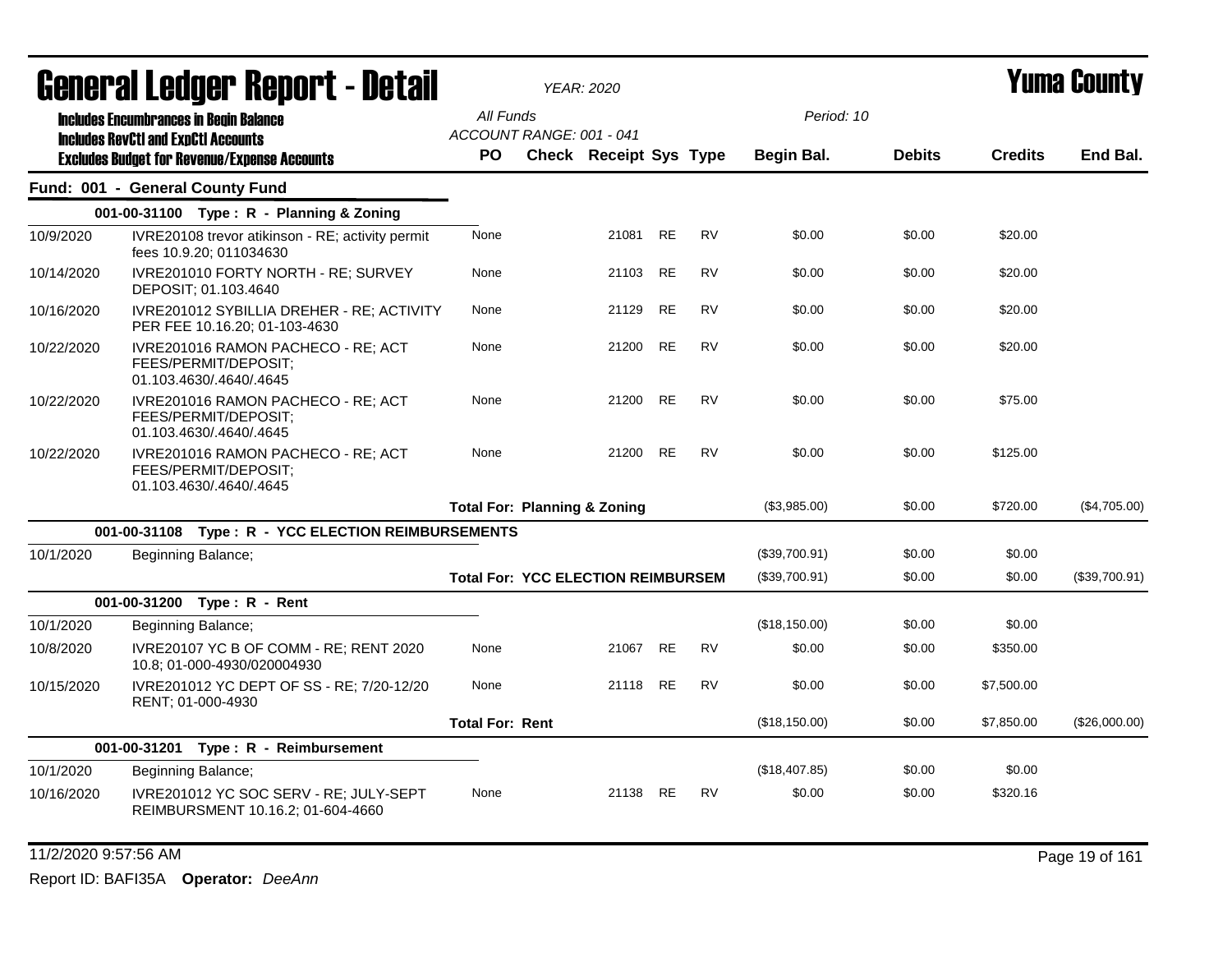# General Ledger Report - Detail

*YEAR: 2020*

# Yuma County

**Includes Encumbrances in Begin Balance**
**Includes RevCtl and ExpCtl Accounts**
**Excludes Budget for Revenue/Expense Accounts**

All Funds
ACCOUNT RANGE: 001 - 041

Period: 10

| | | PO | Check | Receipt | Sys | Type | Begin Bal. | Debits | Credits | End Bal. |
|---|---|---|---|---|---|---|---|---|---|---|
| **Fund: 001 - General County Fund** | | | | | | | | | | |
| **001-00-31100 Type : R - Planning & Zoning** | | | | | | | | | | |
| 10/9/2020 | IVRE20108 trevor atikinson - RE; activity permit fees 10.9.20; 011034630 | None | | 21081 | RE | RV | $0.00 | $0.00 | $20.00 | |
| 10/14/2020 | IVRE201010 FORTY NORTH - RE; SURVEY DEPOSIT; 01.103.4640 | None | | 21103 | RE | RV | $0.00 | $0.00 | $20.00 | |
| 10/16/2020 | IVRE201012 SYBILLIA DREHER - RE; ACTIVITY PER FEE 10.16.20; 01-103-4630 | None | | 21129 | RE | RV | $0.00 | $0.00 | $20.00 | |
| 10/22/2020 | IVRE201016 RAMON PACHECO - RE; ACT FEES/PERMIT/DEPOSIT; 01.103.4630/.4640/.4645 | None | | 21200 | RE | RV | $0.00 | $0.00 | $20.00 | |
| 10/22/2020 | IVRE201016 RAMON PACHECO - RE; ACT FEES/PERMIT/DEPOSIT; 01.103.4630/.4640/.4645 | None | | 21200 | RE | RV | $0.00 | $0.00 | $75.00 | |
| 10/22/2020 | IVRE201016 RAMON PACHECO - RE; ACT FEES/PERMIT/DEPOSIT; 01.103.4630/.4640/.4645 | None | | 21200 | RE | RV | $0.00 | $0.00 | $125.00 | |
| | | **Total For: Planning & Zoning** | | | | | ($3,985.00) | $0.00 | $720.00 | ($4,705.00) |
| **001-00-31108 Type : R - YCC ELECTION REIMBURSEMENTS** | | | | | | | | | | |
| 10/1/2020 | Beginning Balance; | | | | | | ($39,700.91) | $0.00 | $0.00 | |
| | | **Total For: YCC ELECTION REIMBURSEM** | | | | | ($39,700.91) | $0.00 | $0.00 | ($39,700.91) |
| **001-00-31200 Type : R - Rent** | | | | | | | | | | |
| 10/1/2020 | Beginning Balance; | | | | | | ($18,150.00) | $0.00 | $0.00 | |
| 10/8/2020 | IVRE20107 YC B OF COMM - RE; RENT 2020 10.8; 01-000-4930/020004930 | None | | 21067 | RE | RV | $0.00 | $0.00 | $350.00 | |
| 10/15/2020 | IVRE201012 YC DEPT OF SS - RE; 7/20-12/20 RENT; 01-000-4930 | None | | 21118 | RE | RV | $0.00 | $0.00 | $7,500.00 | |
| | | **Total For: Rent** | | | | | ($18,150.00) | $0.00 | $7,850.00 | ($26,000.00) |
| **001-00-31201 Type : R - Reimbursement** | | | | | | | | | | |
| 10/1/2020 | Beginning Balance; | | | | | | ($18,407.85) | $0.00 | $0.00 | |
| 10/16/2020 | IVRE201012 YC SOC SERV - RE; JULY-SEPT REIMBURSMENT 10.16.2; 01-604-4660 | None | | 21138 | RE | RV | $0.00 | $0.00 | $320.16 | |

11/2/2020 9:57:56 AM

Report ID: BAFI35A **Operator:** *DeeAnn*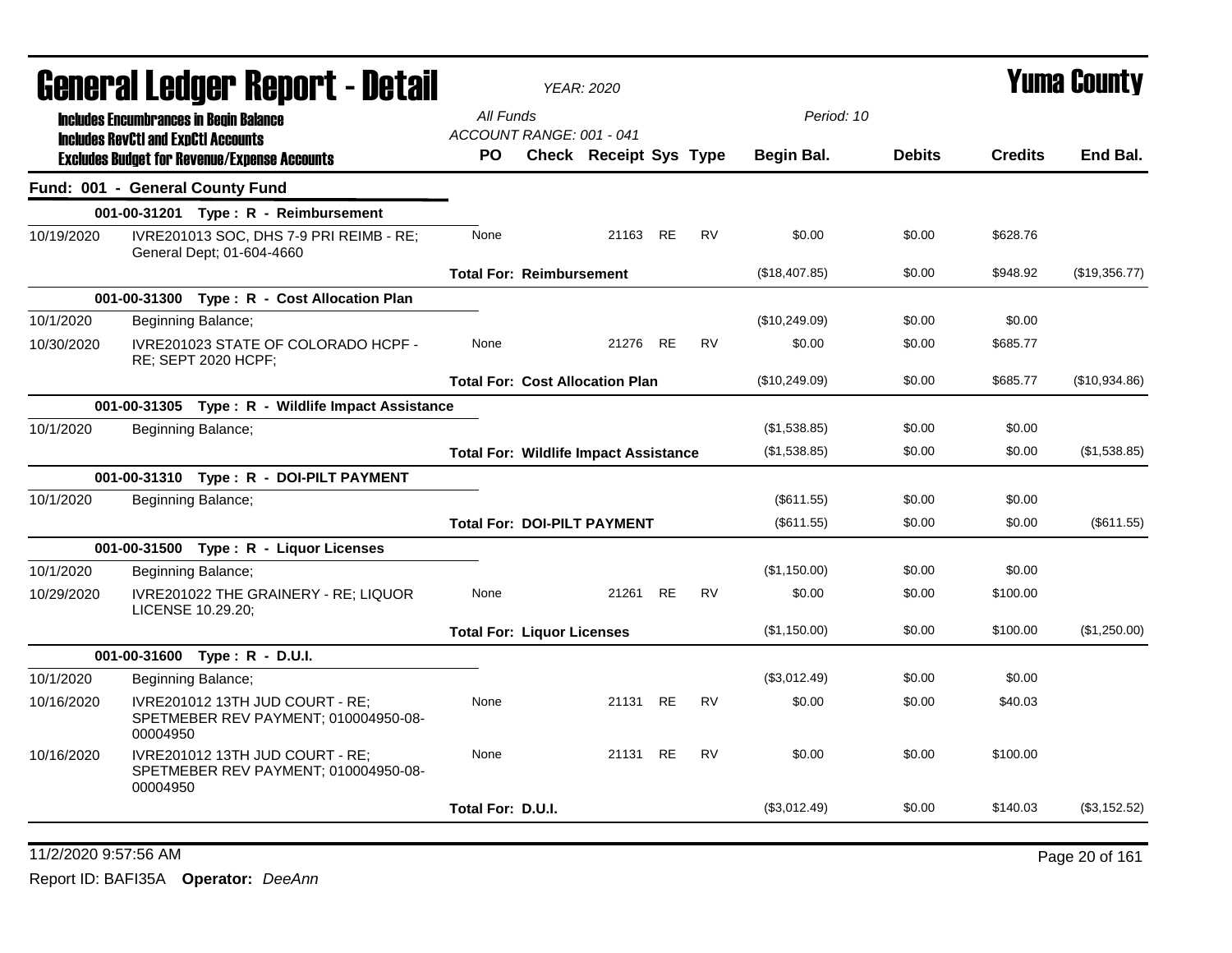# General Ledger Report - Detail

*YEAR: 2020*

# Yuma County

**Includes Encumbrances in Begin Balance**
**Includes RevCtl and ExpCtl Accounts**
**Excludes Budget for Revenue/Expense Accounts**

*All Funds*
*ACCOUNT RANGE: 001 - 041*
*Period: 10*

| | | PO | Check | Receipt | Sys | Type | Begin Bal. | Debits | Credits | End Bal. |
|---|---|---|---|---|---|---|---|---|---|---|
| **Fund: 001 - General County Fund** | | | | | | | | | | |
| | **001-00-31201 Type : R - Reimbursement** | | | | | | | | | |
| 10/19/2020 | IVRE201013 SOC, DHS 7-9 PRI REIMB - RE; General Dept; 01-604-4660 | None | | 21163 | RE | RV | $0.00 | $0.00 | $628.76 | |
| | | **Total For: Reimbursement** | | | | | ($18,407.85) | $0.00 | $948.92 | ($19,356.77) |
| | **001-00-31300 Type : R - Cost Allocation Plan** | | | | | | | | | |
| 10/1/2020 | Beginning Balance; | | | | | | ($10,249.09) | $0.00 | $0.00 | |
| 10/30/2020 | IVRE201023 STATE OF COLORADO HCPF - RE; SEPT 2020 HCPF; | None | | 21276 | RE | RV | $0.00 | $0.00 | $685.77 | |
| | | **Total For: Cost Allocation Plan** | | | | | ($10,249.09) | $0.00 | $685.77 | ($10,934.86) |
| | **001-00-31305 Type : R - Wildlife Impact Assistance** | | | | | | | | | |
| 10/1/2020 | Beginning Balance; | | | | | | ($1,538.85) | $0.00 | $0.00 | |
| | | **Total For: Wildlife Impact Assistance** | | | | | ($1,538.85) | $0.00 | $0.00 | ($1,538.85) |
| | **001-00-31310 Type : R - DOI-PILT PAYMENT** | | | | | | | | | |
| 10/1/2020 | Beginning Balance; | | | | | | ($611.55) | $0.00 | $0.00 | |
| | | **Total For: DOI-PILT PAYMENT** | | | | | ($611.55) | $0.00 | $0.00 | ($611.55) |
| | **001-00-31500 Type : R - Liquor Licenses** | | | | | | | | | |
| 10/1/2020 | Beginning Balance; | | | | | | ($1,150.00) | $0.00 | $0.00 | |
| 10/29/2020 | IVRE201022 THE GRAINERY - RE; LIQUOR LICENSE 10.29.20; | None | | 21261 | RE | RV | $0.00 | $0.00 | $100.00 | |
| | | **Total For: Liquor Licenses** | | | | | ($1,150.00) | $0.00 | $100.00 | ($1,250.00) |
| | **001-00-31600 Type : R - D.U.I.** | | | | | | | | | |
| 10/1/2020 | Beginning Balance; | | | | | | ($3,012.49) | $0.00 | $0.00 | |
| 10/16/2020 | IVRE201012 13TH JUD COURT - RE; SPETMEBER REV PAYMENT; 010004950-08-00004950 | None | | 21131 | RE | RV | $0.00 | $0.00 | $40.03 | |
| 10/16/2020 | IVRE201012 13TH JUD COURT - RE; SPETMEBER REV PAYMENT; 010004950-08-00004950 | None | | 21131 | RE | RV | $0.00 | $0.00 | $100.00 | |
| | | **Total For: D.U.I.** | | | | | ($3,012.49) | $0.00 | $140.03 | ($3,152.52) |

11/2/2020 9:57:56 AM

Report ID: BAFI35A **Operator:** *DeeAnn*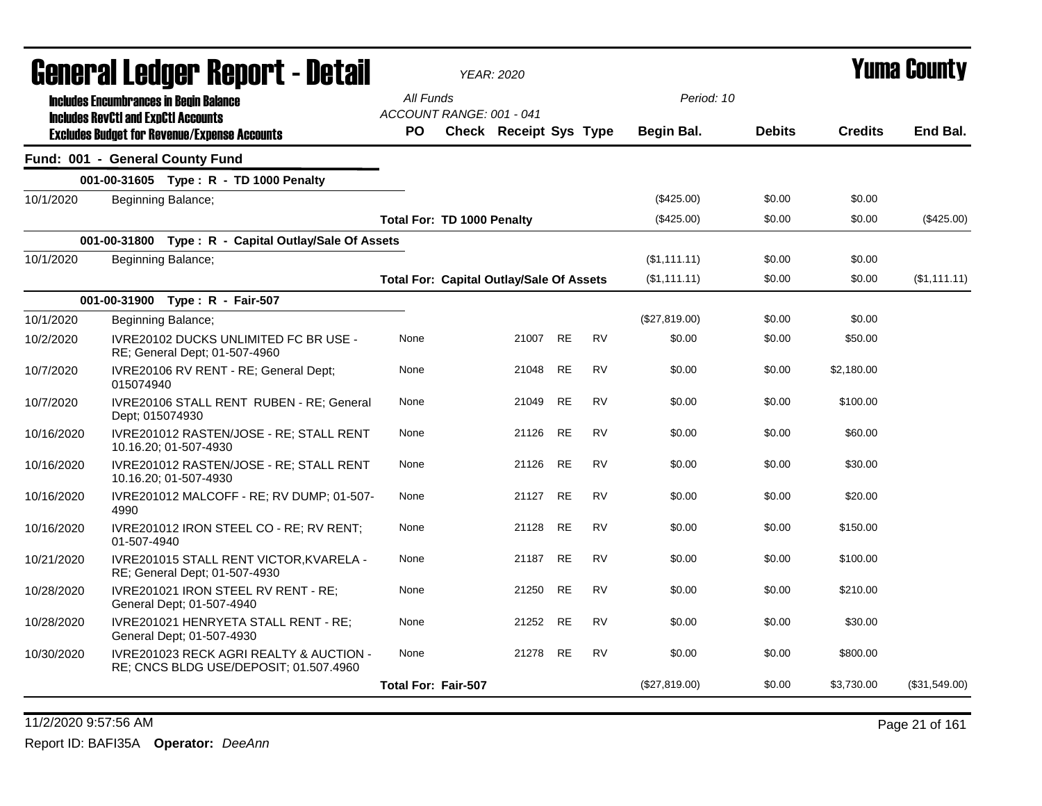# General Ledger Report - Detail

*YEAR: 2020*

# Yuma County

**Includes Encumbrances in Begin Balance**
**Includes RevCtl and ExpCtl Accounts**
**Excludes Budget for Revenue/Expense Accounts**

*All Funds*
*ACCOUNT RANGE: 001 - 041*
*Period: 10*

| | | PO | Check | Receipt | Sys | Type | Begin Bal. | Debits | Credits | End Bal. |
|---|---|---|---|---|---|---|---|---|---|---|
| **Fund: 001 - General County Fund** | | | | | | | | | | |
| | **001-00-31605 Type : R - TD 1000 Penalty** | | | | | | | | | |
| 10/1/2020 | Beginning Balance; | | | | | | ($425.00) | $0.00 | $0.00 | |
| | | **Total For: TD 1000 Penalty** | | | | | ($425.00) | $0.00 | $0.00 | ($425.00) |
| | **001-00-31800 Type : R - Capital Outlay/Sale Of Assets** | | | | | | | | | |
| 10/1/2020 | Beginning Balance; | | | | | | ($1,111.11) | $0.00 | $0.00 | |
| | | **Total For: Capital Outlay/Sale Of Assets** | | | | | ($1,111.11) | $0.00 | $0.00 | ($1,111.11) |
| | **001-00-31900 Type : R - Fair-507** | | | | | | | | | |
| 10/1/2020 | Beginning Balance; | | | | | | ($27,819.00) | $0.00 | $0.00 | |
| 10/2/2020 | IVRE20102 DUCKS UNLIMITED FC BR USE - RE; General Dept; 01-507-4960 | None | | 21007 | RE | RV | $0.00 | $0.00 | $50.00 | |
| 10/7/2020 | IVRE20106 RV RENT - RE; General Dept; 015074940 | None | | 21048 | RE | RV | $0.00 | $0.00 | $2,180.00 | |
| 10/7/2020 | IVRE20106 STALL RENT RUBEN - RE; General Dept; 015074930 | None | | 21049 | RE | RV | $0.00 | $0.00 | $100.00 | |
| 10/16/2020 | IVRE201012 RASTEN/JOSE - RE; STALL RENT 10.16.20; 01-507-4930 | None | | 21126 | RE | RV | $0.00 | $0.00 | $60.00 | |
| 10/16/2020 | IVRE201012 RASTEN/JOSE - RE; STALL RENT 10.16.20; 01-507-4930 | None | | 21126 | RE | RV | $0.00 | $0.00 | $30.00 | |
| 10/16/2020 | IVRE201012 MALCOFF - RE; RV DUMP; 01-507-4990 | None | | 21127 | RE | RV | $0.00 | $0.00 | $20.00 | |
| 10/16/2020 | IVRE201012 IRON STEEL CO - RE; RV RENT; 01-507-4940 | None | | 21128 | RE | RV | $0.00 | $0.00 | $150.00 | |
| 10/21/2020 | IVRE201015 STALL RENT VICTOR,KVARELA - RE; General Dept; 01-507-4930 | None | | 21187 | RE | RV | $0.00 | $0.00 | $100.00 | |
| 10/28/2020 | IVRE201021 IRON STEEL RV RENT - RE; General Dept; 01-507-4940 | None | | 21250 | RE | RV | $0.00 | $0.00 | $210.00 | |
| 10/28/2020 | IVRE201021 HENRYETA STALL RENT - RE; General Dept; 01-507-4930 | None | | 21252 | RE | RV | $0.00 | $0.00 | $30.00 | |
| 10/30/2020 | IVRE201023 RECK AGRI REALTY & AUCTION - RE; CNCS BLDG USE/DEPOSIT; 01.507.4960 | None | | 21278 | RE | RV | $0.00 | $0.00 | $800.00 | |
| | | **Total For: Fair-507** | | | | | ($27,819.00) | $0.00 | $3,730.00 | ($31,549.00) |

11/2/2020 9:57:56 AM

Report ID: BAFI35A **Operator:** *DeeAnn*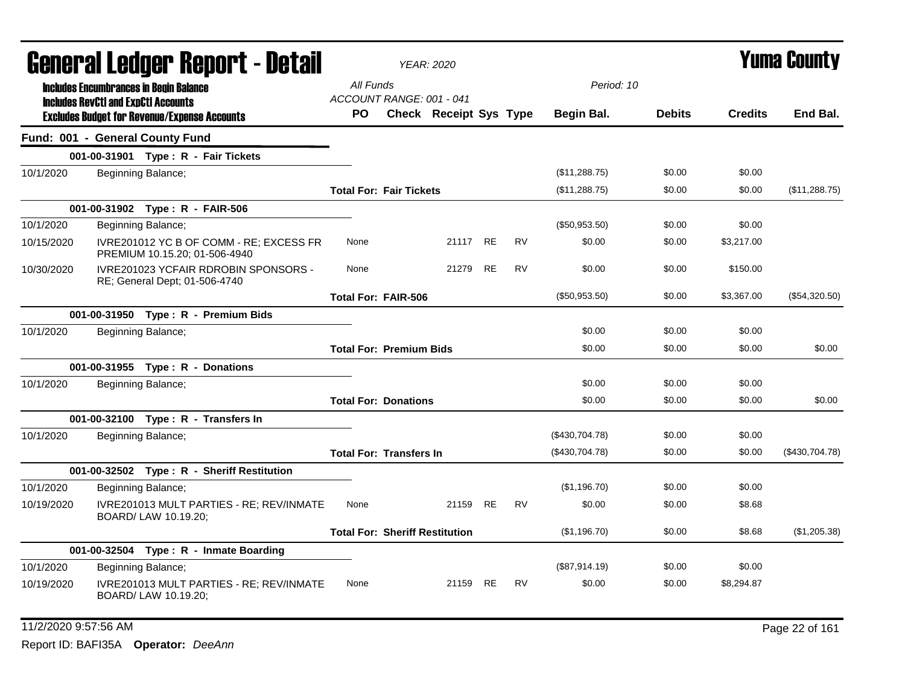# General Ledger Report - Detail

*YEAR: 2020*

## Yuma County

**Includes Encumbrances in Begin Balance**
**Includes RevCtl and ExpCtl Accounts**
**Excludes Budget for Revenue/Expense Accounts**

All Funds
ACCOUNT RANGE: 001 - 041
Period: 10

| | | PO | Check | Receipt | Sys | Type | Begin Bal. | Debits | Credits | End Bal. |
|---|---|---|---|---|---|---|---|---|---|---|
| **Fund: 001 - General County Fund** | | | | | | | | | | |
| | **001-00-31901 Type : R - Fair Tickets** | | | | | | | | | |
| 10/1/2020 | Beginning Balance; | | | | | | ($11,288.75) | $0.00 | $0.00 | |
| | | **Total For: Fair Tickets** | | | | | ($11,288.75) | $0.00 | $0.00 | ($11,288.75) |
| | **001-00-31902 Type : R - FAIR-506** | | | | | | | | | |
| 10/1/2020 | Beginning Balance; | | | | | | ($50,953.50) | $0.00 | $0.00 | |
| 10/15/2020 | IVRE201012 YC B OF COMM - RE; EXCESS FR PREMIUM 10.15.20; 01-506-4940 | None | | 21117 | RE | RV | $0.00 | $0.00 | $3,217.00 | |
| 10/30/2020 | IVRE201023 YCFAIR RDROBIN SPONSORS - RE; General Dept; 01-506-4740 | None | | 21279 | RE | RV | $0.00 | $0.00 | $150.00 | |
| | | **Total For: FAIR-506** | | | | | ($50,953.50) | $0.00 | $3,367.00 | ($54,320.50) |
| | **001-00-31950 Type : R - Premium Bids** | | | | | | | | | |
| 10/1/2020 | Beginning Balance; | | | | | | $0.00 | $0.00 | $0.00 | |
| | | **Total For: Premium Bids** | | | | | $0.00 | $0.00 | $0.00 | $0.00 |
| | **001-00-31955 Type : R - Donations** | | | | | | | | | |
| 10/1/2020 | Beginning Balance; | | | | | | $0.00 | $0.00 | $0.00 | |
| | | **Total For: Donations** | | | | | $0.00 | $0.00 | $0.00 | $0.00 |
| | **001-00-32100 Type : R - Transfers In** | | | | | | | | | |
| 10/1/2020 | Beginning Balance; | | | | | | ($430,704.78) | $0.00 | $0.00 | |
| | | **Total For: Transfers In** | | | | | ($430,704.78) | $0.00 | $0.00 | ($430,704.78) |
| | **001-00-32502 Type : R - Sheriff Restitution** | | | | | | | | | |
| 10/1/2020 | Beginning Balance; | | | | | | ($1,196.70) | $0.00 | $0.00 | |
| 10/19/2020 | IVRE201013 MULT PARTIES - RE; REV/INMATE BOARD/ LAW 10.19.20; | None | | 21159 | RE | RV | $0.00 | $0.00 | $8.68 | |
| | | **Total For: Sheriff Restitution** | | | | | ($1,196.70) | $0.00 | $8.68 | ($1,205.38) |
| | **001-00-32504 Type : R - Inmate Boarding** | | | | | | | | | |
| 10/1/2020 | Beginning Balance; | | | | | | ($87,914.19) | $0.00 | $0.00 | |
| 10/19/2020 | IVRE201013 MULT PARTIES - RE; REV/INMATE BOARD/ LAW 10.19.20; | None | | 21159 | RE | RV | $0.00 | $0.00 | $8,294.87 | |

11/2/2020 9:57:56 AM

Report ID: BAFI35A **Operator:** *DeeAnn*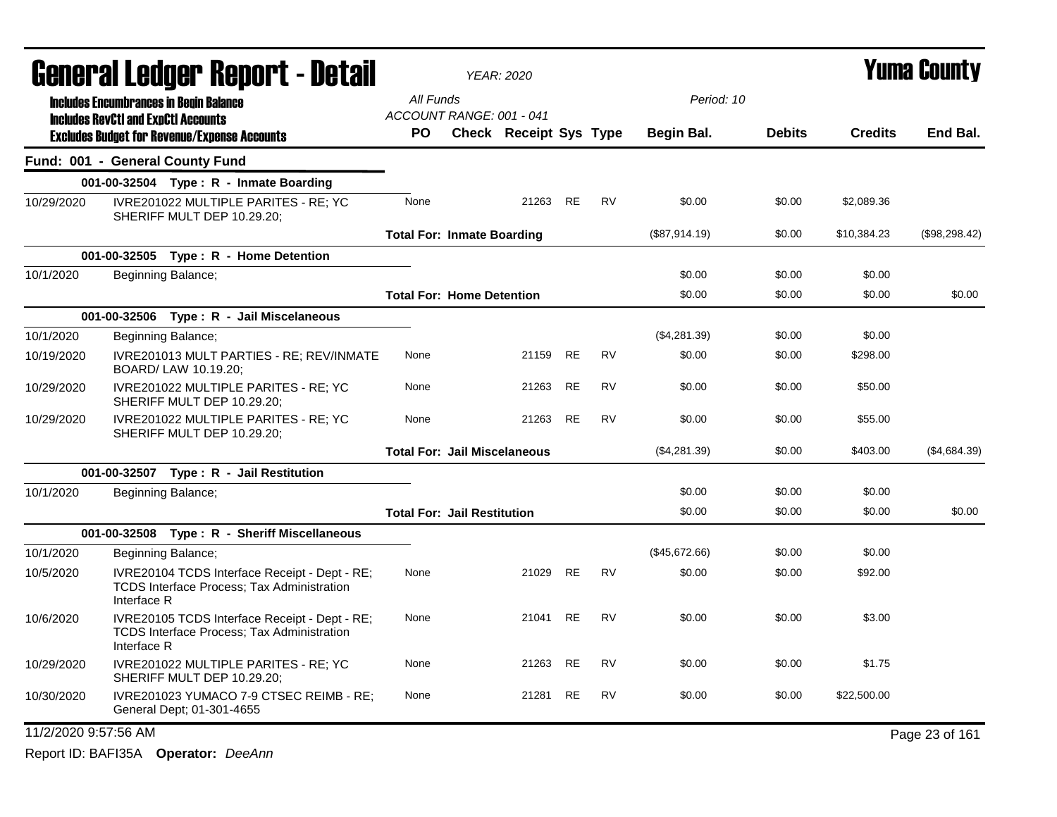# General Ledger Report - Detail

*YEAR: 2020*

# Yuma County

**Includes Encumbrances in Begin Balance**
**Includes RevCtl and ExpCtl Accounts**
**Excludes Budget for Revenue/Expense Accounts**

All Funds
ACCOUNT RANGE: 001 - 041

Period: 10

| | | PO | Check | Receipt | Sys | Type | Begin Bal. | Debits | Credits | End Bal. |
|---|---|---|---|---|---|---|---|---|---|---|
| **Fund: 001 - General County Fund** | | | | | | | | | | |
| | **001-00-32504 Type : R - Inmate Boarding** | | | | | | | | | |
| 10/29/2020 | IVRE201022 MULTIPLE PARITES - RE; YC SHERIFF MULT DEP 10.29.20; | None | | 21263 | RE | RV | $0.00 | $0.00 | $2,089.36 | |
| | | **Total For: Inmate Boarding** | | | | | ($87,914.19) | $0.00 | $10,384.23 | ($98,298.42) |
| | **001-00-32505 Type : R - Home Detention** | | | | | | | | | |
| 10/1/2020 | Beginning Balance; | | | | | | $0.00 | $0.00 | $0.00 | |
| | | **Total For: Home Detention** | | | | | $0.00 | $0.00 | $0.00 | $0.00 |
| | **001-00-32506 Type : R - Jail Miscelaneous** | | | | | | | | | |
| 10/1/2020 | Beginning Balance; | | | | | | ($4,281.39) | $0.00 | $0.00 | |
| 10/19/2020 | IVRE201013 MULT PARTIES - RE; REV/INMATE BOARD/ LAW 10.19.20; | None | | 21159 | RE | RV | $0.00 | $0.00 | $298.00 | |
| 10/29/2020 | IVRE201022 MULTIPLE PARITES - RE; YC SHERIFF MULT DEP 10.29.20; | None | | 21263 | RE | RV | $0.00 | $0.00 | $50.00 | |
| 10/29/2020 | IVRE201022 MULTIPLE PARITES - RE; YC SHERIFF MULT DEP 10.29.20; | None | | 21263 | RE | RV | $0.00 | $0.00 | $55.00 | |
| | | **Total For: Jail Miscelaneous** | | | | | ($4,281.39) | $0.00 | $403.00 | ($4,684.39) |
| | **001-00-32507 Type : R - Jail Restitution** | | | | | | | | | |
| 10/1/2020 | Beginning Balance; | | | | | | $0.00 | $0.00 | $0.00 | |
| | | **Total For: Jail Restitution** | | | | | $0.00 | $0.00 | $0.00 | $0.00 |
| | **001-00-32508 Type : R - Sheriff Miscellaneous** | | | | | | | | | |
| 10/1/2020 | Beginning Balance; | | | | | | ($45,672.66) | $0.00 | $0.00 | |
| 10/5/2020 | IVRE20104 TCDS Interface Receipt - Dept - RE; TCDS Interface Process; Tax Administration Interface R | None | | 21029 | RE | RV | $0.00 | $0.00 | $92.00 | |
| 10/6/2020 | IVRE20105 TCDS Interface Receipt - Dept - RE; TCDS Interface Process; Tax Administration Interface R | None | | 21041 | RE | RV | $0.00 | $0.00 | $3.00 | |
| 10/29/2020 | IVRE201022 MULTIPLE PARITES - RE; YC SHERIFF MULT DEP 10.29.20; | None | | 21263 | RE | RV | $0.00 | $0.00 | $1.75 | |
| 10/30/2020 | IVRE201023 YUMACO 7-9 CTSEC REIMB - RE; General Dept; 01-301-4655 | None | | 21281 | RE | RV | $0.00 | $0.00 | $22,500.00 | |

11/2/2020 9:57:56 AM

Report ID: BAFI35A **Operator:** *DeeAnn*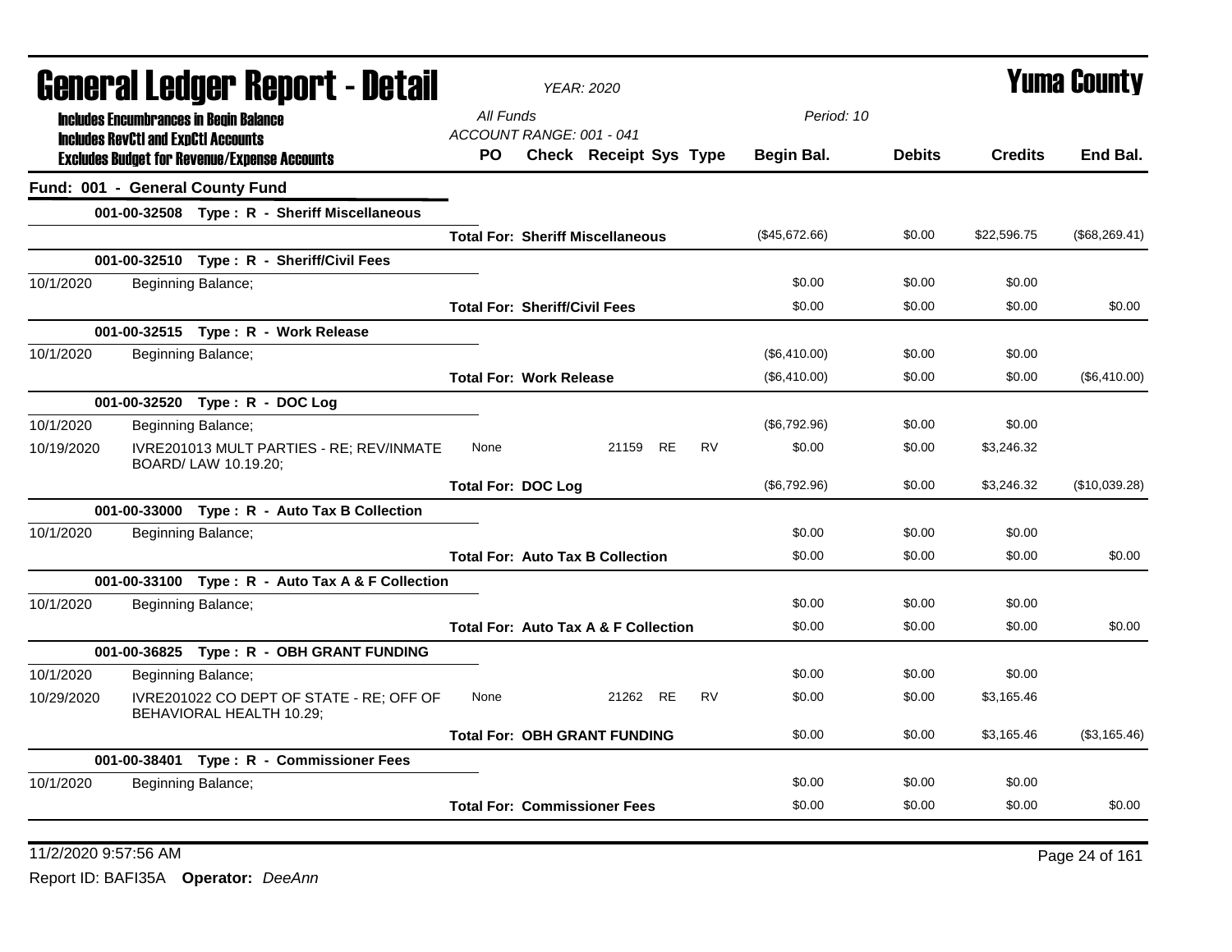# General Ledger Report - Detail

*YEAR: 2020*

# Yuma County

**Includes Encumbrances in Begin Balance**
**Includes RevCtl and ExpCtl Accounts**
**Excludes Budget for Revenue/Expense Accounts**

*All Funds*
*ACCOUNT RANGE: 001 - 041*
*Period: 10*

## Fund: 001 - General County Fund

| Date | Description | PO | Check | Receipt | Sys | Type | Begin Bal. | Debits | Credits | End Bal. |
|---|---|---|---|---|---|---|---|---|---|---|
| | **001-00-32508 Type : R - Sheriff Miscellaneous** | | | | | | | | | |
| | **Total For: Sheriff Miscellaneous** | | | | | | ($45,672.66) | $0.00 | $22,596.75 | ($68,269.41) |
| | **001-00-32510 Type : R - Sheriff/Civil Fees** | | | | | | | | | |
| 10/1/2020 | Beginning Balance; | | | | | | $0.00 | $0.00 | $0.00 | |
| | **Total For: Sheriff/Civil Fees** | | | | | | $0.00 | $0.00 | $0.00 | $0.00 |
| | **001-00-32515 Type : R - Work Release** | | | | | | | | | |
| 10/1/2020 | Beginning Balance; | | | | | | ($6,410.00) | $0.00 | $0.00 | |
| | **Total For: Work Release** | | | | | | ($6,410.00) | $0.00 | $0.00 | ($6,410.00) |
| | **001-00-32520 Type : R - DOC Log** | | | | | | | | | |
| 10/1/2020 | Beginning Balance; | | | | | | ($6,792.96) | $0.00 | $0.00 | |
| 10/19/2020 | IVRE201013 MULT PARTIES - RE; REV/INMATE BOARD/ LAW 10.19.20; | None | | 21159 | RE | RV | $0.00 | $0.00 | $3,246.32 | |
| | **Total For: DOC Log** | | | | | | ($6,792.96) | $0.00 | $3,246.32 | ($10,039.28) |
| | **001-00-33000 Type : R - Auto Tax B Collection** | | | | | | | | | |
| 10/1/2020 | Beginning Balance; | | | | | | $0.00 | $0.00 | $0.00 | |
| | **Total For: Auto Tax B Collection** | | | | | | $0.00 | $0.00 | $0.00 | $0.00 |
| | **001-00-33100 Type : R - Auto Tax A & F Collection** | | | | | | | | | |
| 10/1/2020 | Beginning Balance; | | | | | | $0.00 | $0.00 | $0.00 | |
| | **Total For: Auto Tax A & F Collection** | | | | | | $0.00 | $0.00 | $0.00 | $0.00 |
| | **001-00-36825 Type : R - OBH GRANT FUNDING** | | | | | | | | | |
| 10/1/2020 | Beginning Balance; | | | | | | $0.00 | $0.00 | $0.00 | |
| 10/29/2020 | IVRE201022 CO DEPT OF STATE - RE; OFF OF BEHAVIORAL HEALTH 10.29; | None | | 21262 | RE | RV | $0.00 | $0.00 | $3,165.46 | |
| | **Total For: OBH GRANT FUNDING** | | | | | | $0.00 | $0.00 | $3,165.46 | ($3,165.46) |
| | **001-00-38401 Type : R - Commissioner Fees** | | | | | | | | | |
| 10/1/2020 | Beginning Balance; | | | | | | $0.00 | $0.00 | $0.00 | |
| | **Total For: Commissioner Fees** | | | | | | $0.00 | $0.00 | $0.00 | $0.00 |

11/2/2020 9:57:56 AM

Report ID: BAFI35A **Operator:** *DeeAnn*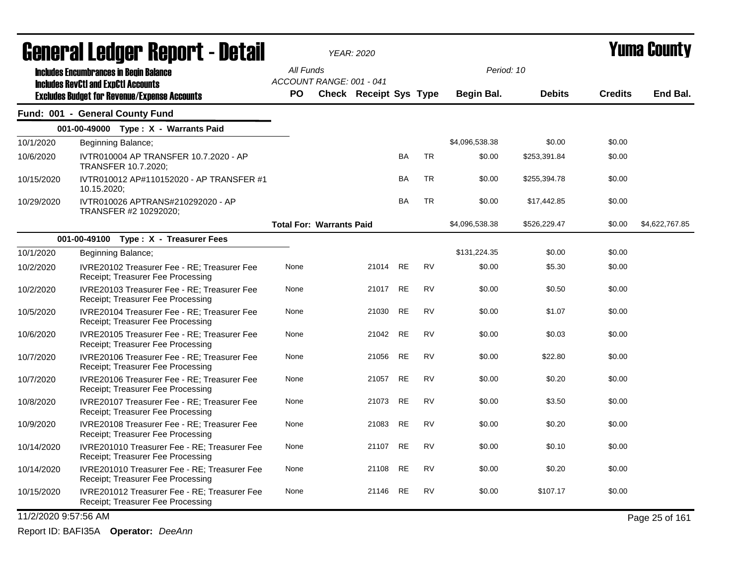# General Ledger Report - Detail

**YEAR: 2020**

# Yuma County

**Includes Encumbrances in Begin Balance**
**Includes RevCtl and ExpCtl Accounts**
**Excludes Budget for Revenue/Expense Accounts**

All Funds
ACCOUNT RANGE: 001 - 041

Period: 10

## Fund: 001 - General County Fund

| | | PO | Check | Receipt | Sys | Type | Begin Bal. | Debits | Credits | End Bal. |
|---|---|---|---|---|---|---|---|---|---|---|
| **001-00-49000 Type : X - Warrants Paid** | | | | | | | | | | |
| 10/1/2020 | Beginning Balance; | | | | | | $4,096,538.38 | $0.00 | $0.00 | |
| 10/6/2020 | IVTR010004 AP TRANSFER 10.7.2020 - AP TRANSFER 10.7.2020; | | | | BA | TR | $0.00 | $253,391.84 | $0.00 | |
| 10/15/2020 | IVTR010012 AP#110152020 - AP TRANSFER #1 10.15.2020; | | | | BA | TR | $0.00 | $255,394.78 | $0.00 | |
| 10/29/2020 | IVTR010026 APTRANS#210292020 - AP TRANSFER #2 10292020; | | | | BA | TR | $0.00 | $17,442.85 | $0.00 | |
| | | **Total For: Warrants Paid** | | | | | $4,096,538.38 | $526,229.47 | $0.00 | $4,622,767.85 |
| **001-00-49100 Type : X - Treasurer Fees** | | | | | | | | | | |
| 10/1/2020 | Beginning Balance; | | | | | | $131,224.35 | $0.00 | $0.00 | |
| 10/2/2020 | IVRE20102 Treasurer Fee - RE; Treasurer Fee Receipt; Treasurer Fee Processing | None | | 21014 | RE | RV | $0.00 | $5.30 | $0.00 | |
| 10/2/2020 | IVRE20103 Treasurer Fee - RE; Treasurer Fee Receipt; Treasurer Fee Processing | None | | 21017 | RE | RV | $0.00 | $0.50 | $0.00 | |
| 10/5/2020 | IVRE20104 Treasurer Fee - RE; Treasurer Fee Receipt; Treasurer Fee Processing | None | | 21030 | RE | RV | $0.00 | $1.07 | $0.00 | |
| 10/6/2020 | IVRE20105 Treasurer Fee - RE; Treasurer Fee Receipt; Treasurer Fee Processing | None | | 21042 | RE | RV | $0.00 | $0.03 | $0.00 | |
| 10/7/2020 | IVRE20106 Treasurer Fee - RE; Treasurer Fee Receipt; Treasurer Fee Processing | None | | 21056 | RE | RV | $0.00 | $22.80 | $0.00 | |
| 10/7/2020 | IVRE20106 Treasurer Fee - RE; Treasurer Fee Receipt; Treasurer Fee Processing | None | | 21057 | RE | RV | $0.00 | $0.20 | $0.00 | |
| 10/8/2020 | IVRE20107 Treasurer Fee - RE; Treasurer Fee Receipt; Treasurer Fee Processing | None | | 21073 | RE | RV | $0.00 | $3.50 | $0.00 | |
| 10/9/2020 | IVRE20108 Treasurer Fee - RE; Treasurer Fee Receipt; Treasurer Fee Processing | None | | 21083 | RE | RV | $0.00 | $0.20 | $0.00 | |
| 10/14/2020 | IVRE201010 Treasurer Fee - RE; Treasurer Fee Receipt; Treasurer Fee Processing | None | | 21107 | RE | RV | $0.00 | $0.10 | $0.00 | |
| 10/14/2020 | IVRE201010 Treasurer Fee - RE; Treasurer Fee Receipt; Treasurer Fee Processing | None | | 21108 | RE | RV | $0.00 | $0.20 | $0.00 | |
| 10/15/2020 | IVRE201012 Treasurer Fee - RE; Treasurer Fee Receipt; Treasurer Fee Processing | None | | 21146 | RE | RV | $0.00 | $107.17 | $0.00 | |

11/2/2020 9:57:56 AM

Report ID: BAFI35A **Operator:** *DeeAnn*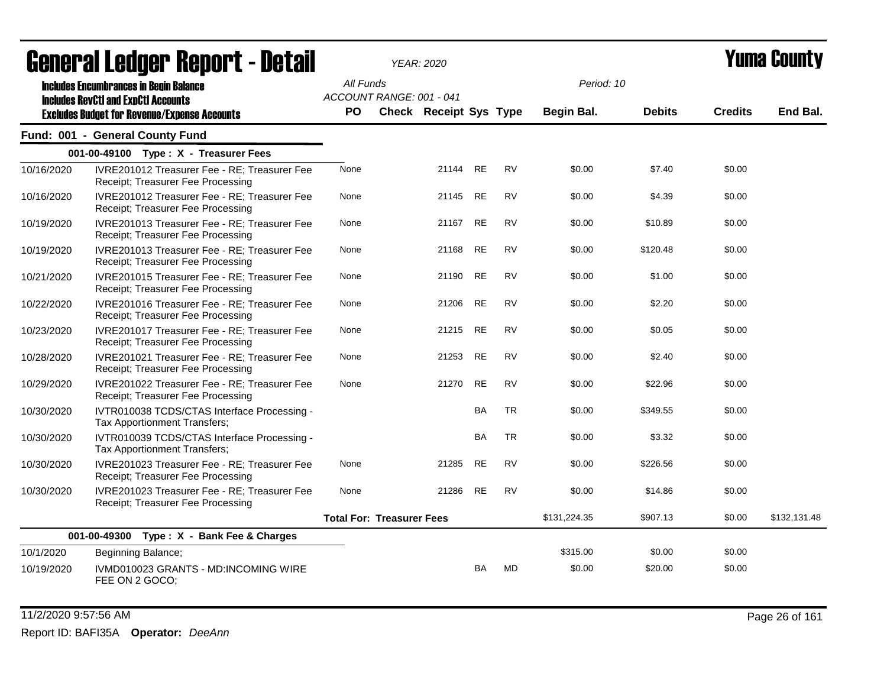# General Ledger Report - Detail

*YEAR: 2020*

# Yuma County

**Includes Encumbrances in Begin Balance**
**Includes RevCtl and ExpCtl Accounts**
**Excludes Budget for Revenue/Expense Accounts**

All Funds
ACCOUNT RANGE: 001 - 041

Period: 10

| | | PO | Check | Receipt | Sys | Type | Begin Bal. | Debits | Credits | End Bal. |
|---|---|---|---|---|---|---|---|---|---|---|
| **Fund: 001 - General County Fund** | | | | | | | | | | |
| **001-00-49100 Type : X - Treasurer Fees** | | | | | | | | | | |
| 10/16/2020 | IVRE201012 Treasurer Fee - RE; Treasurer Fee Receipt; Treasurer Fee Processing | None | | 21144 | RE | RV | $0.00 | $7.40 | $0.00 | |
| 10/16/2020 | IVRE201012 Treasurer Fee - RE; Treasurer Fee Receipt; Treasurer Fee Processing | None | | 21145 | RE | RV | $0.00 | $4.39 | $0.00 | |
| 10/19/2020 | IVRE201013 Treasurer Fee - RE; Treasurer Fee Receipt; Treasurer Fee Processing | None | | 21167 | RE | RV | $0.00 | $10.89 | $0.00 | |
| 10/19/2020 | IVRE201013 Treasurer Fee - RE; Treasurer Fee Receipt; Treasurer Fee Processing | None | | 21168 | RE | RV | $0.00 | $120.48 | $0.00 | |
| 10/21/2020 | IVRE201015 Treasurer Fee - RE; Treasurer Fee Receipt; Treasurer Fee Processing | None | | 21190 | RE | RV | $0.00 | $1.00 | $0.00 | |
| 10/22/2020 | IVRE201016 Treasurer Fee - RE; Treasurer Fee Receipt; Treasurer Fee Processing | None | | 21206 | RE | RV | $0.00 | $2.20 | $0.00 | |
| 10/23/2020 | IVRE201017 Treasurer Fee - RE; Treasurer Fee Receipt; Treasurer Fee Processing | None | | 21215 | RE | RV | $0.00 | $0.05 | $0.00 | |
| 10/28/2020 | IVRE201021 Treasurer Fee - RE; Treasurer Fee Receipt; Treasurer Fee Processing | None | | 21253 | RE | RV | $0.00 | $2.40 | $0.00 | |
| 10/29/2020 | IVRE201022 Treasurer Fee - RE; Treasurer Fee Receipt; Treasurer Fee Processing | None | | 21270 | RE | RV | $0.00 | $22.96 | $0.00 | |
| 10/30/2020 | IVTR010038 TCDS/CTAS Interface Processing - Tax Apportionment Transfers; | | | | BA | TR | $0.00 | $349.55 | $0.00 | |
| 10/30/2020 | IVTR010039 TCDS/CTAS Interface Processing - Tax Apportionment Transfers; | | | | BA | TR | $0.00 | $3.32 | $0.00 | |
| 10/30/2020 | IVRE201023 Treasurer Fee - RE; Treasurer Fee Receipt; Treasurer Fee Processing | None | | 21285 | RE | RV | $0.00 | $226.56 | $0.00 | |
| 10/30/2020 | IVRE201023 Treasurer Fee - RE; Treasurer Fee Receipt; Treasurer Fee Processing | None | | 21286 | RE | RV | $0.00 | $14.86 | $0.00 | |
| | | **Total For: Treasurer Fees** | | | | | $131,224.35 | $907.13 | $0.00 | $132,131.48 |
| **001-00-49300 Type : X - Bank Fee & Charges** | | | | | | | | | | |
| 10/1/2020 | Beginning Balance; | | | | | | $315.00 | $0.00 | $0.00 | |
| 10/19/2020 | IVMD010023 GRANTS - MD:INCOMING WIRE FEE ON 2 GOCO; | | | | BA | MD | $0.00 | $20.00 | $0.00 | |

11/2/2020 9:57:56 AM

Report ID: BAFI35A **Operator:** *DeeAnn*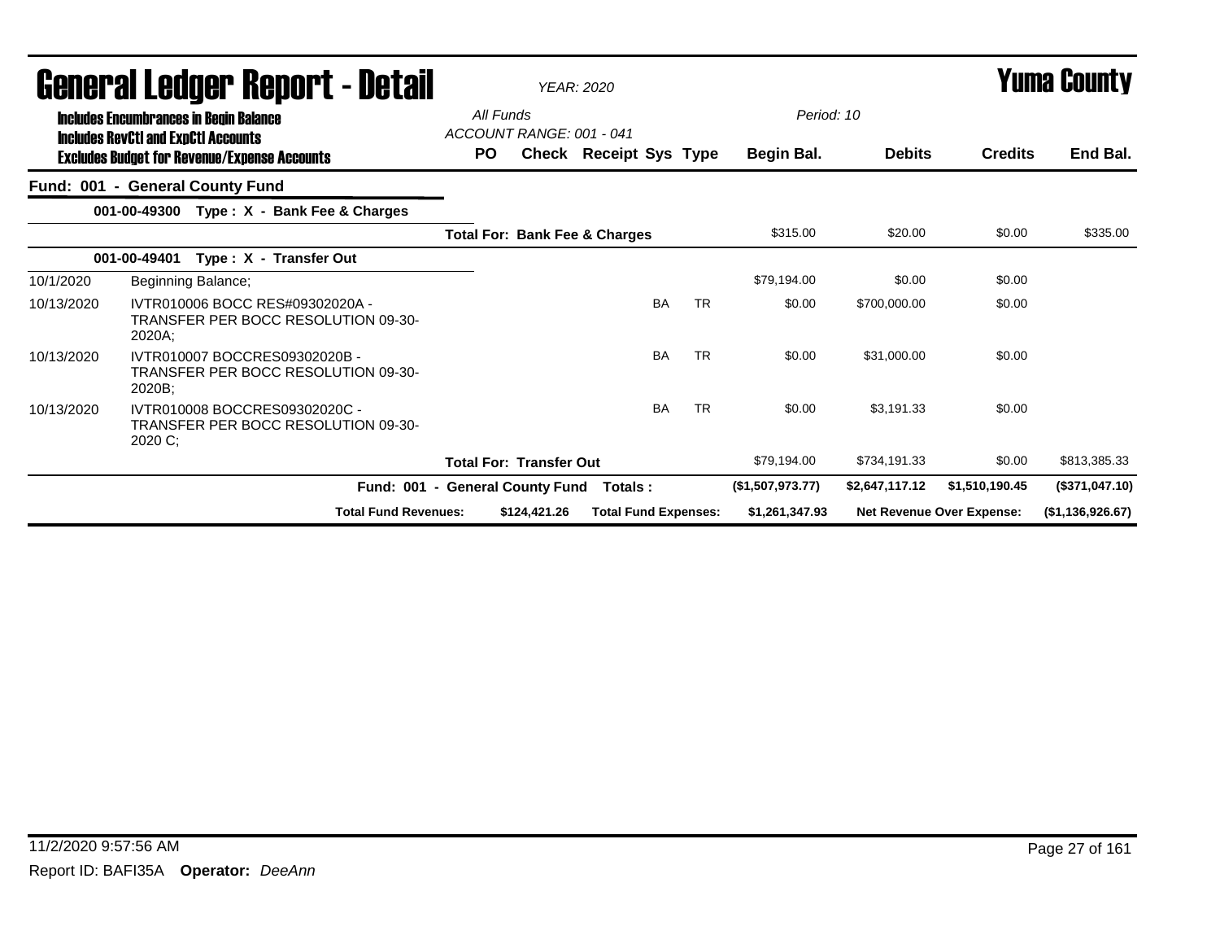# General Ledger Report - Detail

**YEAR: 2020**

**Yuma County**

**Includes Encumbrances in Begin Balance**
**Includes RevCtl and ExpCtl Accounts**
**Excludes Budget for Revenue/Expense Accounts**

*All Funds*
*ACCOUNT RANGE: 001 - 041*

*Period: 10*

## Fund: 001 - General County Fund

| Date | Description | PO | Check | Receipt | Sys | Type | Begin Bal. | Debits | Credits | End Bal. |
|---|---|---|---|---|---|---|---|---|---|---|
| **001-00-49300 Type : X - Bank Fee & Charges** | | | | | | | | | | |
| | **Total For: Bank Fee & Charges** | | | | | | $315.00 | $20.00 | $0.00 | $335.00 |
| **001-00-49401 Type : X - Transfer Out** | | | | | | | | | | |
| 10/1/2020 | Beginning Balance; | | | | | | $79,194.00 | $0.00 | $0.00 | |
| 10/13/2020 | IVTR010006 BOCC RES#09302020A - TRANSFER PER BOCC RESOLUTION 09-30-2020A; | | | | BA | TR | $0.00 | $700,000.00 | $0.00 | |
| 10/13/2020 | IVTR010007 BOCCRES09302020B - TRANSFER PER BOCC RESOLUTION 09-30-2020B; | | | | BA | TR | $0.00 | $31,000.00 | $0.00 | |
| 10/13/2020 | IVTR010008 BOCCRES09302020C - TRANSFER PER BOCC RESOLUTION 09-30-2020 C; | | | | BA | TR | $0.00 | $3,191.33 | $0.00 | |
| | **Total For: Transfer Out** | | | | | | $79,194.00 | $734,191.33 | $0.00 | $813,385.33 |
| | **Fund: 001 - General County Fund Totals :** | | | | | | **($1,507,973.77)** | **$2,647,117.12** | **$1,510,190.45** | **($371,047.10)** |
| | **Total Fund Revenues:** | | **$124,421.26** | **Total Fund Expenses:** | | | **$1,261,347.93** | **Net Revenue Over Expense:** | | **($1,136,926.67)** |

11/2/2020 9:57:56 AM

Report ID: BAFI35A **Operator:** *DeeAnn*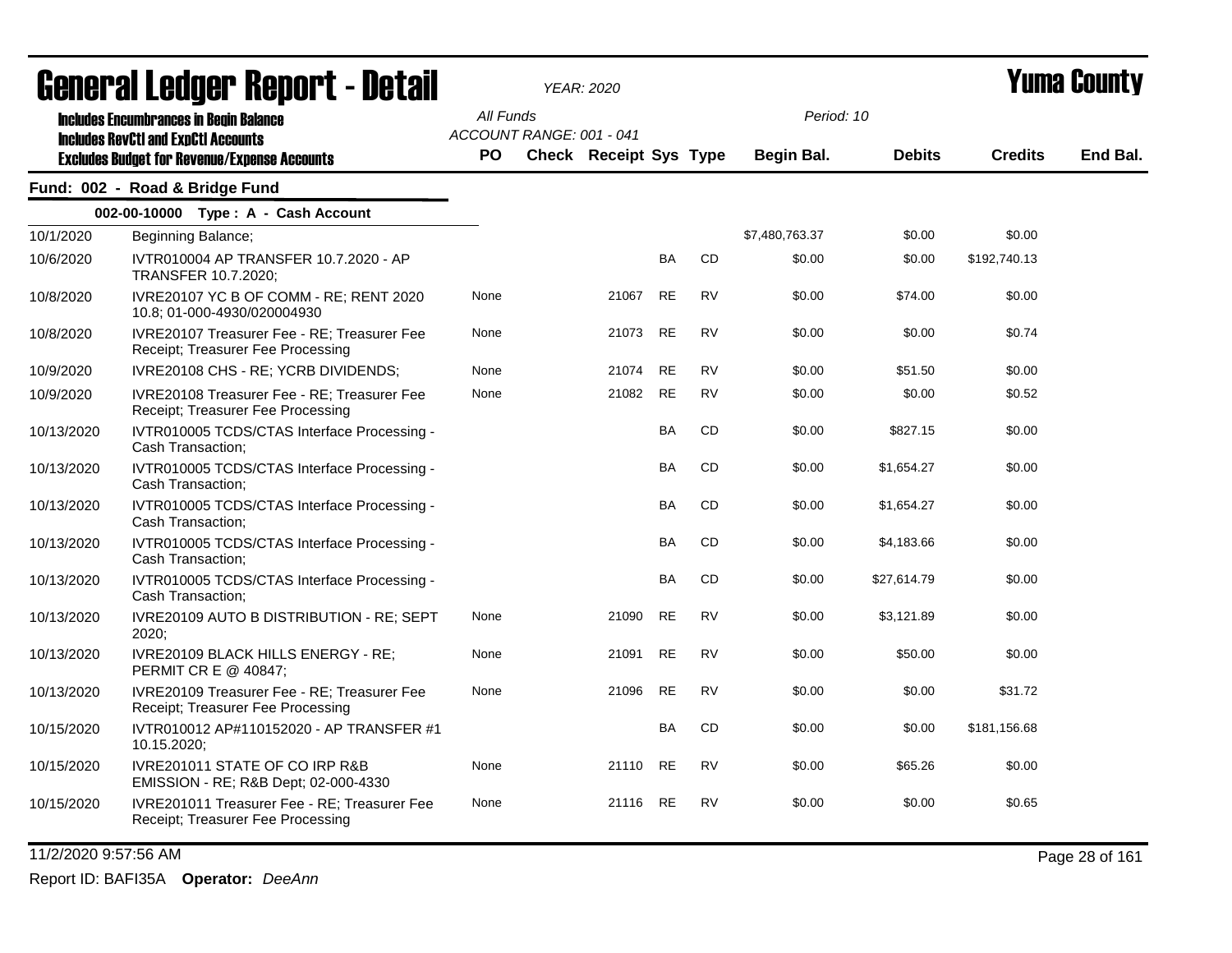# General Ledger Report - Detail

*YEAR: 2020*

# Yuma County

**Includes Encumbrances in Begin Balance**
**Includes RevCtl and ExpCtl Accounts**
**Excludes Budget for Revenue/Expense Accounts**

*All Funds*
*ACCOUNT RANGE: 001 - 041*
*Period: 10*

## Fund: 002 - Road & Bridge Fund

**002-00-10000 Type : A - Cash Account**

| Date | Description | PO | Check | Receipt | Sys | Type | Begin Bal. | Debits | Credits | End Bal. |
|---|---|---|---|---|---|---|---|---|---|---|
| 10/1/2020 | Beginning Balance; | | | | | | $7,480,763.37 | $0.00 | $0.00 | |
| 10/6/2020 | IVTR010004 AP TRANSFER 10.7.2020 - AP TRANSFER 10.7.2020; | | | | BA | CD | $0.00 | $0.00 | $192,740.13 | |
| 10/8/2020 | IVRE20107 YC B OF COMM - RE; RENT 2020 10.8; 01-000-4930/020004930 | None | | 21067 | RE | RV | $0.00 | $74.00 | $0.00 | |
| 10/8/2020 | IVRE20107 Treasurer Fee - RE; Treasurer Fee Receipt; Treasurer Fee Processing | None | | 21073 | RE | RV | $0.00 | $0.00 | $0.74 | |
| 10/9/2020 | IVRE20108 CHS - RE; YCRB DIVIDENDS; | None | | 21074 | RE | RV | $0.00 | $51.50 | $0.00 | |
| 10/9/2020 | IVRE20108 Treasurer Fee - RE; Treasurer Fee Receipt; Treasurer Fee Processing | None | | 21082 | RE | RV | $0.00 | $0.00 | $0.52 | |
| 10/13/2020 | IVTR010005 TCDS/CTAS Interface Processing - Cash Transaction; | | | | BA | CD | $0.00 | $827.15 | $0.00 | |
| 10/13/2020 | IVTR010005 TCDS/CTAS Interface Processing - Cash Transaction; | | | | BA | CD | $0.00 | $1,654.27 | $0.00 | |
| 10/13/2020 | IVTR010005 TCDS/CTAS Interface Processing - Cash Transaction; | | | | BA | CD | $0.00 | $1,654.27 | $0.00 | |
| 10/13/2020 | IVTR010005 TCDS/CTAS Interface Processing - Cash Transaction; | | | | BA | CD | $0.00 | $4,183.66 | $0.00 | |
| 10/13/2020 | IVTR010005 TCDS/CTAS Interface Processing - Cash Transaction; | | | | BA | CD | $0.00 | $27,614.79 | $0.00 | |
| 10/13/2020 | IVRE20109 AUTO B DISTRIBUTION - RE; SEPT 2020; | None | | 21090 | RE | RV | $0.00 | $3,121.89 | $0.00 | |
| 10/13/2020 | IVRE20109 BLACK HILLS ENERGY - RE; PERMIT CR E @ 40847; | None | | 21091 | RE | RV | $0.00 | $50.00 | $0.00 | |
| 10/13/2020 | IVRE20109 Treasurer Fee - RE; Treasurer Fee Receipt; Treasurer Fee Processing | None | | 21096 | RE | RV | $0.00 | $0.00 | $31.72 | |
| 10/15/2020 | IVTR010012 AP#110152020 - AP TRANSFER #1 10.15.2020; | | | | BA | CD | $0.00 | $0.00 | $181,156.68 | |
| 10/15/2020 | IVRE201011 STATE OF CO IRP R&B EMISSION - RE; R&B Dept; 02-000-4330 | None | | 21110 | RE | RV | $0.00 | $65.26 | $0.00 | |
| 10/15/2020 | IVRE201011 Treasurer Fee - RE; Treasurer Fee Receipt; Treasurer Fee Processing | None | | 21116 | RE | RV | $0.00 | $0.00 | $0.65 | |

11/2/2020 9:57:56 AM

Report ID: BAFI35A **Operator:** *DeeAnn*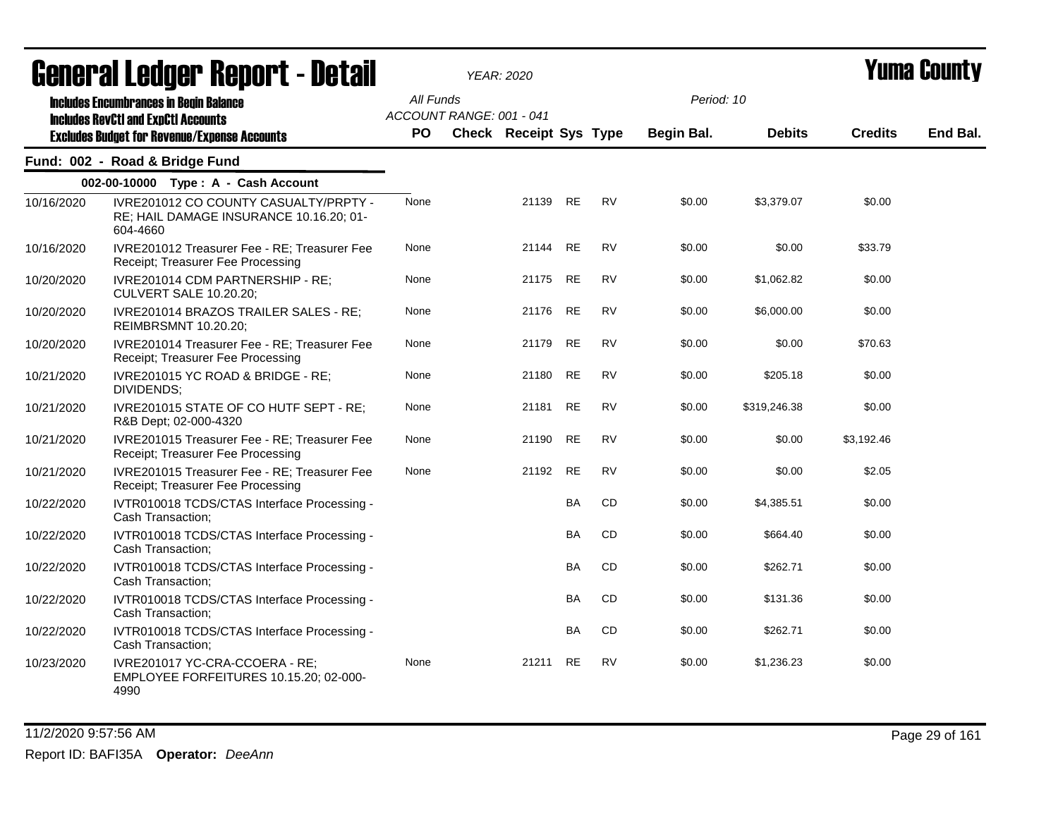# General Ledger Report - Detail

**YEAR: 2020**

**Yuma County**

Includes Encumbrances in Begin Balance
Includes RevCtl and ExpCtl Accounts
Excludes Budget for Revenue/Expense Accounts

All Funds
ACCOUNT RANGE: 001 - 041

Period: 10

## Fund: 002 - Road & Bridge Fund

### 002-00-10000 Type : A - Cash Account

| Date | Description | PO | Check | Receipt | Sys | Type | Begin Bal. | Debits | Credits | End Bal. |
|---|---|---|---|---|---|---|---|---|---|---|
| 10/16/2020 | IVRE201012 CO COUNTY CASUALTY/PRPTY - RE; HAIL DAMAGE INSURANCE 10.16.20; 01-604-4660 | None | | 21139 | RE | RV | $0.00 | $3,379.07 | $0.00 | |
| 10/16/2020 | IVRE201012 Treasurer Fee - RE; Treasurer Fee Receipt; Treasurer Fee Processing | None | | 21144 | RE | RV | $0.00 | $0.00 | $33.79 | |
| 10/20/2020 | IVRE201014 CDM PARTNERSHIP - RE; CULVERT SALE 10.20.20; | None | | 21175 | RE | RV | $0.00 | $1,062.82 | $0.00 | |
| 10/20/2020 | IVRE201014 BRAZOS TRAILER SALES - RE; REIMBRSMNT 10.20.20; | None | | 21176 | RE | RV | $0.00 | $6,000.00 | $0.00 | |
| 10/20/2020 | IVRE201014 Treasurer Fee - RE; Treasurer Fee Receipt; Treasurer Fee Processing | None | | 21179 | RE | RV | $0.00 | $0.00 | $70.63 | |
| 10/21/2020 | IVRE201015 YC ROAD & BRIDGE - RE; DIVIDENDS; | None | | 21180 | RE | RV | $0.00 | $205.18 | $0.00 | |
| 10/21/2020 | IVRE201015 STATE OF CO HUTF SEPT - RE; R&B Dept; 02-000-4320 | None | | 21181 | RE | RV | $0.00 | $319,246.38 | $0.00 | |
| 10/21/2020 | IVRE201015 Treasurer Fee - RE; Treasurer Fee Receipt; Treasurer Fee Processing | None | | 21190 | RE | RV | $0.00 | $0.00 | $3,192.46 | |
| 10/21/2020 | IVRE201015 Treasurer Fee - RE; Treasurer Fee Receipt; Treasurer Fee Processing | None | | 21192 | RE | RV | $0.00 | $0.00 | $2.05 | |
| 10/22/2020 | IVTR010018 TCDS/CTAS Interface Processing - Cash Transaction; | | | | BA | CD | $0.00 | $4,385.51 | $0.00 | |
| 10/22/2020 | IVTR010018 TCDS/CTAS Interface Processing - Cash Transaction; | | | | BA | CD | $0.00 | $664.40 | $0.00 | |
| 10/22/2020 | IVTR010018 TCDS/CTAS Interface Processing - Cash Transaction; | | | | BA | CD | $0.00 | $262.71 | $0.00 | |
| 10/22/2020 | IVTR010018 TCDS/CTAS Interface Processing - Cash Transaction; | | | | BA | CD | $0.00 | $131.36 | $0.00 | |
| 10/22/2020 | IVTR010018 TCDS/CTAS Interface Processing - Cash Transaction; | | | | BA | CD | $0.00 | $262.71 | $0.00 | |
| 10/23/2020 | IVRE201017 YC-CRA-CCOERA - RE; EMPLOYEE FORFEITURES 10.15.20; 02-000-4990 | None | | 21211 | RE | RV | $0.00 | $1,236.23 | $0.00 | |

11/2/2020 9:57:56 AM

Report ID: BAFI35A **Operator:** *DeeAnn*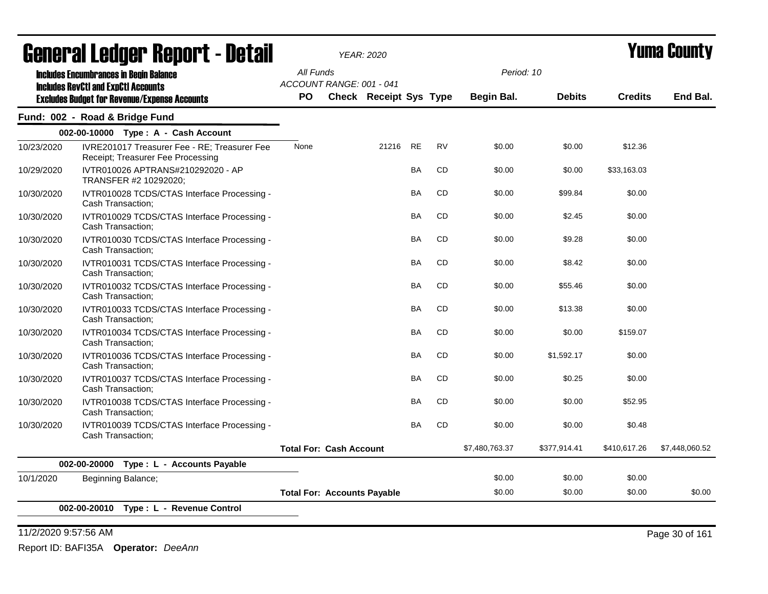# General Ledger Report - Detail

*YEAR: 2020*

# Yuma County

**Includes Encumbrances in Begin Balance**
**Includes RevCtl and ExpCtl Accounts**
**Excludes Budget for Revenue/Expense Accounts**

*All Funds*
*ACCOUNT RANGE: 001 - 041*
*Period: 10*

## Fund: 002 - Road & Bridge Fund

| Date | Description | PO | Check | Receipt | Sys | Type | Begin Bal. | Debits | Credits | End Bal. |
|---|---|---|---|---|---|---|---|---|---|---|
| | **002-00-10000 Type : A - Cash Account** | | | | | | | | | |
| 10/23/2020 | IVRE201017 Treasurer Fee - RE; Treasurer Fee Receipt; Treasurer Fee Processing | None | | 21216 | RE | RV | $0.00 | $0.00 | $12.36 | |
| 10/29/2020 | IVTR010026 APTRANS#210292020 - AP TRANSFER #2 10292020; | | | | BA | CD | $0.00 | $0.00 | $33,163.03 | |
| 10/30/2020 | IVTR010028 TCDS/CTAS Interface Processing - Cash Transaction; | | | | BA | CD | $0.00 | $99.84 | $0.00 | |
| 10/30/2020 | IVTR010029 TCDS/CTAS Interface Processing - Cash Transaction; | | | | BA | CD | $0.00 | $2.45 | $0.00 | |
| 10/30/2020 | IVTR010030 TCDS/CTAS Interface Processing - Cash Transaction; | | | | BA | CD | $0.00 | $9.28 | $0.00 | |
| 10/30/2020 | IVTR010031 TCDS/CTAS Interface Processing - Cash Transaction; | | | | BA | CD | $0.00 | $8.42 | $0.00 | |
| 10/30/2020 | IVTR010032 TCDS/CTAS Interface Processing - Cash Transaction; | | | | BA | CD | $0.00 | $55.46 | $0.00 | |
| 10/30/2020 | IVTR010033 TCDS/CTAS Interface Processing - Cash Transaction; | | | | BA | CD | $0.00 | $13.38 | $0.00 | |
| 10/30/2020 | IVTR010034 TCDS/CTAS Interface Processing - Cash Transaction; | | | | BA | CD | $0.00 | $0.00 | $159.07 | |
| 10/30/2020 | IVTR010036 TCDS/CTAS Interface Processing - Cash Transaction; | | | | BA | CD | $0.00 | $1,592.17 | $0.00 | |
| 10/30/2020 | IVTR010037 TCDS/CTAS Interface Processing - Cash Transaction; | | | | BA | CD | $0.00 | $0.25 | $0.00 | |
| 10/30/2020 | IVTR010038 TCDS/CTAS Interface Processing - Cash Transaction; | | | | BA | CD | $0.00 | $0.00 | $52.95 | |
| 10/30/2020 | IVTR010039 TCDS/CTAS Interface Processing - Cash Transaction; | | | | BA | CD | $0.00 | $0.00 | $0.48 | |
| | | **Total For: Cash Account** | | | | | $7,480,763.37 | $377,914.41 | $410,617.26 | $7,448,060.52 |
| | **002-00-20000 Type : L - Accounts Payable** | | | | | | | | | |
| 10/1/2020 | Beginning Balance; | | | | | | $0.00 | $0.00 | $0.00 | |
| | | **Total For: Accounts Payable** | | | | | $0.00 | $0.00 | $0.00 | $0.00 |
| | **002-00-20010 Type : L - Revenue Control** | | | | | | | | | |

11/2/2020 9:57:56 AM

Report ID: BAFI35A **Operator:** *DeeAnn*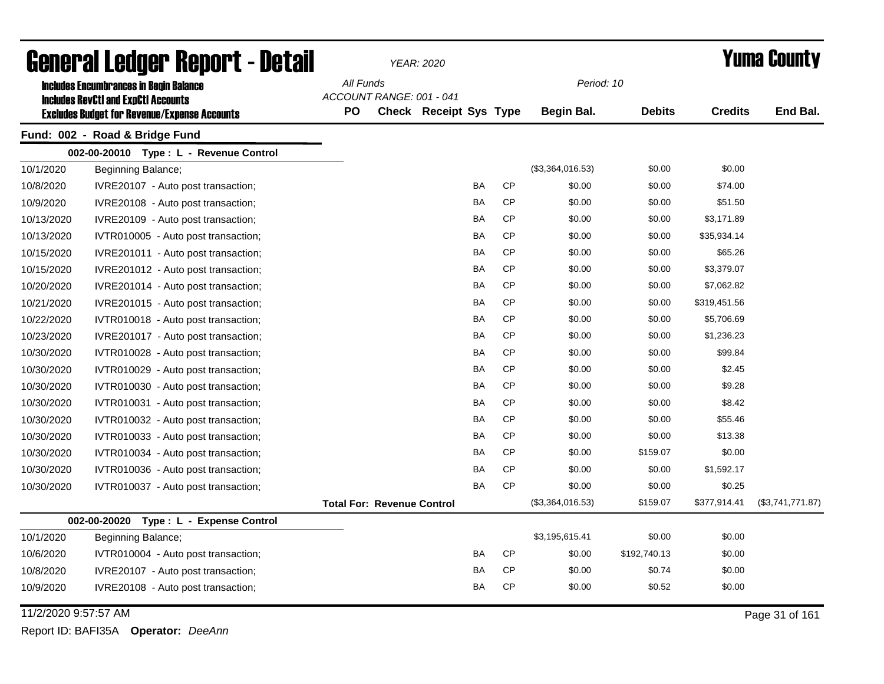# General Ledger Report - Detail

*YEAR: 2020*

# Yuma County

**Includes Encumbrances in Begin Balance**
**Includes RevCtl and ExpCtl Accounts**
**Excludes Budget for Revenue/Expense Accounts**

*All Funds*
*ACCOUNT RANGE: 001 - 041*
*Period: 10*

## Fund: 002 - Road & Bridge Fund

### 002-00-20010 Type : L - Revenue Control

| Date | Description | PO | Check | Receipt | Sys | Type | Begin Bal. | Debits | Credits | End Bal. |
|---|---|---|---|---|---|---|---|---|---|---|
| 10/1/2020 | Beginning Balance; | | | | | | ($3,364,016.53) | $0.00 | $0.00 | |
| 10/8/2020 | IVRE20107 - Auto post transaction; | | | | BA | CP | $0.00 | $0.00 | $74.00 | |
| 10/9/2020 | IVRE20108 - Auto post transaction; | | | | BA | CP | $0.00 | $0.00 | $51.50 | |
| 10/13/2020 | IVRE20109 - Auto post transaction; | | | | BA | CP | $0.00 | $0.00 | $3,171.89 | |
| 10/13/2020 | IVTR010005 - Auto post transaction; | | | | BA | CP | $0.00 | $0.00 | $35,934.14 | |
| 10/15/2020 | IVRE201011 - Auto post transaction; | | | | BA | CP | $0.00 | $0.00 | $65.26 | |
| 10/15/2020 | IVRE201012 - Auto post transaction; | | | | BA | CP | $0.00 | $0.00 | $3,379.07 | |
| 10/20/2020 | IVRE201014 - Auto post transaction; | | | | BA | CP | $0.00 | $0.00 | $7,062.82 | |
| 10/21/2020 | IVRE201015 - Auto post transaction; | | | | BA | CP | $0.00 | $0.00 | $319,451.56 | |
| 10/22/2020 | IVTR010018 - Auto post transaction; | | | | BA | CP | $0.00 | $0.00 | $5,706.69 | |
| 10/23/2020 | IVRE201017 - Auto post transaction; | | | | BA | CP | $0.00 | $0.00 | $1,236.23 | |
| 10/30/2020 | IVTR010028 - Auto post transaction; | | | | BA | CP | $0.00 | $0.00 | $99.84 | |
| 10/30/2020 | IVTR010029 - Auto post transaction; | | | | BA | CP | $0.00 | $0.00 | $2.45 | |
| 10/30/2020 | IVTR010030 - Auto post transaction; | | | | BA | CP | $0.00 | $0.00 | $9.28 | |
| 10/30/2020 | IVTR010031 - Auto post transaction; | | | | BA | CP | $0.00 | $0.00 | $8.42 | |
| 10/30/2020 | IVTR010032 - Auto post transaction; | | | | BA | CP | $0.00 | $0.00 | $55.46 | |
| 10/30/2020 | IVTR010033 - Auto post transaction; | | | | BA | CP | $0.00 | $0.00 | $13.38 | |
| 10/30/2020 | IVTR010034 - Auto post transaction; | | | | BA | CP | $0.00 | $159.07 | $0.00 | |
| 10/30/2020 | IVTR010036 - Auto post transaction; | | | | BA | CP | $0.00 | $0.00 | $1,592.17 | |
| 10/30/2020 | IVTR010037 - Auto post transaction; | | | | BA | CP | $0.00 | $0.00 | $0.25 | |
| | | **Total For: Revenue Control** | | | | | ($3,364,016.53) | $159.07 | $377,914.41 | ($3,741,771.87) |

### 002-00-20020 Type : L - Expense Control

| Date | Description | PO | Check | Receipt | Sys | Type | Begin Bal. | Debits | Credits | End Bal. |
|---|---|---|---|---|---|---|---|---|---|---|
| 10/1/2020 | Beginning Balance; | | | | | | $3,195,615.41 | $0.00 | $0.00 | |
| 10/6/2020 | IVTR010004 - Auto post transaction; | | | | BA | CP | $0.00 | $192,740.13 | $0.00 | |
| 10/8/2020 | IVRE20107 - Auto post transaction; | | | | BA | CP | $0.00 | $0.74 | $0.00 | |
| 10/9/2020 | IVRE20108 - Auto post transaction; | | | | BA | CP | $0.00 | $0.52 | $0.00 | |

11/2/2020 9:57:57 AM

Report ID: BAFI35A **Operator:** *DeeAnn*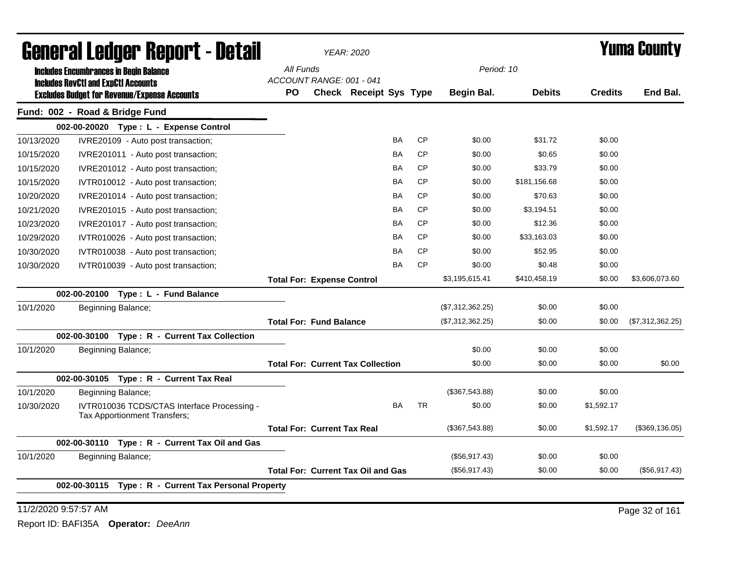# General Ledger Report - Detail

*YEAR: 2020*

# Yuma County

**Includes Encumbrances in Begin Balance**
**Includes RevCtl and ExpCtl Accounts**
**Excludes Budget for Revenue/Expense Accounts**

*All Funds*
*ACCOUNT RANGE: 001 - 041*
*Period: 10*

## Fund: 002 - Road & Bridge Fund

| Date | Description | PO | Check | Receipt | Sys | Type | Begin Bal. | Debits | Credits | End Bal. |
|---|---|---|---|---|---|---|---|---|---|---|
| | **002-00-20020 Type : L - Expense Control** | | | | | | | | | |
| 10/13/2020 | IVRE20109 - Auto post transaction; | | | | BA | CP | $0.00 | $31.72 | $0.00 | |
| 10/15/2020 | IVRE201011 - Auto post transaction; | | | | BA | CP | $0.00 | $0.65 | $0.00 | |
| 10/15/2020 | IVRE201012 - Auto post transaction; | | | | BA | CP | $0.00 | $33.79 | $0.00 | |
| 10/15/2020 | IVTR010012 - Auto post transaction; | | | | BA | CP | $0.00 | $181,156.68 | $0.00 | |
| 10/20/2020 | IVRE201014 - Auto post transaction; | | | | BA | CP | $0.00 | $70.63 | $0.00 | |
| 10/21/2020 | IVRE201015 - Auto post transaction; | | | | BA | CP | $0.00 | $3,194.51 | $0.00 | |
| 10/23/2020 | IVRE201017 - Auto post transaction; | | | | BA | CP | $0.00 | $12.36 | $0.00 | |
| 10/29/2020 | IVTR010026 - Auto post transaction; | | | | BA | CP | $0.00 | $33,163.03 | $0.00 | |
| 10/30/2020 | IVTR010038 - Auto post transaction; | | | | BA | CP | $0.00 | $52.95 | $0.00 | |
| 10/30/2020 | IVTR010039 - Auto post transaction; | | | | BA | CP | $0.00 | $0.48 | $0.00 | |
| | | **Total For: Expense Control** | | | | | $3,195,615.41 | $410,458.19 | $0.00 | $3,606,073.60 |
| | **002-00-20100 Type : L - Fund Balance** | | | | | | | | | |
| 10/1/2020 | Beginning Balance; | | | | | | ($7,312,362.25) | $0.00 | $0.00 | |
| | | **Total For: Fund Balance** | | | | | ($7,312,362.25) | $0.00 | $0.00 | ($7,312,362.25) |
| | **002-00-30100 Type : R - Current Tax Collection** | | | | | | | | | |
| 10/1/2020 | Beginning Balance; | | | | | | $0.00 | $0.00 | $0.00 | |
| | | **Total For: Current Tax Collection** | | | | | $0.00 | $0.00 | $0.00 | $0.00 |
| | **002-00-30105 Type : R - Current Tax Real** | | | | | | | | | |
| 10/1/2020 | Beginning Balance; | | | | | | ($367,543.88) | $0.00 | $0.00 | |
| 10/30/2020 | IVTR010036 TCDS/CTAS Interface Processing - Tax Apportionment Transfers; | | | | BA | TR | $0.00 | $0.00 | $1,592.17 | |
| | | **Total For: Current Tax Real** | | | | | ($367,543.88) | $0.00 | $1,592.17 | ($369,136.05) |
| | **002-00-30110 Type : R - Current Tax Oil and Gas** | | | | | | | | | |
| 10/1/2020 | Beginning Balance; | | | | | | ($56,917.43) | $0.00 | $0.00 | |
| | | **Total For: Current Tax Oil and Gas** | | | | | ($56,917.43) | $0.00 | $0.00 | ($56,917.43) |
| | **002-00-30115 Type : R - Current Tax Personal Property** | | | | | | | | | |

11/2/2020 9:57:57 AM

Report ID: BAFI35A **Operator:** *DeeAnn*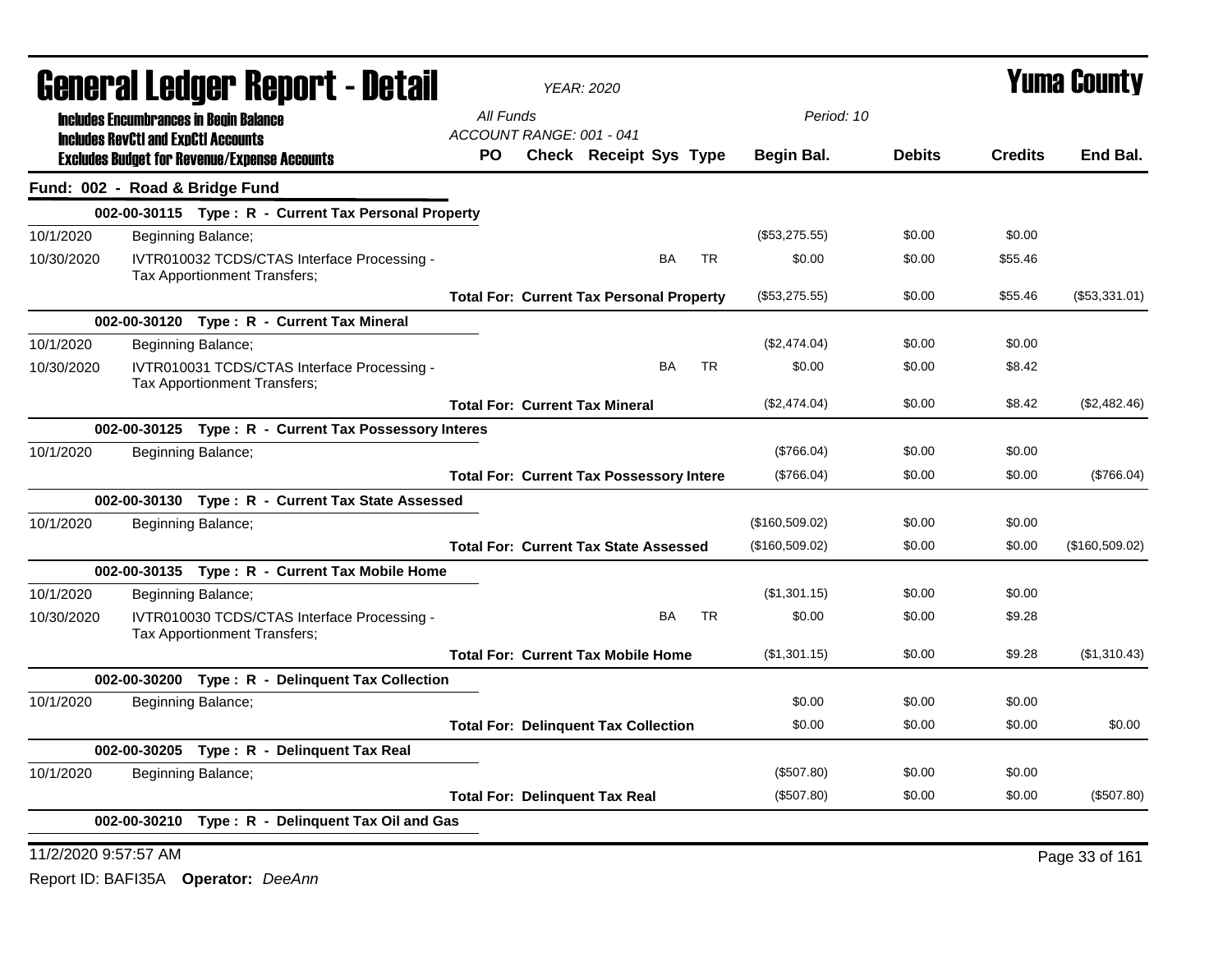# General Ledger Report - Detail

*YEAR: 2020*

**Yuma County**

**Includes Encumbrances in Begin Balance**
**Includes RevCtl and ExpCtl Accounts**
**Excludes Budget for Revenue/Expense Accounts**

*All Funds*
*ACCOUNT RANGE: 001 - 041*
*Period: 10*

| | | PO | Check | Receipt | Sys | Type | Begin Bal. | Debits | Credits | End Bal. |
|---|---|---|---|---|---|---|---|---|---|---|
| **Fund: 002 - Road & Bridge Fund** | | | | | | | | | | |
| | **002-00-30115 Type : R - Current Tax Personal Property** | | | | | | | | | |
| 10/1/2020 | Beginning Balance; | | | | | | ($53,275.55) | $0.00 | $0.00 | |
| 10/30/2020 | IVTR010032 TCDS/CTAS Interface Processing - Tax Apportionment Transfers; | | | | BA | TR | $0.00 | $0.00 | $55.46 | |
| | **Total For: Current Tax Personal Property** | | | | | | ($53,275.55) | $0.00 | $55.46 | ($53,331.01) |
| | **002-00-30120 Type : R - Current Tax Mineral** | | | | | | | | | |
| 10/1/2020 | Beginning Balance; | | | | | | ($2,474.04) | $0.00 | $0.00 | |
| 10/30/2020 | IVTR010031 TCDS/CTAS Interface Processing - Tax Apportionment Transfers; | | | | BA | TR | $0.00 | $0.00 | $8.42 | |
| | **Total For: Current Tax Mineral** | | | | | | ($2,474.04) | $0.00 | $8.42 | ($2,482.46) |
| | **002-00-30125 Type : R - Current Tax Possessory Interes** | | | | | | | | | |
| 10/1/2020 | Beginning Balance; | | | | | | ($766.04) | $0.00 | $0.00 | |
| | **Total For: Current Tax Possessory Intere** | | | | | | ($766.04) | $0.00 | $0.00 | ($766.04) |
| | **002-00-30130 Type : R - Current Tax State Assessed** | | | | | | | | | |
| 10/1/2020 | Beginning Balance; | | | | | | ($160,509.02) | $0.00 | $0.00 | |
| | **Total For: Current Tax State Assessed** | | | | | | ($160,509.02) | $0.00 | $0.00 | ($160,509.02) |
| | **002-00-30135 Type : R - Current Tax Mobile Home** | | | | | | | | | |
| 10/1/2020 | Beginning Balance; | | | | | | ($1,301.15) | $0.00 | $0.00 | |
| 10/30/2020 | IVTR010030 TCDS/CTAS Interface Processing - Tax Apportionment Transfers; | | | | BA | TR | $0.00 | $0.00 | $9.28 | |
| | **Total For: Current Tax Mobile Home** | | | | | | ($1,301.15) | $0.00 | $9.28 | ($1,310.43) |
| | **002-00-30200 Type : R - Delinquent Tax Collection** | | | | | | | | | |
| 10/1/2020 | Beginning Balance; | | | | | | $0.00 | $0.00 | $0.00 | |
| | **Total For: Delinquent Tax Collection** | | | | | | $0.00 | $0.00 | $0.00 | $0.00 |
| | **002-00-30205 Type : R - Delinquent Tax Real** | | | | | | | | | |
| 10/1/2020 | Beginning Balance; | | | | | | ($507.80) | $0.00 | $0.00 | |
| | **Total For: Delinquent Tax Real** | | | | | | ($507.80) | $0.00 | $0.00 | ($507.80) |
| | **002-00-30210 Type : R - Delinquent Tax Oil and Gas** | | | | | | | | | |

11/2/2020 9:57:57 AM

Report ID: BAFI35A **Operator:** *DeeAnn*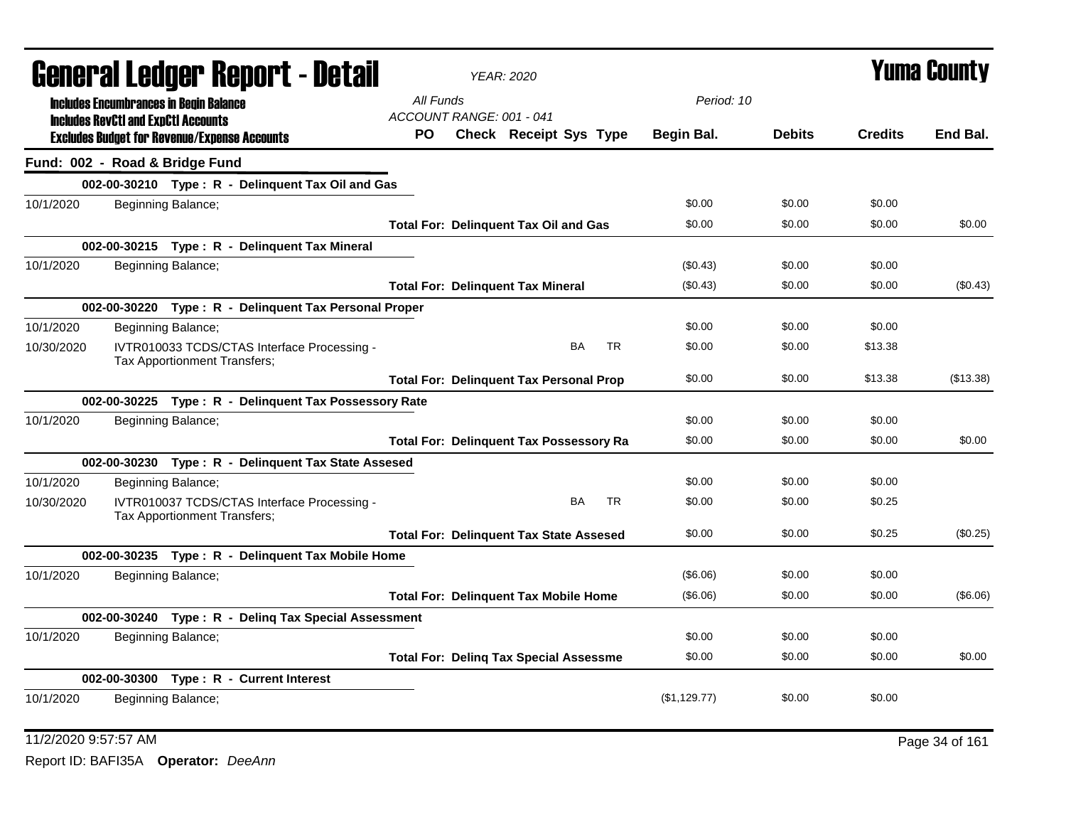# General Ledger Report - Detail

*YEAR: 2020*

# Yuma County

**Includes Encumbrances in Begin Balance**
**Includes RevCtl and ExpCtl Accounts**
**Excludes Budget for Revenue/Expense Accounts**

*All Funds*
*ACCOUNT RANGE: 001 - 041*

*Period: 10*

## Fund: 002 - Road & Bridge Fund

| Date | Description | PO | Check | Receipt | Sys | Type | Begin Bal. | Debits | Credits | End Bal. |
|---|---|---|---|---|---|---|---|---|---|---|
| | **002-00-30210 Type : R - Delinquent Tax Oil and Gas** | | | | | | | | | |
| 10/1/2020 | Beginning Balance; | | | | | | $0.00 | $0.00 | $0.00 | |
| | **Total For: Delinquent Tax Oil and Gas** | | | | | | $0.00 | $0.00 | $0.00 | $0.00 |
| | **002-00-30215 Type : R - Delinquent Tax Mineral** | | | | | | | | | |
| 10/1/2020 | Beginning Balance; | | | | | | ($0.43) | $0.00 | $0.00 | |
| | **Total For: Delinquent Tax Mineral** | | | | | | ($0.43) | $0.00 | $0.00 | ($0.43) |
| | **002-00-30220 Type : R - Delinquent Tax Personal Proper** | | | | | | | | | |
| 10/1/2020 | Beginning Balance; | | | | | | $0.00 | $0.00 | $0.00 | |
| 10/30/2020 | IVTR010033 TCDS/CTAS Interface Processing - Tax Apportionment Transfers; | | | | BA | TR | $0.00 | $0.00 | $13.38 | |
| | **Total For: Delinquent Tax Personal Prop** | | | | | | $0.00 | $0.00 | $13.38 | ($13.38) |
| | **002-00-30225 Type : R - Delinquent Tax Possessory Rate** | | | | | | | | | |
| 10/1/2020 | Beginning Balance; | | | | | | $0.00 | $0.00 | $0.00 | |
| | **Total For: Delinquent Tax Possessory Ra** | | | | | | $0.00 | $0.00 | $0.00 | $0.00 |
| | **002-00-30230 Type : R - Delinquent Tax State Assesed** | | | | | | | | | |
| 10/1/2020 | Beginning Balance; | | | | | | $0.00 | $0.00 | $0.00 | |
| 10/30/2020 | IVTR010037 TCDS/CTAS Interface Processing - Tax Apportionment Transfers; | | | | BA | TR | $0.00 | $0.00 | $0.25 | |
| | **Total For: Delinquent Tax State Assesed** | | | | | | $0.00 | $0.00 | $0.25 | ($0.25) |
| | **002-00-30235 Type : R - Delinquent Tax Mobile Home** | | | | | | | | | |
| 10/1/2020 | Beginning Balance; | | | | | | ($6.06) | $0.00 | $0.00 | |
| | **Total For: Delinquent Tax Mobile Home** | | | | | | ($6.06) | $0.00 | $0.00 | ($6.06) |
| | **002-00-30240 Type : R - Delinq Tax Special Assessment** | | | | | | | | | |
| 10/1/2020 | Beginning Balance; | | | | | | $0.00 | $0.00 | $0.00 | |
| | **Total For: Delinq Tax Special Assessme** | | | | | | $0.00 | $0.00 | $0.00 | $0.00 |
| | **002-00-30300 Type : R - Current Interest** | | | | | | | | | |
| 10/1/2020 | Beginning Balance; | | | | | | ($1,129.77) | $0.00 | $0.00 | |

11/2/2020 9:57:57 AM

Report ID: BAFI35A **Operator:** *DeeAnn*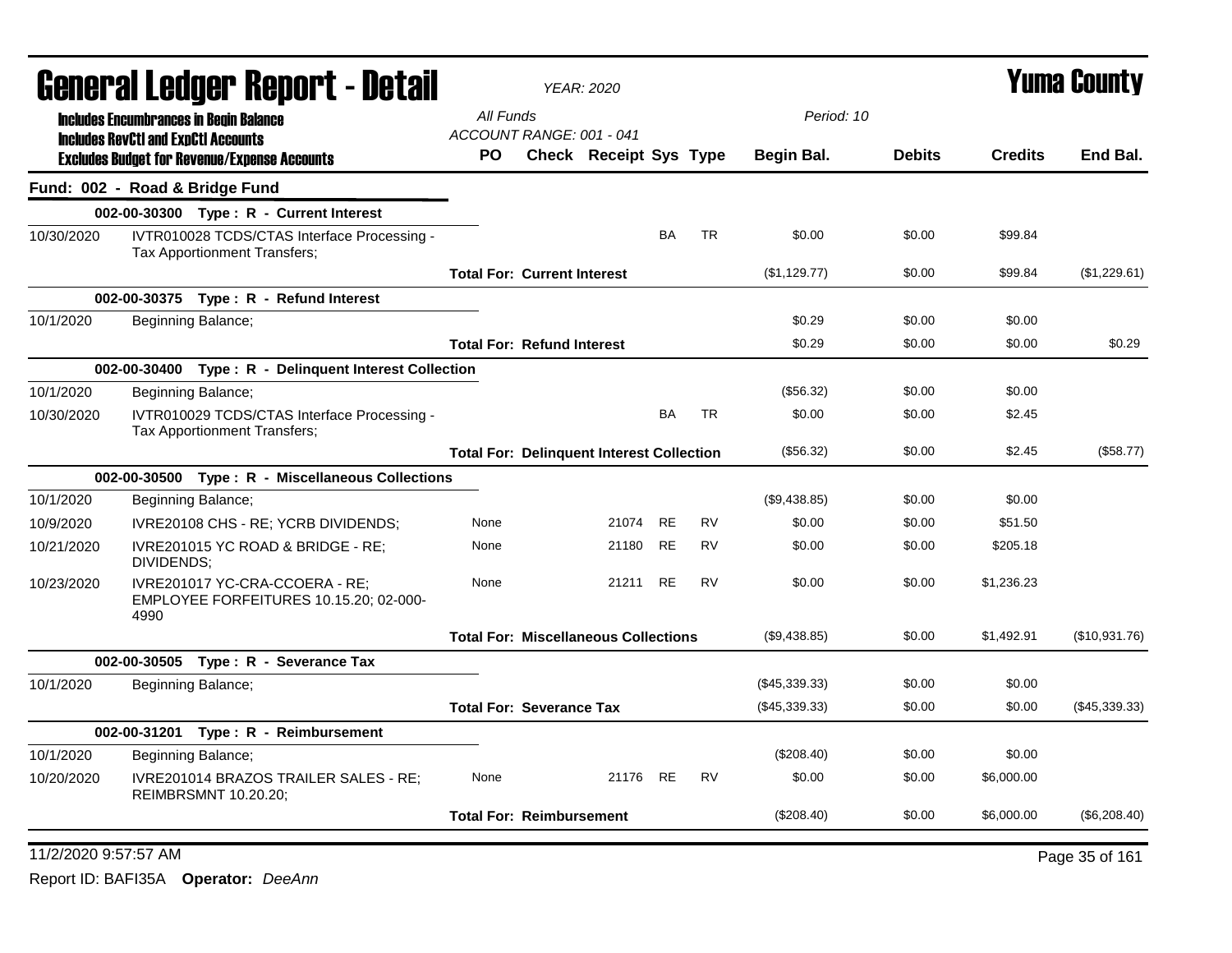# General Ledger Report - Detail

**YEAR: 2020**

**Yuma County**

**Includes Encumbrances in Begin Balance**
**Includes RevCtl and ExpCtl Accounts**
**Excludes Budget for Revenue/Expense Accounts**

All Funds
ACCOUNT RANGE: 001 - 041

Period: 10

| | | PO | Check | Receipt | Sys | Type | Begin Bal. | Debits | Credits | End Bal. |
|---|---|---|---|---|---|---|---|---|---|---|
| **Fund: 002 - Road & Bridge Fund** | | | | | | | | | | |
| **002-00-30300 Type : R - Current Interest** | | | | | | | | | | |
| 10/30/2020 | IVTR010028 TCDS/CTAS Interface Processing - Tax Apportionment Transfers; | | | | BA | TR | $0.00 | $0.00 | $99.84 | |
| | | **Total For: Current Interest** | | | | | ($1,129.77) | $0.00 | $99.84 | ($1,229.61) |
| **002-00-30375 Type : R - Refund Interest** | | | | | | | | | | |
| 10/1/2020 | Beginning Balance; | | | | | | $0.29 | $0.00 | $0.00 | |
| | | **Total For: Refund Interest** | | | | | $0.29 | $0.00 | $0.00 | $0.29 |
| **002-00-30400 Type : R - Delinquent Interest Collection** | | | | | | | | | | |
| 10/1/2020 | Beginning Balance; | | | | | | ($56.32) | $0.00 | $0.00 | |
| 10/30/2020 | IVTR010029 TCDS/CTAS Interface Processing - Tax Apportionment Transfers; | | | | BA | TR | $0.00 | $0.00 | $2.45 | |
| | | **Total For: Delinquent Interest Collection** | | | | | ($56.32) | $0.00 | $2.45 | ($58.77) |
| **002-00-30500 Type : R - Miscellaneous Collections** | | | | | | | | | | |
| 10/1/2020 | Beginning Balance; | | | | | | ($9,438.85) | $0.00 | $0.00 | |
| 10/9/2020 | IVRE20108 CHS - RE; YCRB DIVIDENDS; | None | | 21074 | RE | RV | $0.00 | $0.00 | $51.50 | |
| 10/21/2020 | IVRE201015 YC ROAD & BRIDGE - RE; DIVIDENDS; | None | | 21180 | RE | RV | $0.00 | $0.00 | $205.18 | |
| 10/23/2020 | IVRE201017 YC-CRA-CCOERA - RE; EMPLOYEE FORFEITURES 10.15.20; 02-000-4990 | None | | 21211 | RE | RV | $0.00 | $0.00 | $1,236.23 | |
| | | **Total For: Miscellaneous Collections** | | | | | ($9,438.85) | $0.00 | $1,492.91 | ($10,931.76) |
| **002-00-30505 Type : R - Severance Tax** | | | | | | | | | | |
| 10/1/2020 | Beginning Balance; | | | | | | ($45,339.33) | $0.00 | $0.00 | |
| | | **Total For: Severance Tax** | | | | | ($45,339.33) | $0.00 | $0.00 | ($45,339.33) |
| **002-00-31201 Type : R - Reimbursement** | | | | | | | | | | |
| 10/1/2020 | Beginning Balance; | | | | | | ($208.40) | $0.00 | $0.00 | |
| 10/20/2020 | IVRE201014 BRAZOS TRAILER SALES - RE; REIMBRSMNT 10.20.20; | None | | 21176 | RE | RV | $0.00 | $0.00 | $6,000.00 | |
| | | **Total For: Reimbursement** | | | | | ($208.40) | $0.00 | $6,000.00 | ($6,208.40) |

11/2/2020 9:57:57 AM

Report ID: BAFI35A **Operator:** *DeeAnn*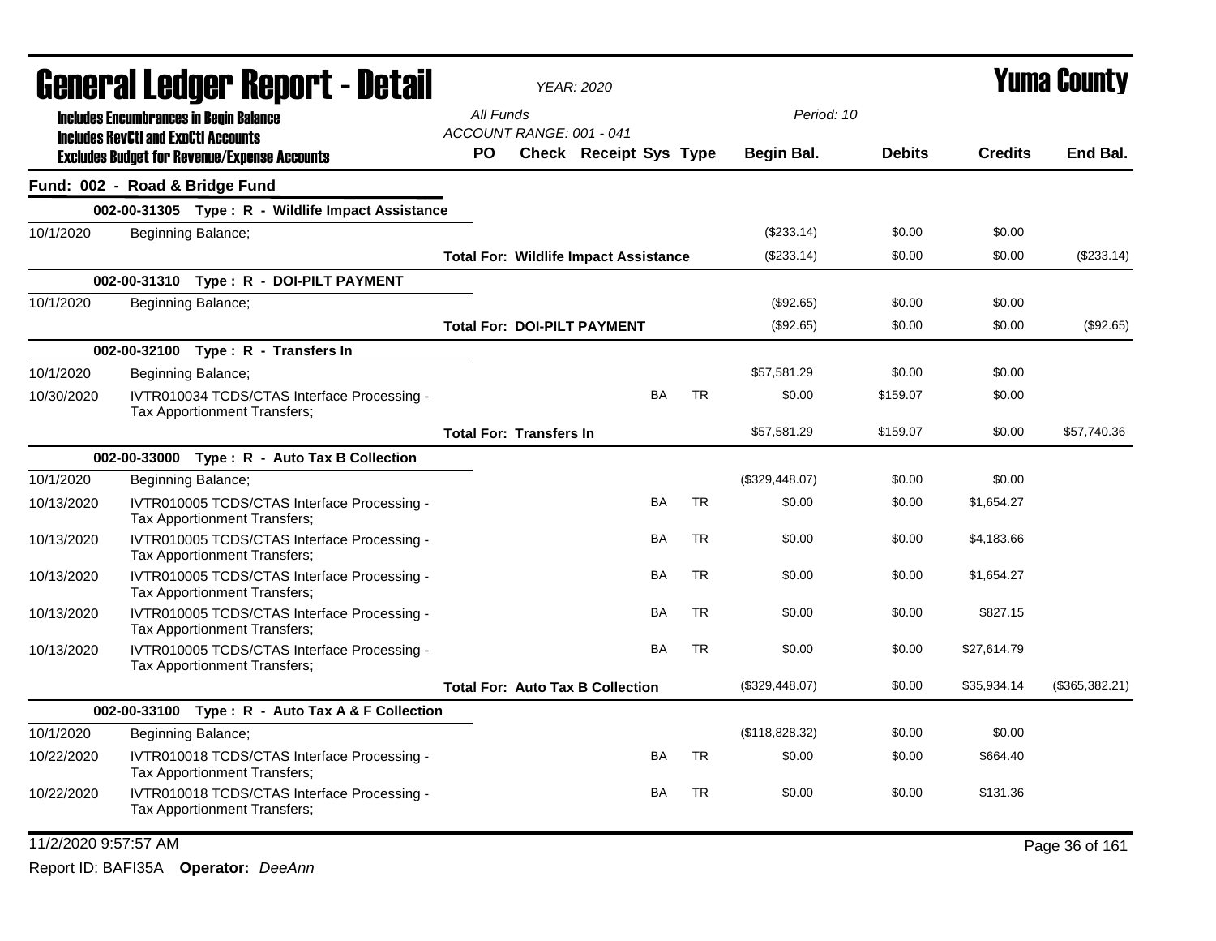# General Ledger Report - Detail

**Yuma County**

*YEAR: 2020*

Includes Encumbrances in Begin Balance
Includes RevCtl and ExpCtl Accounts
Excludes Budget for Revenue/Expense Accounts

*All Funds*
*ACCOUNT RANGE: 001 - 041*
*Period: 10*

## Fund: 002 - Road & Bridge Fund

| | | PO | Check | Receipt | Sys | Type | Begin Bal. | Debits | Credits | End Bal. |
|---|---|---|---|---|---|---|---|---|---|---|
| **002-00-31305 Type : R - Wildlife Impact Assistance** | | | | | | | | | | |
| 10/1/2020 | Beginning Balance; | | | | | | ($233.14) | $0.00 | $0.00 | |
| | **Total For: Wildlife Impact Assistance** | | | | | | ($233.14) | $0.00 | $0.00 | ($233.14) |
| **002-00-31310 Type : R - DOI-PILT PAYMENT** | | | | | | | | | | |
| 10/1/2020 | Beginning Balance; | | | | | | ($92.65) | $0.00 | $0.00 | |
| | **Total For: DOI-PILT PAYMENT** | | | | | | ($92.65) | $0.00 | $0.00 | ($92.65) |
| **002-00-32100 Type : R - Transfers In** | | | | | | | | | | |
| 10/1/2020 | Beginning Balance; | | | | | | $57,581.29 | $0.00 | $0.00 | |
| 10/30/2020 | IVTR010034 TCDS/CTAS Interface Processing - Tax Apportionment Transfers; | | | | BA | TR | $0.00 | $159.07 | $0.00 | |
| | **Total For: Transfers In** | | | | | | $57,581.29 | $159.07 | $0.00 | $57,740.36 |
| **002-00-33000 Type : R - Auto Tax B Collection** | | | | | | | | | | |
| 10/1/2020 | Beginning Balance; | | | | | | ($329,448.07) | $0.00 | $0.00 | |
| 10/13/2020 | IVTR010005 TCDS/CTAS Interface Processing - Tax Apportionment Transfers; | | | | BA | TR | $0.00 | $0.00 | $1,654.27 | |
| 10/13/2020 | IVTR010005 TCDS/CTAS Interface Processing - Tax Apportionment Transfers; | | | | BA | TR | $0.00 | $0.00 | $4,183.66 | |
| 10/13/2020 | IVTR010005 TCDS/CTAS Interface Processing - Tax Apportionment Transfers; | | | | BA | TR | $0.00 | $0.00 | $1,654.27 | |
| 10/13/2020 | IVTR010005 TCDS/CTAS Interface Processing - Tax Apportionment Transfers; | | | | BA | TR | $0.00 | $0.00 | $827.15 | |
| 10/13/2020 | IVTR010005 TCDS/CTAS Interface Processing - Tax Apportionment Transfers; | | | | BA | TR | $0.00 | $0.00 | $27,614.79 | |
| | **Total For: Auto Tax B Collection** | | | | | | ($329,448.07) | $0.00 | $35,934.14 | ($365,382.21) |
| **002-00-33100 Type : R - Auto Tax A & F Collection** | | | | | | | | | | |
| 10/1/2020 | Beginning Balance; | | | | | | ($118,828.32) | $0.00 | $0.00 | |
| 10/22/2020 | IVTR010018 TCDS/CTAS Interface Processing - Tax Apportionment Transfers; | | | | BA | TR | $0.00 | $0.00 | $664.40 | |
| 10/22/2020 | IVTR010018 TCDS/CTAS Interface Processing - Tax Apportionment Transfers; | | | | BA | TR | $0.00 | $0.00 | $131.36 | |

11/2/2020 9:57:57 AM

Report ID: BAFI35A **Operator:** *DeeAnn*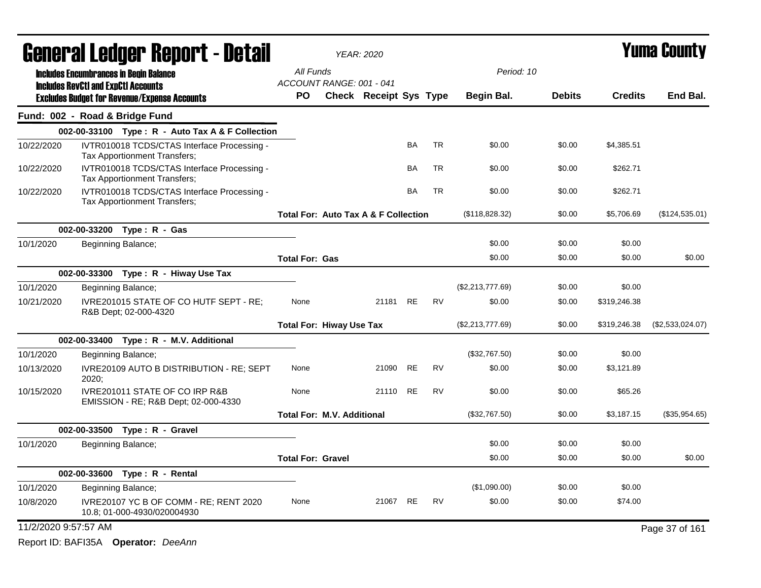# General Ledger Report - Detail

*YEAR: 2020*

# Yuma County

**Includes Encumbrances in Begin Balance**
**Includes RevCtl and ExpCtl Accounts**
**Excludes Budget for Revenue/Expense Accounts**

All Funds
ACCOUNT RANGE: 001 - 041

Period: 10

| | | PO | Check | Receipt | Sys | Type | Begin Bal. | Debits | Credits | End Bal. |
|---|---|---|---|---|---|---|---|---|---|---|
| **Fund: 002 - Road & Bridge Fund** | | | | | | | | | | |
| | **002-00-33100 Type : R - Auto Tax A & F Collection** | | | | | | | | | |
| 10/22/2020 | IVTR010018 TCDS/CTAS Interface Processing - Tax Apportionment Transfers; | | | | BA | TR | $0.00 | $0.00 | $4,385.51 | |
| 10/22/2020 | IVTR010018 TCDS/CTAS Interface Processing - Tax Apportionment Transfers; | | | | BA | TR | $0.00 | $0.00 | $262.71 | |
| 10/22/2020 | IVTR010018 TCDS/CTAS Interface Processing - Tax Apportionment Transfers; | | | | BA | TR | $0.00 | $0.00 | $262.71 | |
| | | **Total For: Auto Tax A & F Collection** | | | | | ($118,828.32) | $0.00 | $5,706.69 | ($124,535.01) |
| | **002-00-33200 Type : R - Gas** | | | | | | | | | |
| 10/1/2020 | Beginning Balance; | | | | | | $0.00 | $0.00 | $0.00 | |
| | | **Total For: Gas** | | | | | $0.00 | $0.00 | $0.00 | $0.00 |
| | **002-00-33300 Type : R - Hiway Use Tax** | | | | | | | | | |
| 10/1/2020 | Beginning Balance; | | | | | | ($2,213,777.69) | $0.00 | $0.00 | |
| 10/21/2020 | IVRE201015 STATE OF CO HUTF SEPT - RE; R&B Dept; 02-000-4320 | None | | 21181 | RE | RV | $0.00 | $0.00 | $319,246.38 | |
| | | **Total For: Hiway Use Tax** | | | | | ($2,213,777.69) | $0.00 | $319,246.38 | ($2,533,024.07) |
| | **002-00-33400 Type : R - M.V. Additional** | | | | | | | | | |
| 10/1/2020 | Beginning Balance; | | | | | | ($32,767.50) | $0.00 | $0.00 | |
| 10/13/2020 | IVRE20109 AUTO B DISTRIBUTION - RE; SEPT 2020; | None | | 21090 | RE | RV | $0.00 | $0.00 | $3,121.89 | |
| 10/15/2020 | IVRE201011 STATE OF CO IRP R&B EMISSION - RE; R&B Dept; 02-000-4330 | None | | 21110 | RE | RV | $0.00 | $0.00 | $65.26 | |
| | | **Total For: M.V. Additional** | | | | | ($32,767.50) | $0.00 | $3,187.15 | ($35,954.65) |
| | **002-00-33500 Type : R - Gravel** | | | | | | | | | |
| 10/1/2020 | Beginning Balance; | | | | | | $0.00 | $0.00 | $0.00 | |
| | | **Total For: Gravel** | | | | | $0.00 | $0.00 | $0.00 | $0.00 |
| | **002-00-33600 Type : R - Rental** | | | | | | | | | |
| 10/1/2020 | Beginning Balance; | | | | | | ($1,090.00) | $0.00 | $0.00 | |
| 10/8/2020 | IVRE20107 YC B OF COMM - RE; RENT 2020 10.8; 01-000-4930/020004930 | None | | 21067 | RE | RV | $0.00 | $0.00 | $74.00 | |

11/2/2020 9:57:57 AM

Report ID: BAFI35A **Operator:** *DeeAnn*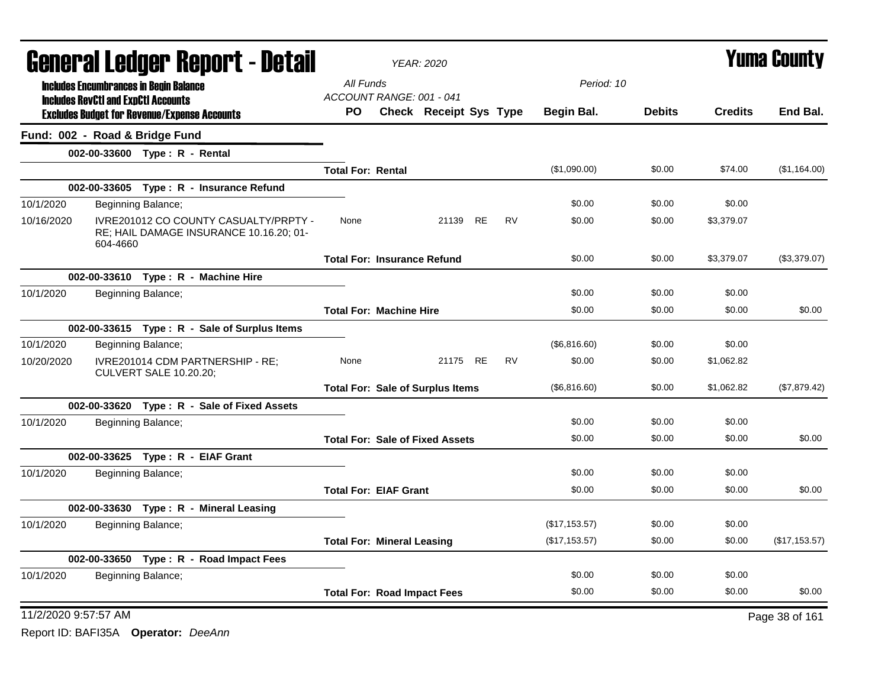# General Ledger Report - Detail

*YEAR: 2020*

# Yuma County

**Includes Encumbrances in Begin Balance**
**Includes RevCtl and ExpCtl Accounts**
**Excludes Budget for Revenue/Expense Accounts**

*All Funds*
*ACCOUNT RANGE: 001 - 041*
*Period: 10*

## Fund: 002 - Road & Bridge Fund

| | | PO | Check | Receipt | Sys | Type | Begin Bal. | Debits | Credits | End Bal. |
|---|---|---|---|---|---|---|---|---|---|---|
| **002-00-33600 Type : R - Rental** | | | | | | | | | | |
| | **Total For: Rental** | | | | | | ($1,090.00) | $0.00 | $74.00 | ($1,164.00) |
| **002-00-33605 Type : R - Insurance Refund** | | | | | | | | | | |
| 10/1/2020 | Beginning Balance; | | | | | | $0.00 | $0.00 | $0.00 | |
| 10/16/2020 | IVRE201012 CO COUNTY CASUALTY/PRPTY - RE; HAIL DAMAGE INSURANCE 10.16.20; 01-604-4660 | None | | 21139 | RE | RV | $0.00 | $0.00 | $3,379.07 | |
| | **Total For: Insurance Refund** | | | | | | $0.00 | $0.00 | $3,379.07 | ($3,379.07) |
| **002-00-33610 Type : R - Machine Hire** | | | | | | | | | | |
| 10/1/2020 | Beginning Balance; | | | | | | $0.00 | $0.00 | $0.00 | |
| | **Total For: Machine Hire** | | | | | | $0.00 | $0.00 | $0.00 | $0.00 |
| **002-00-33615 Type : R - Sale of Surplus Items** | | | | | | | | | | |
| 10/1/2020 | Beginning Balance; | | | | | | ($6,816.60) | $0.00 | $0.00 | |
| 10/20/2020 | IVRE201014 CDM PARTNERSHIP - RE; CULVERT SALE 10.20.20; | None | | 21175 | RE | RV | $0.00 | $0.00 | $1,062.82 | |
| | **Total For: Sale of Surplus Items** | | | | | | ($6,816.60) | $0.00 | $1,062.82 | ($7,879.42) |
| **002-00-33620 Type : R - Sale of Fixed Assets** | | | | | | | | | | |
| 10/1/2020 | Beginning Balance; | | | | | | $0.00 | $0.00 | $0.00 | |
| | **Total For: Sale of Fixed Assets** | | | | | | $0.00 | $0.00 | $0.00 | $0.00 |
| **002-00-33625 Type : R - EIAF Grant** | | | | | | | | | | |
| 10/1/2020 | Beginning Balance; | | | | | | $0.00 | $0.00 | $0.00 | |
| | **Total For: EIAF Grant** | | | | | | $0.00 | $0.00 | $0.00 | $0.00 |
| **002-00-33630 Type : R - Mineral Leasing** | | | | | | | | | | |
| 10/1/2020 | Beginning Balance; | | | | | | ($17,153.57) | $0.00 | $0.00 | |
| | **Total For: Mineral Leasing** | | | | | | ($17,153.57) | $0.00 | $0.00 | ($17,153.57) |
| **002-00-33650 Type : R - Road Impact Fees** | | | | | | | | | | |
| 10/1/2020 | Beginning Balance; | | | | | | $0.00 | $0.00 | $0.00 | |
| | **Total For: Road Impact Fees** | | | | | | $0.00 | $0.00 | $0.00 | $0.00 |

11/2/2020 9:57:57 AM

Report ID: BAFI35A **Operator:** *DeeAnn*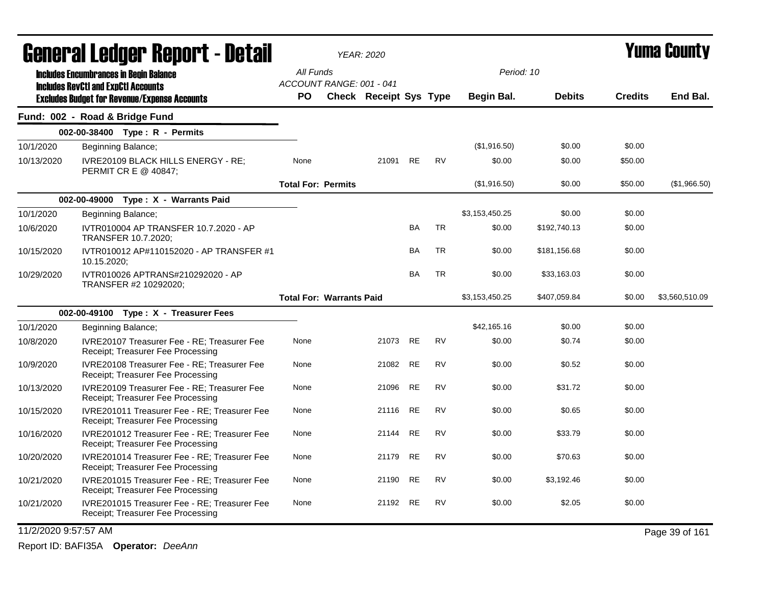# General Ledger Report - Detail

YEAR: 2020

**Yuma County**

Includes Encumbrances in Begin Balance
Includes RevCtl and ExpCtl Accounts
Excludes Budget for Revenue/Expense Accounts

All Funds
ACCOUNT RANGE: 001 - 041

Period: 10

## Fund: 002 - Road & Bridge Fund

| Date | Description | PO | Check | Receipt | Sys | Type | Begin Bal. | Debits | Credits | End Bal. |
|---|---|---|---|---|---|---|---|---|---|---|
| **002-00-38400 Type : R - Permits** | | | | | | | | | | |
| 10/1/2020 | Beginning Balance; | | | | | | ($1,916.50) | $0.00 | $0.00 | |
| 10/13/2020 | IVRE20109 BLACK HILLS ENERGY - RE; PERMIT CR E @ 40847; | None | | 21091 | RE | RV | $0.00 | $0.00 | $50.00 | |
| | | **Total For: Permits** | | | | | ($1,916.50) | $0.00 | $50.00 | ($1,966.50) |
| **002-00-49000 Type : X - Warrants Paid** | | | | | | | | | | |
| 10/1/2020 | Beginning Balance; | | | | | | $3,153,450.25 | $0.00 | $0.00 | |
| 10/6/2020 | IVTR010004 AP TRANSFER 10.7.2020 - AP TRANSFER 10.7.2020; | | | | BA | TR | $0.00 | $192,740.13 | $0.00 | |
| 10/15/2020 | IVTR010012 AP#110152020 - AP TRANSFER #1 10.15.2020; | | | | BA | TR | $0.00 | $181,156.68 | $0.00 | |
| 10/29/2020 | IVTR010026 APTRANS#210292020 - AP TRANSFER #2 10292020; | | | | BA | TR | $0.00 | $33,163.03 | $0.00 | |
| | | **Total For: Warrants Paid** | | | | | $3,153,450.25 | $407,059.84 | $0.00 | $3,560,510.09 |
| **002-00-49100 Type : X - Treasurer Fees** | | | | | | | | | | |
| 10/1/2020 | Beginning Balance; | | | | | | $42,165.16 | $0.00 | $0.00 | |
| 10/8/2020 | IVRE20107 Treasurer Fee - RE; Treasurer Fee Receipt; Treasurer Fee Processing | None | | 21073 | RE | RV | $0.00 | $0.74 | $0.00 | |
| 10/9/2020 | IVRE20108 Treasurer Fee - RE; Treasurer Fee Receipt; Treasurer Fee Processing | None | | 21082 | RE | RV | $0.00 | $0.52 | $0.00 | |
| 10/13/2020 | IVRE20109 Treasurer Fee - RE; Treasurer Fee Receipt; Treasurer Fee Processing | None | | 21096 | RE | RV | $0.00 | $31.72 | $0.00 | |
| 10/15/2020 | IVRE201011 Treasurer Fee - RE; Treasurer Fee Receipt; Treasurer Fee Processing | None | | 21116 | RE | RV | $0.00 | $0.65 | $0.00 | |
| 10/16/2020 | IVRE201012 Treasurer Fee - RE; Treasurer Fee Receipt; Treasurer Fee Processing | None | | 21144 | RE | RV | $0.00 | $33.79 | $0.00 | |
| 10/20/2020 | IVRE201014 Treasurer Fee - RE; Treasurer Fee Receipt; Treasurer Fee Processing | None | | 21179 | RE | RV | $0.00 | $70.63 | $0.00 | |
| 10/21/2020 | IVRE201015 Treasurer Fee - RE; Treasurer Fee Receipt; Treasurer Fee Processing | None | | 21190 | RE | RV | $0.00 | $3,192.46 | $0.00 | |
| 10/21/2020 | IVRE201015 Treasurer Fee - RE; Treasurer Fee Receipt; Treasurer Fee Processing | None | | 21192 | RE | RV | $0.00 | $2.05 | $0.00 | |

11/2/2020 9:57:57 AM

Report ID: BAFI35A **Operator:** *DeeAnn*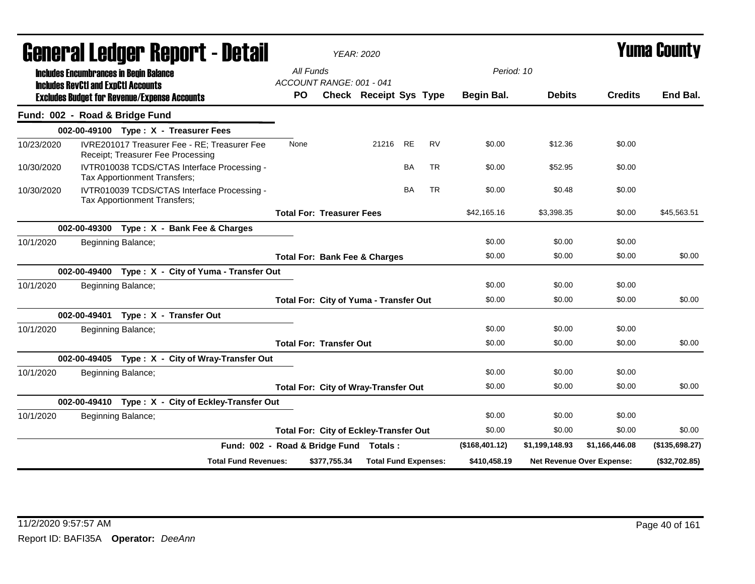# General Ledger Report - Detail

**YEAR: 2020**

**Yuma County**

Includes Encumbrances in Begin Balance
Includes RevCtl and ExpCtl Accounts
Excludes Budget for Revenue/Expense Accounts

All Funds
ACCOUNT RANGE: 001 - 041

Period: 10

| Date | Description | PO | Check | Receipt | Sys | Type | Begin Bal. | Debits | Credits | End Bal. |
|---|---|---|---|---|---|---|---|---|---|---|
| **Fund: 002 - Road & Bridge Fund** | | | | | | | | | | |
| | **002-00-49100 Type : X - Treasurer Fees** | | | | | | | | | |
| 10/23/2020 | IVRE201017 Treasurer Fee - RE; Treasurer Fee Receipt; Treasurer Fee Processing | None | | 21216 | RE | RV | $0.00 | $12.36 | $0.00 | |
| 10/30/2020 | IVTR010038 TCDS/CTAS Interface Processing - Tax Apportionment Transfers; | | | | BA | TR | $0.00 | $52.95 | $0.00 | |
| 10/30/2020 | IVTR010039 TCDS/CTAS Interface Processing - Tax Apportionment Transfers; | | | | BA | TR | $0.00 | $0.48 | $0.00 | |
| | | **Total For: Treasurer Fees** | | | | | $42,165.16 | $3,398.35 | $0.00 | $45,563.51 |
| | **002-00-49300 Type : X - Bank Fee & Charges** | | | | | | | | | |
| 10/1/2020 | Beginning Balance; | | | | | | $0.00 | $0.00 | $0.00 | |
| | | **Total For: Bank Fee & Charges** | | | | | $0.00 | $0.00 | $0.00 | $0.00 |
| | **002-00-49400 Type : X - City of Yuma - Transfer Out** | | | | | | | | | |
| 10/1/2020 | Beginning Balance; | | | | | | $0.00 | $0.00 | $0.00 | |
| | | **Total For: City of Yuma - Transfer Out** | | | | | $0.00 | $0.00 | $0.00 | $0.00 |
| | **002-00-49401 Type : X - Transfer Out** | | | | | | | | | |
| 10/1/2020 | Beginning Balance; | | | | | | $0.00 | $0.00 | $0.00 | |
| | | **Total For: Transfer Out** | | | | | $0.00 | $0.00 | $0.00 | $0.00 |
| | **002-00-49405 Type : X - City of Wray-Transfer Out** | | | | | | | | | |
| 10/1/2020 | Beginning Balance; | | | | | | $0.00 | $0.00 | $0.00 | |
| | | **Total For: City of Wray-Transfer Out** | | | | | $0.00 | $0.00 | $0.00 | $0.00 |
| | **002-00-49410 Type : X - City of Eckley-Transfer Out** | | | | | | | | | |
| 10/1/2020 | Beginning Balance; | | | | | | $0.00 | $0.00 | $0.00 | |
| | | **Total For: City of Eckley-Transfer Out** | | | | | $0.00 | $0.00 | $0.00 | $0.00 |
| | **Fund: 002 - Road & Bridge Fund Totals :** | | | | | | ($168,401.12) | $1,199,148.93 | $1,166,446.08 | ($135,698.27) |
| | **Total Fund Revenues:** | | $377,755.34 | **Total Fund Expenses:** | | | $410,458.19 | **Net Revenue Over Expense:** | | ($32,702.85) |

11/2/2020 9:57:57 AM

Report ID: BAFI35A **Operator:** *DeeAnn*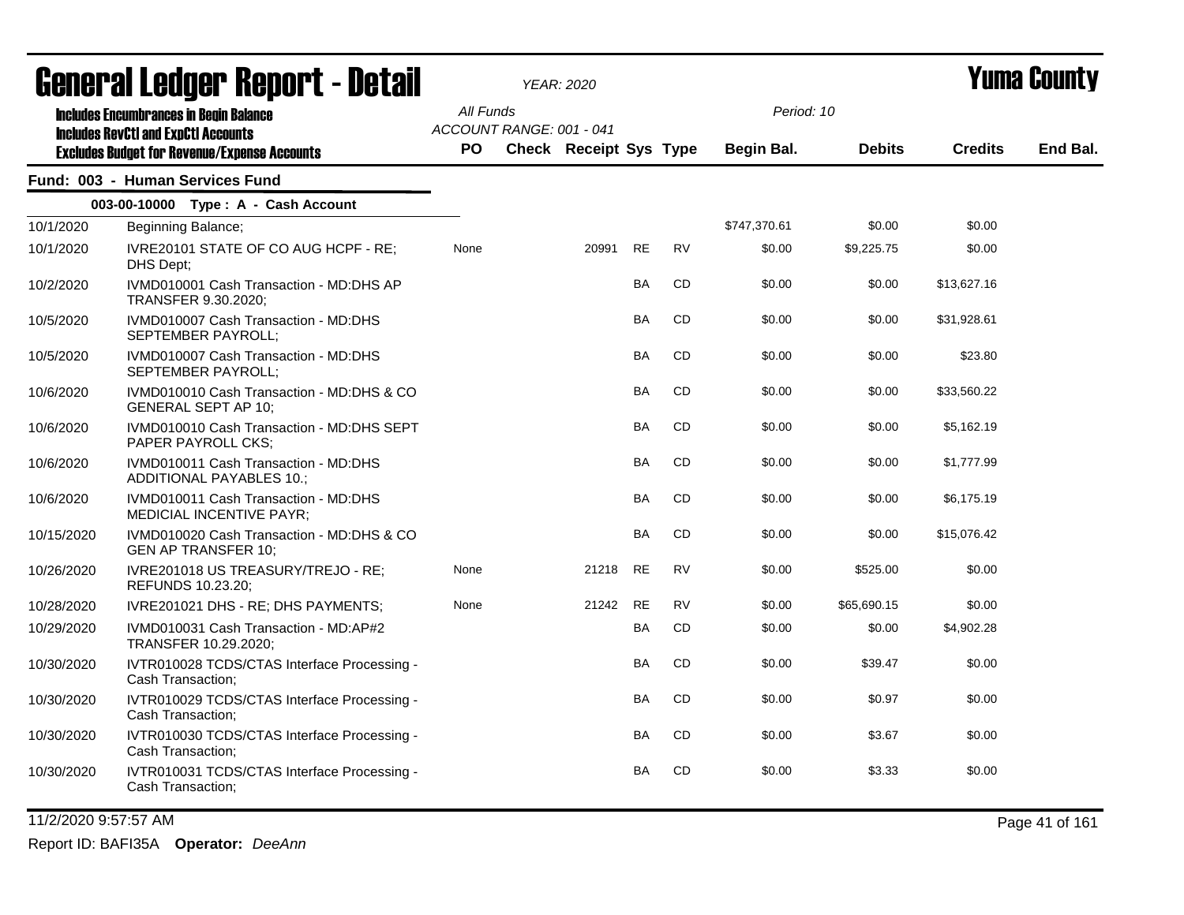# General Ledger Report - Detail

*YEAR: 2020*

# Yuma County

**Includes Encumbrances in Begin Balance**
**Includes RevCtl and ExpCtl Accounts**
**Excludes Budget for Revenue/Expense Accounts**

All Funds
ACCOUNT RANGE: 001 - 041

Period: 10

## Fund: 003 - Human Services Fund

### 003-00-10000 Type : A - Cash Account

| Date | Description | PO | Check | Receipt | Sys | Type | Begin Bal. | Debits | Credits | End Bal. |
|---|---|---|---|---|---|---|---|---|---|---|
| 10/1/2020 | Beginning Balance; | | | | | | $747,370.61 | $0.00 | $0.00 | |
| 10/1/2020 | IVRE20101 STATE OF CO AUG HCPF - RE; DHS Dept; | None | | 20991 | RE | RV | $0.00 | $9,225.75 | $0.00 | |
| 10/2/2020 | IVMD010001 Cash Transaction - MD:DHS AP TRANSFER 9.30.2020; | | | | BA | CD | $0.00 | $0.00 | $13,627.16 | |
| 10/5/2020 | IVMD010007 Cash Transaction - MD:DHS SEPTEMBER PAYROLL; | | | | BA | CD | $0.00 | $0.00 | $31,928.61 | |
| 10/5/2020 | IVMD010007 Cash Transaction - MD:DHS SEPTEMBER PAYROLL; | | | | BA | CD | $0.00 | $0.00 | $23.80 | |
| 10/6/2020 | IVMD010010 Cash Transaction - MD:DHS & CO GENERAL SEPT AP 10; | | | | BA | CD | $0.00 | $0.00 | $33,560.22 | |
| 10/6/2020 | IVMD010010 Cash Transaction - MD:DHS SEPT PAPER PAYROLL CKS; | | | | BA | CD | $0.00 | $0.00 | $5,162.19 | |
| 10/6/2020 | IVMD010011 Cash Transaction - MD:DHS ADDITIONAL PAYABLES 10.; | | | | BA | CD | $0.00 | $0.00 | $1,777.99 | |
| 10/6/2020 | IVMD010011 Cash Transaction - MD:DHS MEDICIAL INCENTIVE PAYR; | | | | BA | CD | $0.00 | $0.00 | $6,175.19 | |
| 10/15/2020 | IVMD010020 Cash Transaction - MD:DHS & CO GEN AP TRANSFER 10; | | | | BA | CD | $0.00 | $0.00 | $15,076.42 | |
| 10/26/2020 | IVRE201018 US TREASURY/TREJO - RE; REFUNDS 10.23.20; | None | | 21218 | RE | RV | $0.00 | $525.00 | $0.00 | |
| 10/28/2020 | IVRE201021 DHS - RE; DHS PAYMENTS; | None | | 21242 | RE | RV | $0.00 | $65,690.15 | $0.00 | |
| 10/29/2020 | IVMD010031 Cash Transaction - MD:AP#2 TRANSFER 10.29.2020; | | | | BA | CD | $0.00 | $0.00 | $4,902.28 | |
| 10/30/2020 | IVTR010028 TCDS/CTAS Interface Processing - Cash Transaction; | | | | BA | CD | $0.00 | $39.47 | $0.00 | |
| 10/30/2020 | IVTR010029 TCDS/CTAS Interface Processing - Cash Transaction; | | | | BA | CD | $0.00 | $0.97 | $0.00 | |
| 10/30/2020 | IVTR010030 TCDS/CTAS Interface Processing - Cash Transaction; | | | | BA | CD | $0.00 | $3.67 | $0.00 | |
| 10/30/2020 | IVTR010031 TCDS/CTAS Interface Processing - Cash Transaction; | | | | BA | CD | $0.00 | $3.33 | $0.00 | |

11/2/2020 9:57:57 AM

Report ID: BAFI35A **Operator:** *DeeAnn*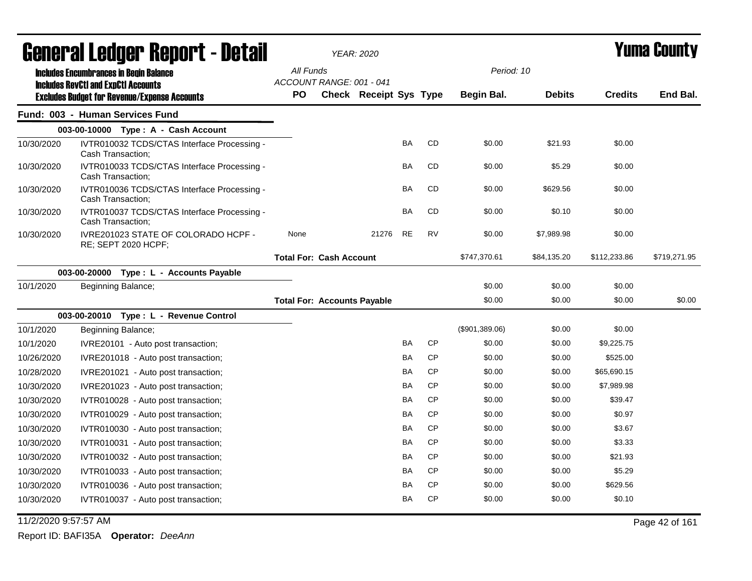# General Ledger Report - Detail

*YEAR: 2020*

# Yuma County

**Includes Encumbrances in Begin Balance**
**Includes RevCtl and ExpCtl Accounts**
**Excludes Budget for Revenue/Expense Accounts**

*All Funds*
*ACCOUNT RANGE: 001 - 041*
*Period: 10*

| | | PO | Check | Receipt | Sys | Type | Begin Bal. | Debits | Credits | End Bal. |
|---|---|---|---|---|---|---|---|---|---|---|
| **Fund: 003 - Human Services Fund** | | | | | | | | | | |
| **003-00-10000 Type : A - Cash Account** | | | | | | | | | | |
| 10/30/2020 | IVTR010032 TCDS/CTAS Interface Processing - Cash Transaction; | | | | BA | CD | $0.00 | $21.93 | $0.00 | |
| 10/30/2020 | IVTR010033 TCDS/CTAS Interface Processing - Cash Transaction; | | | | BA | CD | $0.00 | $5.29 | $0.00 | |
| 10/30/2020 | IVTR010036 TCDS/CTAS Interface Processing - Cash Transaction; | | | | BA | CD | $0.00 | $629.56 | $0.00 | |
| 10/30/2020 | IVTR010037 TCDS/CTAS Interface Processing - Cash Transaction; | | | | BA | CD | $0.00 | $0.10 | $0.00 | |
| 10/30/2020 | IVRE201023 STATE OF COLORADO HCPF - RE; SEPT 2020 HCPF; | None | | 21276 | RE | RV | $0.00 | $7,989.98 | $0.00 | |
| | | **Total For: Cash Account** | | | | | $747,370.61 | $84,135.20 | $112,233.86 | $719,271.95 |
| **003-00-20000 Type : L - Accounts Payable** | | | | | | | | | | |
| 10/1/2020 | Beginning Balance; | | | | | | $0.00 | $0.00 | $0.00 | |
| | | **Total For: Accounts Payable** | | | | | $0.00 | $0.00 | $0.00 | $0.00 |
| **003-00-20010 Type : L - Revenue Control** | | | | | | | | | | |
| 10/1/2020 | Beginning Balance; | | | | | | ($901,389.06) | $0.00 | $0.00 | |
| 10/1/2020 | IVRE20101 - Auto post transaction; | | | | BA | CP | $0.00 | $0.00 | $9,225.75 | |
| 10/26/2020 | IVRE201018 - Auto post transaction; | | | | BA | CP | $0.00 | $0.00 | $525.00 | |
| 10/28/2020 | IVRE201021 - Auto post transaction; | | | | BA | CP | $0.00 | $0.00 | $65,690.15 | |
| 10/30/2020 | IVRE201023 - Auto post transaction; | | | | BA | CP | $0.00 | $0.00 | $7,989.98 | |
| 10/30/2020 | IVTR010028 - Auto post transaction; | | | | BA | CP | $0.00 | $0.00 | $39.47 | |
| 10/30/2020 | IVTR010029 - Auto post transaction; | | | | BA | CP | $0.00 | $0.00 | $0.97 | |
| 10/30/2020 | IVTR010030 - Auto post transaction; | | | | BA | CP | $0.00 | $0.00 | $3.67 | |
| 10/30/2020 | IVTR010031 - Auto post transaction; | | | | BA | CP | $0.00 | $0.00 | $3.33 | |
| 10/30/2020 | IVTR010032 - Auto post transaction; | | | | BA | CP | $0.00 | $0.00 | $21.93 | |
| 10/30/2020 | IVTR010033 - Auto post transaction; | | | | BA | CP | $0.00 | $0.00 | $5.29 | |
| 10/30/2020 | IVTR010036 - Auto post transaction; | | | | BA | CP | $0.00 | $0.00 | $629.56 | |
| 10/30/2020 | IVTR010037 - Auto post transaction; | | | | BA | CP | $0.00 | $0.00 | $0.10 | |

11/2/2020 9:57:57 AM

Report ID: BAFI35A **Operator:** *DeeAnn*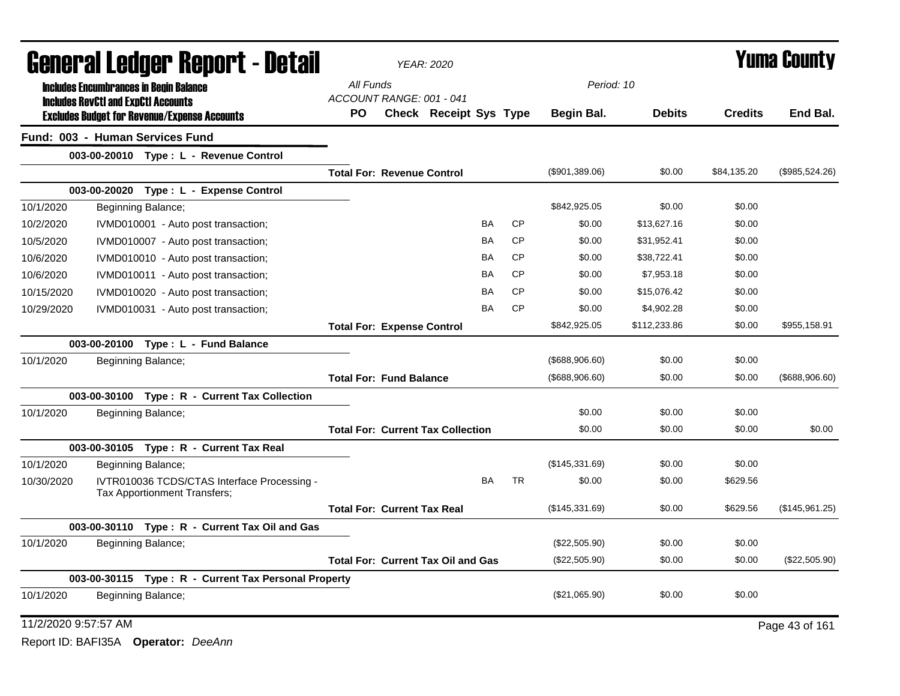# General Ledger Report - Detail

*YEAR: 2020*

# Yuma County

**Includes Encumbrances in Begin Balance**
**Includes RevCtl and ExpCtl Accounts**
**Excludes Budget for Revenue/Expense Accounts**

All Funds
ACCOUNT RANGE: 001 - 041

Period: 10

## Fund: 003 - Human Services Fund

| Date | Description | PO | Check | Receipt | Sys | Type | Begin Bal. | Debits | Credits | End Bal. |
|---|---|---|---|---|---|---|---|---|---|---|
| | **003-00-20010 Type : L - Revenue Control** | | | | | | | | | |
| | **Total For: Revenue Control** | | | | | | ($901,389.06) | $0.00 | $84,135.20 | ($985,524.26) |
| | **003-00-20020 Type : L - Expense Control** | | | | | | | | | |
| 10/1/2020 | Beginning Balance; | | | | | | $842,925.05 | $0.00 | $0.00 | |
| 10/2/2020 | IVMD010001 - Auto post transaction; | | | | BA | CP | $0.00 | $13,627.16 | $0.00 | |
| 10/5/2020 | IVMD010007 - Auto post transaction; | | | | BA | CP | $0.00 | $31,952.41 | $0.00 | |
| 10/6/2020 | IVMD010010 - Auto post transaction; | | | | BA | CP | $0.00 | $38,722.41 | $0.00 | |
| 10/6/2020 | IVMD010011 - Auto post transaction; | | | | BA | CP | $0.00 | $7,953.18 | $0.00 | |
| 10/15/2020 | IVMD010020 - Auto post transaction; | | | | BA | CP | $0.00 | $15,076.42 | $0.00 | |
| 10/29/2020 | IVMD010031 - Auto post transaction; | | | | BA | CP | $0.00 | $4,902.28 | $0.00 | |
| | **Total For: Expense Control** | | | | | | $842,925.05 | $112,233.86 | $0.00 | $955,158.91 |
| | **003-00-20100 Type : L - Fund Balance** | | | | | | | | | |
| 10/1/2020 | Beginning Balance; | | | | | | ($688,906.60) | $0.00 | $0.00 | |
| | **Total For: Fund Balance** | | | | | | ($688,906.60) | $0.00 | $0.00 | ($688,906.60) |
| | **003-00-30100 Type : R - Current Tax Collection** | | | | | | | | | |
| 10/1/2020 | Beginning Balance; | | | | | | $0.00 | $0.00 | $0.00 | |
| | **Total For: Current Tax Collection** | | | | | | $0.00 | $0.00 | $0.00 | $0.00 |
| | **003-00-30105 Type : R - Current Tax Real** | | | | | | | | | |
| 10/1/2020 | Beginning Balance; | | | | | | ($145,331.69) | $0.00 | $0.00 | |
| 10/30/2020 | IVTR010036 TCDS/CTAS Interface Processing - Tax Apportionment Transfers; | | | | BA | TR | $0.00 | $0.00 | $629.56 | |
| | **Total For: Current Tax Real** | | | | | | ($145,331.69) | $0.00 | $629.56 | ($145,961.25) |
| | **003-00-30110 Type : R - Current Tax Oil and Gas** | | | | | | | | | |
| 10/1/2020 | Beginning Balance; | | | | | | ($22,505.90) | $0.00 | $0.00 | |
| | **Total For: Current Tax Oil and Gas** | | | | | | ($22,505.90) | $0.00 | $0.00 | ($22,505.90) |
| | **003-00-30115 Type : R - Current Tax Personal Property** | | | | | | | | | |
| 10/1/2020 | Beginning Balance; | | | | | | ($21,065.90) | $0.00 | $0.00 | |

11/2/2020 9:57:57 AM

Report ID: BAFI35A **Operator:** *DeeAnn*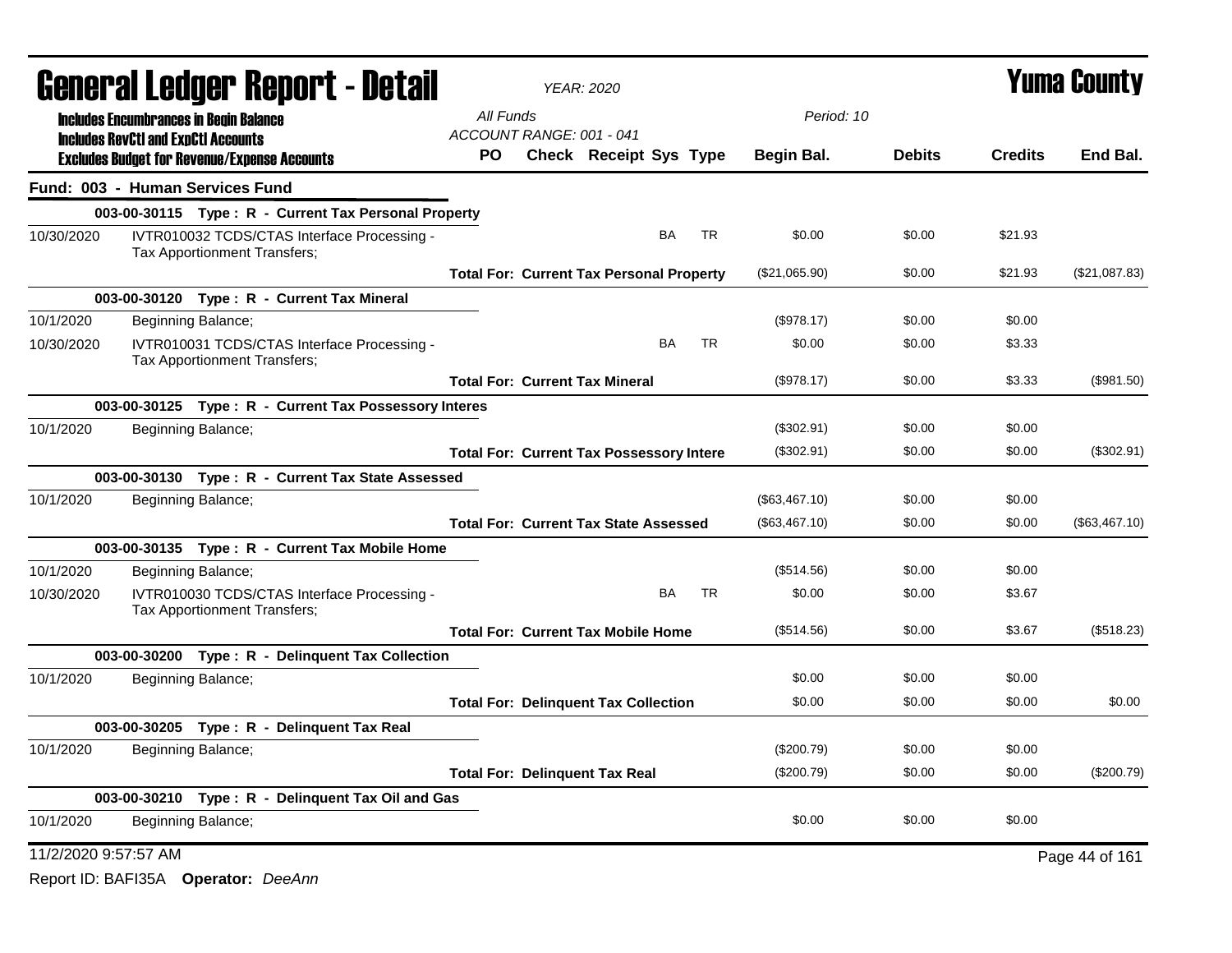# General Ledger Report - Detail

*YEAR: 2020*

# Yuma County

**Includes Encumbrances in Begin Balance**
**Includes RevCtl and ExpCtl Accounts**
**Excludes Budget for Revenue/Expense Accounts**

*All Funds*
*ACCOUNT RANGE: 001 - 041*
*Period: 10*

| | | PO | Check | Receipt | Sys | Type | Begin Bal. | Debits | Credits | End Bal. |
|---|---|---|---|---|---|---|---|---|---|---|
| **Fund: 003 - Human Services Fund** | | | | | | | | | | |
| | **003-00-30115 Type : R - Current Tax Personal Property** | | | | | | | | | |
| 10/30/2020 | IVTR010032 TCDS/CTAS Interface Processing - Tax Apportionment Transfers; | | | | BA | TR | $0.00 | $0.00 | $21.93 | |
| | **Total For: Current Tax Personal Property** | | | | | | ($21,065.90) | $0.00 | $21.93 | ($21,087.83) |
| | **003-00-30120 Type : R - Current Tax Mineral** | | | | | | | | | |
| 10/1/2020 | Beginning Balance; | | | | | | ($978.17) | $0.00 | $0.00 | |
| 10/30/2020 | IVTR010031 TCDS/CTAS Interface Processing - Tax Apportionment Transfers; | | | | BA | TR | $0.00 | $0.00 | $3.33 | |
| | **Total For: Current Tax Mineral** | | | | | | ($978.17) | $0.00 | $3.33 | ($981.50) |
| | **003-00-30125 Type : R - Current Tax Possessory Interes** | | | | | | | | | |
| 10/1/2020 | Beginning Balance; | | | | | | ($302.91) | $0.00 | $0.00 | |
| | **Total For: Current Tax Possessory Intere** | | | | | | ($302.91) | $0.00 | $0.00 | ($302.91) |
| | **003-00-30130 Type : R - Current Tax State Assessed** | | | | | | | | | |
| 10/1/2020 | Beginning Balance; | | | | | | ($63,467.10) | $0.00 | $0.00 | |
| | **Total For: Current Tax State Assessed** | | | | | | ($63,467.10) | $0.00 | $0.00 | ($63,467.10) |
| | **003-00-30135 Type : R - Current Tax Mobile Home** | | | | | | | | | |
| 10/1/2020 | Beginning Balance; | | | | | | ($514.56) | $0.00 | $0.00 | |
| 10/30/2020 | IVTR010030 TCDS/CTAS Interface Processing - Tax Apportionment Transfers; | | | | BA | TR | $0.00 | $0.00 | $3.67 | |
| | **Total For: Current Tax Mobile Home** | | | | | | ($514.56) | $0.00 | $3.67 | ($518.23) |
| | **003-00-30200 Type : R - Delinquent Tax Collection** | | | | | | | | | |
| 10/1/2020 | Beginning Balance; | | | | | | $0.00 | $0.00 | $0.00 | |
| | **Total For: Delinquent Tax Collection** | | | | | | $0.00 | $0.00 | $0.00 | $0.00 |
| | **003-00-30205 Type : R - Delinquent Tax Real** | | | | | | | | | |
| 10/1/2020 | Beginning Balance; | | | | | | ($200.79) | $0.00 | $0.00 | |
| | **Total For: Delinquent Tax Real** | | | | | | ($200.79) | $0.00 | $0.00 | ($200.79) |
| | **003-00-30210 Type : R - Delinquent Tax Oil and Gas** | | | | | | | | | |
| 10/1/2020 | Beginning Balance; | | | | | | $0.00 | $0.00 | $0.00 | |

11/2/2020 9:57:57 AM

Report ID: BAFI35A **Operator:** *DeeAnn*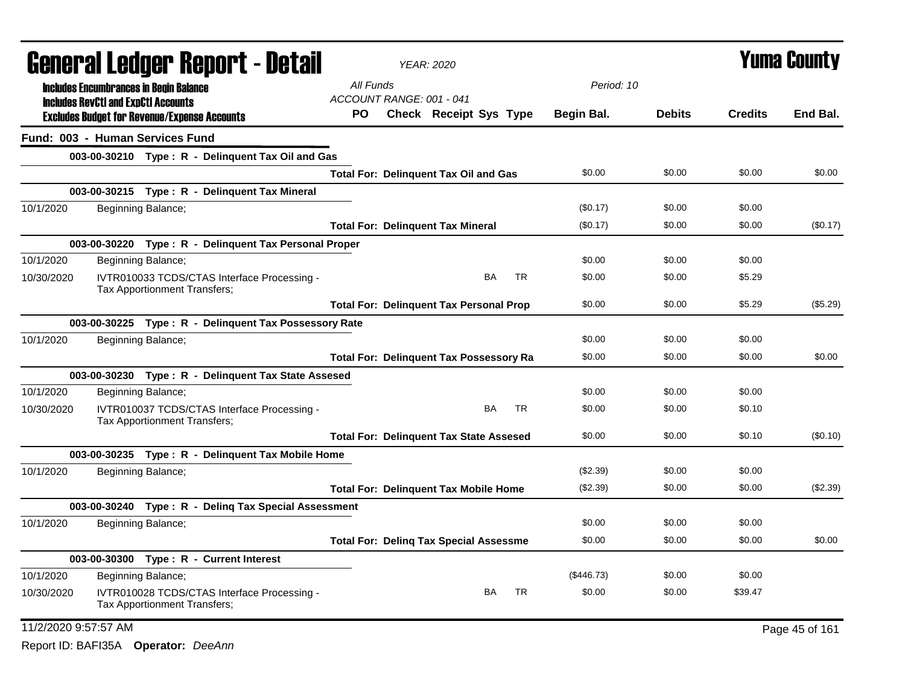# General Ledger Report - Detail

*YEAR: 2020*

# Yuma County

**Includes Encumbrances in Begin Balance**
**Includes RevCtl and ExpCtl Accounts**
**Excludes Budget for Revenue/Expense Accounts**

*All Funds*
*ACCOUNT RANGE: 001 - 041*
*Period: 10*

## Fund: 003 - Human Services Fund

| Date | Description | PO | Check | Receipt | Sys | Type | Begin Bal. | Debits | Credits | End Bal. |
|---|---|---|---|---|---|---|---|---|---|---|
| **003-00-30210 Type : R - Delinquent Tax Oil and Gas** | | | | | | | | | | |
| | **Total For: Delinquent Tax Oil and Gas** | | | | | | $0.00 | $0.00 | $0.00 | $0.00 |
| **003-00-30215 Type : R - Delinquent Tax Mineral** | | | | | | | | | | |
| 10/1/2020 | Beginning Balance; | | | | | | ($0.17) | $0.00 | $0.00 | |
| | **Total For: Delinquent Tax Mineral** | | | | | | ($0.17) | $0.00 | $0.00 | ($0.17) |
| **003-00-30220 Type : R - Delinquent Tax Personal Proper** | | | | | | | | | | |
| 10/1/2020 | Beginning Balance; | | | | | | $0.00 | $0.00 | $0.00 | |
| 10/30/2020 | IVTR010033 TCDS/CTAS Interface Processing - Tax Apportionment Transfers; | | | | BA | TR | $0.00 | $0.00 | $5.29 | |
| | **Total For: Delinquent Tax Personal Prop** | | | | | | $0.00 | $0.00 | $5.29 | ($5.29) |
| **003-00-30225 Type : R - Delinquent Tax Possessory Rate** | | | | | | | | | | |
| 10/1/2020 | Beginning Balance; | | | | | | $0.00 | $0.00 | $0.00 | |
| | **Total For: Delinquent Tax Possessory Ra** | | | | | | $0.00 | $0.00 | $0.00 | $0.00 |
| **003-00-30230 Type : R - Delinquent Tax State Assesed** | | | | | | | | | | |
| 10/1/2020 | Beginning Balance; | | | | | | $0.00 | $0.00 | $0.00 | |
| 10/30/2020 | IVTR010037 TCDS/CTAS Interface Processing - Tax Apportionment Transfers; | | | | BA | TR | $0.00 | $0.00 | $0.10 | |
| | **Total For: Delinquent Tax State Assesed** | | | | | | $0.00 | $0.00 | $0.10 | ($0.10) |
| **003-00-30235 Type : R - Delinquent Tax Mobile Home** | | | | | | | | | | |
| 10/1/2020 | Beginning Balance; | | | | | | ($2.39) | $0.00 | $0.00 | |
| | **Total For: Delinquent Tax Mobile Home** | | | | | | ($2.39) | $0.00 | $0.00 | ($2.39) |
| **003-00-30240 Type : R - Delinq Tax Special Assessment** | | | | | | | | | | |
| 10/1/2020 | Beginning Balance; | | | | | | $0.00 | $0.00 | $0.00 | |
| | **Total For: Delinq Tax Special Assessme** | | | | | | $0.00 | $0.00 | $0.00 | $0.00 |
| **003-00-30300 Type : R - Current Interest** | | | | | | | | | | |
| 10/1/2020 | Beginning Balance; | | | | | | ($446.73) | $0.00 | $0.00 | |
| 10/30/2020 | IVTR010028 TCDS/CTAS Interface Processing - Tax Apportionment Transfers; | | | | BA | TR | $0.00 | $0.00 | $39.47 | |

11/2/2020 9:57:57 AM

Report ID: BAFI35A **Operator:** *DeeAnn*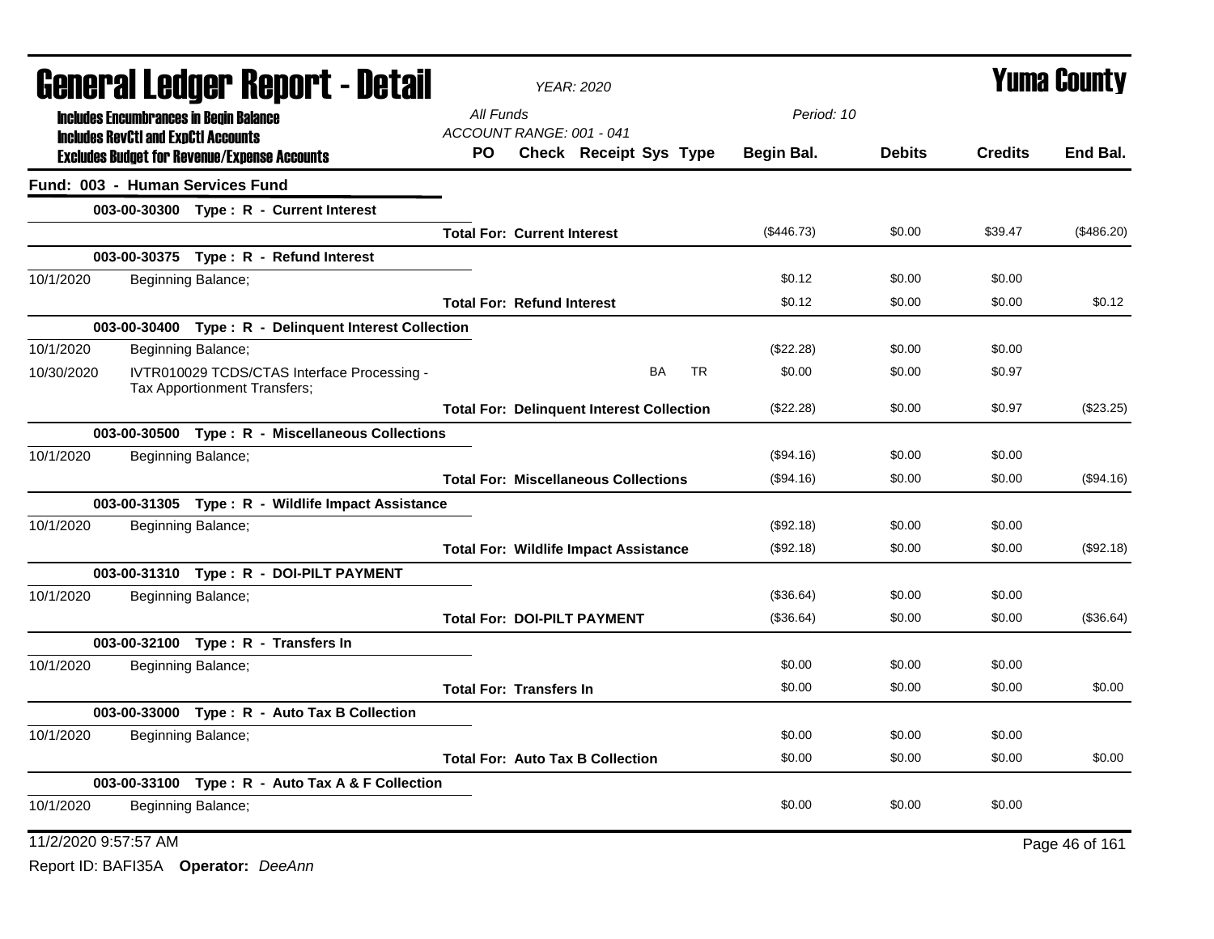# General Ledger Report - Detail

*YEAR: 2020*

# Yuma County

**Includes Encumbrances in Begin Balance**
**Includes RevCtl and ExpCtl Accounts**
**Excludes Budget for Revenue/Expense Accounts**

*All Funds*
*ACCOUNT RANGE: 001 - 041*
*Period: 10*

| | | PO | Check | Receipt | Sys | Type | Begin Bal. | Debits | Credits | End Bal. |
|---|---|---|---|---|---|---|---|---|---|---|
| **Fund: 003 - Human Services Fund** | | | | | | | | | | |
| | **003-00-30300 Type : R - Current Interest** | | | | | | | | | |
| | **Total For: Current Interest** | | | | | | ($446.73) | $0.00 | $39.47 | ($486.20) |
| | **003-00-30375 Type : R - Refund Interest** | | | | | | | | | |
| 10/1/2020 | Beginning Balance; | | | | | | $0.12 | $0.00 | $0.00 | |
| | **Total For: Refund Interest** | | | | | | $0.12 | $0.00 | $0.00 | $0.12 |
| | **003-00-30400 Type : R - Delinquent Interest Collection** | | | | | | | | | |
| 10/1/2020 | Beginning Balance; | | | | | | ($22.28) | $0.00 | $0.00 | |
| 10/30/2020 | IVTR010029 TCDS/CTAS Interface Processing - Tax Apportionment Transfers; | | | | BA | TR | $0.00 | $0.00 | $0.97 | |
| | **Total For: Delinquent Interest Collection** | | | | | | ($22.28) | $0.00 | $0.97 | ($23.25) |
| | **003-00-30500 Type : R - Miscellaneous Collections** | | | | | | | | | |
| 10/1/2020 | Beginning Balance; | | | | | | ($94.16) | $0.00 | $0.00 | |
| | **Total For: Miscellaneous Collections** | | | | | | ($94.16) | $0.00 | $0.00 | ($94.16) |
| | **003-00-31305 Type : R - Wildlife Impact Assistance** | | | | | | | | | |
| 10/1/2020 | Beginning Balance; | | | | | | ($92.18) | $0.00 | $0.00 | |
| | **Total For: Wildlife Impact Assistance** | | | | | | ($92.18) | $0.00 | $0.00 | ($92.18) |
| | **003-00-31310 Type : R - DOI-PILT PAYMENT** | | | | | | | | | |
| 10/1/2020 | Beginning Balance; | | | | | | ($36.64) | $0.00 | $0.00 | |
| | **Total For: DOI-PILT PAYMENT** | | | | | | ($36.64) | $0.00 | $0.00 | ($36.64) |
| | **003-00-32100 Type : R - Transfers In** | | | | | | | | | |
| 10/1/2020 | Beginning Balance; | | | | | | $0.00 | $0.00 | $0.00 | |
| | **Total For: Transfers In** | | | | | | $0.00 | $0.00 | $0.00 | $0.00 |
| | **003-00-33000 Type : R - Auto Tax B Collection** | | | | | | | | | |
| 10/1/2020 | Beginning Balance; | | | | | | $0.00 | $0.00 | $0.00 | |
| | **Total For: Auto Tax B Collection** | | | | | | $0.00 | $0.00 | $0.00 | $0.00 |
| | **003-00-33100 Type : R - Auto Tax A & F Collection** | | | | | | | | | |
| 10/1/2020 | Beginning Balance; | | | | | | $0.00 | $0.00 | $0.00 | |

11/2/2020 9:57:57 AM

Report ID: BAFI35A **Operator:** *DeeAnn*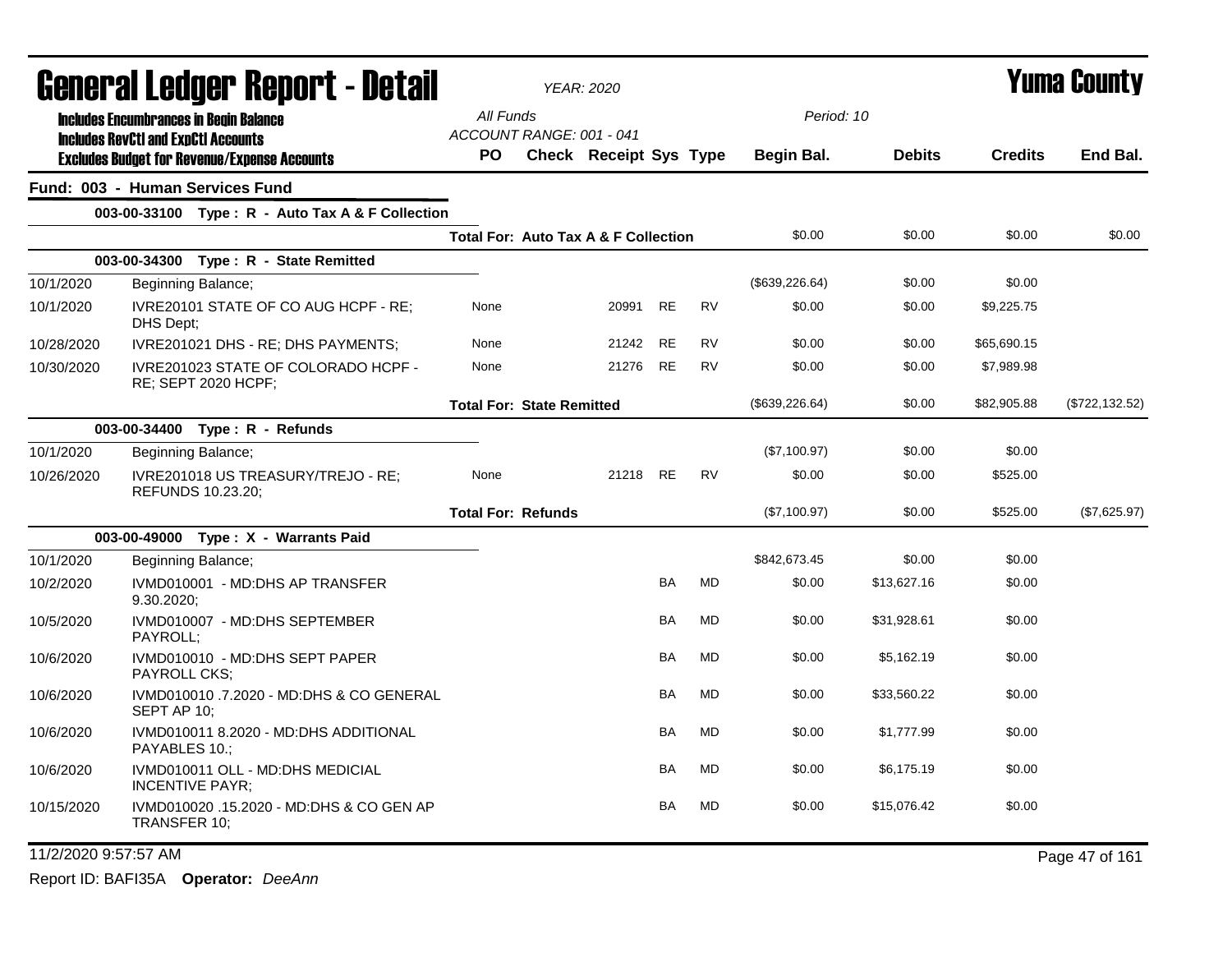# General Ledger Report - Detail

*YEAR: 2020*

# Yuma County

**Includes Encumbrances in Begin Balance**
**Includes RevCtl and ExpCtl Accounts**
**Excludes Budget for Revenue/Expense Accounts**

*All Funds*
*ACCOUNT RANGE: 001 - 041*
*Period: 10*

| | | PO | Check | Receipt | Sys | Type | Begin Bal. | Debits | Credits | End Bal. |
|---|---|---|---|---|---|---|---|---|---|---|
| **Fund: 003 - Human Services Fund** | | | | | | | | | | |
| | **003-00-33100 Type : R - Auto Tax A & F Collection** | | | | | | | | | |
| | | **Total For: Auto Tax A & F Collection** | | | | | $0.00 | $0.00 | $0.00 | $0.00 |
| | **003-00-34300 Type : R - State Remitted** | | | | | | | | | |
| 10/1/2020 | Beginning Balance; | | | | | | ($639,226.64) | $0.00 | $0.00 | |
| 10/1/2020 | IVRE20101 STATE OF CO AUG HCPF - RE; DHS Dept; | None | | 20991 | RE | RV | $0.00 | $0.00 | $9,225.75 | |
| 10/28/2020 | IVRE201021 DHS - RE; DHS PAYMENTS; | None | | 21242 | RE | RV | $0.00 | $0.00 | $65,690.15 | |
| 10/30/2020 | IVRE201023 STATE OF COLORADO HCPF - RE; SEPT 2020 HCPF; | None | | 21276 | RE | RV | $0.00 | $0.00 | $7,989.98 | |
| | | **Total For: State Remitted** | | | | | ($639,226.64) | $0.00 | $82,905.88 | ($722,132.52) |
| | **003-00-34400 Type : R - Refunds** | | | | | | | | | |
| 10/1/2020 | Beginning Balance; | | | | | | ($7,100.97) | $0.00 | $0.00 | |
| 10/26/2020 | IVRE201018 US TREASURY/TREJO - RE; REFUNDS 10.23.20; | None | | 21218 | RE | RV | $0.00 | $0.00 | $525.00 | |
| | | **Total For: Refunds** | | | | | ($7,100.97) | $0.00 | $525.00 | ($7,625.97) |
| | **003-00-49000 Type : X - Warrants Paid** | | | | | | | | | |
| 10/1/2020 | Beginning Balance; | | | | | | $842,673.45 | $0.00 | $0.00 | |
| 10/2/2020 | IVMD010001 - MD:DHS AP TRANSFER 9.30.2020; | | | | BA | MD | $0.00 | $13,627.16 | $0.00 | |
| 10/5/2020 | IVMD010007 - MD:DHS SEPTEMBER PAYROLL; | | | | BA | MD | $0.00 | $31,928.61 | $0.00 | |
| 10/6/2020 | IVMD010010 - MD:DHS SEPT PAPER PAYROLL CKS; | | | | BA | MD | $0.00 | $5,162.19 | $0.00 | |
| 10/6/2020 | IVMD010010 .7.2020 - MD:DHS & CO GENERAL SEPT AP 10; | | | | BA | MD | $0.00 | $33,560.22 | $0.00 | |
| 10/6/2020 | IVMD010011 8.2020 - MD:DHS ADDITIONAL PAYABLES 10.; | | | | BA | MD | $0.00 | $1,777.99 | $0.00 | |
| 10/6/2020 | IVMD010011 OLL - MD:DHS MEDICIAL INCENTIVE PAYR; | | | | BA | MD | $0.00 | $6,175.19 | $0.00 | |
| 10/15/2020 | IVMD010020 .15.2020 - MD:DHS & CO GEN AP TRANSFER 10; | | | | BA | MD | $0.00 | $15,076.42 | $0.00 | |

11/2/2020 9:57:57 AM

Report ID: BAFI35A **Operator:** *DeeAnn*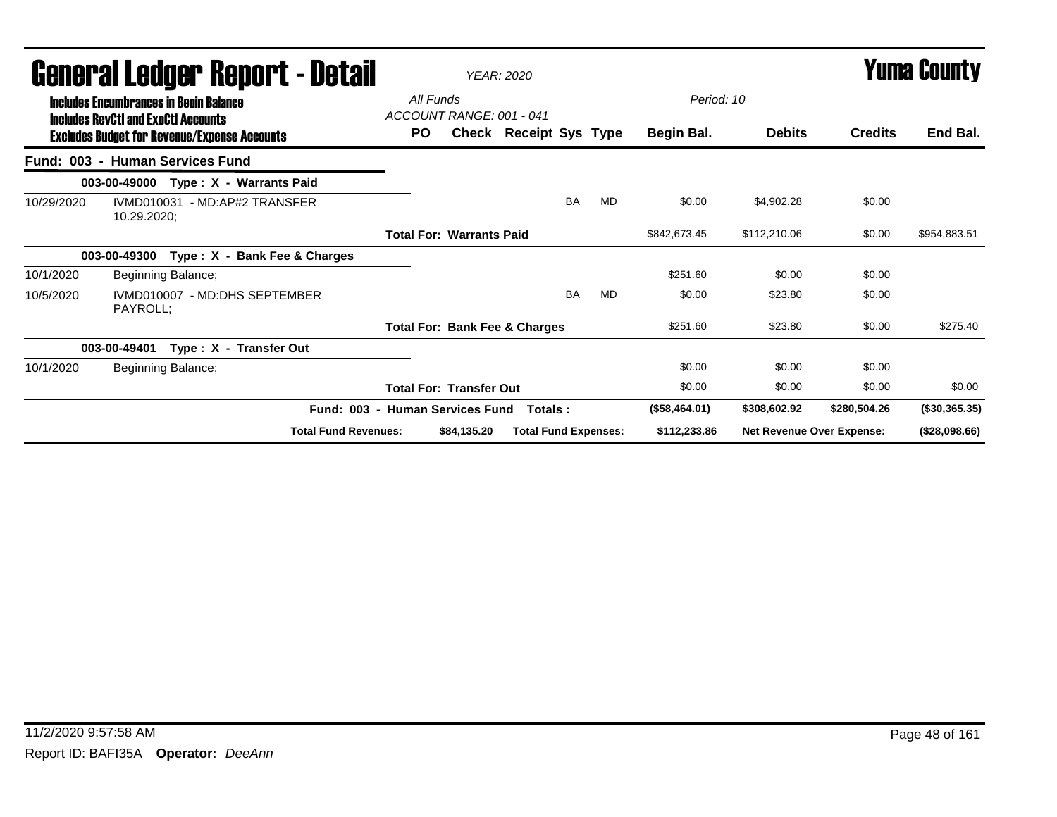# General Ledger Report - Detail

*YEAR: 2020*

# Yuma County

**Includes Encumbrances in Begin Balance**
**Includes RevCtl and ExpCtl Accounts**
**Excludes Budget for Revenue/Expense Accounts**

*All Funds*
*ACCOUNT RANGE: 001 - 041*
*Period: 10*

| | | PO | Check | Receipt | Sys | Type | Begin Bal. | Debits | Credits | End Bal. |
|---|---|---|---|---|---|---|---|---|---|---|
| **Fund: 003 - Human Services Fund** | | | | | | | | | | |
| | **003-00-49000 Type : X - Warrants Paid** | | | | | | | | | |
| 10/29/2020 | IVMD010031 - MD:AP#2 TRANSFER 10.29.2020; | | | | BA | MD | $0.00 | $4,902.28 | $0.00 | |
| | | **Total For: Warrants Paid** | | | | | $842,673.45 | $112,210.06 | $0.00 | $954,883.51 |
| | **003-00-49300 Type : X - Bank Fee & Charges** | | | | | | | | | |
| 10/1/2020 | Beginning Balance; | | | | | | $251.60 | $0.00 | $0.00 | |
| 10/5/2020 | IVMD010007 - MD:DHS SEPTEMBER PAYROLL; | | | | BA | MD | $0.00 | $23.80 | $0.00 | |
| | | **Total For: Bank Fee & Charges** | | | | | $251.60 | $23.80 | $0.00 | $275.40 |
| | **003-00-49401 Type : X - Transfer Out** | | | | | | | | | |
| 10/1/2020 | Beginning Balance; | | | | | | $0.00 | $0.00 | $0.00 | |
| | | **Total For: Transfer Out** | | | | | $0.00 | $0.00 | $0.00 | $0.00 |
| | **Fund: 003 - Human Services Fund** | | | **Totals :** | | | **($58,464.01)** | **$308,602.92** | **$280,504.26** | **($30,365.35)** |
| | **Total Fund Revenues:** | | **$84,135.20** | **Total Fund Expenses:** | | | **$112,233.86** | **Net Revenue Over Expense:** | | **($28,098.66)** |

11/2/2020 9:57:58 AM

Report ID: BAFI35A **Operator:** *DeeAnn*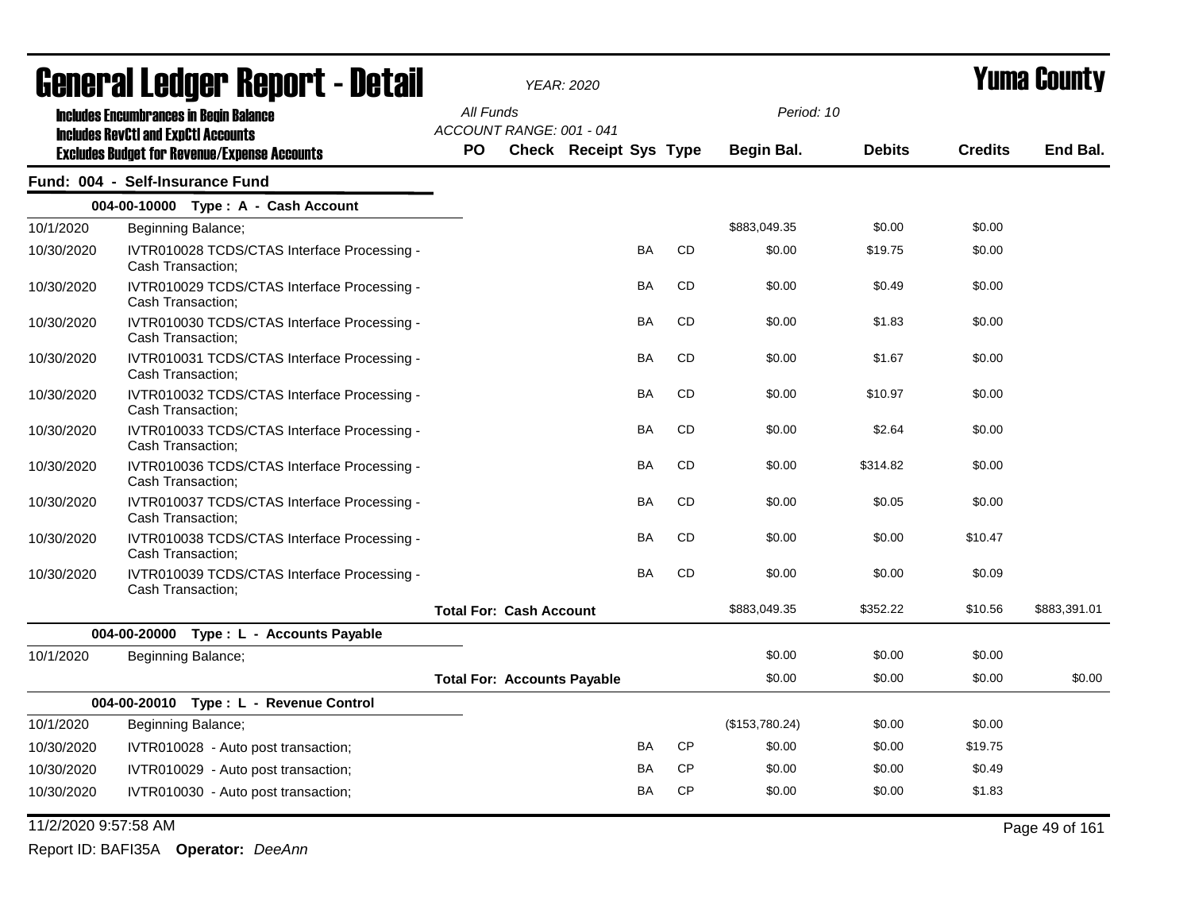# General Ledger Report - Detail

*YEAR: 2020*

# Yuma County

**Includes Encumbrances in Begin Balance**
**Includes RevCtl and ExpCtl Accounts**
**Excludes Budget for Revenue/Expense Accounts**

All Funds
ACCOUNT RANGE: 001 - 041

Period: 10

## Fund: 004 - Self-Insurance Fund

| Date | Description | PO | Check | Receipt | Sys | Type | Begin Bal. | Debits | Credits | End Bal. |
|---|---|---|---|---|---|---|---|---|---|---|
| | **004-00-10000 Type : A - Cash Account** | | | | | | | | | |
| 10/1/2020 | Beginning Balance; | | | | | | $883,049.35 | $0.00 | $0.00 | |
| 10/30/2020 | IVTR010028 TCDS/CTAS Interface Processing - Cash Transaction; | | | | BA | CD | $0.00 | $19.75 | $0.00 | |
| 10/30/2020 | IVTR010029 TCDS/CTAS Interface Processing - Cash Transaction; | | | | BA | CD | $0.00 | $0.49 | $0.00 | |
| 10/30/2020 | IVTR010030 TCDS/CTAS Interface Processing - Cash Transaction; | | | | BA | CD | $0.00 | $1.83 | $0.00 | |
| 10/30/2020 | IVTR010031 TCDS/CTAS Interface Processing - Cash Transaction; | | | | BA | CD | $0.00 | $1.67 | $0.00 | |
| 10/30/2020 | IVTR010032 TCDS/CTAS Interface Processing - Cash Transaction; | | | | BA | CD | $0.00 | $10.97 | $0.00 | |
| 10/30/2020 | IVTR010033 TCDS/CTAS Interface Processing - Cash Transaction; | | | | BA | CD | $0.00 | $2.64 | $0.00 | |
| 10/30/2020 | IVTR010036 TCDS/CTAS Interface Processing - Cash Transaction; | | | | BA | CD | $0.00 | $314.82 | $0.00 | |
| 10/30/2020 | IVTR010037 TCDS/CTAS Interface Processing - Cash Transaction; | | | | BA | CD | $0.00 | $0.05 | $0.00 | |
| 10/30/2020 | IVTR010038 TCDS/CTAS Interface Processing - Cash Transaction; | | | | BA | CD | $0.00 | $0.00 | $10.47 | |
| 10/30/2020 | IVTR010039 TCDS/CTAS Interface Processing - Cash Transaction; | | | | BA | CD | $0.00 | $0.00 | $0.09 | |
| | | **Total For: Cash Account** | | | | | $883,049.35 | $352.22 | $10.56 | $883,391.01 |
| | **004-00-20000 Type : L - Accounts Payable** | | | | | | | | | |
| 10/1/2020 | Beginning Balance; | | | | | | $0.00 | $0.00 | $0.00 | |
| | | **Total For: Accounts Payable** | | | | | $0.00 | $0.00 | $0.00 | $0.00 |
| | **004-00-20010 Type : L - Revenue Control** | | | | | | | | | |
| 10/1/2020 | Beginning Balance; | | | | | | ($153,780.24) | $0.00 | $0.00 | |
| 10/30/2020 | IVTR010028 - Auto post transaction; | | | | BA | CP | $0.00 | $0.00 | $19.75 | |
| 10/30/2020 | IVTR010029 - Auto post transaction; | | | | BA | CP | $0.00 | $0.00 | $0.49 | |
| 10/30/2020 | IVTR010030 - Auto post transaction; | | | | BA | CP | $0.00 | $0.00 | $1.83 | |

11/2/2020 9:57:58 AM

Report ID: BAFI35A **Operator:** *DeeAnn*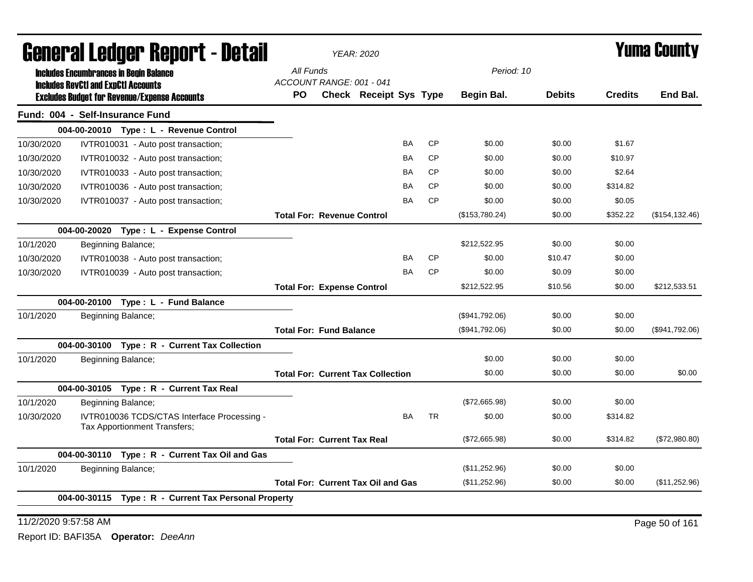# General Ledger Report - Detail

*YEAR: 2020*

**Yuma County**

**Includes Encumbrances in Begin Balance**
**Includes RevCtl and ExpCtl Accounts**
**Excludes Budget for Revenue/Expense Accounts**

All Funds
ACCOUNT RANGE: 001 - 041

Period: 10

## Fund: 004 - Self-Insurance Fund

| Date | Description | PO | Check | Receipt | Sys | Type | Begin Bal. | Debits | Credits | End Bal. |
|---|---|---|---|---|---|---|---|---|---|---|
| **004-00-20010 Type : L - Revenue Control** | | | | | | | | | | |
| 10/30/2020 | IVTR010031 - Auto post transaction; | | | | BA | CP | $0.00 | $0.00 | $1.67 | |
| 10/30/2020 | IVTR010032 - Auto post transaction; | | | | BA | CP | $0.00 | $0.00 | $10.97 | |
| 10/30/2020 | IVTR010033 - Auto post transaction; | | | | BA | CP | $0.00 | $0.00 | $2.64 | |
| 10/30/2020 | IVTR010036 - Auto post transaction; | | | | BA | CP | $0.00 | $0.00 | $314.82 | |
| 10/30/2020 | IVTR010037 - Auto post transaction; | | | | BA | CP | $0.00 | $0.00 | $0.05 | |
| | **Total For: Revenue Control** | | | | | | ($153,780.24) | $0.00 | $352.22 | ($154,132.46) |
| **004-00-20020 Type : L - Expense Control** | | | | | | | | | | |
| 10/1/2020 | Beginning Balance; | | | | | | $212,522.95 | $0.00 | $0.00 | |
| 10/30/2020 | IVTR010038 - Auto post transaction; | | | | BA | CP | $0.00 | $10.47 | $0.00 | |
| 10/30/2020 | IVTR010039 - Auto post transaction; | | | | BA | CP | $0.00 | $0.09 | $0.00 | |
| | **Total For: Expense Control** | | | | | | $212,522.95 | $10.56 | $0.00 | $212,533.51 |
| **004-00-20100 Type : L - Fund Balance** | | | | | | | | | | |
| 10/1/2020 | Beginning Balance; | | | | | | ($941,792.06) | $0.00 | $0.00 | |
| | **Total For: Fund Balance** | | | | | | ($941,792.06) | $0.00 | $0.00 | ($941,792.06) |
| **004-00-30100 Type : R - Current Tax Collection** | | | | | | | | | | |
| 10/1/2020 | Beginning Balance; | | | | | | $0.00 | $0.00 | $0.00 | |
| | **Total For: Current Tax Collection** | | | | | | $0.00 | $0.00 | $0.00 | $0.00 |
| **004-00-30105 Type : R - Current Tax Real** | | | | | | | | | | |
| 10/1/2020 | Beginning Balance; | | | | | | ($72,665.98) | $0.00 | $0.00 | |
| 10/30/2020 | IVTR010036 TCDS/CTAS Interface Processing - Tax Apportionment Transfers; | | | | BA | TR | $0.00 | $0.00 | $314.82 | |
| | **Total For: Current Tax Real** | | | | | | ($72,665.98) | $0.00 | $314.82 | ($72,980.80) |
| **004-00-30110 Type : R - Current Tax Oil and Gas** | | | | | | | | | | |
| 10/1/2020 | Beginning Balance; | | | | | | ($11,252.96) | $0.00 | $0.00 | |
| | **Total For: Current Tax Oil and Gas** | | | | | | ($11,252.96) | $0.00 | $0.00 | ($11,252.96) |
| **004-00-30115 Type : R - Current Tax Personal Property** | | | | | | | | | | |

11/2/2020 9:57:58 AM

Report ID: BAFI35A **Operator:** *DeeAnn*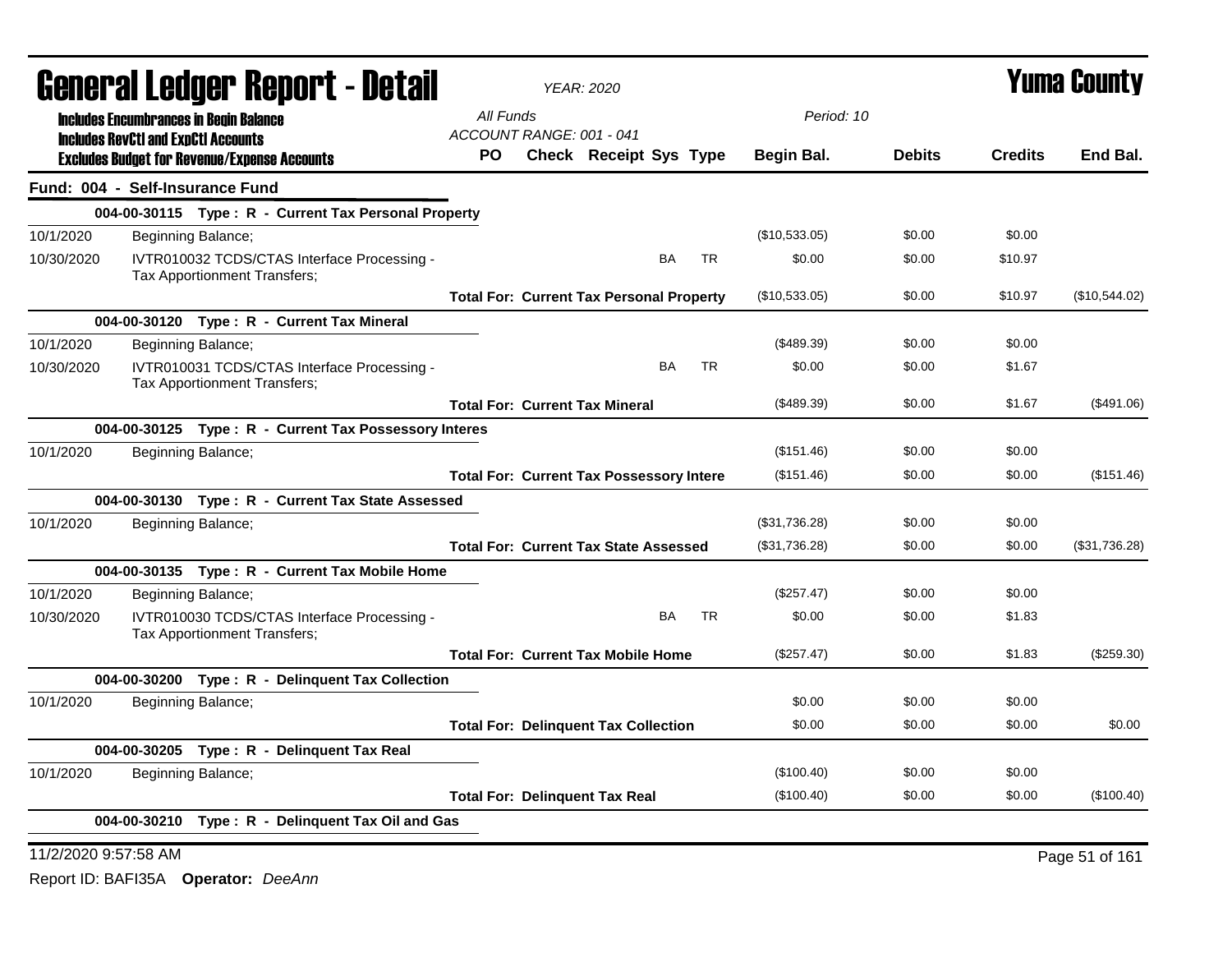# General Ledger Report - Detail

YEAR: 2020

**Yuma County**

Includes Encumbrances in Begin Balance
Includes RevCtl and ExpCtl Accounts
Excludes Budget for Revenue/Expense Accounts

All Funds
ACCOUNT RANGE: 001 - 041

Period: 10

| | | PO | Check | Receipt | Sys | Type | Begin Bal. | Debits | Credits | End Bal. |
|---|---|---|---|---|---|---|---|---|---|---|
| **Fund: 004 - Self-Insurance Fund** | | | | | | | | | | |
| | **004-00-30115 Type : R - Current Tax Personal Property** | | | | | | | | | |
| 10/1/2020 | Beginning Balance; | | | | | | ($10,533.05) | $0.00 | $0.00 | |
| 10/30/2020 | IVTR010032 TCDS/CTAS Interface Processing - Tax Apportionment Transfers; | | | | BA | TR | $0.00 | $0.00 | $10.97 | |
| | **Total For: Current Tax Personal Property** | | | | | | ($10,533.05) | $0.00 | $10.97 | ($10,544.02) |
| | **004-00-30120 Type : R - Current Tax Mineral** | | | | | | | | | |
| 10/1/2020 | Beginning Balance; | | | | | | ($489.39) | $0.00 | $0.00 | |
| 10/30/2020 | IVTR010031 TCDS/CTAS Interface Processing - Tax Apportionment Transfers; | | | | BA | TR | $0.00 | $0.00 | $1.67 | |
| | **Total For: Current Tax Mineral** | | | | | | ($489.39) | $0.00 | $1.67 | ($491.06) |
| | **004-00-30125 Type : R - Current Tax Possessory Interes** | | | | | | | | | |
| 10/1/2020 | Beginning Balance; | | | | | | ($151.46) | $0.00 | $0.00 | |
| | **Total For: Current Tax Possessory Intere** | | | | | | ($151.46) | $0.00 | $0.00 | ($151.46) |
| | **004-00-30130 Type : R - Current Tax State Assessed** | | | | | | | | | |
| 10/1/2020 | Beginning Balance; | | | | | | ($31,736.28) | $0.00 | $0.00 | |
| | **Total For: Current Tax State Assessed** | | | | | | ($31,736.28) | $0.00 | $0.00 | ($31,736.28) |
| | **004-00-30135 Type : R - Current Tax Mobile Home** | | | | | | | | | |
| 10/1/2020 | Beginning Balance; | | | | | | ($257.47) | $0.00 | $0.00 | |
| 10/30/2020 | IVTR010030 TCDS/CTAS Interface Processing - Tax Apportionment Transfers; | | | | BA | TR | $0.00 | $0.00 | $1.83 | |
| | **Total For: Current Tax Mobile Home** | | | | | | ($257.47) | $0.00 | $1.83 | ($259.30) |
| | **004-00-30200 Type : R - Delinquent Tax Collection** | | | | | | | | | |
| 10/1/2020 | Beginning Balance; | | | | | | $0.00 | $0.00 | $0.00 | |
| | **Total For: Delinquent Tax Collection** | | | | | | $0.00 | $0.00 | $0.00 | $0.00 |
| | **004-00-30205 Type : R - Delinquent Tax Real** | | | | | | | | | |
| 10/1/2020 | Beginning Balance; | | | | | | ($100.40) | $0.00 | $0.00 | |
| | **Total For: Delinquent Tax Real** | | | | | | ($100.40) | $0.00 | $0.00 | ($100.40) |
| | **004-00-30210 Type : R - Delinquent Tax Oil and Gas** | | | | | | | | | |

11/2/2020 9:57:58 AM

Report ID: BAFI35A **Operator:** *DeeAnn*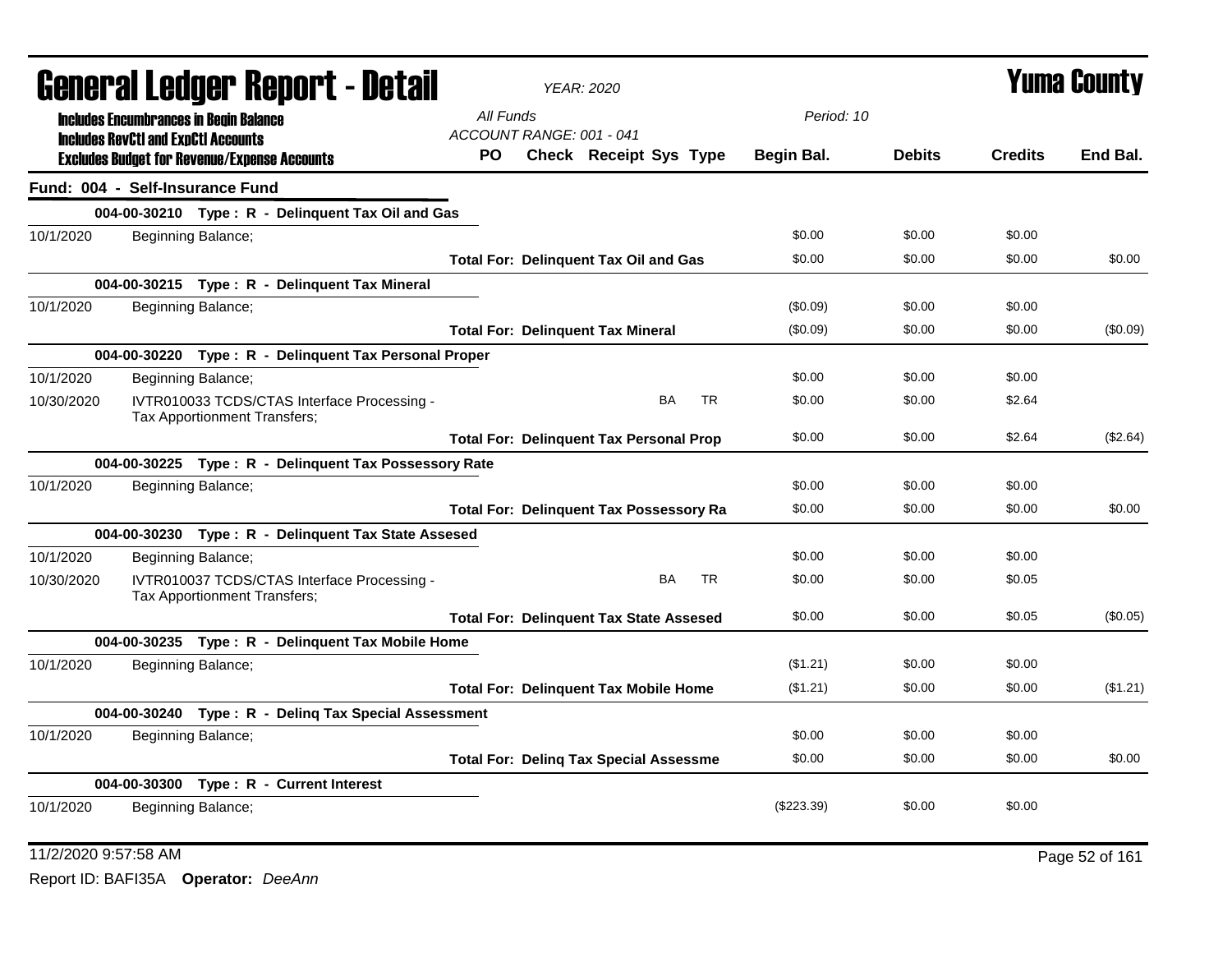# General Ledger Report - Detail

*YEAR: 2020*

**Yuma County**

**Includes Encumbrances in Begin Balance**
**Includes RevCtl and ExpCtl Accounts**
**Excludes Budget for Revenue/Expense Accounts**

*All Funds*
*ACCOUNT RANGE: 001 - 041*
*Period: 10*

**Fund: 004 - Self-Insurance Fund**

| Date | Description | PO | Check | Receipt | Sys | Type | Begin Bal. | Debits | Credits | End Bal. |
|---|---|---|---|---|---|---|---|---|---|---|
| | **004-00-30210 Type : R - Delinquent Tax Oil and Gas** | | | | | | | | | |
| 10/1/2020 | Beginning Balance; | | | | | | $0.00 | $0.00 | $0.00 | |
| | **Total For: Delinquent Tax Oil and Gas** | | | | | | $0.00 | $0.00 | $0.00 | $0.00 |
| | **004-00-30215 Type : R - Delinquent Tax Mineral** | | | | | | | | | |
| 10/1/2020 | Beginning Balance; | | | | | | ($0.09) | $0.00 | $0.00 | |
| | **Total For: Delinquent Tax Mineral** | | | | | | ($0.09) | $0.00 | $0.00 | ($0.09) |
| | **004-00-30220 Type : R - Delinquent Tax Personal Proper** | | | | | | | | | |
| 10/1/2020 | Beginning Balance; | | | | | | $0.00 | $0.00 | $0.00 | |
| 10/30/2020 | IVTR010033 TCDS/CTAS Interface Processing - Tax Apportionment Transfers; | | | | BA | TR | $0.00 | $0.00 | $2.64 | |
| | **Total For: Delinquent Tax Personal Prop** | | | | | | $0.00 | $0.00 | $2.64 | ($2.64) |
| | **004-00-30225 Type : R - Delinquent Tax Possessory Rate** | | | | | | | | | |
| 10/1/2020 | Beginning Balance; | | | | | | $0.00 | $0.00 | $0.00 | |
| | **Total For: Delinquent Tax Possessory Ra** | | | | | | $0.00 | $0.00 | $0.00 | $0.00 |
| | **004-00-30230 Type : R - Delinquent Tax State Assesed** | | | | | | | | | |
| 10/1/2020 | Beginning Balance; | | | | | | $0.00 | $0.00 | $0.00 | |
| 10/30/2020 | IVTR010037 TCDS/CTAS Interface Processing - Tax Apportionment Transfers; | | | | BA | TR | $0.00 | $0.00 | $0.05 | |
| | **Total For: Delinquent Tax State Assesed** | | | | | | $0.00 | $0.00 | $0.05 | ($0.05) |
| | **004-00-30235 Type : R - Delinquent Tax Mobile Home** | | | | | | | | | |
| 10/1/2020 | Beginning Balance; | | | | | | ($1.21) | $0.00 | $0.00 | |
| | **Total For: Delinquent Tax Mobile Home** | | | | | | ($1.21) | $0.00 | $0.00 | ($1.21) |
| | **004-00-30240 Type : R - Delinq Tax Special Assessment** | | | | | | | | | |
| 10/1/2020 | Beginning Balance; | | | | | | $0.00 | $0.00 | $0.00 | |
| | **Total For: Delinq Tax Special Assessme** | | | | | | $0.00 | $0.00 | $0.00 | $0.00 |
| | **004-00-30300 Type : R - Current Interest** | | | | | | | | | |
| 10/1/2020 | Beginning Balance; | | | | | | ($223.39) | $0.00 | $0.00 | |

11/2/2020 9:57:58 AM

Report ID: BAFI35A **Operator:** *DeeAnn*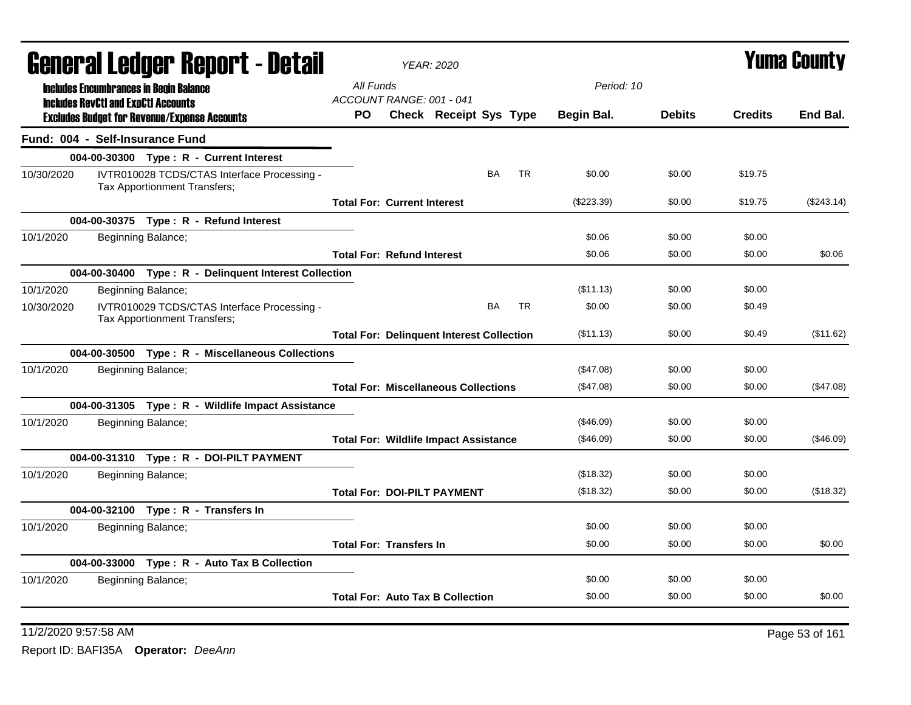# General Ledger Report - Detail

*YEAR: 2020*

# Yuma County

**Includes Encumbrances in Begin Balance**
**Includes RevCtl and ExpCtl Accounts**
**Excludes Budget for Revenue/Expense Accounts**

*All Funds*
*ACCOUNT RANGE: 001 - 041*
*Period: 10*

## Fund: 004 - Self-Insurance Fund

| | | PO | Check | Receipt | Sys | Type | Begin Bal. | Debits | Credits | End Bal. |
|---|---|---|---|---|---|---|---|---|---|---|
| **004-00-30300 Type : R - Current Interest** | | | | | | | | | | |
| 10/30/2020 | IVTR010028 TCDS/CTAS Interface Processing - Tax Apportionment Transfers; | | | | BA | TR | $0.00 | $0.00 | $19.75 | |
| | | **Total For: Current Interest** | | | | | ($223.39) | $0.00 | $19.75 | ($243.14) |
| **004-00-30375 Type : R - Refund Interest** | | | | | | | | | | |
| 10/1/2020 | Beginning Balance; | | | | | | $0.06 | $0.00 | $0.00 | |
| | | **Total For: Refund Interest** | | | | | $0.06 | $0.00 | $0.00 | $0.06 |
| **004-00-30400 Type : R - Delinquent Interest Collection** | | | | | | | | | | |
| 10/1/2020 | Beginning Balance; | | | | | | ($11.13) | $0.00 | $0.00 | |
| 10/30/2020 | IVTR010029 TCDS/CTAS Interface Processing - Tax Apportionment Transfers; | | | | BA | TR | $0.00 | $0.00 | $0.49 | |
| | | **Total For: Delinquent Interest Collection** | | | | | ($11.13) | $0.00 | $0.49 | ($11.62) |
| **004-00-30500 Type : R - Miscellaneous Collections** | | | | | | | | | | |
| 10/1/2020 | Beginning Balance; | | | | | | ($47.08) | $0.00 | $0.00 | |
| | | **Total For: Miscellaneous Collections** | | | | | ($47.08) | $0.00 | $0.00 | ($47.08) |
| **004-00-31305 Type : R - Wildlife Impact Assistance** | | | | | | | | | | |
| 10/1/2020 | Beginning Balance; | | | | | | ($46.09) | $0.00 | $0.00 | |
| | | **Total For: Wildlife Impact Assistance** | | | | | ($46.09) | $0.00 | $0.00 | ($46.09) |
| **004-00-31310 Type : R - DOI-PILT PAYMENT** | | | | | | | | | | |
| 10/1/2020 | Beginning Balance; | | | | | | ($18.32) | $0.00 | $0.00 | |
| | | **Total For: DOI-PILT PAYMENT** | | | | | ($18.32) | $0.00 | $0.00 | ($18.32) |
| **004-00-32100 Type : R - Transfers In** | | | | | | | | | | |
| 10/1/2020 | Beginning Balance; | | | | | | $0.00 | $0.00 | $0.00 | |
| | | **Total For: Transfers In** | | | | | $0.00 | $0.00 | $0.00 | $0.00 |
| **004-00-33000 Type : R - Auto Tax B Collection** | | | | | | | | | | |
| 10/1/2020 | Beginning Balance; | | | | | | $0.00 | $0.00 | $0.00 | |
| | | **Total For: Auto Tax B Collection** | | | | | $0.00 | $0.00 | $0.00 | $0.00 |

11/2/2020 9:57:58 AM

Report ID: BAFI35A **Operator:** *DeeAnn*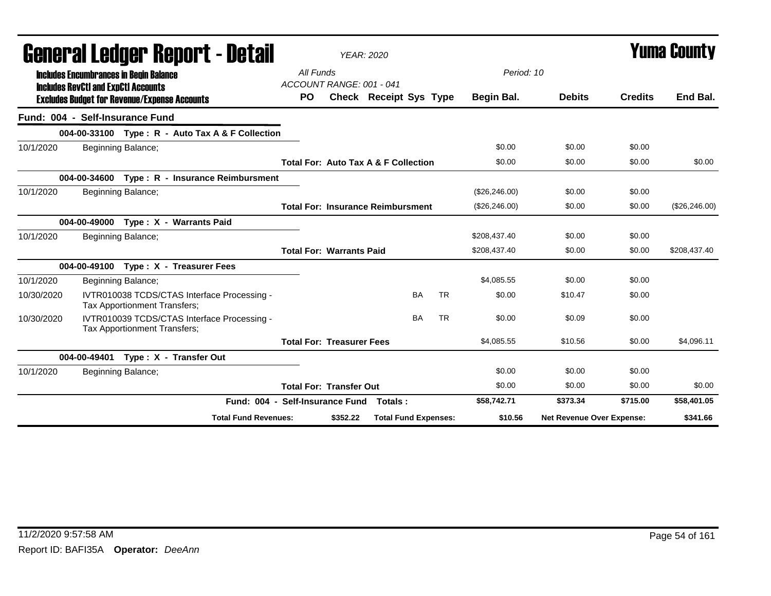# General Ledger Report - Detail

*YEAR: 2020*

## Yuma County

**Includes Encumbrances in Begin Balance**
**Includes RevCtl and ExpCtl Accounts**
**Excludes Budget for Revenue/Expense Accounts**

*All Funds*
*ACCOUNT RANGE: 001 - 041*
*Period: 10*

| | | PO | Check | Receipt | Sys | Type | Begin Bal. | Debits | Credits | End Bal. |
|---|---|---|---|---|---|---|---|---|---|---|
| **Fund: 004 - Self-Insurance Fund** | | | | | | | | | | |
| | **004-00-33100 Type : R - Auto Tax A & F Collection** | | | | | | | | | |
| 10/1/2020 | Beginning Balance; | | | | | | $0.00 | $0.00 | $0.00 | |
| | | **Total For: Auto Tax A & F Collection** | | | | | $0.00 | $0.00 | $0.00 | $0.00 |
| | **004-00-34600 Type : R - Insurance Reimbursment** | | | | | | | | | |
| 10/1/2020 | Beginning Balance; | | | | | | ($26,246.00) | $0.00 | $0.00 | |
| | | **Total For: Insurance Reimbursment** | | | | | ($26,246.00) | $0.00 | $0.00 | ($26,246.00) |
| | **004-00-49000 Type : X - Warrants Paid** | | | | | | | | | |
| 10/1/2020 | Beginning Balance; | | | | | | $208,437.40 | $0.00 | $0.00 | |
| | | **Total For: Warrants Paid** | | | | | $208,437.40 | $0.00 | $0.00 | $208,437.40 |
| | **004-00-49100 Type : X - Treasurer Fees** | | | | | | | | | |
| 10/1/2020 | Beginning Balance; | | | | | | $4,085.55 | $0.00 | $0.00 | |
| 10/30/2020 | IVTR010038 TCDS/CTAS Interface Processing - Tax Apportionment Transfers; | | | | BA | TR | $0.00 | $10.47 | $0.00 | |
| 10/30/2020 | IVTR010039 TCDS/CTAS Interface Processing - Tax Apportionment Transfers; | | | | BA | TR | $0.00 | $0.09 | $0.00 | |
| | | **Total For: Treasurer Fees** | | | | | $4,085.55 | $10.56 | $0.00 | $4,096.11 |
| | **004-00-49401 Type : X - Transfer Out** | | | | | | | | | |
| 10/1/2020 | Beginning Balance; | | | | | | $0.00 | $0.00 | $0.00 | |
| | | **Total For: Transfer Out** | | | | | $0.00 | $0.00 | $0.00 | $0.00 |
| | **Fund: 004 - Self-Insurance Fund** | | **Totals :** | | | | **$58,742.71** | **$373.34** | **$715.00** | **$58,401.05** |
| | **Total Fund Revenues:** | | **$352.22** | **Total Fund Expenses:** | | | **$10.56** | **Net Revenue Over Expense:** | | **$341.66** |

11/2/2020 9:57:58 AM

Report ID: BAFI35A **Operator:** *DeeAnn*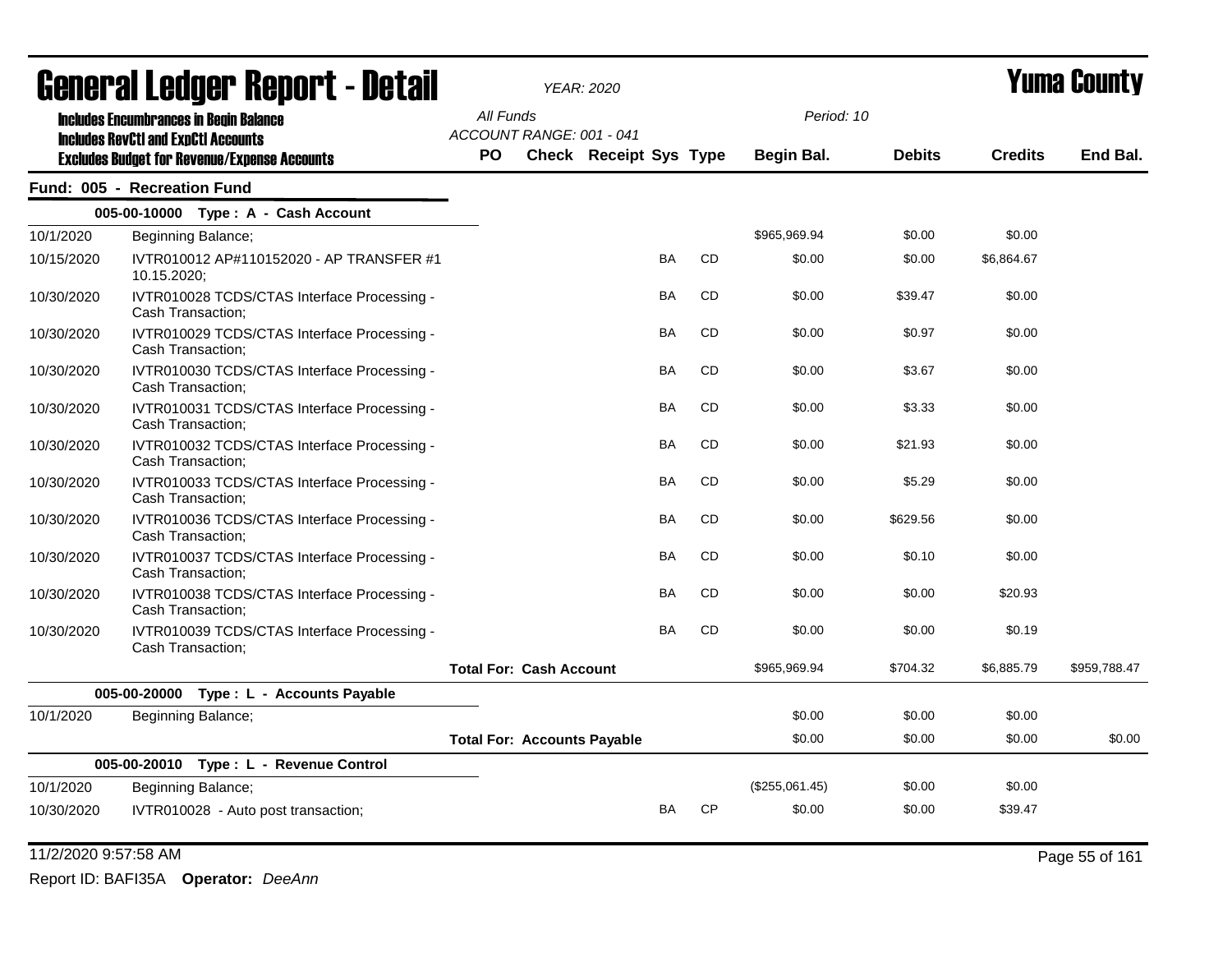# General Ledger Report - Detail

*YEAR: 2020*

# Yuma County

**Includes Encumbrances in Begin Balance**
**Includes RevCtl and ExpCtl Accounts**
**Excludes Budget for Revenue/Expense Accounts**

All Funds
ACCOUNT RANGE: 001 - 041

Period: 10

## Fund: 005 - Recreation Fund

| Date | Description | PO | Check | Receipt | Sys | Type | Begin Bal. | Debits | Credits | End Bal. |
|---|---|---|---|---|---|---|---|---|---|---|
| | **005-00-10000 Type : A - Cash Account** | | | | | | | | | |
| 10/1/2020 | Beginning Balance; | | | | | | $965,969.94 | $0.00 | $0.00 | |
| 10/15/2020 | IVTR010012 AP#110152020 - AP TRANSFER #1 10.15.2020; | | | | BA | CD | $0.00 | $0.00 | $6,864.67 | |
| 10/30/2020 | IVTR010028 TCDS/CTAS Interface Processing - Cash Transaction; | | | | BA | CD | $0.00 | $39.47 | $0.00 | |
| 10/30/2020 | IVTR010029 TCDS/CTAS Interface Processing - Cash Transaction; | | | | BA | CD | $0.00 | $0.97 | $0.00 | |
| 10/30/2020 | IVTR010030 TCDS/CTAS Interface Processing - Cash Transaction; | | | | BA | CD | $0.00 | $3.67 | $0.00 | |
| 10/30/2020 | IVTR010031 TCDS/CTAS Interface Processing - Cash Transaction; | | | | BA | CD | $0.00 | $3.33 | $0.00 | |
| 10/30/2020 | IVTR010032 TCDS/CTAS Interface Processing - Cash Transaction; | | | | BA | CD | $0.00 | $21.93 | $0.00 | |
| 10/30/2020 | IVTR010033 TCDS/CTAS Interface Processing - Cash Transaction; | | | | BA | CD | $0.00 | $5.29 | $0.00 | |
| 10/30/2020 | IVTR010036 TCDS/CTAS Interface Processing - Cash Transaction; | | | | BA | CD | $0.00 | $629.56 | $0.00 | |
| 10/30/2020 | IVTR010037 TCDS/CTAS Interface Processing - Cash Transaction; | | | | BA | CD | $0.00 | $0.10 | $0.00 | |
| 10/30/2020 | IVTR010038 TCDS/CTAS Interface Processing - Cash Transaction; | | | | BA | CD | $0.00 | $0.00 | $20.93 | |
| 10/30/2020 | IVTR010039 TCDS/CTAS Interface Processing - Cash Transaction; | | | | BA | CD | $0.00 | $0.00 | $0.19 | |
| | | **Total For: Cash Account** | | | | | $965,969.94 | $704.32 | $6,885.79 | $959,788.47 |
| | **005-00-20000 Type : L - Accounts Payable** | | | | | | | | | |
| 10/1/2020 | Beginning Balance; | | | | | | $0.00 | $0.00 | $0.00 | |
| | | **Total For: Accounts Payable** | | | | | $0.00 | $0.00 | $0.00 | $0.00 |
| | **005-00-20010 Type : L - Revenue Control** | | | | | | | | | |
| 10/1/2020 | Beginning Balance; | | | | | | ($255,061.45) | $0.00 | $0.00 | |
| 10/30/2020 | IVTR010028 - Auto post transaction; | | | | BA | CP | $0.00 | $0.00 | $39.47 | |

11/2/2020 9:57:58 AM

Report ID: BAFI35A **Operator:** *DeeAnn*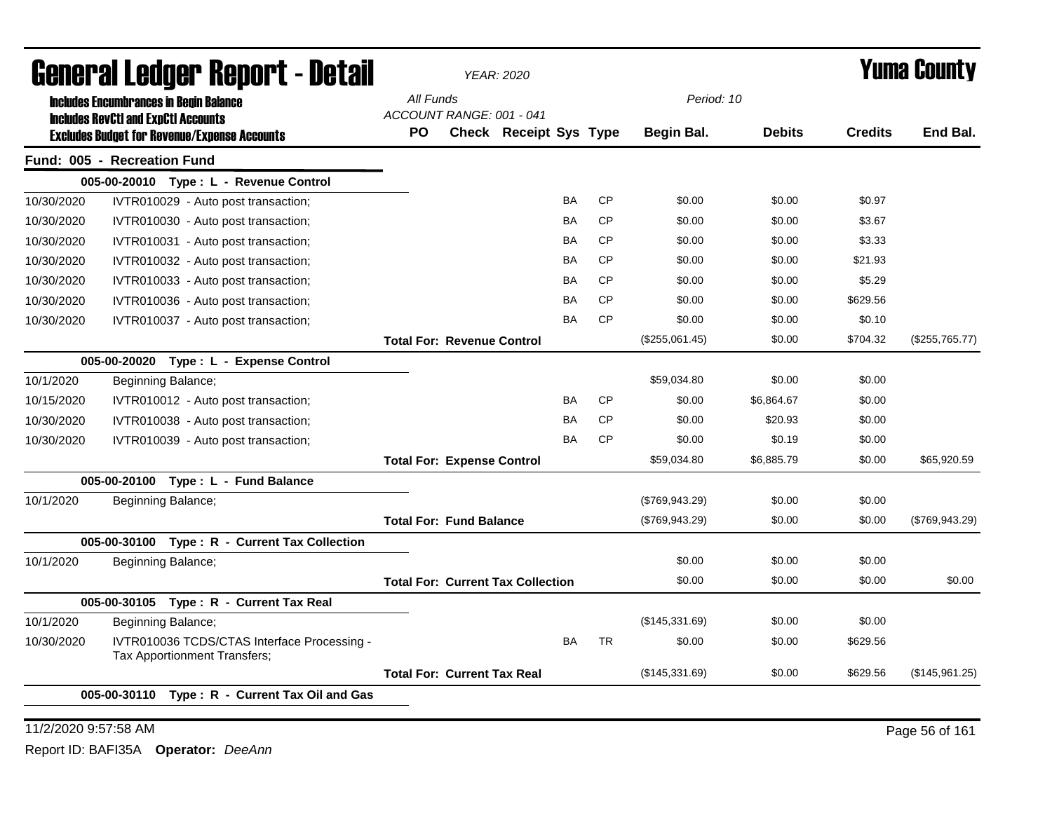# General Ledger Report - Detail

*YEAR: 2020*

# Yuma County

**Includes Encumbrances in Begin Balance**
**Includes RevCtl and ExpCtl Accounts**
**Excludes Budget for Revenue/Expense Accounts**

*All Funds*
*ACCOUNT RANGE: 001 - 041*
*Period: 10*

## Fund: 005 - Recreation Fund

| Date | Description | PO | Check | Receipt | Sys | Type | Begin Bal. | Debits | Credits | End Bal. |
|---|---|---|---|---|---|---|---|---|---|---|
| | **005-00-20010 Type : L - Revenue Control** | | | | | | | | | |
| 10/30/2020 | IVTR010029 - Auto post transaction; | | | | BA | CP | $0.00 | $0.00 | $0.97 | |
| 10/30/2020 | IVTR010030 - Auto post transaction; | | | | BA | CP | $0.00 | $0.00 | $3.67 | |
| 10/30/2020 | IVTR010031 - Auto post transaction; | | | | BA | CP | $0.00 | $0.00 | $3.33 | |
| 10/30/2020 | IVTR010032 - Auto post transaction; | | | | BA | CP | $0.00 | $0.00 | $21.93 | |
| 10/30/2020 | IVTR010033 - Auto post transaction; | | | | BA | CP | $0.00 | $0.00 | $5.29 | |
| 10/30/2020 | IVTR010036 - Auto post transaction; | | | | BA | CP | $0.00 | $0.00 | $629.56 | |
| 10/30/2020 | IVTR010037 - Auto post transaction; | | | | BA | CP | $0.00 | $0.00 | $0.10 | |
| | | **Total For: Revenue Control** | | | | | ($255,061.45) | $0.00 | $704.32 | ($255,765.77) |
| | **005-00-20020 Type : L - Expense Control** | | | | | | | | | |
| 10/1/2020 | Beginning Balance; | | | | | | $59,034.80 | $0.00 | $0.00 | |
| 10/15/2020 | IVTR010012 - Auto post transaction; | | | | BA | CP | $0.00 | $6,864.67 | $0.00 | |
| 10/30/2020 | IVTR010038 - Auto post transaction; | | | | BA | CP | $0.00 | $20.93 | $0.00 | |
| 10/30/2020 | IVTR010039 - Auto post transaction; | | | | BA | CP | $0.00 | $0.19 | $0.00 | |
| | | **Total For: Expense Control** | | | | | $59,034.80 | $6,885.79 | $0.00 | $65,920.59 |
| | **005-00-20100 Type : L - Fund Balance** | | | | | | | | | |
| 10/1/2020 | Beginning Balance; | | | | | | ($769,943.29) | $0.00 | $0.00 | |
| | | **Total For: Fund Balance** | | | | | ($769,943.29) | $0.00 | $0.00 | ($769,943.29) |
| | **005-00-30100 Type : R - Current Tax Collection** | | | | | | | | | |
| 10/1/2020 | Beginning Balance; | | | | | | $0.00 | $0.00 | $0.00 | |
| | | **Total For: Current Tax Collection** | | | | | $0.00 | $0.00 | $0.00 | $0.00 |
| | **005-00-30105 Type : R - Current Tax Real** | | | | | | | | | |
| 10/1/2020 | Beginning Balance; | | | | | | ($145,331.69) | $0.00 | $0.00 | |
| 10/30/2020 | IVTR010036 TCDS/CTAS Interface Processing - Tax Apportionment Transfers; | | | | BA | TR | $0.00 | $0.00 | $629.56 | |
| | | **Total For: Current Tax Real** | | | | | ($145,331.69) | $0.00 | $629.56 | ($145,961.25) |
| | **005-00-30110 Type : R - Current Tax Oil and Gas** | | | | | | | | | |

11/2/2020 9:57:58 AM

Report ID: BAFI35A **Operator:** *DeeAnn*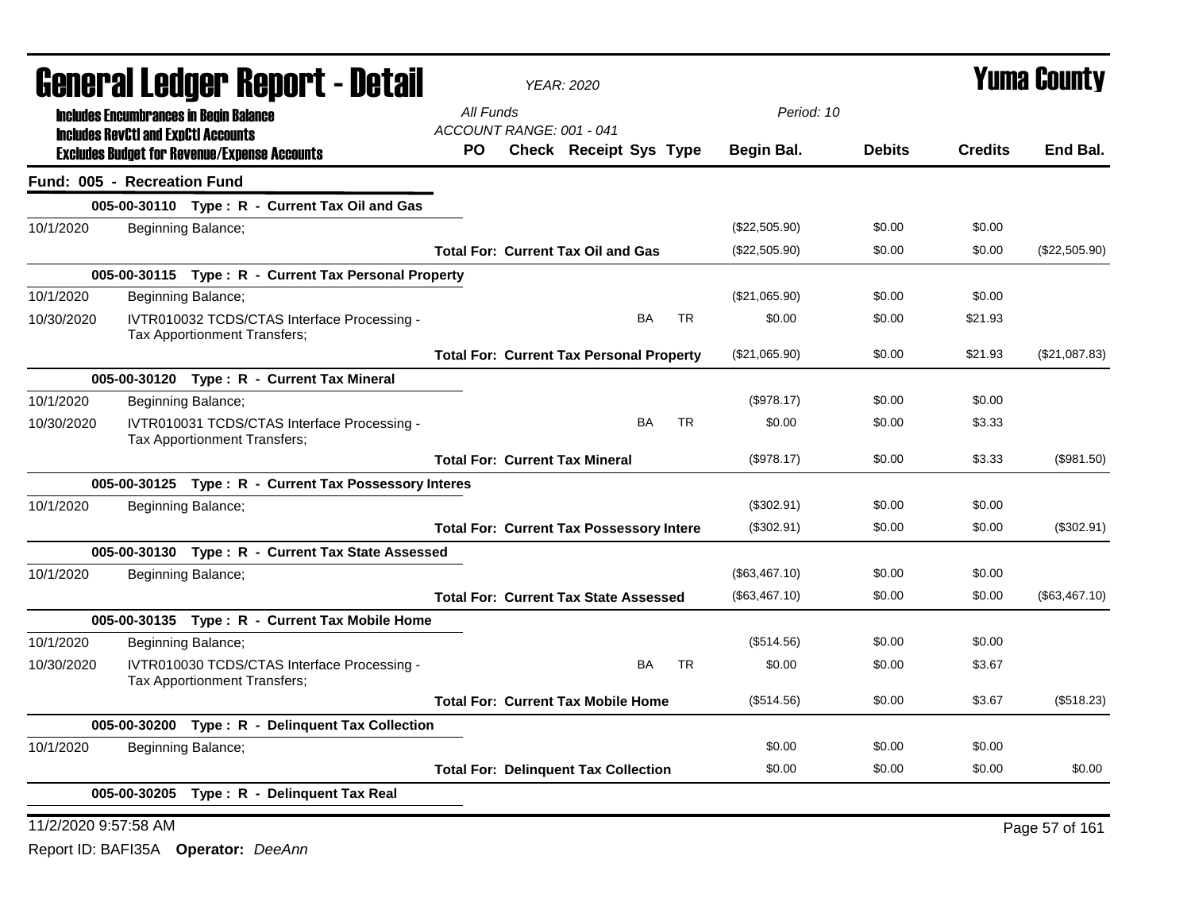# General Ledger Report - Detail

*YEAR: 2020*

**Yuma County**

**Includes Encumbrances in Begin Balance**
**Includes RevCtl and ExpCtl Accounts**
**Excludes Budget for Revenue/Expense Accounts**

*All Funds*
*ACCOUNT RANGE: 001 - 041*
*Period: 10*

| | | PO | Check | Receipt | Sys | Type | Begin Bal. | Debits | Credits | End Bal. |
|---|---|---|---|---|---|---|---|---|---|---|
| **Fund: 005 - Recreation Fund** | | | | | | | | | | |
| | **005-00-30110 Type : R - Current Tax Oil and Gas** | | | | | | | | | |
| 10/1/2020 | Beginning Balance; | | | | | | ($22,505.90) | $0.00 | $0.00 | |
| | | **Total For: Current Tax Oil and Gas** | | | | | ($22,505.90) | $0.00 | $0.00 | ($22,505.90) |
| | **005-00-30115 Type : R - Current Tax Personal Property** | | | | | | | | | |
| 10/1/2020 | Beginning Balance; | | | | | | ($21,065.90) | $0.00 | $0.00 | |
| 10/30/2020 | IVTR010032 TCDS/CTAS Interface Processing - Tax Apportionment Transfers; | | | | BA | TR | $0.00 | $0.00 | $21.93 | |
| | | **Total For: Current Tax Personal Property** | | | | | ($21,065.90) | $0.00 | $21.93 | ($21,087.83) |
| | **005-00-30120 Type : R - Current Tax Mineral** | | | | | | | | | |
| 10/1/2020 | Beginning Balance; | | | | | | ($978.17) | $0.00 | $0.00 | |
| 10/30/2020 | IVTR010031 TCDS/CTAS Interface Processing - Tax Apportionment Transfers; | | | | BA | TR | $0.00 | $0.00 | $3.33 | |
| | | **Total For: Current Tax Mineral** | | | | | ($978.17) | $0.00 | $3.33 | ($981.50) |
| | **005-00-30125 Type : R - Current Tax Possessory Interes** | | | | | | | | | |
| 10/1/2020 | Beginning Balance; | | | | | | ($302.91) | $0.00 | $0.00 | |
| | | **Total For: Current Tax Possessory Intere** | | | | | ($302.91) | $0.00 | $0.00 | ($302.91) |
| | **005-00-30130 Type : R - Current Tax State Assessed** | | | | | | | | | |
| 10/1/2020 | Beginning Balance; | | | | | | ($63,467.10) | $0.00 | $0.00 | |
| | | **Total For: Current Tax State Assessed** | | | | | ($63,467.10) | $0.00 | $0.00 | ($63,467.10) |
| | **005-00-30135 Type : R - Current Tax Mobile Home** | | | | | | | | | |
| 10/1/2020 | Beginning Balance; | | | | | | ($514.56) | $0.00 | $0.00 | |
| 10/30/2020 | IVTR010030 TCDS/CTAS Interface Processing - Tax Apportionment Transfers; | | | | BA | TR | $0.00 | $0.00 | $3.67 | |
| | | **Total For: Current Tax Mobile Home** | | | | | ($514.56) | $0.00 | $3.67 | ($518.23) |
| | **005-00-30200 Type : R - Delinquent Tax Collection** | | | | | | | | | |
| 10/1/2020 | Beginning Balance; | | | | | | $0.00 | $0.00 | $0.00 | |
| | | **Total For: Delinquent Tax Collection** | | | | | $0.00 | $0.00 | $0.00 | $0.00 |
| | **005-00-30205 Type : R - Delinquent Tax Real** | | | | | | | | | |

11/2/2020 9:57:58 AM

Report ID: BAFI35A **Operator:** *DeeAnn*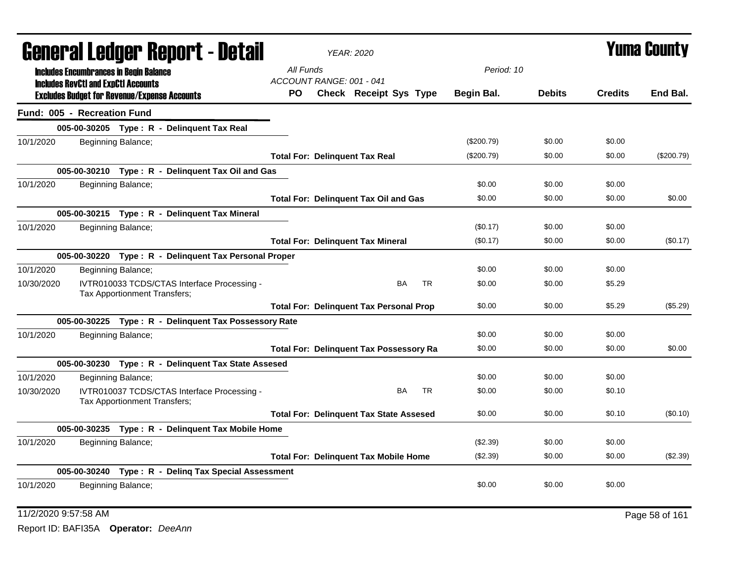# General Ledger Report - Detail

*YEAR: 2020*

**Yuma County**

**Includes Encumbrances in Begin Balance**
**Includes RevCtl and ExpCtl Accounts**
**Excludes Budget for Revenue/Expense Accounts**

*All Funds*
*ACCOUNT RANGE: 001 - 041*
*Period: 10*

| | | PO | Check | Receipt | Sys | Type | Begin Bal. | Debits | Credits | End Bal. |
|---|---|---|---|---|---|---|---|---|---|---|
| **Fund: 005 - Recreation Fund** | | | | | | | | | | |
| | **005-00-30205 Type : R - Delinquent Tax Real** | | | | | | | | | |
| 10/1/2020 | Beginning Balance; | | | | | | ($200.79) | $0.00 | $0.00 | |
| | | **Total For: Delinquent Tax Real** | | | | | ($200.79) | $0.00 | $0.00 | ($200.79) |
| | **005-00-30210 Type : R - Delinquent Tax Oil and Gas** | | | | | | | | | |
| 10/1/2020 | Beginning Balance; | | | | | | $0.00 | $0.00 | $0.00 | |
| | | **Total For: Delinquent Tax Oil and Gas** | | | | | $0.00 | $0.00 | $0.00 | $0.00 |
| | **005-00-30215 Type : R - Delinquent Tax Mineral** | | | | | | | | | |
| 10/1/2020 | Beginning Balance; | | | | | | ($0.17) | $0.00 | $0.00 | |
| | | **Total For: Delinquent Tax Mineral** | | | | | ($0.17) | $0.00 | $0.00 | ($0.17) |
| | **005-00-30220 Type : R - Delinquent Tax Personal Proper** | | | | | | | | | |
| 10/1/2020 | Beginning Balance; | | | | | | $0.00 | $0.00 | $0.00 | |
| 10/30/2020 | IVTR010033 TCDS/CTAS Interface Processing - Tax Apportionment Transfers; | | | | BA | TR | $0.00 | $0.00 | $5.29 | |
| | | **Total For: Delinquent Tax Personal Prop** | | | | | $0.00 | $0.00 | $5.29 | ($5.29) |
| | **005-00-30225 Type : R - Delinquent Tax Possessory Rate** | | | | | | | | | |
| 10/1/2020 | Beginning Balance; | | | | | | $0.00 | $0.00 | $0.00 | |
| | | **Total For: Delinquent Tax Possessory Ra** | | | | | $0.00 | $0.00 | $0.00 | $0.00 |
| | **005-00-30230 Type : R - Delinquent Tax State Assesed** | | | | | | | | | |
| 10/1/2020 | Beginning Balance; | | | | | | $0.00 | $0.00 | $0.00 | |
| 10/30/2020 | IVTR010037 TCDS/CTAS Interface Processing - Tax Apportionment Transfers; | | | | BA | TR | $0.00 | $0.00 | $0.10 | |
| | | **Total For: Delinquent Tax State Assesed** | | | | | $0.00 | $0.00 | $0.10 | ($0.10) |
| | **005-00-30235 Type : R - Delinquent Tax Mobile Home** | | | | | | | | | |
| 10/1/2020 | Beginning Balance; | | | | | | ($2.39) | $0.00 | $0.00 | |
| | | **Total For: Delinquent Tax Mobile Home** | | | | | ($2.39) | $0.00 | $0.00 | ($2.39) |
| | **005-00-30240 Type : R - Delinq Tax Special Assessment** | | | | | | | | | |
| 10/1/2020 | Beginning Balance; | | | | | | $0.00 | $0.00 | $0.00 | |

11/2/2020 9:57:58 AM

Report ID: BAFI35A **Operator:** *DeeAnn*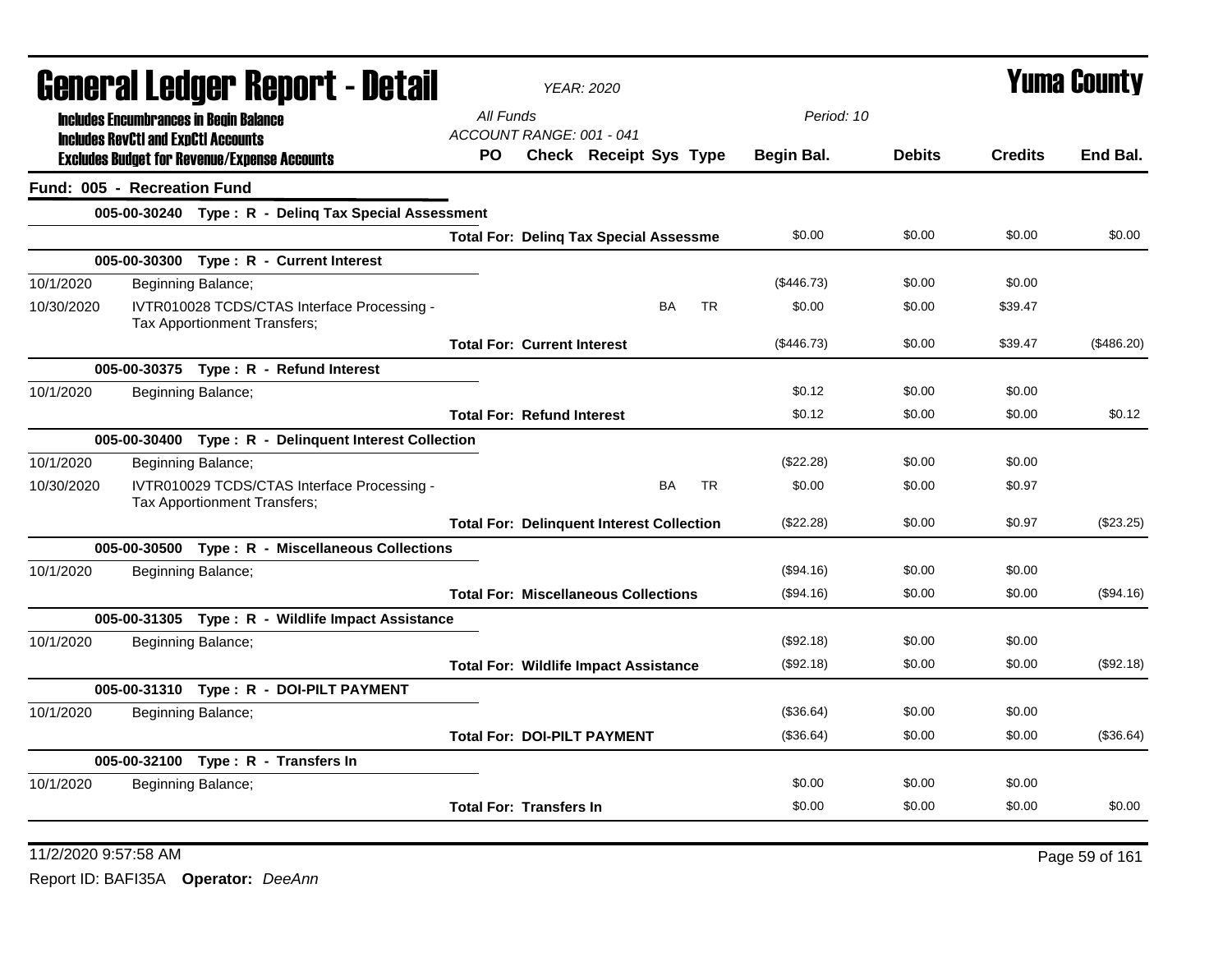# General Ledger Report - Detail

*YEAR: 2020*

# Yuma County

**Includes Encumbrances in Begin Balance**
**Includes RevCtl and ExpCtl Accounts**
**Excludes Budget for Revenue/Expense Accounts**

*All Funds*
*ACCOUNT RANGE: 001 - 041*
*Period: 10*

| | | PO | Check | Receipt | Sys | Type | Begin Bal. | Debits | Credits | End Bal. |
|---|---|---|---|---|---|---|---|---|---|---|
| **Fund: 005 - Recreation Fund** | | | | | | | | | | |
| **005-00-30240 Type : R - Delinq Tax Special Assessment** | | | | | | | | | | |
| | | **Total For: Delinq Tax Special Assessme** | | | | | $0.00 | $0.00 | $0.00 | $0.00 |
| **005-00-30300 Type : R - Current Interest** | | | | | | | | | | |
| 10/1/2020 | Beginning Balance; | | | | | | ($446.73) | $0.00 | $0.00 | |
| 10/30/2020 | IVTR010028 TCDS/CTAS Interface Processing - Tax Apportionment Transfers; | | | | BA | TR | $0.00 | $0.00 | $39.47 | |
| | | **Total For: Current Interest** | | | | | ($446.73) | $0.00 | $39.47 | ($486.20) |
| **005-00-30375 Type : R - Refund Interest** | | | | | | | | | | |
| 10/1/2020 | Beginning Balance; | | | | | | $0.12 | $0.00 | $0.00 | |
| | | **Total For: Refund Interest** | | | | | $0.12 | $0.00 | $0.00 | $0.12 |
| **005-00-30400 Type : R - Delinquent Interest Collection** | | | | | | | | | | |
| 10/1/2020 | Beginning Balance; | | | | | | ($22.28) | $0.00 | $0.00 | |
| 10/30/2020 | IVTR010029 TCDS/CTAS Interface Processing - Tax Apportionment Transfers; | | | | BA | TR | $0.00 | $0.00 | $0.97 | |
| | | **Total For: Delinquent Interest Collection** | | | | | ($22.28) | $0.00 | $0.97 | ($23.25) |
| **005-00-30500 Type : R - Miscellaneous Collections** | | | | | | | | | | |
| 10/1/2020 | Beginning Balance; | | | | | | ($94.16) | $0.00 | $0.00 | |
| | | **Total For: Miscellaneous Collections** | | | | | ($94.16) | $0.00 | $0.00 | ($94.16) |
| **005-00-31305 Type : R - Wildlife Impact Assistance** | | | | | | | | | | |
| 10/1/2020 | Beginning Balance; | | | | | | ($92.18) | $0.00 | $0.00 | |
| | | **Total For: Wildlife Impact Assistance** | | | | | ($92.18) | $0.00 | $0.00 | ($92.18) |
| **005-00-31310 Type : R - DOI-PILT PAYMENT** | | | | | | | | | | |
| 10/1/2020 | Beginning Balance; | | | | | | ($36.64) | $0.00 | $0.00 | |
| | | **Total For: DOI-PILT PAYMENT** | | | | | ($36.64) | $0.00 | $0.00 | ($36.64) |
| **005-00-32100 Type : R - Transfers In** | | | | | | | | | | |
| 10/1/2020 | Beginning Balance; | | | | | | $0.00 | $0.00 | $0.00 | |
| | | **Total For: Transfers In** | | | | | $0.00 | $0.00 | $0.00 | $0.00 |

11/2/2020 9:57:58 AM

Report ID: BAFI35A **Operator:** *DeeAnn*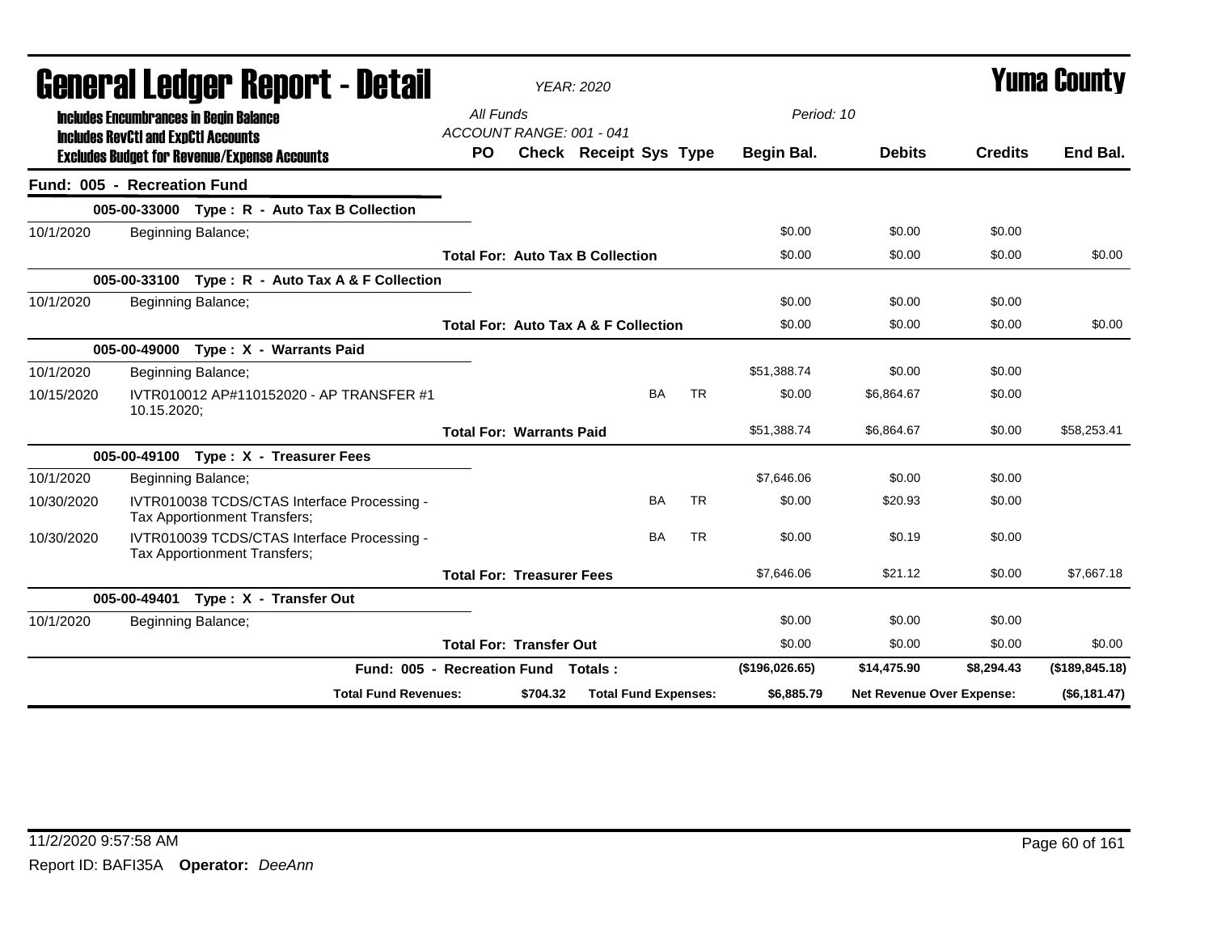# General Ledger Report - Detail

*YEAR: 2020*

# Yuma County

**Includes Encumbrances in Begin Balance**
**Includes RevCtl and ExpCtl Accounts**
**Excludes Budget for Revenue/Expense Accounts**

*All Funds*
*ACCOUNT RANGE: 001 - 041*
*Period: 10*

| | | PO | Check | Receipt | Sys | Type | Begin Bal. | Debits | Credits | End Bal. |
|---|---|---|---|---|---|---|---|---|---|---|
| **Fund: 005 - Recreation Fund** | | | | | | | | | | |
| | **005-00-33000 Type : R - Auto Tax B Collection** | | | | | | | | | |
| 10/1/2020 | Beginning Balance; | | | | | | $0.00 | $0.00 | $0.00 | |
| | | **Total For: Auto Tax B Collection** | | | | | $0.00 | $0.00 | $0.00 | $0.00 |
| | **005-00-33100 Type : R - Auto Tax A & F Collection** | | | | | | | | | |
| 10/1/2020 | Beginning Balance; | | | | | | $0.00 | $0.00 | $0.00 | |
| | | **Total For: Auto Tax A & F Collection** | | | | | $0.00 | $0.00 | $0.00 | $0.00 |
| | **005-00-49000 Type : X - Warrants Paid** | | | | | | | | | |
| 10/1/2020 | Beginning Balance; | | | | | | $51,388.74 | $0.00 | $0.00 | |
| 10/15/2020 | IVTR010012 AP#110152020 - AP TRANSFER #1 10.15.2020; | | | | BA | TR | $0.00 | $6,864.67 | $0.00 | |
| | | **Total For: Warrants Paid** | | | | | $51,388.74 | $6,864.67 | $0.00 | $58,253.41 |
| | **005-00-49100 Type : X - Treasurer Fees** | | | | | | | | | |
| 10/1/2020 | Beginning Balance; | | | | | | $7,646.06 | $0.00 | $0.00 | |
| 10/30/2020 | IVTR010038 TCDS/CTAS Interface Processing - Tax Apportionment Transfers; | | | | BA | TR | $0.00 | $20.93 | $0.00 | |
| 10/30/2020 | IVTR010039 TCDS/CTAS Interface Processing - Tax Apportionment Transfers; | | | | BA | TR | $0.00 | $0.19 | $0.00 | |
| | | **Total For: Treasurer Fees** | | | | | $7,646.06 | $21.12 | $0.00 | $7,667.18 |
| | **005-00-49401 Type : X - Transfer Out** | | | | | | | | | |
| 10/1/2020 | Beginning Balance; | | | | | | $0.00 | $0.00 | $0.00 | |
| | | **Total For: Transfer Out** | | | | | $0.00 | $0.00 | $0.00 | $0.00 |
| | **Fund: 005 - Recreation Fund** | **Totals :** | | | | | **($196,026.65)** | **$14,475.90** | **$8,294.43** | **($189,845.18)** |
| | **Total Fund Revenues:** | | **$704.32** | **Total Fund Expenses:** | | | **$6,885.79** | **Net Revenue Over Expense:** | | **($6,181.47)** |

11/2/2020 9:57:58 AM

Report ID: BAFI35A **Operator:** *DeeAnn*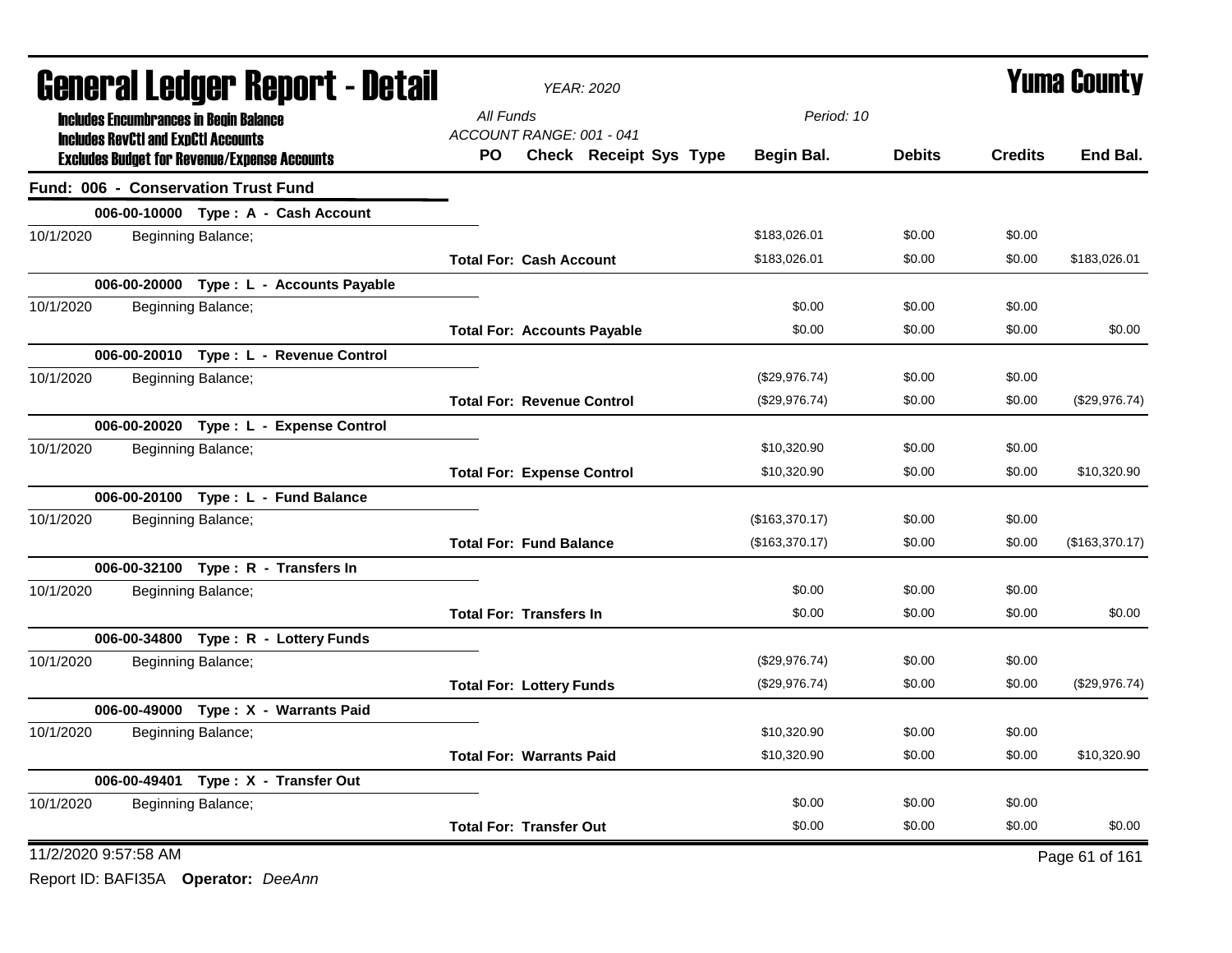# General Ledger Report - Detail

*YEAR: 2020*

# Yuma County

**Includes Encumbrances in Begin Balance**
**Includes RevCtl and ExpCtl Accounts**
**Excludes Budget for Revenue/Expense Accounts**

*All Funds*
*ACCOUNT RANGE: 001 - 041*
*Period: 10*

## Fund: 006 - Conservation Trust Fund

| | | PO | Check | Receipt | Sys | Type | Begin Bal. | Debits | Credits | End Bal. |
|---|---|---|---|---|---|---|---|---|---|---|
| **006-00-10000** | **Type : A - Cash Account** | | | | | | | | | |
| 10/1/2020 | Beginning Balance; | | | | | | $183,026.01 | $0.00 | $0.00 | |
| | | **Total For: Cash Account** | | | | | $183,026.01 | $0.00 | $0.00 | $183,026.01 |
| **006-00-20000** | **Type : L - Accounts Payable** | | | | | | | | | |
| 10/1/2020 | Beginning Balance; | | | | | | $0.00 | $0.00 | $0.00 | |
| | | **Total For: Accounts Payable** | | | | | $0.00 | $0.00 | $0.00 | $0.00 |
| **006-00-20010** | **Type : L - Revenue Control** | | | | | | | | | |
| 10/1/2020 | Beginning Balance; | | | | | | ($29,976.74) | $0.00 | $0.00 | |
| | | **Total For: Revenue Control** | | | | | ($29,976.74) | $0.00 | $0.00 | ($29,976.74) |
| **006-00-20020** | **Type : L - Expense Control** | | | | | | | | | |
| 10/1/2020 | Beginning Balance; | | | | | | $10,320.90 | $0.00 | $0.00 | |
| | | **Total For: Expense Control** | | | | | $10,320.90 | $0.00 | $0.00 | $10,320.90 |
| **006-00-20100** | **Type : L - Fund Balance** | | | | | | | | | |
| 10/1/2020 | Beginning Balance; | | | | | | ($163,370.17) | $0.00 | $0.00 | |
| | | **Total For: Fund Balance** | | | | | ($163,370.17) | $0.00 | $0.00 | ($163,370.17) |
| **006-00-32100** | **Type : R - Transfers In** | | | | | | | | | |
| 10/1/2020 | Beginning Balance; | | | | | | $0.00 | $0.00 | $0.00 | |
| | | **Total For: Transfers In** | | | | | $0.00 | $0.00 | $0.00 | $0.00 |
| **006-00-34800** | **Type : R - Lottery Funds** | | | | | | | | | |
| 10/1/2020 | Beginning Balance; | | | | | | ($29,976.74) | $0.00 | $0.00 | |
| | | **Total For: Lottery Funds** | | | | | ($29,976.74) | $0.00 | $0.00 | ($29,976.74) |
| **006-00-49000** | **Type : X - Warrants Paid** | | | | | | | | | |
| 10/1/2020 | Beginning Balance; | | | | | | $10,320.90 | $0.00 | $0.00 | |
| | | **Total For: Warrants Paid** | | | | | $10,320.90 | $0.00 | $0.00 | $10,320.90 |
| **006-00-49401** | **Type : X - Transfer Out** | | | | | | | | | |
| 10/1/2020 | Beginning Balance; | | | | | | $0.00 | $0.00 | $0.00 | |
| | | **Total For: Transfer Out** | | | | | $0.00 | $0.00 | $0.00 | $0.00 |

11/2/2020 9:57:58 AM

Report ID: BAFI35A **Operator:** *DeeAnn*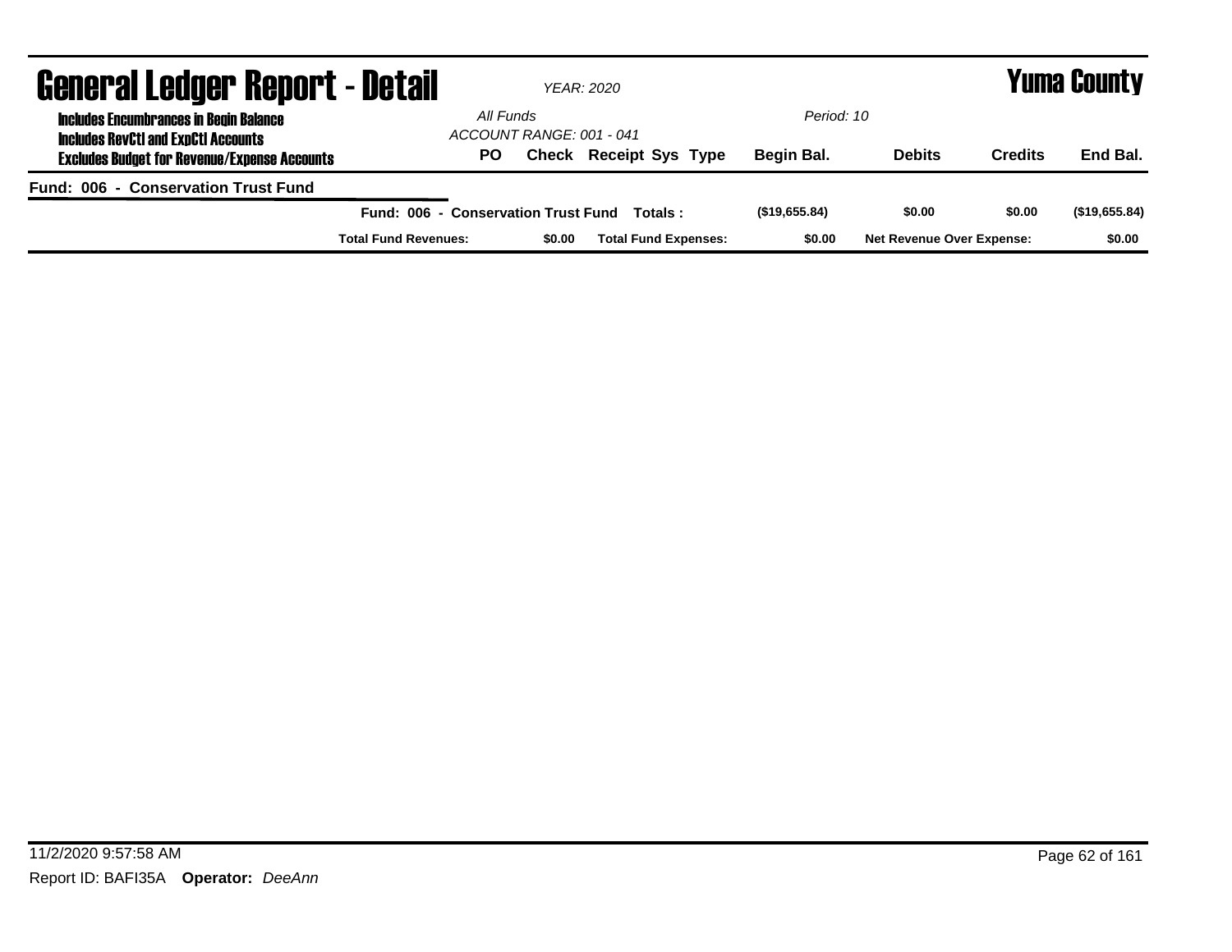# General Ledger Report - Detail

*YEAR: 2020*

# Yuma County

**Includes Encumbrances in Begin Balance**
**Includes RevCtl and ExpCtl Accounts**
**Excludes Budget for Revenue/Expense Accounts**

*All Funds*
*ACCOUNT RANGE: 001 - 041*

*Period: 10*

| PO | Check | Receipt | Sys | Type | Begin Bal. | Debits | Credits | End Bal. |
|---|---|---|---|---|---|---|---|---|

**Fund: 006 - Conservation Trust Fund**

| | | | | |
|---|---|---|---|---|
| **Fund: 006 - Conservation Trust Fund Totals :** | **($19,655.84)** | **$0.00** | **$0.00** | **($19,655.84)** |

| | | | | | |
|---|---|---|---|---|---|
| **Total Fund Revenues:** | **$0.00** | **Total Fund Expenses:** | **$0.00** | **Net Revenue Over Expense:** | **$0.00** |

11/2/2020 9:57:58 AM

Report ID: BAFI35A **Operator:** *DeeAnn*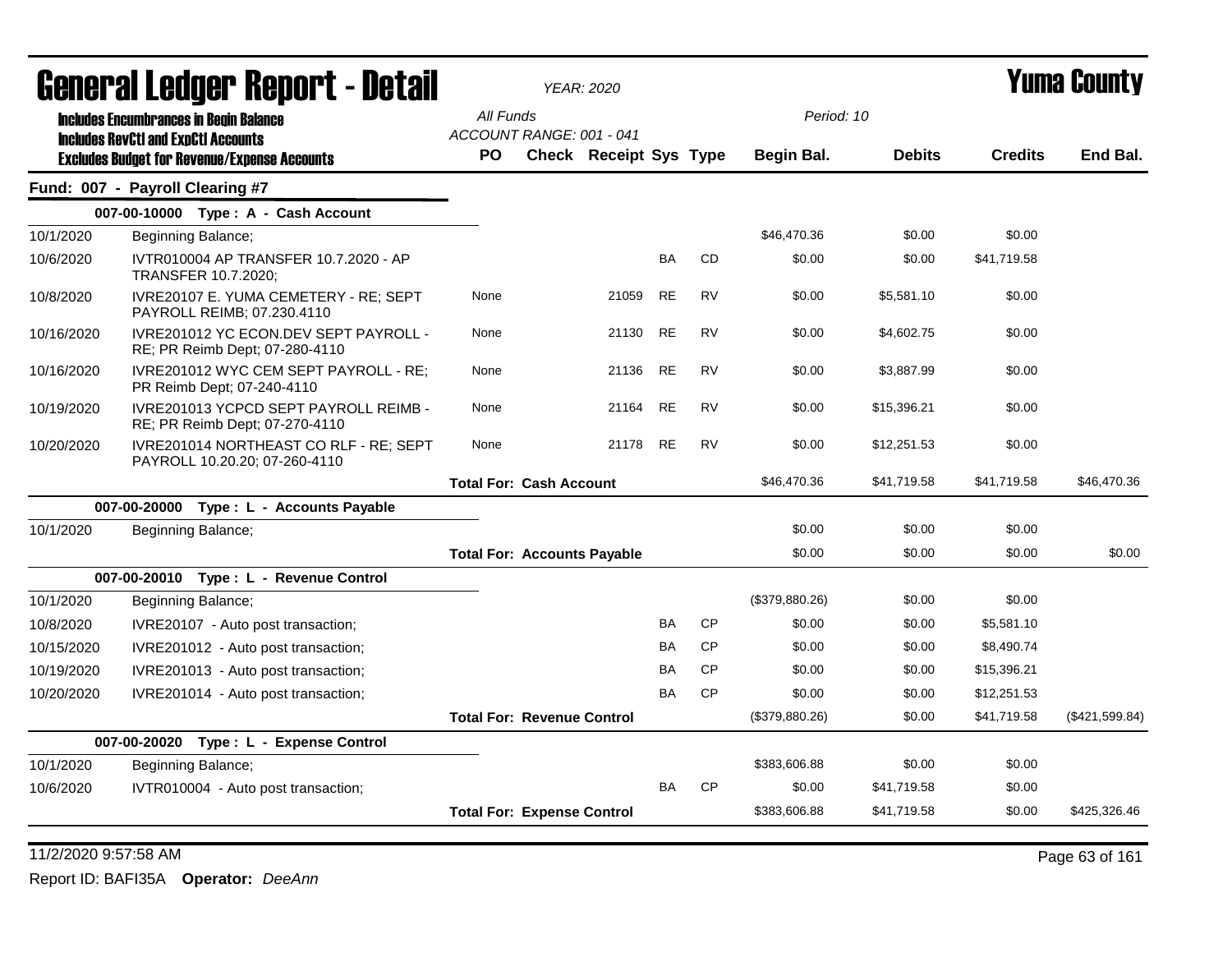# General Ledger Report - Detail

*YEAR: 2020*

# Yuma County

**Includes Encumbrances in Begin Balance**
**Includes RevCtl and ExpCtl Accounts**
**Excludes Budget for Revenue/Expense Accounts**

*All Funds*
*ACCOUNT RANGE: 001 - 041*
*Period: 10*

## Fund: 007 - Payroll Clearing #7

| Date | Description | PO | Check | Receipt | Sys | Type | Begin Bal. | Debits | Credits | End Bal. |
|---|---|---|---|---|---|---|---|---|---|---|
| **007-00-10000 Type : A - Cash Account** | | | | | | | | | | |
| 10/1/2020 | Beginning Balance; | | | | | | $46,470.36 | $0.00 | $0.00 | |
| 10/6/2020 | IVTR010004 AP TRANSFER 10.7.2020 - AP TRANSFER 10.7.2020; | | | | BA | CD | $0.00 | $0.00 | $41,719.58 | |
| 10/8/2020 | IVRE20107 E. YUMA CEMETERY - RE; SEPT PAYROLL REIMB; 07.230.4110 | None | | 21059 | RE | RV | $0.00 | $5,581.10 | $0.00 | |
| 10/16/2020 | IVRE201012 YC ECON.DEV SEPT PAYROLL - RE; PR Reimb Dept; 07-280-4110 | None | | 21130 | RE | RV | $0.00 | $4,602.75 | $0.00 | |
| 10/16/2020 | IVRE201012 WYC CEM SEPT PAYROLL - RE; PR Reimb Dept; 07-240-4110 | None | | 21136 | RE | RV | $0.00 | $3,887.99 | $0.00 | |
| 10/19/2020 | IVRE201013 YCPCD SEPT PAYROLL REIMB - RE; PR Reimb Dept; 07-270-4110 | None | | 21164 | RE | RV | $0.00 | $15,396.21 | $0.00 | |
| 10/20/2020 | IVRE201014 NORTHEAST CO RLF - RE; SEPT PAYROLL 10.20.20; 07-260-4110 | None | | 21178 | RE | RV | $0.00 | $12,251.53 | $0.00 | |
| | | **Total For: Cash Account** | | | | | $46,470.36 | $41,719.58 | $41,719.58 | $46,470.36 |
| **007-00-20000 Type : L - Accounts Payable** | | | | | | | | | | |
| 10/1/2020 | Beginning Balance; | | | | | | $0.00 | $0.00 | $0.00 | |
| | | **Total For: Accounts Payable** | | | | | $0.00 | $0.00 | $0.00 | $0.00 |
| **007-00-20010 Type : L - Revenue Control** | | | | | | | | | | |
| 10/1/2020 | Beginning Balance; | | | | | | ($379,880.26) | $0.00 | $0.00 | |
| 10/8/2020 | IVRE20107 - Auto post transaction; | | | | BA | CP | $0.00 | $0.00 | $5,581.10 | |
| 10/15/2020 | IVRE201012 - Auto post transaction; | | | | BA | CP | $0.00 | $0.00 | $8,490.74 | |
| 10/19/2020 | IVRE201013 - Auto post transaction; | | | | BA | CP | $0.00 | $0.00 | $15,396.21 | |
| 10/20/2020 | IVRE201014 - Auto post transaction; | | | | BA | CP | $0.00 | $0.00 | $12,251.53 | |
| | | **Total For: Revenue Control** | | | | | ($379,880.26) | $0.00 | $41,719.58 | ($421,599.84) |
| **007-00-20020 Type : L - Expense Control** | | | | | | | | | | |
| 10/1/2020 | Beginning Balance; | | | | | | $383,606.88 | $0.00 | $0.00 | |
| 10/6/2020 | IVTR010004 - Auto post transaction; | | | | BA | CP | $0.00 | $41,719.58 | $0.00 | |
| | | **Total For: Expense Control** | | | | | $383,606.88 | $41,719.58 | $0.00 | $425,326.46 |

11/2/2020 9:57:58 AM

Report ID: BAFI35A **Operator:** *DeeAnn*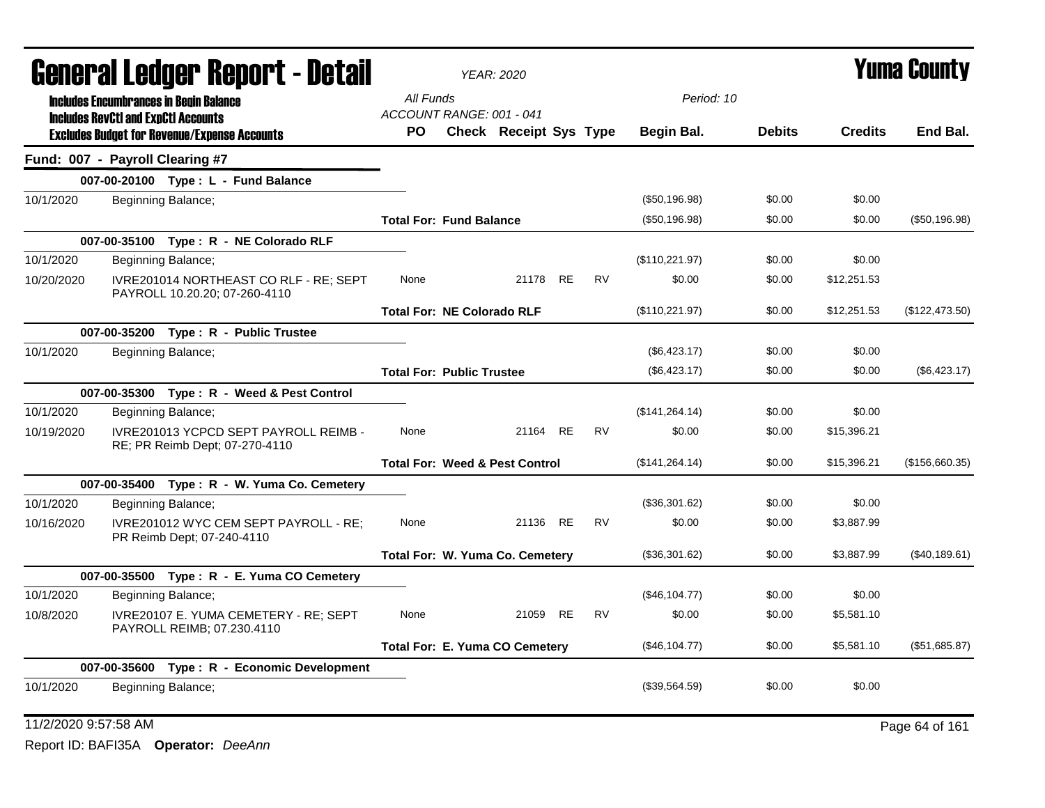# General Ledger Report - Detail

*YEAR: 2020*

**Yuma County**

**Includes Encumbrances in Begin Balance**
**Includes RevCtl and ExpCtl Accounts**
**Excludes Budget for Revenue/Expense Accounts**

All Funds
ACCOUNT RANGE: 001 - 041

Period: 10

## Fund: 007 - Payroll Clearing #7

| Date | Description | PO | Check | Receipt | Sys | Type | Begin Bal. | Debits | Credits | End Bal. |
|---|---|---|---|---|---|---|---|---|---|---|
| | **007-00-20100 Type : L - Fund Balance** | | | | | | | | | |
| 10/1/2020 | Beginning Balance; | | | | | | ($50,196.98) | $0.00 | $0.00 | |
| | | **Total For: Fund Balance** | | | | | ($50,196.98) | $0.00 | $0.00 | ($50,196.98) |
| | **007-00-35100 Type : R - NE Colorado RLF** | | | | | | | | | |
| 10/1/2020 | Beginning Balance; | | | | | | ($110,221.97) | $0.00 | $0.00 | |
| 10/20/2020 | IVRE201014 NORTHEAST CO RLF - RE; SEPT PAYROLL 10.20.20; 07-260-4110 | None | | 21178 | RE | RV | $0.00 | $0.00 | $12,251.53 | |
| | | **Total For: NE Colorado RLF** | | | | | ($110,221.97) | $0.00 | $12,251.53 | ($122,473.50) |
| | **007-00-35200 Type : R - Public Trustee** | | | | | | | | | |
| 10/1/2020 | Beginning Balance; | | | | | | ($6,423.17) | $0.00 | $0.00 | |
| | | **Total For: Public Trustee** | | | | | ($6,423.17) | $0.00 | $0.00 | ($6,423.17) |
| | **007-00-35300 Type : R - Weed & Pest Control** | | | | | | | | | |
| 10/1/2020 | Beginning Balance; | | | | | | ($141,264.14) | $0.00 | $0.00 | |
| 10/19/2020 | IVRE201013 YCPCD SEPT PAYROLL REIMB - RE; PR Reimb Dept; 07-270-4110 | None | | 21164 | RE | RV | $0.00 | $0.00 | $15,396.21 | |
| | | **Total For: Weed & Pest Control** | | | | | ($141,264.14) | $0.00 | $15,396.21 | ($156,660.35) |
| | **007-00-35400 Type : R - W. Yuma Co. Cemetery** | | | | | | | | | |
| 10/1/2020 | Beginning Balance; | | | | | | ($36,301.62) | $0.00 | $0.00 | |
| 10/16/2020 | IVRE201012 WYC CEM SEPT PAYROLL - RE; PR Reimb Dept; 07-240-4110 | None | | 21136 | RE | RV | $0.00 | $0.00 | $3,887.99 | |
| | | **Total For: W. Yuma Co. Cemetery** | | | | | ($36,301.62) | $0.00 | $3,887.99 | ($40,189.61) |
| | **007-00-35500 Type : R - E. Yuma CO Cemetery** | | | | | | | | | |
| 10/1/2020 | Beginning Balance; | | | | | | ($46,104.77) | $0.00 | $0.00 | |
| 10/8/2020 | IVRE20107 E. YUMA CEMETERY - RE; SEPT PAYROLL REIMB; 07.230.4110 | None | | 21059 | RE | RV | $0.00 | $0.00 | $5,581.10 | |
| | | **Total For: E. Yuma CO Cemetery** | | | | | ($46,104.77) | $0.00 | $5,581.10 | ($51,685.87) |
| | **007-00-35600 Type : R - Economic Development** | | | | | | | | | |
| 10/1/2020 | Beginning Balance; | | | | | | ($39,564.59) | $0.00 | $0.00 | |

11/2/2020 9:57:58 AM

Report ID: BAFI35A **Operator:** *DeeAnn*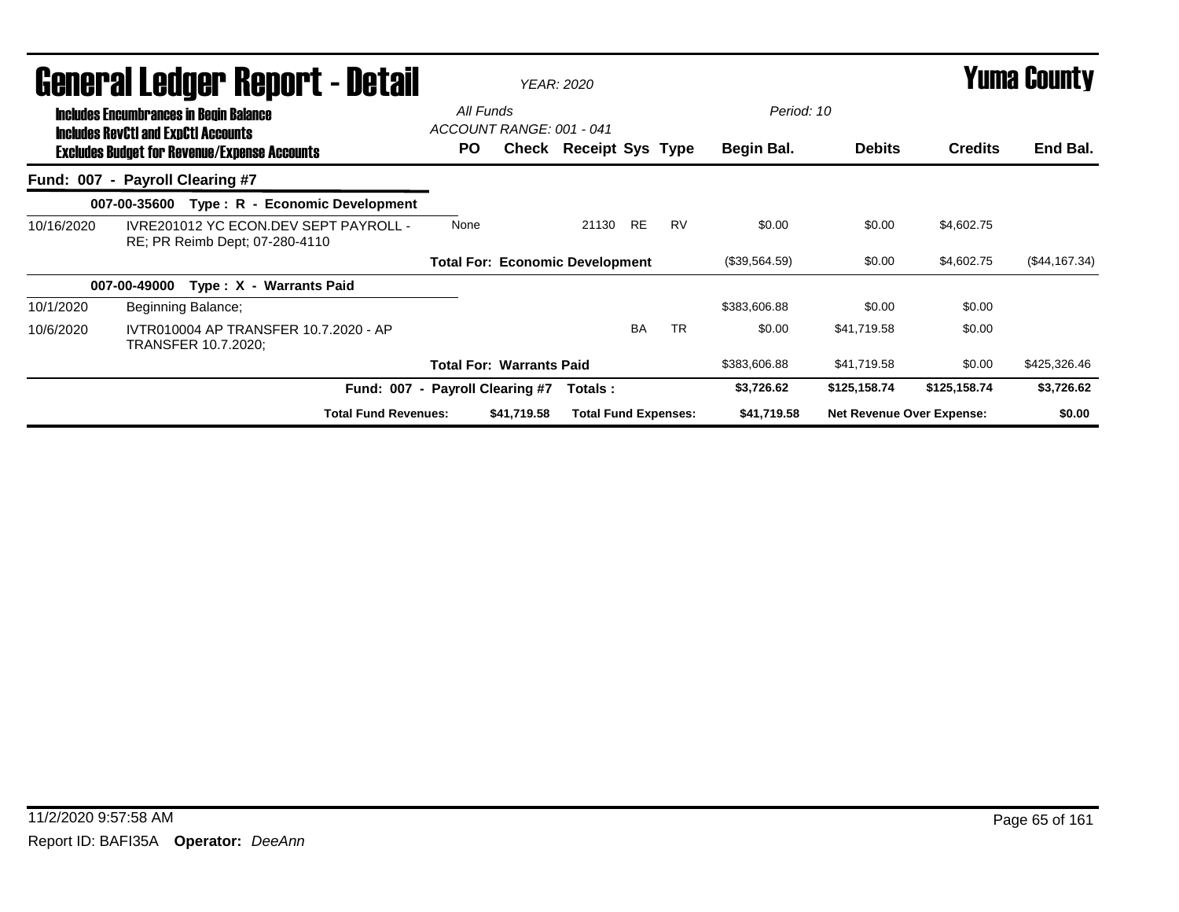# General Ledger Report - Detail

*YEAR: 2020*

**Yuma County**

**Includes Encumbrances in Begin Balance**
**Includes RevCtl and ExpCtl Accounts**
**Excludes Budget for Revenue/Expense Accounts**

*All Funds*
*ACCOUNT RANGE: 001 - 041*

*Period: 10*

| | | PO | Check | Receipt | Sys | Type | Begin Bal. | Debits | Credits | End Bal. |
|---|---|---|---|---|---|---|---|---|---|---|
| **Fund: 007 - Payroll Clearing #7** | | | | | | | | | | |
| **007-00-35600 Type : R - Economic Development** | | | | | | | | | | |
| 10/16/2020 | IVRE201012 YC ECON.DEV SEPT PAYROLL - RE; PR Reimb Dept; 07-280-4110 | None | | 21130 | RE | RV | $0.00 | $0.00 | $4,602.75 | |
| | | **Total For: Economic Development** | | | | | ($39,564.59) | $0.00 | $4,602.75 | ($44,167.34) |
| **007-00-49000 Type : X - Warrants Paid** | | | | | | | | | | |
| 10/1/2020 | Beginning Balance; | | | | | | $383,606.88 | $0.00 | $0.00 | |
| 10/6/2020 | IVTR010004 AP TRANSFER 10.7.2020 - AP TRANSFER 10.7.2020; | | | | BA | TR | $0.00 | $41,719.58 | $0.00 | |
| | | **Total For: Warrants Paid** | | | | | $383,606.88 | $41,719.58 | $0.00 | $425,326.46 |
| | **Fund: 007 - Payroll Clearing #7** | **Totals :** | | | | | **$3,726.62** | **$125,158.74** | **$125,158.74** | **$3,726.62** |
| | **Total Fund Revenues:** | **$41,719.58** | | **Total Fund Expenses:** | | | **$41,719.58** | **Net Revenue Over Expense:** | | **$0.00** |

11/2/2020 9:57:58 AM

Report ID: BAFI35A **Operator:** *DeeAnn*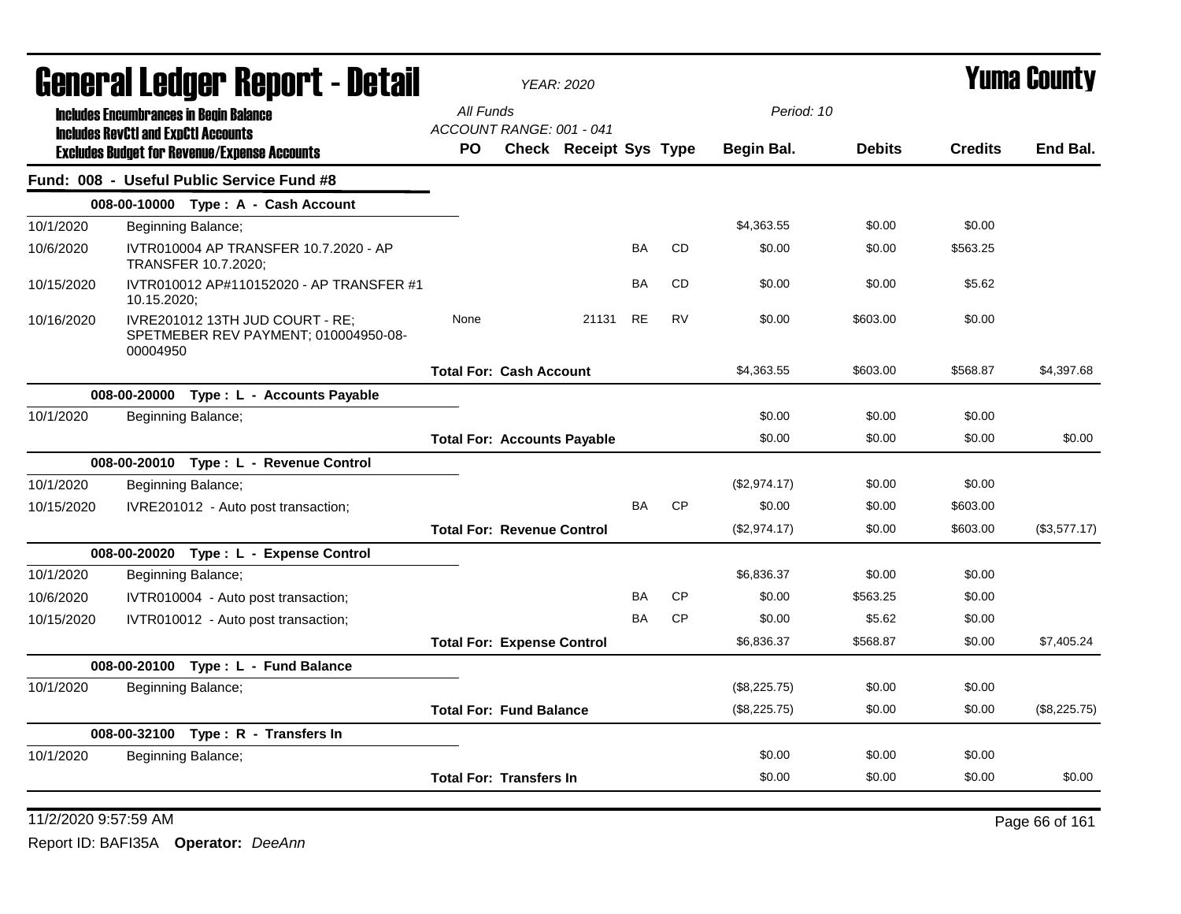# General Ledger Report - Detail

*YEAR: 2020*

# Yuma County

**Includes Encumbrances in Begin Balance**
**Includes RevCtl and ExpCtl Accounts**
**Excludes Budget for Revenue/Expense Accounts**

*All Funds*
*ACCOUNT RANGE: 001 - 041*
*Period: 10*

## Fund: 008 - Useful Public Service Fund #8

| Date | Description | PO | Check | Receipt | Sys | Type | Begin Bal. | Debits | Credits | End Bal. |
|---|---|---|---|---|---|---|---|---|---|---|
| **008-00-10000 Type : A - Cash Account** | | | | | | | | | | |
| 10/1/2020 | Beginning Balance; | | | | | | $4,363.55 | $0.00 | $0.00 | |
| 10/6/2020 | IVTR010004 AP TRANSFER 10.7.2020 - AP TRANSFER 10.7.2020; | | | | BA | CD | $0.00 | $0.00 | $563.25 | |
| 10/15/2020 | IVTR010012 AP#110152020 - AP TRANSFER #1 10.15.2020; | | | | BA | CD | $0.00 | $0.00 | $5.62 | |
| 10/16/2020 | IVRE201012 13TH JUD COURT - RE; SPETMEBER REV PAYMENT; 010004950-08-00004950 | None | | 21131 | RE | RV | $0.00 | $603.00 | $0.00 | |
| | | **Total For: Cash Account** | | | | | $4,363.55 | $603.00 | $568.87 | $4,397.68 |
| **008-00-20000 Type : L - Accounts Payable** | | | | | | | | | | |
| 10/1/2020 | Beginning Balance; | | | | | | $0.00 | $0.00 | $0.00 | |
| | | **Total For: Accounts Payable** | | | | | $0.00 | $0.00 | $0.00 | $0.00 |
| **008-00-20010 Type : L - Revenue Control** | | | | | | | | | | |
| 10/1/2020 | Beginning Balance; | | | | | | ($2,974.17) | $0.00 | $0.00 | |
| 10/15/2020 | IVRE201012 - Auto post transaction; | | | | BA | CP | $0.00 | $0.00 | $603.00 | |
| | | **Total For: Revenue Control** | | | | | ($2,974.17) | $0.00 | $603.00 | ($3,577.17) |
| **008-00-20020 Type : L - Expense Control** | | | | | | | | | | |
| 10/1/2020 | Beginning Balance; | | | | | | $6,836.37 | $0.00 | $0.00 | |
| 10/6/2020 | IVTR010004 - Auto post transaction; | | | | BA | CP | $0.00 | $563.25 | $0.00 | |
| 10/15/2020 | IVTR010012 - Auto post transaction; | | | | BA | CP | $0.00 | $5.62 | $0.00 | |
| | | **Total For: Expense Control** | | | | | $6,836.37 | $568.87 | $0.00 | $7,405.24 |
| **008-00-20100 Type : L - Fund Balance** | | | | | | | | | | |
| 10/1/2020 | Beginning Balance; | | | | | | ($8,225.75) | $0.00 | $0.00 | |
| | | **Total For: Fund Balance** | | | | | ($8,225.75) | $0.00 | $0.00 | ($8,225.75) |
| **008-00-32100 Type : R - Transfers In** | | | | | | | | | | |
| 10/1/2020 | Beginning Balance; | | | | | | $0.00 | $0.00 | $0.00 | |
| | | **Total For: Transfers In** | | | | | $0.00 | $0.00 | $0.00 | $0.00 |

11/2/2020 9:57:59 AM

Report ID: BAFI35A **Operator:** *DeeAnn*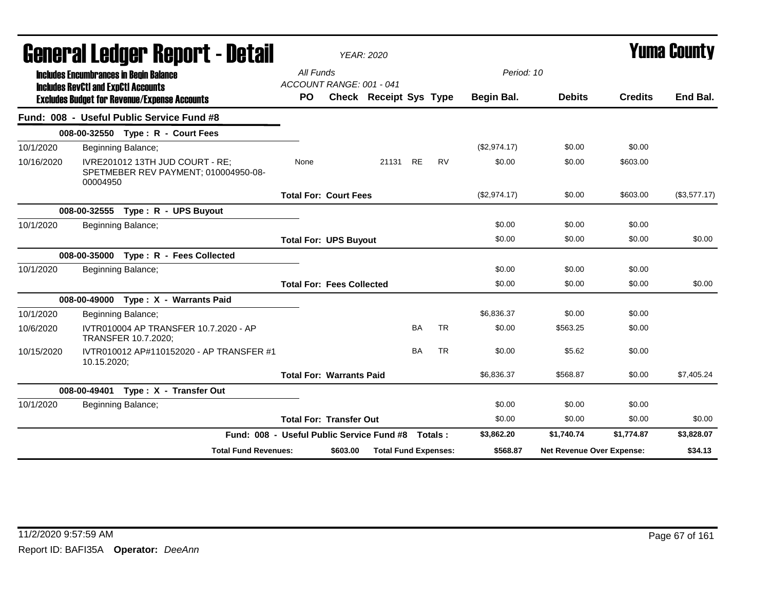# General Ledger Report - Detail

*YEAR: 2020*

**Yuma County**

**Includes Encumbrances in Begin Balance**
**Includes RevCtl and ExpCtl Accounts**
**Excludes Budget for Revenue/Expense Accounts**

*All Funds*
*ACCOUNT RANGE: 001 - 041*
*Period: 10*

| | | PO | Check | Receipt | Sys | Type | Begin Bal. | Debits | Credits | End Bal. |
|---|---|---|---|---|---|---|---|---|---|---|
| **Fund: 008 - Useful Public Service Fund #8** | | | | | | | | | | |
| | **008-00-32550 Type : R - Court Fees** | | | | | | | | | |
| 10/1/2020 | Beginning Balance; | | | | | | ($2,974.17) | $0.00 | $0.00 | |
| 10/16/2020 | IVRE201012 13TH JUD COURT - RE; SPETMEBER REV PAYMENT; 010004950-08-00004950 | None | | 21131 | RE | RV | $0.00 | $0.00 | $603.00 | |
| | | **Total For: Court Fees** | | | | | ($2,974.17) | $0.00 | $603.00 | ($3,577.17) |
| | **008-00-32555 Type : R - UPS Buyout** | | | | | | | | | |
| 10/1/2020 | Beginning Balance; | | | | | | $0.00 | $0.00 | $0.00 | |
| | | **Total For: UPS Buyout** | | | | | $0.00 | $0.00 | $0.00 | $0.00 |
| | **008-00-35000 Type : R - Fees Collected** | | | | | | | | | |
| 10/1/2020 | Beginning Balance; | | | | | | $0.00 | $0.00 | $0.00 | |
| | | **Total For: Fees Collected** | | | | | $0.00 | $0.00 | $0.00 | $0.00 |
| | **008-00-49000 Type : X - Warrants Paid** | | | | | | | | | |
| 10/1/2020 | Beginning Balance; | | | | | | $6,836.37 | $0.00 | $0.00 | |
| 10/6/2020 | IVTR010004 AP TRANSFER 10.7.2020 - AP TRANSFER 10.7.2020; | | | | BA | TR | $0.00 | $563.25 | $0.00 | |
| 10/15/2020 | IVTR010012 AP#110152020 - AP TRANSFER #1 10.15.2020; | | | | BA | TR | $0.00 | $5.62 | $0.00 | |
| | | **Total For: Warrants Paid** | | | | | $6,836.37 | $568.87 | $0.00 | $7,405.24 |
| | **008-00-49401 Type : X - Transfer Out** | | | | | | | | | |
| 10/1/2020 | Beginning Balance; | | | | | | $0.00 | $0.00 | $0.00 | |
| | | **Total For: Transfer Out** | | | | | $0.00 | $0.00 | $0.00 | $0.00 |
| | **Fund: 008 - Useful Public Service Fund #8 Totals :** | | | | | | **$3,862.20** | **$1,740.74** | **$1,774.87** | **$3,828.07** |
| | **Total Fund Revenues:** | | **$603.00** | **Total Fund Expenses:** | | | **$568.87** | **Net Revenue Over Expense:** | | **$34.13** |

11/2/2020 9:57:59 AM

Report ID: BAFI35A **Operator:** *DeeAnn*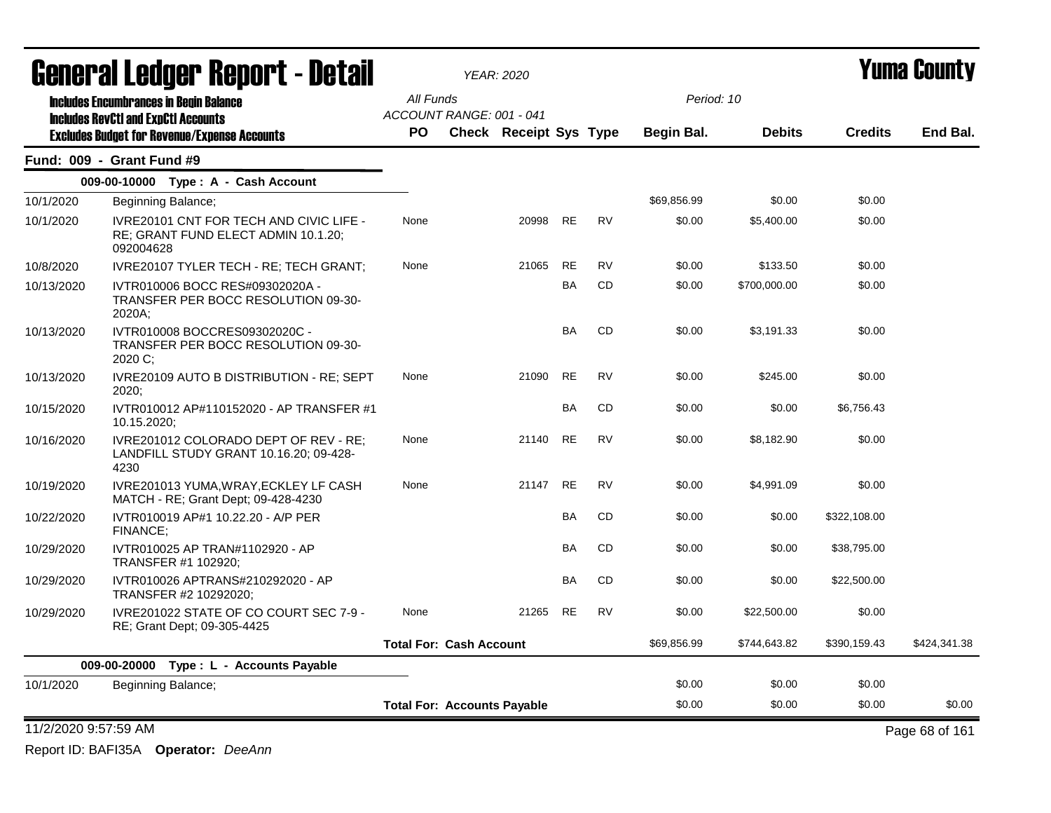# General Ledger Report - Detail

*YEAR: 2020*

# Yuma County

**Includes Encumbrances in Begin Balance**
**Includes RevCtl and ExpCtl Accounts**
**Excludes Budget for Revenue/Expense Accounts**

*All Funds*
*ACCOUNT RANGE: 001 - 041*

*Period: 10*

## Fund: 009 - Grant Fund #9

### 009-00-10000 Type : A - Cash Account

| Date | Description | PO | Check | Receipt | Sys | Type | Begin Bal. | Debits | Credits | End Bal. |
|---|---|---|---|---|---|---|---|---|---|---|
| 10/1/2020 | Beginning Balance; | | | | | | $69,856.99 | $0.00 | $0.00 | |
| 10/1/2020 | IVRE20101 CNT FOR TECH AND CIVIC LIFE - RE; GRANT FUND ELECT ADMIN 10.1.20; 092004628 | None | | 20998 | RE | RV | $0.00 | $5,400.00 | $0.00 | |
| 10/8/2020 | IVRE20107 TYLER TECH - RE; TECH GRANT; | None | | 21065 | RE | RV | $0.00 | $133.50 | $0.00 | |
| 10/13/2020 | IVTR010006 BOCC RES#09302020A - TRANSFER PER BOCC RESOLUTION 09-30-2020A; | | | | BA | CD | $0.00 | $700,000.00 | $0.00 | |
| 10/13/2020 | IVTR010008 BOCCRES09302020C - TRANSFER PER BOCC RESOLUTION 09-30-2020 C; | | | | BA | CD | $0.00 | $3,191.33 | $0.00 | |
| 10/13/2020 | IVRE20109 AUTO B DISTRIBUTION - RE; SEPT 2020; | None | | 21090 | RE | RV | $0.00 | $245.00 | $0.00 | |
| 10/15/2020 | IVTR010012 AP#110152020 - AP TRANSFER #1 10.15.2020; | | | | BA | CD | $0.00 | $0.00 | $6,756.43 | |
| 10/16/2020 | IVRE201012 COLORADO DEPT OF REV - RE; LANDFILL STUDY GRANT 10.16.20; 09-428-4230 | None | | 21140 | RE | RV | $0.00 | $8,182.90 | $0.00 | |
| 10/19/2020 | IVRE201013 YUMA,WRAY,ECKLEY LF CASH MATCH - RE; Grant Dept; 09-428-4230 | None | | 21147 | RE | RV | $0.00 | $4,991.09 | $0.00 | |
| 10/22/2020 | IVTR010019 AP#1 10.22.20 - A/P PER FINANCE; | | | | BA | CD | $0.00 | $0.00 | $322,108.00 | |
| 10/29/2020 | IVTR010025 AP TRAN#1102920 - AP TRANSFER #1 102920; | | | | BA | CD | $0.00 | $0.00 | $38,795.00 | |
| 10/29/2020 | IVTR010026 APTRANS#210292020 - AP TRANSFER #2 10292020; | | | | BA | CD | $0.00 | $0.00 | $22,500.00 | |
| 10/29/2020 | IVRE201022 STATE OF CO COURT SEC 7-9 - RE; Grant Dept; 09-305-4425 | None | | 21265 | RE | RV | $0.00 | $22,500.00 | $0.00 | |
| | **Total For: Cash Account** | | | | | | $69,856.99 | $744,643.82 | $390,159.43 | $424,341.38 |

### 009-00-20000 Type : L - Accounts Payable

| Date | Description | PO | Check | Receipt | Sys | Type | Begin Bal. | Debits | Credits | End Bal. |
|---|---|---|---|---|---|---|---|---|---|---|
| 10/1/2020 | Beginning Balance; | | | | | | $0.00 | $0.00 | $0.00 | |
| | **Total For: Accounts Payable** | | | | | | $0.00 | $0.00 | $0.00 | $0.00 |

11/2/2020 9:57:59 AM

Report ID: BAFI35A **Operator:** *DeeAnn*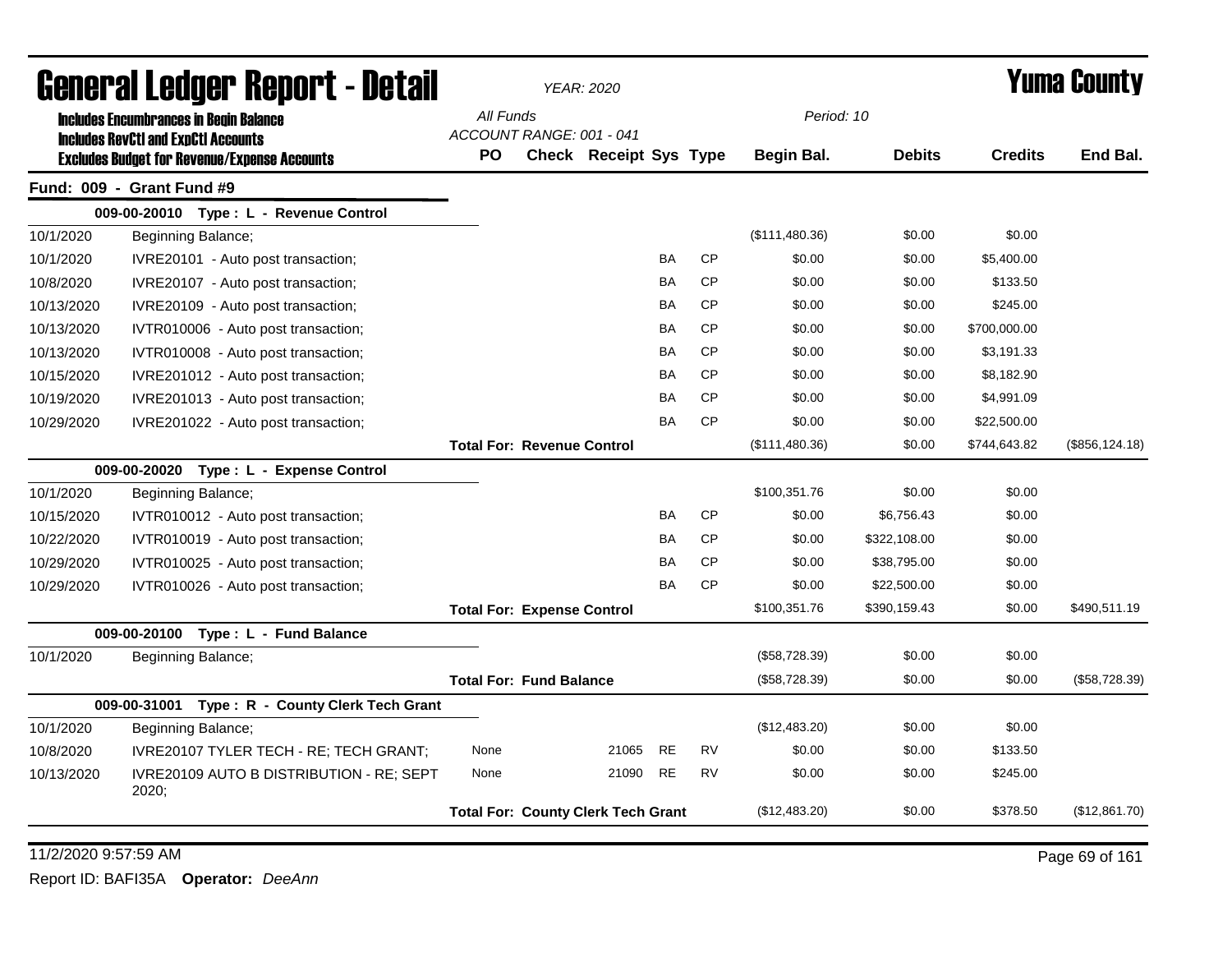# General Ledger Report - Detail

*YEAR: 2020*

# Yuma County

**Includes Encumbrances in Begin Balance**
**Includes RevCtl and ExpCtl Accounts**
**Excludes Budget for Revenue/Expense Accounts**

*All Funds*
*ACCOUNT RANGE: 001 - 041*
*Period: 10*

## Fund: 009 - Grant Fund #9

| Date | Description | PO | Check | Receipt | Sys | Type | Begin Bal. | Debits | Credits | End Bal. |
|---|---|---|---|---|---|---|---|---|---|---|
| **009-00-20010 Type : L - Revenue Control** | | | | | | | | | | |
| 10/1/2020 | Beginning Balance; | | | | | | ($111,480.36) | $0.00 | $0.00 | |
| 10/1/2020 | IVRE20101 - Auto post transaction; | | | | BA | CP | $0.00 | $0.00 | $5,400.00 | |
| 10/8/2020 | IVRE20107 - Auto post transaction; | | | | BA | CP | $0.00 | $0.00 | $133.50 | |
| 10/13/2020 | IVRE20109 - Auto post transaction; | | | | BA | CP | $0.00 | $0.00 | $245.00 | |
| 10/13/2020 | IVTR010006 - Auto post transaction; | | | | BA | CP | $0.00 | $0.00 | $700,000.00 | |
| 10/13/2020 | IVTR010008 - Auto post transaction; | | | | BA | CP | $0.00 | $0.00 | $3,191.33 | |
| 10/15/2020 | IVRE201012 - Auto post transaction; | | | | BA | CP | $0.00 | $0.00 | $8,182.90 | |
| 10/19/2020 | IVRE201013 - Auto post transaction; | | | | BA | CP | $0.00 | $0.00 | $4,991.09 | |
| 10/29/2020 | IVRE201022 - Auto post transaction; | | | | BA | CP | $0.00 | $0.00 | $22,500.00 | |
| | | **Total For: Revenue Control** | | | | | ($111,480.36) | $0.00 | $744,643.82 | ($856,124.18) |
| **009-00-20020 Type : L - Expense Control** | | | | | | | | | | |
| 10/1/2020 | Beginning Balance; | | | | | | $100,351.76 | $0.00 | $0.00 | |
| 10/15/2020 | IVTR010012 - Auto post transaction; | | | | BA | CP | $0.00 | $6,756.43 | $0.00 | |
| 10/22/2020 | IVTR010019 - Auto post transaction; | | | | BA | CP | $0.00 | $322,108.00 | $0.00 | |
| 10/29/2020 | IVTR010025 - Auto post transaction; | | | | BA | CP | $0.00 | $38,795.00 | $0.00 | |
| 10/29/2020 | IVTR010026 - Auto post transaction; | | | | BA | CP | $0.00 | $22,500.00 | $0.00 | |
| | | **Total For: Expense Control** | | | | | $100,351.76 | $390,159.43 | $0.00 | $490,511.19 |
| **009-00-20100 Type : L - Fund Balance** | | | | | | | | | | |
| 10/1/2020 | Beginning Balance; | | | | | | ($58,728.39) | $0.00 | $0.00 | |
| | | **Total For: Fund Balance** | | | | | ($58,728.39) | $0.00 | $0.00 | ($58,728.39) |
| **009-00-31001 Type : R - County Clerk Tech Grant** | | | | | | | | | | |
| 10/1/2020 | Beginning Balance; | | | | | | ($12,483.20) | $0.00 | $0.00 | |
| 10/8/2020 | IVRE20107 TYLER TECH - RE; TECH GRANT; | None | | 21065 | RE | RV | $0.00 | $0.00 | $133.50 | |
| 10/13/2020 | IVRE20109 AUTO B DISTRIBUTION - RE; SEPT 2020; | None | | 21090 | RE | RV | $0.00 | $0.00 | $245.00 | |
| | | **Total For: County Clerk Tech Grant** | | | | | ($12,483.20) | $0.00 | $378.50 | ($12,861.70) |

11/2/2020 9:57:59 AM

Report ID: BAFI35A **Operator:** *DeeAnn*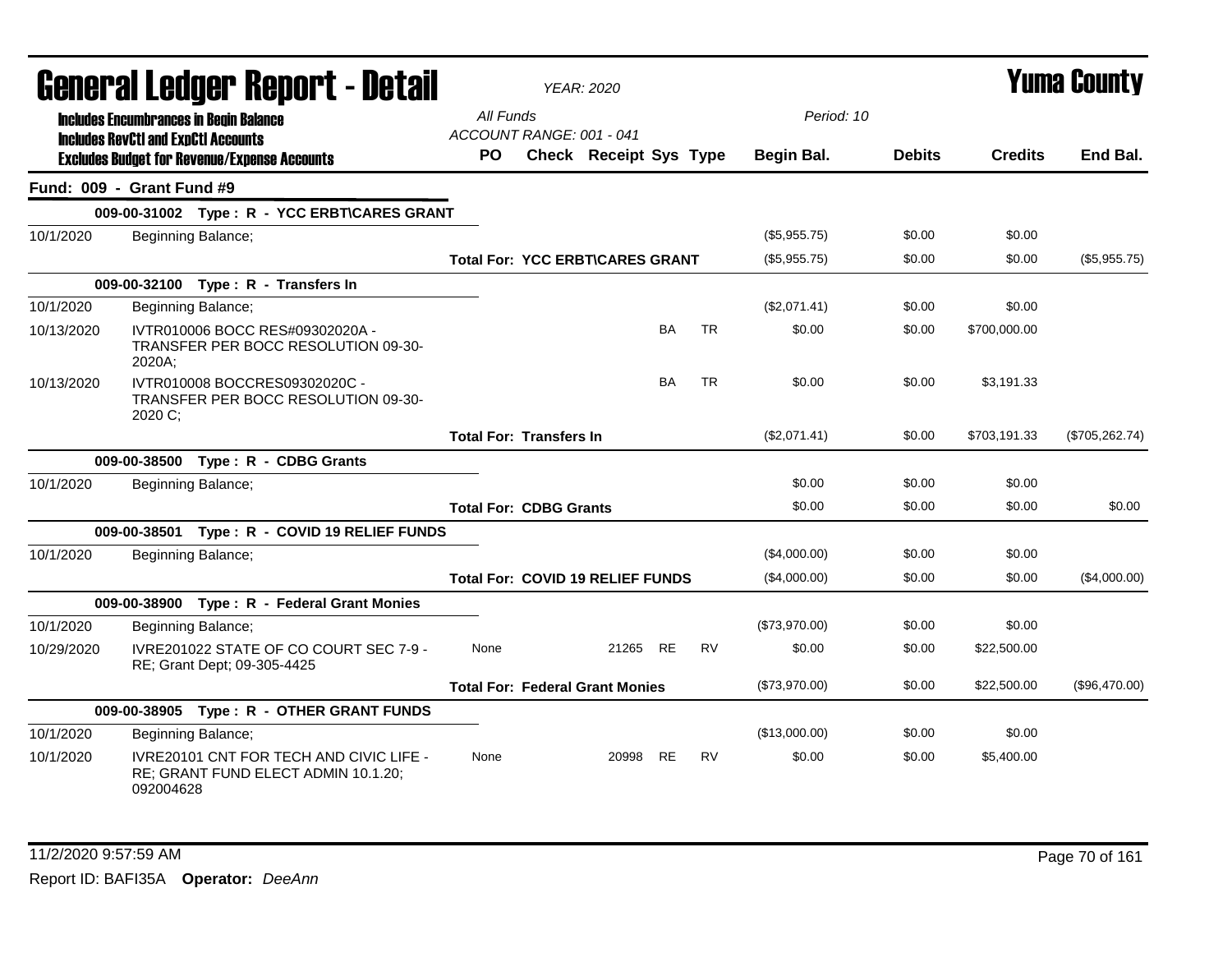# General Ledger Report - Detail

**Yuma County**

YEAR: 2020

**Includes Encumbrances in Begin Balance**
**Includes RevCtl and ExpCtl Accounts**
**Excludes Budget for Revenue/Expense Accounts**

All Funds
ACCOUNT RANGE: 001 - 041

Period: 10

| | | PO | Check | Receipt | Sys | Type | Begin Bal. | Debits | Credits | End Bal. |
|---|---|---|---|---|---|---|---|---|---|---|
| **Fund: 009 - Grant Fund #9** | | | | | | | | | | |
| | **009-00-31002 Type : R - YCC ERBT\CARES GRANT** | | | | | | | | | |
| 10/1/2020 | Beginning Balance; | | | | | | ($5,955.75) | $0.00 | $0.00 | |
| | | **Total For: YCC ERBT\CARES GRANT** | | | | | ($5,955.75) | $0.00 | $0.00 | ($5,955.75) |
| | **009-00-32100 Type : R - Transfers In** | | | | | | | | | |
| 10/1/2020 | Beginning Balance; | | | | | | ($2,071.41) | $0.00 | $0.00 | |
| 10/13/2020 | IVTR010006 BOCC RES#09302020A - TRANSFER PER BOCC RESOLUTION 09-30-2020A; | | | | BA | TR | $0.00 | $0.00 | $700,000.00 | |
| 10/13/2020 | IVTR010008 BOCCRES09302020C - TRANSFER PER BOCC RESOLUTION 09-30-2020 C; | | | | BA | TR | $0.00 | $0.00 | $3,191.33 | |
| | | **Total For: Transfers In** | | | | | ($2,071.41) | $0.00 | $703,191.33 | ($705,262.74) |
| | **009-00-38500 Type : R - CDBG Grants** | | | | | | | | | |
| 10/1/2020 | Beginning Balance; | | | | | | $0.00 | $0.00 | $0.00 | |
| | | **Total For: CDBG Grants** | | | | | $0.00 | $0.00 | $0.00 | $0.00 |
| | **009-00-38501 Type : R - COVID 19 RELIEF FUNDS** | | | | | | | | | |
| 10/1/2020 | Beginning Balance; | | | | | | ($4,000.00) | $0.00 | $0.00 | |
| | | **Total For: COVID 19 RELIEF FUNDS** | | | | | ($4,000.00) | $0.00 | $0.00 | ($4,000.00) |
| | **009-00-38900 Type : R - Federal Grant Monies** | | | | | | | | | |
| 10/1/2020 | Beginning Balance; | | | | | | ($73,970.00) | $0.00 | $0.00 | |
| 10/29/2020 | IVRE201022 STATE OF CO COURT SEC 7-9 - RE; Grant Dept; 09-305-4425 | None | | 21265 | RE | RV | $0.00 | $0.00 | $22,500.00 | |
| | | **Total For: Federal Grant Monies** | | | | | ($73,970.00) | $0.00 | $22,500.00 | ($96,470.00) |
| | **009-00-38905 Type : R - OTHER GRANT FUNDS** | | | | | | | | | |
| 10/1/2020 | Beginning Balance; | | | | | | ($13,000.00) | $0.00 | $0.00 | |
| 10/1/2020 | IVRE20101 CNT FOR TECH AND CIVIC LIFE - RE; GRANT FUND ELECT ADMIN 10.1.20; 092004628 | None | | 20998 | RE | RV | $0.00 | $0.00 | $5,400.00 | |

11/2/2020 9:57:59 AM

Report ID: BAFI35A **Operator:** *DeeAnn*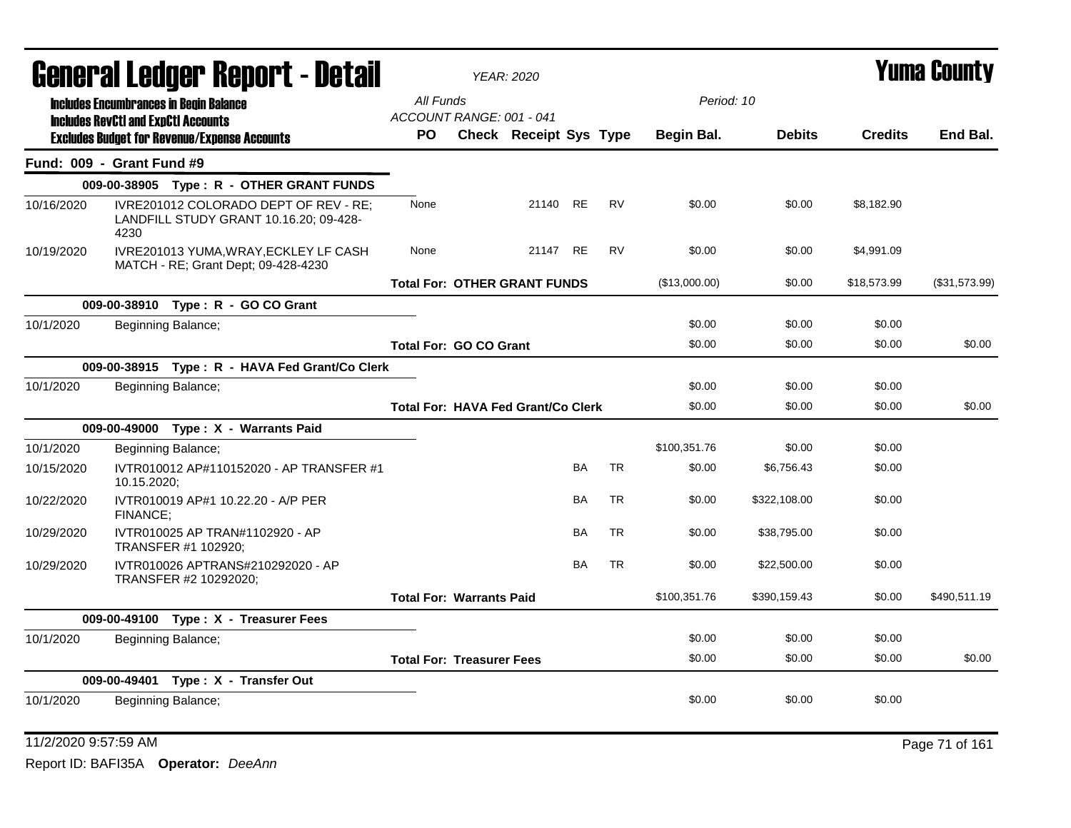# General Ledger Report - Detail

*YEAR: 2020*

# Yuma County

**Includes Encumbrances in Begin Balance**
**Includes RevCtl and ExpCtl Accounts**
**Excludes Budget for Revenue/Expense Accounts**

*All Funds*
*ACCOUNT RANGE: 001 - 041*
*Period: 10*

| | | PO | Check | Receipt | Sys | Type | Begin Bal. | Debits | Credits | End Bal. |
|---|---|---|---|---|---|---|---|---|---|---|
| **Fund: 009 - Grant Fund #9** | | | | | | | | | | |
| | **009-00-38905 Type : R - OTHER GRANT FUNDS** | | | | | | | | | |
| 10/16/2020 | IVRE201012 COLORADO DEPT OF REV - RE; LANDFILL STUDY GRANT 10.16.20; 09-428-4230 | None | | 21140 | RE | RV | $0.00 | $0.00 | $8,182.90 | |
| 10/19/2020 | IVRE201013 YUMA,WRAY,ECKLEY LF CASH MATCH - RE; Grant Dept; 09-428-4230 | None | | 21147 | RE | RV | $0.00 | $0.00 | $4,991.09 | |
| | | **Total For: OTHER GRANT FUNDS** | | | | | ($13,000.00) | $0.00 | $18,573.99 | ($31,573.99) |
| | **009-00-38910 Type : R - GO CO Grant** | | | | | | | | | |
| 10/1/2020 | Beginning Balance; | | | | | | $0.00 | $0.00 | $0.00 | |
| | | **Total For: GO CO Grant** | | | | | $0.00 | $0.00 | $0.00 | $0.00 |
| | **009-00-38915 Type : R - HAVA Fed Grant/Co Clerk** | | | | | | | | | |
| 10/1/2020 | Beginning Balance; | | | | | | $0.00 | $0.00 | $0.00 | |
| | | **Total For: HAVA Fed Grant/Co Clerk** | | | | | $0.00 | $0.00 | $0.00 | $0.00 |
| | **009-00-49000 Type : X - Warrants Paid** | | | | | | | | | |
| 10/1/2020 | Beginning Balance; | | | | | | $100,351.76 | $0.00 | $0.00 | |
| 10/15/2020 | IVTR010012 AP#110152020 - AP TRANSFER #1 10.15.2020; | | | | BA | TR | $0.00 | $6,756.43 | $0.00 | |
| 10/22/2020 | IVTR010019 AP#1 10.22.20 - A/P PER FINANCE; | | | | BA | TR | $0.00 | $322,108.00 | $0.00 | |
| 10/29/2020 | IVTR010025 AP TRAN#1102920 - AP TRANSFER #1 102920; | | | | BA | TR | $0.00 | $38,795.00 | $0.00 | |
| 10/29/2020 | IVTR010026 APTRANS#210292020 - AP TRANSFER #2 10292020; | | | | BA | TR | $0.00 | $22,500.00 | $0.00 | |
| | | **Total For: Warrants Paid** | | | | | $100,351.76 | $390,159.43 | $0.00 | $490,511.19 |
| | **009-00-49100 Type : X - Treasurer Fees** | | | | | | | | | |
| 10/1/2020 | Beginning Balance; | | | | | | $0.00 | $0.00 | $0.00 | |
| | | **Total For: Treasurer Fees** | | | | | $0.00 | $0.00 | $0.00 | $0.00 |
| | **009-00-49401 Type : X - Transfer Out** | | | | | | | | | |
| 10/1/2020 | Beginning Balance; | | | | | | $0.00 | $0.00 | $0.00 | |

11/2/2020 9:57:59 AM

Report ID: BAFI35A **Operator:** *DeeAnn*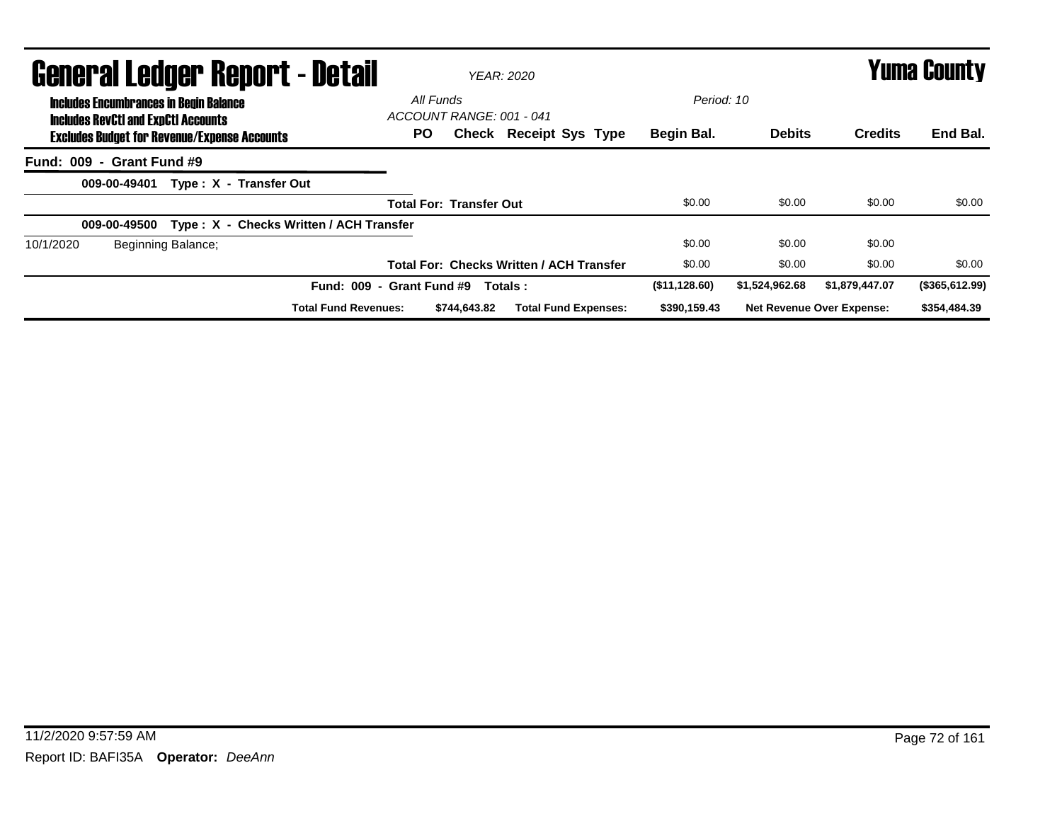# General Ledger Report - Detail

*YEAR: 2020*

# Yuma County

**Includes Encumbrances in Begin Balance**
**Includes RevCtl and ExpCtl Accounts**
**Excludes Budget for Revenue/Expense Accounts**

*All Funds*
*ACCOUNT RANGE: 001 - 041*

*Period: 10*

| | PO | Check | Receipt Sys Type | Begin Bal. | Debits | Credits | End Bal. |
|---|---|---|---|---|---|---|---|
| **Fund: 009 - Grant Fund #9** | | | | | | | |
| **009-00-49401 Type : X - Transfer Out** | | | | | | | |
| | **Total For: Transfer Out** | | | $0.00 | $0.00 | $0.00 | $0.00 |
| **009-00-49500 Type : X - Checks Written / ACH Transfer** | | | | | | | |
| 10/1/2020 Beginning Balance; | | | | $0.00 | $0.00 | $0.00 | |
| | **Total For: Checks Written / ACH Transfer** | | | $0.00 | $0.00 | $0.00 | $0.00 |
| **Fund: 009 - Grant Fund #9 Totals :** | | | | **($11,128.60)** | **$1,524,962.68** | **$1,879,447.07** | **($365,612.99)** |
| **Total Fund Revenues:** | | **$744,643.82** | **Total Fund Expenses:** | **$390,159.43** | **Net Revenue Over Expense:** | | **$354,484.39** |

11/2/2020 9:57:59 AM

Report ID: BAFI35A **Operator:** *DeeAnn*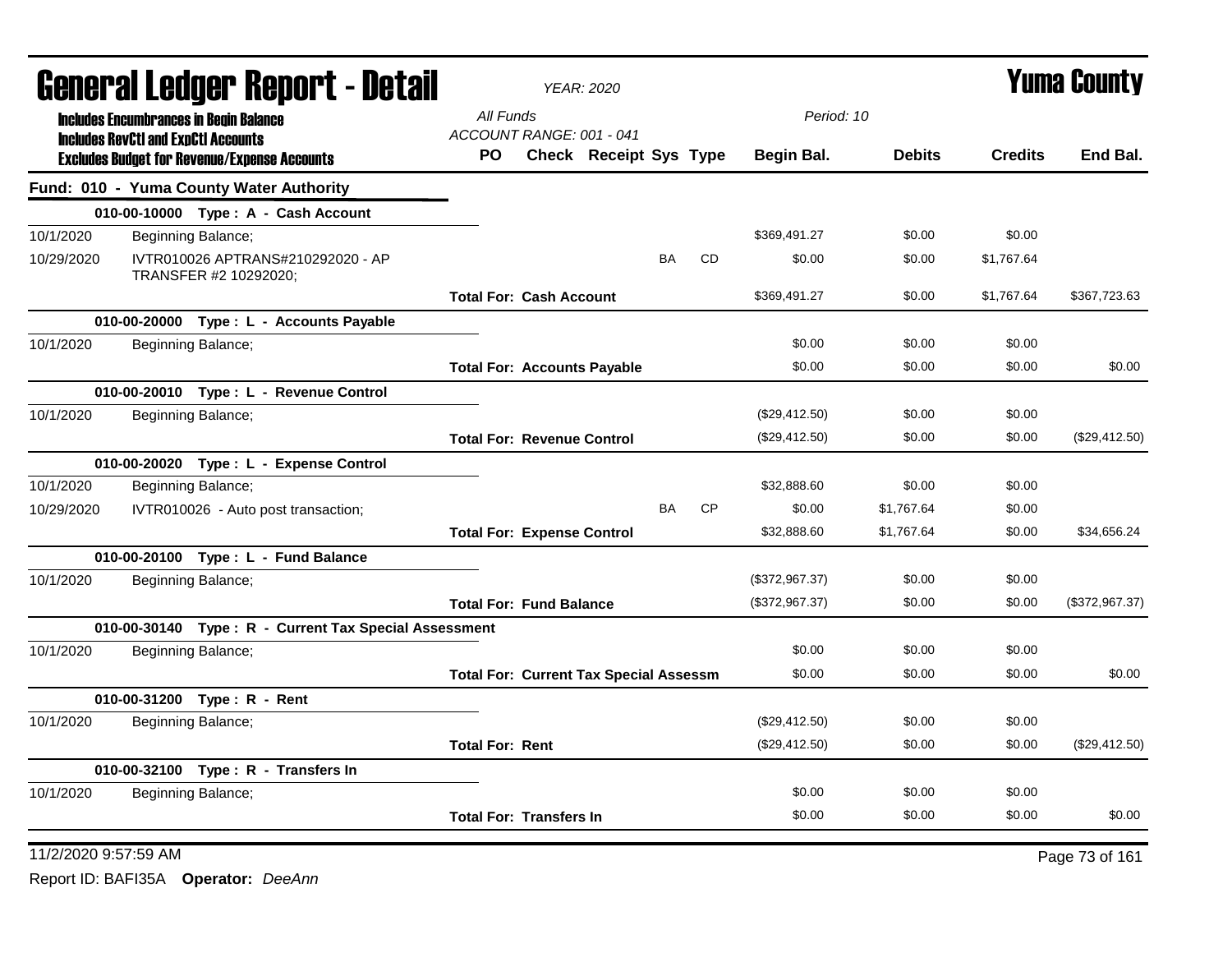# General Ledger Report - Detail

*YEAR: 2020*

# Yuma County

**Includes Encumbrances in Begin Balance**
**Includes RevCtl and ExpCtl Accounts**
**Excludes Budget for Revenue/Expense Accounts**

*All Funds*
*ACCOUNT RANGE: 001 - 041*
*Period: 10*

## Fund: 010 - Yuma County Water Authority

| Date | Description | PO | Check | Receipt | Sys | Type | Begin Bal. | Debits | Credits | End Bal. |
|---|---|---|---|---|---|---|---|---|---|---|
| **010-00-10000 Type : A - Cash Account** | | | | | | | | | | |
| 10/1/2020 | Beginning Balance; | | | | | | $369,491.27 | $0.00 | $0.00 | |
| 10/29/2020 | IVTR010026 APTRANS#210292020 - AP TRANSFER #2 10292020; | | | | BA | CD | $0.00 | $0.00 | $1,767.64 | |
| | **Total For: Cash Account** | | | | | | $369,491.27 | $0.00 | $1,767.64 | $367,723.63 |
| **010-00-20000 Type : L - Accounts Payable** | | | | | | | | | | |
| 10/1/2020 | Beginning Balance; | | | | | | $0.00 | $0.00 | $0.00 | |
| | **Total For: Accounts Payable** | | | | | | $0.00 | $0.00 | $0.00 | $0.00 |
| **010-00-20010 Type : L - Revenue Control** | | | | | | | | | | |
| 10/1/2020 | Beginning Balance; | | | | | | ($29,412.50) | $0.00 | $0.00 | |
| | **Total For: Revenue Control** | | | | | | ($29,412.50) | $0.00 | $0.00 | ($29,412.50) |
| **010-00-20020 Type : L - Expense Control** | | | | | | | | | | |
| 10/1/2020 | Beginning Balance; | | | | | | $32,888.60 | $0.00 | $0.00 | |
| 10/29/2020 | IVTR010026 - Auto post transaction; | | | | BA | CP | $0.00 | $1,767.64 | $0.00 | |
| | **Total For: Expense Control** | | | | | | $32,888.60 | $1,767.64 | $0.00 | $34,656.24 |
| **010-00-20100 Type : L - Fund Balance** | | | | | | | | | | |
| 10/1/2020 | Beginning Balance; | | | | | | ($372,967.37) | $0.00 | $0.00 | |
| | **Total For: Fund Balance** | | | | | | ($372,967.37) | $0.00 | $0.00 | ($372,967.37) |
| **010-00-30140 Type : R - Current Tax Special Assessment** | | | | | | | | | | |
| 10/1/2020 | Beginning Balance; | | | | | | $0.00 | $0.00 | $0.00 | |
| | **Total For: Current Tax Special Assessm** | | | | | | $0.00 | $0.00 | $0.00 | $0.00 |
| **010-00-31200 Type : R - Rent** | | | | | | | | | | |
| 10/1/2020 | Beginning Balance; | | | | | | ($29,412.50) | $0.00 | $0.00 | |
| | **Total For: Rent** | | | | | | ($29,412.50) | $0.00 | $0.00 | ($29,412.50) |
| **010-00-32100 Type : R - Transfers In** | | | | | | | | | | |
| 10/1/2020 | Beginning Balance; | | | | | | $0.00 | $0.00 | $0.00 | |
| | **Total For: Transfers In** | | | | | | $0.00 | $0.00 | $0.00 | $0.00 |

11/2/2020 9:57:59 AM

Report ID: BAFI35A **Operator:** *DeeAnn*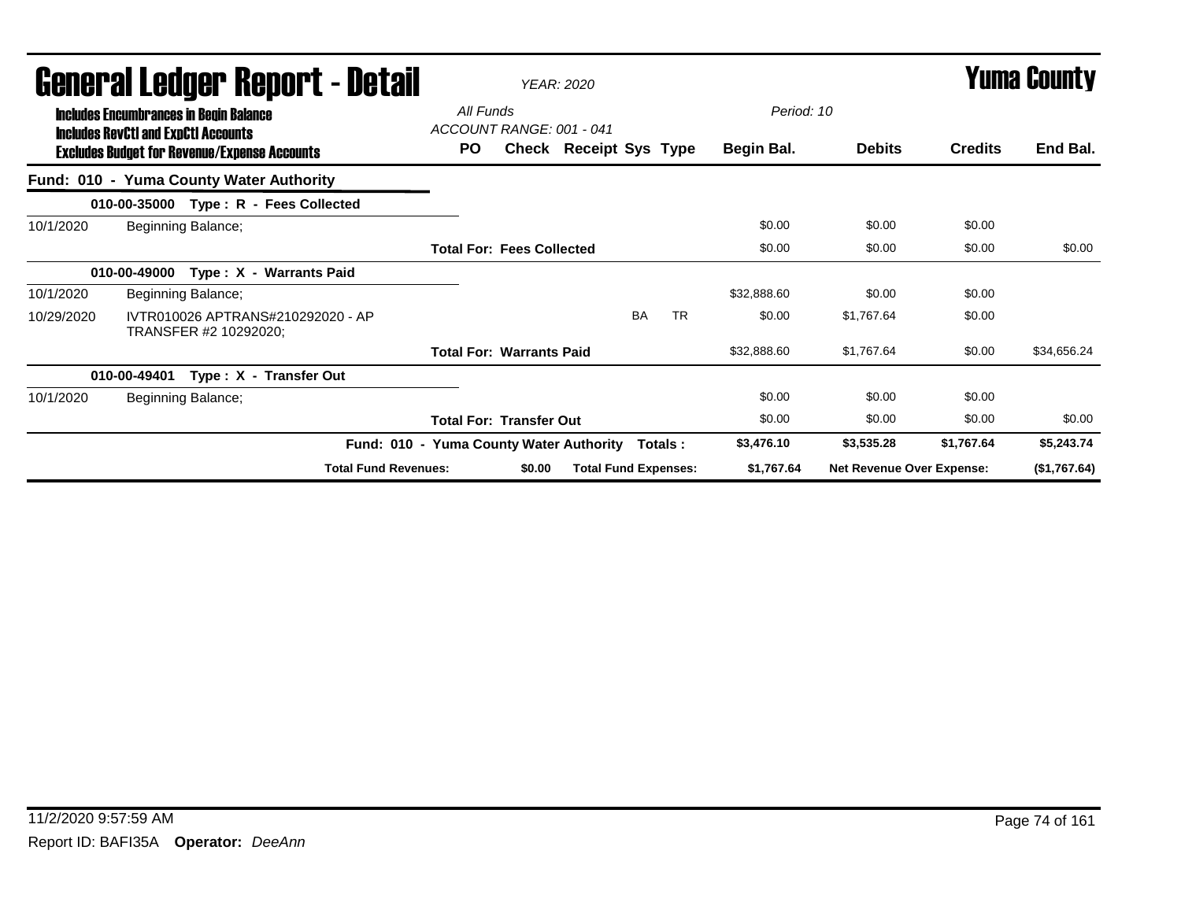# General Ledger Report - Detail

*YEAR: 2020*

# Yuma County

**Includes Encumbrances in Begin Balance**
**Includes RevCtl and ExpCtl Accounts**
**Excludes Budget for Revenue/Expense Accounts**

*All Funds*
*ACCOUNT RANGE: 001 - 041*
*Period: 10*

| | | PO | Check | Receipt | Sys | Type | Begin Bal. | Debits | Credits | End Bal. |
|---|---|---|---|---|---|---|---|---|---|---|
| **Fund: 010 - Yuma County Water Authority** | | | | | | | | | | |
| **010-00-35000 Type : R - Fees Collected** | | | | | | | | | | |
| 10/1/2020 | Beginning Balance; | | | | | | $0.00 | $0.00 | $0.00 | |
| | | **Total For: Fees Collected** | | | | | $0.00 | $0.00 | $0.00 | $0.00 |
| **010-00-49000 Type : X - Warrants Paid** | | | | | | | | | | |
| 10/1/2020 | Beginning Balance; | | | | | | $32,888.60 | $0.00 | $0.00 | |
| 10/29/2020 | IVTR010026 APTRANS#210292020 - AP TRANSFER #2 10292020; | | | | BA | TR | $0.00 | $1,767.64 | $0.00 | |
| | | **Total For: Warrants Paid** | | | | | $32,888.60 | $1,767.64 | $0.00 | $34,656.24 |
| **010-00-49401 Type : X - Transfer Out** | | | | | | | | | | |
| 10/1/2020 | Beginning Balance; | | | | | | $0.00 | $0.00 | $0.00 | |
| | | **Total For: Transfer Out** | | | | | $0.00 | $0.00 | $0.00 | $0.00 |
| | | **Fund: 010 - Yuma County Water Authority Totals :** | | | | | **$3,476.10** | **$3,535.28** | **$1,767.64** | **$5,243.74** |
| | **Total Fund Revenues:** | | **$0.00** | **Total Fund Expenses:** | | | **$1,767.64** | **Net Revenue Over Expense:** | | **($1,767.64)** |

11/2/2020 9:57:59 AM

Report ID: BAFI35A **Operator:** *DeeAnn*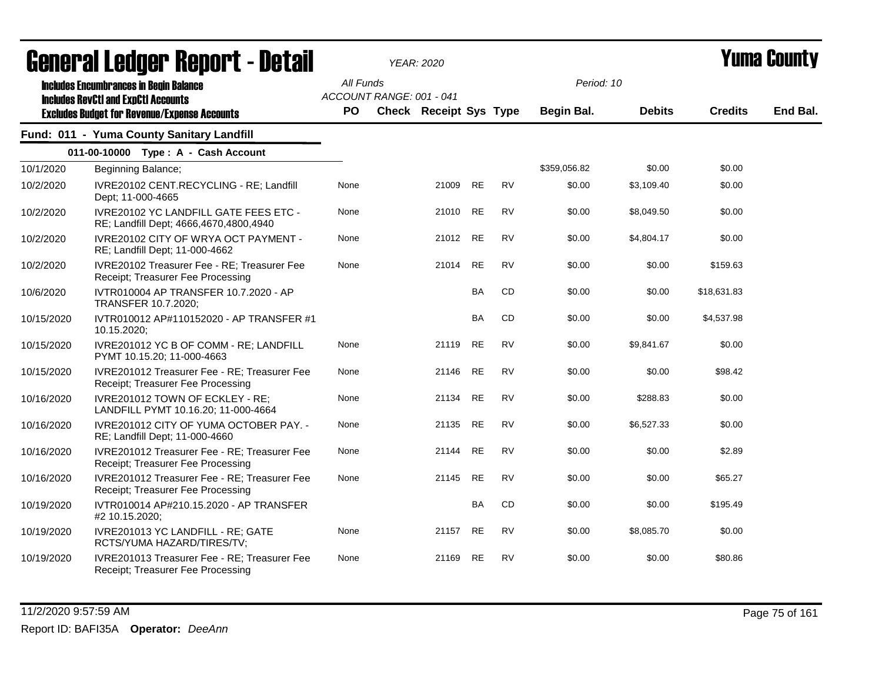# General Ledger Report - Detail

*YEAR: 2020*

# Yuma County

**Includes Encumbrances in Begin Balance**
**Includes RevCtl and ExpCtl Accounts**
**Excludes Budget for Revenue/Expense Accounts**

All Funds
ACCOUNT RANGE: 001 - 041

Period: 10

## Fund: 011 - Yuma County Sanitary Landfill

### 011-00-10000 Type : A - Cash Account

| Date | Description | PO | Check | Receipt | Sys | Type | Begin Bal. | Debits | Credits | End Bal. |
|---|---|---|---|---|---|---|---|---|---|---|
| 10/1/2020 | Beginning Balance; | | | | | | $359,056.82 | $0.00 | $0.00 | |
| 10/2/2020 | IVRE20102 CENT.RECYCLING - RE; Landfill Dept; 11-000-4665 | None | | 21009 | RE | RV | $0.00 | $3,109.40 | $0.00 | |
| 10/2/2020 | IVRE20102 YC LANDFILL GATE FEES ETC - RE; Landfill Dept; 4666,4670,4800,4940 | None | | 21010 | RE | RV | $0.00 | $8,049.50 | $0.00 | |
| 10/2/2020 | IVRE20102 CITY OF WRYA OCT PAYMENT - RE; Landfill Dept; 11-000-4662 | None | | 21012 | RE | RV | $0.00 | $4,804.17 | $0.00 | |
| 10/2/2020 | IVRE20102 Treasurer Fee - RE; Treasurer Fee Receipt; Treasurer Fee Processing | None | | 21014 | RE | RV | $0.00 | $0.00 | $159.63 | |
| 10/6/2020 | IVTR010004 AP TRANSFER 10.7.2020 - AP TRANSFER 10.7.2020; | | | | BA | CD | $0.00 | $0.00 | $18,631.83 | |
| 10/15/2020 | IVTR010012 AP#110152020 - AP TRANSFER #1 10.15.2020; | | | | BA | CD | $0.00 | $0.00 | $4,537.98 | |
| 10/15/2020 | IVRE201012 YC B OF COMM - RE; LANDFILL PYMT 10.15.20; 11-000-4663 | None | | 21119 | RE | RV | $0.00 | $9,841.67 | $0.00 | |
| 10/15/2020 | IVRE201012 Treasurer Fee - RE; Treasurer Fee Receipt; Treasurer Fee Processing | None | | 21146 | RE | RV | $0.00 | $0.00 | $98.42 | |
| 10/16/2020 | IVRE201012 TOWN OF ECKLEY - RE; LANDFILL PYMT 10.16.20; 11-000-4664 | None | | 21134 | RE | RV | $0.00 | $288.83 | $0.00 | |
| 10/16/2020 | IVRE201012 CITY OF YUMA OCTOBER PAY. - RE; Landfill Dept; 11-000-4660 | None | | 21135 | RE | RV | $0.00 | $6,527.33 | $0.00 | |
| 10/16/2020 | IVRE201012 Treasurer Fee - RE; Treasurer Fee Receipt; Treasurer Fee Processing | None | | 21144 | RE | RV | $0.00 | $0.00 | $2.89 | |
| 10/16/2020 | IVRE201012 Treasurer Fee - RE; Treasurer Fee Receipt; Treasurer Fee Processing | None | | 21145 | RE | RV | $0.00 | $0.00 | $65.27 | |
| 10/19/2020 | IVTR010014 AP#210.15.2020 - AP TRANSFER #2 10.15.2020; | | | | BA | CD | $0.00 | $0.00 | $195.49 | |
| 10/19/2020 | IVRE201013 YC LANDFILL - RE; GATE RCTS/YUMA HAZARD/TIRES/TV; | None | | 21157 | RE | RV | $0.00 | $8,085.70 | $0.00 | |
| 10/19/2020 | IVRE201013 Treasurer Fee - RE; Treasurer Fee Receipt; Treasurer Fee Processing | None | | 21169 | RE | RV | $0.00 | $0.00 | $80.86 | |

11/2/2020 9:57:59 AM

Report ID: BAFI35A **Operator:** *DeeAnn*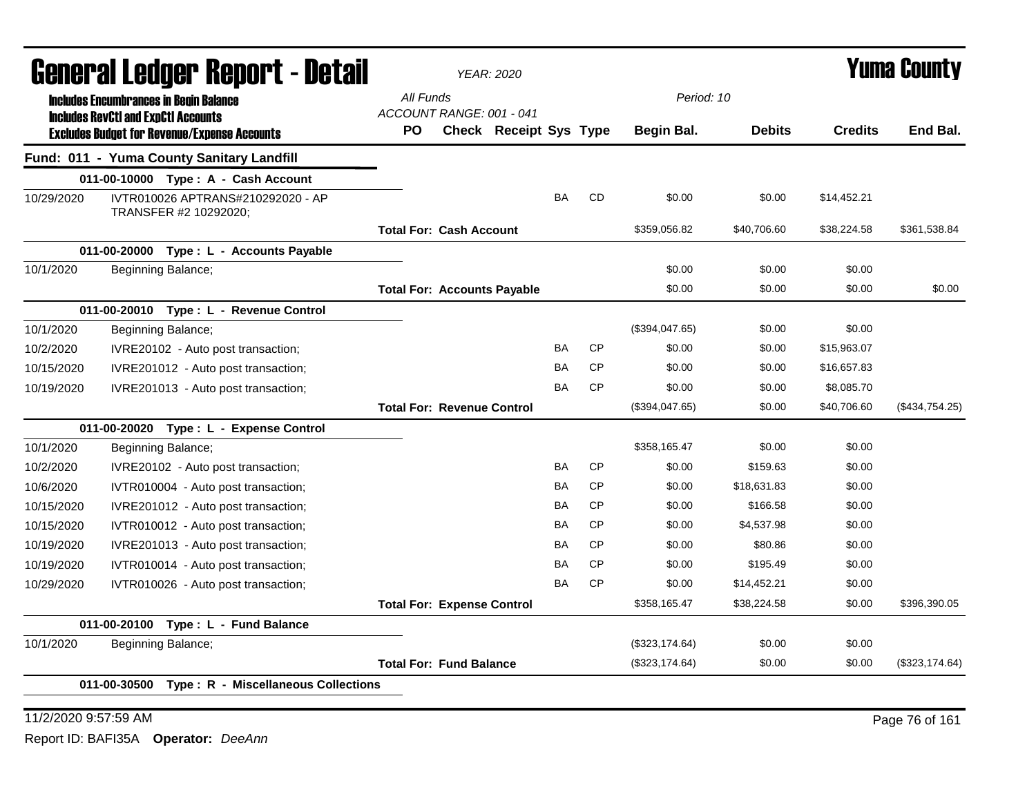# General Ledger Report - Detail

*YEAR: 2020*

# Yuma County

**Includes Encumbrances in Begin Balance**
**Includes RevCtl and ExpCtl Accounts**
**Excludes Budget for Revenue/Expense Accounts**

*All Funds*
*ACCOUNT RANGE: 001 - 041*
*Period: 10*

## Fund: 011 - Yuma County Sanitary Landfill

| Date | Description | PO | Check | Receipt | Sys | Type | Begin Bal. | Debits | Credits | End Bal. |
|---|---|---|---|---|---|---|---|---|---|---|
| **011-00-10000 Type : A - Cash Account** | | | | | | | | | | |
| 10/29/2020 | IVTR010026 APTRANS#210292020 - AP TRANSFER #2 10292020; | | | | BA | CD | $0.00 | $0.00 | $14,452.21 | |
| | **Total For: Cash Account** | | | | | | $359,056.82 | $40,706.60 | $38,224.58 | $361,538.84 |
| **011-00-20000 Type : L - Accounts Payable** | | | | | | | | | | |
| 10/1/2020 | Beginning Balance; | | | | | | $0.00 | $0.00 | $0.00 | |
| | **Total For: Accounts Payable** | | | | | | $0.00 | $0.00 | $0.00 | $0.00 |
| **011-00-20010 Type : L - Revenue Control** | | | | | | | | | | |
| 10/1/2020 | Beginning Balance; | | | | | | ($394,047.65) | $0.00 | $0.00 | |
| 10/2/2020 | IVRE20102 - Auto post transaction; | | | | BA | CP | $0.00 | $0.00 | $15,963.07 | |
| 10/15/2020 | IVRE201012 - Auto post transaction; | | | | BA | CP | $0.00 | $0.00 | $16,657.83 | |
| 10/19/2020 | IVRE201013 - Auto post transaction; | | | | BA | CP | $0.00 | $0.00 | $8,085.70 | |
| | **Total For: Revenue Control** | | | | | | ($394,047.65) | $0.00 | $40,706.60 | ($434,754.25) |
| **011-00-20020 Type : L - Expense Control** | | | | | | | | | | |
| 10/1/2020 | Beginning Balance; | | | | | | $358,165.47 | $0.00 | $0.00 | |
| 10/2/2020 | IVRE20102 - Auto post transaction; | | | | BA | CP | $0.00 | $159.63 | $0.00 | |
| 10/6/2020 | IVTR010004 - Auto post transaction; | | | | BA | CP | $0.00 | $18,631.83 | $0.00 | |
| 10/15/2020 | IVRE201012 - Auto post transaction; | | | | BA | CP | $0.00 | $166.58 | $0.00 | |
| 10/15/2020 | IVTR010012 - Auto post transaction; | | | | BA | CP | $0.00 | $4,537.98 | $0.00 | |
| 10/19/2020 | IVRE201013 - Auto post transaction; | | | | BA | CP | $0.00 | $80.86 | $0.00 | |
| 10/19/2020 | IVTR010014 - Auto post transaction; | | | | BA | CP | $0.00 | $195.49 | $0.00 | |
| 10/29/2020 | IVTR010026 - Auto post transaction; | | | | BA | CP | $0.00 | $14,452.21 | $0.00 | |
| | **Total For: Expense Control** | | | | | | $358,165.47 | $38,224.58 | $0.00 | $396,390.05 |
| **011-00-20100 Type : L - Fund Balance** | | | | | | | | | | |
| 10/1/2020 | Beginning Balance; | | | | | | ($323,174.64) | $0.00 | $0.00 | |
| | **Total For: Fund Balance** | | | | | | ($323,174.64) | $0.00 | $0.00 | ($323,174.64) |
| **011-00-30500 Type : R - Miscellaneous Collections** | | | | | | | | | | |

11/2/2020 9:57:59 AM

Report ID: BAFI35A **Operator:** *DeeAnn*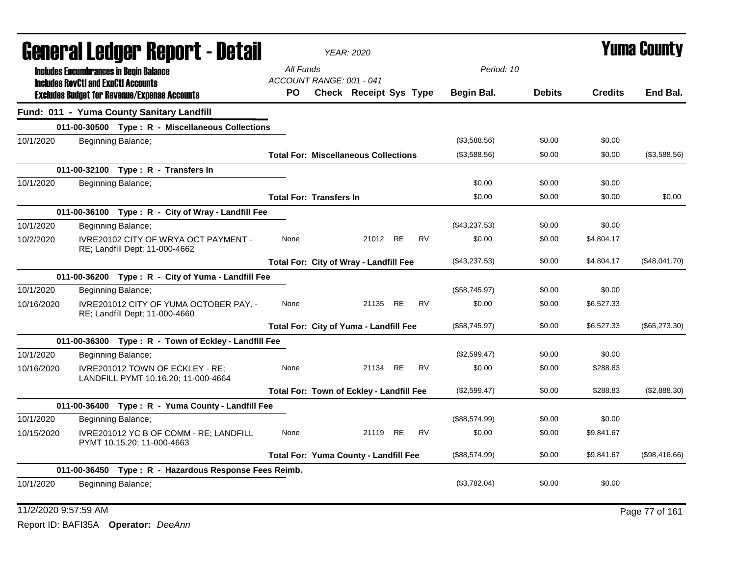# General Ledger Report - Detail

*YEAR: 2020*

# Yuma County

**Includes Encumbrances in Begin Balance**
**Includes RevCtl and ExpCtl Accounts**
**Excludes Budget for Revenue/Expense Accounts**

*All Funds*
*ACCOUNT RANGE: 001 - 041*
*Period: 10*

| | | PO | Check | Receipt | Sys | Type | Begin Bal. | Debits | Credits | End Bal. |
|---|---|---|---|---|---|---|---|---|---|---|
| **Fund: 011 - Yuma County Sanitary Landfill** | | | | | | | | | | |
| **011-00-30500 Type : R - Miscellaneous Collections** | | | | | | | | | | |
| 10/1/2020 | Beginning Balance; | | | | | | ($3,588.56) | $0.00 | $0.00 | |
| | | **Total For: Miscellaneous Collections** | | | | | ($3,588.56) | $0.00 | $0.00 | ($3,588.56) |
| **011-00-32100 Type : R - Transfers In** | | | | | | | | | | |
| 10/1/2020 | Beginning Balance; | | | | | | $0.00 | $0.00 | $0.00 | |
| | | **Total For: Transfers In** | | | | | $0.00 | $0.00 | $0.00 | $0.00 |
| **011-00-36100 Type : R - City of Wray - Landfill Fee** | | | | | | | | | | |
| 10/1/2020 | Beginning Balance; | | | | | | ($43,237.53) | $0.00 | $0.00 | |
| 10/2/2020 | IVRE20102 CITY OF WRYA OCT PAYMENT - RE; Landfill Dept; 11-000-4662 | None | | 21012 | RE | RV | $0.00 | $0.00 | $4,804.17 | |
| | | **Total For: City of Wray - Landfill Fee** | | | | | ($43,237.53) | $0.00 | $4,804.17 | ($48,041.70) |
| **011-00-36200 Type : R - City of Yuma - Landfill Fee** | | | | | | | | | | |
| 10/1/2020 | Beginning Balance; | | | | | | ($58,745.97) | $0.00 | $0.00 | |
| 10/16/2020 | IVRE201012 CITY OF YUMA OCTOBER PAY. - RE; Landfill Dept; 11-000-4660 | None | | 21135 | RE | RV | $0.00 | $0.00 | $6,527.33 | |
| | | **Total For: City of Yuma - Landfill Fee** | | | | | ($58,745.97) | $0.00 | $6,527.33 | ($65,273.30) |
| **011-00-36300 Type : R - Town of Eckley - Landfill Fee** | | | | | | | | | | |
| 10/1/2020 | Beginning Balance; | | | | | | ($2,599.47) | $0.00 | $0.00 | |
| 10/16/2020 | IVRE201012 TOWN OF ECKLEY - RE; LANDFILL PYMT 10.16.20; 11-000-4664 | None | | 21134 | RE | RV | $0.00 | $0.00 | $288.83 | |
| | | **Total For: Town of Eckley - Landfill Fee** | | | | | ($2,599.47) | $0.00 | $288.83 | ($2,888.30) |
| **011-00-36400 Type : R - Yuma County - Landfill Fee** | | | | | | | | | | |
| 10/1/2020 | Beginning Balance; | | | | | | ($88,574.99) | $0.00 | $0.00 | |
| 10/15/2020 | IVRE201012 YC B OF COMM - RE; LANDFILL PYMT 10.15.20; 11-000-4663 | None | | 21119 | RE | RV | $0.00 | $0.00 | $9,841.67 | |
| | | **Total For: Yuma County - Landfill Fee** | | | | | ($88,574.99) | $0.00 | $9,841.67 | ($98,416.66) |
| **011-00-36450 Type : R - Hazardous Response Fees Reimb.** | | | | | | | | | | |
| 10/1/2020 | Beginning Balance; | | | | | | ($3,782.04) | $0.00 | $0.00 | |

11/2/2020 9:57:59 AM

Report ID: BAFI35A **Operator:** *DeeAnn*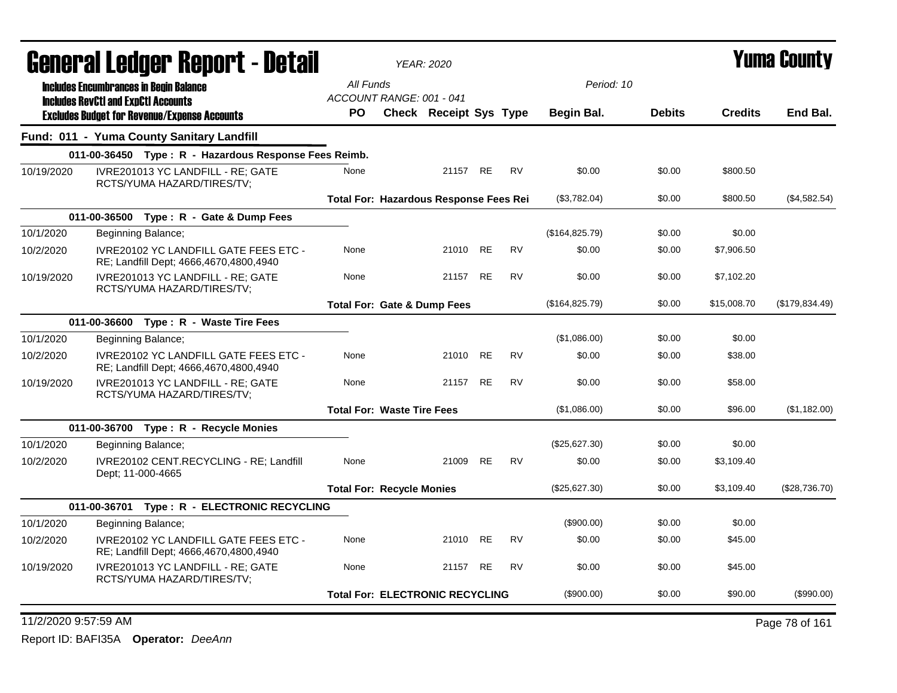# General Ledger Report - Detail

*YEAR: 2020*

# Yuma County

**Includes Encumbrances in Begin Balance**
**Includes RevCtl and ExpCtl Accounts**
**Excludes Budget for Revenue/Expense Accounts**

*All Funds*
*ACCOUNT RANGE: 001 - 041*
*Period: 10*

| | | PO | Check | Receipt | Sys | Type | Begin Bal. | Debits | Credits | End Bal. |
|---|---|---|---|---|---|---|---|---|---|---|
| **Fund: 011 - Yuma County Sanitary Landfill** | | | | | | | | | | |
| | **011-00-36450 Type : R - Hazardous Response Fees Reimb.** | | | | | | | | | |
| 10/19/2020 | IVRE201013 YC LANDFILL - RE; GATE RCTS/YUMA HAZARD/TIRES/TV; | None | | 21157 | RE | RV | $0.00 | $0.00 | $800.50 | |
| | | **Total For: Hazardous Response Fees Rei** | | | | | ($3,782.04) | $0.00 | $800.50 | ($4,582.54) |
| | **011-00-36500 Type : R - Gate & Dump Fees** | | | | | | | | | |
| 10/1/2020 | Beginning Balance; | | | | | | ($164,825.79) | $0.00 | $0.00 | |
| 10/2/2020 | IVRE20102 YC LANDFILL GATE FEES ETC - RE; Landfill Dept; 4666,4670,4800,4940 | None | | 21010 | RE | RV | $0.00 | $0.00 | $7,906.50 | |
| 10/19/2020 | IVRE201013 YC LANDFILL - RE; GATE RCTS/YUMA HAZARD/TIRES/TV; | None | | 21157 | RE | RV | $0.00 | $0.00 | $7,102.20 | |
| | | **Total For: Gate & Dump Fees** | | | | | ($164,825.79) | $0.00 | $15,008.70 | ($179,834.49) |
| | **011-00-36600 Type : R - Waste Tire Fees** | | | | | | | | | |
| 10/1/2020 | Beginning Balance; | | | | | | ($1,086.00) | $0.00 | $0.00 | |
| 10/2/2020 | IVRE20102 YC LANDFILL GATE FEES ETC - RE; Landfill Dept; 4666,4670,4800,4940 | None | | 21010 | RE | RV | $0.00 | $0.00 | $38.00 | |
| 10/19/2020 | IVRE201013 YC LANDFILL - RE; GATE RCTS/YUMA HAZARD/TIRES/TV; | None | | 21157 | RE | RV | $0.00 | $0.00 | $58.00 | |
| | | **Total For: Waste Tire Fees** | | | | | ($1,086.00) | $0.00 | $96.00 | ($1,182.00) |
| | **011-00-36700 Type : R - Recycle Monies** | | | | | | | | | |
| 10/1/2020 | Beginning Balance; | | | | | | ($25,627.30) | $0.00 | $0.00 | |
| 10/2/2020 | IVRE20102 CENT.RECYCLING - RE; Landfill Dept; 11-000-4665 | None | | 21009 | RE | RV | $0.00 | $0.00 | $3,109.40 | |
| | | **Total For: Recycle Monies** | | | | | ($25,627.30) | $0.00 | $3,109.40 | ($28,736.70) |
| | **011-00-36701 Type : R - ELECTRONIC RECYCLING** | | | | | | | | | |
| 10/1/2020 | Beginning Balance; | | | | | | ($900.00) | $0.00 | $0.00 | |
| 10/2/2020 | IVRE20102 YC LANDFILL GATE FEES ETC - RE; Landfill Dept; 4666,4670,4800,4940 | None | | 21010 | RE | RV | $0.00 | $0.00 | $45.00 | |
| 10/19/2020 | IVRE201013 YC LANDFILL - RE; GATE RCTS/YUMA HAZARD/TIRES/TV; | None | | 21157 | RE | RV | $0.00 | $0.00 | $45.00 | |
| | | **Total For: ELECTRONIC RECYCLING** | | | | | ($900.00) | $0.00 | $90.00 | ($990.00) |

11/2/2020 9:57:59 AM

Report ID: BAFI35A **Operator:** *DeeAnn*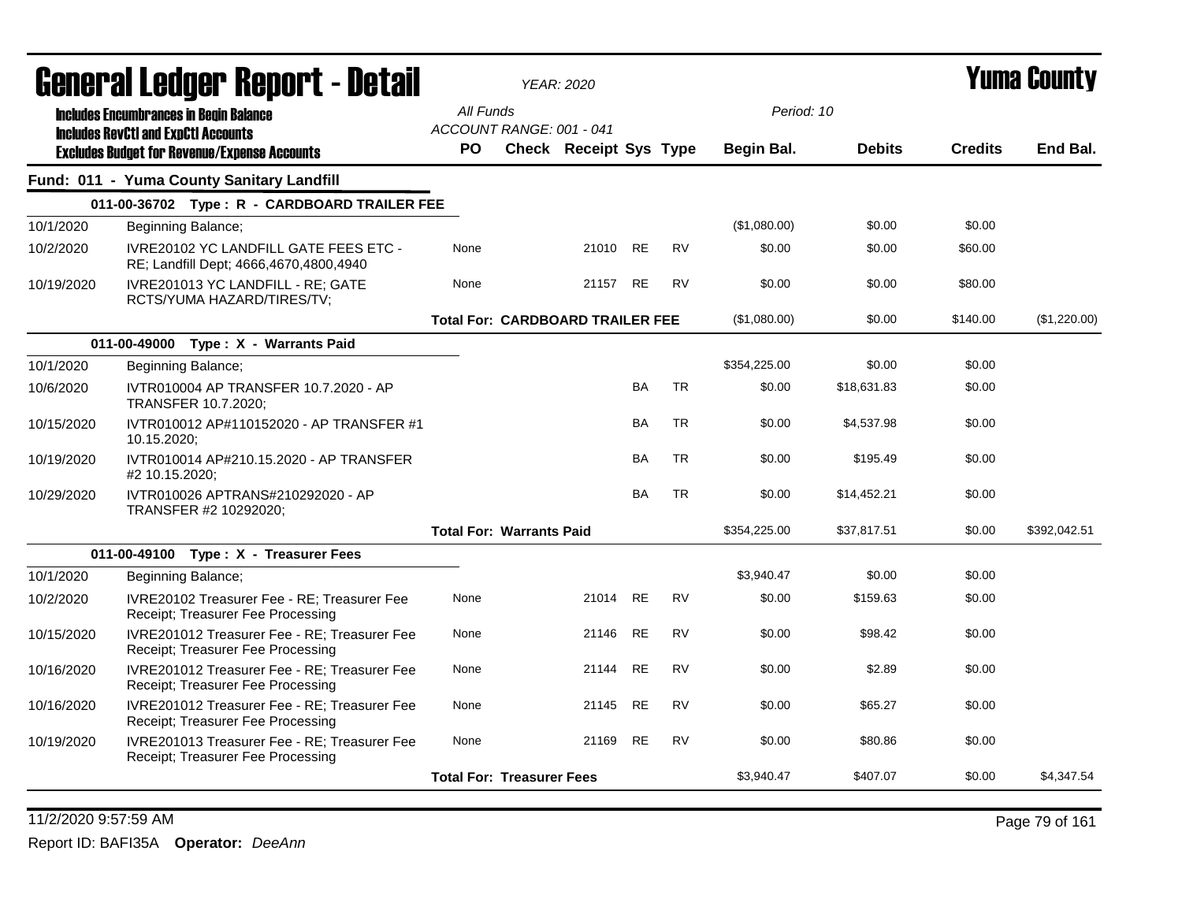# General Ledger Report - Detail

*YEAR: 2020*

# Yuma County

**Includes Encumbrances in Begin Balance**
**Includes RevCtl and ExpCtl Accounts**
**Excludes Budget for Revenue/Expense Accounts**

*All Funds*
*ACCOUNT RANGE: 001 - 041*
*Period: 10*

## Fund: 011 - Yuma County Sanitary Landfill

| | | PO | Check | Receipt | Sys | Type | Begin Bal. | Debits | Credits | End Bal. |
|---|---|---|---|---|---|---|---|---|---|---|
| **011-00-36702 Type : R - CARDBOARD TRAILER FEE** | | | | | | | | | | |
| 10/1/2020 | Beginning Balance; | | | | | | ($1,080.00) | $0.00 | $0.00 | |
| 10/2/2020 | IVRE20102 YC LANDFILL GATE FEES ETC - RE; Landfill Dept; 4666,4670,4800,4940 | None | | 21010 | RE | RV | $0.00 | $0.00 | $60.00 | |
| 10/19/2020 | IVRE201013 YC LANDFILL - RE; GATE RCTS/YUMA HAZARD/TIRES/TV; | None | | 21157 | RE | RV | $0.00 | $0.00 | $80.00 | |
| | | **Total For: CARDBOARD TRAILER FEE** | | | | | ($1,080.00) | $0.00 | $140.00 | ($1,220.00) |
| **011-00-49000 Type : X - Warrants Paid** | | | | | | | | | | |
| 10/1/2020 | Beginning Balance; | | | | | | $354,225.00 | $0.00 | $0.00 | |
| 10/6/2020 | IVTR010004 AP TRANSFER 10.7.2020 - AP TRANSFER 10.7.2020; | | | | BA | TR | $0.00 | $18,631.83 | $0.00 | |
| 10/15/2020 | IVTR010012 AP#110152020 - AP TRANSFER #1 10.15.2020; | | | | BA | TR | $0.00 | $4,537.98 | $0.00 | |
| 10/19/2020 | IVTR010014 AP#210.15.2020 - AP TRANSFER #2 10.15.2020; | | | | BA | TR | $0.00 | $195.49 | $0.00 | |
| 10/29/2020 | IVTR010026 APTRANS#210292020 - AP TRANSFER #2 10292020; | | | | BA | TR | $0.00 | $14,452.21 | $0.00 | |
| | | **Total For: Warrants Paid** | | | | | $354,225.00 | $37,817.51 | $0.00 | $392,042.51 |
| **011-00-49100 Type : X - Treasurer Fees** | | | | | | | | | | |
| 10/1/2020 | Beginning Balance; | | | | | | $3,940.47 | $0.00 | $0.00 | |
| 10/2/2020 | IVRE20102 Treasurer Fee - RE; Treasurer Fee Receipt; Treasurer Fee Processing | None | | 21014 | RE | RV | $0.00 | $159.63 | $0.00 | |
| 10/15/2020 | IVRE201012 Treasurer Fee - RE; Treasurer Fee Receipt; Treasurer Fee Processing | None | | 21146 | RE | RV | $0.00 | $98.42 | $0.00 | |
| 10/16/2020 | IVRE201012 Treasurer Fee - RE; Treasurer Fee Receipt; Treasurer Fee Processing | None | | 21144 | RE | RV | $0.00 | $2.89 | $0.00 | |
| 10/16/2020 | IVRE201012 Treasurer Fee - RE; Treasurer Fee Receipt; Treasurer Fee Processing | None | | 21145 | RE | RV | $0.00 | $65.27 | $0.00 | |
| 10/19/2020 | IVRE201013 Treasurer Fee - RE; Treasurer Fee Receipt; Treasurer Fee Processing | None | | 21169 | RE | RV | $0.00 | $80.86 | $0.00 | |
| | | **Total For: Treasurer Fees** | | | | | $3,940.47 | $407.07 | $0.00 | $4,347.54 |

11/2/2020 9:57:59 AM

Report ID: BAFI35A **Operator:** *DeeAnn*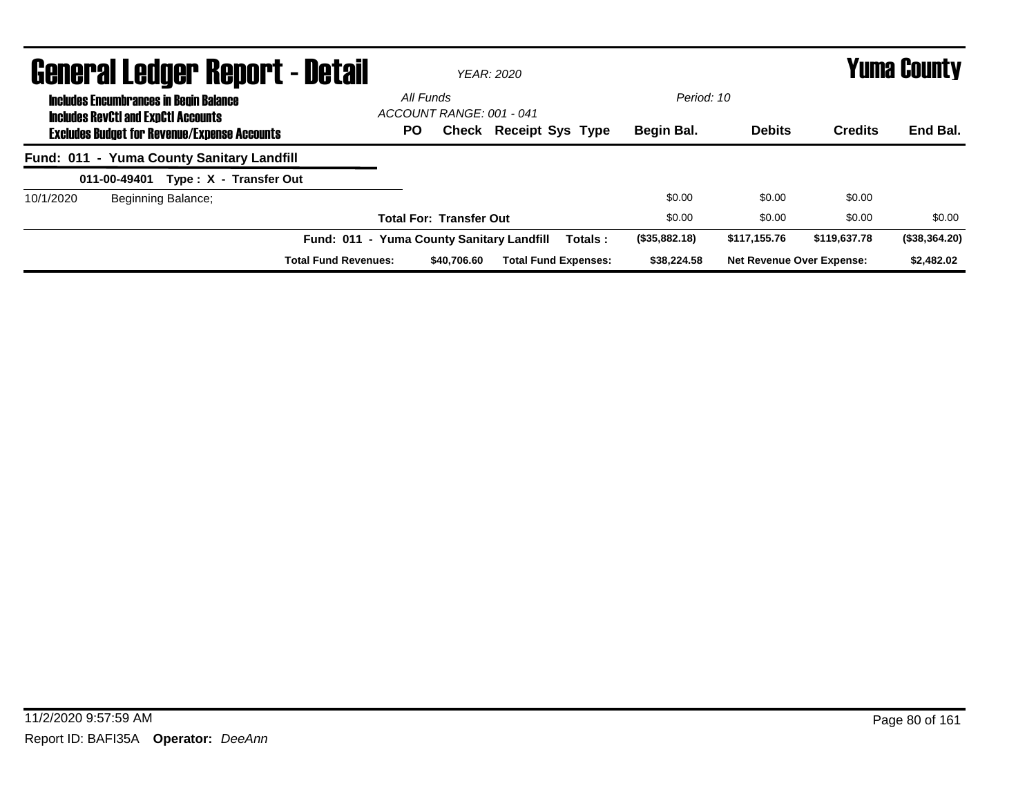# General Ledger Report - Detail

*YEAR: 2020*

# Yuma County

**Includes Encumbrances in Begin Balance**
**Includes RevCtl and ExpCtl Accounts**
**Excludes Budget for Revenue/Expense Accounts**

*All Funds*
*ACCOUNT RANGE: 001 - 041*

*Period: 10*

| | | PO | Check | Receipt Sys Type | Begin Bal. | Debits | Credits | End Bal. |
|---|---|---|---|---|---|---|---|---|
| **Fund: 011 - Yuma County Sanitary Landfill** | | | | | | | | |
| **011-00-49401 Type : X - Transfer Out** | | | | | | | | |
| 10/1/2020 | Beginning Balance; | | | | $0.00 | $0.00 | $0.00 | |
| | | **Total For: Transfer Out** | | | $0.00 | $0.00 | $0.00 | $0.00 |
| | | **Fund: 011 - Yuma County Sanitary Landfill** | | **Totals :** | **($35,882.18)** | **$117,155.76** | **$119,637.78** | **($38,364.20)** |
| | | **Total Fund Revenues:** | **$40,706.60** | **Total Fund Expenses:** | **$38,224.58** | **Net Revenue Over Expense:** | | **$2,482.02** |

11/2/2020 9:57:59 AM

Report ID: BAFI35A **Operator:** *DeeAnn*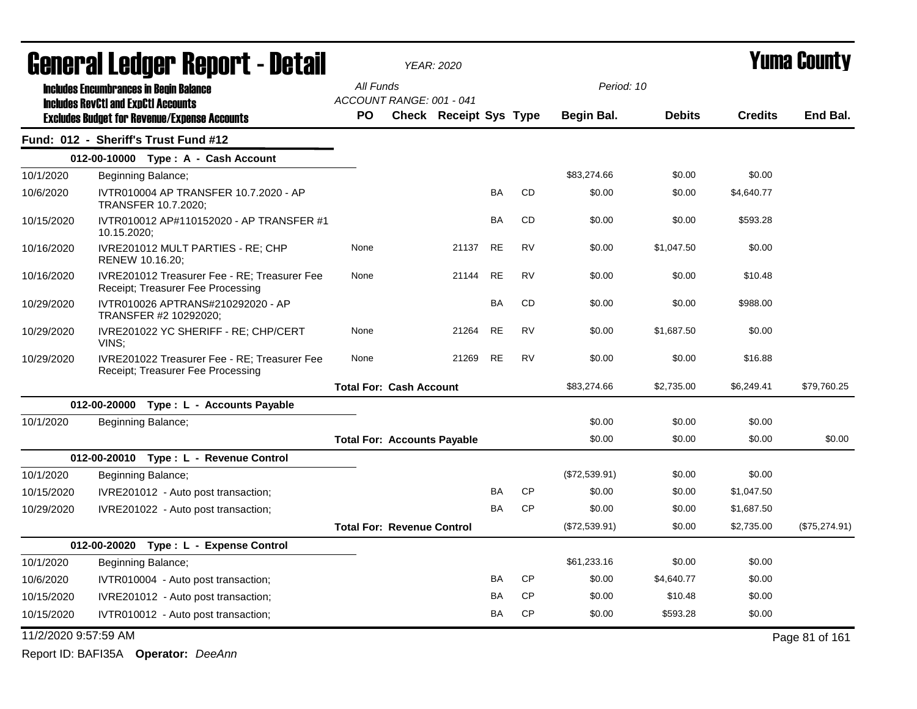# General Ledger Report - Detail

*YEAR: 2020*

# Yuma County

**Includes Encumbrances in Begin Balance**
**Includes RevCtl and ExpCtl Accounts**
**Excludes Budget for Revenue/Expense Accounts**

*All Funds*
*ACCOUNT RANGE: 001 - 041*
*Period: 10*

## Fund: 012 - Sheriff's Trust Fund #12

| Date | Description | PO | Check | Receipt | Sys | Type | Begin Bal. | Debits | Credits | End Bal. |
|---|---|---|---|---|---|---|---|---|---|---|
| **012-00-10000 Type : A - Cash Account** | | | | | | | | | | |
| 10/1/2020 | Beginning Balance; | | | | | | $83,274.66 | $0.00 | $0.00 | |
| 10/6/2020 | IVTR010004 AP TRANSFER 10.7.2020 - AP TRANSFER 10.7.2020; | | | | BA | CD | $0.00 | $0.00 | $4,640.77 | |
| 10/15/2020 | IVTR010012 AP#110152020 - AP TRANSFER #1 10.15.2020; | | | | BA | CD | $0.00 | $0.00 | $593.28 | |
| 10/16/2020 | IVRE201012 MULT PARTIES - RE; CHP RENEW 10.16.20; | None | | 21137 | RE | RV | $0.00 | $1,047.50 | $0.00 | |
| 10/16/2020 | IVRE201012 Treasurer Fee - RE; Treasurer Fee Receipt; Treasurer Fee Processing | None | | 21144 | RE | RV | $0.00 | $0.00 | $10.48 | |
| 10/29/2020 | IVTR010026 APTRANS#210292020 - AP TRANSFER #2 10292020; | | | | BA | CD | $0.00 | $0.00 | $988.00 | |
| 10/29/2020 | IVRE201022 YC SHERIFF - RE; CHP/CERT VINS; | None | | 21264 | RE | RV | $0.00 | $1,687.50 | $0.00 | |
| 10/29/2020 | IVRE201022 Treasurer Fee - RE; Treasurer Fee Receipt; Treasurer Fee Processing | None | | 21269 | RE | RV | $0.00 | $0.00 | $16.88 | |
| | | **Total For: Cash Account** | | | | | $83,274.66 | $2,735.00 | $6,249.41 | $79,760.25 |
| **012-00-20000 Type : L - Accounts Payable** | | | | | | | | | | |
| 10/1/2020 | Beginning Balance; | | | | | | $0.00 | $0.00 | $0.00 | |
| | | **Total For: Accounts Payable** | | | | | $0.00 | $0.00 | $0.00 | $0.00 |
| **012-00-20010 Type : L - Revenue Control** | | | | | | | | | | |
| 10/1/2020 | Beginning Balance; | | | | | | ($72,539.91) | $0.00 | $0.00 | |
| 10/15/2020 | IVRE201012 - Auto post transaction; | | | | BA | CP | $0.00 | $0.00 | $1,047.50 | |
| 10/29/2020 | IVRE201022 - Auto post transaction; | | | | BA | CP | $0.00 | $0.00 | $1,687.50 | |
| | | **Total For: Revenue Control** | | | | | ($72,539.91) | $0.00 | $2,735.00 | ($75,274.91) |
| **012-00-20020 Type : L - Expense Control** | | | | | | | | | | |
| 10/1/2020 | Beginning Balance; | | | | | | $61,233.16 | $0.00 | $0.00 | |
| 10/6/2020 | IVTR010004 - Auto post transaction; | | | | BA | CP | $0.00 | $4,640.77 | $0.00 | |
| 10/15/2020 | IVRE201012 - Auto post transaction; | | | | BA | CP | $0.00 | $10.48 | $0.00 | |
| 10/15/2020 | IVTR010012 - Auto post transaction; | | | | BA | CP | $0.00 | $593.28 | $0.00 | |

11/2/2020 9:57:59 AM

Report ID: BAFI35A **Operator:** *DeeAnn*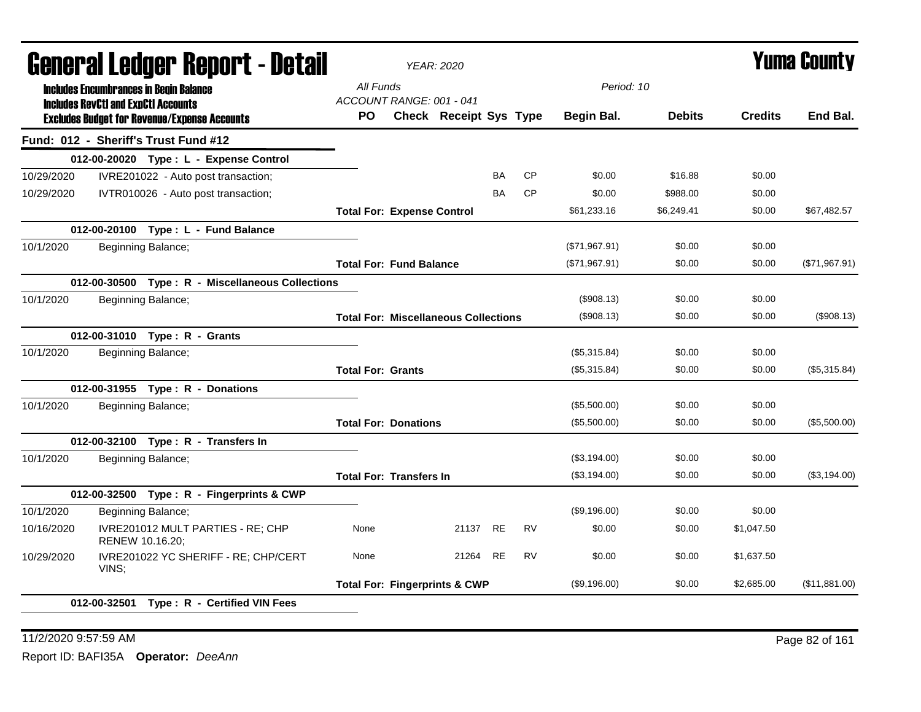# General Ledger Report - Detail

*YEAR: 2020*

# Yuma County

**Includes Encumbrances in Begin Balance**
**Includes RevCtl and ExpCtl Accounts**
**Excludes Budget for Revenue/Expense Accounts**

*All Funds*
*ACCOUNT RANGE: 001 - 041*
*Period: 10*

| Date | Description | PO | Check | Receipt | Sys | Type | Begin Bal. | Debits | Credits | End Bal. |
|---|---|---|---|---|---|---|---|---|---|---|
| **Fund: 012 - Sheriff's Trust Fund #12** | | | | | | | | | | |
| | **012-00-20020 Type : L - Expense Control** | | | | | | | | | |
| 10/29/2020 | IVRE201022 - Auto post transaction; | | | | BA | CP | $0.00 | $16.88 | $0.00 | |
| 10/29/2020 | IVTR010026 - Auto post transaction; | | | | BA | CP | $0.00 | $988.00 | $0.00 | |
| | | **Total For: Expense Control** | | | | | $61,233.16 | $6,249.41 | $0.00 | $67,482.57 |
| | **012-00-20100 Type : L - Fund Balance** | | | | | | | | | |
| 10/1/2020 | Beginning Balance; | | | | | | ($71,967.91) | $0.00 | $0.00 | |
| | | **Total For: Fund Balance** | | | | | ($71,967.91) | $0.00 | $0.00 | ($71,967.91) |
| | **012-00-30500 Type : R - Miscellaneous Collections** | | | | | | | | | |
| 10/1/2020 | Beginning Balance; | | | | | | ($908.13) | $0.00 | $0.00 | |
| | | **Total For: Miscellaneous Collections** | | | | | ($908.13) | $0.00 | $0.00 | ($908.13) |
| | **012-00-31010 Type : R - Grants** | | | | | | | | | |
| 10/1/2020 | Beginning Balance; | | | | | | ($5,315.84) | $0.00 | $0.00 | |
| | | **Total For: Grants** | | | | | ($5,315.84) | $0.00 | $0.00 | ($5,315.84) |
| | **012-00-31955 Type : R - Donations** | | | | | | | | | |
| 10/1/2020 | Beginning Balance; | | | | | | ($5,500.00) | $0.00 | $0.00 | |
| | | **Total For: Donations** | | | | | ($5,500.00) | $0.00 | $0.00 | ($5,500.00) |
| | **012-00-32100 Type : R - Transfers In** | | | | | | | | | |
| 10/1/2020 | Beginning Balance; | | | | | | ($3,194.00) | $0.00 | $0.00 | |
| | | **Total For: Transfers In** | | | | | ($3,194.00) | $0.00 | $0.00 | ($3,194.00) |
| | **012-00-32500 Type : R - Fingerprints & CWP** | | | | | | | | | |
| 10/1/2020 | Beginning Balance; | | | | | | ($9,196.00) | $0.00 | $0.00 | |
| 10/16/2020 | IVRE201012 MULT PARTIES - RE; CHP RENEW 10.16.20; | None | | 21137 | RE | RV | $0.00 | $0.00 | $1,047.50 | |
| 10/29/2020 | IVRE201022 YC SHERIFF - RE; CHP/CERT VINS; | None | | 21264 | RE | RV | $0.00 | $0.00 | $1,637.50 | |
| | | **Total For: Fingerprints & CWP** | | | | | ($9,196.00) | $0.00 | $2,685.00 | ($11,881.00) |
| | **012-00-32501 Type : R - Certified VIN Fees** | | | | | | | | | |

11/2/2020 9:57:59 AM

Report ID: BAFI35A **Operator:** *DeeAnn*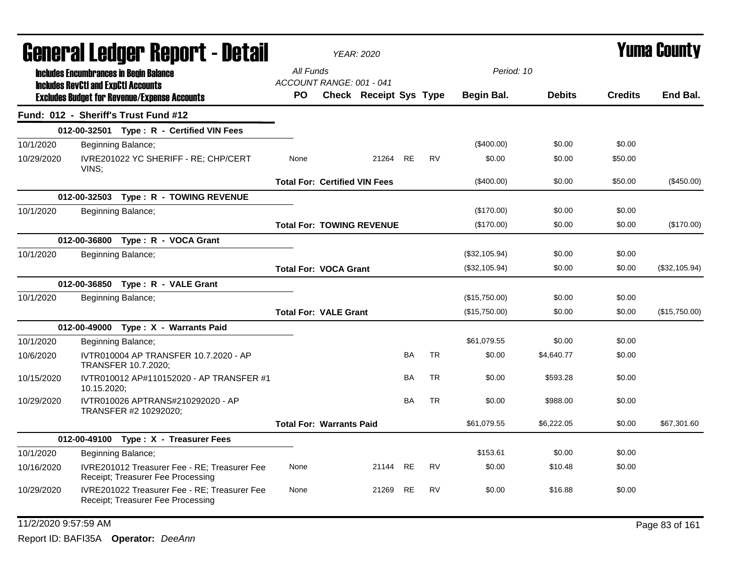# General Ledger Report - Detail

*YEAR: 2020*

# Yuma County

**Includes Encumbrances in Begin Balance**
**Includes RevCtl and ExpCtl Accounts**
**Excludes Budget for Revenue/Expense Accounts**

*All Funds*
*ACCOUNT RANGE: 001 - 041*
*Period: 10*

## Fund: 012 - Sheriff's Trust Fund #12

| Date | Description | PO | Check | Receipt | Sys | Type | Begin Bal. | Debits | Credits | End Bal. |
|---|---|---|---|---|---|---|---|---|---|---|
| | **012-00-32501 Type : R - Certified VIN Fees** | | | | | | | | | |
| 10/1/2020 | Beginning Balance; | | | | | | ($400.00) | $0.00 | $0.00 | |
| 10/29/2020 | IVRE201022 YC SHERIFF - RE; CHP/CERT VINS; | None | | 21264 | RE | RV | $0.00 | $0.00 | $50.00 | |
| | | **Total For: Certified VIN Fees** | | | | | ($400.00) | $0.00 | $50.00 | ($450.00) |
| | **012-00-32503 Type : R - TOWING REVENUE** | | | | | | | | | |
| 10/1/2020 | Beginning Balance; | | | | | | ($170.00) | $0.00 | $0.00 | |
| | | **Total For: TOWING REVENUE** | | | | | ($170.00) | $0.00 | $0.00 | ($170.00) |
| | **012-00-36800 Type : R - VOCA Grant** | | | | | | | | | |
| 10/1/2020 | Beginning Balance; | | | | | | ($32,105.94) | $0.00 | $0.00 | |
| | | **Total For: VOCA Grant** | | | | | ($32,105.94) | $0.00 | $0.00 | ($32,105.94) |
| | **012-00-36850 Type : R - VALE Grant** | | | | | | | | | |
| 10/1/2020 | Beginning Balance; | | | | | | ($15,750.00) | $0.00 | $0.00 | |
| | | **Total For: VALE Grant** | | | | | ($15,750.00) | $0.00 | $0.00 | ($15,750.00) |
| | **012-00-49000 Type : X - Warrants Paid** | | | | | | | | | |
| 10/1/2020 | Beginning Balance; | | | | | | $61,079.55 | $0.00 | $0.00 | |
| 10/6/2020 | IVTR010004 AP TRANSFER 10.7.2020 - AP TRANSFER 10.7.2020; | | | | BA | TR | $0.00 | $4,640.77 | $0.00 | |
| 10/15/2020 | IVTR010012 AP#110152020 - AP TRANSFER #1 10.15.2020; | | | | BA | TR | $0.00 | $593.28 | $0.00 | |
| 10/29/2020 | IVTR010026 APTRANS#210292020 - AP TRANSFER #2 10292020; | | | | BA | TR | $0.00 | $988.00 | $0.00 | |
| | | **Total For: Warrants Paid** | | | | | $61,079.55 | $6,222.05 | $0.00 | $67,301.60 |
| | **012-00-49100 Type : X - Treasurer Fees** | | | | | | | | | |
| 10/1/2020 | Beginning Balance; | | | | | | $153.61 | $0.00 | $0.00 | |
| 10/16/2020 | IVRE201012 Treasurer Fee - RE; Treasurer Fee Receipt; Treasurer Fee Processing | None | | 21144 | RE | RV | $0.00 | $10.48 | $0.00 | |
| 10/29/2020 | IVRE201022 Treasurer Fee - RE; Treasurer Fee Receipt; Treasurer Fee Processing | None | | 21269 | RE | RV | $0.00 | $16.88 | $0.00 | |

11/2/2020 9:57:59 AM

Report ID: BAFI35A **Operator:** *DeeAnn*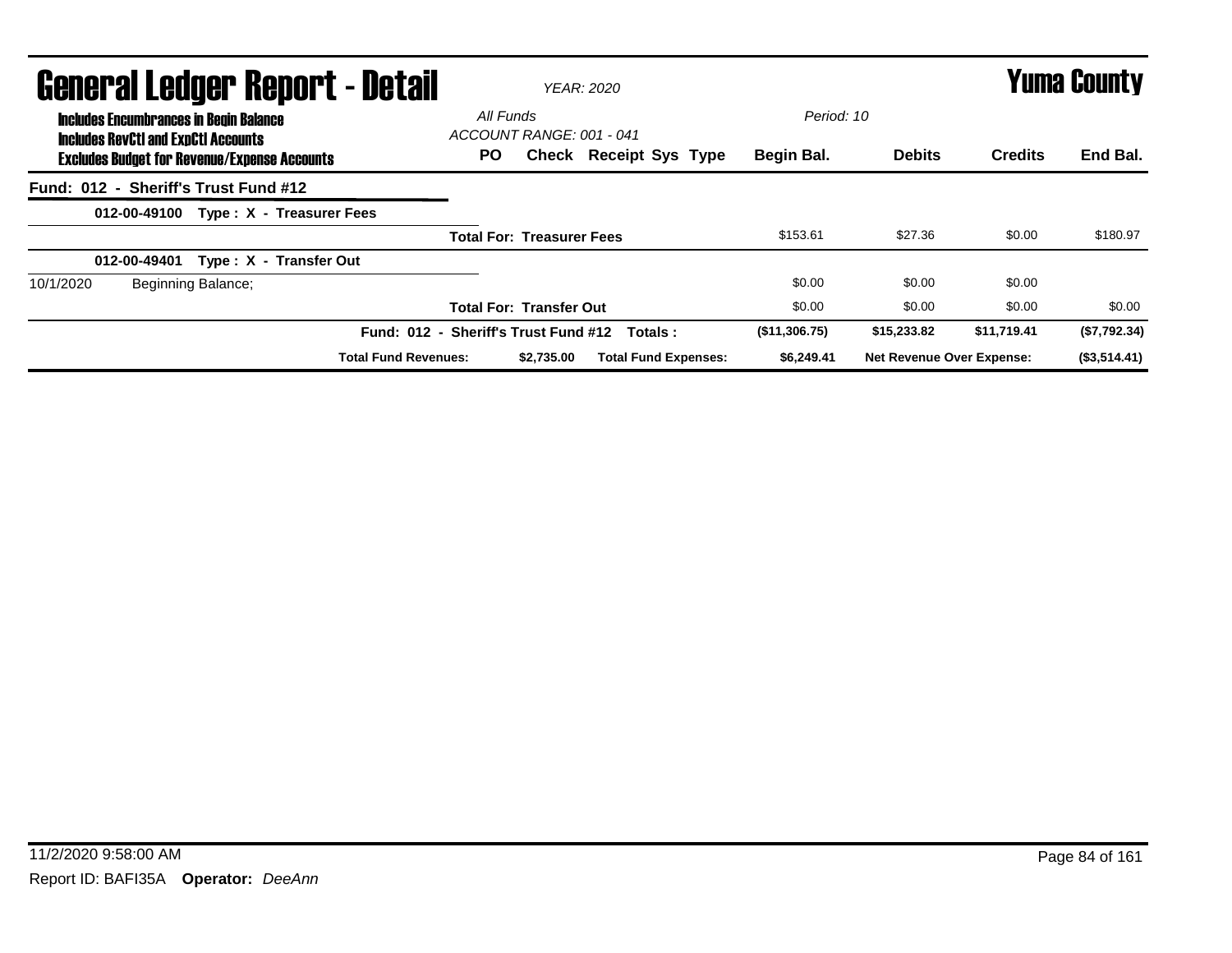# General Ledger Report - Detail

*YEAR: 2020*

# Yuma County

**Includes Encumbrances in Begin Balance**
**Includes RevCtl and ExpCtl Accounts**
**Excludes Budget for Revenue/Expense Accounts**

*All Funds*
*ACCOUNT RANGE: 001 - 041*
*Period: 10*

| | | PO | Check | Receipt | Sys | Type | Begin Bal. | Debits | Credits | End Bal. |
|---|---|---|---|---|---|---|---|---|---|---|
| **Fund: 012 - Sheriff's Trust Fund #12** | | | | | | | | | | |
| **012-00-49100** | **Type : X - Treasurer Fees** | | | | | | | | | |
| | | **Total For: Treasurer Fees** | | | | | $153.61 | $27.36 | $0.00 | $180.97 |
| **012-00-49401** | **Type : X - Transfer Out** | | | | | | | | | |
| 10/1/2020 | Beginning Balance; | | | | | | $0.00 | $0.00 | $0.00 | |
| | | **Total For: Transfer Out** | | | | | $0.00 | $0.00 | $0.00 | $0.00 |
| | | **Fund: 012 - Sheriff's Trust Fund #12 Totals :** | | | | | **($11,306.75)** | **$15,233.82** | **$11,719.41** | **($7,792.34)** |
| | | **Total Fund Revenues:** | **$2,735.00** | **Total Fund Expenses:** | | | **$6,249.41** | **Net Revenue Over Expense:** | | **($3,514.41)** |

11/2/2020 9:58:00 AM

Report ID: BAFI35A **Operator:** *DeeAnn*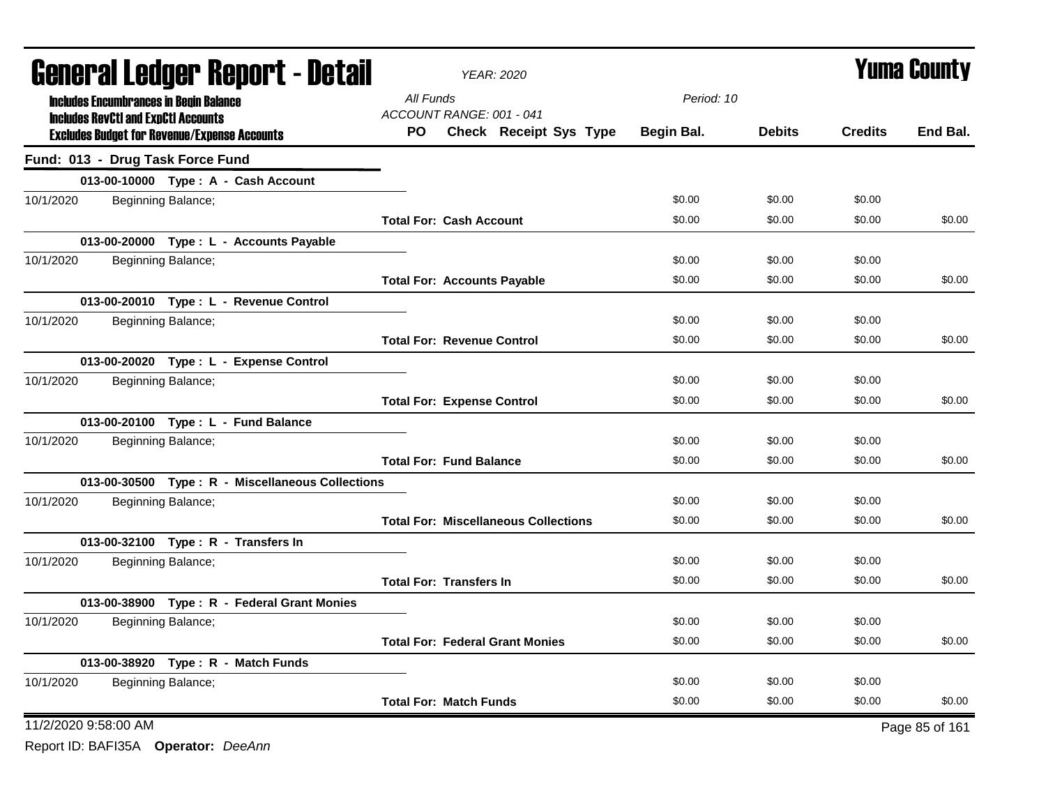# General Ledger Report - Detail

*YEAR: 2020*

# Yuma County

**Includes Encumbrances in Begin Balance**
**Includes RevCtl and ExpCtl Accounts**
**Excludes Budget for Revenue/Expense Accounts**

*All Funds*
*ACCOUNT RANGE: 001 - 041*
*Period: 10*

## Fund: 013 - Drug Task Force Fund

| | | PO | Check | Receipt | Sys | Type | Begin Bal. | Debits | Credits | End Bal. |
|---|---|---|---|---|---|---|---|---|---|---|
| **013-00-10000 Type : A - Cash Account** | | | | | | | | | | |
| 10/1/2020 | Beginning Balance; | | | | | | $0.00 | $0.00 | $0.00 | |
| | | **Total For: Cash Account** | | | | | $0.00 | $0.00 | $0.00 | $0.00 |
| **013-00-20000 Type : L - Accounts Payable** | | | | | | | | | | |
| 10/1/2020 | Beginning Balance; | | | | | | $0.00 | $0.00 | $0.00 | |
| | | **Total For: Accounts Payable** | | | | | $0.00 | $0.00 | $0.00 | $0.00 |
| **013-00-20010 Type : L - Revenue Control** | | | | | | | | | | |
| 10/1/2020 | Beginning Balance; | | | | | | $0.00 | $0.00 | $0.00 | |
| | | **Total For: Revenue Control** | | | | | $0.00 | $0.00 | $0.00 | $0.00 |
| **013-00-20020 Type : L - Expense Control** | | | | | | | | | | |
| 10/1/2020 | Beginning Balance; | | | | | | $0.00 | $0.00 | $0.00 | |
| | | **Total For: Expense Control** | | | | | $0.00 | $0.00 | $0.00 | $0.00 |
| **013-00-20100 Type : L - Fund Balance** | | | | | | | | | | |
| 10/1/2020 | Beginning Balance; | | | | | | $0.00 | $0.00 | $0.00 | |
| | | **Total For: Fund Balance** | | | | | $0.00 | $0.00 | $0.00 | $0.00 |
| **013-00-30500 Type : R - Miscellaneous Collections** | | | | | | | | | | |
| 10/1/2020 | Beginning Balance; | | | | | | $0.00 | $0.00 | $0.00 | |
| | | **Total For: Miscellaneous Collections** | | | | | $0.00 | $0.00 | $0.00 | $0.00 |
| **013-00-32100 Type : R - Transfers In** | | | | | | | | | | |
| 10/1/2020 | Beginning Balance; | | | | | | $0.00 | $0.00 | $0.00 | |
| | | **Total For: Transfers In** | | | | | $0.00 | $0.00 | $0.00 | $0.00 |
| **013-00-38900 Type : R - Federal Grant Monies** | | | | | | | | | | |
| 10/1/2020 | Beginning Balance; | | | | | | $0.00 | $0.00 | $0.00 | |
| | | **Total For: Federal Grant Monies** | | | | | $0.00 | $0.00 | $0.00 | $0.00 |
| **013-00-38920 Type : R - Match Funds** | | | | | | | | | | |
| 10/1/2020 | Beginning Balance; | | | | | | $0.00 | $0.00 | $0.00 | |
| | | **Total For: Match Funds** | | | | | $0.00 | $0.00 | $0.00 | $0.00 |

11/2/2020 9:58:00 AM

Report ID: BAFI35A **Operator:** *DeeAnn*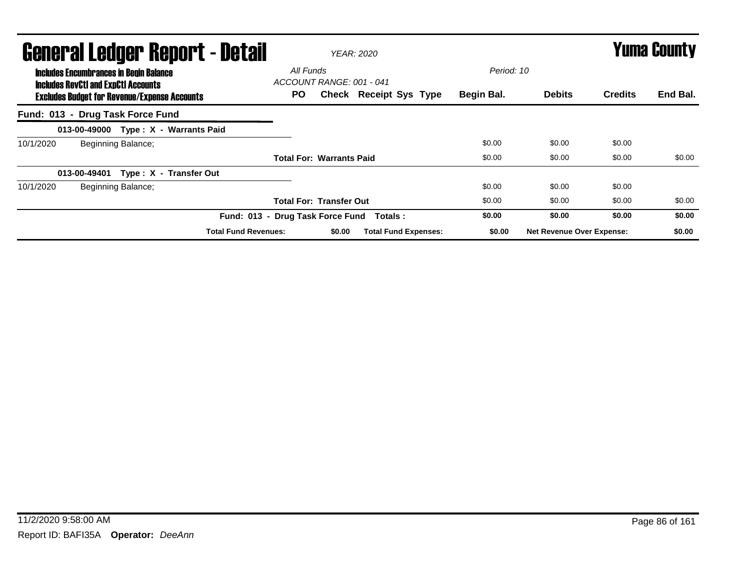# General Ledger Report - Detail

*YEAR: 2020*

## Yuma County

**Includes Encumbrances in Begin Balance**
**Includes RevCtl and ExpCtl Accounts**
**Excludes Budget for Revenue/Expense Accounts**

*All Funds*
*ACCOUNT RANGE: 001 - 041*
*Period: 10*

| | | PO | Check | Receipt | Sys | Type | Begin Bal. | Debits | Credits | End Bal. |
|---|---|---|---|---|---|---|---|---|---|---|
| **Fund: 013 - Drug Task Force Fund** | | | | | | | | | | |
| **013-00-49000 Type : X - Warrants Paid** | | | | | | | | | | |
| 10/1/2020 | Beginning Balance; | | | | | | $0.00 | $0.00 | $0.00 | |
| | | **Total For: Warrants Paid** | | | | | $0.00 | $0.00 | $0.00 | $0.00 |
| **013-00-49401 Type : X - Transfer Out** | | | | | | | | | | |
| 10/1/2020 | Beginning Balance; | | | | | | $0.00 | $0.00 | $0.00 | |
| | | **Total For: Transfer Out** | | | | | $0.00 | $0.00 | $0.00 | $0.00 |
| | **Fund: 013 - Drug Task Force Fund Totals :** | | | | | | **$0.00** | **$0.00** | **$0.00** | **$0.00** |
| | **Total Fund Revenues:** | | **$0.00** | **Total Fund Expenses:** | | | **$0.00** | **Net Revenue Over Expense:** | | **$0.00** |

11/2/2020 9:58:00 AM

Report ID: BAFI35A **Operator:** *DeeAnn*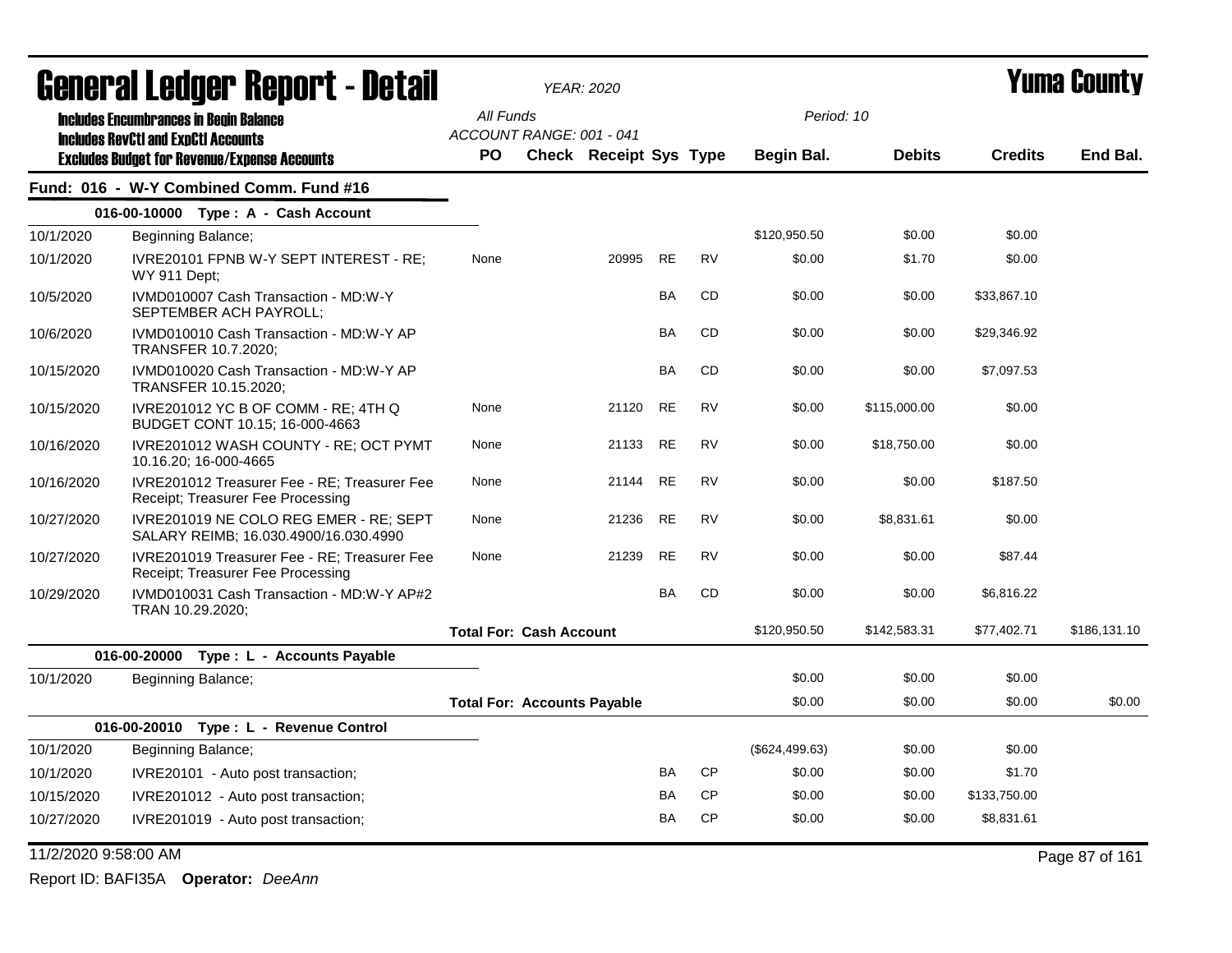# General Ledger Report - Detail

*YEAR: 2020*

# Yuma County

**Includes Encumbrances in Begin Balance**
**Includes RevCtl and ExpCtl Accounts**
**Excludes Budget for Revenue/Expense Accounts**

*All Funds*
*ACCOUNT RANGE: 001 - 041*

*Period: 10*

## Fund: 016 - W-Y Combined Comm. Fund #16

| Date | Description | PO | Check | Receipt | Sys | Type | Begin Bal. | Debits | Credits | End Bal. |
|---|---|---|---|---|---|---|---|---|---|---|
| **016-00-10000 Type : A - Cash Account** | | | | | | | | | | |
| 10/1/2020 | Beginning Balance; | | | | | | $120,950.50 | $0.00 | $0.00 | |
| 10/1/2020 | IVRE20101 FPNB W-Y SEPT INTEREST - RE; WY 911 Dept; | None | | 20995 | RE | RV | $0.00 | $1.70 | $0.00 | |
| 10/5/2020 | IVMD010007 Cash Transaction - MD:W-Y SEPTEMBER ACH PAYROLL; | | | | BA | CD | $0.00 | $0.00 | $33,867.10 | |
| 10/6/2020 | IVMD010010 Cash Transaction - MD:W-Y AP TRANSFER 10.7.2020; | | | | BA | CD | $0.00 | $0.00 | $29,346.92 | |
| 10/15/2020 | IVMD010020 Cash Transaction - MD:W-Y AP TRANSFER 10.15.2020; | | | | BA | CD | $0.00 | $0.00 | $7,097.53 | |
| 10/15/2020 | IVRE201012 YC B OF COMM - RE; 4TH Q BUDGET CONT 10.15; 16-000-4663 | None | | 21120 | RE | RV | $0.00 | $115,000.00 | $0.00 | |
| 10/16/2020 | IVRE201012 WASH COUNTY - RE; OCT PYMT 10.16.20; 16-000-4665 | None | | 21133 | RE | RV | $0.00 | $18,750.00 | $0.00 | |
| 10/16/2020 | IVRE201012 Treasurer Fee - RE; Treasurer Fee Receipt; Treasurer Fee Processing | None | | 21144 | RE | RV | $0.00 | $0.00 | $187.50 | |
| 10/27/2020 | IVRE201019 NE COLO REG EMER - RE; SEPT SALARY REIMB; 16.030.4900/16.030.4990 | None | | 21236 | RE | RV | $0.00 | $8,831.61 | $0.00 | |
| 10/27/2020 | IVRE201019 Treasurer Fee - RE; Treasurer Fee Receipt; Treasurer Fee Processing | None | | 21239 | RE | RV | $0.00 | $0.00 | $87.44 | |
| 10/29/2020 | IVMD010031 Cash Transaction - MD:W-Y AP#2 TRAN 10.29.2020; | | | | BA | CD | $0.00 | $0.00 | $6,816.22 | |
| | **Total For: Cash Account** | | | | | | $120,950.50 | $142,583.31 | $77,402.71 | $186,131.10 |
| **016-00-20000 Type : L - Accounts Payable** | | | | | | | | | | |
| 10/1/2020 | Beginning Balance; | | | | | | $0.00 | $0.00 | $0.00 | |
| | **Total For: Accounts Payable** | | | | | | $0.00 | $0.00 | $0.00 | $0.00 |
| **016-00-20010 Type : L - Revenue Control** | | | | | | | | | | |
| 10/1/2020 | Beginning Balance; | | | | | | ($624,499.63) | $0.00 | $0.00 | |
| 10/1/2020 | IVRE20101 - Auto post transaction; | | | | BA | CP | $0.00 | $0.00 | $1.70 | |
| 10/15/2020 | IVRE201012 - Auto post transaction; | | | | BA | CP | $0.00 | $0.00 | $133,750.00 | |
| 10/27/2020 | IVRE201019 - Auto post transaction; | | | | BA | CP | $0.00 | $0.00 | $8,831.61 | |

11/2/2020 9:58:00 AM

Report ID: BAFI35A **Operator:** *DeeAnn*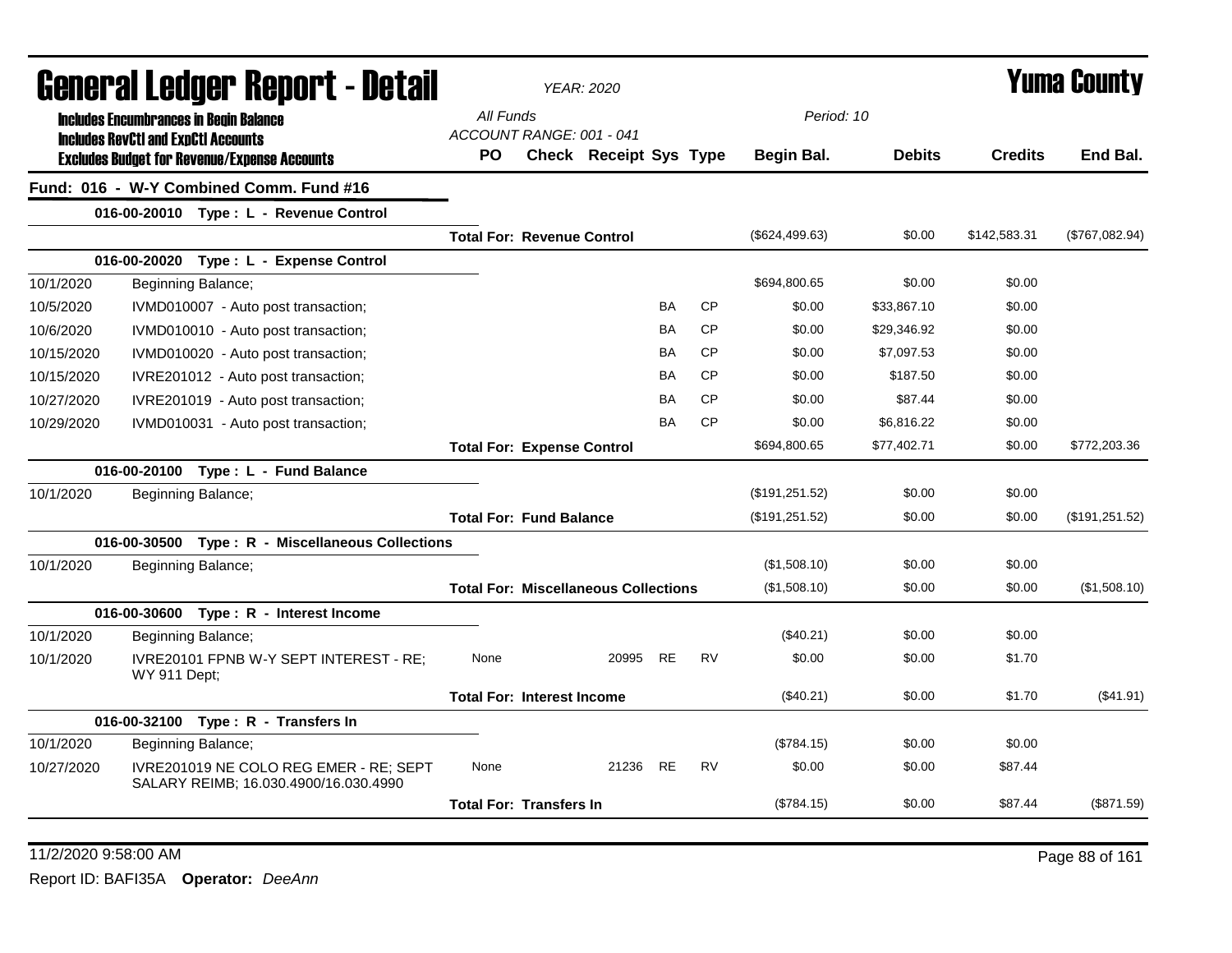# General Ledger Report - Detail

*YEAR: 2020*

# Yuma County

**Includes Encumbrances in Begin Balance**
**Includes RevCtl and ExpCtl Accounts**
**Excludes Budget for Revenue/Expense Accounts**

*All Funds*
*ACCOUNT RANGE: 001 - 041*
*Period: 10*

## Fund: 016 - W-Y Combined Comm. Fund #16

| Date | Description | PO | Check | Receipt | Sys | Type | Begin Bal. | Debits | Credits | End Bal. |
|---|---|---|---|---|---|---|---|---|---|---|
| **016-00-20010 Type : L - Revenue Control** | | | | | | | | | | |
| | | **Total For: Revenue Control** | | | | | ($624,499.63) | $0.00 | $142,583.31 | ($767,082.94) |
| **016-00-20020 Type : L - Expense Control** | | | | | | | | | | |
| 10/1/2020 | Beginning Balance; | | | | | | $694,800.65 | $0.00 | $0.00 | |
| 10/5/2020 | IVMD010007 - Auto post transaction; | | | | BA | CP | $0.00 | $33,867.10 | $0.00 | |
| 10/6/2020 | IVMD010010 - Auto post transaction; | | | | BA | CP | $0.00 | $29,346.92 | $0.00 | |
| 10/15/2020 | IVMD010020 - Auto post transaction; | | | | BA | CP | $0.00 | $7,097.53 | $0.00 | |
| 10/15/2020 | IVRE201012 - Auto post transaction; | | | | BA | CP | $0.00 | $187.50 | $0.00 | |
| 10/27/2020 | IVRE201019 - Auto post transaction; | | | | BA | CP | $0.00 | $87.44 | $0.00 | |
| 10/29/2020 | IVMD010031 - Auto post transaction; | | | | BA | CP | $0.00 | $6,816.22 | $0.00 | |
| | | **Total For: Expense Control** | | | | | $694,800.65 | $77,402.71 | $0.00 | $772,203.36 |
| **016-00-20100 Type : L - Fund Balance** | | | | | | | | | | |
| 10/1/2020 | Beginning Balance; | | | | | | ($191,251.52) | $0.00 | $0.00 | |
| | | **Total For: Fund Balance** | | | | | ($191,251.52) | $0.00 | $0.00 | ($191,251.52) |
| **016-00-30500 Type : R - Miscellaneous Collections** | | | | | | | | | | |
| 10/1/2020 | Beginning Balance; | | | | | | ($1,508.10) | $0.00 | $0.00 | |
| | | **Total For: Miscellaneous Collections** | | | | | ($1,508.10) | $0.00 | $0.00 | ($1,508.10) |
| **016-00-30600 Type : R - Interest Income** | | | | | | | | | | |
| 10/1/2020 | Beginning Balance; | | | | | | ($40.21) | $0.00 | $0.00 | |
| 10/1/2020 | IVRE20101 FPNB W-Y SEPT INTEREST - RE; WY 911 Dept; | None | | 20995 | RE | RV | $0.00 | $0.00 | $1.70 | |
| | | **Total For: Interest Income** | | | | | ($40.21) | $0.00 | $1.70 | ($41.91) |
| **016-00-32100 Type : R - Transfers In** | | | | | | | | | | |
| 10/1/2020 | Beginning Balance; | | | | | | ($784.15) | $0.00 | $0.00 | |
| 10/27/2020 | IVRE201019 NE COLO REG EMER - RE; SEPT SALARY REIMB; 16.030.4900/16.030.4990 | None | | 21236 | RE | RV | $0.00 | $0.00 | $87.44 | |
| | | **Total For: Transfers In** | | | | | ($784.15) | $0.00 | $87.44 | ($871.59) |

11/2/2020 9:58:00 AM

Report ID: BAFI35A **Operator:** *DeeAnn*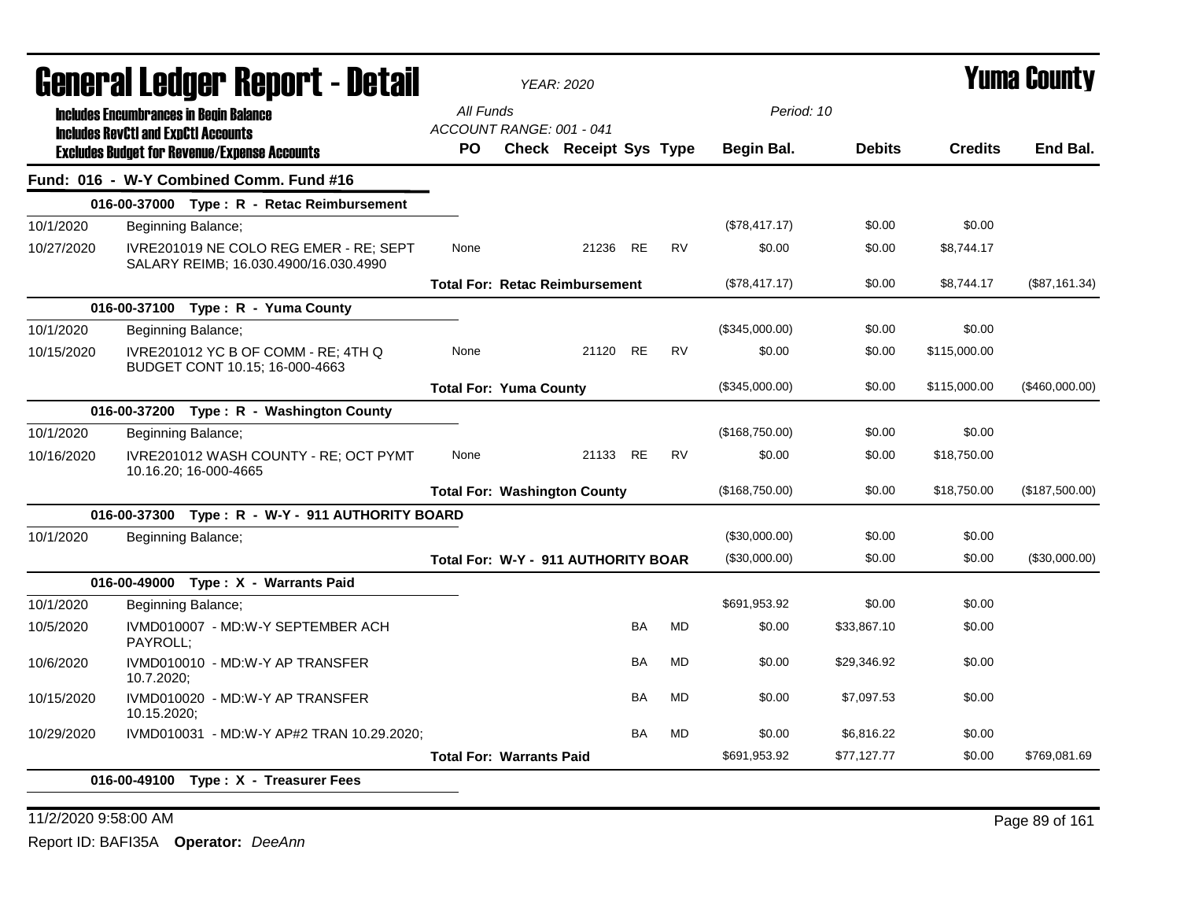# General Ledger Report - Detail

*YEAR: 2020*

# Yuma County

**Includes Encumbrances in Begin Balance**
**Includes RevCtl and ExpCtl Accounts**
**Excludes Budget for Revenue/Expense Accounts**

All Funds
ACCOUNT RANGE: 001 - 041

Period: 10

| | | PO | Check | Receipt | Sys | Type | Begin Bal. | Debits | Credits | End Bal. |
|---|---|---|---|---|---|---|---|---|---|---|
| **Fund: 016 - W-Y Combined Comm. Fund #16** | | | | | | | | | | |
| **016-00-37000 Type : R - Retac Reimbursement** | | | | | | | | | | |
| 10/1/2020 | Beginning Balance; | | | | | | ($78,417.17) | $0.00 | $0.00 | |
| 10/27/2020 | IVRE201019 NE COLO REG EMER - RE; SEPT SALARY REIMB; 16.030.4900/16.030.4990 | None | | 21236 | RE | RV | $0.00 | $0.00 | $8,744.17 | |
| | | **Total For: Retac Reimbursement** | | | | | ($78,417.17) | $0.00 | $8,744.17 | ($87,161.34) |
| **016-00-37100 Type : R - Yuma County** | | | | | | | | | | |
| 10/1/2020 | Beginning Balance; | | | | | | ($345,000.00) | $0.00 | $0.00 | |
| 10/15/2020 | IVRE201012 YC B OF COMM - RE; 4TH Q BUDGET CONT 10.15; 16-000-4663 | None | | 21120 | RE | RV | $0.00 | $0.00 | $115,000.00 | |
| | | **Total For: Yuma County** | | | | | ($345,000.00) | $0.00 | $115,000.00 | ($460,000.00) |
| **016-00-37200 Type : R - Washington County** | | | | | | | | | | |
| 10/1/2020 | Beginning Balance; | | | | | | ($168,750.00) | $0.00 | $0.00 | |
| 10/16/2020 | IVRE201012 WASH COUNTY - RE; OCT PYMT 10.16.20; 16-000-4665 | None | | 21133 | RE | RV | $0.00 | $0.00 | $18,750.00 | |
| | | **Total For: Washington County** | | | | | ($168,750.00) | $0.00 | $18,750.00 | ($187,500.00) |
| **016-00-37300 Type : R - W-Y - 911 AUTHORITY BOARD** | | | | | | | | | | |
| 10/1/2020 | Beginning Balance; | | | | | | ($30,000.00) | $0.00 | $0.00 | |
| | | **Total For: W-Y - 911 AUTHORITY BOAR** | | | | | ($30,000.00) | $0.00 | $0.00 | ($30,000.00) |
| **016-00-49000 Type : X - Warrants Paid** | | | | | | | | | | |
| 10/1/2020 | Beginning Balance; | | | | | | $691,953.92 | $0.00 | $0.00 | |
| 10/5/2020 | IVMD010007 - MD:W-Y SEPTEMBER ACH PAYROLL; | | | | BA | MD | $0.00 | $33,867.10 | $0.00 | |
| 10/6/2020 | IVMD010010 - MD:W-Y AP TRANSFER 10.7.2020; | | | | BA | MD | $0.00 | $29,346.92 | $0.00 | |
| 10/15/2020 | IVMD010020 - MD:W-Y AP TRANSFER 10.15.2020; | | | | BA | MD | $0.00 | $7,097.53 | $0.00 | |
| 10/29/2020 | IVMD010031 - MD:W-Y AP#2 TRAN 10.29.2020; | | | | BA | MD | $0.00 | $6,816.22 | $0.00 | |
| | | **Total For: Warrants Paid** | | | | | $691,953.92 | $77,127.77 | $0.00 | $769,081.69 |
| **016-00-49100 Type : X - Treasurer Fees** | | | | | | | | | | |

11/2/2020 9:58:00 AM

Report ID: BAFI35A **Operator:** *DeeAnn*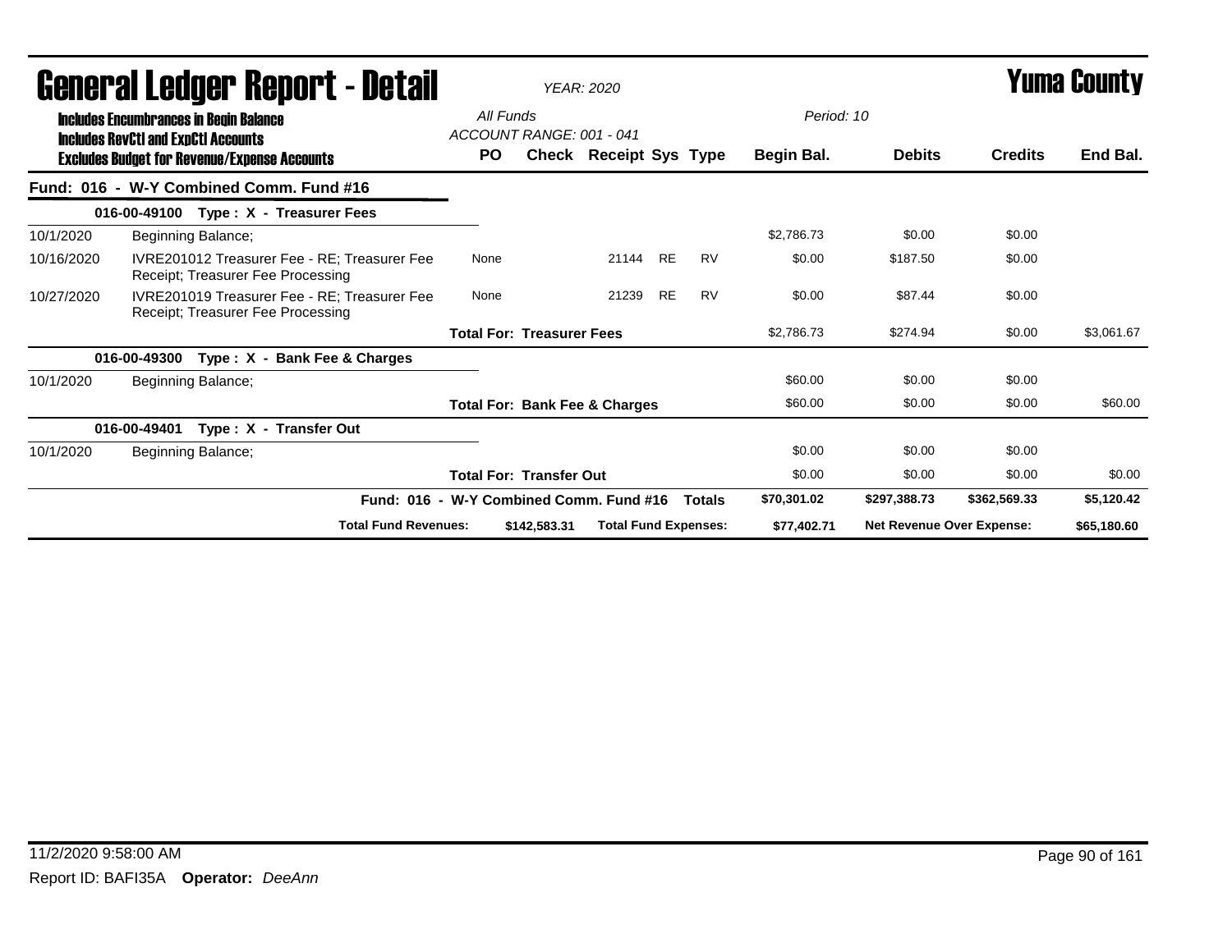# General Ledger Report - Detail

**YEAR: 2020**

**Yuma County**

Includes Encumbrances in Begin Balance
Includes RevCtl and ExpCtl Accounts
Excludes Budget for Revenue/Expense Accounts

All Funds
ACCOUNT RANGE: 001 - 041

Period: 10

## Fund: 016 - W-Y Combined Comm. Fund #16

| Date | Description | PO | Check | Receipt | Sys | Type | Begin Bal. | Debits | Credits | End Bal. |
|---|---|---|---|---|---|---|---|---|---|---|
| | **016-00-49100 Type : X - Treasurer Fees** | | | | | | | | | |
| 10/1/2020 | Beginning Balance; | | | | | | $2,786.73 | $0.00 | $0.00 | |
| 10/16/2020 | IVRE201012 Treasurer Fee - RE; Treasurer Fee Receipt; Treasurer Fee Processing | None | | 21144 | RE | RV | $0.00 | $187.50 | $0.00 | |
| 10/27/2020 | IVRE201019 Treasurer Fee - RE; Treasurer Fee Receipt; Treasurer Fee Processing | None | | 21239 | RE | RV | $0.00 | $87.44 | $0.00 | |
| | | **Total For: Treasurer Fees** | | | | | $2,786.73 | $274.94 | $0.00 | $3,061.67 |
| | **016-00-49300 Type : X - Bank Fee & Charges** | | | | | | | | | |
| 10/1/2020 | Beginning Balance; | | | | | | $60.00 | $0.00 | $0.00 | |
| | | **Total For: Bank Fee & Charges** | | | | | $60.00 | $0.00 | $0.00 | $60.00 |
| | **016-00-49401 Type : X - Transfer Out** | | | | | | | | | |
| 10/1/2020 | Beginning Balance; | | | | | | $0.00 | $0.00 | $0.00 | |
| | | **Total For: Transfer Out** | | | | | $0.00 | $0.00 | $0.00 | $0.00 |
| | **Fund: 016 - W-Y Combined Comm. Fund #16** | | | | | **Totals** | **$70,301.02** | **$297,388.73** | **$362,569.33** | **$5,120.42** |
| | **Total Fund Revenues:** | | **$142,583.31** | **Total Fund Expenses:** | | | **$77,402.71** | **Net Revenue Over Expense:** | | **$65,180.60** |

11/2/2020 9:58:00 AM

Report ID: BAFI35A **Operator:** *DeeAnn*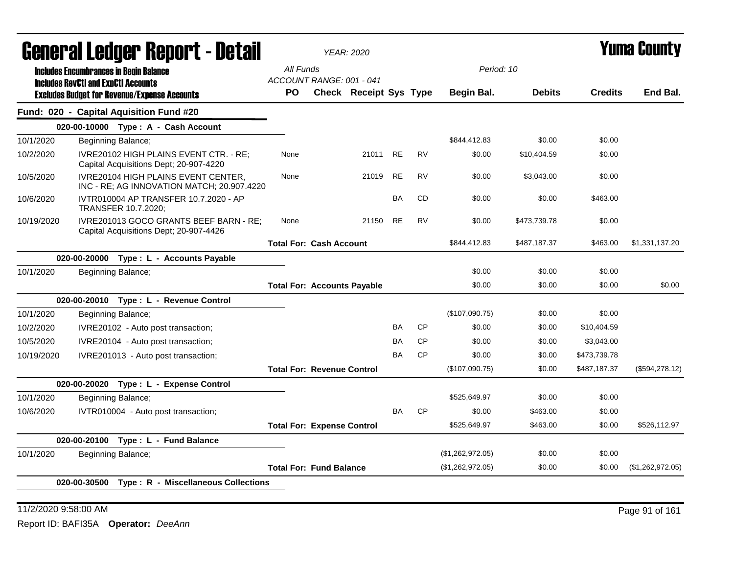# General Ledger Report - Detail

*YEAR: 2020*

# Yuma County

**Includes Encumbrances in Begin Balance**
**Includes RevCtl and ExpCtl Accounts**
**Excludes Budget for Revenue/Expense Accounts**

All Funds
ACCOUNT RANGE: 001 - 041

Period: 10

| Date | Description | PO | Check | Receipt | Sys | Type | Begin Bal. | Debits | Credits | End Bal. |
|---|---|---|---|---|---|---|---|---|---|---|
| **Fund: 020 - Capital Aquisition Fund #20** | | | | | | | | | | |
| **020-00-10000 Type : A - Cash Account** | | | | | | | | | | |
| 10/1/2020 | Beginning Balance; | | | | | | $844,412.83 | $0.00 | $0.00 | |
| 10/2/2020 | IVRE20102 HIGH PLAINS EVENT CTR. - RE; Capital Acquisitions Dept; 20-907-4220 | None | | 21011 | RE | RV | $0.00 | $10,404.59 | $0.00 | |
| 10/5/2020 | IVRE20104 HIGH PLAINS EVENT CENTER, INC - RE; AG INNOVATION MATCH; 20.907.4220 | None | | 21019 | RE | RV | $0.00 | $3,043.00 | $0.00 | |
| 10/6/2020 | IVTR010004 AP TRANSFER 10.7.2020 - AP TRANSFER 10.7.2020; | | | | BA | CD | $0.00 | $0.00 | $463.00 | |
| 10/19/2020 | IVRE201013 GOCO GRANTS BEEF BARN - RE; Capital Acquisitions Dept; 20-907-4426 | None | | 21150 | RE | RV | $0.00 | $473,739.78 | $0.00 | |
| | | **Total For: Cash Account** | | | | | $844,412.83 | $487,187.37 | $463.00 | $1,331,137.20 |
| **020-00-20000 Type : L - Accounts Payable** | | | | | | | | | | |
| 10/1/2020 | Beginning Balance; | | | | | | $0.00 | $0.00 | $0.00 | |
| | | **Total For: Accounts Payable** | | | | | $0.00 | $0.00 | $0.00 | $0.00 |
| **020-00-20010 Type : L - Revenue Control** | | | | | | | | | | |
| 10/1/2020 | Beginning Balance; | | | | | | ($107,090.75) | $0.00 | $0.00 | |
| 10/2/2020 | IVRE20102 - Auto post transaction; | | | | BA | CP | $0.00 | $0.00 | $10,404.59 | |
| 10/5/2020 | IVRE20104 - Auto post transaction; | | | | BA | CP | $0.00 | $0.00 | $3,043.00 | |
| 10/19/2020 | IVRE201013 - Auto post transaction; | | | | BA | CP | $0.00 | $0.00 | $473,739.78 | |
| | | **Total For: Revenue Control** | | | | | ($107,090.75) | $0.00 | $487,187.37 | ($594,278.12) |
| **020-00-20020 Type : L - Expense Control** | | | | | | | | | | |
| 10/1/2020 | Beginning Balance; | | | | | | $525,649.97 | $0.00 | $0.00 | |
| 10/6/2020 | IVTR010004 - Auto post transaction; | | | | BA | CP | $0.00 | $463.00 | $0.00 | |
| | | **Total For: Expense Control** | | | | | $525,649.97 | $463.00 | $0.00 | $526,112.97 |
| **020-00-20100 Type : L - Fund Balance** | | | | | | | | | | |
| 10/1/2020 | Beginning Balance; | | | | | | ($1,262,972.05) | $0.00 | $0.00 | |
| | | **Total For: Fund Balance** | | | | | ($1,262,972.05) | $0.00 | $0.00 | ($1,262,972.05) |
| **020-00-30500 Type : R - Miscellaneous Collections** | | | | | | | | | | |

11/2/2020 9:58:00 AM

Report ID: BAFI35A **Operator:** *DeeAnn*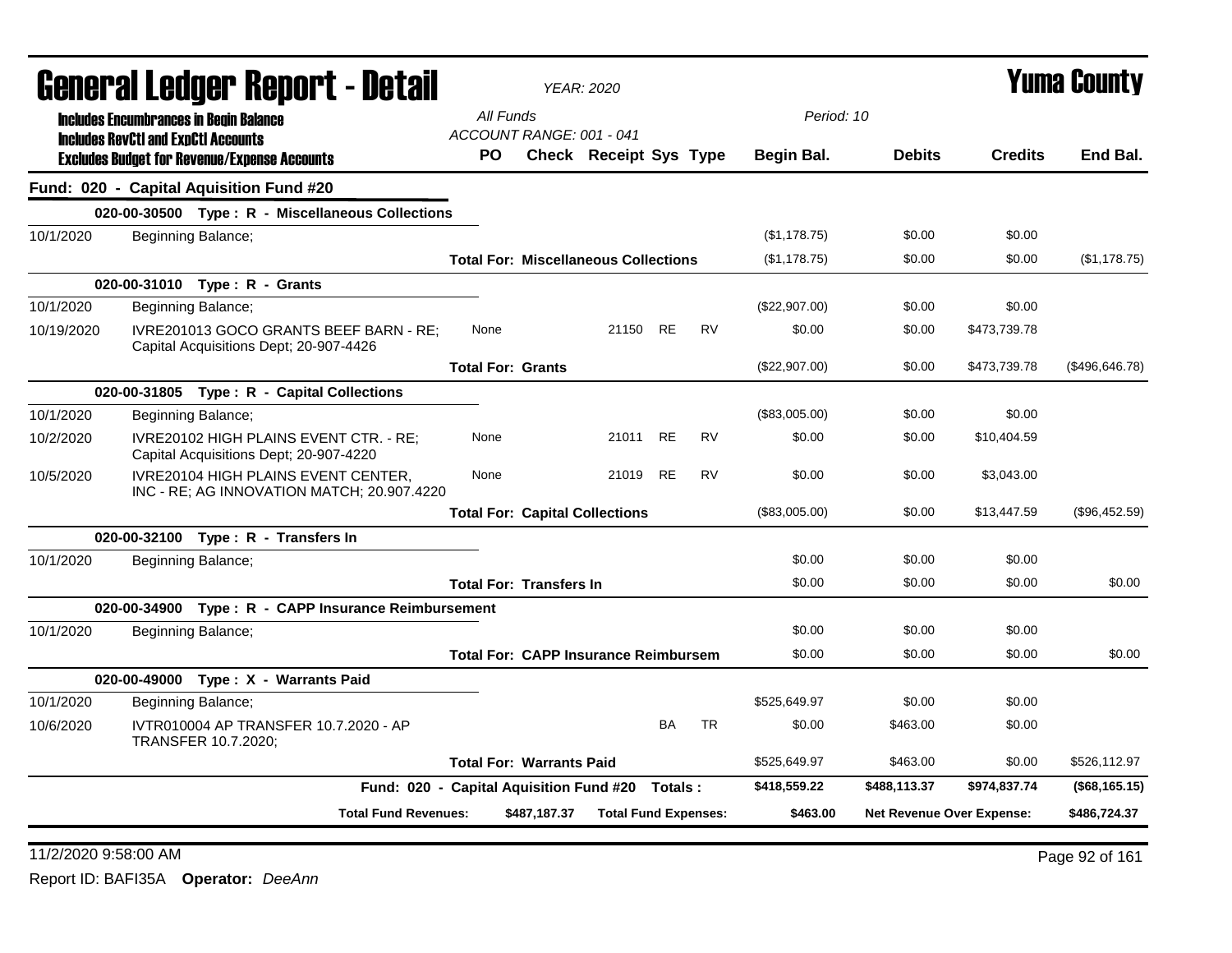# General Ledger Report - Detail

*YEAR: 2020*

# Yuma County

**Includes Encumbrances in Begin Balance**
**Includes RevCtl and ExpCtl Accounts**
**Excludes Budget for Revenue/Expense Accounts**

*All Funds*
*ACCOUNT RANGE: 001 - 041*
*Period: 10*

| | | PO | Check | Receipt | Sys | Type | Begin Bal. | Debits | Credits | End Bal. |
|---|---|---|---|---|---|---|---|---|---|---|
| **Fund: 020 - Capital Aquisition Fund #20** | | | | | | | | | | |
| **020-00-30500 Type : R - Miscellaneous Collections** | | | | | | | | | | |
| 10/1/2020 | Beginning Balance; | | | | | | ($1,178.75) | $0.00 | $0.00 | |
| | **Total For: Miscellaneous Collections** | | | | | | ($1,178.75) | $0.00 | $0.00 | ($1,178.75) |
| **020-00-31010 Type : R - Grants** | | | | | | | | | | |
| 10/1/2020 | Beginning Balance; | | | | | | ($22,907.00) | $0.00 | $0.00 | |
| 10/19/2020 | IVRE201013 GOCO GRANTS BEEF BARN - RE; Capital Acquisitions Dept; 20-907-4426 | None | | 21150 | RE | RV | $0.00 | $0.00 | $473,739.78 | |
| | **Total For: Grants** | | | | | | ($22,907.00) | $0.00 | $473,739.78 | ($496,646.78) |
| **020-00-31805 Type : R - Capital Collections** | | | | | | | | | | |
| 10/1/2020 | Beginning Balance; | | | | | | ($83,005.00) | $0.00 | $0.00 | |
| 10/2/2020 | IVRE20102 HIGH PLAINS EVENT CTR. - RE; Capital Acquisitions Dept; 20-907-4220 | None | | 21011 | RE | RV | $0.00 | $0.00 | $10,404.59 | |
| 10/5/2020 | IVRE20104 HIGH PLAINS EVENT CENTER, INC - RE; AG INNOVATION MATCH; 20.907.4220 | None | | 21019 | RE | RV | $0.00 | $0.00 | $3,043.00 | |
| | **Total For: Capital Collections** | | | | | | ($83,005.00) | $0.00 | $13,447.59 | ($96,452.59) |
| **020-00-32100 Type : R - Transfers In** | | | | | | | | | | |
| 10/1/2020 | Beginning Balance; | | | | | | $0.00 | $0.00 | $0.00 | |
| | **Total For: Transfers In** | | | | | | $0.00 | $0.00 | $0.00 | $0.00 |
| **020-00-34900 Type : R - CAPP Insurance Reimbursement** | | | | | | | | | | |
| 10/1/2020 | Beginning Balance; | | | | | | $0.00 | $0.00 | $0.00 | |
| | **Total For: CAPP Insurance Reimbursem** | | | | | | $0.00 | $0.00 | $0.00 | $0.00 |
| **020-00-49000 Type : X - Warrants Paid** | | | | | | | | | | |
| 10/1/2020 | Beginning Balance; | | | | | | $525,649.97 | $0.00 | $0.00 | |
| 10/6/2020 | IVTR010004 AP TRANSFER 10.7.2020 - AP TRANSFER 10.7.2020; | | | | BA | TR | $0.00 | $463.00 | $0.00 | |
| | **Total For: Warrants Paid** | | | | | | $525,649.97 | $463.00 | $0.00 | $526,112.97 |
| | **Fund: 020 - Capital Aquisition Fund #20 Totals :** | | | | | | **$418,559.22** | **$488,113.37** | **$974,837.74** | **($68,165.15)** |
| | **Total Fund Revenues:** | | **$487,187.37** | **Total Fund Expenses:** | | | **$463.00** | **Net Revenue Over Expense:** | | **$486,724.37** |

11/2/2020 9:58:00 AM

Report ID: BAFI35A **Operator:** *DeeAnn*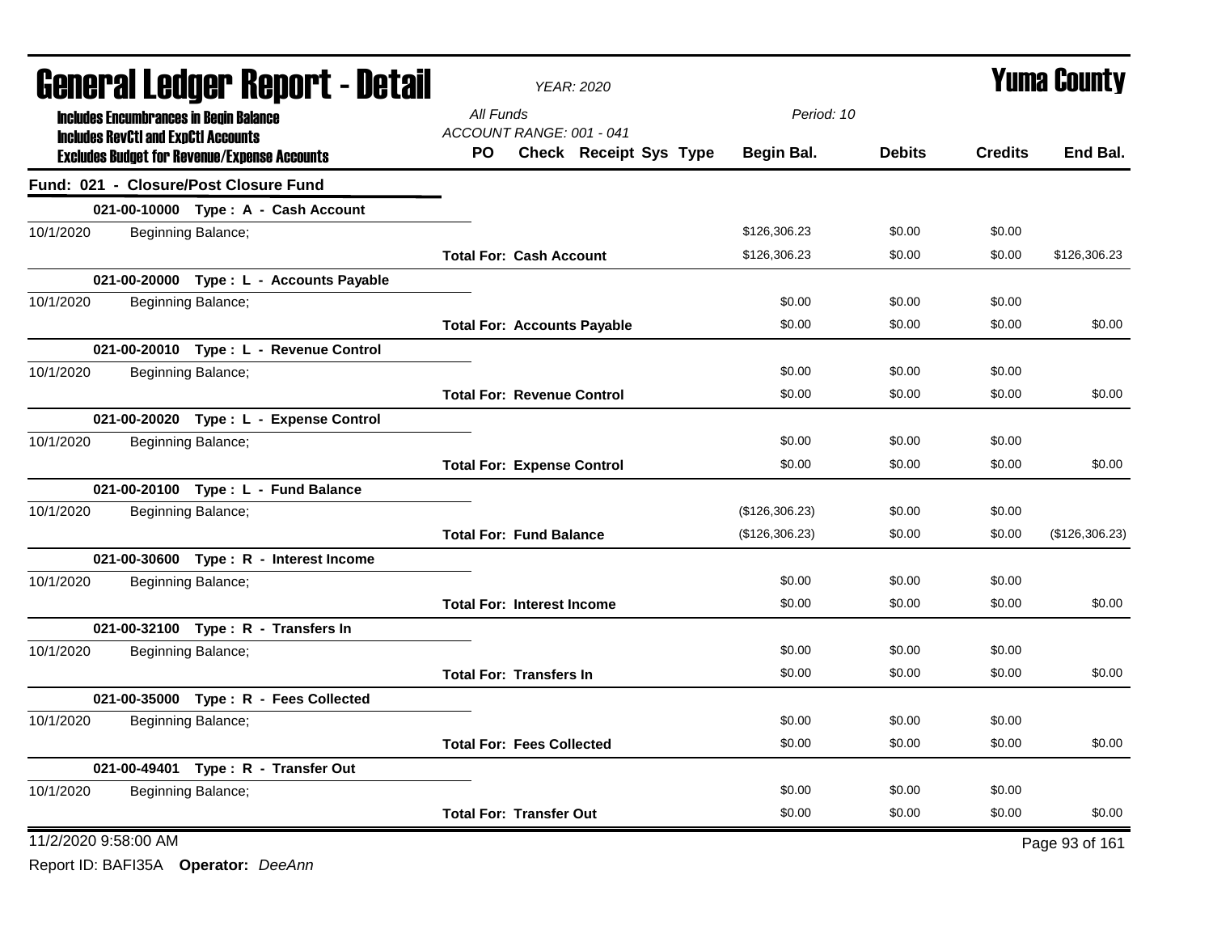# General Ledger Report - Detail

*YEAR: 2020*

# Yuma County

**Includes Encumbrances in Begin Balance**
**Includes RevCtl and ExpCtl Accounts**
**Excludes Budget for Revenue/Expense Accounts**

*All Funds*
*ACCOUNT RANGE: 001 - 041*
*Period: 10*

## Fund: 021 - Closure/Post Closure Fund

| | | PO | Check | Receipt | Sys | Type | Begin Bal. | Debits | Credits | End Bal. |
|---|---|---|---|---|---|---|---|---|---|---|
| **021-00-10000 Type : A - Cash Account** | | | | | | | | | | |
| 10/1/2020 | Beginning Balance; | | | | | | $126,306.23 | $0.00 | $0.00 | |
| | **Total For: Cash Account** | | | | | | $126,306.23 | $0.00 | $0.00 | $126,306.23 |
| **021-00-20000 Type : L - Accounts Payable** | | | | | | | | | | |
| 10/1/2020 | Beginning Balance; | | | | | | $0.00 | $0.00 | $0.00 | |
| | **Total For: Accounts Payable** | | | | | | $0.00 | $0.00 | $0.00 | $0.00 |
| **021-00-20010 Type : L - Revenue Control** | | | | | | | | | | |
| 10/1/2020 | Beginning Balance; | | | | | | $0.00 | $0.00 | $0.00 | |
| | **Total For: Revenue Control** | | | | | | $0.00 | $0.00 | $0.00 | $0.00 |
| **021-00-20020 Type : L - Expense Control** | | | | | | | | | | |
| 10/1/2020 | Beginning Balance; | | | | | | $0.00 | $0.00 | $0.00 | |
| | **Total For: Expense Control** | | | | | | $0.00 | $0.00 | $0.00 | $0.00 |
| **021-00-20100 Type : L - Fund Balance** | | | | | | | | | | |
| 10/1/2020 | Beginning Balance; | | | | | | ($126,306.23) | $0.00 | $0.00 | |
| | **Total For: Fund Balance** | | | | | | ($126,306.23) | $0.00 | $0.00 | ($126,306.23) |
| **021-00-30600 Type : R - Interest Income** | | | | | | | | | | |
| 10/1/2020 | Beginning Balance; | | | | | | $0.00 | $0.00 | $0.00 | |
| | **Total For: Interest Income** | | | | | | $0.00 | $0.00 | $0.00 | $0.00 |
| **021-00-32100 Type : R - Transfers In** | | | | | | | | | | |
| 10/1/2020 | Beginning Balance; | | | | | | $0.00 | $0.00 | $0.00 | |
| | **Total For: Transfers In** | | | | | | $0.00 | $0.00 | $0.00 | $0.00 |
| **021-00-35000 Type : R - Fees Collected** | | | | | | | | | | |
| 10/1/2020 | Beginning Balance; | | | | | | $0.00 | $0.00 | $0.00 | |
| | **Total For: Fees Collected** | | | | | | $0.00 | $0.00 | $0.00 | $0.00 |
| **021-00-49401 Type : R - Transfer Out** | | | | | | | | | | |
| 10/1/2020 | Beginning Balance; | | | | | | $0.00 | $0.00 | $0.00 | |
| | **Total For: Transfer Out** | | | | | | $0.00 | $0.00 | $0.00 | $0.00 |

11/2/2020 9:58:00 AM

Report ID: BAFI35A **Operator:** *DeeAnn*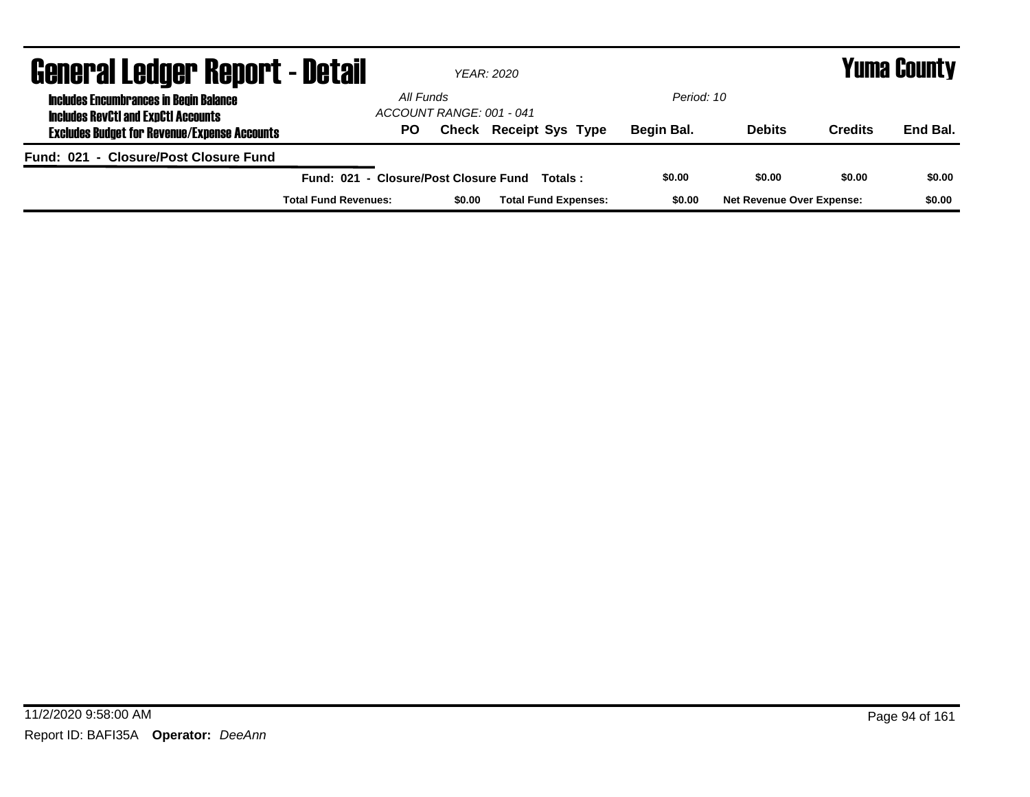# General Ledger Report - Detail

*YEAR: 2020*

**Yuma County**

**Includes Encumbrances in Begin Balance**
**Includes RevCtl and ExpCtl Accounts**
**Excludes Budget for Revenue/Expense Accounts**

*All Funds*
*ACCOUNT RANGE: 001 - 041*

*Period: 10*

| PO | Check | Receipt | Sys | Type | Begin Bal. | Debits | Credits | End Bal. |
|---|---|---|---|---|---|---|---|---|

**Fund: 021 - Closure/Post Closure Fund**

| | Begin Bal. | Debits | Credits | End Bal. |
|---|---|---|---|---|
| **Fund: 021 - Closure/Post Closure Fund Totals :** | **$0.00** | **$0.00** | **$0.00** | **$0.00** |

| **Total Fund Revenues:** | **$0.00** | **Total Fund Expenses:** | **$0.00** | **Net Revenue Over Expense:** | **$0.00** |
|---|---|---|---|---|---|

11/2/2020 9:58:00 AM

Report ID: BAFI35A **Operator:** *DeeAnn*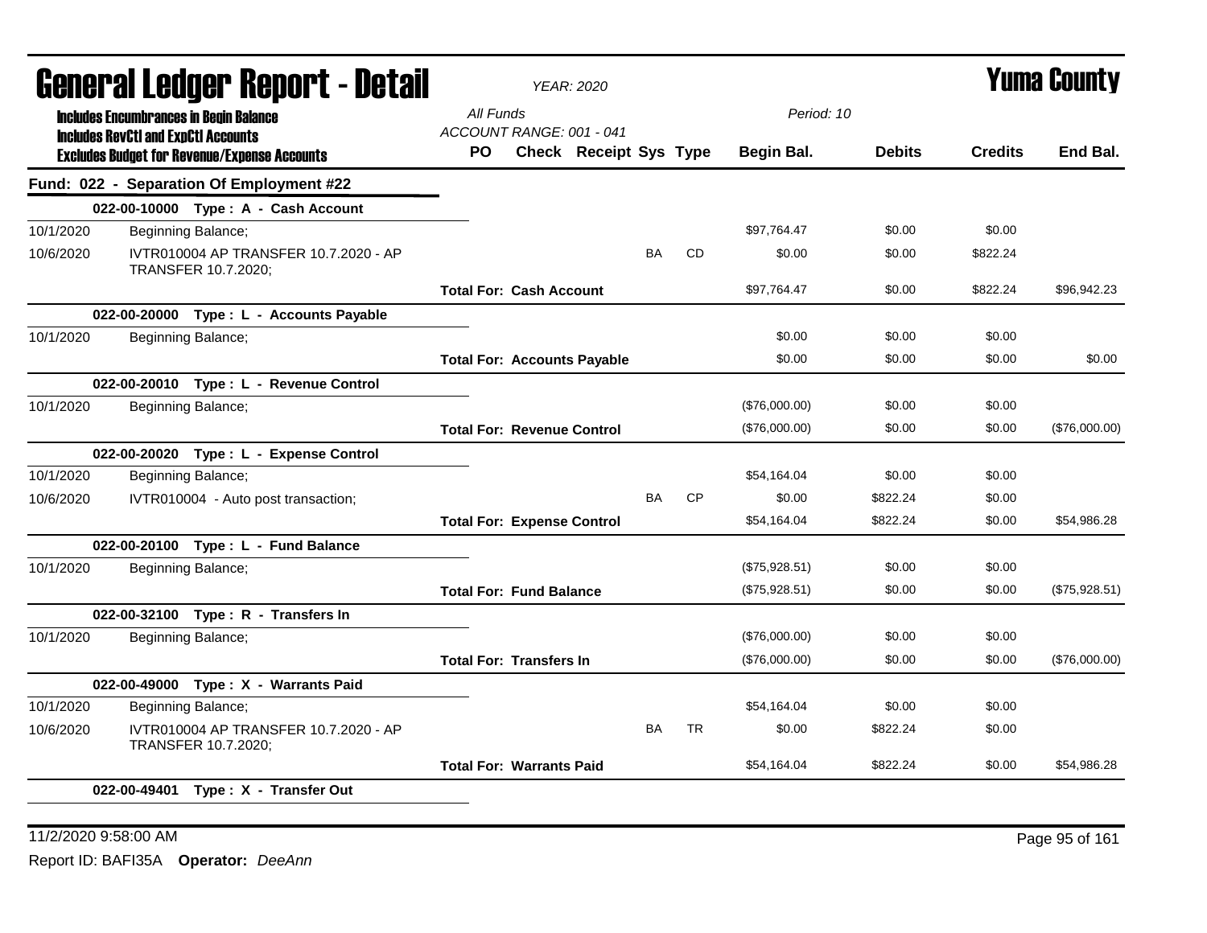# General Ledger Report - Detail

*YEAR: 2020*

# Yuma County

**Includes Encumbrances in Begin Balance**
**Includes RevCtl and ExpCtl Accounts**
**Excludes Budget for Revenue/Expense Accounts**

*All Funds*
*ACCOUNT RANGE: 001 - 041*
*Period: 10*

## Fund: 022 - Separation Of Employment #22

| Date | Description | PO | Check | Receipt | Sys | Type | Begin Bal. | Debits | Credits | End Bal. |
|---|---|---|---|---|---|---|---|---|---|---|
| **022-00-10000 Type : A - Cash Account** | | | | | | | | | | |
| 10/1/2020 | Beginning Balance; | | | | | | $97,764.47 | $0.00 | $0.00 | |
| 10/6/2020 | IVTR010004 AP TRANSFER 10.7.2020 - AP TRANSFER 10.7.2020; | | | | BA | CD | $0.00 | $0.00 | $822.24 | |
| | **Total For: Cash Account** | | | | | | $97,764.47 | $0.00 | $822.24 | $96,942.23 |
| **022-00-20000 Type : L - Accounts Payable** | | | | | | | | | | |
| 10/1/2020 | Beginning Balance; | | | | | | $0.00 | $0.00 | $0.00 | |
| | **Total For: Accounts Payable** | | | | | | $0.00 | $0.00 | $0.00 | $0.00 |
| **022-00-20010 Type : L - Revenue Control** | | | | | | | | | | |
| 10/1/2020 | Beginning Balance; | | | | | | ($76,000.00) | $0.00 | $0.00 | |
| | **Total For: Revenue Control** | | | | | | ($76,000.00) | $0.00 | $0.00 | ($76,000.00) |
| **022-00-20020 Type : L - Expense Control** | | | | | | | | | | |
| 10/1/2020 | Beginning Balance; | | | | | | $54,164.04 | $0.00 | $0.00 | |
| 10/6/2020 | IVTR010004 - Auto post transaction; | | | | BA | CP | $0.00 | $822.24 | $0.00 | |
| | **Total For: Expense Control** | | | | | | $54,164.04 | $822.24 | $0.00 | $54,986.28 |
| **022-00-20100 Type : L - Fund Balance** | | | | | | | | | | |
| 10/1/2020 | Beginning Balance; | | | | | | ($75,928.51) | $0.00 | $0.00 | |
| | **Total For: Fund Balance** | | | | | | ($75,928.51) | $0.00 | $0.00 | ($75,928.51) |
| **022-00-32100 Type : R - Transfers In** | | | | | | | | | | |
| 10/1/2020 | Beginning Balance; | | | | | | ($76,000.00) | $0.00 | $0.00 | |
| | **Total For: Transfers In** | | | | | | ($76,000.00) | $0.00 | $0.00 | ($76,000.00) |
| **022-00-49000 Type : X - Warrants Paid** | | | | | | | | | | |
| 10/1/2020 | Beginning Balance; | | | | | | $54,164.04 | $0.00 | $0.00 | |
| 10/6/2020 | IVTR010004 AP TRANSFER 10.7.2020 - AP TRANSFER 10.7.2020; | | | | BA | TR | $0.00 | $822.24 | $0.00 | |
| | **Total For: Warrants Paid** | | | | | | $54,164.04 | $822.24 | $0.00 | $54,986.28 |
| **022-00-49401 Type : X - Transfer Out** | | | | | | | | | | |

11/2/2020 9:58:00 AM

Report ID: BAFI35A **Operator:** *DeeAnn*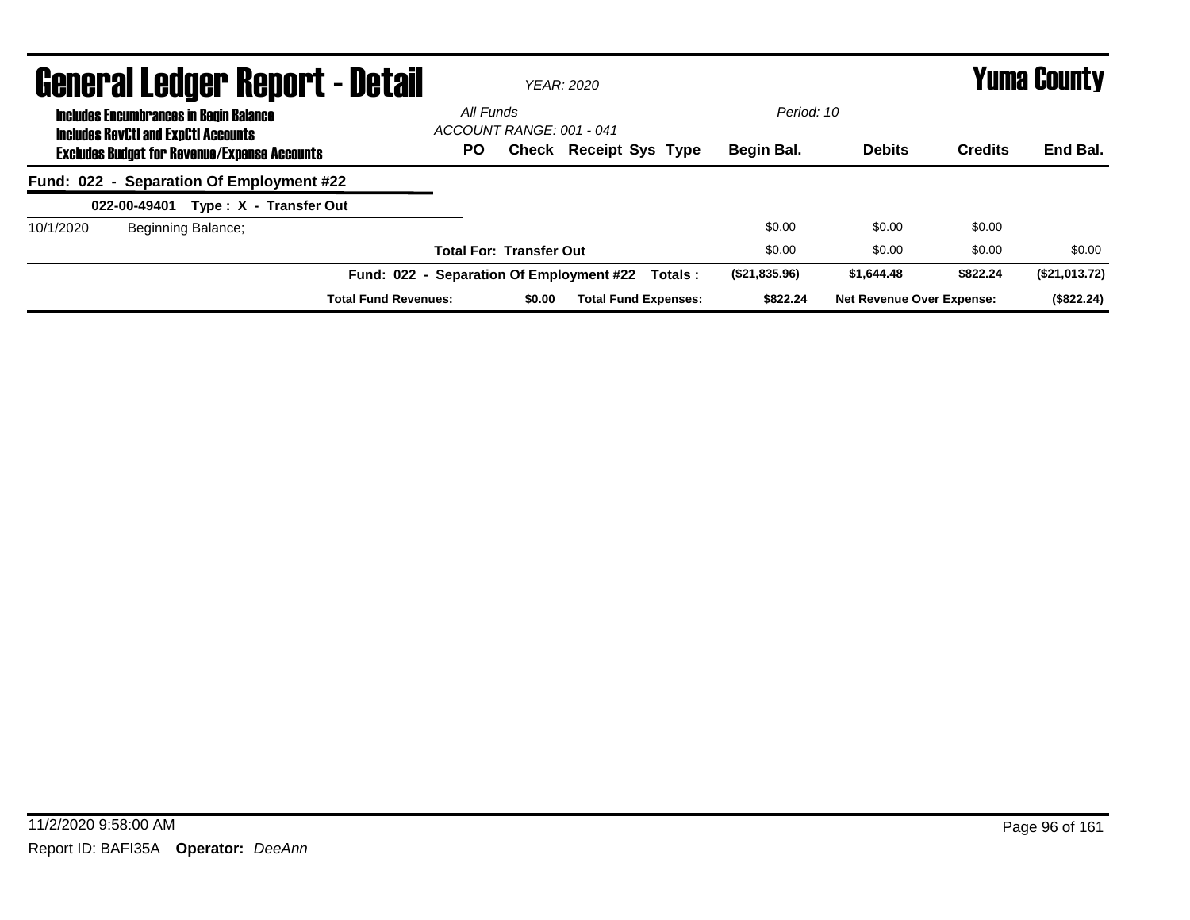# General Ledger Report - Detail

*YEAR: 2020*

# Yuma County

**Includes Encumbrances in Begin Balance**
**Includes RevCtl and ExpCtl Accounts**
**Excludes Budget for Revenue/Expense Accounts**

*All Funds*
*ACCOUNT RANGE: 001 - 041*

*Period: 10*

| | | PO | Check | Receipt | Sys | Type | Begin Bal. | Debits | Credits | End Bal. |
|---|---|---|---|---|---|---|---|---|---|---|
| **Fund: 022 - Separation Of Employment #22** | | | | | | | | | | |
| **022-00-49401 Type : X - Transfer Out** | | | | | | | | | | |
| 10/1/2020 | Beginning Balance; | | | | | | $0.00 | $0.00 | $0.00 | |
| | | **Total For: Transfer Out** | | | | | $0.00 | $0.00 | $0.00 | $0.00 |
| | | **Fund: 022 - Separation Of Employment #22** | | | | **Totals :** | **($21,835.96)** | **$1,644.48** | **$822.24** | **($21,013.72)** |
| | | **Total Fund Revenues:** | **$0.00** | **Total Fund Expenses:** | | | **$822.24** | **Net Revenue Over Expense:** | | **($822.24)** |

11/2/2020 9:58:00 AM

Report ID: BAFI35A **Operator:** *DeeAnn*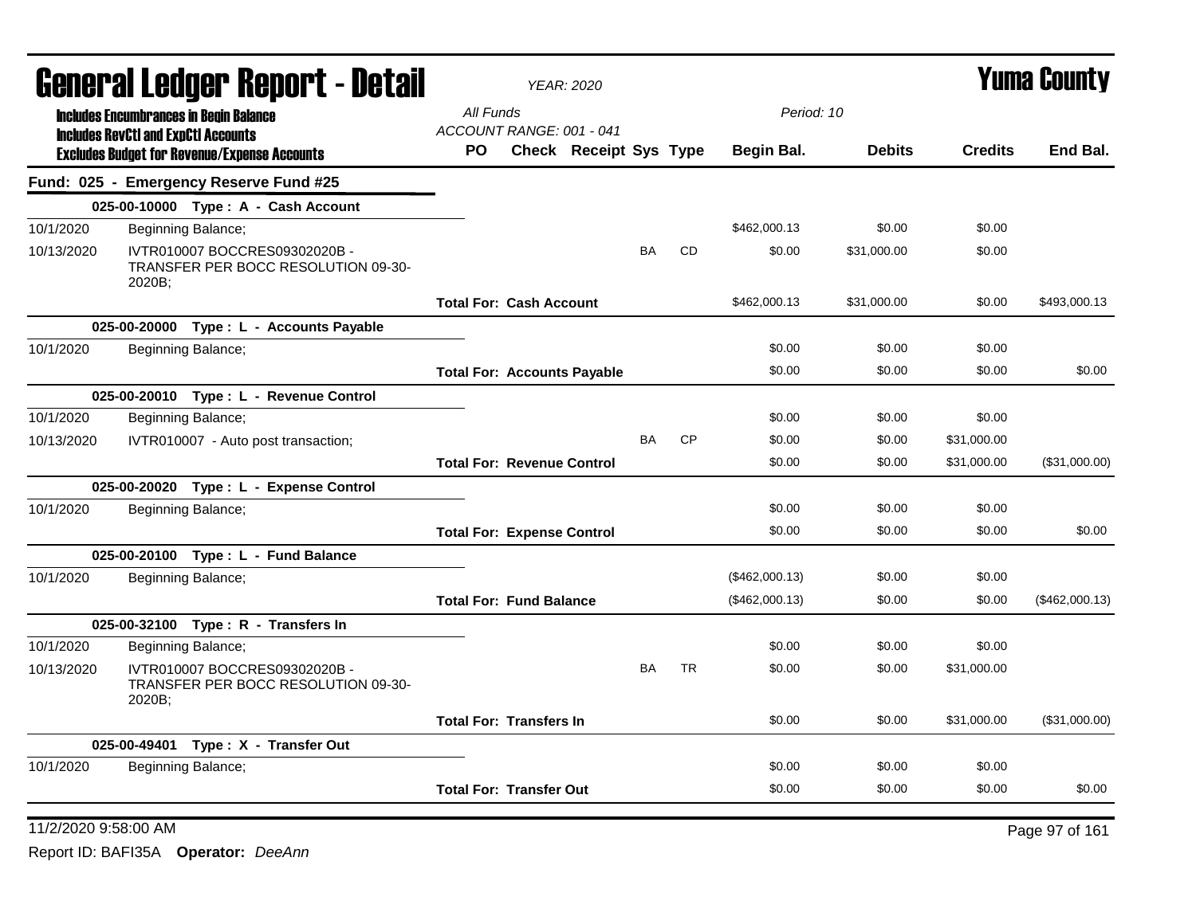# General Ledger Report - Detail

*YEAR: 2020*

# Yuma County

**Includes Encumbrances in Begin Balance**
**Includes RevCtl and ExpCtl Accounts**
**Excludes Budget for Revenue/Expense Accounts**

All Funds
ACCOUNT RANGE: 001 - 041

Period: 10

## Fund: 025 - Emergency Reserve Fund #25

| Date | Description | PO | Check | Receipt | Sys | Type | Begin Bal. | Debits | Credits | End Bal. |
|---|---|---|---|---|---|---|---|---|---|---|
| **025-00-10000 Type : A - Cash Account** | | | | | | | | | | |
| 10/1/2020 | Beginning Balance; | | | | | | $462,000.13 | $0.00 | $0.00 | |
| 10/13/2020 | IVTR010007 BOCCRES09302020B - TRANSFER PER BOCC RESOLUTION 09-30-2020B; | | | | BA | CD | $0.00 | $31,000.00 | $0.00 | |
| | **Total For: Cash Account** | | | | | | $462,000.13 | $31,000.00 | $0.00 | $493,000.13 |
| **025-00-20000 Type : L - Accounts Payable** | | | | | | | | | | |
| 10/1/2020 | Beginning Balance; | | | | | | $0.00 | $0.00 | $0.00 | |
| | **Total For: Accounts Payable** | | | | | | $0.00 | $0.00 | $0.00 | $0.00 |
| **025-00-20010 Type : L - Revenue Control** | | | | | | | | | | |
| 10/1/2020 | Beginning Balance; | | | | | | $0.00 | $0.00 | $0.00 | |
| 10/13/2020 | IVTR010007 - Auto post transaction; | | | | BA | CP | $0.00 | $0.00 | $31,000.00 | |
| | **Total For: Revenue Control** | | | | | | $0.00 | $0.00 | $31,000.00 | ($31,000.00) |
| **025-00-20020 Type : L - Expense Control** | | | | | | | | | | |
| 10/1/2020 | Beginning Balance; | | | | | | $0.00 | $0.00 | $0.00 | |
| | **Total For: Expense Control** | | | | | | $0.00 | $0.00 | $0.00 | $0.00 |
| **025-00-20100 Type : L - Fund Balance** | | | | | | | | | | |
| 10/1/2020 | Beginning Balance; | | | | | | ($462,000.13) | $0.00 | $0.00 | |
| | **Total For: Fund Balance** | | | | | | ($462,000.13) | $0.00 | $0.00 | ($462,000.13) |
| **025-00-32100 Type : R - Transfers In** | | | | | | | | | | |
| 10/1/2020 | Beginning Balance; | | | | | | $0.00 | $0.00 | $0.00 | |
| 10/13/2020 | IVTR010007 BOCCRES09302020B - TRANSFER PER BOCC RESOLUTION 09-30-2020B; | | | | BA | TR | $0.00 | $0.00 | $31,000.00 | |
| | **Total For: Transfers In** | | | | | | $0.00 | $0.00 | $31,000.00 | ($31,000.00) |
| **025-00-49401 Type : X - Transfer Out** | | | | | | | | | | |
| 10/1/2020 | Beginning Balance; | | | | | | $0.00 | $0.00 | $0.00 | |
| | **Total For: Transfer Out** | | | | | | $0.00 | $0.00 | $0.00 | $0.00 |

11/2/2020 9:58:00 AM

Report ID: BAFI35A **Operator:** *DeeAnn*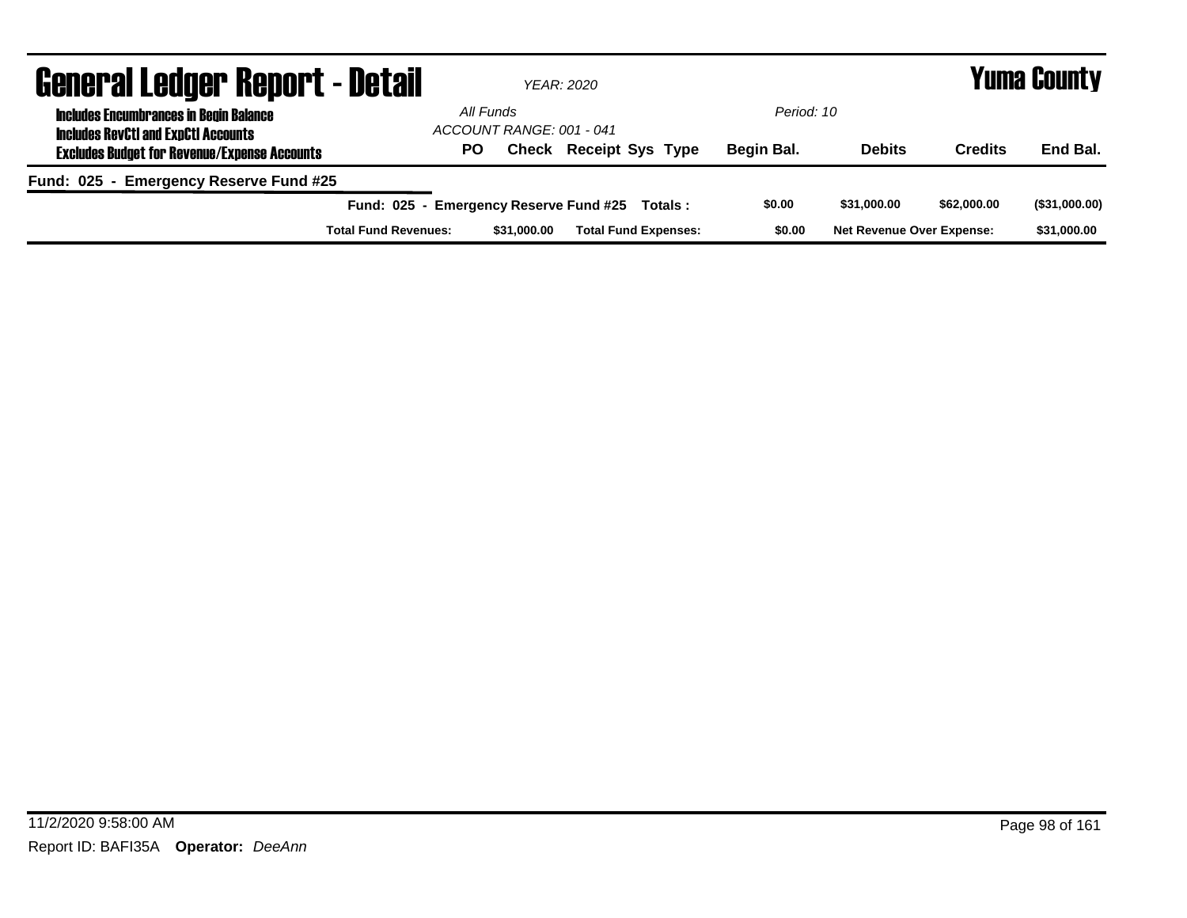# General Ledger Report - Detail

*YEAR: 2020*

**Yuma County**

**Includes Encumbrances in Begin Balance**
**Includes RevCtl and ExpCtl Accounts**
**Excludes Budget for Revenue/Expense Accounts**

*All Funds*
*ACCOUNT RANGE: 001 - 041*

*Period: 10*

| PO | Check | Receipt | Sys | Type | Begin Bal. | Debits | Credits | End Bal. |
|---|---|---|---|---|---|---|---|---|

**Fund: 025 - Emergency Reserve Fund #25**

| | Begin Bal. | Debits | Credits | End Bal. |
|---|---|---|---|---|
| **Fund: 025 - Emergency Reserve Fund #25 Totals :** | $0.00 | $31,000.00 | $62,000.00 | ($31,000.00) |

| Total Fund Revenues: | $31,000.00 | Total Fund Expenses: | $0.00 | Net Revenue Over Expense: | $31,000.00 |
|---|---|---|---|---|---|

11/2/2020 9:58:00 AM

Report ID: BAFI35A **Operator:** *DeeAnn*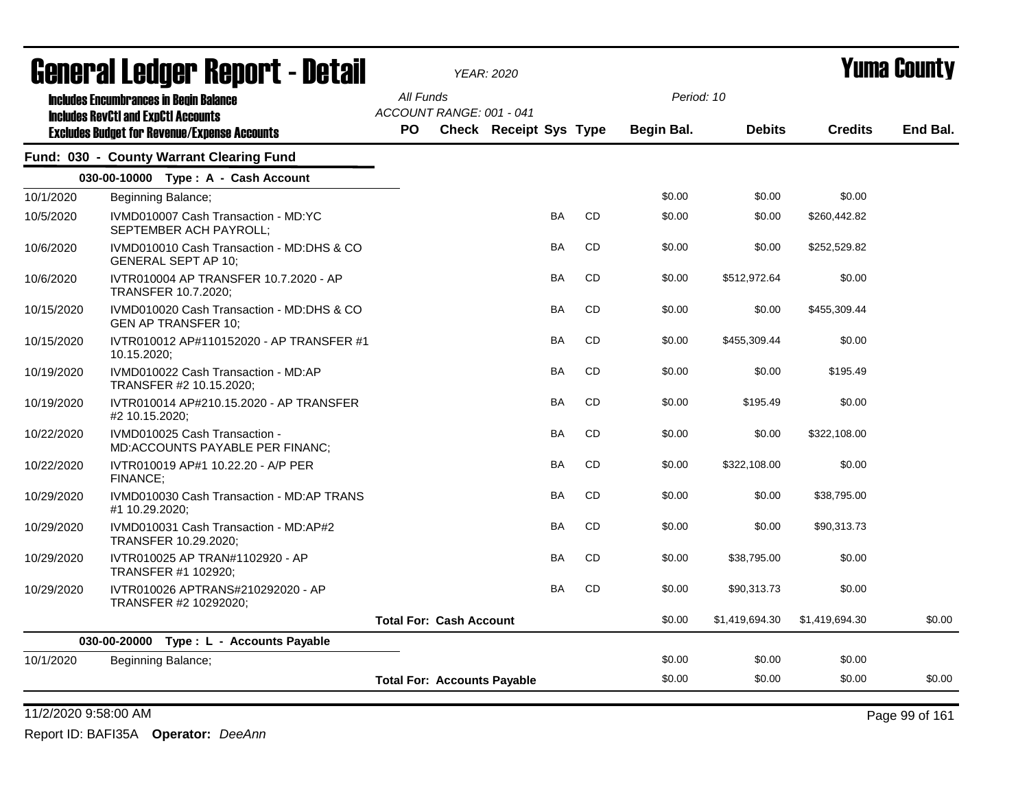# General Ledger Report - Detail

*YEAR: 2020*

**Yuma County**

**Includes Encumbrances in Begin Balance**
**Includes RevCtl and ExpCtl Accounts**
**Excludes Budget for Revenue/Expense Accounts**

*All Funds*
*ACCOUNT RANGE: 001 - 041*

*Period: 10*

## Fund: 030 - County Warrant Clearing Fund

### 030-00-10000 Type : A - Cash Account

| Date | Description | PO | Check | Receipt | Sys | Type | Begin Bal. | Debits | Credits | End Bal. |
|---|---|---|---|---|---|---|---|---|---|---|
| 10/1/2020 | Beginning Balance; | | | | | | $0.00 | $0.00 | $0.00 | |
| 10/5/2020 | IVMD010007 Cash Transaction - MD:YC SEPTEMBER ACH PAYROLL; | | | | BA | CD | $0.00 | $0.00 | $260,442.82 | |
| 10/6/2020 | IVMD010010 Cash Transaction - MD:DHS & CO GENERAL SEPT AP 10; | | | | BA | CD | $0.00 | $0.00 | $252,529.82 | |
| 10/6/2020 | IVTR010004 AP TRANSFER 10.7.2020 - AP TRANSFER 10.7.2020; | | | | BA | CD | $0.00 | $512,972.64 | $0.00 | |
| 10/15/2020 | IVMD010020 Cash Transaction - MD:DHS & CO GEN AP TRANSFER 10; | | | | BA | CD | $0.00 | $0.00 | $455,309.44 | |
| 10/15/2020 | IVTR010012 AP#110152020 - AP TRANSFER #1 10.15.2020; | | | | BA | CD | $0.00 | $455,309.44 | $0.00 | |
| 10/19/2020 | IVMD010022 Cash Transaction - MD:AP TRANSFER #2 10.15.2020; | | | | BA | CD | $0.00 | $0.00 | $195.49 | |
| 10/19/2020 | IVTR010014 AP#210.15.2020 - AP TRANSFER #2 10.15.2020; | | | | BA | CD | $0.00 | $195.49 | $0.00 | |
| 10/22/2020 | IVMD010025 Cash Transaction - MD:ACCOUNTS PAYABLE PER FINANC; | | | | BA | CD | $0.00 | $0.00 | $322,108.00 | |
| 10/22/2020 | IVTR010019 AP#1 10.22.20 - A/P PER FINANCE; | | | | BA | CD | $0.00 | $322,108.00 | $0.00 | |
| 10/29/2020 | IVMD010030 Cash Transaction - MD:AP TRANS #1 10.29.2020; | | | | BA | CD | $0.00 | $0.00 | $38,795.00 | |
| 10/29/2020 | IVMD010031 Cash Transaction - MD:AP#2 TRANSFER 10.29.2020; | | | | BA | CD | $0.00 | $0.00 | $90,313.73 | |
| 10/29/2020 | IVTR010025 AP TRAN#1102920 - AP TRANSFER #1 102920; | | | | BA | CD | $0.00 | $38,795.00 | $0.00 | |
| 10/29/2020 | IVTR010026 APTRANS#210292020 - AP TRANSFER #2 10292020; | | | | BA | CD | $0.00 | $90,313.73 | $0.00 | |
| | **Total For: Cash Account** | | | | | | $0.00 | $1,419,694.30 | $1,419,694.30 | $0.00 |

### 030-00-20000 Type : L - Accounts Payable

| Date | Description | PO | Check | Receipt | Sys | Type | Begin Bal. | Debits | Credits | End Bal. |
|---|---|---|---|---|---|---|---|---|---|---|
| 10/1/2020 | Beginning Balance; | | | | | | $0.00 | $0.00 | $0.00 | |
| | **Total For: Accounts Payable** | | | | | | $0.00 | $0.00 | $0.00 | $0.00 |

11/2/2020 9:58:00 AM

Report ID: BAFI35A **Operator:** *DeeAnn*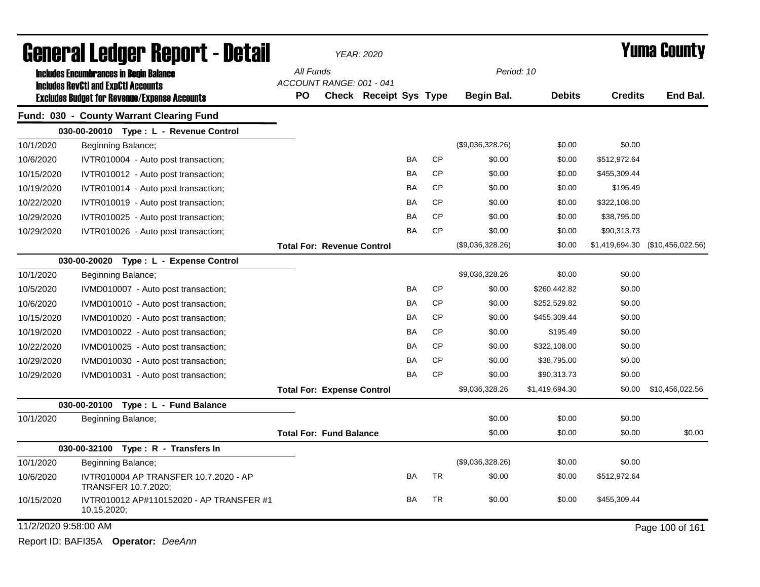# General Ledger Report - Detail

*YEAR: 2020*

# Yuma County

**Includes Encumbrances in Begin Balance**
**Includes RevCtl and ExpCtl Accounts**
**Excludes Budget for Revenue/Expense Accounts**

*All Funds*
*ACCOUNT RANGE: 001 - 041*
*Period: 10*

## Fund: 030 - County Warrant Clearing Fund

| Date | Description | PO | Check | Receipt | Sys | Type | Begin Bal. | Debits | Credits | End Bal. |
|---|---|---|---|---|---|---|---|---|---|---|
| **030-00-20010 Type : L - Revenue Control** | | | | | | | | | | |
| 10/1/2020 | Beginning Balance; | | | | | | ($9,036,328.26) | $0.00 | $0.00 | |
| 10/6/2020 | IVTR010004 - Auto post transaction; | | | | BA | CP | $0.00 | $0.00 | $512,972.64 | |
| 10/15/2020 | IVTR010012 - Auto post transaction; | | | | BA | CP | $0.00 | $0.00 | $455,309.44 | |
| 10/19/2020 | IVTR010014 - Auto post transaction; | | | | BA | CP | $0.00 | $0.00 | $195.49 | |
| 10/22/2020 | IVTR010019 - Auto post transaction; | | | | BA | CP | $0.00 | $0.00 | $322,108.00 | |
| 10/29/2020 | IVTR010025 - Auto post transaction; | | | | BA | CP | $0.00 | $0.00 | $38,795.00 | |
| 10/29/2020 | IVTR010026 - Auto post transaction; | | | | BA | CP | $0.00 | $0.00 | $90,313.73 | |
| | | **Total For: Revenue Control** | | | | | ($9,036,328.26) | $0.00 | $1,419,694.30 | ($10,456,022.56) |
| **030-00-20020 Type : L - Expense Control** | | | | | | | | | | |
| 10/1/2020 | Beginning Balance; | | | | | | $9,036,328.26 | $0.00 | $0.00 | |
| 10/5/2020 | IVMD010007 - Auto post transaction; | | | | BA | CP | $0.00 | $260,442.82 | $0.00 | |
| 10/6/2020 | IVMD010010 - Auto post transaction; | | | | BA | CP | $0.00 | $252,529.82 | $0.00 | |
| 10/15/2020 | IVMD010020 - Auto post transaction; | | | | BA | CP | $0.00 | $455,309.44 | $0.00 | |
| 10/19/2020 | IVMD010022 - Auto post transaction; | | | | BA | CP | $0.00 | $195.49 | $0.00 | |
| 10/22/2020 | IVMD010025 - Auto post transaction; | | | | BA | CP | $0.00 | $322,108.00 | $0.00 | |
| 10/29/2020 | IVMD010030 - Auto post transaction; | | | | BA | CP | $0.00 | $38,795.00 | $0.00 | |
| 10/29/2020 | IVMD010031 - Auto post transaction; | | | | BA | CP | $0.00 | $90,313.73 | $0.00 | |
| | | **Total For: Expense Control** | | | | | $9,036,328.26 | $1,419,694.30 | $0.00 | $10,456,022.56 |
| **030-00-20100 Type : L - Fund Balance** | | | | | | | | | | |
| 10/1/2020 | Beginning Balance; | | | | | | $0.00 | $0.00 | $0.00 | |
| | | **Total For: Fund Balance** | | | | | $0.00 | $0.00 | $0.00 | $0.00 |
| **030-00-32100 Type : R - Transfers In** | | | | | | | | | | |
| 10/1/2020 | Beginning Balance; | | | | | | ($9,036,328.26) | $0.00 | $0.00 | |
| 10/6/2020 | IVTR010004 AP TRANSFER 10.7.2020 - AP TRANSFER 10.7.2020; | | | | BA | TR | $0.00 | $0.00 | $512,972.64 | |
| 10/15/2020 | IVTR010012 AP#110152020 - AP TRANSFER #1 10.15.2020; | | | | BA | TR | $0.00 | $0.00 | $455,309.44 | |

11/2/2020 9:58:00 AM

Report ID: BAFI35A **Operator:** *DeeAnn*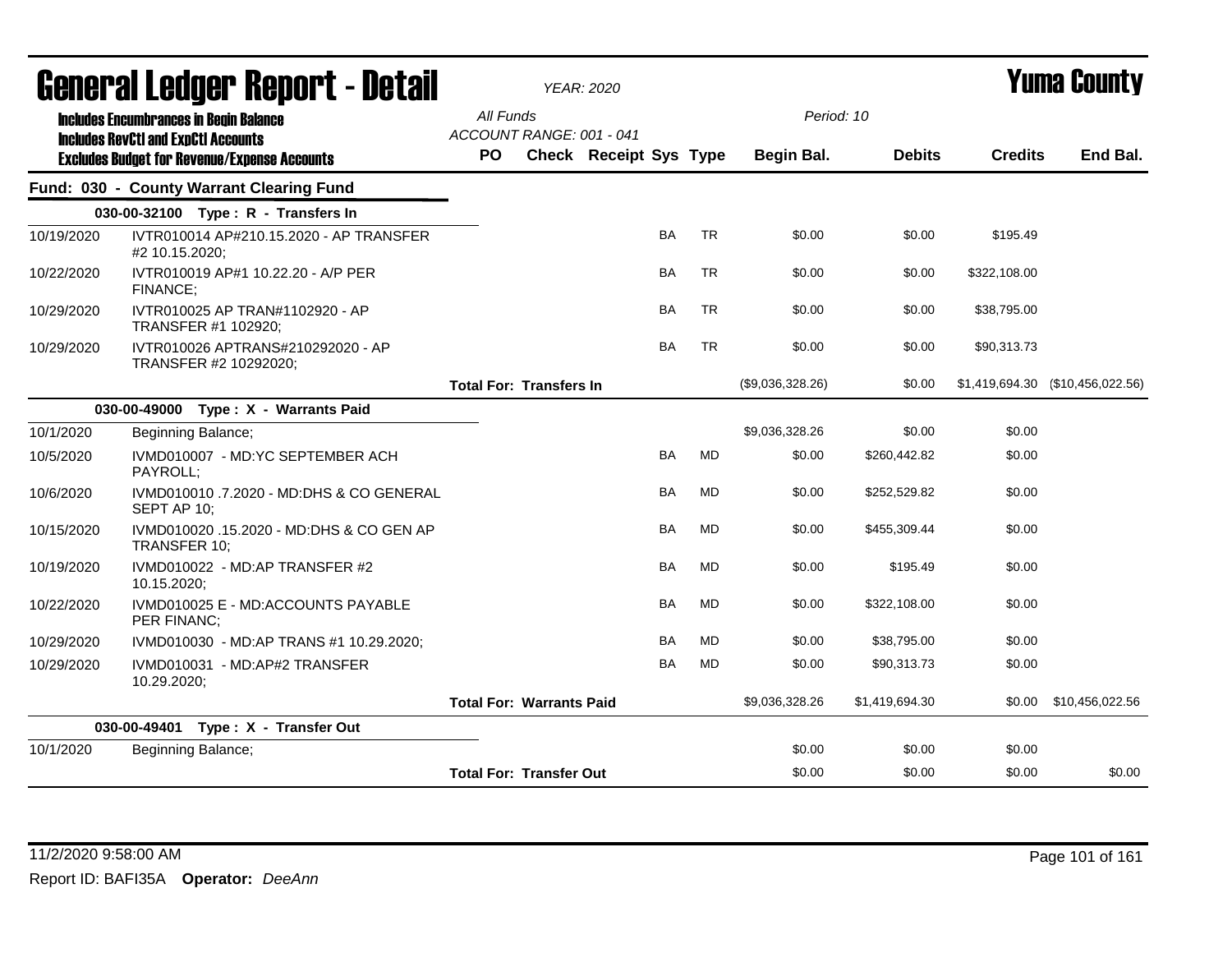# General Ledger Report - Detail

*YEAR: 2020*

# Yuma County

**Includes Encumbrances in Begin Balance**
**Includes RevCtl and ExpCtl Accounts**
**Excludes Budget for Revenue/Expense Accounts**

All Funds
ACCOUNT RANGE: 001 - 041

Period: 10

| | | PO | Check | Receipt | Sys | Type | Begin Bal. | Debits | Credits | End Bal. |
|---|---|---|---|---|---|---|---|---|---|---|
| **Fund: 030 - County Warrant Clearing Fund** | | | | | | | | | | |
| **030-00-32100 Type : R - Transfers In** | | | | | | | | | | |
| 10/19/2020 | IVTR010014 AP#210.15.2020 - AP TRANSFER #2 10.15.2020; | | | | BA | TR | $0.00 | $0.00 | $195.49 | |
| 10/22/2020 | IVTR010019 AP#1 10.22.20 - A/P PER FINANCE; | | | | BA | TR | $0.00 | $0.00 | $322,108.00 | |
| 10/29/2020 | IVTR010025 AP TRAN#1102920 - AP TRANSFER #1 102920; | | | | BA | TR | $0.00 | $0.00 | $38,795.00 | |
| 10/29/2020 | IVTR010026 APTRANS#210292020 - AP TRANSFER #2 10292020; | | | | BA | TR | $0.00 | $0.00 | $90,313.73 | |
| | **Total For: Transfers In** | | | | | | ($9,036,328.26) | $0.00 | $1,419,694.30 | ($10,456,022.56) |
| **030-00-49000 Type : X - Warrants Paid** | | | | | | | | | | |
| 10/1/2020 | Beginning Balance; | | | | | | $9,036,328.26 | $0.00 | $0.00 | |
| 10/5/2020 | IVMD010007 - MD:YC SEPTEMBER ACH PAYROLL; | | | | BA | MD | $0.00 | $260,442.82 | $0.00 | |
| 10/6/2020 | IVMD010010 .7.2020 - MD:DHS & CO GENERAL SEPT AP 10; | | | | BA | MD | $0.00 | $252,529.82 | $0.00 | |
| 10/15/2020 | IVMD010020 .15.2020 - MD:DHS & CO GEN AP TRANSFER 10; | | | | BA | MD | $0.00 | $455,309.44 | $0.00 | |
| 10/19/2020 | IVMD010022 - MD:AP TRANSFER #2 10.15.2020; | | | | BA | MD | $0.00 | $195.49 | $0.00 | |
| 10/22/2020 | IVMD010025 E - MD:ACCOUNTS PAYABLE PER FINANC; | | | | BA | MD | $0.00 | $322,108.00 | $0.00 | |
| 10/29/2020 | IVMD010030 - MD:AP TRANS #1 10.29.2020; | | | | BA | MD | $0.00 | $38,795.00 | $0.00 | |
| 10/29/2020 | IVMD010031 - MD:AP#2 TRANSFER 10.29.2020; | | | | BA | MD | $0.00 | $90,313.73 | $0.00 | |
| | **Total For: Warrants Paid** | | | | | | $9,036,328.26 | $1,419,694.30 | $0.00 | $10,456,022.56 |
| **030-00-49401 Type : X - Transfer Out** | | | | | | | | | | |
| 10/1/2020 | Beginning Balance; | | | | | | $0.00 | $0.00 | $0.00 | |
| | **Total For: Transfer Out** | | | | | | $0.00 | $0.00 | $0.00 | $0.00 |

11/2/2020 9:58:00 AM

Report ID: BAFI35A **Operator:** *DeeAnn*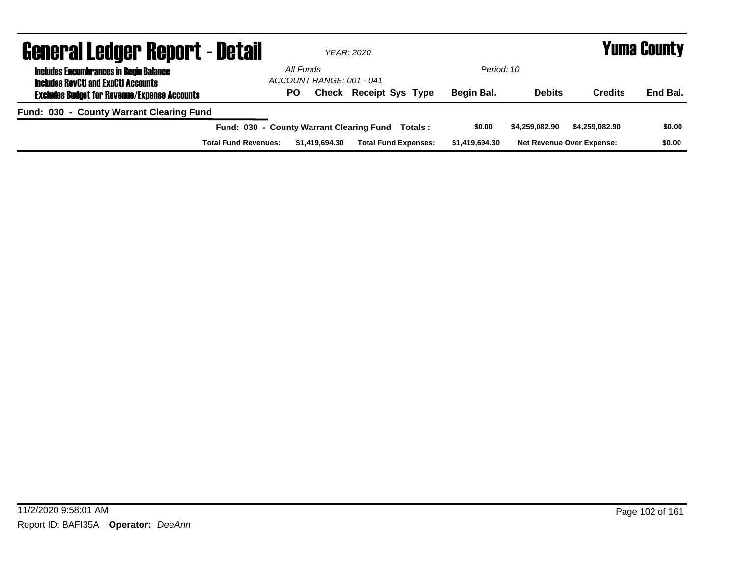# General Ledger Report - Detail

*YEAR: 2020*

**Yuma County**

**Includes Encumbrances in Begin Balance**
**Includes RevCtl and ExpCtl Accounts**
**Excludes Budget for Revenue/Expense Accounts**

*All Funds*
*ACCOUNT RANGE: 001 - 041*

*Period: 10*

| PO | Check | Receipt | Sys | Type | Begin Bal. | Debits | Credits | End Bal. |
|---|---|---|---|---|---|---|---|---|

**Fund: 030 - County Warrant Clearing Fund**

| | Begin Bal. | Debits | Credits | End Bal. |
|---|---|---|---|---|
| **Fund: 030 - County Warrant Clearing Fund Totals :** | $0.00 | $4,259,082.90 | $4,259,082.90 | $0.00 |

| Total Fund Revenues: | $1,419,694.30 | Total Fund Expenses: | $1,419,694.30 | Net Revenue Over Expense: | $0.00 |
|---|---|---|---|---|---|

11/2/2020 9:58:01 AM

Report ID: BAFI35A **Operator:** *DeeAnn*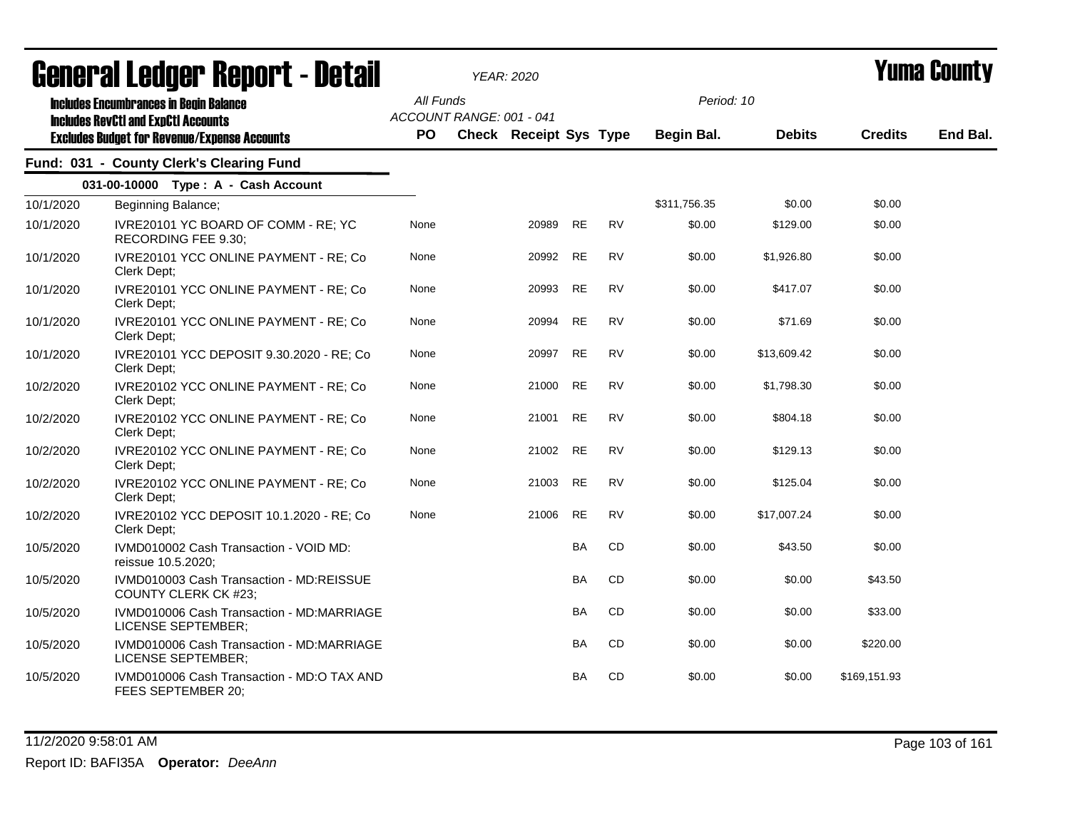# General Ledger Report - Detail

*YEAR: 2020*

# Yuma County

**Includes Encumbrances in Begin Balance**
**Includes RevCtl and ExpCtl Accounts**
**Excludes Budget for Revenue/Expense Accounts**

All Funds
ACCOUNT RANGE: 001 - 041

Period: 10

## Fund: 031 - County Clerk's Clearing Fund

### 031-00-10000 Type : A - Cash Account

| Date | Description | PO | Check | Receipt | Sys | Type | Begin Bal. | Debits | Credits | End Bal. |
|---|---|---|---|---|---|---|---|---|---|---|
| 10/1/2020 | Beginning Balance; | | | | | | $311,756.35 | $0.00 | $0.00 | |
| 10/1/2020 | IVRE20101 YC BOARD OF COMM - RE; YC RECORDING FEE 9.30; | None | | 20989 | RE | RV | $0.00 | $129.00 | $0.00 | |
| 10/1/2020 | IVRE20101 YCC ONLINE PAYMENT - RE; Co Clerk Dept; | None | | 20992 | RE | RV | $0.00 | $1,926.80 | $0.00 | |
| 10/1/2020 | IVRE20101 YCC ONLINE PAYMENT - RE; Co Clerk Dept; | None | | 20993 | RE | RV | $0.00 | $417.07 | $0.00 | |
| 10/1/2020 | IVRE20101 YCC ONLINE PAYMENT - RE; Co Clerk Dept; | None | | 20994 | RE | RV | $0.00 | $71.69 | $0.00 | |
| 10/1/2020 | IVRE20101 YCC DEPOSIT 9.30.2020 - RE; Co Clerk Dept; | None | | 20997 | RE | RV | $0.00 | $13,609.42 | $0.00 | |
| 10/2/2020 | IVRE20102 YCC ONLINE PAYMENT - RE; Co Clerk Dept; | None | | 21000 | RE | RV | $0.00 | $1,798.30 | $0.00 | |
| 10/2/2020 | IVRE20102 YCC ONLINE PAYMENT - RE; Co Clerk Dept; | None | | 21001 | RE | RV | $0.00 | $804.18 | $0.00 | |
| 10/2/2020 | IVRE20102 YCC ONLINE PAYMENT - RE; Co Clerk Dept; | None | | 21002 | RE | RV | $0.00 | $129.13 | $0.00 | |
| 10/2/2020 | IVRE20102 YCC ONLINE PAYMENT - RE; Co Clerk Dept; | None | | 21003 | RE | RV | $0.00 | $125.04 | $0.00 | |
| 10/2/2020 | IVRE20102 YCC DEPOSIT 10.1.2020 - RE; Co Clerk Dept; | None | | 21006 | RE | RV | $0.00 | $17,007.24 | $0.00 | |
| 10/5/2020 | IVMD010002 Cash Transaction - VOID MD: reissue 10.5.2020; | | | | BA | CD | $0.00 | $43.50 | $0.00 | |
| 10/5/2020 | IVMD010003 Cash Transaction - MD:REISSUE COUNTY CLERK CK #23; | | | | BA | CD | $0.00 | $0.00 | $43.50 | |
| 10/5/2020 | IVMD010006 Cash Transaction - MD:MARRIAGE LICENSE SEPTEMBER; | | | | BA | CD | $0.00 | $0.00 | $33.00 | |
| 10/5/2020 | IVMD010006 Cash Transaction - MD:MARRIAGE LICENSE SEPTEMBER; | | | | BA | CD | $0.00 | $0.00 | $220.00 | |
| 10/5/2020 | IVMD010006 Cash Transaction - MD:O TAX AND FEES SEPTEMBER 20; | | | | BA | CD | $0.00 | $0.00 | $169,151.93 | |

11/2/2020 9:58:01 AM

Report ID: BAFI35A **Operator:** *DeeAnn*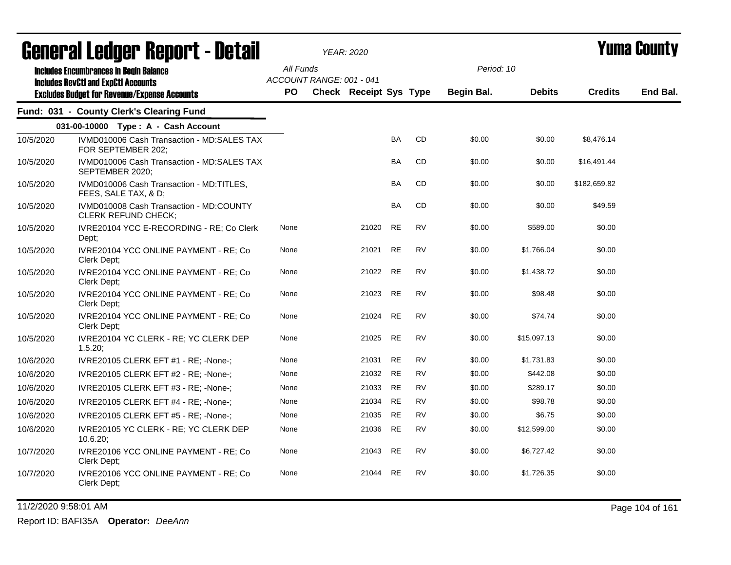# General Ledger Report - Detail

YEAR: 2020

**Yuma County**

Includes Encumbrances in Begin Balance
Includes RevCtl and ExpCtl Accounts
Excludes Budget for Revenue/Expense Accounts

All Funds
ACCOUNT RANGE: 001 - 041

Period: 10

## Fund: 031 - County Clerk's Clearing Fund

### 031-00-10000 Type : A - Cash Account

| Date | Description | PO | Check | Receipt | Sys | Type | Begin Bal. | Debits | Credits | End Bal. |
|---|---|---|---|---|---|---|---|---|---|---|
| 10/5/2020 | IVMD010006 Cash Transaction - MD:SALES TAX FOR SEPTEMBER 202; | | | | BA | CD | $0.00 | $0.00 | $8,476.14 | |
| 10/5/2020 | IVMD010006 Cash Transaction - MD:SALES TAX SEPTEMBER 2020; | | | | BA | CD | $0.00 | $0.00 | $16,491.44 | |
| 10/5/2020 | IVMD010006 Cash Transaction - MD:TITLES, FEES, SALE TAX, & D; | | | | BA | CD | $0.00 | $0.00 | $182,659.82 | |
| 10/5/2020 | IVMD010008 Cash Transaction - MD:COUNTY CLERK REFUND CHECK; | | | | BA | CD | $0.00 | $0.00 | $49.59 | |
| 10/5/2020 | IVRE20104 YCC E-RECORDING - RE; Co Clerk Dept; | None | | 21020 | RE | RV | $0.00 | $589.00 | $0.00 | |
| 10/5/2020 | IVRE20104 YCC ONLINE PAYMENT - RE; Co Clerk Dept; | None | | 21021 | RE | RV | $0.00 | $1,766.04 | $0.00 | |
| 10/5/2020 | IVRE20104 YCC ONLINE PAYMENT - RE; Co Clerk Dept; | None | | 21022 | RE | RV | $0.00 | $1,438.72 | $0.00 | |
| 10/5/2020 | IVRE20104 YCC ONLINE PAYMENT - RE; Co Clerk Dept; | None | | 21023 | RE | RV | $0.00 | $98.48 | $0.00 | |
| 10/5/2020 | IVRE20104 YCC ONLINE PAYMENT - RE; Co Clerk Dept; | None | | 21024 | RE | RV | $0.00 | $74.74 | $0.00 | |
| 10/5/2020 | IVRE20104 YC CLERK - RE; YC CLERK DEP 1.5.20; | None | | 21025 | RE | RV | $0.00 | $15,097.13 | $0.00 | |
| 10/6/2020 | IVRE20105 CLERK EFT #1 - RE; -None-; | None | | 21031 | RE | RV | $0.00 | $1,731.83 | $0.00 | |
| 10/6/2020 | IVRE20105 CLERK EFT #2 - RE; -None-; | None | | 21032 | RE | RV | $0.00 | $442.08 | $0.00 | |
| 10/6/2020 | IVRE20105 CLERK EFT #3 - RE; -None-; | None | | 21033 | RE | RV | $0.00 | $289.17 | $0.00 | |
| 10/6/2020 | IVRE20105 CLERK EFT #4 - RE; -None-; | None | | 21034 | RE | RV | $0.00 | $98.78 | $0.00 | |
| 10/6/2020 | IVRE20105 CLERK EFT #5 - RE; -None-; | None | | 21035 | RE | RV | $0.00 | $6.75 | $0.00 | |
| 10/6/2020 | IVRE20105 YC CLERK - RE; YC CLERK DEP 10.6.20; | None | | 21036 | RE | RV | $0.00 | $12,599.00 | $0.00 | |
| 10/7/2020 | IVRE20106 YCC ONLINE PAYMENT - RE; Co Clerk Dept; | None | | 21043 | RE | RV | $0.00 | $6,727.42 | $0.00 | |
| 10/7/2020 | IVRE20106 YCC ONLINE PAYMENT - RE; Co Clerk Dept; | None | | 21044 | RE | RV | $0.00 | $1,726.35 | $0.00 | |

11/2/2020 9:58:01 AM

Report ID: BAFI35A **Operator:** *DeeAnn*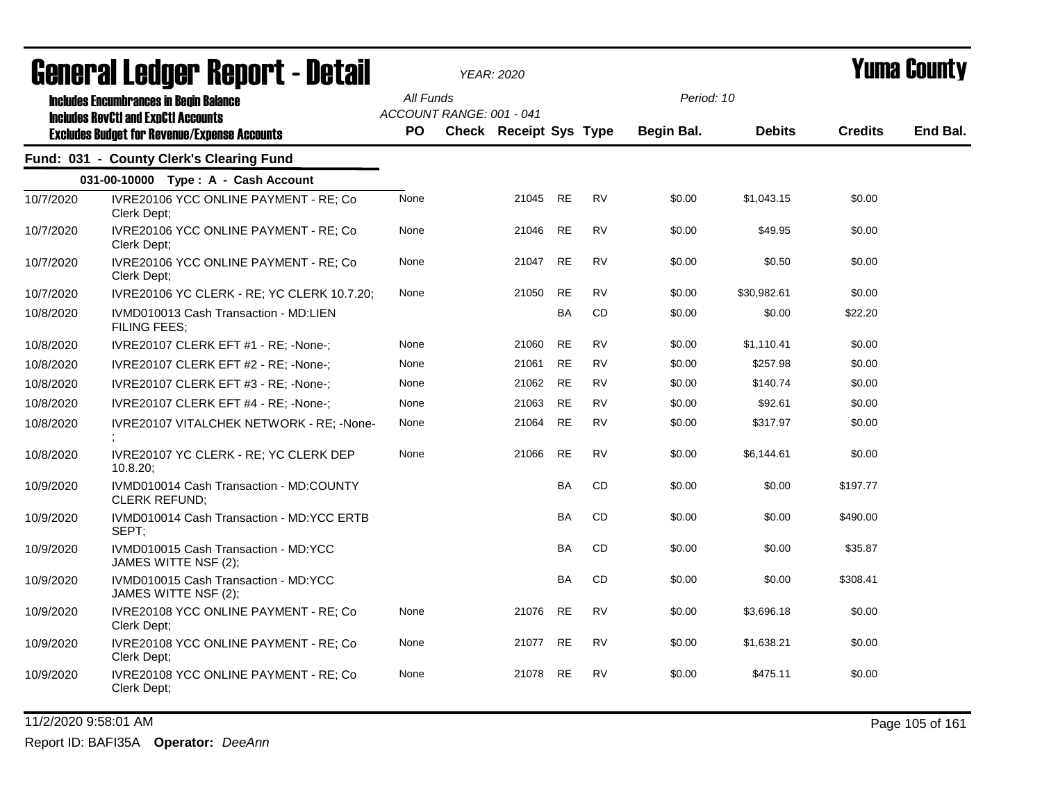# General Ledger Report - Detail

*YEAR: 2020*

**Yuma County**

**Includes Encumbrances in Begin Balance**
**Includes RevCtl and ExpCtl Accounts**
**Excludes Budget for Revenue/Expense Accounts**

All Funds
ACCOUNT RANGE: 001 - 041

Period: 10

## Fund: 031 - County Clerk's Clearing Fund

### 031-00-10000 Type : A - Cash Account

| Date | Description | PO | Check | Receipt | Sys | Type | Begin Bal. | Debits | Credits | End Bal. |
|---|---|---|---|---|---|---|---|---|---|---|
| 10/7/2020 | IVRE20106 YCC ONLINE PAYMENT - RE; Co Clerk Dept; | None | | 21045 | RE | RV | $0.00 | $1,043.15 | $0.00 | |
| 10/7/2020 | IVRE20106 YCC ONLINE PAYMENT - RE; Co Clerk Dept; | None | | 21046 | RE | RV | $0.00 | $49.95 | $0.00 | |
| 10/7/2020 | IVRE20106 YCC ONLINE PAYMENT - RE; Co Clerk Dept; | None | | 21047 | RE | RV | $0.00 | $0.50 | $0.00 | |
| 10/7/2020 | IVRE20106 YC CLERK - RE; YC CLERK 10.7.20; | None | | 21050 | RE | RV | $0.00 | $30,982.61 | $0.00 | |
| 10/8/2020 | IVMD010013 Cash Transaction - MD:LIEN FILING FEES; | | | | BA | CD | $0.00 | $0.00 | $22.20 | |
| 10/8/2020 | IVRE20107 CLERK EFT #1 - RE; -None-; | None | | 21060 | RE | RV | $0.00 | $1,110.41 | $0.00 | |
| 10/8/2020 | IVRE20107 CLERK EFT #2 - RE; -None-; | None | | 21061 | RE | RV | $0.00 | $257.98 | $0.00 | |
| 10/8/2020 | IVRE20107 CLERK EFT #3 - RE; -None-; | None | | 21062 | RE | RV | $0.00 | $140.74 | $0.00 | |
| 10/8/2020 | IVRE20107 CLERK EFT #4 - RE; -None-; | None | | 21063 | RE | RV | $0.00 | $92.61 | $0.00 | |
| 10/8/2020 | IVRE20107 VITALCHEK NETWORK - RE; -None-; | None | | 21064 | RE | RV | $0.00 | $317.97 | $0.00 | |
| 10/8/2020 | IVRE20107 YC CLERK - RE; YC CLERK DEP 10.8.20; | None | | 21066 | RE | RV | $0.00 | $6,144.61 | $0.00 | |
| 10/9/2020 | IVMD010014 Cash Transaction - MD:COUNTY CLERK REFUND; | | | | BA | CD | $0.00 | $0.00 | $197.77 | |
| 10/9/2020 | IVMD010014 Cash Transaction - MD:YCC ERTB SEPT; | | | | BA | CD | $0.00 | $0.00 | $490.00 | |
| 10/9/2020 | IVMD010015 Cash Transaction - MD:YCC JAMES WITTE NSF (2); | | | | BA | CD | $0.00 | $0.00 | $35.87 | |
| 10/9/2020 | IVMD010015 Cash Transaction - MD:YCC JAMES WITTE NSF (2); | | | | BA | CD | $0.00 | $0.00 | $308.41 | |
| 10/9/2020 | IVRE20108 YCC ONLINE PAYMENT - RE; Co Clerk Dept; | None | | 21076 | RE | RV | $0.00 | $3,696.18 | $0.00 | |
| 10/9/2020 | IVRE20108 YCC ONLINE PAYMENT - RE; Co Clerk Dept; | None | | 21077 | RE | RV | $0.00 | $1,638.21 | $0.00 | |
| 10/9/2020 | IVRE20108 YCC ONLINE PAYMENT - RE; Co Clerk Dept; | None | | 21078 | RE | RV | $0.00 | $475.11 | $0.00 | |

11/2/2020 9:58:01 AM

Report ID: BAFI35A **Operator:** *DeeAnn*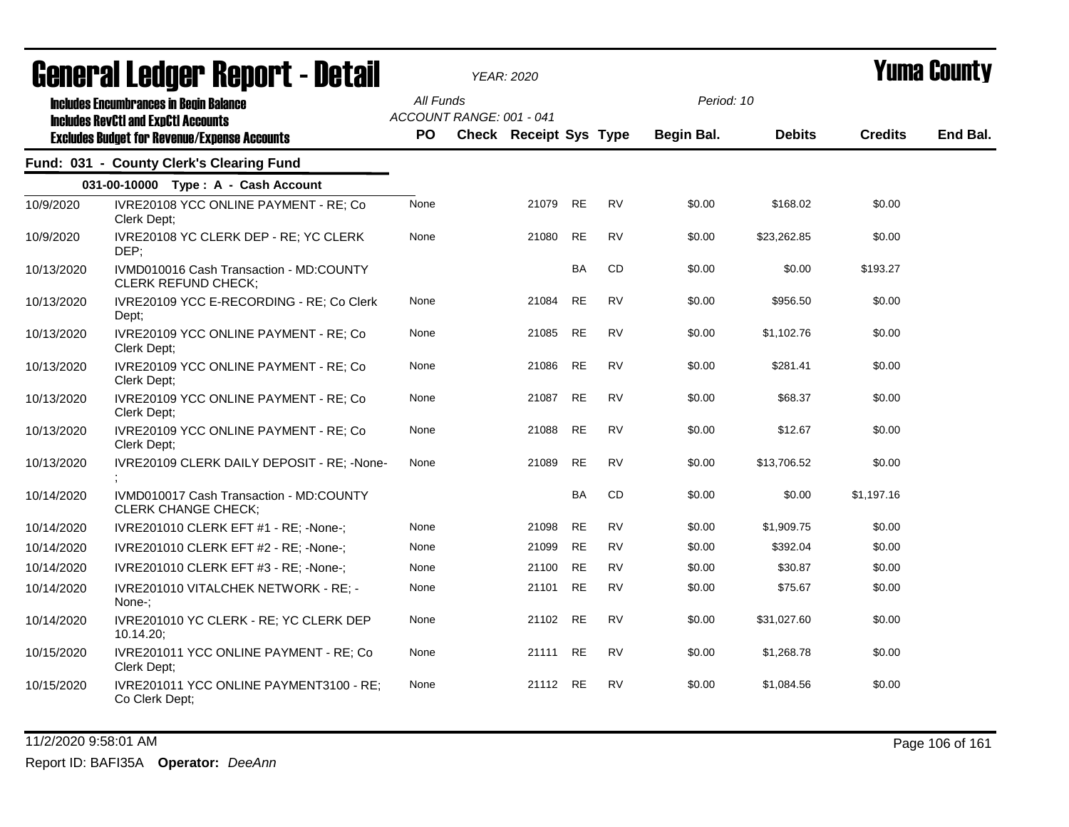# General Ledger Report - Detail

*YEAR: 2020*

# Yuma County

**Includes Encumbrances in Begin Balance**
**Includes RevCtl and ExpCtl Accounts**
**Excludes Budget for Revenue/Expense Accounts**

All Funds
ACCOUNT RANGE: 001 - 041

Period: 10

## Fund: 031 - County Clerk's Clearing Fund

### 031-00-10000 Type : A - Cash Account

| Date | Description | PO | Check | Receipt | Sys | Type | Begin Bal. | Debits | Credits | End Bal. |
|---|---|---|---|---|---|---|---|---|---|---|
| 10/9/2020 | IVRE20108 YCC ONLINE PAYMENT - RE; Co Clerk Dept; | None | | 21079 | RE | RV | $0.00 | $168.02 | $0.00 | |
| 10/9/2020 | IVRE20108 YC CLERK DEP - RE; YC CLERK DEP; | None | | 21080 | RE | RV | $0.00 | $23,262.85 | $0.00 | |
| 10/13/2020 | IVMD010016 Cash Transaction - MD:COUNTY CLERK REFUND CHECK; | | | | BA | CD | $0.00 | $0.00 | $193.27 | |
| 10/13/2020 | IVRE20109 YCC E-RECORDING - RE; Co Clerk Dept; | None | | 21084 | RE | RV | $0.00 | $956.50 | $0.00 | |
| 10/13/2020 | IVRE20109 YCC ONLINE PAYMENT - RE; Co Clerk Dept; | None | | 21085 | RE | RV | $0.00 | $1,102.76 | $0.00 | |
| 10/13/2020 | IVRE20109 YCC ONLINE PAYMENT - RE; Co Clerk Dept; | None | | 21086 | RE | RV | $0.00 | $281.41 | $0.00 | |
| 10/13/2020 | IVRE20109 YCC ONLINE PAYMENT - RE; Co Clerk Dept; | None | | 21087 | RE | RV | $0.00 | $68.37 | $0.00 | |
| 10/13/2020 | IVRE20109 YCC ONLINE PAYMENT - RE; Co Clerk Dept; | None | | 21088 | RE | RV | $0.00 | $12.67 | $0.00 | |
| 10/13/2020 | IVRE20109 CLERK DAILY DEPOSIT - RE; -None-; | None | | 21089 | RE | RV | $0.00 | $13,706.52 | $0.00 | |
| 10/14/2020 | IVMD010017 Cash Transaction - MD:COUNTY CLERK CHANGE CHECK; | | | | BA | CD | $0.00 | $0.00 | $1,197.16 | |
| 10/14/2020 | IVRE201010 CLERK EFT #1 - RE; -None-; | None | | 21098 | RE | RV | $0.00 | $1,909.75 | $0.00 | |
| 10/14/2020 | IVRE201010 CLERK EFT #2 - RE; -None-; | None | | 21099 | RE | RV | $0.00 | $392.04 | $0.00 | |
| 10/14/2020 | IVRE201010 CLERK EFT #3 - RE; -None-; | None | | 21100 | RE | RV | $0.00 | $30.87 | $0.00 | |
| 10/14/2020 | IVRE201010 VITALCHEK NETWORK - RE; -None-; | None | | 21101 | RE | RV | $0.00 | $75.67 | $0.00 | |
| 10/14/2020 | IVRE201010 YC CLERK - RE; YC CLERK DEP 10.14.20; | None | | 21102 | RE | RV | $0.00 | $31,027.60 | $0.00 | |
| 10/15/2020 | IVRE201011 YCC ONLINE PAYMENT - RE; Co Clerk Dept; | None | | 21111 | RE | RV | $0.00 | $1,268.78 | $0.00 | |
| 10/15/2020 | IVRE201011 YCC ONLINE PAYMENT3100 - RE; Co Clerk Dept; | None | | 21112 | RE | RV | $0.00 | $1,084.56 | $0.00 | |

11/2/2020 9:58:01 AM

Report ID: BAFI35A **Operator:** *DeeAnn*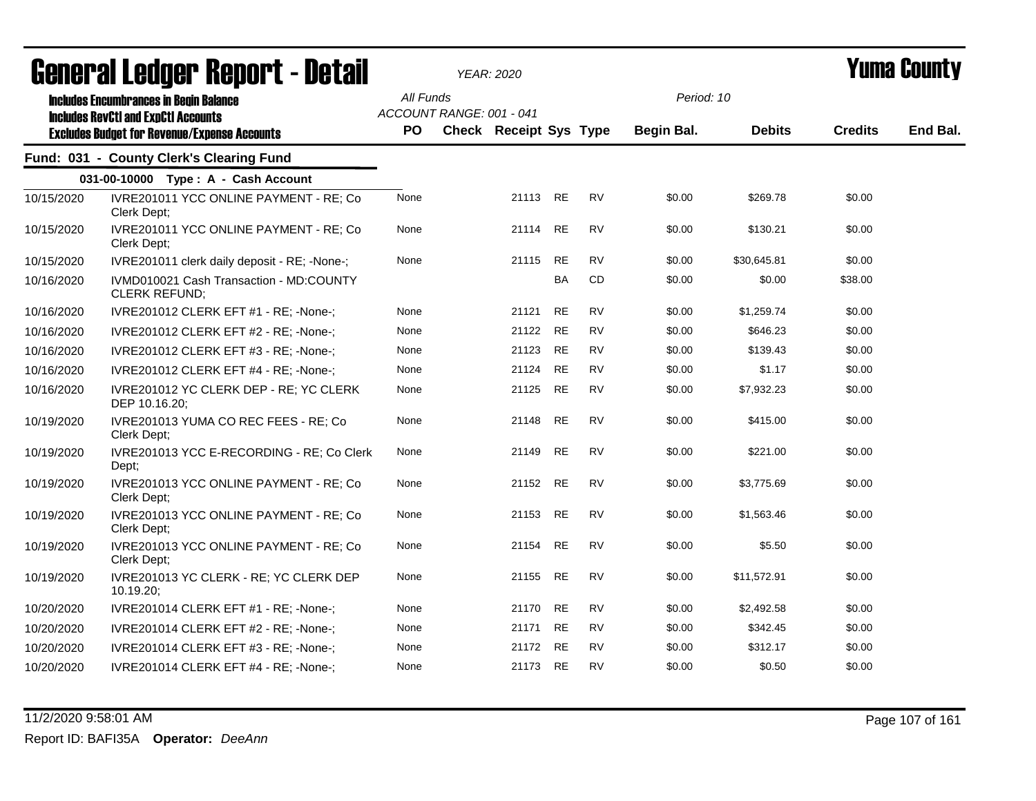# General Ledger Report - Detail

*YEAR: 2020*

# Yuma County

**Includes Encumbrances in Begin Balance**
**Includes RevCtl and ExpCtl Accounts**
**Excludes Budget for Revenue/Expense Accounts**

*All Funds*
*ACCOUNT RANGE: 001 - 041*
*Period: 10*

## Fund: 031 - County Clerk's Clearing Fund

### 031-00-10000 Type : A - Cash Account

| Date | Description | PO | Check | Receipt | Sys | Type | Begin Bal. | Debits | Credits | End Bal. |
|---|---|---|---|---|---|---|---|---|---|---|
| 10/15/2020 | IVRE201011 YCC ONLINE PAYMENT - RE; Co Clerk Dept; | None | | 21113 | RE | RV | $0.00 | $269.78 | $0.00 | |
| 10/15/2020 | IVRE201011 YCC ONLINE PAYMENT - RE; Co Clerk Dept; | None | | 21114 | RE | RV | $0.00 | $130.21 | $0.00 | |
| 10/15/2020 | IVRE201011 clerk daily deposit - RE; -None-; | None | | 21115 | RE | RV | $0.00 | $30,645.81 | $0.00 | |
| 10/16/2020 | IVMD010021 Cash Transaction - MD:COUNTY CLERK REFUND; | | | | BA | CD | $0.00 | $0.00 | $38.00 | |
| 10/16/2020 | IVRE201012 CLERK EFT #1 - RE; -None-; | None | | 21121 | RE | RV | $0.00 | $1,259.74 | $0.00 | |
| 10/16/2020 | IVRE201012 CLERK EFT #2 - RE; -None-; | None | | 21122 | RE | RV | $0.00 | $646.23 | $0.00 | |
| 10/16/2020 | IVRE201012 CLERK EFT #3 - RE; -None-; | None | | 21123 | RE | RV | $0.00 | $139.43 | $0.00 | |
| 10/16/2020 | IVRE201012 CLERK EFT #4 - RE; -None-; | None | | 21124 | RE | RV | $0.00 | $1.17 | $0.00 | |
| 10/16/2020 | IVRE201012 YC CLERK DEP - RE; YC CLERK DEP 10.16.20; | None | | 21125 | RE | RV | $0.00 | $7,932.23 | $0.00 | |
| 10/19/2020 | IVRE201013 YUMA CO REC FEES - RE; Co Clerk Dept; | None | | 21148 | RE | RV | $0.00 | $415.00 | $0.00 | |
| 10/19/2020 | IVRE201013 YCC E-RECORDING - RE; Co Clerk Dept; | None | | 21149 | RE | RV | $0.00 | $221.00 | $0.00 | |
| 10/19/2020 | IVRE201013 YCC ONLINE PAYMENT - RE; Co Clerk Dept; | None | | 21152 | RE | RV | $0.00 | $3,775.69 | $0.00 | |
| 10/19/2020 | IVRE201013 YCC ONLINE PAYMENT - RE; Co Clerk Dept; | None | | 21153 | RE | RV | $0.00 | $1,563.46 | $0.00 | |
| 10/19/2020 | IVRE201013 YCC ONLINE PAYMENT - RE; Co Clerk Dept; | None | | 21154 | RE | RV | $0.00 | $5.50 | $0.00 | |
| 10/19/2020 | IVRE201013 YC CLERK - RE; YC CLERK DEP 10.19.20; | None | | 21155 | RE | RV | $0.00 | $11,572.91 | $0.00 | |
| 10/20/2020 | IVRE201014 CLERK EFT #1 - RE; -None-; | None | | 21170 | RE | RV | $0.00 | $2,492.58 | $0.00 | |
| 10/20/2020 | IVRE201014 CLERK EFT #2 - RE; -None-; | None | | 21171 | RE | RV | $0.00 | $342.45 | $0.00 | |
| 10/20/2020 | IVRE201014 CLERK EFT #3 - RE; -None-; | None | | 21172 | RE | RV | $0.00 | $312.17 | $0.00 | |
| 10/20/2020 | IVRE201014 CLERK EFT #4 - RE; -None-; | None | | 21173 | RE | RV | $0.00 | $0.50 | $0.00 | |

11/2/2020 9:58:01 AM

Report ID: BAFI35A **Operator:** *DeeAnn*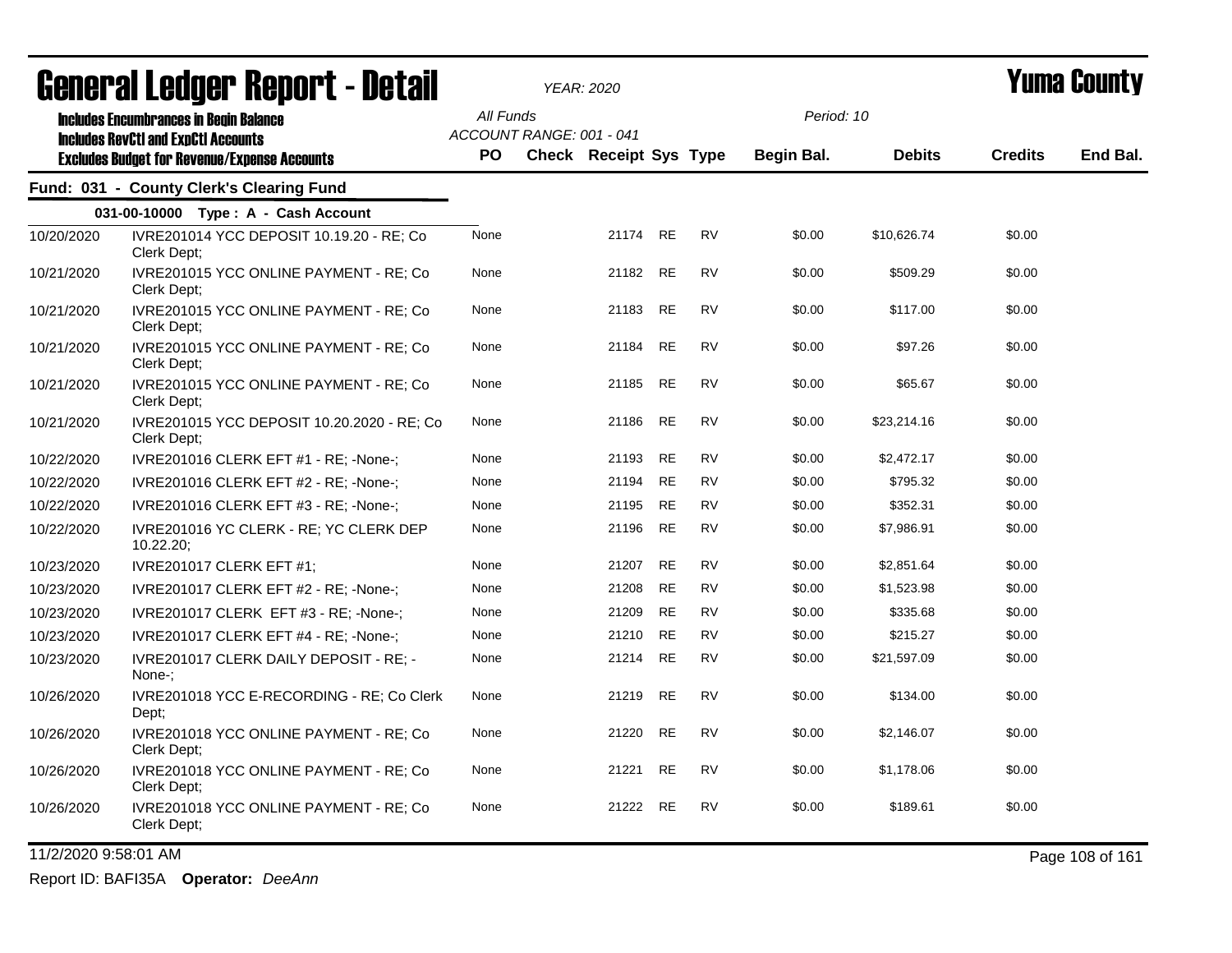# General Ledger Report - Detail

YEAR: 2020

**Yuma County**

**Includes Encumbrances in Begin Balance**
**Includes RevCtl and ExpCtl Accounts**
**Excludes Budget for Revenue/Expense Accounts**

All Funds
ACCOUNT RANGE: 001 - 041

Period: 10

## Fund: 031 - County Clerk's Clearing Fund

### 031-00-10000 Type : A - Cash Account

| Date | Description | PO | Check | Receipt | Sys | Type | Begin Bal. | Debits | Credits | End Bal. |
|---|---|---|---|---|---|---|---|---|---|---|
| 10/20/2020 | IVRE201014 YCC DEPOSIT 10.19.20 - RE; Co Clerk Dept; | None | | 21174 | RE | RV | $0.00 | $10,626.74 | $0.00 | |
| 10/21/2020 | IVRE201015 YCC ONLINE PAYMENT - RE; Co Clerk Dept; | None | | 21182 | RE | RV | $0.00 | $509.29 | $0.00 | |
| 10/21/2020 | IVRE201015 YCC ONLINE PAYMENT - RE; Co Clerk Dept; | None | | 21183 | RE | RV | $0.00 | $117.00 | $0.00 | |
| 10/21/2020 | IVRE201015 YCC ONLINE PAYMENT - RE; Co Clerk Dept; | None | | 21184 | RE | RV | $0.00 | $97.26 | $0.00 | |
| 10/21/2020 | IVRE201015 YCC ONLINE PAYMENT - RE; Co Clerk Dept; | None | | 21185 | RE | RV | $0.00 | $65.67 | $0.00 | |
| 10/21/2020 | IVRE201015 YCC DEPOSIT 10.20.2020 - RE; Co Clerk Dept; | None | | 21186 | RE | RV | $0.00 | $23,214.16 | $0.00 | |
| 10/22/2020 | IVRE201016 CLERK EFT #1 - RE; -None-; | None | | 21193 | RE | RV | $0.00 | $2,472.17 | $0.00 | |
| 10/22/2020 | IVRE201016 CLERK EFT #2 - RE; -None-; | None | | 21194 | RE | RV | $0.00 | $795.32 | $0.00 | |
| 10/22/2020 | IVRE201016 CLERK EFT #3 - RE; -None-; | None | | 21195 | RE | RV | $0.00 | $352.31 | $0.00 | |
| 10/22/2020 | IVRE201016 YC CLERK - RE; YC CLERK DEP 10.22.20; | None | | 21196 | RE | RV | $0.00 | $7,986.91 | $0.00 | |
| 10/23/2020 | IVRE201017 CLERK EFT #1; | None | | 21207 | RE | RV | $0.00 | $2,851.64 | $0.00 | |
| 10/23/2020 | IVRE201017 CLERK EFT #2 - RE; -None-; | None | | 21208 | RE | RV | $0.00 | $1,523.98 | $0.00 | |
| 10/23/2020 | IVRE201017 CLERK EFT #3 - RE; -None-; | None | | 21209 | RE | RV | $0.00 | $335.68 | $0.00 | |
| 10/23/2020 | IVRE201017 CLERK EFT #4 - RE; -None-; | None | | 21210 | RE | RV | $0.00 | $215.27 | $0.00 | |
| 10/23/2020 | IVRE201017 CLERK DAILY DEPOSIT - RE; -None-; | None | | 21214 | RE | RV | $0.00 | $21,597.09 | $0.00 | |
| 10/26/2020 | IVRE201018 YCC E-RECORDING - RE; Co Clerk Dept; | None | | 21219 | RE | RV | $0.00 | $134.00 | $0.00 | |
| 10/26/2020 | IVRE201018 YCC ONLINE PAYMENT - RE; Co Clerk Dept; | None | | 21220 | RE | RV | $0.00 | $2,146.07 | $0.00 | |
| 10/26/2020 | IVRE201018 YCC ONLINE PAYMENT - RE; Co Clerk Dept; | None | | 21221 | RE | RV | $0.00 | $1,178.06 | $0.00 | |
| 10/26/2020 | IVRE201018 YCC ONLINE PAYMENT - RE; Co Clerk Dept; | None | | 21222 | RE | RV | $0.00 | $189.61 | $0.00 | |

11/2/2020 9:58:01 AM

Report ID: BAFI35A **Operator:** *DeeAnn*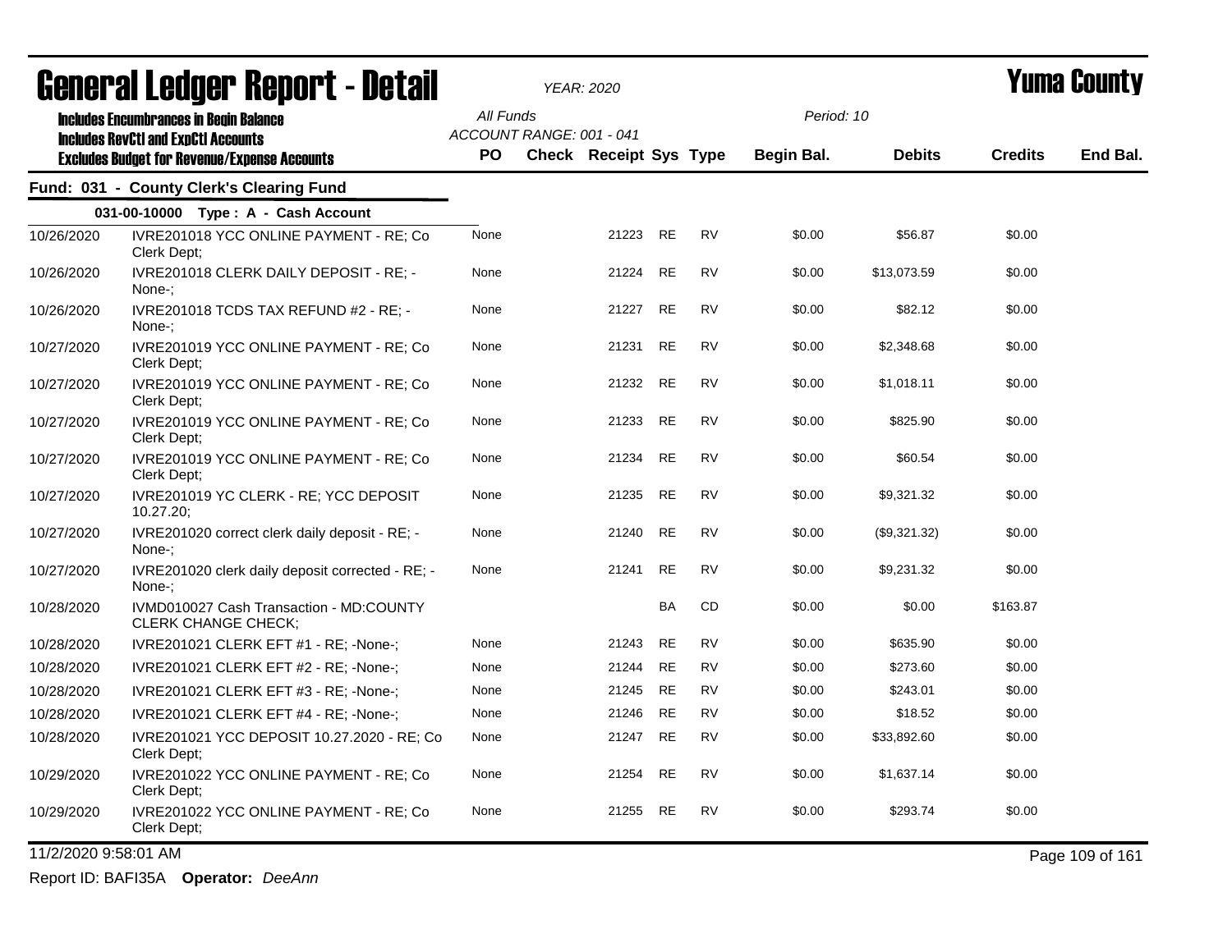# General Ledger Report - Detail

*YEAR: 2020*

# Yuma County

**Includes Encumbrances in Begin Balance**
**Includes RevCtl and ExpCtl Accounts**
**Excludes Budget for Revenue/Expense Accounts**

*All Funds*
*ACCOUNT RANGE: 001 - 041*
*Period: 10*

## Fund: 031 - County Clerk's Clearing Fund

### 031-00-10000 Type : A - Cash Account

| Date | Description | PO | Check | Receipt | Sys | Type | Begin Bal. | Debits | Credits | End Bal. |
|---|---|---|---|---|---|---|---|---|---|---|
| 10/26/2020 | IVRE201018 YCC ONLINE PAYMENT - RE; Co Clerk Dept; | None | | 21223 | RE | RV | $0.00 | $56.87 | $0.00 | |
| 10/26/2020 | IVRE201018 CLERK DAILY DEPOSIT - RE; -None-; | None | | 21224 | RE | RV | $0.00 | $13,073.59 | $0.00 | |
| 10/26/2020 | IVRE201018 TCDS TAX REFUND #2 - RE; -None-; | None | | 21227 | RE | RV | $0.00 | $82.12 | $0.00 | |
| 10/27/2020 | IVRE201019 YCC ONLINE PAYMENT - RE; Co Clerk Dept; | None | | 21231 | RE | RV | $0.00 | $2,348.68 | $0.00 | |
| 10/27/2020 | IVRE201019 YCC ONLINE PAYMENT - RE; Co Clerk Dept; | None | | 21232 | RE | RV | $0.00 | $1,018.11 | $0.00 | |
| 10/27/2020 | IVRE201019 YCC ONLINE PAYMENT - RE; Co Clerk Dept; | None | | 21233 | RE | RV | $0.00 | $825.90 | $0.00 | |
| 10/27/2020 | IVRE201019 YCC ONLINE PAYMENT - RE; Co Clerk Dept; | None | | 21234 | RE | RV | $0.00 | $60.54 | $0.00 | |
| 10/27/2020 | IVRE201019 YC CLERK - RE; YCC DEPOSIT 10.27.20; | None | | 21235 | RE | RV | $0.00 | $9,321.32 | $0.00 | |
| 10/27/2020 | IVRE201020 correct clerk daily deposit - RE; -None-; | None | | 21240 | RE | RV | $0.00 | ($9,321.32) | $0.00 | |
| 10/27/2020 | IVRE201020 clerk daily deposit corrected - RE; -None-; | None | | 21241 | RE | RV | $0.00 | $9,231.32 | $0.00 | |
| 10/28/2020 | IVMD010027 Cash Transaction - MD:COUNTY CLERK CHANGE CHECK; | | | | BA | CD | $0.00 | $0.00 | $163.87 | |
| 10/28/2020 | IVRE201021 CLERK EFT #1 - RE; -None-; | None | | 21243 | RE | RV | $0.00 | $635.90 | $0.00 | |
| 10/28/2020 | IVRE201021 CLERK EFT #2 - RE; -None-; | None | | 21244 | RE | RV | $0.00 | $273.60 | $0.00 | |
| 10/28/2020 | IVRE201021 CLERK EFT #3 - RE; -None-; | None | | 21245 | RE | RV | $0.00 | $243.01 | $0.00 | |
| 10/28/2020 | IVRE201021 CLERK EFT #4 - RE; -None-; | None | | 21246 | RE | RV | $0.00 | $18.52 | $0.00 | |
| 10/28/2020 | IVRE201021 YCC DEPOSIT 10.27.2020 - RE; Co Clerk Dept; | None | | 21247 | RE | RV | $0.00 | $33,892.60 | $0.00 | |
| 10/29/2020 | IVRE201022 YCC ONLINE PAYMENT - RE; Co Clerk Dept; | None | | 21254 | RE | RV | $0.00 | $1,637.14 | $0.00 | |
| 10/29/2020 | IVRE201022 YCC ONLINE PAYMENT - RE; Co Clerk Dept; | None | | 21255 | RE | RV | $0.00 | $293.74 | $0.00 | |

11/2/2020 9:58:01 AM

Report ID: BAFI35A **Operator:** *DeeAnn*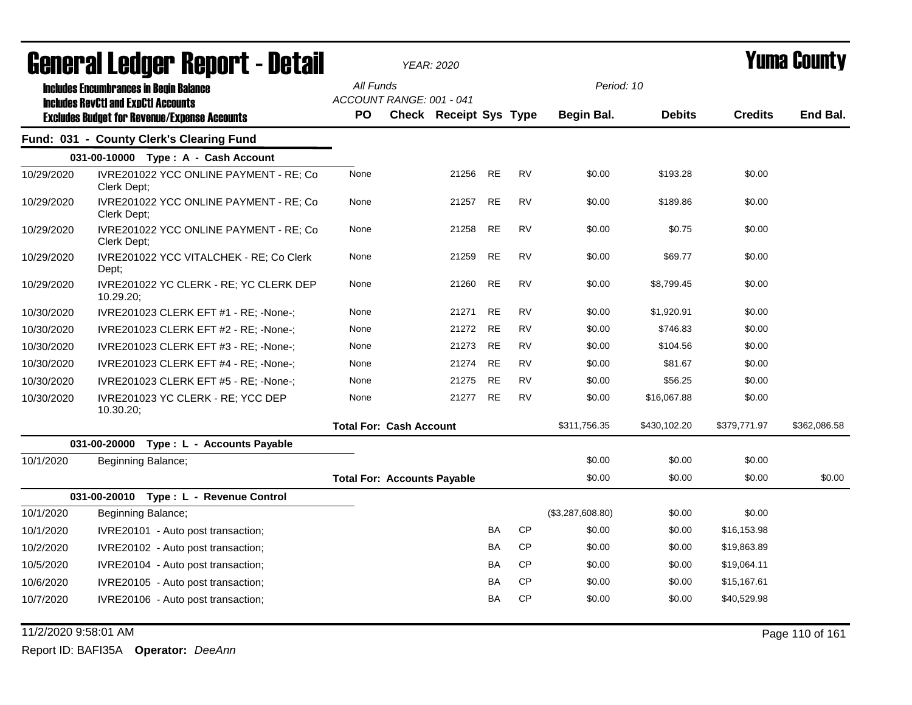# General Ledger Report - Detail

*YEAR: 2020*

# Yuma County

**Includes Encumbrances in Begin Balance**
**Includes RevCtl and ExpCtl Accounts**
**Excludes Budget for Revenue/Expense Accounts**

All Funds
ACCOUNT RANGE: 001 - 041

Period: 10

## Fund: 031 - County Clerk's Clearing Fund

| Date | Description | PO | Check | Receipt | Sys | Type | Begin Bal. | Debits | Credits | End Bal. |
|---|---|---|---|---|---|---|---|---|---|---|
| **031-00-10000 Type : A - Cash Account** | | | | | | | | | | |
| 10/29/2020 | IVRE201022 YCC ONLINE PAYMENT - RE; Co Clerk Dept; | None | | 21256 | RE | RV | $0.00 | $193.28 | $0.00 | |
| 10/29/2020 | IVRE201022 YCC ONLINE PAYMENT - RE; Co Clerk Dept; | None | | 21257 | RE | RV | $0.00 | $189.86 | $0.00 | |
| 10/29/2020 | IVRE201022 YCC ONLINE PAYMENT - RE; Co Clerk Dept; | None | | 21258 | RE | RV | $0.00 | $0.75 | $0.00 | |
| 10/29/2020 | IVRE201022 YCC VITALCHEK - RE; Co Clerk Dept; | None | | 21259 | RE | RV | $0.00 | $69.77 | $0.00 | |
| 10/29/2020 | IVRE201022 YC CLERK - RE; YC CLERK DEP 10.29.20; | None | | 21260 | RE | RV | $0.00 | $8,799.45 | $0.00 | |
| 10/30/2020 | IVRE201023 CLERK EFT #1 - RE; -None-; | None | | 21271 | RE | RV | $0.00 | $1,920.91 | $0.00 | |
| 10/30/2020 | IVRE201023 CLERK EFT #2 - RE; -None-; | None | | 21272 | RE | RV | $0.00 | $746.83 | $0.00 | |
| 10/30/2020 | IVRE201023 CLERK EFT #3 - RE; -None-; | None | | 21273 | RE | RV | $0.00 | $104.56 | $0.00 | |
| 10/30/2020 | IVRE201023 CLERK EFT #4 - RE; -None-; | None | | 21274 | RE | RV | $0.00 | $81.67 | $0.00 | |
| 10/30/2020 | IVRE201023 CLERK EFT #5 - RE; -None-; | None | | 21275 | RE | RV | $0.00 | $56.25 | $0.00 | |
| 10/30/2020 | IVRE201023 YC CLERK - RE; YCC DEP 10.30.20; | None | | 21277 | RE | RV | $0.00 | $16,067.88 | $0.00 | |
| | | **Total For: Cash Account** | | | | | $311,756.35 | $430,102.20 | $379,771.97 | $362,086.58 |
| **031-00-20000 Type : L - Accounts Payable** | | | | | | | | | | |
| 10/1/2020 | Beginning Balance; | | | | | | $0.00 | $0.00 | $0.00 | |
| | | **Total For: Accounts Payable** | | | | | $0.00 | $0.00 | $0.00 | $0.00 |
| **031-00-20010 Type : L - Revenue Control** | | | | | | | | | | |
| 10/1/2020 | Beginning Balance; | | | | | | ($3,287,608.80) | $0.00 | $0.00 | |
| 10/1/2020 | IVRE20101 - Auto post transaction; | | | | BA | CP | $0.00 | $0.00 | $16,153.98 | |
| 10/2/2020 | IVRE20102 - Auto post transaction; | | | | BA | CP | $0.00 | $0.00 | $19,863.89 | |
| 10/5/2020 | IVRE20104 - Auto post transaction; | | | | BA | CP | $0.00 | $0.00 | $19,064.11 | |
| 10/6/2020 | IVRE20105 - Auto post transaction; | | | | BA | CP | $0.00 | $0.00 | $15,167.61 | |
| 10/7/2020 | IVRE20106 - Auto post transaction; | | | | BA | CP | $0.00 | $0.00 | $40,529.98 | |

11/2/2020 9:58:01 AM

Report ID: BAFI35A **Operator:** *DeeAnn*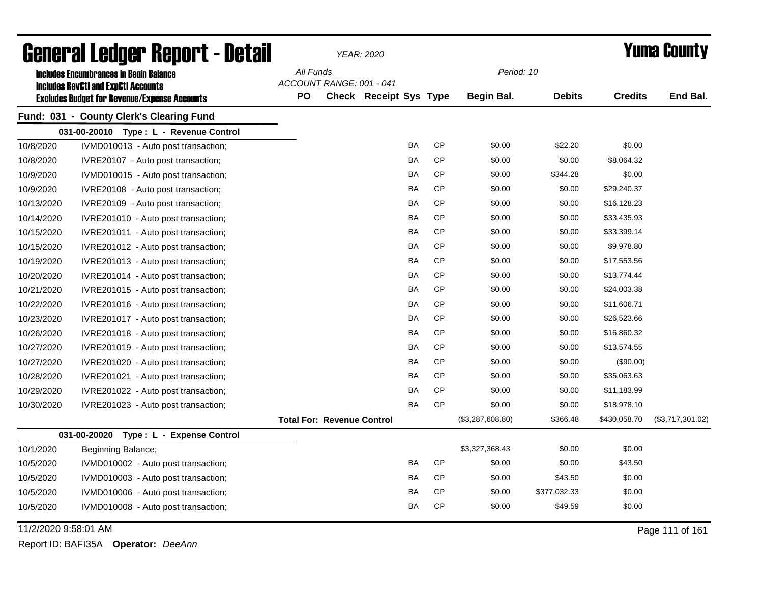# General Ledger Report - Detail

*YEAR: 2020*

# Yuma County

**Includes Encumbrances in Begin Balance**
**Includes RevCtl and ExpCtl Accounts**
**Excludes Budget for Revenue/Expense Accounts**

*All Funds*
*ACCOUNT RANGE: 001 - 041*
*Period: 10*

## Fund: 031 - County Clerk's Clearing Fund

| Date | Description | PO | Check | Receipt | Sys | Type | Begin Bal. | Debits | Credits | End Bal. |
|---|---|---|---|---|---|---|---|---|---|---|
| **031-00-20010 Type : L - Revenue Control** | | | | | | | | | | |
| 10/8/2020 | IVMD010013 - Auto post transaction; | | | | BA | CP | $0.00 | $22.20 | $0.00 | |
| 10/8/2020 | IVRE20107 - Auto post transaction; | | | | BA | CP | $0.00 | $0.00 | $8,064.32 | |
| 10/9/2020 | IVMD010015 - Auto post transaction; | | | | BA | CP | $0.00 | $344.28 | $0.00 | |
| 10/9/2020 | IVRE20108 - Auto post transaction; | | | | BA | CP | $0.00 | $0.00 | $29,240.37 | |
| 10/13/2020 | IVRE20109 - Auto post transaction; | | | | BA | CP | $0.00 | $0.00 | $16,128.23 | |
| 10/14/2020 | IVRE201010 - Auto post transaction; | | | | BA | CP | $0.00 | $0.00 | $33,435.93 | |
| 10/15/2020 | IVRE201011 - Auto post transaction; | | | | BA | CP | $0.00 | $0.00 | $33,399.14 | |
| 10/15/2020 | IVRE201012 - Auto post transaction; | | | | BA | CP | $0.00 | $0.00 | $9,978.80 | |
| 10/19/2020 | IVRE201013 - Auto post transaction; | | | | BA | CP | $0.00 | $0.00 | $17,553.56 | |
| 10/20/2020 | IVRE201014 - Auto post transaction; | | | | BA | CP | $0.00 | $0.00 | $13,774.44 | |
| 10/21/2020 | IVRE201015 - Auto post transaction; | | | | BA | CP | $0.00 | $0.00 | $24,003.38 | |
| 10/22/2020 | IVRE201016 - Auto post transaction; | | | | BA | CP | $0.00 | $0.00 | $11,606.71 | |
| 10/23/2020 | IVRE201017 - Auto post transaction; | | | | BA | CP | $0.00 | $0.00 | $26,523.66 | |
| 10/26/2020 | IVRE201018 - Auto post transaction; | | | | BA | CP | $0.00 | $0.00 | $16,860.32 | |
| 10/27/2020 | IVRE201019 - Auto post transaction; | | | | BA | CP | $0.00 | $0.00 | $13,574.55 | |
| 10/27/2020 | IVRE201020 - Auto post transaction; | | | | BA | CP | $0.00 | $0.00 | ($90.00) | |
| 10/28/2020 | IVRE201021 - Auto post transaction; | | | | BA | CP | $0.00 | $0.00 | $35,063.63 | |
| 10/29/2020 | IVRE201022 - Auto post transaction; | | | | BA | CP | $0.00 | $0.00 | $11,183.99 | |
| 10/30/2020 | IVRE201023 - Auto post transaction; | | | | BA | CP | $0.00 | $0.00 | $18,978.10 | |
| | | **Total For: Revenue Control** | | | | | ($3,287,608.80) | $366.48 | $430,058.70 | ($3,717,301.02) |
| **031-00-20020 Type : L - Expense Control** | | | | | | | | | | |
| 10/1/2020 | Beginning Balance; | | | | | | $3,327,368.43 | $0.00 | $0.00 | |
| 10/5/2020 | IVMD010002 - Auto post transaction; | | | | BA | CP | $0.00 | $0.00 | $43.50 | |
| 10/5/2020 | IVMD010003 - Auto post transaction; | | | | BA | CP | $0.00 | $43.50 | $0.00 | |
| 10/5/2020 | IVMD010006 - Auto post transaction; | | | | BA | CP | $0.00 | $377,032.33 | $0.00 | |
| 10/5/2020 | IVMD010008 - Auto post transaction; | | | | BA | CP | $0.00 | $49.59 | $0.00 | |

11/2/2020 9:58:01 AM

Report ID: BAFI35A **Operator:** *DeeAnn*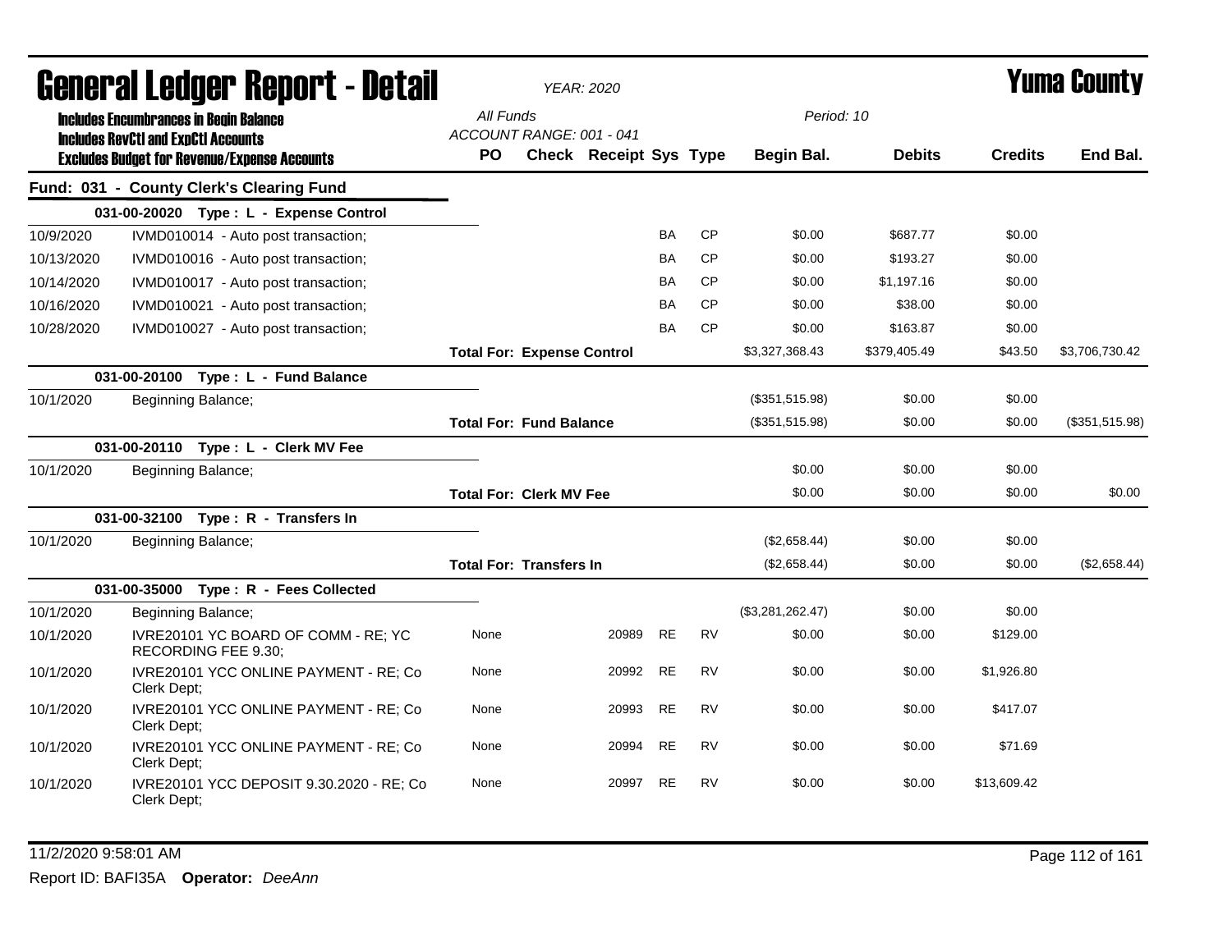# General Ledger Report - Detail

*YEAR: 2020*

# Yuma County

**Includes Encumbrances in Begin Balance**
**Includes RevCtl and ExpCtl Accounts**
**Excludes Budget for Revenue/Expense Accounts**

All Funds
ACCOUNT RANGE: 001 - 041
Period: 10

## Fund: 031 - County Clerk's Clearing Fund

| Date | Description | PO | Check | Receipt | Sys | Type | Begin Bal. | Debits | Credits | End Bal. |
|---|---|---|---|---|---|---|---|---|---|---|
| | **031-00-20020 Type : L - Expense Control** | | | | | | | | | |
| 10/9/2020 | IVMD010014 - Auto post transaction; | | | | BA | CP | $0.00 | $687.77 | $0.00 | |
| 10/13/2020 | IVMD010016 - Auto post transaction; | | | | BA | CP | $0.00 | $193.27 | $0.00 | |
| 10/14/2020 | IVMD010017 - Auto post transaction; | | | | BA | CP | $0.00 | $1,197.16 | $0.00 | |
| 10/16/2020 | IVMD010021 - Auto post transaction; | | | | BA | CP | $0.00 | $38.00 | $0.00 | |
| 10/28/2020 | IVMD010027 - Auto post transaction; | | | | BA | CP | $0.00 | $163.87 | $0.00 | |
| | | **Total For: Expense Control** | | | | | $3,327,368.43 | $379,405.49 | $43.50 | $3,706,730.42 |
| | **031-00-20100 Type : L - Fund Balance** | | | | | | | | | |
| 10/1/2020 | Beginning Balance; | | | | | | ($351,515.98) | $0.00 | $0.00 | |
| | | **Total For: Fund Balance** | | | | | ($351,515.98) | $0.00 | $0.00 | ($351,515.98) |
| | **031-00-20110 Type : L - Clerk MV Fee** | | | | | | | | | |
| 10/1/2020 | Beginning Balance; | | | | | | $0.00 | $0.00 | $0.00 | |
| | | **Total For: Clerk MV Fee** | | | | | $0.00 | $0.00 | $0.00 | $0.00 |
| | **031-00-32100 Type : R - Transfers In** | | | | | | | | | |
| 10/1/2020 | Beginning Balance; | | | | | | ($2,658.44) | $0.00 | $0.00 | |
| | | **Total For: Transfers In** | | | | | ($2,658.44) | $0.00 | $0.00 | ($2,658.44) |
| | **031-00-35000 Type : R - Fees Collected** | | | | | | | | | |
| 10/1/2020 | Beginning Balance; | | | | | | ($3,281,262.47) | $0.00 | $0.00 | |
| 10/1/2020 | IVRE20101 YC BOARD OF COMM - RE; YC RECORDING FEE 9.30; | None | | 20989 | RE | RV | $0.00 | $0.00 | $129.00 | |
| 10/1/2020 | IVRE20101 YCC ONLINE PAYMENT - RE; Co Clerk Dept; | None | | 20992 | RE | RV | $0.00 | $0.00 | $1,926.80 | |
| 10/1/2020 | IVRE20101 YCC ONLINE PAYMENT - RE; Co Clerk Dept; | None | | 20993 | RE | RV | $0.00 | $0.00 | $417.07 | |
| 10/1/2020 | IVRE20101 YCC ONLINE PAYMENT - RE; Co Clerk Dept; | None | | 20994 | RE | RV | $0.00 | $0.00 | $71.69 | |
| 10/1/2020 | IVRE20101 YCC DEPOSIT 9.30.2020 - RE; Co Clerk Dept; | None | | 20997 | RE | RV | $0.00 | $0.00 | $13,609.42 | |

11/2/2020 9:58:01 AM

Report ID: BAFI35A **Operator:** *DeeAnn*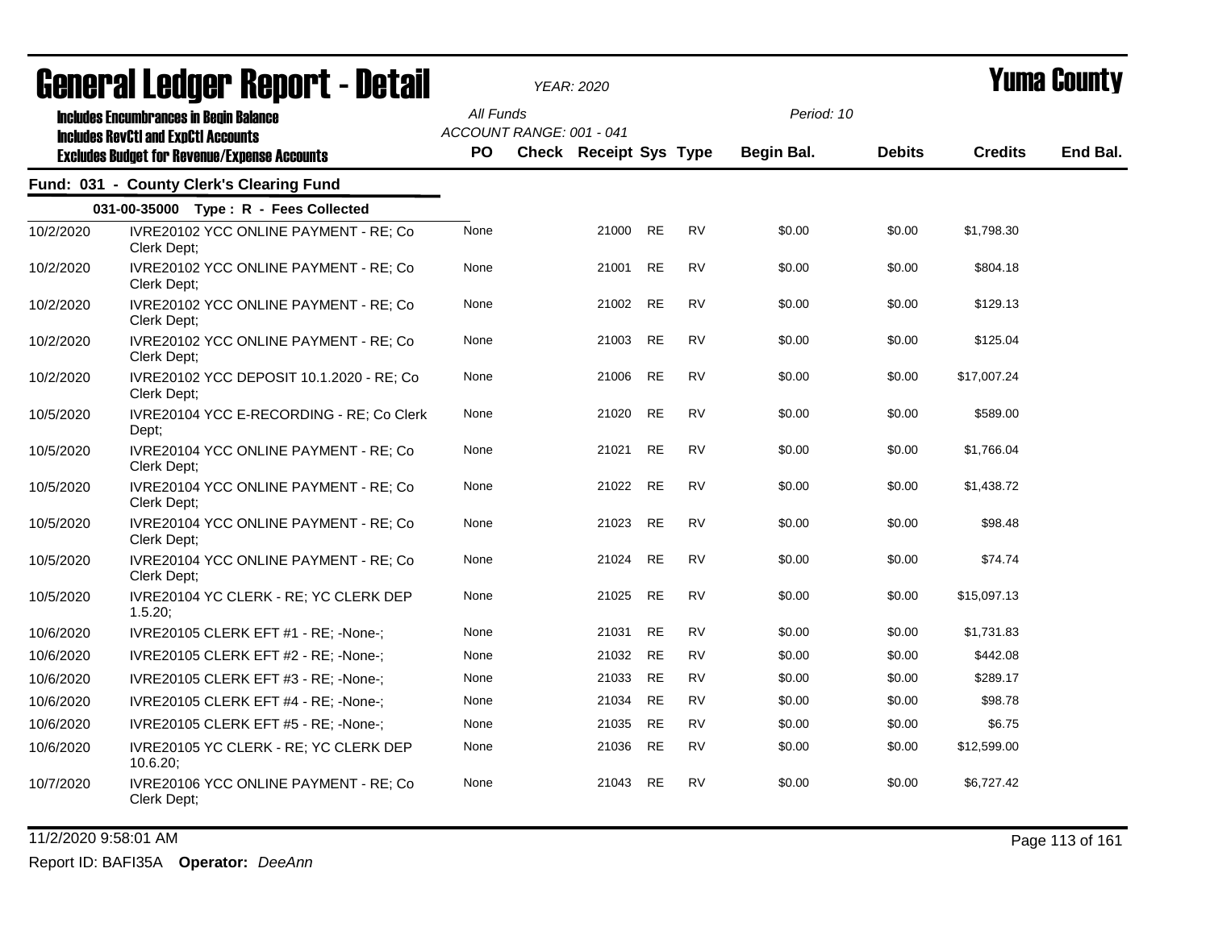# General Ledger Report - Detail

**YEAR: 2020**

**Yuma County**

**Includes Encumbrances in Begin Balance**
**Includes RevCtl and ExpCtl Accounts**
**Excludes Budget for Revenue/Expense Accounts**

All Funds
ACCOUNT RANGE: 001 - 041

Period: 10

## Fund: 031 - County Clerk's Clearing Fund

### 031-00-35000 Type : R - Fees Collected

| Date | Description | PO | Check | Receipt | Sys | Type | Begin Bal. | Debits | Credits | End Bal. |
|---|---|---|---|---|---|---|---|---|---|---|
| 10/2/2020 | IVRE20102 YCC ONLINE PAYMENT - RE; Co Clerk Dept; | None | | 21000 | RE | RV | $0.00 | $0.00 | $1,798.30 | |
| 10/2/2020 | IVRE20102 YCC ONLINE PAYMENT - RE; Co Clerk Dept; | None | | 21001 | RE | RV | $0.00 | $0.00 | $804.18 | |
| 10/2/2020 | IVRE20102 YCC ONLINE PAYMENT - RE; Co Clerk Dept; | None | | 21002 | RE | RV | $0.00 | $0.00 | $129.13 | |
| 10/2/2020 | IVRE20102 YCC ONLINE PAYMENT - RE; Co Clerk Dept; | None | | 21003 | RE | RV | $0.00 | $0.00 | $125.04 | |
| 10/2/2020 | IVRE20102 YCC DEPOSIT 10.1.2020 - RE; Co Clerk Dept; | None | | 21006 | RE | RV | $0.00 | $0.00 | $17,007.24 | |
| 10/5/2020 | IVRE20104 YCC E-RECORDING - RE; Co Clerk Dept; | None | | 21020 | RE | RV | $0.00 | $0.00 | $589.00 | |
| 10/5/2020 | IVRE20104 YCC ONLINE PAYMENT - RE; Co Clerk Dept; | None | | 21021 | RE | RV | $0.00 | $0.00 | $1,766.04 | |
| 10/5/2020 | IVRE20104 YCC ONLINE PAYMENT - RE; Co Clerk Dept; | None | | 21022 | RE | RV | $0.00 | $0.00 | $1,438.72 | |
| 10/5/2020 | IVRE20104 YCC ONLINE PAYMENT - RE; Co Clerk Dept; | None | | 21023 | RE | RV | $0.00 | $0.00 | $98.48 | |
| 10/5/2020 | IVRE20104 YCC ONLINE PAYMENT - RE; Co Clerk Dept; | None | | 21024 | RE | RV | $0.00 | $0.00 | $74.74 | |
| 10/5/2020 | IVRE20104 YC CLERK - RE; YC CLERK DEP 1.5.20; | None | | 21025 | RE | RV | $0.00 | $0.00 | $15,097.13 | |
| 10/6/2020 | IVRE20105 CLERK EFT #1 - RE; -None-; | None | | 21031 | RE | RV | $0.00 | $0.00 | $1,731.83 | |
| 10/6/2020 | IVRE20105 CLERK EFT #2 - RE; -None-; | None | | 21032 | RE | RV | $0.00 | $0.00 | $442.08 | |
| 10/6/2020 | IVRE20105 CLERK EFT #3 - RE; -None-; | None | | 21033 | RE | RV | $0.00 | $0.00 | $289.17 | |
| 10/6/2020 | IVRE20105 CLERK EFT #4 - RE; -None-; | None | | 21034 | RE | RV | $0.00 | $0.00 | $98.78 | |
| 10/6/2020 | IVRE20105 CLERK EFT #5 - RE; -None-; | None | | 21035 | RE | RV | $0.00 | $0.00 | $6.75 | |
| 10/6/2020 | IVRE20105 YC CLERK - RE; YC CLERK DEP 10.6.20; | None | | 21036 | RE | RV | $0.00 | $0.00 | $12,599.00 | |
| 10/7/2020 | IVRE20106 YCC ONLINE PAYMENT - RE; Co Clerk Dept; | None | | 21043 | RE | RV | $0.00 | $0.00 | $6,727.42 | |

11/2/2020 9:58:01 AM

Report ID: BAFI35A **Operator:** *DeeAnn*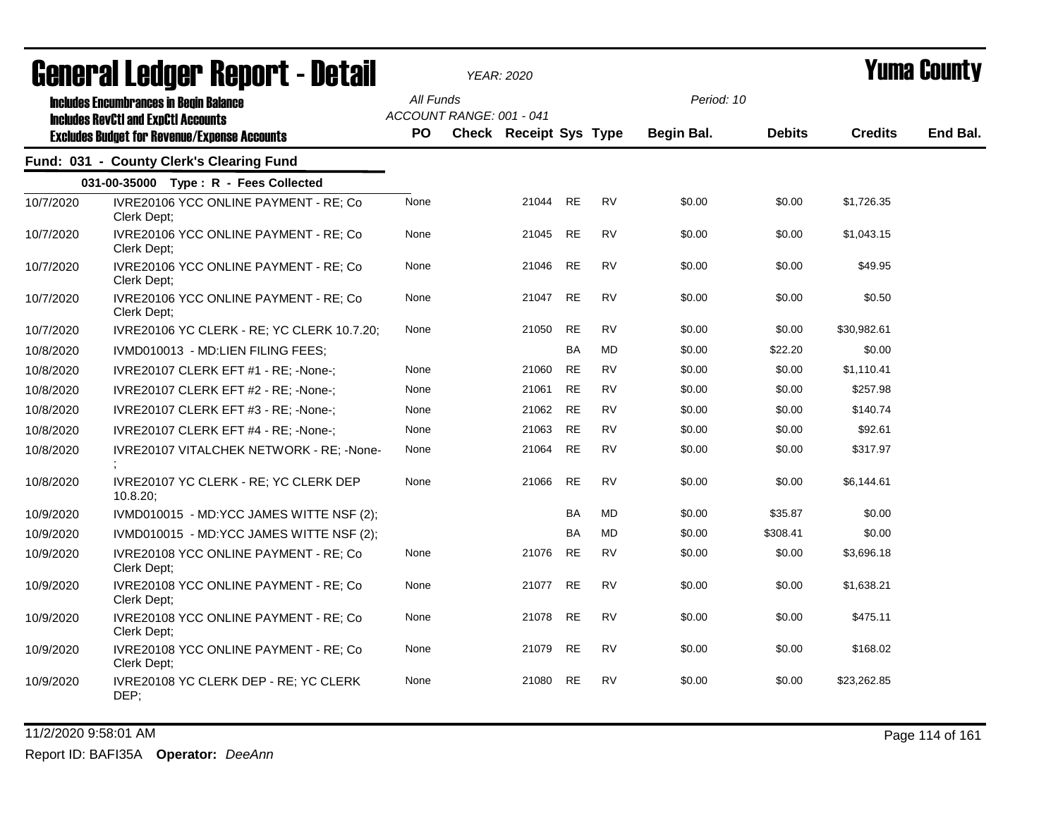# General Ledger Report - Detail

*YEAR: 2020*

# Yuma County

**Includes Encumbrances in Begin Balance**
**Includes RevCtl and ExpCtl Accounts**
**Excludes Budget for Revenue/Expense Accounts**

All Funds
ACCOUNT RANGE: 001 - 041

Period: 10

## Fund: 031 - County Clerk's Clearing Fund

### 031-00-35000 Type : R - Fees Collected

| Date | Description | PO | Check | Receipt | Sys | Type | Begin Bal. | Debits | Credits | End Bal. |
|---|---|---|---|---|---|---|---|---|---|---|
| 10/7/2020 | IVRE20106 YCC ONLINE PAYMENT - RE; Co Clerk Dept; | None | | 21044 | RE | RV | $0.00 | $0.00 | $1,726.35 | |
| 10/7/2020 | IVRE20106 YCC ONLINE PAYMENT - RE; Co Clerk Dept; | None | | 21045 | RE | RV | $0.00 | $0.00 | $1,043.15 | |
| 10/7/2020 | IVRE20106 YCC ONLINE PAYMENT - RE; Co Clerk Dept; | None | | 21046 | RE | RV | $0.00 | $0.00 | $49.95 | |
| 10/7/2020 | IVRE20106 YCC ONLINE PAYMENT - RE; Co Clerk Dept; | None | | 21047 | RE | RV | $0.00 | $0.00 | $0.50 | |
| 10/7/2020 | IVRE20106 YC CLERK - RE; YC CLERK 10.7.20; | None | | 21050 | RE | RV | $0.00 | $0.00 | $30,982.61 | |
| 10/8/2020 | IVMD010013 - MD:LIEN FILING FEES; | | | | BA | MD | $0.00 | $22.20 | $0.00 | |
| 10/8/2020 | IVRE20107 CLERK EFT #1 - RE; -None-; | None | | 21060 | RE | RV | $0.00 | $0.00 | $1,110.41 | |
| 10/8/2020 | IVRE20107 CLERK EFT #2 - RE; -None-; | None | | 21061 | RE | RV | $0.00 | $0.00 | $257.98 | |
| 10/8/2020 | IVRE20107 CLERK EFT #3 - RE; -None-; | None | | 21062 | RE | RV | $0.00 | $0.00 | $140.74 | |
| 10/8/2020 | IVRE20107 CLERK EFT #4 - RE; -None-; | None | | 21063 | RE | RV | $0.00 | $0.00 | $92.61 | |
| 10/8/2020 | IVRE20107 VITALCHEK NETWORK - RE; -None-; | None | | 21064 | RE | RV | $0.00 | $0.00 | $317.97 | |
| 10/8/2020 | IVRE20107 YC CLERK - RE; YC CLERK DEP 10.8.20; | None | | 21066 | RE | RV | $0.00 | $0.00 | $6,144.61 | |
| 10/9/2020 | IVMD010015 - MD:YCC JAMES WITTE NSF (2); | | | | BA | MD | $0.00 | $35.87 | $0.00 | |
| 10/9/2020 | IVMD010015 - MD:YCC JAMES WITTE NSF (2); | | | | BA | MD | $0.00 | $308.41 | $0.00 | |
| 10/9/2020 | IVRE20108 YCC ONLINE PAYMENT - RE; Co Clerk Dept; | None | | 21076 | RE | RV | $0.00 | $0.00 | $3,696.18 | |
| 10/9/2020 | IVRE20108 YCC ONLINE PAYMENT - RE; Co Clerk Dept; | None | | 21077 | RE | RV | $0.00 | $0.00 | $1,638.21 | |
| 10/9/2020 | IVRE20108 YCC ONLINE PAYMENT - RE; Co Clerk Dept; | None | | 21078 | RE | RV | $0.00 | $0.00 | $475.11 | |
| 10/9/2020 | IVRE20108 YCC ONLINE PAYMENT - RE; Co Clerk Dept; | None | | 21079 | RE | RV | $0.00 | $0.00 | $168.02 | |
| 10/9/2020 | IVRE20108 YC CLERK DEP - RE; YC CLERK DEP; | None | | 21080 | RE | RV | $0.00 | $0.00 | $23,262.85 | |

11/2/2020 9:58:01 AM

Report ID: BAFI35A **Operator:** *DeeAnn*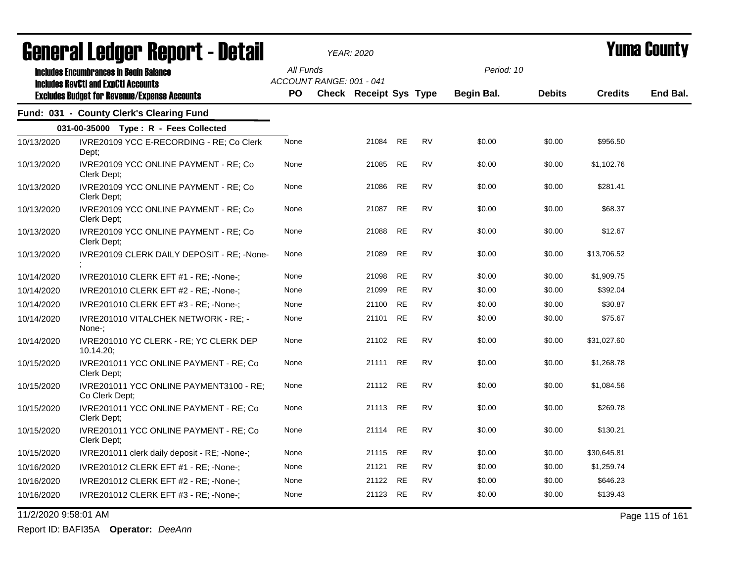# General Ledger Report - Detail

*YEAR: 2020*

# Yuma County

**Includes Encumbrances in Begin Balance**
**Includes RevCtl and ExpCtl Accounts**
**Excludes Budget for Revenue/Expense Accounts**

All Funds
ACCOUNT RANGE: 001 - 041

Period: 10

## Fund: 031 - County Clerk's Clearing Fund

### 031-00-35000 Type : R - Fees Collected

| Date | Description | PO | Check | Receipt | Sys | Type | Begin Bal. | Debits | Credits | End Bal. |
|---|---|---|---|---|---|---|---|---|---|---|
| 10/13/2020 | IVRE20109 YCC E-RECORDING - RE; Co Clerk Dept; | None | | 21084 | RE | RV | $0.00 | $0.00 | $956.50 | |
| 10/13/2020 | IVRE20109 YCC ONLINE PAYMENT - RE; Co Clerk Dept; | None | | 21085 | RE | RV | $0.00 | $0.00 | $1,102.76 | |
| 10/13/2020 | IVRE20109 YCC ONLINE PAYMENT - RE; Co Clerk Dept; | None | | 21086 | RE | RV | $0.00 | $0.00 | $281.41 | |
| 10/13/2020 | IVRE20109 YCC ONLINE PAYMENT - RE; Co Clerk Dept; | None | | 21087 | RE | RV | $0.00 | $0.00 | $68.37 | |
| 10/13/2020 | IVRE20109 YCC ONLINE PAYMENT - RE; Co Clerk Dept; | None | | 21088 | RE | RV | $0.00 | $0.00 | $12.67 | |
| 10/13/2020 | IVRE20109 CLERK DAILY DEPOSIT - RE; -None-; | None | | 21089 | RE | RV | $0.00 | $0.00 | $13,706.52 | |
| 10/14/2020 | IVRE201010 CLERK EFT #1 - RE; -None-; | None | | 21098 | RE | RV | $0.00 | $0.00 | $1,909.75 | |
| 10/14/2020 | IVRE201010 CLERK EFT #2 - RE; -None-; | None | | 21099 | RE | RV | $0.00 | $0.00 | $392.04 | |
| 10/14/2020 | IVRE201010 CLERK EFT #3 - RE; -None-; | None | | 21100 | RE | RV | $0.00 | $0.00 | $30.87 | |
| 10/14/2020 | IVRE201010 VITALCHEK NETWORK - RE; -None-; | None | | 21101 | RE | RV | $0.00 | $0.00 | $75.67 | |
| 10/14/2020 | IVRE201010 YC CLERK - RE; YC CLERK DEP 10.14.20; | None | | 21102 | RE | RV | $0.00 | $0.00 | $31,027.60 | |
| 10/15/2020 | IVRE201011 YCC ONLINE PAYMENT - RE; Co Clerk Dept; | None | | 21111 | RE | RV | $0.00 | $0.00 | $1,268.78 | |
| 10/15/2020 | IVRE201011 YCC ONLINE PAYMENT3100 - RE; Co Clerk Dept; | None | | 21112 | RE | RV | $0.00 | $0.00 | $1,084.56 | |
| 10/15/2020 | IVRE201011 YCC ONLINE PAYMENT - RE; Co Clerk Dept; | None | | 21113 | RE | RV | $0.00 | $0.00 | $269.78 | |
| 10/15/2020 | IVRE201011 YCC ONLINE PAYMENT - RE; Co Clerk Dept; | None | | 21114 | RE | RV | $0.00 | $0.00 | $130.21 | |
| 10/15/2020 | IVRE201011 clerk daily deposit - RE; -None-; | None | | 21115 | RE | RV | $0.00 | $0.00 | $30,645.81 | |
| 10/16/2020 | IVRE201012 CLERK EFT #1 - RE; -None-; | None | | 21121 | RE | RV | $0.00 | $0.00 | $1,259.74 | |
| 10/16/2020 | IVRE201012 CLERK EFT #2 - RE; -None-; | None | | 21122 | RE | RV | $0.00 | $0.00 | $646.23 | |
| 10/16/2020 | IVRE201012 CLERK EFT #3 - RE; -None-; | None | | 21123 | RE | RV | $0.00 | $0.00 | $139.43 | |

11/2/2020 9:58:01 AM

Report ID: BAFI35A **Operator:** *DeeAnn*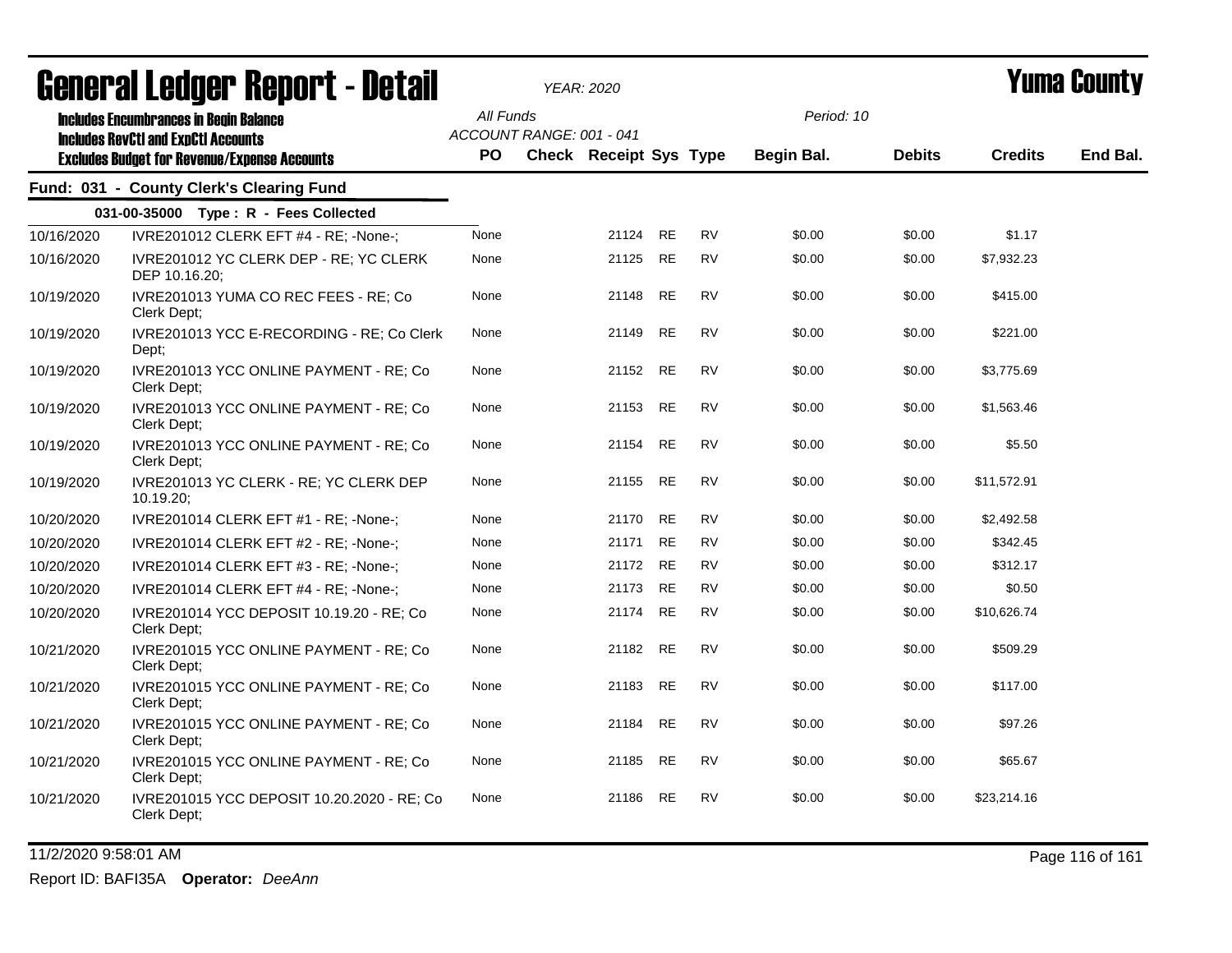# General Ledger Report - Detail

*YEAR: 2020*

**Yuma County**

Includes Encumbrances in Begin Balance
Includes RevCtl and ExpCtl Accounts
Excludes Budget for Revenue/Expense Accounts

All Funds
ACCOUNT RANGE: 001 - 041

Period: 10

## Fund: 031 - County Clerk's Clearing Fund

### 031-00-35000 Type : R - Fees Collected

| Date | Description | PO | Check | Receipt | Sys | Type | Begin Bal. | Debits | Credits | End Bal. |
|---|---|---|---|---|---|---|---|---|---|---|
| 10/16/2020 | IVRE201012 CLERK EFT #4 - RE; -None-; | None | | 21124 | RE | RV | $0.00 | $0.00 | $1.17 | |
| 10/16/2020 | IVRE201012 YC CLERK DEP - RE; YC CLERK DEP 10.16.20; | None | | 21125 | RE | RV | $0.00 | $0.00 | $7,932.23 | |
| 10/19/2020 | IVRE201013 YUMA CO REC FEES - RE; Co Clerk Dept; | None | | 21148 | RE | RV | $0.00 | $0.00 | $415.00 | |
| 10/19/2020 | IVRE201013 YCC E-RECORDING - RE; Co Clerk Dept; | None | | 21149 | RE | RV | $0.00 | $0.00 | $221.00 | |
| 10/19/2020 | IVRE201013 YCC ONLINE PAYMENT - RE; Co Clerk Dept; | None | | 21152 | RE | RV | $0.00 | $0.00 | $3,775.69 | |
| 10/19/2020 | IVRE201013 YCC ONLINE PAYMENT - RE; Co Clerk Dept; | None | | 21153 | RE | RV | $0.00 | $0.00 | $1,563.46 | |
| 10/19/2020 | IVRE201013 YCC ONLINE PAYMENT - RE; Co Clerk Dept; | None | | 21154 | RE | RV | $0.00 | $0.00 | $5.50 | |
| 10/19/2020 | IVRE201013 YC CLERK - RE; YC CLERK DEP 10.19.20; | None | | 21155 | RE | RV | $0.00 | $0.00 | $11,572.91 | |
| 10/20/2020 | IVRE201014 CLERK EFT #1 - RE; -None-; | None | | 21170 | RE | RV | $0.00 | $0.00 | $2,492.58 | |
| 10/20/2020 | IVRE201014 CLERK EFT #2 - RE; -None-; | None | | 21171 | RE | RV | $0.00 | $0.00 | $342.45 | |
| 10/20/2020 | IVRE201014 CLERK EFT #3 - RE; -None-; | None | | 21172 | RE | RV | $0.00 | $0.00 | $312.17 | |
| 10/20/2020 | IVRE201014 CLERK EFT #4 - RE; -None-; | None | | 21173 | RE | RV | $0.00 | $0.00 | $0.50 | |
| 10/20/2020 | IVRE201014 YCC DEPOSIT 10.19.20 - RE; Co Clerk Dept; | None | | 21174 | RE | RV | $0.00 | $0.00 | $10,626.74 | |
| 10/21/2020 | IVRE201015 YCC ONLINE PAYMENT - RE; Co Clerk Dept; | None | | 21182 | RE | RV | $0.00 | $0.00 | $509.29 | |
| 10/21/2020 | IVRE201015 YCC ONLINE PAYMENT - RE; Co Clerk Dept; | None | | 21183 | RE | RV | $0.00 | $0.00 | $117.00 | |
| 10/21/2020 | IVRE201015 YCC ONLINE PAYMENT - RE; Co Clerk Dept; | None | | 21184 | RE | RV | $0.00 | $0.00 | $97.26 | |
| 10/21/2020 | IVRE201015 YCC ONLINE PAYMENT - RE; Co Clerk Dept; | None | | 21185 | RE | RV | $0.00 | $0.00 | $65.67 | |
| 10/21/2020 | IVRE201015 YCC DEPOSIT 10.20.2020 - RE; Co Clerk Dept; | None | | 21186 | RE | RV | $0.00 | $0.00 | $23,214.16 | |

11/2/2020 9:58:01 AM

Report ID: BAFI35A **Operator:** *DeeAnn*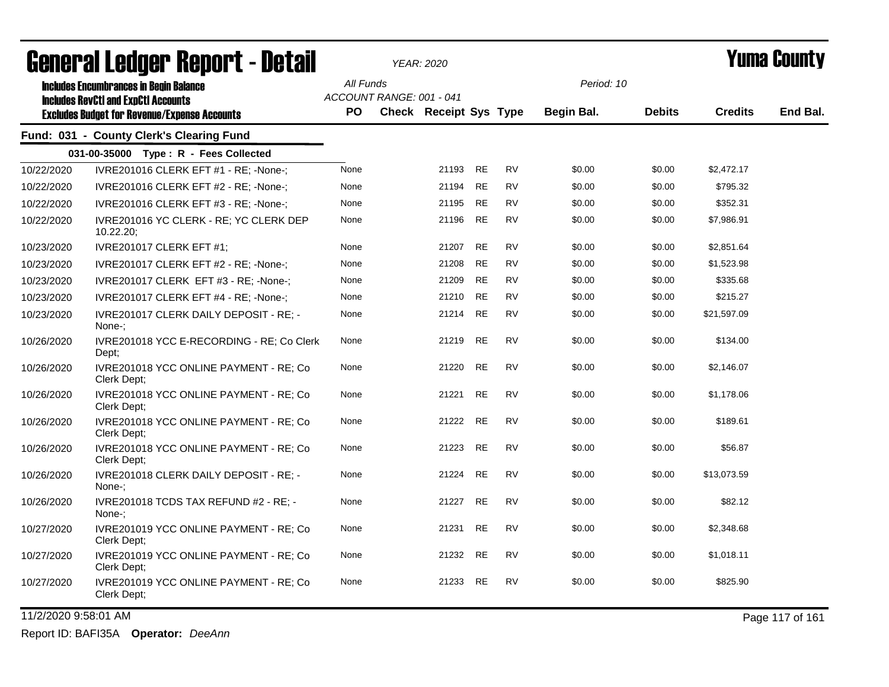# General Ledger Report - Detail

**YEAR: 2020**

**Yuma County**

Includes Encumbrances in Begin Balance
Includes RevCtl and ExpCtl Accounts
Excludes Budget for Revenue/Expense Accounts

All Funds
ACCOUNT RANGE: 001 - 041

Period: 10

## Fund: 031 - County Clerk's Clearing Fund

### 031-00-35000 Type : R - Fees Collected

| Date | Description | PO | Check | Receipt | Sys | Type | Begin Bal. | Debits | Credits | End Bal. |
|---|---|---|---|---|---|---|---|---|---|---|
| 10/22/2020 | IVRE201016 CLERK EFT #1 - RE; -None-; | None | | 21193 | RE | RV | $0.00 | $0.00 | $2,472.17 | |
| 10/22/2020 | IVRE201016 CLERK EFT #2 - RE; -None-; | None | | 21194 | RE | RV | $0.00 | $0.00 | $795.32 | |
| 10/22/2020 | IVRE201016 CLERK EFT #3 - RE; -None-; | None | | 21195 | RE | RV | $0.00 | $0.00 | $352.31 | |
| 10/22/2020 | IVRE201016 YC CLERK - RE; YC CLERK DEP 10.22.20; | None | | 21196 | RE | RV | $0.00 | $0.00 | $7,986.91 | |
| 10/23/2020 | IVRE201017 CLERK EFT #1; | None | | 21207 | RE | RV | $0.00 | $0.00 | $2,851.64 | |
| 10/23/2020 | IVRE201017 CLERK EFT #2 - RE; -None-; | None | | 21208 | RE | RV | $0.00 | $0.00 | $1,523.98 | |
| 10/23/2020 | IVRE201017 CLERK EFT #3 - RE; -None-; | None | | 21209 | RE | RV | $0.00 | $0.00 | $335.68 | |
| 10/23/2020 | IVRE201017 CLERK EFT #4 - RE; -None-; | None | | 21210 | RE | RV | $0.00 | $0.00 | $215.27 | |
| 10/23/2020 | IVRE201017 CLERK DAILY DEPOSIT - RE; -None-; | None | | 21214 | RE | RV | $0.00 | $0.00 | $21,597.09 | |
| 10/26/2020 | IVRE201018 YCC E-RECORDING - RE; Co Clerk Dept; | None | | 21219 | RE | RV | $0.00 | $0.00 | $134.00 | |
| 10/26/2020 | IVRE201018 YCC ONLINE PAYMENT - RE; Co Clerk Dept; | None | | 21220 | RE | RV | $0.00 | $0.00 | $2,146.07 | |
| 10/26/2020 | IVRE201018 YCC ONLINE PAYMENT - RE; Co Clerk Dept; | None | | 21221 | RE | RV | $0.00 | $0.00 | $1,178.06 | |
| 10/26/2020 | IVRE201018 YCC ONLINE PAYMENT - RE; Co Clerk Dept; | None | | 21222 | RE | RV | $0.00 | $0.00 | $189.61 | |
| 10/26/2020 | IVRE201018 YCC ONLINE PAYMENT - RE; Co Clerk Dept; | None | | 21223 | RE | RV | $0.00 | $0.00 | $56.87 | |
| 10/26/2020 | IVRE201018 CLERK DAILY DEPOSIT - RE; -None-; | None | | 21224 | RE | RV | $0.00 | $0.00 | $13,073.59 | |
| 10/26/2020 | IVRE201018 TCDS TAX REFUND #2 - RE; -None-; | None | | 21227 | RE | RV | $0.00 | $0.00 | $82.12 | |
| 10/27/2020 | IVRE201019 YCC ONLINE PAYMENT - RE; Co Clerk Dept; | None | | 21231 | RE | RV | $0.00 | $0.00 | $2,348.68 | |
| 10/27/2020 | IVRE201019 YCC ONLINE PAYMENT - RE; Co Clerk Dept; | None | | 21232 | RE | RV | $0.00 | $0.00 | $1,018.11 | |
| 10/27/2020 | IVRE201019 YCC ONLINE PAYMENT - RE; Co Clerk Dept; | None | | 21233 | RE | RV | $0.00 | $0.00 | $825.90 | |

11/2/2020 9:58:01 AM

Report ID: BAFI35A **Operator:** *DeeAnn*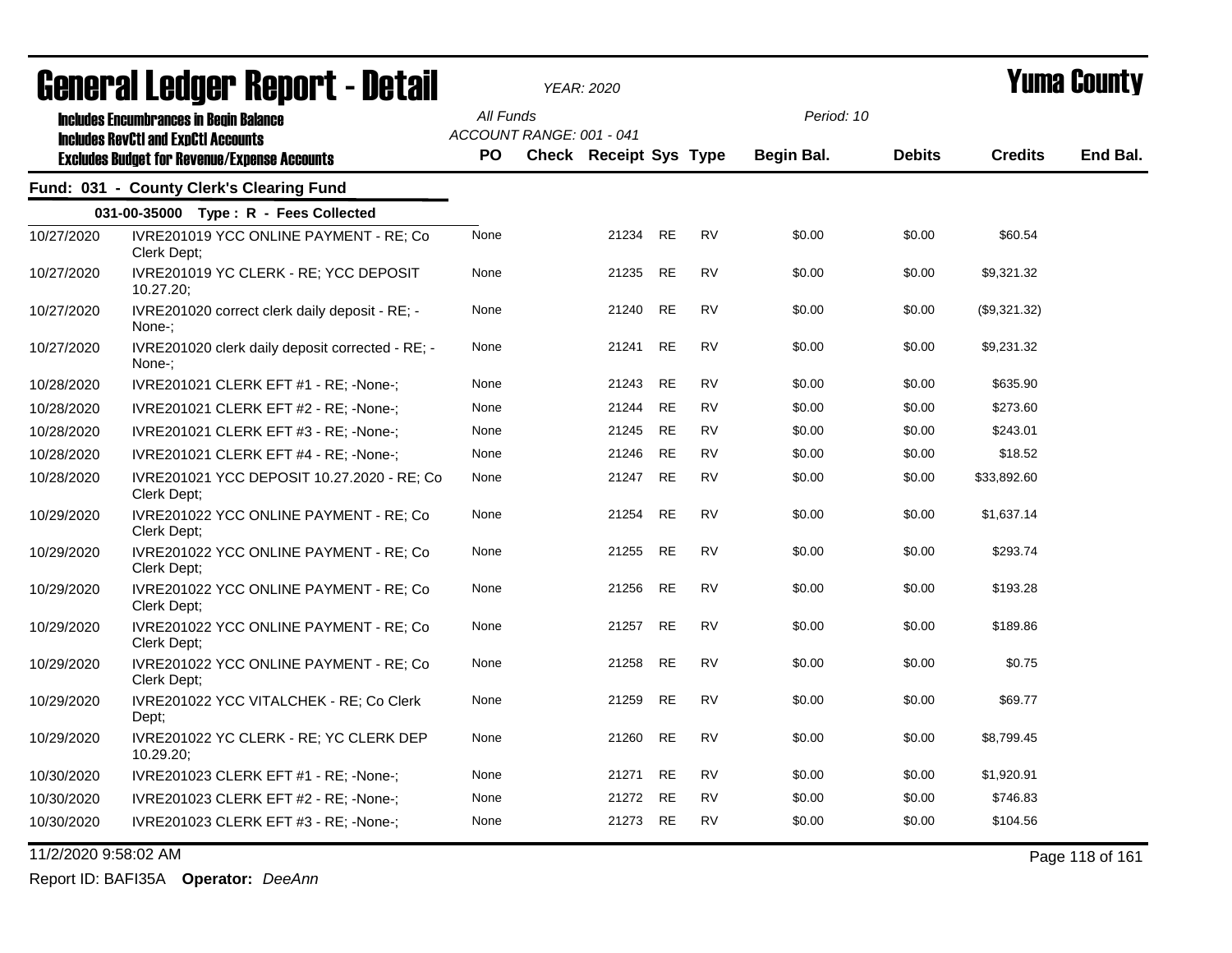# General Ledger Report - Detail

*YEAR: 2020*

# Yuma County

**Includes Encumbrances in Begin Balance**
**Includes RevCtl and ExpCtl Accounts**
**Excludes Budget for Revenue/Expense Accounts**

All Funds
ACCOUNT RANGE: 001 - 041

Period: 10

## Fund: 031 - County Clerk's Clearing Fund

### 031-00-35000 Type : R - Fees Collected

| Date | Description | PO | Check | Receipt | Sys | Type | Begin Bal. | Debits | Credits | End Bal. |
|---|---|---|---|---|---|---|---|---|---|---|
| 10/27/2020 | IVRE201019 YCC ONLINE PAYMENT - RE; Co Clerk Dept; | None | | 21234 | RE | RV | $0.00 | $0.00 | $60.54 | |
| 10/27/2020 | IVRE201019 YC CLERK - RE; YCC DEPOSIT 10.27.20; | None | | 21235 | RE | RV | $0.00 | $0.00 | $9,321.32 | |
| 10/27/2020 | IVRE201020 correct clerk daily deposit - RE; -None-; | None | | 21240 | RE | RV | $0.00 | $0.00 | ($9,321.32) | |
| 10/27/2020 | IVRE201020 clerk daily deposit corrected - RE; -None-; | None | | 21241 | RE | RV | $0.00 | $0.00 | $9,231.32 | |
| 10/28/2020 | IVRE201021 CLERK EFT #1 - RE; -None-; | None | | 21243 | RE | RV | $0.00 | $0.00 | $635.90 | |
| 10/28/2020 | IVRE201021 CLERK EFT #2 - RE; -None-; | None | | 21244 | RE | RV | $0.00 | $0.00 | $273.60 | |
| 10/28/2020 | IVRE201021 CLERK EFT #3 - RE; -None-; | None | | 21245 | RE | RV | $0.00 | $0.00 | $243.01 | |
| 10/28/2020 | IVRE201021 CLERK EFT #4 - RE; -None-; | None | | 21246 | RE | RV | $0.00 | $0.00 | $18.52 | |
| 10/28/2020 | IVRE201021 YCC DEPOSIT 10.27.2020 - RE; Co Clerk Dept; | None | | 21247 | RE | RV | $0.00 | $0.00 | $33,892.60 | |
| 10/29/2020 | IVRE201022 YCC ONLINE PAYMENT - RE; Co Clerk Dept; | None | | 21254 | RE | RV | $0.00 | $0.00 | $1,637.14 | |
| 10/29/2020 | IVRE201022 YCC ONLINE PAYMENT - RE; Co Clerk Dept; | None | | 21255 | RE | RV | $0.00 | $0.00 | $293.74 | |
| 10/29/2020 | IVRE201022 YCC ONLINE PAYMENT - RE; Co Clerk Dept; | None | | 21256 | RE | RV | $0.00 | $0.00 | $193.28 | |
| 10/29/2020 | IVRE201022 YCC ONLINE PAYMENT - RE; Co Clerk Dept; | None | | 21257 | RE | RV | $0.00 | $0.00 | $189.86 | |
| 10/29/2020 | IVRE201022 YCC ONLINE PAYMENT - RE; Co Clerk Dept; | None | | 21258 | RE | RV | $0.00 | $0.00 | $0.75 | |
| 10/29/2020 | IVRE201022 YCC VITALCHEK - RE; Co Clerk Dept; | None | | 21259 | RE | RV | $0.00 | $0.00 | $69.77 | |
| 10/29/2020 | IVRE201022 YC CLERK - RE; YC CLERK DEP 10.29.20; | None | | 21260 | RE | RV | $0.00 | $0.00 | $8,799.45 | |
| 10/30/2020 | IVRE201023 CLERK EFT #1 - RE; -None-; | None | | 21271 | RE | RV | $0.00 | $0.00 | $1,920.91 | |
| 10/30/2020 | IVRE201023 CLERK EFT #2 - RE; -None-; | None | | 21272 | RE | RV | $0.00 | $0.00 | $746.83 | |
| 10/30/2020 | IVRE201023 CLERK EFT #3 - RE; -None-; | None | | 21273 | RE | RV | $0.00 | $0.00 | $104.56 | |

11/2/2020 9:58:02 AM

Report ID: BAFI35A **Operator:** *DeeAnn*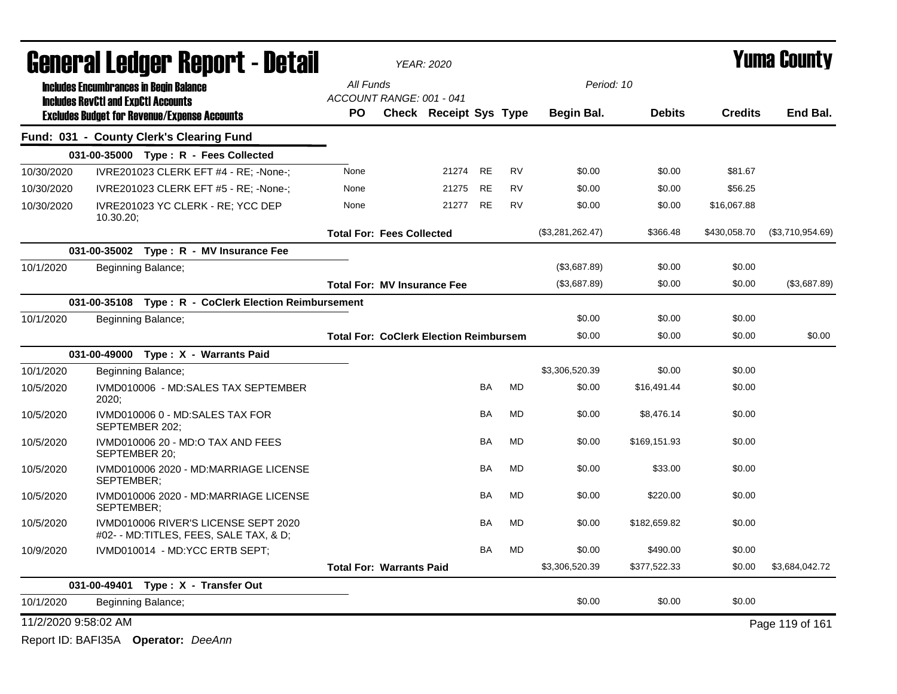# General Ledger Report - Detail

*YEAR: 2020*

# Yuma County

**Includes Encumbrances in Begin Balance**
**Includes RevCtl and ExpCtl Accounts**
**Excludes Budget for Revenue/Expense Accounts**

All Funds
ACCOUNT RANGE: 001 - 041
Period: 10

| | | PO | Check | Receipt | Sys | Type | Begin Bal. | Debits | Credits | End Bal. |
|---|---|---|---|---|---|---|---|---|---|---|
| **Fund: 031 - County Clerk's Clearing Fund** | | | | | | | | | | |
| **031-00-35000 Type : R - Fees Collected** | | | | | | | | | | |
| 10/30/2020 | IVRE201023 CLERK EFT #4 - RE; -None-; | None | | 21274 | RE | RV | $0.00 | $0.00 | $81.67 | |
| 10/30/2020 | IVRE201023 CLERK EFT #5 - RE; -None-; | None | | 21275 | RE | RV | $0.00 | $0.00 | $56.25 | |
| 10/30/2020 | IVRE201023 YC CLERK - RE; YCC DEP 10.30.20; | None | | 21277 | RE | RV | $0.00 | $0.00 | $16,067.88 | |
| | | **Total For: Fees Collected** | | | | | ($3,281,262.47) | $366.48 | $430,058.70 | ($3,710,954.69) |
| **031-00-35002 Type : R - MV Insurance Fee** | | | | | | | | | | |
| 10/1/2020 | Beginning Balance; | | | | | | ($3,687.89) | $0.00 | $0.00 | |
| | | **Total For: MV Insurance Fee** | | | | | ($3,687.89) | $0.00 | $0.00 | ($3,687.89) |
| **031-00-35108 Type : R - CoClerk Election Reimbursement** | | | | | | | | | | |
| 10/1/2020 | Beginning Balance; | | | | | | $0.00 | $0.00 | $0.00 | |
| | | **Total For: CoClerk Election Reimbursem** | | | | | $0.00 | $0.00 | $0.00 | $0.00 |
| **031-00-49000 Type : X - Warrants Paid** | | | | | | | | | | |
| 10/1/2020 | Beginning Balance; | | | | | | $3,306,520.39 | $0.00 | $0.00 | |
| 10/5/2020 | IVMD010006 - MD:SALES TAX SEPTEMBER 2020; | | | | BA | MD | $0.00 | $16,491.44 | $0.00 | |
| 10/5/2020 | IVMD010006 0 - MD:SALES TAX FOR SEPTEMBER 202; | | | | BA | MD | $0.00 | $8,476.14 | $0.00 | |
| 10/5/2020 | IVMD010006 20 - MD:O TAX AND FEES SEPTEMBER 20; | | | | BA | MD | $0.00 | $169,151.93 | $0.00 | |
| 10/5/2020 | IVMD010006 2020 - MD:MARRIAGE LICENSE SEPTEMBER; | | | | BA | MD | $0.00 | $33.00 | $0.00 | |
| 10/5/2020 | IVMD010006 2020 - MD:MARRIAGE LICENSE SEPTEMBER; | | | | BA | MD | $0.00 | $220.00 | $0.00 | |
| 10/5/2020 | IVMD010006 RIVER'S LICENSE SEPT 2020 #02- - MD:TITLES, FEES, SALE TAX, & D; | | | | BA | MD | $0.00 | $182,659.82 | $0.00 | |
| 10/9/2020 | IVMD010014 - MD:YCC ERTB SEPT; | | | | BA | MD | $0.00 | $490.00 | $0.00 | |
| | | **Total For: Warrants Paid** | | | | | $3,306,520.39 | $377,522.33 | $0.00 | $3,684,042.72 |
| **031-00-49401 Type : X - Transfer Out** | | | | | | | | | | |
| 10/1/2020 | Beginning Balance; | | | | | | $0.00 | $0.00 | $0.00 | |

11/2/2020 9:58:02 AM

Report ID: BAFI35A **Operator:** *DeeAnn*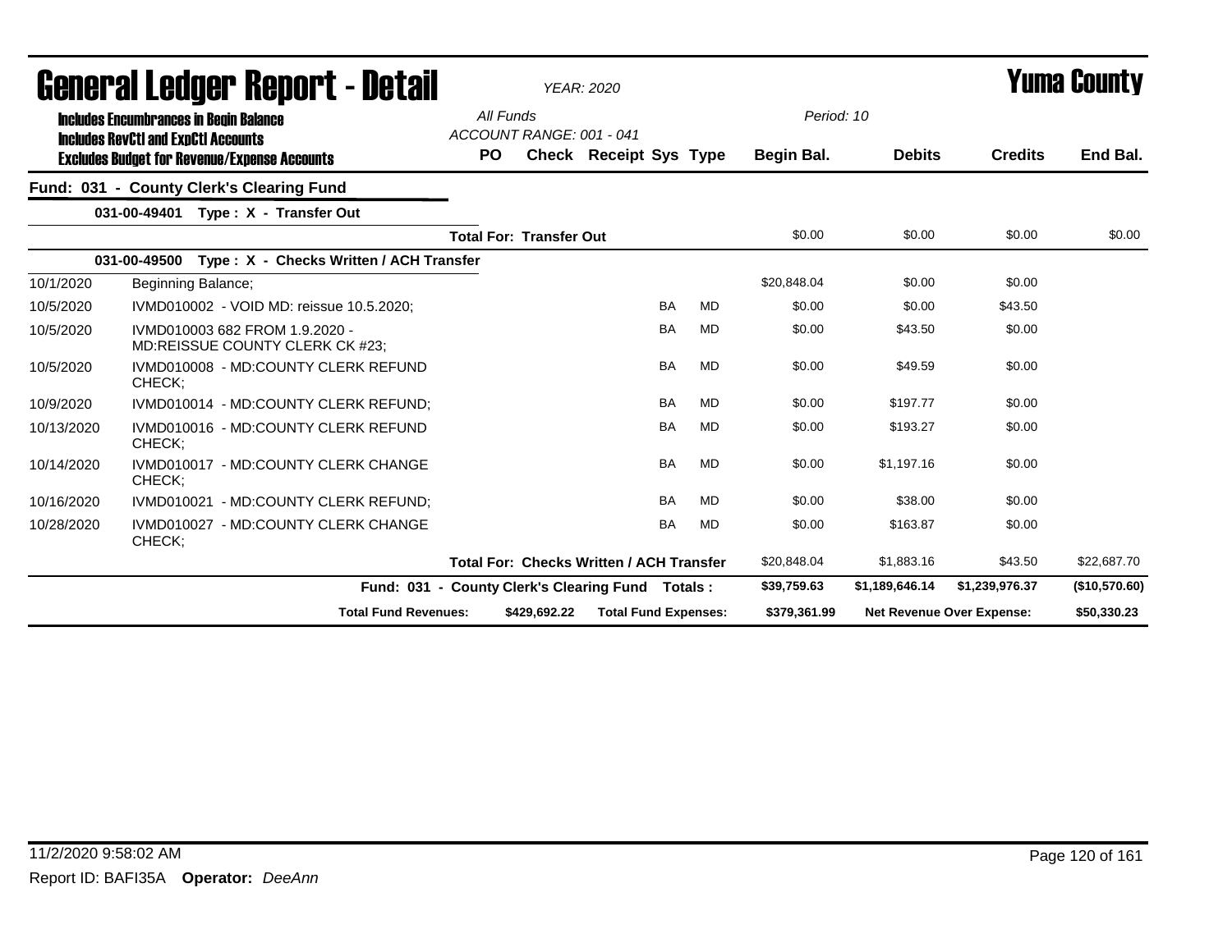# General Ledger Report - Detail

*YEAR: 2020*

# Yuma County

**Includes Encumbrances in Begin Balance**
**Includes RevCtl and ExpCtl Accounts**
**Excludes Budget for Revenue/Expense Accounts**

*All Funds*
*ACCOUNT RANGE: 001 - 041*

*Period: 10*

| | | PO | Check | Receipt | Sys | Type | Begin Bal. | Debits | Credits | End Bal. |
|---|---|---|---|---|---|---|---|---|---|---|
| **Fund: 031 - County Clerk's Clearing Fund** | | | | | | | | | | |
| **031-00-49401 Type : X - Transfer Out** | | | | | | | | | | |
| | **Total For: Transfer Out** | | | | | | $0.00 | $0.00 | $0.00 | $0.00 |
| **031-00-49500 Type : X - Checks Written / ACH Transfer** | | | | | | | | | | |
| 10/1/2020 | Beginning Balance; | | | | | | $20,848.04 | $0.00 | $0.00 | |
| 10/5/2020 | IVMD010002 - VOID MD: reissue 10.5.2020; | | | | BA | MD | $0.00 | $0.00 | $43.50 | |
| 10/5/2020 | IVMD010003 682 FROM 1.9.2020 - MD:REISSUE COUNTY CLERK CK #23; | | | | BA | MD | $0.00 | $43.50 | $0.00 | |
| 10/5/2020 | IVMD010008 - MD:COUNTY CLERK REFUND CHECK; | | | | BA | MD | $0.00 | $49.59 | $0.00 | |
| 10/9/2020 | IVMD010014 - MD:COUNTY CLERK REFUND; | | | | BA | MD | $0.00 | $197.77 | $0.00 | |
| 10/13/2020 | IVMD010016 - MD:COUNTY CLERK REFUND CHECK; | | | | BA | MD | $0.00 | $193.27 | $0.00 | |
| 10/14/2020 | IVMD010017 - MD:COUNTY CLERK CHANGE CHECK; | | | | BA | MD | $0.00 | $1,197.16 | $0.00 | |
| 10/16/2020 | IVMD010021 - MD:COUNTY CLERK REFUND; | | | | BA | MD | $0.00 | $38.00 | $0.00 | |
| 10/28/2020 | IVMD010027 - MD:COUNTY CLERK CHANGE CHECK; | | | | BA | MD | $0.00 | $163.87 | $0.00 | |
| | **Total For: Checks Written / ACH Transfer** | | | | | | $20,848.04 | $1,883.16 | $43.50 | $22,687.70 |
| | **Fund: 031 - County Clerk's Clearing Fund Totals :** | | | | | | **$39,759.63** | **$1,189,646.14** | **$1,239,976.37** | **($10,570.60)** |
| | **Total Fund Revenues:** | | **$429,692.22** | **Total Fund Expenses:** | | | **$379,361.99** | **Net Revenue Over Expense:** | | **$50,330.23** |

11/2/2020 9:58:02 AM

Report ID: BAFI35A **Operator:** *DeeAnn*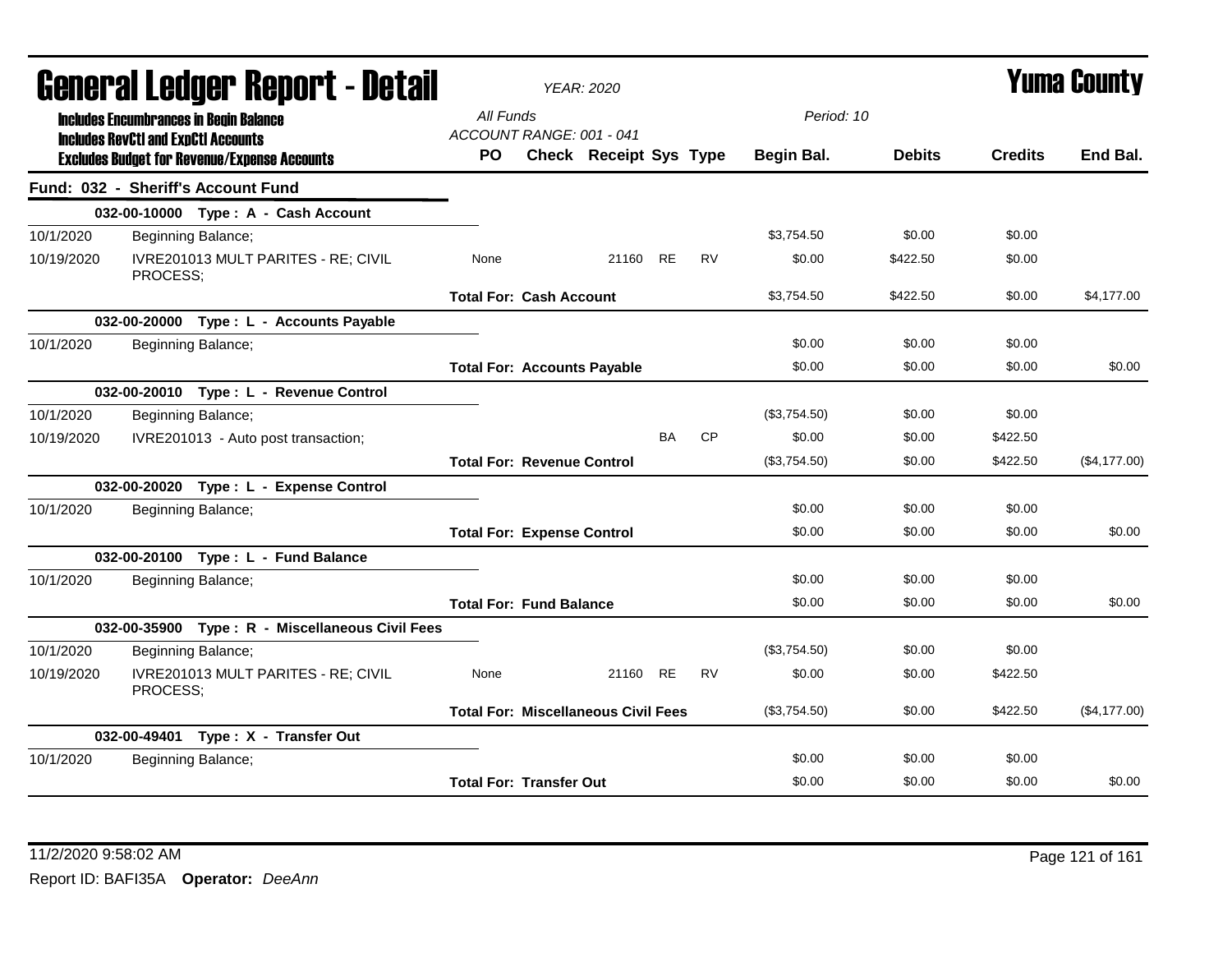# General Ledger Report - Detail

*YEAR: 2020*

# Yuma County

**Includes Encumbrances in Begin Balance**
**Includes RevCtl and ExpCtl Accounts**
**Excludes Budget for Revenue/Expense Accounts**

*All Funds*
*ACCOUNT RANGE: 001 - 041*
*Period: 10*

| | | PO | Check | Receipt | Sys | Type | Begin Bal. | Debits | Credits | End Bal. |
|---|---|---|---|---|---|---|---|---|---|---|
| **Fund: 032 - Sheriff's Account Fund** | | | | | | | | | | |
| | **032-00-10000 Type : A - Cash Account** | | | | | | | | | |
| 10/1/2020 | Beginning Balance; | | | | | | $3,754.50 | $0.00 | $0.00 | |
| 10/19/2020 | IVRE201013 MULT PARITES - RE; CIVIL PROCESS; | None | | 21160 | RE | RV | $0.00 | $422.50 | $0.00 | |
| | | **Total For: Cash Account** | | | | | $3,754.50 | $422.50 | $0.00 | $4,177.00 |
| | **032-00-20000 Type : L - Accounts Payable** | | | | | | | | | |
| 10/1/2020 | Beginning Balance; | | | | | | $0.00 | $0.00 | $0.00 | |
| | | **Total For: Accounts Payable** | | | | | $0.00 | $0.00 | $0.00 | $0.00 |
| | **032-00-20010 Type : L - Revenue Control** | | | | | | | | | |
| 10/1/2020 | Beginning Balance; | | | | | | ($3,754.50) | $0.00 | $0.00 | |
| 10/19/2020 | IVRE201013 - Auto post transaction; | | | | BA | CP | $0.00 | $0.00 | $422.50 | |
| | | **Total For: Revenue Control** | | | | | ($3,754.50) | $0.00 | $422.50 | ($4,177.00) |
| | **032-00-20020 Type : L - Expense Control** | | | | | | | | | |
| 10/1/2020 | Beginning Balance; | | | | | | $0.00 | $0.00 | $0.00 | |
| | | **Total For: Expense Control** | | | | | $0.00 | $0.00 | $0.00 | $0.00 |
| | **032-00-20100 Type : L - Fund Balance** | | | | | | | | | |
| 10/1/2020 | Beginning Balance; | | | | | | $0.00 | $0.00 | $0.00 | |
| | | **Total For: Fund Balance** | | | | | $0.00 | $0.00 | $0.00 | $0.00 |
| | **032-00-35900 Type : R - Miscellaneous Civil Fees** | | | | | | | | | |
| 10/1/2020 | Beginning Balance; | | | | | | ($3,754.50) | $0.00 | $0.00 | |
| 10/19/2020 | IVRE201013 MULT PARITES - RE; CIVIL PROCESS; | None | | 21160 | RE | RV | $0.00 | $0.00 | $422.50 | |
| | | **Total For: Miscellaneous Civil Fees** | | | | | ($3,754.50) | $0.00 | $422.50 | ($4,177.00) |
| | **032-00-49401 Type : X - Transfer Out** | | | | | | | | | |
| 10/1/2020 | Beginning Balance; | | | | | | $0.00 | $0.00 | $0.00 | |
| | | **Total For: Transfer Out** | | | | | $0.00 | $0.00 | $0.00 | $0.00 |

11/2/2020 9:58:02 AM

Report ID: BAFI35A **Operator:** *DeeAnn*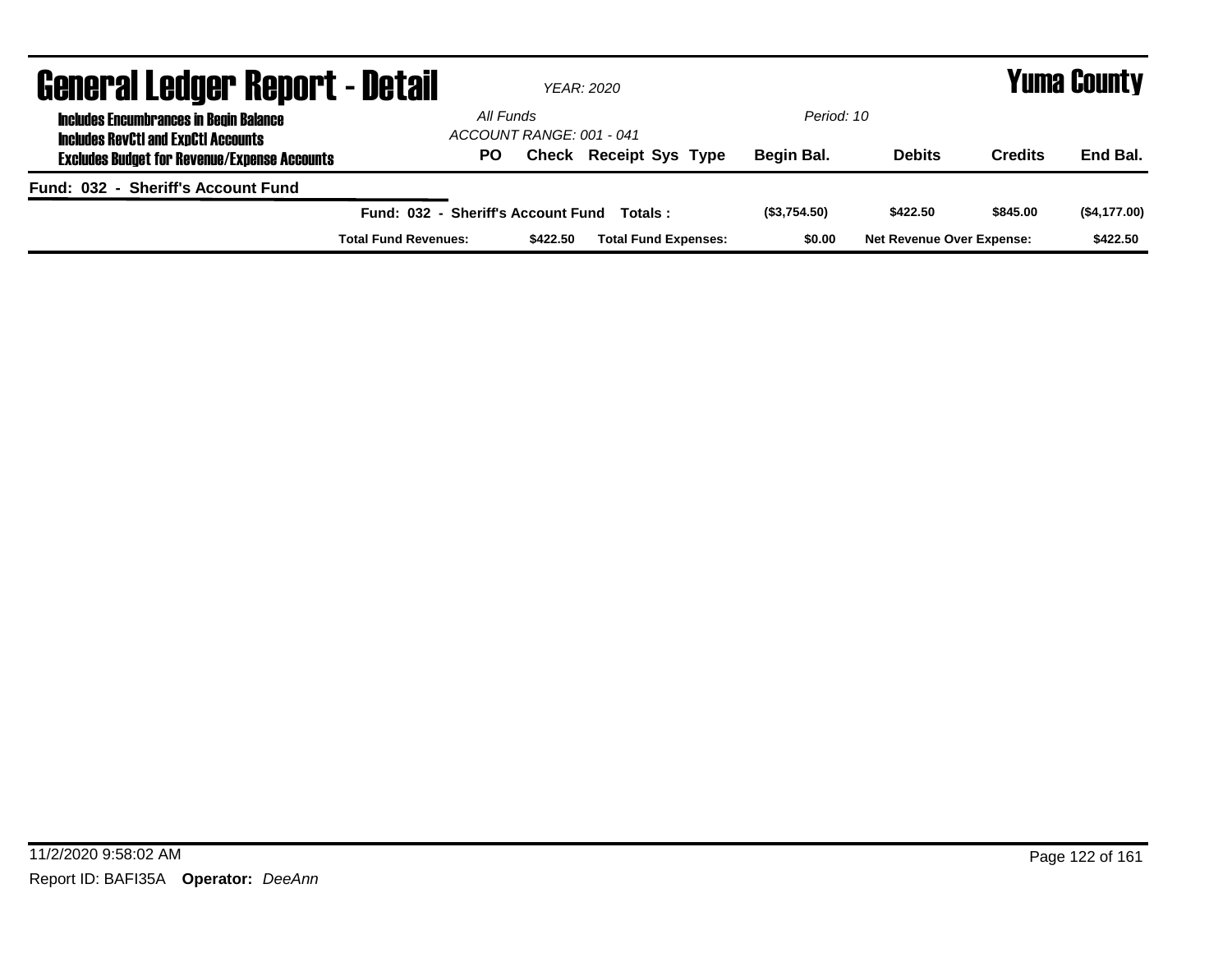# General Ledger Report - Detail

*YEAR: 2020*

**Yuma County**

**Includes Encumbrances in Begin Balance**
**Includes RevCtl and ExpCtl Accounts**
**Excludes Budget for Revenue/Expense Accounts**

*All Funds*
*ACCOUNT RANGE: 001 - 041*
*Period: 10*

| PO | Check | Receipt | Sys | Type | Begin Bal. | Debits | Credits | End Bal. |
|---|---|---|---|---|---|---|---|---|

**Fund: 032 - Sheriff's Account Fund**

| | Begin Bal. | Debits | Credits | End Bal. |
|---|---|---|---|---|
| **Fund: 032 - Sheriff's Account Fund Totals :** | ($3,754.50) | $422.50 | $845.00 | ($4,177.00) |

| Total Fund Revenues: | $422.50 | Total Fund Expenses: | $0.00 | Net Revenue Over Expense: | $422.50 |
|---|---|---|---|---|---|

11/2/2020 9:58:02 AM

Report ID: BAFI35A **Operator:** *DeeAnn*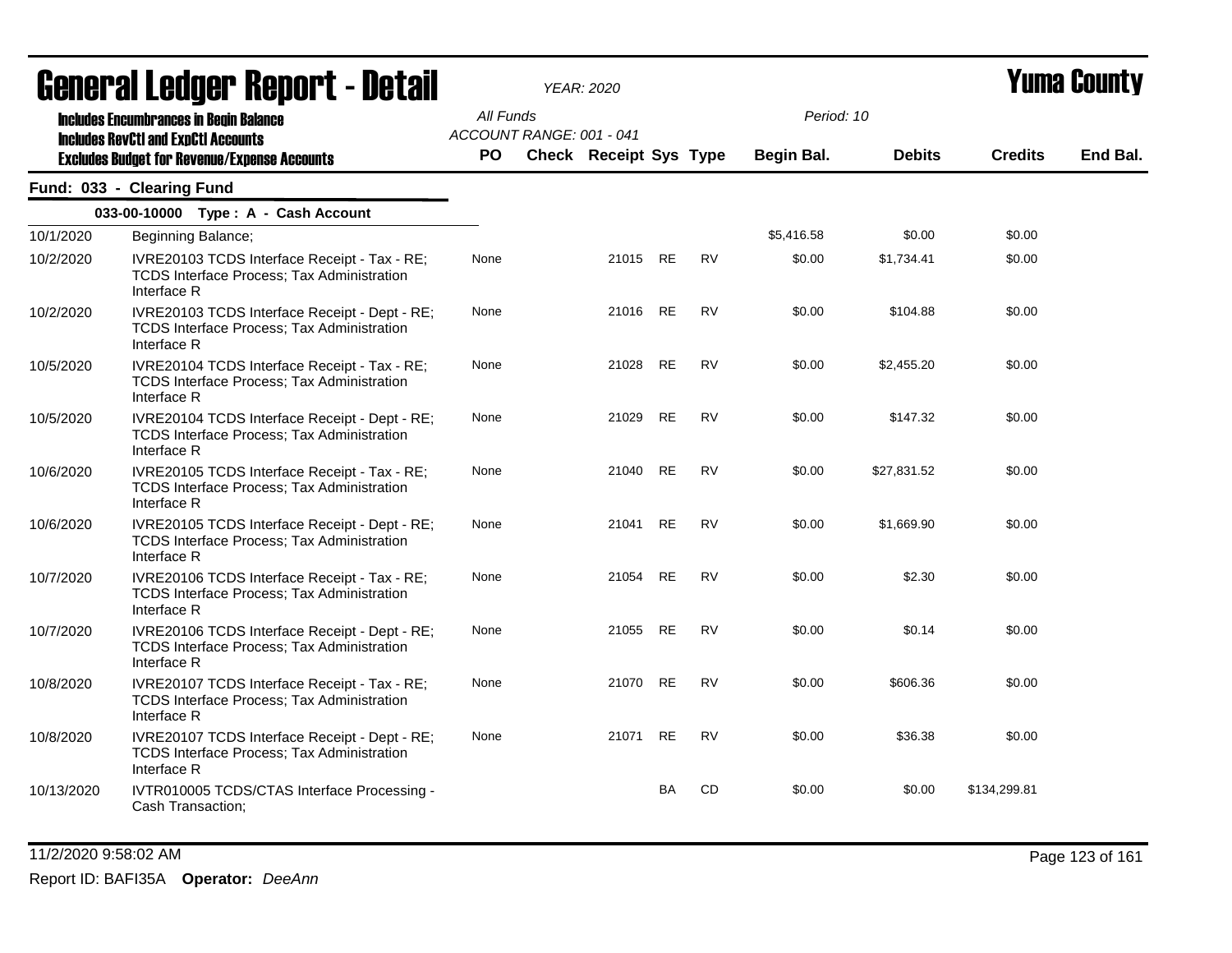# General Ledger Report - Detail

*YEAR: 2020*

# Yuma County

**Includes Encumbrances in Begin Balance**
**Includes RevCtl and ExpCtl Accounts**
**Excludes Budget for Revenue/Expense Accounts**

*All Funds*
*ACCOUNT RANGE: 001 - 041*

*Period: 10*

## Fund: 033 - Clearing Fund

**033-00-10000 Type : A - Cash Account**

| Date | Description | PO | Check | Receipt | Sys | Type | Begin Bal. | Debits | Credits | End Bal. |
|---|---|---|---|---|---|---|---|---|---|---|
| 10/1/2020 | Beginning Balance; | | | | | | $5,416.58 | $0.00 | $0.00 | |
| 10/2/2020 | IVRE20103 TCDS Interface Receipt - Tax - RE; TCDS Interface Process; Tax Administration Interface R | None | | 21015 | RE | RV | $0.00 | $1,734.41 | $0.00 | |
| 10/2/2020 | IVRE20103 TCDS Interface Receipt - Dept - RE; TCDS Interface Process; Tax Administration Interface R | None | | 21016 | RE | RV | $0.00 | $104.88 | $0.00 | |
| 10/5/2020 | IVRE20104 TCDS Interface Receipt - Tax - RE; TCDS Interface Process; Tax Administration Interface R | None | | 21028 | RE | RV | $0.00 | $2,455.20 | $0.00 | |
| 10/5/2020 | IVRE20104 TCDS Interface Receipt - Dept - RE; TCDS Interface Process; Tax Administration Interface R | None | | 21029 | RE | RV | $0.00 | $147.32 | $0.00 | |
| 10/6/2020 | IVRE20105 TCDS Interface Receipt - Tax - RE; TCDS Interface Process; Tax Administration Interface R | None | | 21040 | RE | RV | $0.00 | $27,831.52 | $0.00 | |
| 10/6/2020 | IVRE20105 TCDS Interface Receipt - Dept - RE; TCDS Interface Process; Tax Administration Interface R | None | | 21041 | RE | RV | $0.00 | $1,669.90 | $0.00 | |
| 10/7/2020 | IVRE20106 TCDS Interface Receipt - Tax - RE; TCDS Interface Process; Tax Administration Interface R | None | | 21054 | RE | RV | $0.00 | $2.30 | $0.00 | |
| 10/7/2020 | IVRE20106 TCDS Interface Receipt - Dept - RE; TCDS Interface Process; Tax Administration Interface R | None | | 21055 | RE | RV | $0.00 | $0.14 | $0.00 | |
| 10/8/2020 | IVRE20107 TCDS Interface Receipt - Tax - RE; TCDS Interface Process; Tax Administration Interface R | None | | 21070 | RE | RV | $0.00 | $606.36 | $0.00 | |
| 10/8/2020 | IVRE20107 TCDS Interface Receipt - Dept - RE; TCDS Interface Process; Tax Administration Interface R | None | | 21071 | RE | RV | $0.00 | $36.38 | $0.00 | |
| 10/13/2020 | IVTR010005 TCDS/CTAS Interface Processing - Cash Transaction; | | | | BA | CD | $0.00 | $0.00 | $134,299.81 | |

11/2/2020 9:58:02 AM

Report ID: BAFI35A **Operator:** *DeeAnn*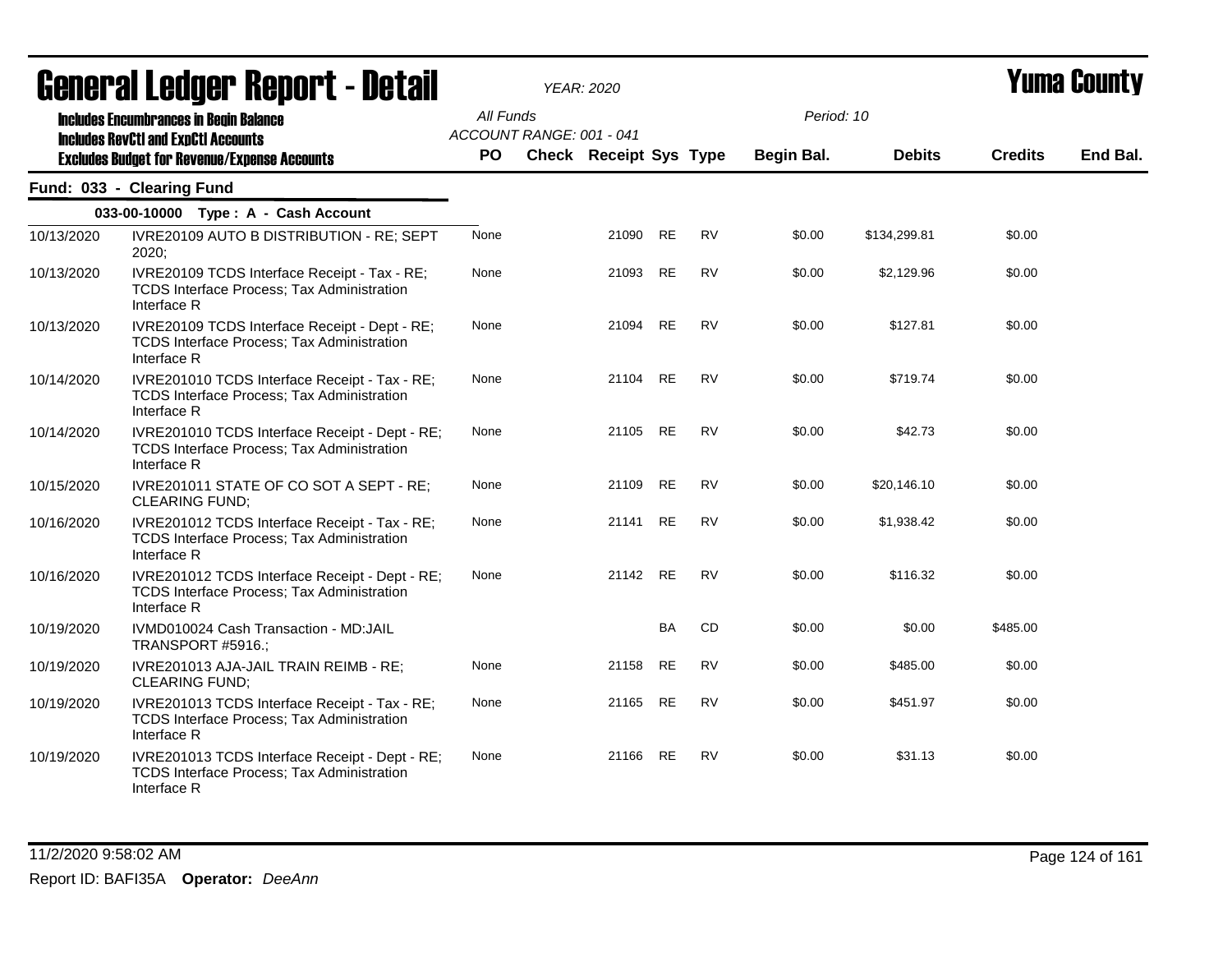# General Ledger Report - Detail

*YEAR: 2020*

# Yuma County

**Includes Encumbrances in Begin Balance**
**Includes RevCtl and ExpCtl Accounts**
**Excludes Budget for Revenue/Expense Accounts**

All Funds
ACCOUNT RANGE: 001 - 041

Period: 10

## Fund: 033 - Clearing Fund

**033-00-10000 Type : A - Cash Account**

| Date | Description | PO | Check | Receipt | Sys | Type | Begin Bal. | Debits | Credits | End Bal. |
|---|---|---|---|---|---|---|---|---|---|---|
| 10/13/2020 | IVRE20109 AUTO B DISTRIBUTION - RE; SEPT 2020; | None | | 21090 | RE | RV | $0.00 | $134,299.81 | $0.00 | |
| 10/13/2020 | IVRE20109 TCDS Interface Receipt - Tax - RE; TCDS Interface Process; Tax Administration Interface R | None | | 21093 | RE | RV | $0.00 | $2,129.96 | $0.00 | |
| 10/13/2020 | IVRE20109 TCDS Interface Receipt - Dept - RE; TCDS Interface Process; Tax Administration Interface R | None | | 21094 | RE | RV | $0.00 | $127.81 | $0.00 | |
| 10/14/2020 | IVRE201010 TCDS Interface Receipt - Tax - RE; TCDS Interface Process; Tax Administration Interface R | None | | 21104 | RE | RV | $0.00 | $719.74 | $0.00 | |
| 10/14/2020 | IVRE201010 TCDS Interface Receipt - Dept - RE; TCDS Interface Process; Tax Administration Interface R | None | | 21105 | RE | RV | $0.00 | $42.73 | $0.00 | |
| 10/15/2020 | IVRE201011 STATE OF CO SOT A SEPT - RE; CLEARING FUND; | None | | 21109 | RE | RV | $0.00 | $20,146.10 | $0.00 | |
| 10/16/2020 | IVRE201012 TCDS Interface Receipt - Tax - RE; TCDS Interface Process; Tax Administration Interface R | None | | 21141 | RE | RV | $0.00 | $1,938.42 | $0.00 | |
| 10/16/2020 | IVRE201012 TCDS Interface Receipt - Dept - RE; TCDS Interface Process; Tax Administration Interface R | None | | 21142 | RE | RV | $0.00 | $116.32 | $0.00 | |
| 10/19/2020 | IVMD010024 Cash Transaction - MD:JAIL TRANSPORT #5916.; | | | | BA | CD | $0.00 | $0.00 | $485.00 | |
| 10/19/2020 | IVRE201013 AJA-JAIL TRAIN REIMB - RE; CLEARING FUND; | None | | 21158 | RE | RV | $0.00 | $485.00 | $0.00 | |
| 10/19/2020 | IVRE201013 TCDS Interface Receipt - Tax - RE; TCDS Interface Process; Tax Administration Interface R | None | | 21165 | RE | RV | $0.00 | $451.97 | $0.00 | |
| 10/19/2020 | IVRE201013 TCDS Interface Receipt - Dept - RE; TCDS Interface Process; Tax Administration Interface R | None | | 21166 | RE | RV | $0.00 | $31.13 | $0.00 | |

11/2/2020 9:58:02 AM

Report ID: BAFI35A **Operator:** *DeeAnn*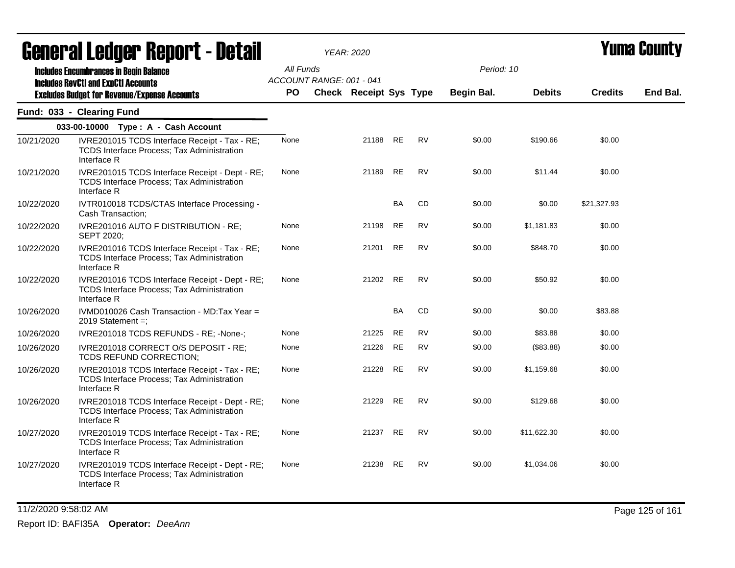# General Ledger Report - Detail

*YEAR: 2020*

**Yuma County**

Includes Encumbrances in Begin Balance
Includes RevCtl and ExpCtl Accounts
Excludes Budget for Revenue/Expense Accounts

All Funds
ACCOUNT RANGE: 001 - 041

Period: 10

## Fund: 033 - Clearing Fund

### 033-00-10000 Type : A - Cash Account

| Date | Description | PO | Check | Receipt | Sys | Type | Begin Bal. | Debits | Credits | End Bal. |
|---|---|---|---|---|---|---|---|---|---|---|
| 10/21/2020 | IVRE201015 TCDS Interface Receipt - Tax - RE; TCDS Interface Process; Tax Administration Interface R | None | | 21188 | RE | RV | $0.00 | $190.66 | $0.00 | |
| 10/21/2020 | IVRE201015 TCDS Interface Receipt - Dept - RE; TCDS Interface Process; Tax Administration Interface R | None | | 21189 | RE | RV | $0.00 | $11.44 | $0.00 | |
| 10/22/2020 | IVTR010018 TCDS/CTAS Interface Processing - Cash Transaction; | | | | BA | CD | $0.00 | $0.00 | $21,327.93 | |
| 10/22/2020 | IVRE201016 AUTO F DISTRIBUTION - RE; SEPT 2020; | None | | 21198 | RE | RV | $0.00 | $1,181.83 | $0.00 | |
| 10/22/2020 | IVRE201016 TCDS Interface Receipt - Tax - RE; TCDS Interface Process; Tax Administration Interface R | None | | 21201 | RE | RV | $0.00 | $848.70 | $0.00 | |
| 10/22/2020 | IVRE201016 TCDS Interface Receipt - Dept - RE; TCDS Interface Process; Tax Administration Interface R | None | | 21202 | RE | RV | $0.00 | $50.92 | $0.00 | |
| 10/26/2020 | IVMD010026 Cash Transaction - MD:Tax Year = 2019 Statement =; | | | | BA | CD | $0.00 | $0.00 | $83.88 | |
| 10/26/2020 | IVRE201018 TCDS REFUNDS - RE; -None-; | None | | 21225 | RE | RV | $0.00 | $83.88 | $0.00 | |
| 10/26/2020 | IVRE201018 CORRECT O/S DEPOSIT - RE; TCDS REFUND CORRECTION; | None | | 21226 | RE | RV | $0.00 | ($83.88) | $0.00 | |
| 10/26/2020 | IVRE201018 TCDS Interface Receipt - Tax - RE; TCDS Interface Process; Tax Administration Interface R | None | | 21228 | RE | RV | $0.00 | $1,159.68 | $0.00 | |
| 10/26/2020 | IVRE201018 TCDS Interface Receipt - Dept - RE; TCDS Interface Process; Tax Administration Interface R | None | | 21229 | RE | RV | $0.00 | $129.68 | $0.00 | |
| 10/27/2020 | IVRE201019 TCDS Interface Receipt - Tax - RE; TCDS Interface Process; Tax Administration Interface R | None | | 21237 | RE | RV | $0.00 | $11,622.30 | $0.00 | |
| 10/27/2020 | IVRE201019 TCDS Interface Receipt - Dept - RE; TCDS Interface Process; Tax Administration Interface R | None | | 21238 | RE | RV | $0.00 | $1,034.06 | $0.00 | |

11/2/2020 9:58:02 AM

Report ID: BAFI35A **Operator:** *DeeAnn*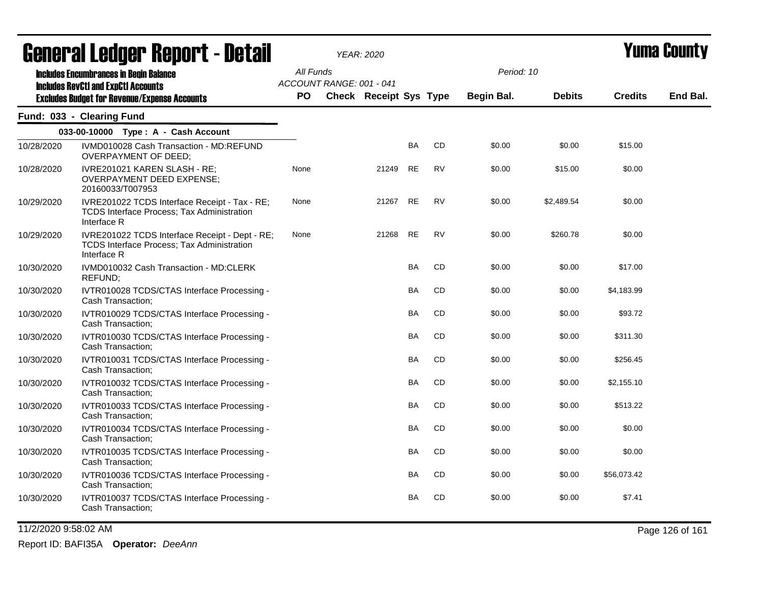# General Ledger Report - Detail

**Yuma County**

YEAR: 2020

**Includes Encumbrances in Begin Balance**
**Includes RevCtl and ExpCtl Accounts**
**Excludes Budget for Revenue/Expense Accounts**

All Funds
ACCOUNT RANGE: 001 - 041

Period: 10

## Fund: 033 - Clearing Fund

### 033-00-10000 Type : A - Cash Account

| Date | Description | PO | Check | Receipt | Sys | Type | Begin Bal. | Debits | Credits | End Bal. |
|---|---|---|---|---|---|---|---|---|---|---|
| 10/28/2020 | IVMD010028 Cash Transaction - MD:REFUND OVERPAYMENT OF DEED; | | | | BA | CD | $0.00 | $0.00 | $15.00 | |
| 10/28/2020 | IVRE201021 KAREN SLASH - RE; OVERPAYMENT DEED EXPENSE; 20160033/T007953 | None | | 21249 | RE | RV | $0.00 | $15.00 | $0.00 | |
| 10/29/2020 | IVRE201022 TCDS Interface Receipt - Tax - RE; TCDS Interface Process; Tax Administration Interface R | None | | 21267 | RE | RV | $0.00 | $2,489.54 | $0.00 | |
| 10/29/2020 | IVRE201022 TCDS Interface Receipt - Dept - RE; TCDS Interface Process; Tax Administration Interface R | None | | 21268 | RE | RV | $0.00 | $260.78 | $0.00 | |
| 10/30/2020 | IVMD010032 Cash Transaction - MD:CLERK REFUND; | | | | BA | CD | $0.00 | $0.00 | $17.00 | |
| 10/30/2020 | IVTR010028 TCDS/CTAS Interface Processing - Cash Transaction; | | | | BA | CD | $0.00 | $0.00 | $4,183.99 | |
| 10/30/2020 | IVTR010029 TCDS/CTAS Interface Processing - Cash Transaction; | | | | BA | CD | $0.00 | $0.00 | $93.72 | |
| 10/30/2020 | IVTR010030 TCDS/CTAS Interface Processing - Cash Transaction; | | | | BA | CD | $0.00 | $0.00 | $311.30 | |
| 10/30/2020 | IVTR010031 TCDS/CTAS Interface Processing - Cash Transaction; | | | | BA | CD | $0.00 | $0.00 | $256.45 | |
| 10/30/2020 | IVTR010032 TCDS/CTAS Interface Processing - Cash Transaction; | | | | BA | CD | $0.00 | $0.00 | $2,155.10 | |
| 10/30/2020 | IVTR010033 TCDS/CTAS Interface Processing - Cash Transaction; | | | | BA | CD | $0.00 | $0.00 | $513.22 | |
| 10/30/2020 | IVTR010034 TCDS/CTAS Interface Processing - Cash Transaction; | | | | BA | CD | $0.00 | $0.00 | $0.00 | |
| 10/30/2020 | IVTR010035 TCDS/CTAS Interface Processing - Cash Transaction; | | | | BA | CD | $0.00 | $0.00 | $0.00 | |
| 10/30/2020 | IVTR010036 TCDS/CTAS Interface Processing - Cash Transaction; | | | | BA | CD | $0.00 | $0.00 | $56,073.42 | |
| 10/30/2020 | IVTR010037 TCDS/CTAS Interface Processing - Cash Transaction; | | | | BA | CD | $0.00 | $0.00 | $7.41 | |

11/2/2020 9:58:02 AM

Report ID: BAFI35A **Operator:** *DeeAnn*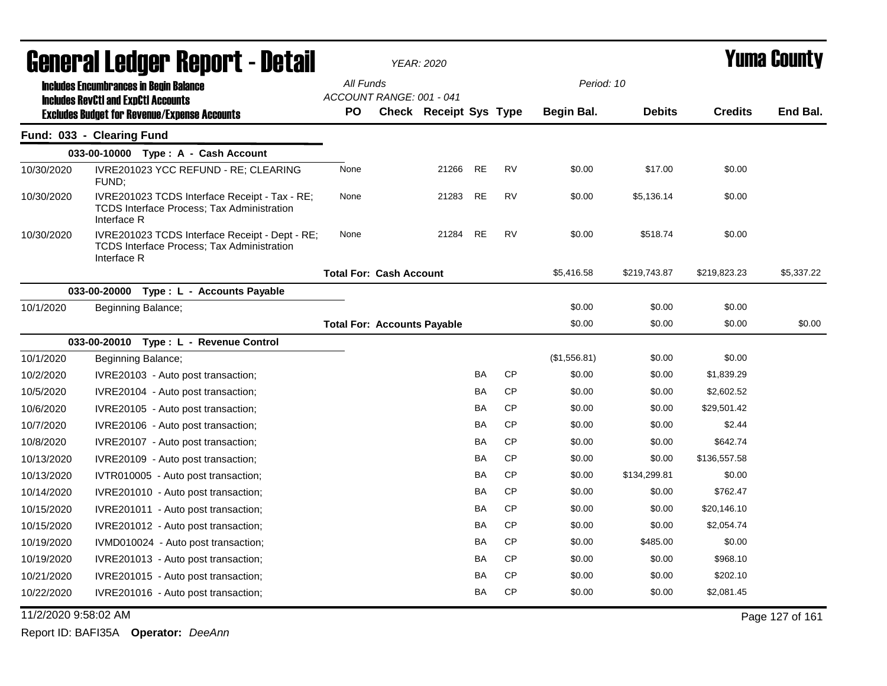# General Ledger Report - Detail

*YEAR: 2020*

**Yuma County**

Includes Encumbrances in Begin Balance
Includes RevCtl and ExpCtl Accounts
Excludes Budget for Revenue/Expense Accounts

All Funds
ACCOUNT RANGE: 001 - 041

Period: 10

## Fund: 033 - Clearing Fund

| Date | Description | PO | Check | Receipt | Sys | Type | Begin Bal. | Debits | Credits | End Bal. |
|---|---|---|---|---|---|---|---|---|---|---|
| **033-00-10000 Type : A - Cash Account** | | | | | | | | | | |
| 10/30/2020 | IVRE201023 YCC REFUND - RE; CLEARING FUND; | None | | 21266 | RE | RV | $0.00 | $17.00 | $0.00 | |
| 10/30/2020 | IVRE201023 TCDS Interface Receipt - Tax - RE; TCDS Interface Process; Tax Administration Interface R | None | | 21283 | RE | RV | $0.00 | $5,136.14 | $0.00 | |
| 10/30/2020 | IVRE201023 TCDS Interface Receipt - Dept - RE; TCDS Interface Process; Tax Administration Interface R | None | | 21284 | RE | RV | $0.00 | $518.74 | $0.00 | |
| | **Total For: Cash Account** | | | | | | $5,416.58 | $219,743.87 | $219,823.23 | $5,337.22 |
| **033-00-20000 Type : L - Accounts Payable** | | | | | | | | | | |
| 10/1/2020 | Beginning Balance; | | | | | | $0.00 | $0.00 | $0.00 | |
| | **Total For: Accounts Payable** | | | | | | $0.00 | $0.00 | $0.00 | $0.00 |
| **033-00-20010 Type : L - Revenue Control** | | | | | | | | | | |
| 10/1/2020 | Beginning Balance; | | | | | | ($1,556.81) | $0.00 | $0.00 | |
| 10/2/2020 | IVRE20103 - Auto post transaction; | | | | BA | CP | $0.00 | $0.00 | $1,839.29 | |
| 10/5/2020 | IVRE20104 - Auto post transaction; | | | | BA | CP | $0.00 | $0.00 | $2,602.52 | |
| 10/6/2020 | IVRE20105 - Auto post transaction; | | | | BA | CP | $0.00 | $0.00 | $29,501.42 | |
| 10/7/2020 | IVRE20106 - Auto post transaction; | | | | BA | CP | $0.00 | $0.00 | $2.44 | |
| 10/8/2020 | IVRE20107 - Auto post transaction; | | | | BA | CP | $0.00 | $0.00 | $642.74 | |
| 10/13/2020 | IVRE20109 - Auto post transaction; | | | | BA | CP | $0.00 | $0.00 | $136,557.58 | |
| 10/13/2020 | IVTR010005 - Auto post transaction; | | | | BA | CP | $0.00 | $134,299.81 | $0.00 | |
| 10/14/2020 | IVRE201010 - Auto post transaction; | | | | BA | CP | $0.00 | $0.00 | $762.47 | |
| 10/15/2020 | IVRE201011 - Auto post transaction; | | | | BA | CP | $0.00 | $0.00 | $20,146.10 | |
| 10/15/2020 | IVRE201012 - Auto post transaction; | | | | BA | CP | $0.00 | $0.00 | $2,054.74 | |
| 10/19/2020 | IVMD010024 - Auto post transaction; | | | | BA | CP | $0.00 | $485.00 | $0.00 | |
| 10/19/2020 | IVRE201013 - Auto post transaction; | | | | BA | CP | $0.00 | $0.00 | $968.10 | |
| 10/21/2020 | IVRE201015 - Auto post transaction; | | | | BA | CP | $0.00 | $0.00 | $202.10 | |
| 10/22/2020 | IVRE201016 - Auto post transaction; | | | | BA | CP | $0.00 | $0.00 | $2,081.45 | |

11/2/2020 9:58:02 AM

Report ID: BAFI35A **Operator:** *DeeAnn*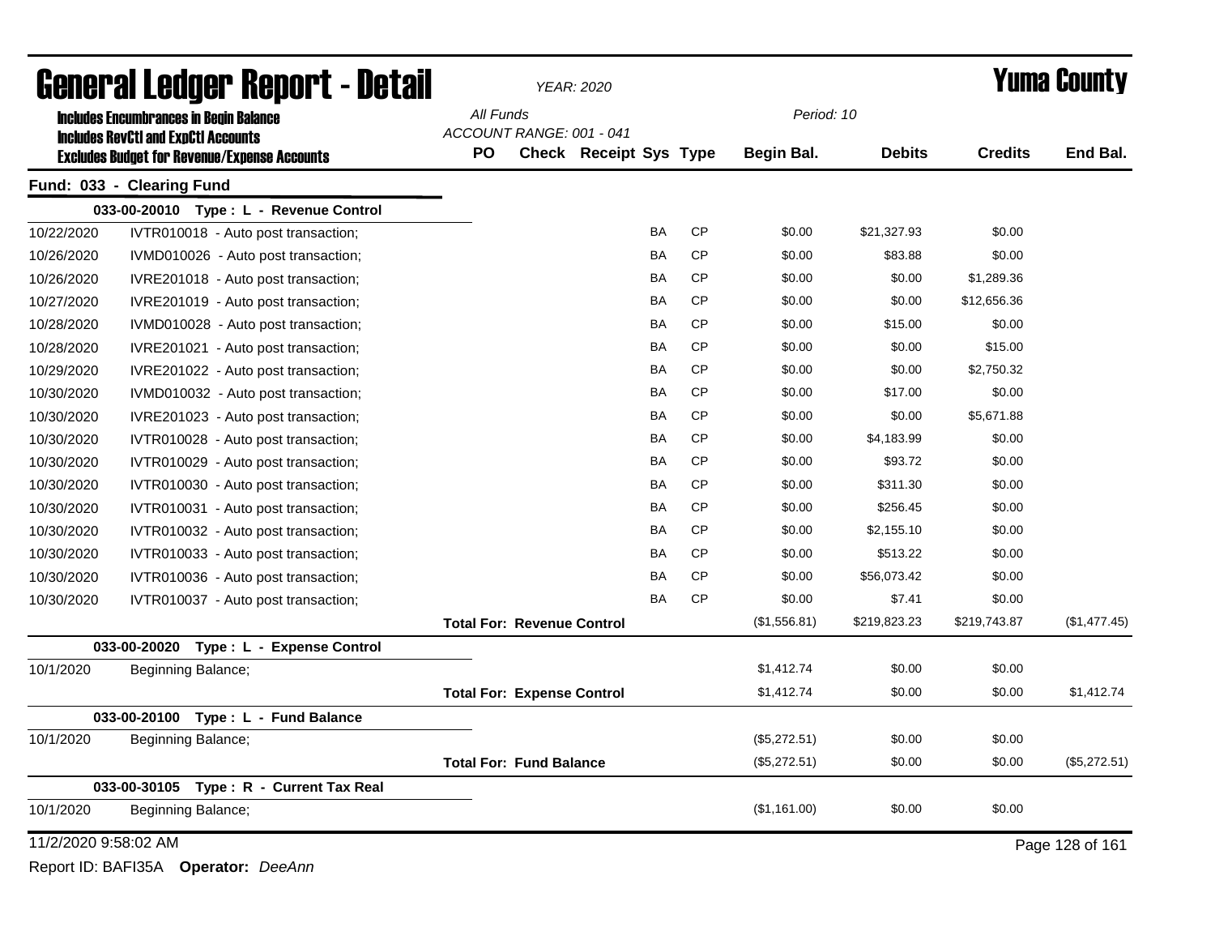# General Ledger Report - Detail

*YEAR: 2020*

# Yuma County

**Includes Encumbrances in Begin Balance**
**Includes RevCtl and ExpCtl Accounts**
**Excludes Budget for Revenue/Expense Accounts**

*All Funds*
*ACCOUNT RANGE: 001 - 041*
*Period: 10*

## Fund: 033 - Clearing Fund

| Date | Description | PO | Check | Receipt | Sys | Type | Begin Bal. | Debits | Credits | End Bal. |
|---|---|---|---|---|---|---|---|---|---|---|
| | **033-00-20010 Type : L - Revenue Control** | | | | | | | | | |
| 10/22/2020 | IVTR010018 - Auto post transaction; | | | | BA | CP | $0.00 | $21,327.93 | $0.00 | |
| 10/26/2020 | IVMD010026 - Auto post transaction; | | | | BA | CP | $0.00 | $83.88 | $0.00 | |
| 10/26/2020 | IVRE201018 - Auto post transaction; | | | | BA | CP | $0.00 | $0.00 | $1,289.36 | |
| 10/27/2020 | IVRE201019 - Auto post transaction; | | | | BA | CP | $0.00 | $0.00 | $12,656.36 | |
| 10/28/2020 | IVMD010028 - Auto post transaction; | | | | BA | CP | $0.00 | $15.00 | $0.00 | |
| 10/28/2020 | IVRE201021 - Auto post transaction; | | | | BA | CP | $0.00 | $0.00 | $15.00 | |
| 10/29/2020 | IVRE201022 - Auto post transaction; | | | | BA | CP | $0.00 | $0.00 | $2,750.32 | |
| 10/30/2020 | IVMD010032 - Auto post transaction; | | | | BA | CP | $0.00 | $17.00 | $0.00 | |
| 10/30/2020 | IVRE201023 - Auto post transaction; | | | | BA | CP | $0.00 | $0.00 | $5,671.88 | |
| 10/30/2020 | IVTR010028 - Auto post transaction; | | | | BA | CP | $0.00 | $4,183.99 | $0.00 | |
| 10/30/2020 | IVTR010029 - Auto post transaction; | | | | BA | CP | $0.00 | $93.72 | $0.00 | |
| 10/30/2020 | IVTR010030 - Auto post transaction; | | | | BA | CP | $0.00 | $311.30 | $0.00 | |
| 10/30/2020 | IVTR010031 - Auto post transaction; | | | | BA | CP | $0.00 | $256.45 | $0.00 | |
| 10/30/2020 | IVTR010032 - Auto post transaction; | | | | BA | CP | $0.00 | $2,155.10 | $0.00 | |
| 10/30/2020 | IVTR010033 - Auto post transaction; | | | | BA | CP | $0.00 | $513.22 | $0.00 | |
| 10/30/2020 | IVTR010036 - Auto post transaction; | | | | BA | CP | $0.00 | $56,073.42 | $0.00 | |
| 10/30/2020 | IVTR010037 - Auto post transaction; | | | | BA | CP | $0.00 | $7.41 | $0.00 | |
| | | **Total For: Revenue Control** | | | | | ($1,556.81) | $219,823.23 | $219,743.87 | ($1,477.45) |
| | **033-00-20020 Type : L - Expense Control** | | | | | | | | | |
| 10/1/2020 | Beginning Balance; | | | | | | $1,412.74 | $0.00 | $0.00 | |
| | | **Total For: Expense Control** | | | | | $1,412.74 | $0.00 | $0.00 | $1,412.74 |
| | **033-00-20100 Type : L - Fund Balance** | | | | | | | | | |
| 10/1/2020 | Beginning Balance; | | | | | | ($5,272.51) | $0.00 | $0.00 | |
| | | **Total For: Fund Balance** | | | | | ($5,272.51) | $0.00 | $0.00 | ($5,272.51) |
| | **033-00-30105 Type : R - Current Tax Real** | | | | | | | | | |
| 10/1/2020 | Beginning Balance; | | | | | | ($1,161.00) | $0.00 | $0.00 | |

11/2/2020 9:58:02 AM

Report ID: BAFI35A **Operator:** *DeeAnn*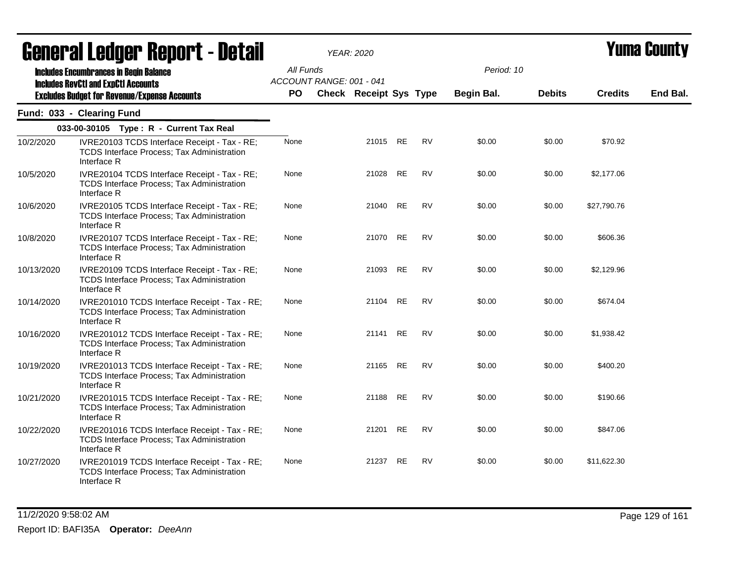# General Ledger Report - Detail

**YEAR: 2020**

**Yuma County**

Includes Encumbrances in Begin Balance
Includes RevCtl and ExpCtl Accounts
Excludes Budget for Revenue/Expense Accounts

All Funds
ACCOUNT RANGE: 001 - 041

Period: 10

## Fund: 033 - Clearing Fund

### 033-00-30105 Type : R - Current Tax Real

| Date | Description | PO | Check | Receipt | Sys | Type | Begin Bal. | Debits | Credits | End Bal. |
|---|---|---|---|---|---|---|---|---|---|---|
| 10/2/2020 | IVRE20103 TCDS Interface Receipt - Tax - RE; TCDS Interface Process; Tax Administration Interface R | None | | 21015 | RE | RV | $0.00 | $0.00 | $70.92 | |
| 10/5/2020 | IVRE20104 TCDS Interface Receipt - Tax - RE; TCDS Interface Process; Tax Administration Interface R | None | | 21028 | RE | RV | $0.00 | $0.00 | $2,177.06 | |
| 10/6/2020 | IVRE20105 TCDS Interface Receipt - Tax - RE; TCDS Interface Process; Tax Administration Interface R | None | | 21040 | RE | RV | $0.00 | $0.00 | $27,790.76 | |
| 10/8/2020 | IVRE20107 TCDS Interface Receipt - Tax - RE; TCDS Interface Process; Tax Administration Interface R | None | | 21070 | RE | RV | $0.00 | $0.00 | $606.36 | |
| 10/13/2020 | IVRE20109 TCDS Interface Receipt - Tax - RE; TCDS Interface Process; Tax Administration Interface R | None | | 21093 | RE | RV | $0.00 | $0.00 | $2,129.96 | |
| 10/14/2020 | IVRE201010 TCDS Interface Receipt - Tax - RE; TCDS Interface Process; Tax Administration Interface R | None | | 21104 | RE | RV | $0.00 | $0.00 | $674.04 | |
| 10/16/2020 | IVRE201012 TCDS Interface Receipt - Tax - RE; TCDS Interface Process; Tax Administration Interface R | None | | 21141 | RE | RV | $0.00 | $0.00 | $1,938.42 | |
| 10/19/2020 | IVRE201013 TCDS Interface Receipt - Tax - RE; TCDS Interface Process; Tax Administration Interface R | None | | 21165 | RE | RV | $0.00 | $0.00 | $400.20 | |
| 10/21/2020 | IVRE201015 TCDS Interface Receipt - Tax - RE; TCDS Interface Process; Tax Administration Interface R | None | | 21188 | RE | RV | $0.00 | $0.00 | $190.66 | |
| 10/22/2020 | IVRE201016 TCDS Interface Receipt - Tax - RE; TCDS Interface Process; Tax Administration Interface R | None | | 21201 | RE | RV | $0.00 | $0.00 | $847.06 | |
| 10/27/2020 | IVRE201019 TCDS Interface Receipt - Tax - RE; TCDS Interface Process; Tax Administration Interface R | None | | 21237 | RE | RV | $0.00 | $0.00 | $11,622.30 | |

11/2/2020 9:58:02 AM

Report ID: BAFI35A **Operator:** *DeeAnn*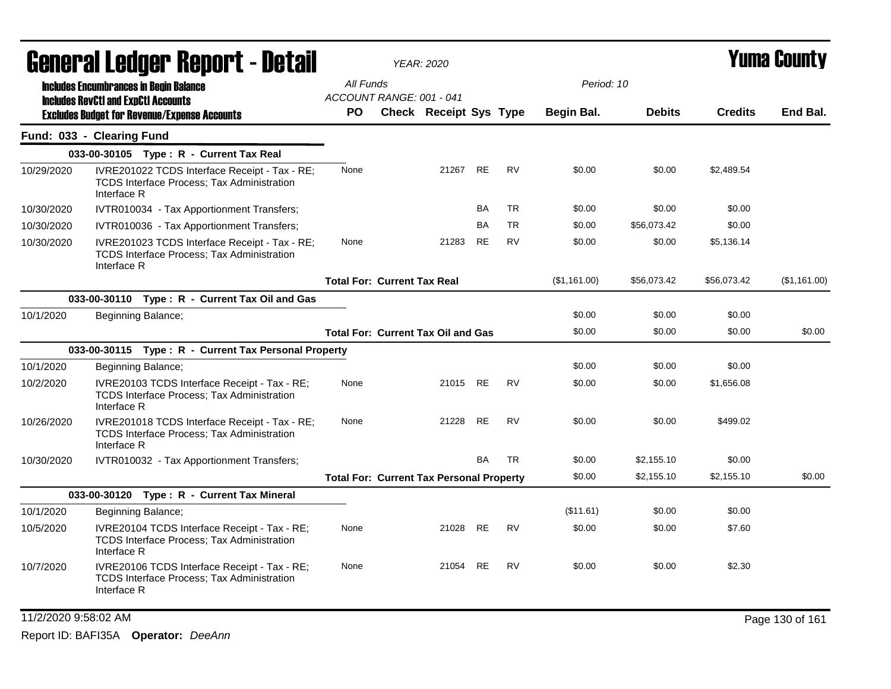# General Ledger Report - Detail

*YEAR: 2020*

# Yuma County

**Includes Encumbrances in Begin Balance**
**Includes RevCtl and ExpCtl Accounts**
**Excludes Budget for Revenue/Expense Accounts**

All Funds
ACCOUNT RANGE: 001 - 041

Period: 10

| | | PO | Check | Receipt | Sys | Type | Begin Bal. | Debits | Credits | End Bal. |
|---|---|---|---|---|---|---|---|---|---|---|
| **Fund: 033 - Clearing Fund** | | | | | | | | | | |
| | **033-00-30105 Type : R - Current Tax Real** | | | | | | | | | |
| 10/29/2020 | IVRE201022 TCDS Interface Receipt - Tax - RE; TCDS Interface Process; Tax Administration Interface R | None | | 21267 | RE | RV | $0.00 | $0.00 | $2,489.54 | |
| 10/30/2020 | IVTR010034 - Tax Apportionment Transfers; | | | | BA | TR | $0.00 | $0.00 | $0.00 | |
| 10/30/2020 | IVTR010036 - Tax Apportionment Transfers; | | | | BA | TR | $0.00 | $56,073.42 | $0.00 | |
| 10/30/2020 | IVRE201023 TCDS Interface Receipt - Tax - RE; TCDS Interface Process; Tax Administration Interface R | None | | 21283 | RE | RV | $0.00 | $0.00 | $5,136.14 | |
| | | **Total For: Current Tax Real** | | | | | ($1,161.00) | $56,073.42 | $56,073.42 | ($1,161.00) |
| | **033-00-30110 Type : R - Current Tax Oil and Gas** | | | | | | | | | |
| 10/1/2020 | Beginning Balance; | | | | | | $0.00 | $0.00 | $0.00 | |
| | | **Total For: Current Tax Oil and Gas** | | | | | $0.00 | $0.00 | $0.00 | $0.00 |
| | **033-00-30115 Type : R - Current Tax Personal Property** | | | | | | | | | |
| 10/1/2020 | Beginning Balance; | | | | | | $0.00 | $0.00 | $0.00 | |
| 10/2/2020 | IVRE20103 TCDS Interface Receipt - Tax - RE; TCDS Interface Process; Tax Administration Interface R | None | | 21015 | RE | RV | $0.00 | $0.00 | $1,656.08 | |
| 10/26/2020 | IVRE201018 TCDS Interface Receipt - Tax - RE; TCDS Interface Process; Tax Administration Interface R | None | | 21228 | RE | RV | $0.00 | $0.00 | $499.02 | |
| 10/30/2020 | IVTR010032 - Tax Apportionment Transfers; | | | | BA | TR | $0.00 | $2,155.10 | $0.00 | |
| | | **Total For: Current Tax Personal Property** | | | | | $0.00 | $2,155.10 | $2,155.10 | $0.00 |
| | **033-00-30120 Type : R - Current Tax Mineral** | | | | | | | | | |
| 10/1/2020 | Beginning Balance; | | | | | | ($11.61) | $0.00 | $0.00 | |
| 10/5/2020 | IVRE20104 TCDS Interface Receipt - Tax - RE; TCDS Interface Process; Tax Administration Interface R | None | | 21028 | RE | RV | $0.00 | $0.00 | $7.60 | |
| 10/7/2020 | IVRE20106 TCDS Interface Receipt - Tax - RE; TCDS Interface Process; Tax Administration Interface R | None | | 21054 | RE | RV | $0.00 | $0.00 | $2.30 | |

11/2/2020 9:58:02 AM

Report ID: BAFI35A **Operator:** *DeeAnn*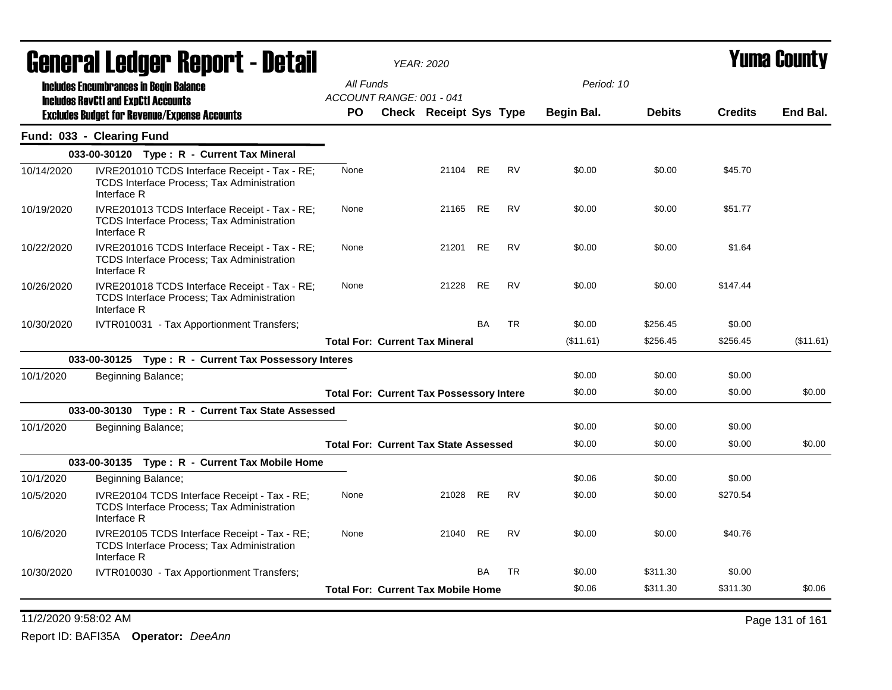# General Ledger Report - Detail

*YEAR: 2020*

# Yuma County

**Includes Encumbrances in Begin Balance**
**Includes RevCtl and ExpCtl Accounts**
**Excludes Budget for Revenue/Expense Accounts**

*All Funds*
*ACCOUNT RANGE: 001 - 041*
*Period: 10*

## Fund: 033 - Clearing Fund

| Date | Description | PO | Check | Receipt | Sys | Type | Begin Bal. | Debits | Credits | End Bal. |
|---|---|---|---|---|---|---|---|---|---|---|
| **033-00-30120 Type : R - Current Tax Mineral** | | | | | | | | | | |
| 10/14/2020 | IVRE201010 TCDS Interface Receipt - Tax - RE; TCDS Interface Process; Tax Administration Interface R | None | | 21104 | RE | RV | $0.00 | $0.00 | $45.70 | |
| 10/19/2020 | IVRE201013 TCDS Interface Receipt - Tax - RE; TCDS Interface Process; Tax Administration Interface R | None | | 21165 | RE | RV | $0.00 | $0.00 | $51.77 | |
| 10/22/2020 | IVRE201016 TCDS Interface Receipt - Tax - RE; TCDS Interface Process; Tax Administration Interface R | None | | 21201 | RE | RV | $0.00 | $0.00 | $1.64 | |
| 10/26/2020 | IVRE201018 TCDS Interface Receipt - Tax - RE; TCDS Interface Process; Tax Administration Interface R | None | | 21228 | RE | RV | $0.00 | $0.00 | $147.44 | |
| 10/30/2020 | IVTR010031 - Tax Apportionment Transfers; | | | | BA | TR | $0.00 | $256.45 | $0.00 | |
| | **Total For: Current Tax Mineral** | | | | | | ($11.61) | $256.45 | $256.45 | ($11.61) |
| **033-00-30125 Type : R - Current Tax Possessory Interes** | | | | | | | | | | |
| 10/1/2020 | Beginning Balance; | | | | | | $0.00 | $0.00 | $0.00 | |
| | **Total For: Current Tax Possessory Intere** | | | | | | $0.00 | $0.00 | $0.00 | $0.00 |
| **033-00-30130 Type : R - Current Tax State Assessed** | | | | | | | | | | |
| 10/1/2020 | Beginning Balance; | | | | | | $0.00 | $0.00 | $0.00 | |
| | **Total For: Current Tax State Assessed** | | | | | | $0.00 | $0.00 | $0.00 | $0.00 |
| **033-00-30135 Type : R - Current Tax Mobile Home** | | | | | | | | | | |
| 10/1/2020 | Beginning Balance; | | | | | | $0.06 | $0.00 | $0.00 | |
| 10/5/2020 | IVRE20104 TCDS Interface Receipt - Tax - RE; TCDS Interface Process; Tax Administration Interface R | None | | 21028 | RE | RV | $0.00 | $0.00 | $270.54 | |
| 10/6/2020 | IVRE20105 TCDS Interface Receipt - Tax - RE; TCDS Interface Process; Tax Administration Interface R | None | | 21040 | RE | RV | $0.00 | $0.00 | $40.76 | |
| 10/30/2020 | IVTR010030 - Tax Apportionment Transfers; | | | | BA | TR | $0.00 | $311.30 | $0.00 | |
| | **Total For: Current Tax Mobile Home** | | | | | | $0.06 | $311.30 | $311.30 | $0.06 |

11/2/2020 9:58:02 AM

Report ID: BAFI35A **Operator:** *DeeAnn*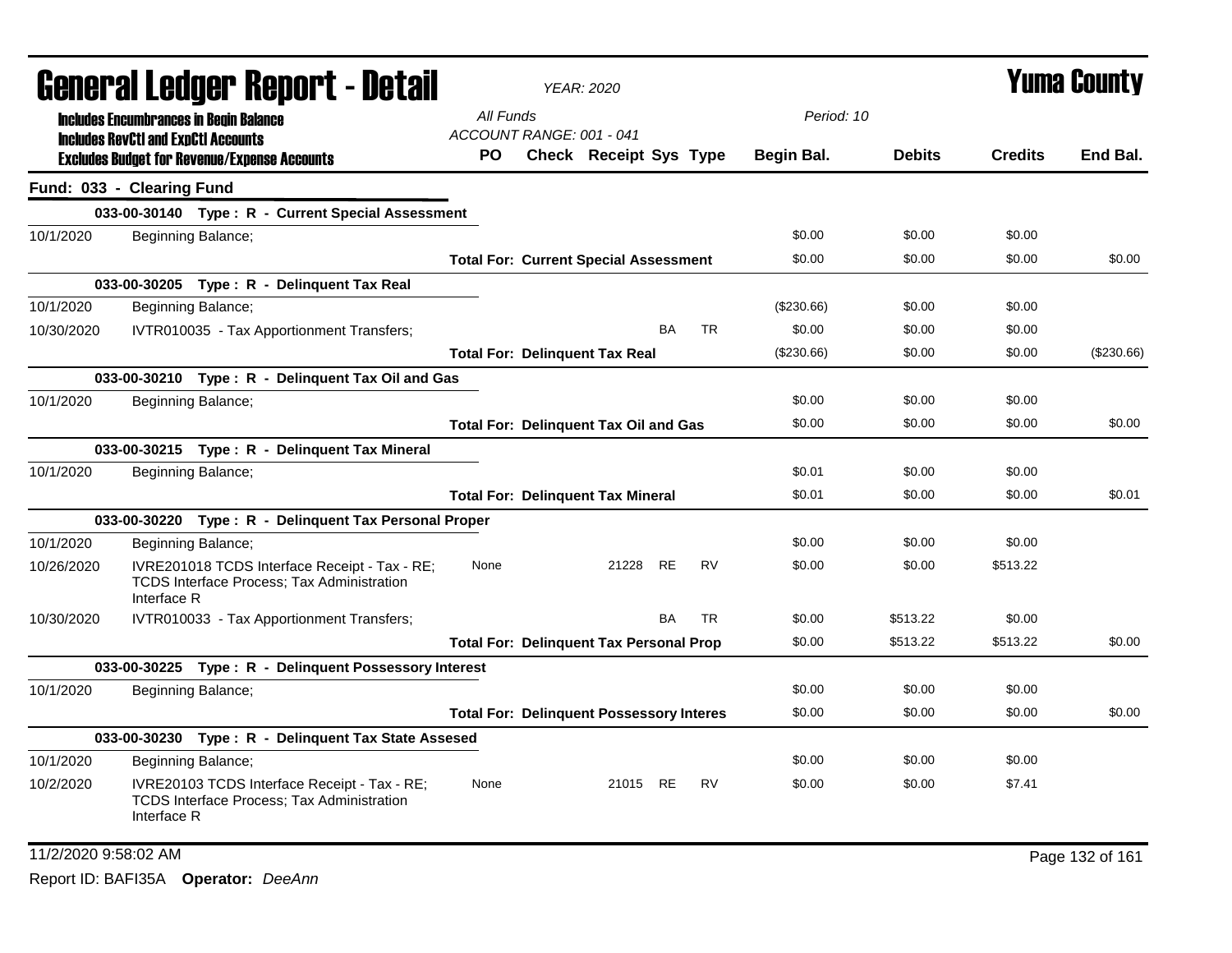# General Ledger Report - Detail

*YEAR: 2020*

# Yuma County

**Includes Encumbrances in Begin Balance**
**Includes RevCtl and ExpCtl Accounts**
**Excludes Budget for Revenue/Expense Accounts**

*All Funds*
*ACCOUNT RANGE: 001 - 041*
*Period: 10*

## Fund: 033 - Clearing Fund

| Date | Description | PO | Check | Receipt | Sys | Type | Begin Bal. | Debits | Credits | End Bal. |
|---|---|---|---|---|---|---|---|---|---|---|
| **033-00-30140 Type : R - Current Special Assessment** | | | | | | | | | | |
| 10/1/2020 | Beginning Balance; | | | | | | $0.00 | $0.00 | $0.00 | |
| | **Total For: Current Special Assessment** | | | | | | $0.00 | $0.00 | $0.00 | $0.00 |
| **033-00-30205 Type : R - Delinquent Tax Real** | | | | | | | | | | |
| 10/1/2020 | Beginning Balance; | | | | | | ($230.66) | $0.00 | $0.00 | |
| 10/30/2020 | IVTR010035 - Tax Apportionment Transfers; | | | | BA | TR | $0.00 | $0.00 | $0.00 | |
| | **Total For: Delinquent Tax Real** | | | | | | ($230.66) | $0.00 | $0.00 | ($230.66) |
| **033-00-30210 Type : R - Delinquent Tax Oil and Gas** | | | | | | | | | | |
| 10/1/2020 | Beginning Balance; | | | | | | $0.00 | $0.00 | $0.00 | |
| | **Total For: Delinquent Tax Oil and Gas** | | | | | | $0.00 | $0.00 | $0.00 | $0.00 |
| **033-00-30215 Type : R - Delinquent Tax Mineral** | | | | | | | | | | |
| 10/1/2020 | Beginning Balance; | | | | | | $0.01 | $0.00 | $0.00 | |
| | **Total For: Delinquent Tax Mineral** | | | | | | $0.01 | $0.00 | $0.00 | $0.01 |
| **033-00-30220 Type : R - Delinquent Tax Personal Proper** | | | | | | | | | | |
| 10/1/2020 | Beginning Balance; | | | | | | $0.00 | $0.00 | $0.00 | |
| 10/26/2020 | IVRE201018 TCDS Interface Receipt - Tax - RE; TCDS Interface Process; Tax Administration Interface R | None | | 21228 | RE | RV | $0.00 | $0.00 | $513.22 | |
| 10/30/2020 | IVTR010033 - Tax Apportionment Transfers; | | | | BA | TR | $0.00 | $513.22 | $0.00 | |
| | **Total For: Delinquent Tax Personal Prop** | | | | | | $0.00 | $513.22 | $513.22 | $0.00 |
| **033-00-30225 Type : R - Delinquent Possessory Interest** | | | | | | | | | | |
| 10/1/2020 | Beginning Balance; | | | | | | $0.00 | $0.00 | $0.00 | |
| | **Total For: Delinquent Possessory Interes** | | | | | | $0.00 | $0.00 | $0.00 | $0.00 |
| **033-00-30230 Type : R - Delinquent Tax State Assesed** | | | | | | | | | | |
| 10/1/2020 | Beginning Balance; | | | | | | $0.00 | $0.00 | $0.00 | |
| 10/2/2020 | IVRE20103 TCDS Interface Receipt - Tax - RE; TCDS Interface Process; Tax Administration Interface R | None | | 21015 | RE | RV | $0.00 | $0.00 | $7.41 | |

11/2/2020 9:58:02 AM

Report ID: BAFI35A **Operator:** *DeeAnn*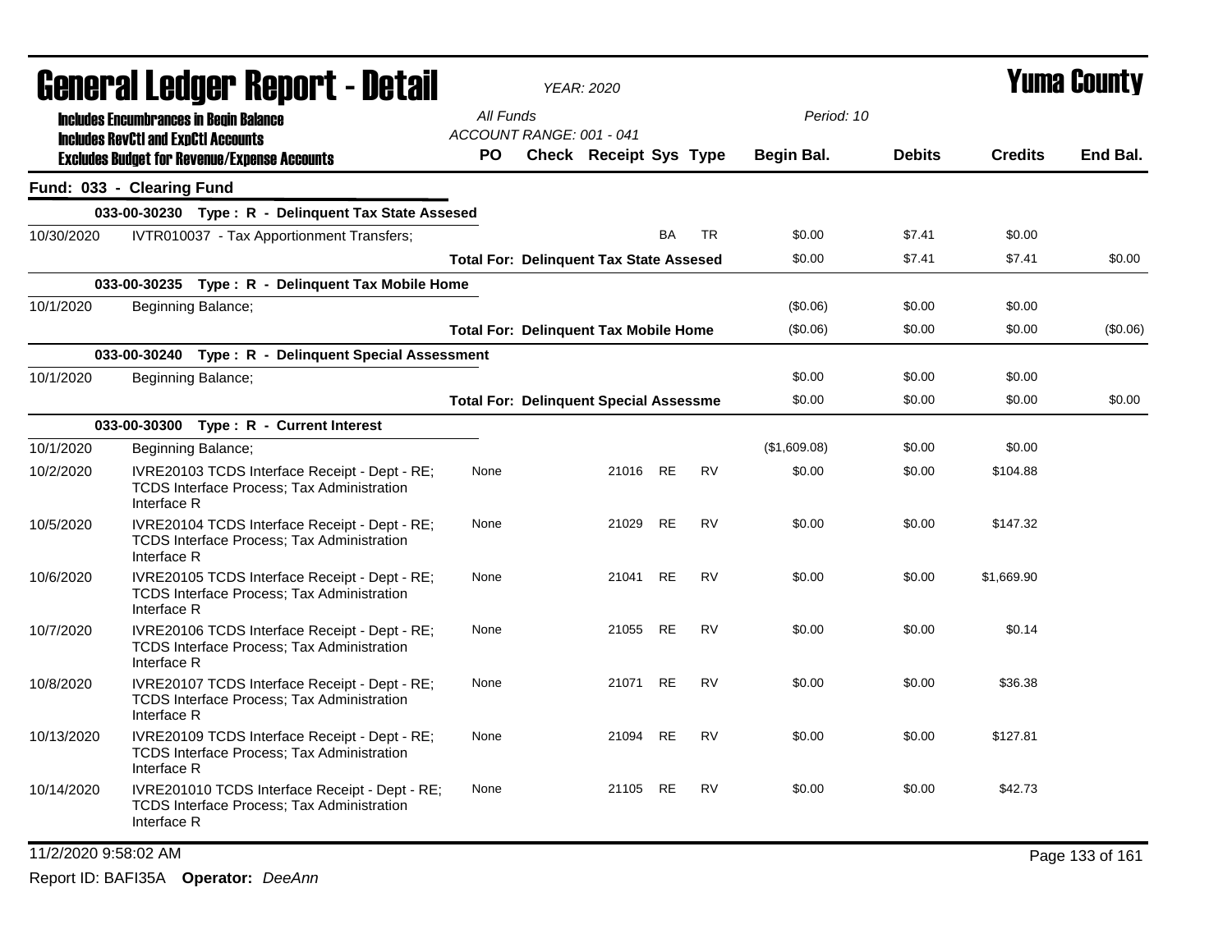# General Ledger Report - Detail

*YEAR: 2020*

# Yuma County

**Includes Encumbrances in Begin Balance**
**Includes RevCtl and ExpCtl Accounts**
**Excludes Budget for Revenue/Expense Accounts**

*All Funds*
*ACCOUNT RANGE: 001 - 041*
*Period: 10*

| | | PO | Check | Receipt | Sys | Type | Begin Bal. | Debits | Credits | End Bal. |
|---|---|---|---|---|---|---|---|---|---|---|
| **Fund: 033 - Clearing Fund** | | | | | | | | | | |
| | **033-00-30230 Type : R - Delinquent Tax State Assesed** | | | | | | | | | |
| 10/30/2020 | IVTR010037 - Tax Apportionment Transfers; | | | | BA | TR | $0.00 | $7.41 | $0.00 | |
| | | **Total For: Delinquent Tax State Assesed** | | | | | $0.00 | $7.41 | $7.41 | $0.00 |
| | **033-00-30235 Type : R - Delinquent Tax Mobile Home** | | | | | | | | | |
| 10/1/2020 | Beginning Balance; | | | | | | ($0.06) | $0.00 | $0.00 | |
| | | **Total For: Delinquent Tax Mobile Home** | | | | | ($0.06) | $0.00 | $0.00 | ($0.06) |
| | **033-00-30240 Type : R - Delinquent Special Assessment** | | | | | | | | | |
| 10/1/2020 | Beginning Balance; | | | | | | $0.00 | $0.00 | $0.00 | |
| | | **Total For: Delinquent Special Assessme** | | | | | $0.00 | $0.00 | $0.00 | $0.00 |
| | **033-00-30300 Type : R - Current Interest** | | | | | | | | | |
| 10/1/2020 | Beginning Balance; | | | | | | ($1,609.08) | $0.00 | $0.00 | |
| 10/2/2020 | IVRE20103 TCDS Interface Receipt - Dept - RE; TCDS Interface Process; Tax Administration Interface R | None | | 21016 | RE | RV | $0.00 | $0.00 | $104.88 | |
| 10/5/2020 | IVRE20104 TCDS Interface Receipt - Dept - RE; TCDS Interface Process; Tax Administration Interface R | None | | 21029 | RE | RV | $0.00 | $0.00 | $147.32 | |
| 10/6/2020 | IVRE20105 TCDS Interface Receipt - Dept - RE; TCDS Interface Process; Tax Administration Interface R | None | | 21041 | RE | RV | $0.00 | $0.00 | $1,669.90 | |
| 10/7/2020 | IVRE20106 TCDS Interface Receipt - Dept - RE; TCDS Interface Process; Tax Administration Interface R | None | | 21055 | RE | RV | $0.00 | $0.00 | $0.14 | |
| 10/8/2020 | IVRE20107 TCDS Interface Receipt - Dept - RE; TCDS Interface Process; Tax Administration Interface R | None | | 21071 | RE | RV | $0.00 | $0.00 | $36.38 | |
| 10/13/2020 | IVRE20109 TCDS Interface Receipt - Dept - RE; TCDS Interface Process; Tax Administration Interface R | None | | 21094 | RE | RV | $0.00 | $0.00 | $127.81 | |
| 10/14/2020 | IVRE201010 TCDS Interface Receipt - Dept - RE; TCDS Interface Process; Tax Administration Interface R | None | | 21105 | RE | RV | $0.00 | $0.00 | $42.73 | |

11/2/2020 9:58:02 AM

Report ID: BAFI35A **Operator:** *DeeAnn*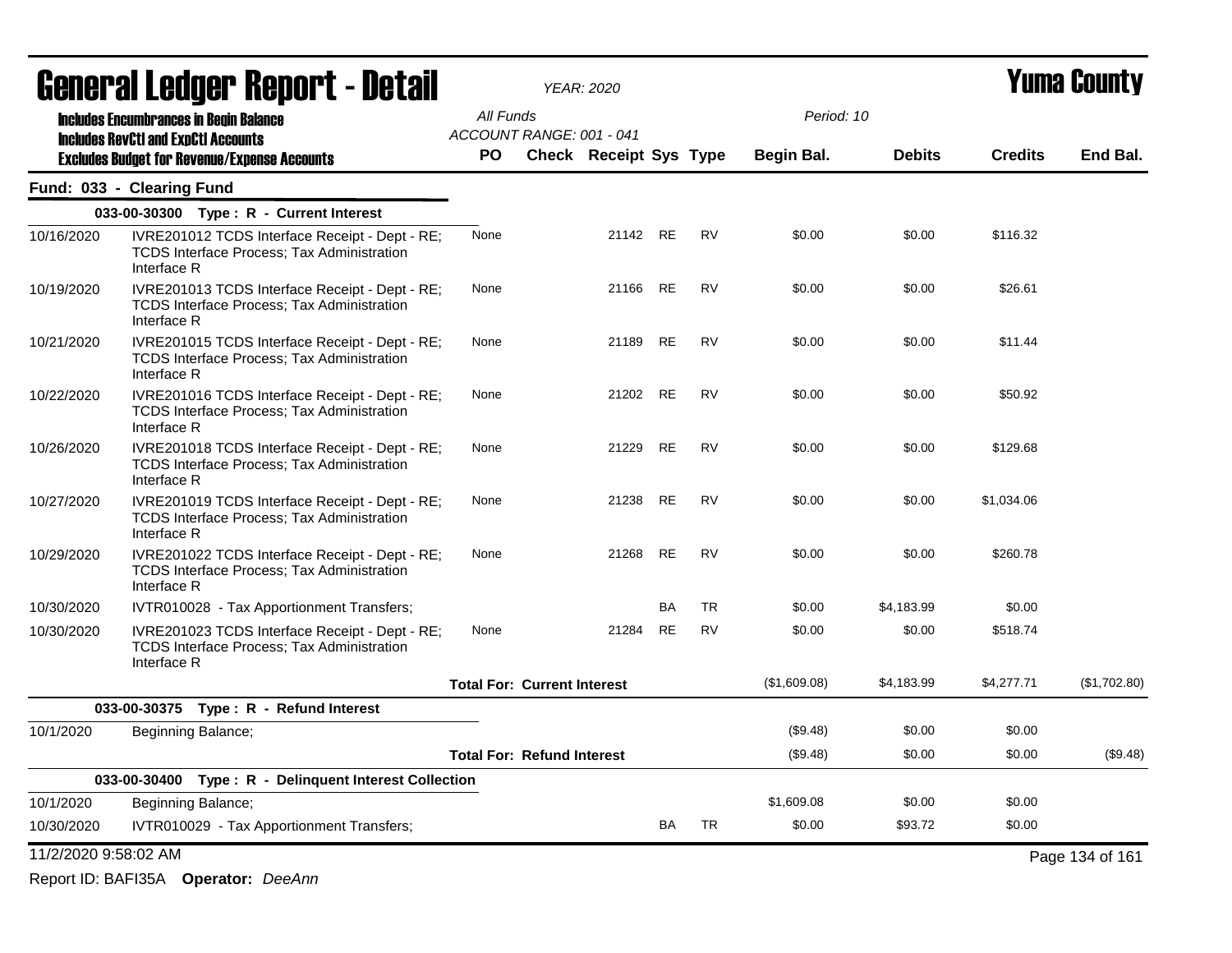# General Ledger Report - Detail

*YEAR: 2020*

**Yuma County**

**Includes Encumbrances in Begin Balance**
**Includes RevCtl and ExpCtl Accounts**
**Excludes Budget for Revenue/Expense Accounts**

*All Funds*
*ACCOUNT RANGE: 001 - 041*
*Period: 10*

## Fund: 033 - Clearing Fund

| Date | Description | PO | Check | Receipt | Sys | Type | Begin Bal. | Debits | Credits | End Bal. |
|---|---|---|---|---|---|---|---|---|---|---|
| **033-00-30300 Type : R - Current Interest** | | | | | | | | | | |
| 10/16/2020 | IVRE201012 TCDS Interface Receipt - Dept - RE; TCDS Interface Process; Tax Administration Interface R | None | | 21142 | RE | RV | $0.00 | $0.00 | $116.32 | |
| 10/19/2020 | IVRE201013 TCDS Interface Receipt - Dept - RE; TCDS Interface Process; Tax Administration Interface R | None | | 21166 | RE | RV | $0.00 | $0.00 | $26.61 | |
| 10/21/2020 | IVRE201015 TCDS Interface Receipt - Dept - RE; TCDS Interface Process; Tax Administration Interface R | None | | 21189 | RE | RV | $0.00 | $0.00 | $11.44 | |
| 10/22/2020 | IVRE201016 TCDS Interface Receipt - Dept - RE; TCDS Interface Process; Tax Administration Interface R | None | | 21202 | RE | RV | $0.00 | $0.00 | $50.92 | |
| 10/26/2020 | IVRE201018 TCDS Interface Receipt - Dept - RE; TCDS Interface Process; Tax Administration Interface R | None | | 21229 | RE | RV | $0.00 | $0.00 | $129.68 | |
| 10/27/2020 | IVRE201019 TCDS Interface Receipt - Dept - RE; TCDS Interface Process; Tax Administration Interface R | None | | 21238 | RE | RV | $0.00 | $0.00 | $1,034.06 | |
| 10/29/2020 | IVRE201022 TCDS Interface Receipt - Dept - RE; TCDS Interface Process; Tax Administration Interface R | None | | 21268 | RE | RV | $0.00 | $0.00 | $260.78 | |
| 10/30/2020 | IVTR010028 - Tax Apportionment Transfers; | | | | BA | TR | $0.00 | $4,183.99 | $0.00 | |
| 10/30/2020 | IVRE201023 TCDS Interface Receipt - Dept - RE; TCDS Interface Process; Tax Administration Interface R | None | | 21284 | RE | RV | $0.00 | $0.00 | $518.74 | |
| | | **Total For: Current Interest** | | | | | ($1,609.08) | $4,183.99 | $4,277.71 | ($1,702.80) |
| **033-00-30375 Type : R - Refund Interest** | | | | | | | | | | |
| 10/1/2020 | Beginning Balance; | | | | | | ($9.48) | $0.00 | $0.00 | |
| | | **Total For: Refund Interest** | | | | | ($9.48) | $0.00 | $0.00 | ($9.48) |
| **033-00-30400 Type : R - Delinquent Interest Collection** | | | | | | | | | | |
| 10/1/2020 | Beginning Balance; | | | | | | $1,609.08 | $0.00 | $0.00 | |
| 10/30/2020 | IVTR010029 - Tax Apportionment Transfers; | | | | BA | TR | $0.00 | $93.72 | $0.00 | |

11/2/2020 9:58:02 AM

Report ID: BAFI35A **Operator:** *DeeAnn*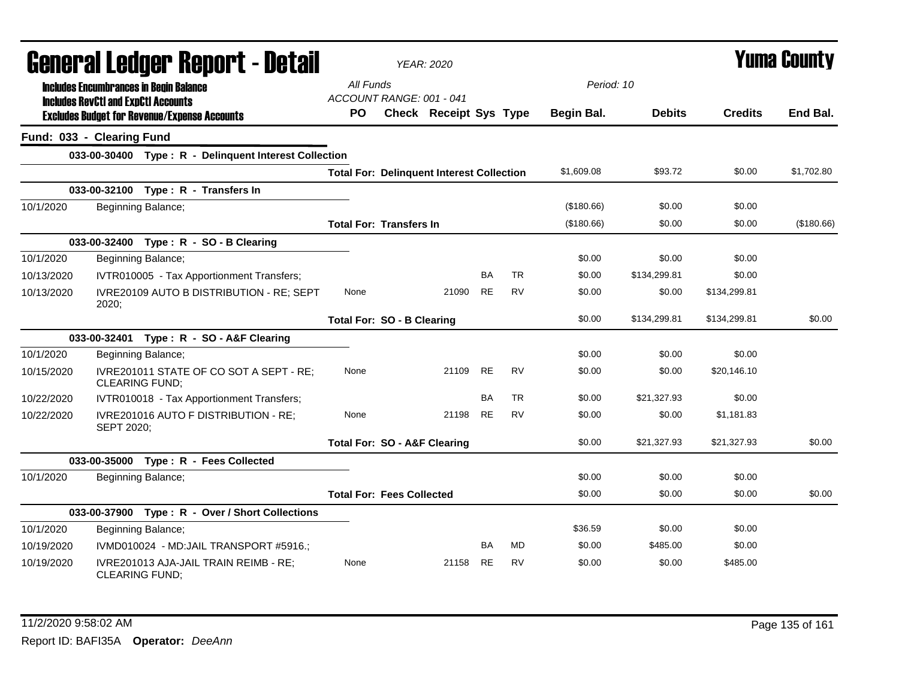# General Ledger Report - Detail

*YEAR: 2020*

# Yuma County

**Includes Encumbrances in Begin Balance**
**Includes RevCtl and ExpCtl Accounts**
**Excludes Budget for Revenue/Expense Accounts**

All Funds
ACCOUNT RANGE: 001 - 041

Period: 10

## Fund: 033 - Clearing Fund

| Date | Description | PO | Check | Receipt | Sys | Type | Begin Bal. | Debits | Credits | End Bal. |
|---|---|---|---|---|---|---|---|---|---|---|
| **033-00-30400 Type : R - Delinquent Interest Collection** | | | | | | | | | | |
| | **Total For: Delinquent Interest Collection** | | | | | | $1,609.08 | $93.72 | $0.00 | $1,702.80 |
| **033-00-32100 Type : R - Transfers In** | | | | | | | | | | |
| 10/1/2020 | Beginning Balance; | | | | | | ($180.66) | $0.00 | $0.00 | |
| | **Total For: Transfers In** | | | | | | ($180.66) | $0.00 | $0.00 | ($180.66) |
| **033-00-32400 Type : R - SO - B Clearing** | | | | | | | | | | |
| 10/1/2020 | Beginning Balance; | | | | | | $0.00 | $0.00 | $0.00 | |
| 10/13/2020 | IVTR010005 - Tax Apportionment Transfers; | | | | BA | TR | $0.00 | $134,299.81 | $0.00 | |
| 10/13/2020 | IVRE20109 AUTO B DISTRIBUTION - RE; SEPT 2020; | None | | 21090 | RE | RV | $0.00 | $0.00 | $134,299.81 | |
| | **Total For: SO - B Clearing** | | | | | | $0.00 | $134,299.81 | $134,299.81 | $0.00 |
| **033-00-32401 Type : R - SO - A&F Clearing** | | | | | | | | | | |
| 10/1/2020 | Beginning Balance; | | | | | | $0.00 | $0.00 | $0.00 | |
| 10/15/2020 | IVRE201011 STATE OF CO SOT A SEPT - RE; CLEARING FUND; | None | | 21109 | RE | RV | $0.00 | $0.00 | $20,146.10 | |
| 10/22/2020 | IVTR010018 - Tax Apportionment Transfers; | | | | BA | TR | $0.00 | $21,327.93 | $0.00 | |
| 10/22/2020 | IVRE201016 AUTO F DISTRIBUTION - RE; SEPT 2020; | None | | 21198 | RE | RV | $0.00 | $0.00 | $1,181.83 | |
| | **Total For: SO - A&F Clearing** | | | | | | $0.00 | $21,327.93 | $21,327.93 | $0.00 |
| **033-00-35000 Type : R - Fees Collected** | | | | | | | | | | |
| 10/1/2020 | Beginning Balance; | | | | | | $0.00 | $0.00 | $0.00 | |
| | **Total For: Fees Collected** | | | | | | $0.00 | $0.00 | $0.00 | $0.00 |
| **033-00-37900 Type : R - Over / Short Collections** | | | | | | | | | | |
| 10/1/2020 | Beginning Balance; | | | | | | $36.59 | $0.00 | $0.00 | |
| 10/19/2020 | IVMD010024 - MD:JAIL TRANSPORT #5916.; | | | | BA | MD | $0.00 | $485.00 | $0.00 | |
| 10/19/2020 | IVRE201013 AJA-JAIL TRAIN REIMB - RE; CLEARING FUND; | None | | 21158 | RE | RV | $0.00 | $0.00 | $485.00 | |

11/2/2020 9:58:02 AM

Report ID: BAFI35A **Operator:** *DeeAnn*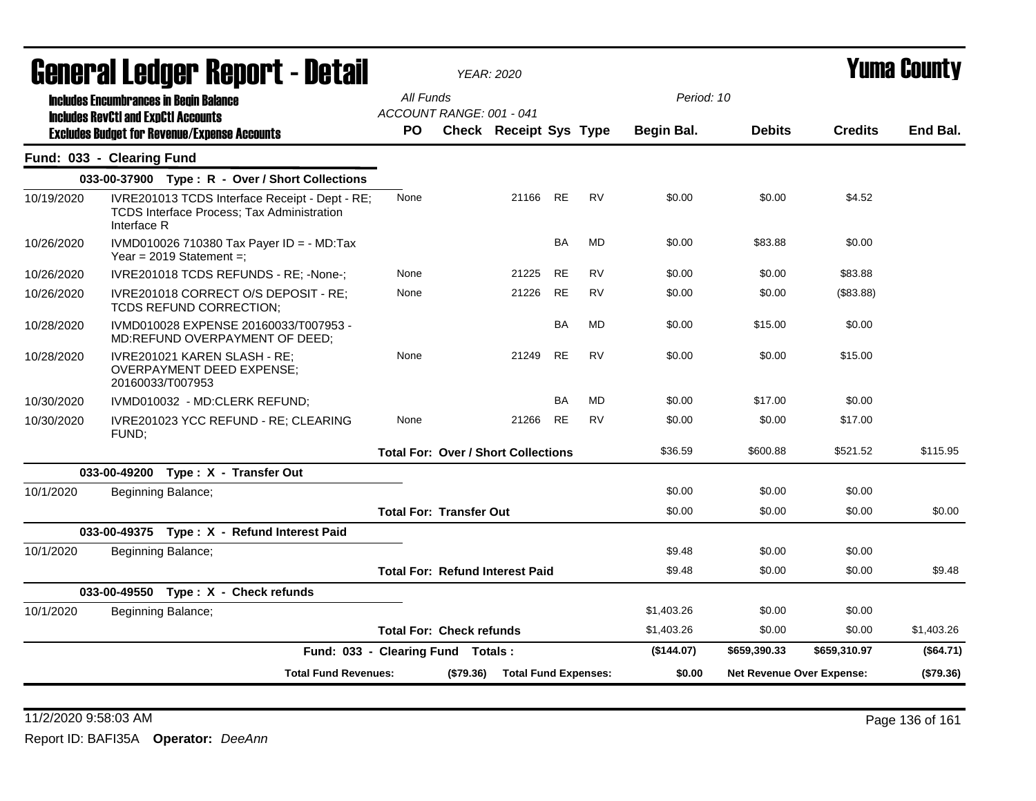# General Ledger Report - Detail

*YEAR: 2020*

**Yuma County**

**Includes Encumbrances in Begin Balance**
**Includes RevCtl and ExpCtl Accounts**
**Excludes Budget for Revenue/Expense Accounts**

All Funds
ACCOUNT RANGE: 001 - 041

Period: 10

| | | PO | Check | Receipt | Sys | Type | Begin Bal. | Debits | Credits | End Bal. |
|---|---|---|---|---|---|---|---|---|---|---|
| **Fund: 033 - Clearing Fund** | | | | | | | | | | |
| | **033-00-37900 Type : R - Over / Short Collections** | | | | | | | | | |
| 10/19/2020 | IVRE201013 TCDS Interface Receipt - Dept - RE; TCDS Interface Process; Tax Administration Interface R | None | | 21166 | RE | RV | $0.00 | $0.00 | $4.52 | |
| 10/26/2020 | IVMD010026 710380 Tax Payer ID = - MD:Tax Year = 2019 Statement =; | | | | BA | MD | $0.00 | $83.88 | $0.00 | |
| 10/26/2020 | IVRE201018 TCDS REFUNDS - RE; -None-; | None | | 21225 | RE | RV | $0.00 | $0.00 | $83.88 | |
| 10/26/2020 | IVRE201018 CORRECT O/S DEPOSIT - RE; TCDS REFUND CORRECTION; | None | | 21226 | RE | RV | $0.00 | $0.00 | ($83.88) | |
| 10/28/2020 | IVMD010028 EXPENSE 20160033/T007953 - MD:REFUND OVERPAYMENT OF DEED; | | | | BA | MD | $0.00 | $15.00 | $0.00 | |
| 10/28/2020 | IVRE201021 KAREN SLASH - RE; OVERPAYMENT DEED EXPENSE; 20160033/T007953 | None | | 21249 | RE | RV | $0.00 | $0.00 | $15.00 | |
| 10/30/2020 | IVMD010032 - MD:CLERK REFUND; | | | | BA | MD | $0.00 | $17.00 | $0.00 | |
| 10/30/2020 | IVRE201023 YCC REFUND - RE; CLEARING FUND; | None | | 21266 | RE | RV | $0.00 | $0.00 | $17.00 | |
| | | **Total For: Over / Short Collections** | | | | | $36.59 | $600.88 | $521.52 | $115.95 |
| | **033-00-49200 Type : X - Transfer Out** | | | | | | | | | |
| 10/1/2020 | Beginning Balance; | | | | | | $0.00 | $0.00 | $0.00 | |
| | | **Total For: Transfer Out** | | | | | $0.00 | $0.00 | $0.00 | $0.00 |
| | **033-00-49375 Type : X - Refund Interest Paid** | | | | | | | | | |
| 10/1/2020 | Beginning Balance; | | | | | | $9.48 | $0.00 | $0.00 | |
| | | **Total For: Refund Interest Paid** | | | | | $9.48 | $0.00 | $0.00 | $9.48 |
| | **033-00-49550 Type : X - Check refunds** | | | | | | | | | |
| 10/1/2020 | Beginning Balance; | | | | | | $1,403.26 | $0.00 | $0.00 | |
| | | **Total For: Check refunds** | | | | | $1,403.26 | $0.00 | $0.00 | $1,403.26 |
| | **Fund: 033 - Clearing Fund Totals :** | | | | | | **($144.07)** | **$659,390.33** | **$659,310.97** | **($64.71)** |
| | **Total Fund Revenues:** | | **($79.36)** | **Total Fund Expenses:** | | | **$0.00** | **Net Revenue Over Expense:** | | **($79.36)** |

11/2/2020 9:58:03 AM

Report ID: BAFI35A **Operator:** *DeeAnn*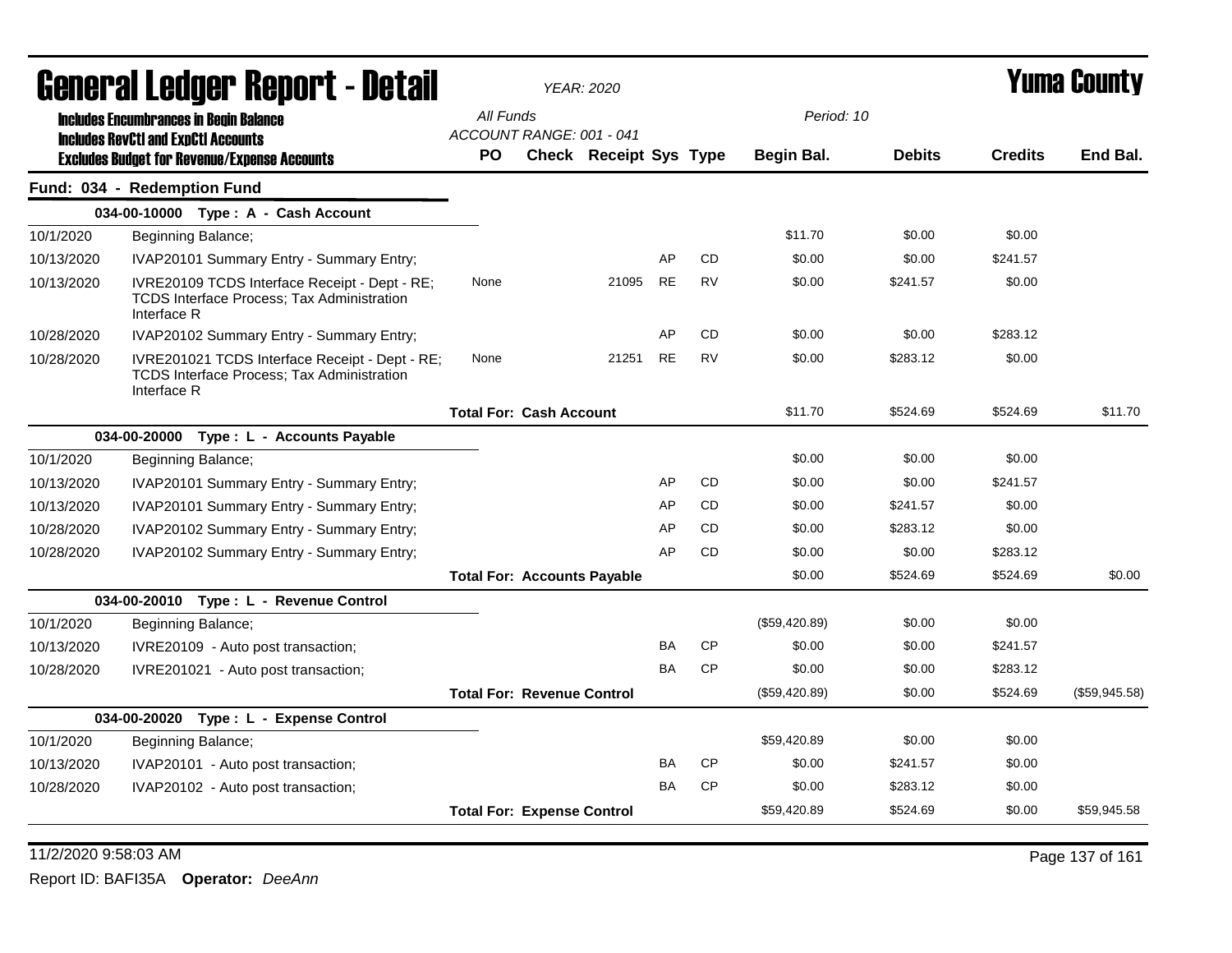# General Ledger Report - Detail

*YEAR: 2020*

# Yuma County

**Includes Encumbrances in Begin Balance**
**Includes RevCtl and ExpCtl Accounts**
**Excludes Budget for Revenue/Expense Accounts**

*All Funds*
*ACCOUNT RANGE: 001 - 041*
*Period: 10*

## Fund: 034 - Redemption Fund

| Date | Description | PO | Check | Receipt | Sys | Type | Begin Bal. | Debits | Credits | End Bal. |
|---|---|---|---|---|---|---|---|---|---|---|
| **034-00-10000 Type : A - Cash Account** | | | | | | | | | | |
| 10/1/2020 | Beginning Balance; | | | | | | $11.70 | $0.00 | $0.00 | |
| 10/13/2020 | IVAP20101 Summary Entry - Summary Entry; | | | | AP | CD | $0.00 | $0.00 | $241.57 | |
| 10/13/2020 | IVRE20109 TCDS Interface Receipt - Dept - RE; TCDS Interface Process; Tax Administration Interface R | None | | 21095 | RE | RV | $0.00 | $241.57 | $0.00 | |
| 10/28/2020 | IVAP20102 Summary Entry - Summary Entry; | | | | AP | CD | $0.00 | $0.00 | $283.12 | |
| 10/28/2020 | IVRE201021 TCDS Interface Receipt - Dept - RE; TCDS Interface Process; Tax Administration Interface R | None | | 21251 | RE | RV | $0.00 | $283.12 | $0.00 | |
| | | **Total For: Cash Account** | | | | | $11.70 | $524.69 | $524.69 | $11.70 |
| **034-00-20000 Type : L - Accounts Payable** | | | | | | | | | | |
| 10/1/2020 | Beginning Balance; | | | | | | $0.00 | $0.00 | $0.00 | |
| 10/13/2020 | IVAP20101 Summary Entry - Summary Entry; | | | | AP | CD | $0.00 | $0.00 | $241.57 | |
| 10/13/2020 | IVAP20101 Summary Entry - Summary Entry; | | | | AP | CD | $0.00 | $241.57 | $0.00 | |
| 10/28/2020 | IVAP20102 Summary Entry - Summary Entry; | | | | AP | CD | $0.00 | $283.12 | $0.00 | |
| 10/28/2020 | IVAP20102 Summary Entry - Summary Entry; | | | | AP | CD | $0.00 | $0.00 | $283.12 | |
| | | **Total For: Accounts Payable** | | | | | $0.00 | $524.69 | $524.69 | $0.00 |
| **034-00-20010 Type : L - Revenue Control** | | | | | | | | | | |
| 10/1/2020 | Beginning Balance; | | | | | | ($59,420.89) | $0.00 | $0.00 | |
| 10/13/2020 | IVRE20109 - Auto post transaction; | | | | BA | CP | $0.00 | $0.00 | $241.57 | |
| 10/28/2020 | IVRE201021 - Auto post transaction; | | | | BA | CP | $0.00 | $0.00 | $283.12 | |
| | | **Total For: Revenue Control** | | | | | ($59,420.89) | $0.00 | $524.69 | ($59,945.58) |
| **034-00-20020 Type : L - Expense Control** | | | | | | | | | | |
| 10/1/2020 | Beginning Balance; | | | | | | $59,420.89 | $0.00 | $0.00 | |
| 10/13/2020 | IVAP20101 - Auto post transaction; | | | | BA | CP | $0.00 | $241.57 | $0.00 | |
| 10/28/2020 | IVAP20102 - Auto post transaction; | | | | BA | CP | $0.00 | $283.12 | $0.00 | |
| | | **Total For: Expense Control** | | | | | $59,420.89 | $524.69 | $0.00 | $59,945.58 |

11/2/2020 9:58:03 AM

Report ID: BAFI35A **Operator:** *DeeAnn*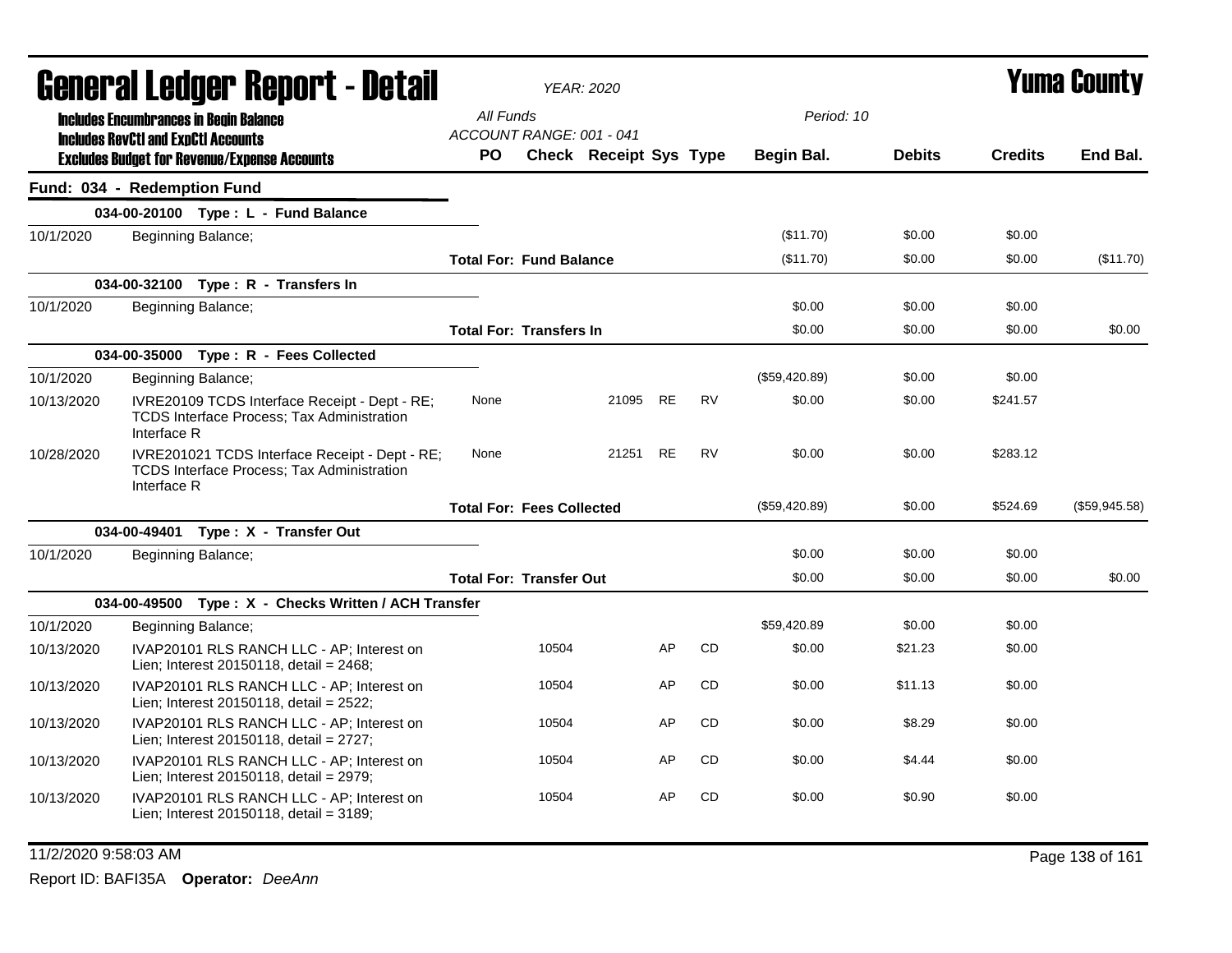# General Ledger Report - Detail

*YEAR: 2020*

# Yuma County

**Includes Encumbrances in Begin Balance**
**Includes RevCtl and ExpCtl Accounts**
**Excludes Budget for Revenue/Expense Accounts**

All Funds
ACCOUNT RANGE: 001 - 041

Period: 10

| | | PO | Check | Receipt | Sys | Type | Begin Bal. | Debits | Credits | End Bal. |
|---|---|---|---|---|---|---|---|---|---|---|
| **Fund: 034 - Redemption Fund** | | | | | | | | | | |
| | **034-00-20100 Type : L - Fund Balance** | | | | | | | | | |
| 10/1/2020 | Beginning Balance; | | | | | | ($11.70) | $0.00 | $0.00 | |
| | | **Total For: Fund Balance** | | | | | ($11.70) | $0.00 | $0.00 | ($11.70) |
| | **034-00-32100 Type : R - Transfers In** | | | | | | | | | |
| 10/1/2020 | Beginning Balance; | | | | | | $0.00 | $0.00 | $0.00 | |
| | | **Total For: Transfers In** | | | | | $0.00 | $0.00 | $0.00 | $0.00 |
| | **034-00-35000 Type : R - Fees Collected** | | | | | | | | | |
| 10/1/2020 | Beginning Balance; | | | | | | ($59,420.89) | $0.00 | $0.00 | |
| 10/13/2020 | IVRE20109 TCDS Interface Receipt - Dept - RE; TCDS Interface Process; Tax Administration Interface R | None | | 21095 | RE | RV | $0.00 | $0.00 | $241.57 | |
| 10/28/2020 | IVRE201021 TCDS Interface Receipt - Dept - RE; TCDS Interface Process; Tax Administration Interface R | None | | 21251 | RE | RV | $0.00 | $0.00 | $283.12 | |
| | | **Total For: Fees Collected** | | | | | ($59,420.89) | $0.00 | $524.69 | ($59,945.58) |
| | **034-00-49401 Type : X - Transfer Out** | | | | | | | | | |
| 10/1/2020 | Beginning Balance; | | | | | | $0.00 | $0.00 | $0.00 | |
| | | **Total For: Transfer Out** | | | | | $0.00 | $0.00 | $0.00 | $0.00 |
| | **034-00-49500 Type : X - Checks Written / ACH Transfer** | | | | | | | | | |
| 10/1/2020 | Beginning Balance; | | | | | | $59,420.89 | $0.00 | $0.00 | |
| 10/13/2020 | IVAP20101 RLS RANCH LLC - AP; Interest on Lien; Interest 20150118, detail = 2468; | | 10504 | | AP | CD | $0.00 | $21.23 | $0.00 | |
| 10/13/2020 | IVAP20101 RLS RANCH LLC - AP; Interest on Lien; Interest 20150118, detail = 2522; | | 10504 | | AP | CD | $0.00 | $11.13 | $0.00 | |
| 10/13/2020 | IVAP20101 RLS RANCH LLC - AP; Interest on Lien; Interest 20150118, detail = 2727; | | 10504 | | AP | CD | $0.00 | $8.29 | $0.00 | |
| 10/13/2020 | IVAP20101 RLS RANCH LLC - AP; Interest on Lien; Interest 20150118, detail = 2979; | | 10504 | | AP | CD | $0.00 | $4.44 | $0.00 | |
| 10/13/2020 | IVAP20101 RLS RANCH LLC - AP; Interest on Lien; Interest 20150118, detail = 3189; | | 10504 | | AP | CD | $0.00 | $0.90 | $0.00 | |

11/2/2020 9:58:03 AM

Report ID: BAFI35A **Operator:** *DeeAnn*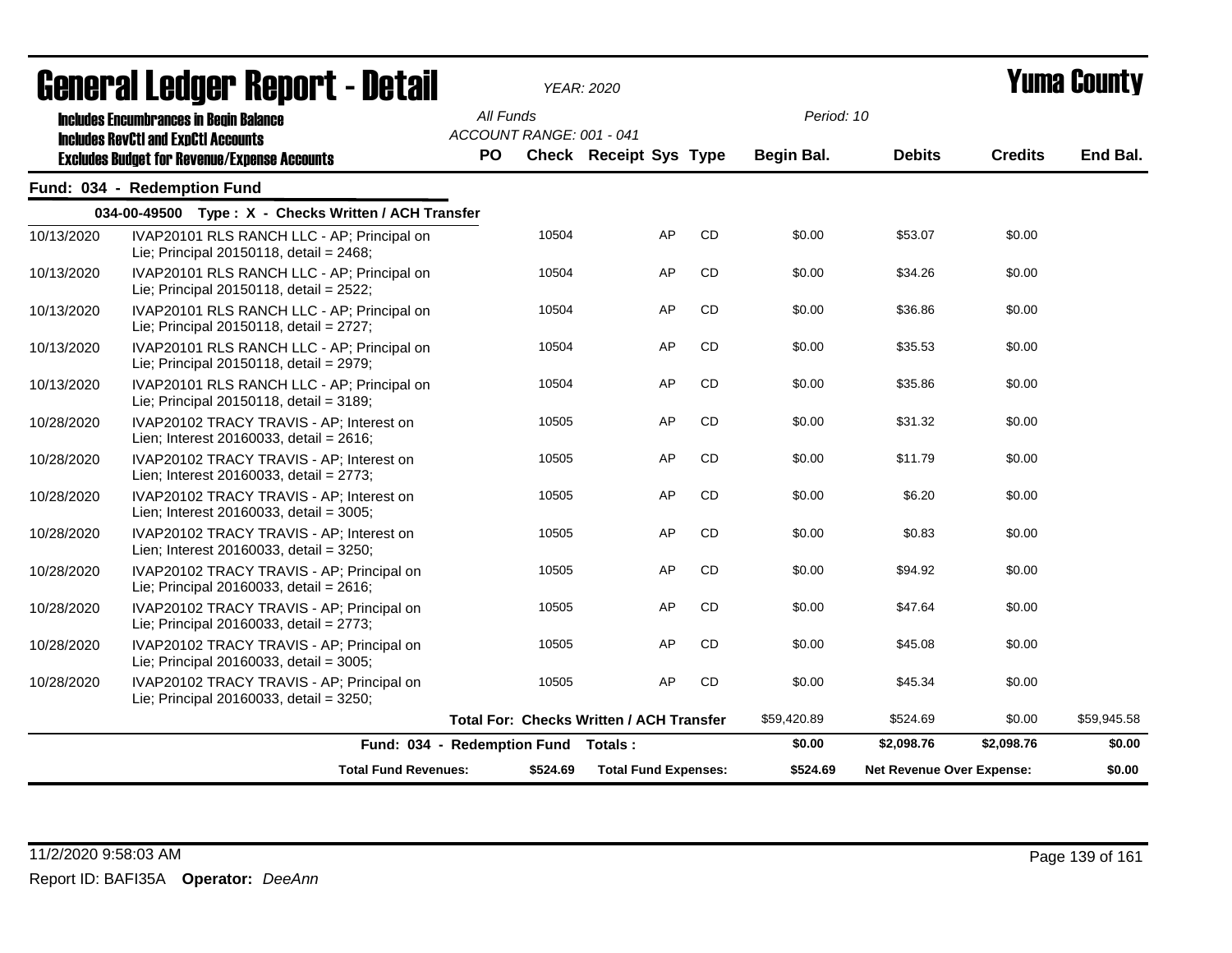# General Ledger Report - Detail

*YEAR: 2020*

**Yuma County**

Includes Encumbrances in Begin Balance
Includes RevCtl and ExpCtl Accounts
Excludes Budget for Revenue/Expense Accounts

All Funds
ACCOUNT RANGE: 001 - 041

Period: 10

| | | PO | Check | Receipt | Sys | Type | Begin Bal. | Debits | Credits | End Bal. |
|---|---|---|---|---|---|---|---|---|---|---|
| **Fund: 034 - Redemption Fund** | | | | | | | | | | |
| 034-00-49500 Type : X - Checks Written / ACH Transfer | | | | | | | | | | |
| 10/13/2020 | IVAP20101 RLS RANCH LLC - AP; Principal on Lie; Principal 20150118, detail = 2468; | | 10504 | | AP | CD | $0.00 | $53.07 | $0.00 | |
| 10/13/2020 | IVAP20101 RLS RANCH LLC - AP; Principal on Lie; Principal 20150118, detail = 2522; | | 10504 | | AP | CD | $0.00 | $34.26 | $0.00 | |
| 10/13/2020 | IVAP20101 RLS RANCH LLC - AP; Principal on Lie; Principal 20150118, detail = 2727; | | 10504 | | AP | CD | $0.00 | $36.86 | $0.00 | |
| 10/13/2020 | IVAP20101 RLS RANCH LLC - AP; Principal on Lie; Principal 20150118, detail = 2979; | | 10504 | | AP | CD | $0.00 | $35.53 | $0.00 | |
| 10/13/2020 | IVAP20101 RLS RANCH LLC - AP; Principal on Lie; Principal 20150118, detail = 3189; | | 10504 | | AP | CD | $0.00 | $35.86 | $0.00 | |
| 10/28/2020 | IVAP20102 TRACY TRAVIS - AP; Interest on Lien; Interest 20160033, detail = 2616; | | 10505 | | AP | CD | $0.00 | $31.32 | $0.00 | |
| 10/28/2020 | IVAP20102 TRACY TRAVIS - AP; Interest on Lien; Interest 20160033, detail = 2773; | | 10505 | | AP | CD | $0.00 | $11.79 | $0.00 | |
| 10/28/2020 | IVAP20102 TRACY TRAVIS - AP; Interest on Lien; Interest 20160033, detail = 3005; | | 10505 | | AP | CD | $0.00 | $6.20 | $0.00 | |
| 10/28/2020 | IVAP20102 TRACY TRAVIS - AP; Interest on Lien; Interest 20160033, detail = 3250; | | 10505 | | AP | CD | $0.00 | $0.83 | $0.00 | |
| 10/28/2020 | IVAP20102 TRACY TRAVIS - AP; Principal on Lie; Principal 20160033, detail = 2616; | | 10505 | | AP | CD | $0.00 | $94.92 | $0.00 | |
| 10/28/2020 | IVAP20102 TRACY TRAVIS - AP; Principal on Lie; Principal 20160033, detail = 2773; | | 10505 | | AP | CD | $0.00 | $47.64 | $0.00 | |
| 10/28/2020 | IVAP20102 TRACY TRAVIS - AP; Principal on Lie; Principal 20160033, detail = 3005; | | 10505 | | AP | CD | $0.00 | $45.08 | $0.00 | |
| 10/28/2020 | IVAP20102 TRACY TRAVIS - AP; Principal on Lie; Principal 20160033, detail = 3250; | | 10505 | | AP | CD | $0.00 | $45.34 | $0.00 | |
| | **Total For: Checks Written / ACH Transfer** | | | | | | $59,420.89 | $524.69 | $0.00 | $59,945.58 |
| | **Fund: 034 - Redemption Fund Totals :** | | | | | | **$0.00** | **$2,098.76** | **$2,098.76** | **$0.00** |
| | **Total Fund Revenues:** | | **$524.69** | **Total Fund Expenses:** | | | **$524.69** | **Net Revenue Over Expense:** | | **$0.00** |

11/2/2020 9:58:03 AM

Report ID: BAFI35A **Operator:** *DeeAnn*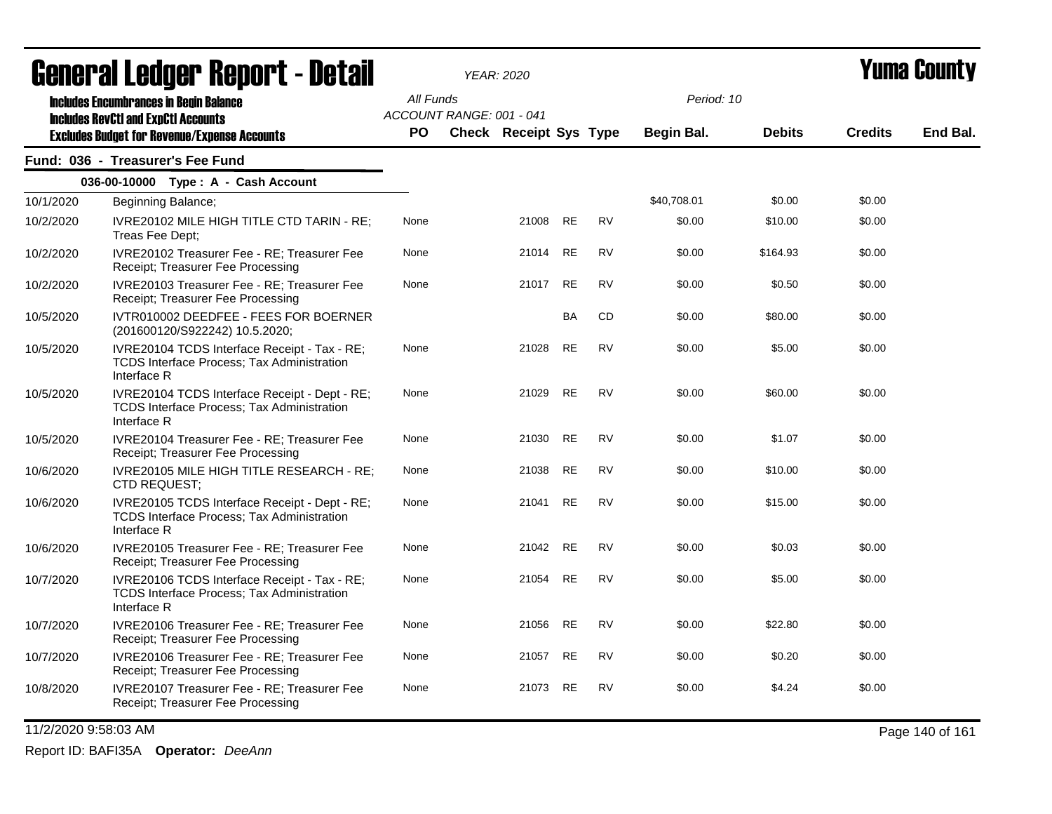# General Ledger Report - Detail

*YEAR: 2020*

# Yuma County

**Includes Encumbrances in Begin Balance**
**Includes RevCtl and ExpCtl Accounts**
**Excludes Budget for Revenue/Expense Accounts**

All Funds
ACCOUNT RANGE: 001 - 041

Period: 10

## Fund: 036 - Treasurer's Fee Fund

### 036-00-10000 Type : A - Cash Account

| Date | Description | PO | Check | Receipt | Sys | Type | Begin Bal. | Debits | Credits | End Bal. |
|---|---|---|---|---|---|---|---|---|---|---|
| 10/1/2020 | Beginning Balance; | | | | | | $40,708.01 | $0.00 | $0.00 | |
| 10/2/2020 | IVRE20102 MILE HIGH TITLE CTD TARIN - RE; Treas Fee Dept; | None | | 21008 | RE | RV | $0.00 | $10.00 | $0.00 | |
| 10/2/2020 | IVRE20102 Treasurer Fee - RE; Treasurer Fee Receipt; Treasurer Fee Processing | None | | 21014 | RE | RV | $0.00 | $164.93 | $0.00 | |
| 10/2/2020 | IVRE20103 Treasurer Fee - RE; Treasurer Fee Receipt; Treasurer Fee Processing | None | | 21017 | RE | RV | $0.00 | $0.50 | $0.00 | |
| 10/5/2020 | IVTR010002 DEEDFEE - FEES FOR BOERNER (201600120/S922242) 10.5.2020; | | | | BA | CD | $0.00 | $80.00 | $0.00 | |
| 10/5/2020 | IVRE20104 TCDS Interface Receipt - Tax - RE; TCDS Interface Process; Tax Administration Interface R | None | | 21028 | RE | RV | $0.00 | $5.00 | $0.00 | |
| 10/5/2020 | IVRE20104 TCDS Interface Receipt - Dept - RE; TCDS Interface Process; Tax Administration Interface R | None | | 21029 | RE | RV | $0.00 | $60.00 | $0.00 | |
| 10/5/2020 | IVRE20104 Treasurer Fee - RE; Treasurer Fee Receipt; Treasurer Fee Processing | None | | 21030 | RE | RV | $0.00 | $1.07 | $0.00 | |
| 10/6/2020 | IVRE20105 MILE HIGH TITLE RESEARCH - RE; CTD REQUEST; | None | | 21038 | RE | RV | $0.00 | $10.00 | $0.00 | |
| 10/6/2020 | IVRE20105 TCDS Interface Receipt - Dept - RE; TCDS Interface Process; Tax Administration Interface R | None | | 21041 | RE | RV | $0.00 | $15.00 | $0.00 | |
| 10/6/2020 | IVRE20105 Treasurer Fee - RE; Treasurer Fee Receipt; Treasurer Fee Processing | None | | 21042 | RE | RV | $0.00 | $0.03 | $0.00 | |
| 10/7/2020 | IVRE20106 TCDS Interface Receipt - Tax - RE; TCDS Interface Process; Tax Administration Interface R | None | | 21054 | RE | RV | $0.00 | $5.00 | $0.00 | |
| 10/7/2020 | IVRE20106 Treasurer Fee - RE; Treasurer Fee Receipt; Treasurer Fee Processing | None | | 21056 | RE | RV | $0.00 | $22.80 | $0.00 | |
| 10/7/2020 | IVRE20106 Treasurer Fee - RE; Treasurer Fee Receipt; Treasurer Fee Processing | None | | 21057 | RE | RV | $0.00 | $0.20 | $0.00 | |
| 10/8/2020 | IVRE20107 Treasurer Fee - RE; Treasurer Fee Receipt; Treasurer Fee Processing | None | | 21073 | RE | RV | $0.00 | $4.24 | $0.00 | |

11/2/2020 9:58:03 AM

Report ID: BAFI35A **Operator:** *DeeAnn*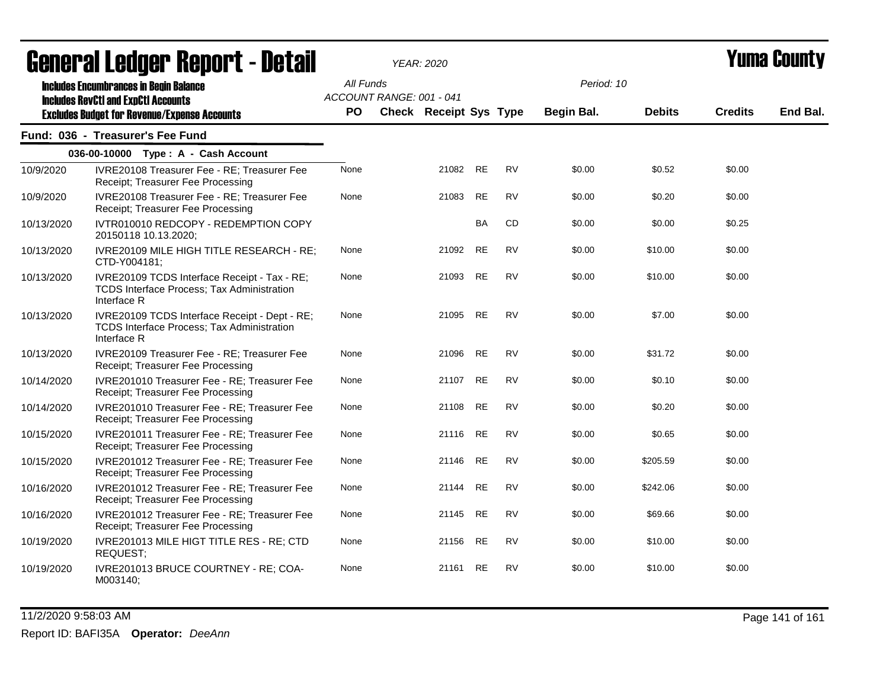# General Ledger Report - Detail

*YEAR: 2020*

**Yuma County**

Includes Encumbrances in Begin Balance
Includes RevCtl and ExpCtl Accounts
Excludes Budget for Revenue/Expense Accounts

All Funds
ACCOUNT RANGE: 001 - 041

Period: 10

## Fund: 036 - Treasurer's Fee Fund

### 036-00-10000 Type : A - Cash Account

| Date | Description | PO | Check | Receipt | Sys | Type | Begin Bal. | Debits | Credits | End Bal. |
|---|---|---|---|---|---|---|---|---|---|---|
| 10/9/2020 | IVRE20108 Treasurer Fee - RE; Treasurer Fee Receipt; Treasurer Fee Processing | None | | 21082 | RE | RV | $0.00 | $0.52 | $0.00 | |
| 10/9/2020 | IVRE20108 Treasurer Fee - RE; Treasurer Fee Receipt; Treasurer Fee Processing | None | | 21083 | RE | RV | $0.00 | $0.20 | $0.00 | |
| 10/13/2020 | IVTR010010 REDCOPY - REDEMPTION COPY 20150118 10.13.2020; | | | | BA | CD | $0.00 | $0.00 | $0.25 | |
| 10/13/2020 | IVRE20109 MILE HIGH TITLE RESEARCH - RE; CTD-Y004181; | None | | 21092 | RE | RV | $0.00 | $10.00 | $0.00 | |
| 10/13/2020 | IVRE20109 TCDS Interface Receipt - Tax - RE; TCDS Interface Process; Tax Administration Interface R | None | | 21093 | RE | RV | $0.00 | $10.00 | $0.00 | |
| 10/13/2020 | IVRE20109 TCDS Interface Receipt - Dept - RE; TCDS Interface Process; Tax Administration Interface R | None | | 21095 | RE | RV | $0.00 | $7.00 | $0.00 | |
| 10/13/2020 | IVRE20109 Treasurer Fee - RE; Treasurer Fee Receipt; Treasurer Fee Processing | None | | 21096 | RE | RV | $0.00 | $31.72 | $0.00 | |
| 10/14/2020 | IVRE201010 Treasurer Fee - RE; Treasurer Fee Receipt; Treasurer Fee Processing | None | | 21107 | RE | RV | $0.00 | $0.10 | $0.00 | |
| 10/14/2020 | IVRE201010 Treasurer Fee - RE; Treasurer Fee Receipt; Treasurer Fee Processing | None | | 21108 | RE | RV | $0.00 | $0.20 | $0.00 | |
| 10/15/2020 | IVRE201011 Treasurer Fee - RE; Treasurer Fee Receipt; Treasurer Fee Processing | None | | 21116 | RE | RV | $0.00 | $0.65 | $0.00 | |
| 10/15/2020 | IVRE201012 Treasurer Fee - RE; Treasurer Fee Receipt; Treasurer Fee Processing | None | | 21146 | RE | RV | $0.00 | $205.59 | $0.00 | |
| 10/16/2020 | IVRE201012 Treasurer Fee - RE; Treasurer Fee Receipt; Treasurer Fee Processing | None | | 21144 | RE | RV | $0.00 | $242.06 | $0.00 | |
| 10/16/2020 | IVRE201012 Treasurer Fee - RE; Treasurer Fee Receipt; Treasurer Fee Processing | None | | 21145 | RE | RV | $0.00 | $69.66 | $0.00 | |
| 10/19/2020 | IVRE201013 MILE HIGT TITLE RES - RE; CTD REQUEST; | None | | 21156 | RE | RV | $0.00 | $10.00 | $0.00 | |
| 10/19/2020 | IVRE201013 BRUCE COURTNEY - RE; COA-M003140; | None | | 21161 | RE | RV | $0.00 | $10.00 | $0.00 | |

11/2/2020 9:58:03 AM

Report ID: BAFI35A **Operator:** *DeeAnn*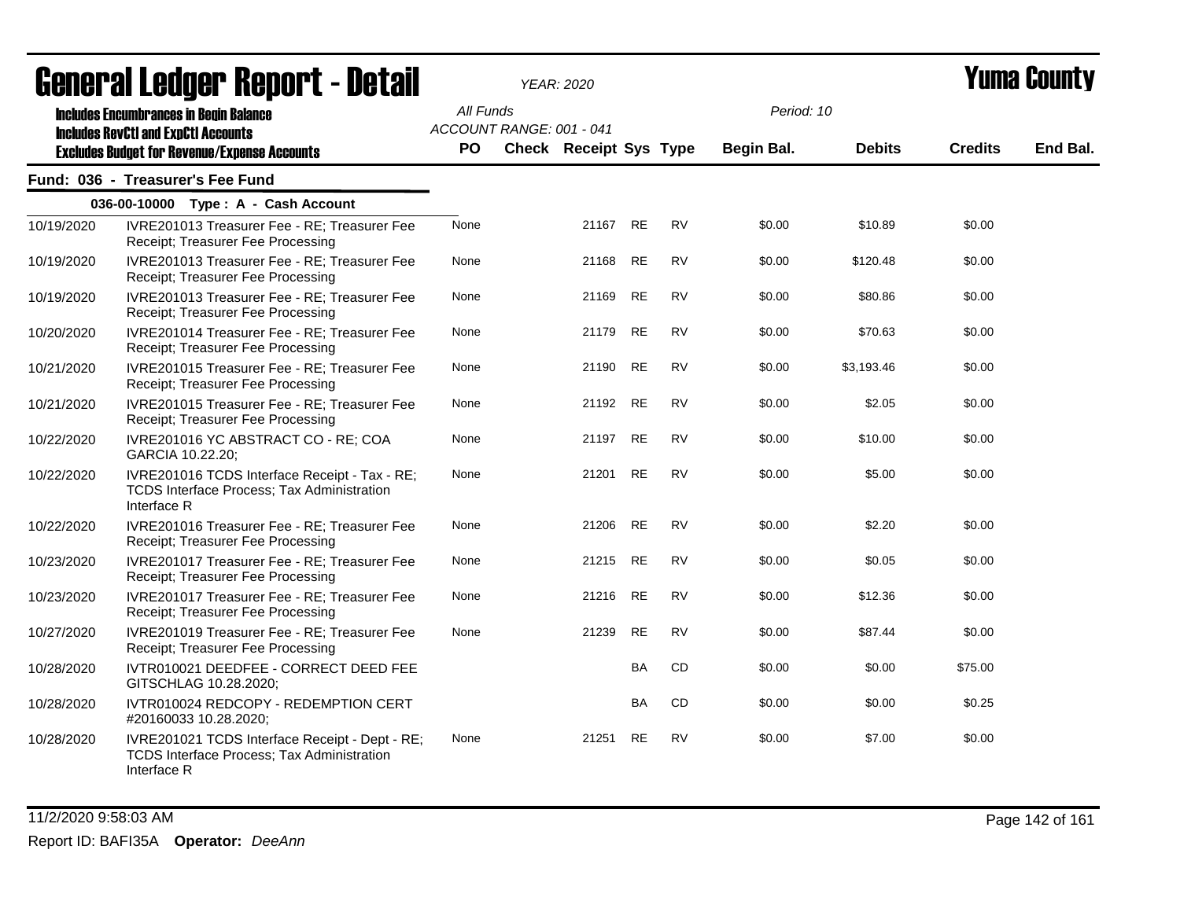# General Ledger Report - Detail

*YEAR: 2020*

# Yuma County

Includes Encumbrances in Begin Balance
Includes RevCtl and ExpCtl Accounts
Excludes Budget for Revenue/Expense Accounts

All Funds
ACCOUNT RANGE: 001 - 041

Period: 10

## Fund: 036 - Treasurer's Fee Fund

### 036-00-10000 Type : A - Cash Account

| Date | Description | PO | Check | Receipt | Sys | Type | Begin Bal. | Debits | Credits | End Bal. |
|---|---|---|---|---|---|---|---|---|---|---|
| 10/19/2020 | IVRE201013 Treasurer Fee - RE; Treasurer Fee Receipt; Treasurer Fee Processing | None | | 21167 | RE | RV | $0.00 | $10.89 | $0.00 | |
| 10/19/2020 | IVRE201013 Treasurer Fee - RE; Treasurer Fee Receipt; Treasurer Fee Processing | None | | 21168 | RE | RV | $0.00 | $120.48 | $0.00 | |
| 10/19/2020 | IVRE201013 Treasurer Fee - RE; Treasurer Fee Receipt; Treasurer Fee Processing | None | | 21169 | RE | RV | $0.00 | $80.86 | $0.00 | |
| 10/20/2020 | IVRE201014 Treasurer Fee - RE; Treasurer Fee Receipt; Treasurer Fee Processing | None | | 21179 | RE | RV | $0.00 | $70.63 | $0.00 | |
| 10/21/2020 | IVRE201015 Treasurer Fee - RE; Treasurer Fee Receipt; Treasurer Fee Processing | None | | 21190 | RE | RV | $0.00 | $3,193.46 | $0.00 | |
| 10/21/2020 | IVRE201015 Treasurer Fee - RE; Treasurer Fee Receipt; Treasurer Fee Processing | None | | 21192 | RE | RV | $0.00 | $2.05 | $0.00 | |
| 10/22/2020 | IVRE201016 YC ABSTRACT CO - RE; COA GARCIA 10.22.20; | None | | 21197 | RE | RV | $0.00 | $10.00 | $0.00 | |
| 10/22/2020 | IVRE201016 TCDS Interface Receipt - Tax - RE; TCDS Interface Process; Tax Administration Interface R | None | | 21201 | RE | RV | $0.00 | $5.00 | $0.00 | |
| 10/22/2020 | IVRE201016 Treasurer Fee - RE; Treasurer Fee Receipt; Treasurer Fee Processing | None | | 21206 | RE | RV | $0.00 | $2.20 | $0.00 | |
| 10/23/2020 | IVRE201017 Treasurer Fee - RE; Treasurer Fee Receipt; Treasurer Fee Processing | None | | 21215 | RE | RV | $0.00 | $0.05 | $0.00 | |
| 10/23/2020 | IVRE201017 Treasurer Fee - RE; Treasurer Fee Receipt; Treasurer Fee Processing | None | | 21216 | RE | RV | $0.00 | $12.36 | $0.00 | |
| 10/27/2020 | IVRE201019 Treasurer Fee - RE; Treasurer Fee Receipt; Treasurer Fee Processing | None | | 21239 | RE | RV | $0.00 | $87.44 | $0.00 | |
| 10/28/2020 | IVTR010021 DEEDFEE - CORRECT DEED FEE GITSCHLAG 10.28.2020; | | | | BA | CD | $0.00 | $0.00 | $75.00 | |
| 10/28/2020 | IVTR010024 REDCOPY - REDEMPTION CERT #20160033 10.28.2020; | | | | BA | CD | $0.00 | $0.00 | $0.25 | |
| 10/28/2020 | IVRE201021 TCDS Interface Receipt - Dept - RE; TCDS Interface Process; Tax Administration Interface R | None | | 21251 | RE | RV | $0.00 | $7.00 | $0.00 | |

11/2/2020 9:58:03 AM

Report ID: BAFI35A **Operator:** *DeeAnn*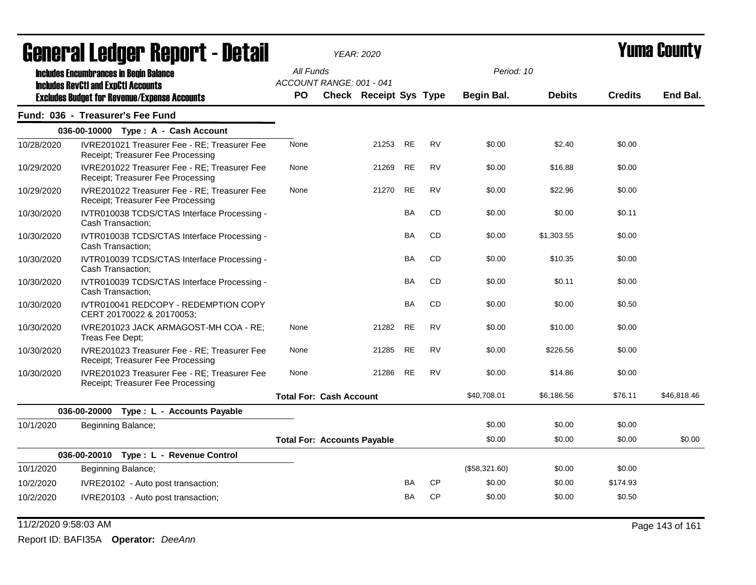# General Ledger Report - Detail

*YEAR: 2020*

# Yuma County

**Includes Encumbrances in Begin Balance**
**Includes RevCtl and ExpCtl Accounts**
**Excludes Budget for Revenue/Expense Accounts**

*All Funds*
*ACCOUNT RANGE: 001 - 041*

*Period: 10*

## Fund: 036 - Treasurer's Fee Fund

| Date | Description | PO | Check | Receipt | Sys | Type | Begin Bal. | Debits | Credits | End Bal. |
|---|---|---|---|---|---|---|---|---|---|---|
| | **036-00-10000 Type : A - Cash Account** | | | | | | | | | |
| 10/28/2020 | IVRE201021 Treasurer Fee - RE; Treasurer Fee Receipt; Treasurer Fee Processing | None | | 21253 | RE | RV | $0.00 | $2.40 | $0.00 | |
| 10/29/2020 | IVRE201022 Treasurer Fee - RE; Treasurer Fee Receipt; Treasurer Fee Processing | None | | 21269 | RE | RV | $0.00 | $16.88 | $0.00 | |
| 10/29/2020 | IVRE201022 Treasurer Fee - RE; Treasurer Fee Receipt; Treasurer Fee Processing | None | | 21270 | RE | RV | $0.00 | $22.96 | $0.00 | |
| 10/30/2020 | IVTR010038 TCDS/CTAS Interface Processing - Cash Transaction; | | | | BA | CD | $0.00 | $0.00 | $0.11 | |
| 10/30/2020 | IVTR010038 TCDS/CTAS Interface Processing - Cash Transaction; | | | | BA | CD | $0.00 | $1,303.55 | $0.00 | |
| 10/30/2020 | IVTR010039 TCDS/CTAS Interface Processing - Cash Transaction; | | | | BA | CD | $0.00 | $10.35 | $0.00 | |
| 10/30/2020 | IVTR010039 TCDS/CTAS Interface Processing - Cash Transaction; | | | | BA | CD | $0.00 | $0.11 | $0.00 | |
| 10/30/2020 | IVTR010041 REDCOPY - REDEMPTION COPY CERT 20170022 & 20170053; | | | | BA | CD | $0.00 | $0.00 | $0.50 | |
| 10/30/2020 | IVRE201023 JACK ARMAGOST-MH COA - RE; Treas Fee Dept; | None | | 21282 | RE | RV | $0.00 | $10.00 | $0.00 | |
| 10/30/2020 | IVRE201023 Treasurer Fee - RE; Treasurer Fee Receipt; Treasurer Fee Processing | None | | 21285 | RE | RV | $0.00 | $226.56 | $0.00 | |
| 10/30/2020 | IVRE201023 Treasurer Fee - RE; Treasurer Fee Receipt; Treasurer Fee Processing | None | | 21286 | RE | RV | $0.00 | $14.86 | $0.00 | |
| | | **Total For: Cash Account** | | | | | $40,708.01 | $6,186.56 | $76.11 | $46,818.46 |
| | **036-00-20000 Type : L - Accounts Payable** | | | | | | | | | |
| 10/1/2020 | Beginning Balance; | | | | | | $0.00 | $0.00 | $0.00 | |
| | | **Total For: Accounts Payable** | | | | | $0.00 | $0.00 | $0.00 | $0.00 |
| | **036-00-20010 Type : L - Revenue Control** | | | | | | | | | |
| 10/1/2020 | Beginning Balance; | | | | | | ($58,321.60) | $0.00 | $0.00 | |
| 10/2/2020 | IVRE20102 - Auto post transaction; | | | | BA | CP | $0.00 | $0.00 | $174.93 | |
| 10/2/2020 | IVRE20103 - Auto post transaction; | | | | BA | CP | $0.00 | $0.00 | $0.50 | |

11/2/2020 9:58:03 AM

Report ID: BAFI35A **Operator:** *DeeAnn*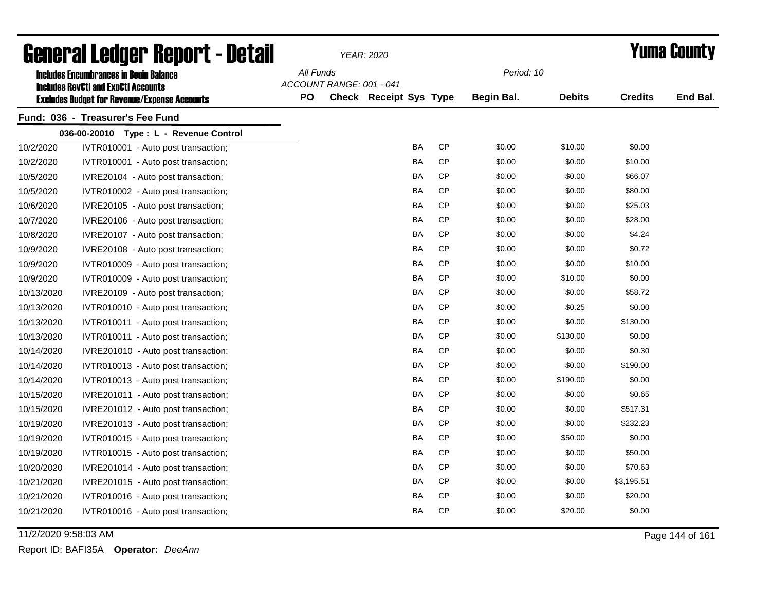# General Ledger Report - Detail

*YEAR: 2020*

# Yuma County

**Includes Encumbrances in Begin Balance**
**Includes RevCtl and ExpCtl Accounts**
**Excludes Budget for Revenue/Expense Accounts**

*All Funds*
*ACCOUNT RANGE: 001 - 041*
*Period: 10*

## Fund: 036 - Treasurer's Fee Fund

### 036-00-20010 Type : L - Revenue Control

| Date | Description | PO | Check | Receipt | Sys | Type | Begin Bal. | Debits | Credits | End Bal. |
|---|---|---|---|---|---|---|---|---|---|---|
| 10/2/2020 | IVTR010001 - Auto post transaction; | | | | BA | CP | $0.00 | $10.00 | $0.00 | |
| 10/2/2020 | IVTR010001 - Auto post transaction; | | | | BA | CP | $0.00 | $0.00 | $10.00 | |
| 10/5/2020 | IVRE20104 - Auto post transaction; | | | | BA | CP | $0.00 | $0.00 | $66.07 | |
| 10/5/2020 | IVTR010002 - Auto post transaction; | | | | BA | CP | $0.00 | $0.00 | $80.00 | |
| 10/6/2020 | IVRE20105 - Auto post transaction; | | | | BA | CP | $0.00 | $0.00 | $25.03 | |
| 10/7/2020 | IVRE20106 - Auto post transaction; | | | | BA | CP | $0.00 | $0.00 | $28.00 | |
| 10/8/2020 | IVRE20107 - Auto post transaction; | | | | BA | CP | $0.00 | $0.00 | $4.24 | |
| 10/9/2020 | IVRE20108 - Auto post transaction; | | | | BA | CP | $0.00 | $0.00 | $0.72 | |
| 10/9/2020 | IVTR010009 - Auto post transaction; | | | | BA | CP | $0.00 | $0.00 | $10.00 | |
| 10/9/2020 | IVTR010009 - Auto post transaction; | | | | BA | CP | $0.00 | $10.00 | $0.00 | |
| 10/13/2020 | IVRE20109 - Auto post transaction; | | | | BA | CP | $0.00 | $0.00 | $58.72 | |
| 10/13/2020 | IVTR010010 - Auto post transaction; | | | | BA | CP | $0.00 | $0.25 | $0.00 | |
| 10/13/2020 | IVTR010011 - Auto post transaction; | | | | BA | CP | $0.00 | $0.00 | $130.00 | |
| 10/13/2020 | IVTR010011 - Auto post transaction; | | | | BA | CP | $0.00 | $130.00 | $0.00 | |
| 10/14/2020 | IVRE201010 - Auto post transaction; | | | | BA | CP | $0.00 | $0.00 | $0.30 | |
| 10/14/2020 | IVTR010013 - Auto post transaction; | | | | BA | CP | $0.00 | $0.00 | $190.00 | |
| 10/14/2020 | IVTR010013 - Auto post transaction; | | | | BA | CP | $0.00 | $190.00 | $0.00 | |
| 10/15/2020 | IVRE201011 - Auto post transaction; | | | | BA | CP | $0.00 | $0.00 | $0.65 | |
| 10/15/2020 | IVRE201012 - Auto post transaction; | | | | BA | CP | $0.00 | $0.00 | $517.31 | |
| 10/19/2020 | IVRE201013 - Auto post transaction; | | | | BA | CP | $0.00 | $0.00 | $232.23 | |
| 10/19/2020 | IVTR010015 - Auto post transaction; | | | | BA | CP | $0.00 | $50.00 | $0.00 | |
| 10/19/2020 | IVTR010015 - Auto post transaction; | | | | BA | CP | $0.00 | $0.00 | $50.00 | |
| 10/20/2020 | IVRE201014 - Auto post transaction; | | | | BA | CP | $0.00 | $0.00 | $70.63 | |
| 10/21/2020 | IVRE201015 - Auto post transaction; | | | | BA | CP | $0.00 | $0.00 | $3,195.51 | |
| 10/21/2020 | IVTR010016 - Auto post transaction; | | | | BA | CP | $0.00 | $0.00 | $20.00 | |
| 10/21/2020 | IVTR010016 - Auto post transaction; | | | | BA | CP | $0.00 | $20.00 | $0.00 | |

11/2/2020 9:58:03 AM

Report ID: BAFI35A **Operator:** *DeeAnn*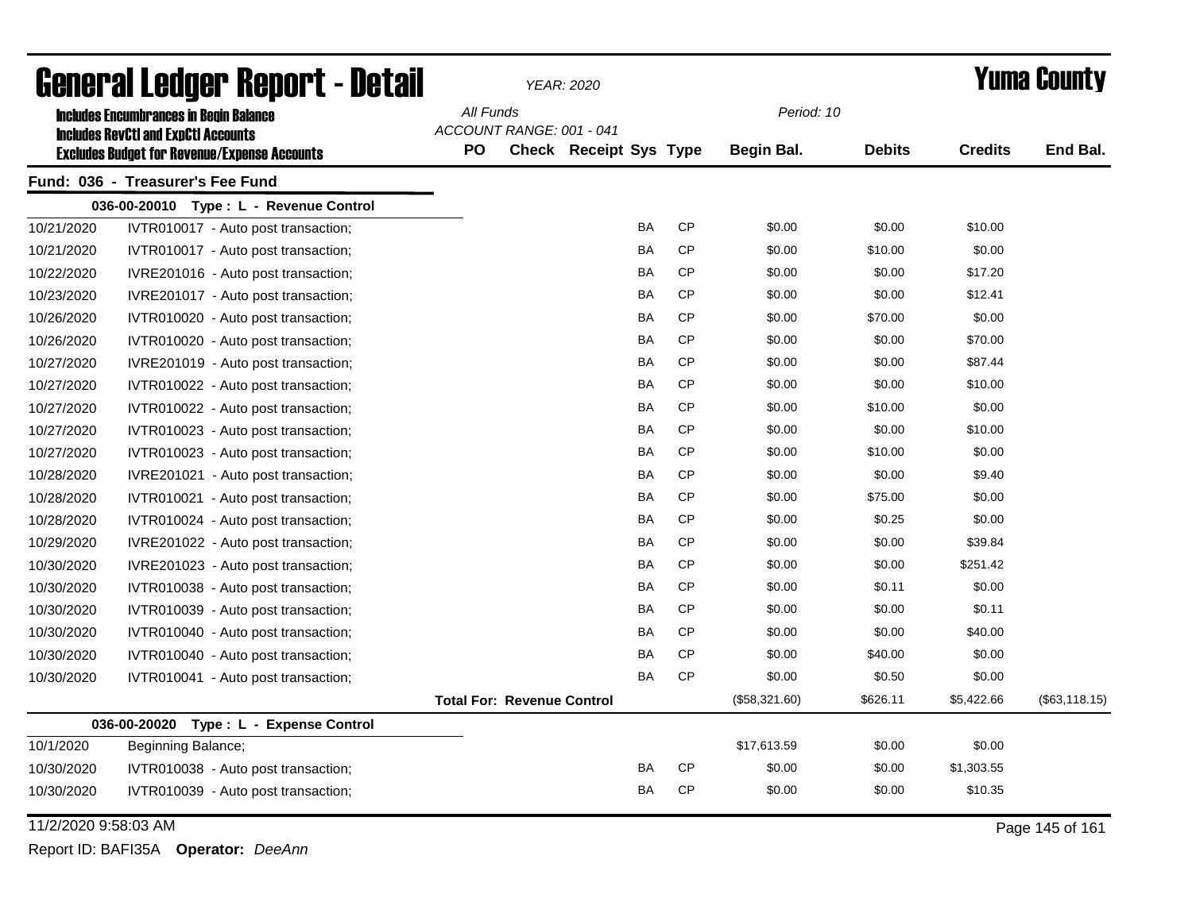# General Ledger Report - Detail

*YEAR: 2020*

# Yuma County

**Includes Encumbrances in Begin Balance**
**Includes RevCtl and ExpCtl Accounts**
**Excludes Budget for Revenue/Expense Accounts**

*All Funds*
*ACCOUNT RANGE: 001 - 041*
*Period: 10*

## Fund: 036 - Treasurer's Fee Fund

| Date | Description | PO | Check | Receipt | Sys | Type | Begin Bal. | Debits | Credits | End Bal. |
|---|---|---|---|---|---|---|---|---|---|---|
| **036-00-20010 Type : L - Revenue Control** | | | | | | | | | | |
| 10/21/2020 | IVTR010017 - Auto post transaction; | | | | BA | CP | $0.00 | $0.00 | $10.00 | |
| 10/21/2020 | IVTR010017 - Auto post transaction; | | | | BA | CP | $0.00 | $10.00 | $0.00 | |
| 10/22/2020 | IVRE201016 - Auto post transaction; | | | | BA | CP | $0.00 | $0.00 | $17.20 | |
| 10/23/2020 | IVRE201017 - Auto post transaction; | | | | BA | CP | $0.00 | $0.00 | $12.41 | |
| 10/26/2020 | IVTR010020 - Auto post transaction; | | | | BA | CP | $0.00 | $70.00 | $0.00 | |
| 10/26/2020 | IVTR010020 - Auto post transaction; | | | | BA | CP | $0.00 | $0.00 | $70.00 | |
| 10/27/2020 | IVRE201019 - Auto post transaction; | | | | BA | CP | $0.00 | $0.00 | $87.44 | |
| 10/27/2020 | IVTR010022 - Auto post transaction; | | | | BA | CP | $0.00 | $0.00 | $10.00 | |
| 10/27/2020 | IVTR010022 - Auto post transaction; | | | | BA | CP | $0.00 | $10.00 | $0.00 | |
| 10/27/2020 | IVTR010023 - Auto post transaction; | | | | BA | CP | $0.00 | $0.00 | $10.00 | |
| 10/27/2020 | IVTR010023 - Auto post transaction; | | | | BA | CP | $0.00 | $10.00 | $0.00 | |
| 10/28/2020 | IVRE201021 - Auto post transaction; | | | | BA | CP | $0.00 | $0.00 | $9.40 | |
| 10/28/2020 | IVTR010021 - Auto post transaction; | | | | BA | CP | $0.00 | $75.00 | $0.00 | |
| 10/28/2020 | IVTR010024 - Auto post transaction; | | | | BA | CP | $0.00 | $0.25 | $0.00 | |
| 10/29/2020 | IVRE201022 - Auto post transaction; | | | | BA | CP | $0.00 | $0.00 | $39.84 | |
| 10/30/2020 | IVRE201023 - Auto post transaction; | | | | BA | CP | $0.00 | $0.00 | $251.42 | |
| 10/30/2020 | IVTR010038 - Auto post transaction; | | | | BA | CP | $0.00 | $0.11 | $0.00 | |
| 10/30/2020 | IVTR010039 - Auto post transaction; | | | | BA | CP | $0.00 | $0.00 | $0.11 | |
| 10/30/2020 | IVTR010040 - Auto post transaction; | | | | BA | CP | $0.00 | $0.00 | $40.00 | |
| 10/30/2020 | IVTR010040 - Auto post transaction; | | | | BA | CP | $0.00 | $40.00 | $0.00 | |
| 10/30/2020 | IVTR010041 - Auto post transaction; | | | | BA | CP | $0.00 | $0.50 | $0.00 | |
| | | **Total For: Revenue Control** | | | | | ($58,321.60) | $626.11 | $5,422.66 | ($63,118.15) |
| **036-00-20020 Type : L - Expense Control** | | | | | | | | | | |
| 10/1/2020 | Beginning Balance; | | | | | | $17,613.59 | $0.00 | $0.00 | |
| 10/30/2020 | IVTR010038 - Auto post transaction; | | | | BA | CP | $0.00 | $0.00 | $1,303.55 | |
| 10/30/2020 | IVTR010039 - Auto post transaction; | | | | BA | CP | $0.00 | $0.00 | $10.35 | |

11/2/2020 9:58:03 AM

Report ID: BAFI35A **Operator:** *DeeAnn*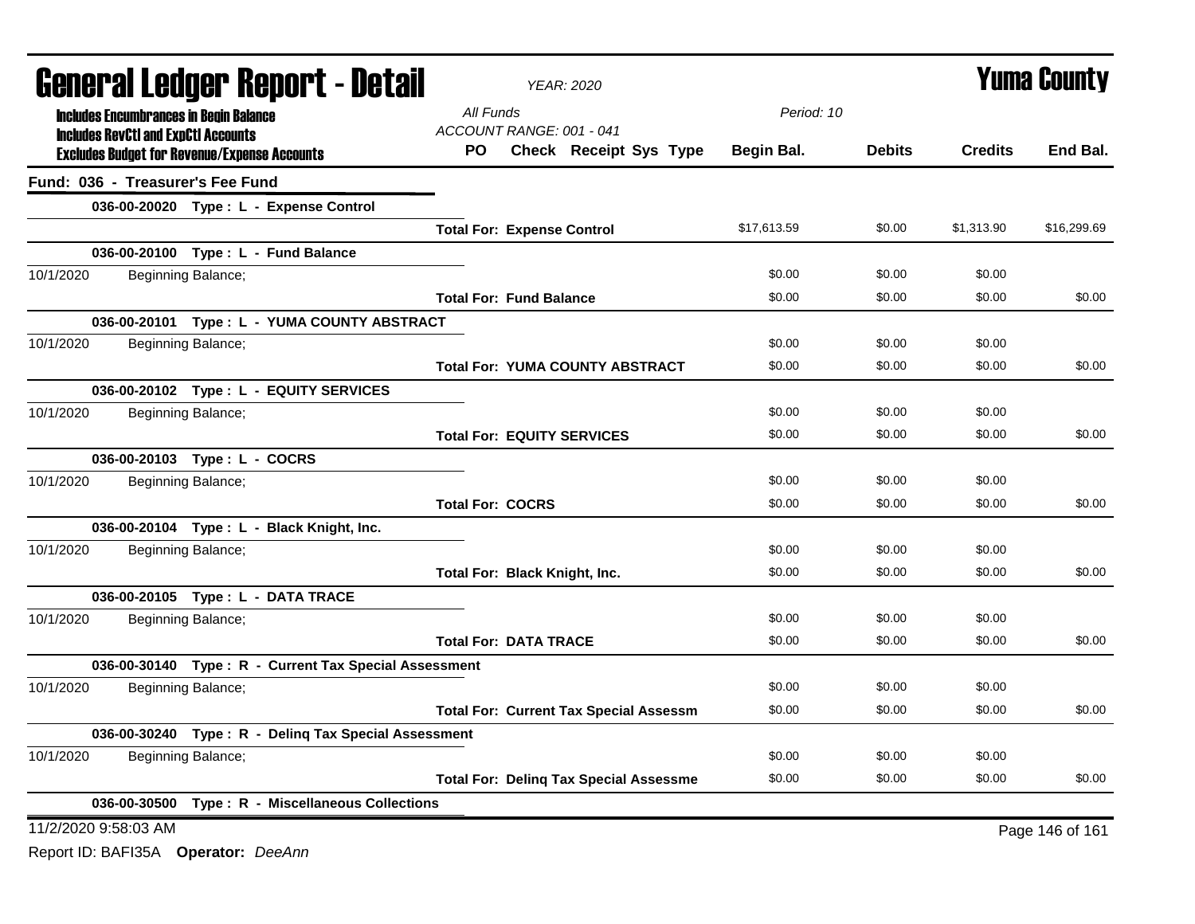# General Ledger Report - Detail

*YEAR: 2020*

**Yuma County**

**Includes Encumbrances in Begin Balance**
**Includes RevCtl and ExpCtl Accounts**
**Excludes Budget for Revenue/Expense Accounts**

*All Funds*
*ACCOUNT RANGE: 001 - 041*
*Period: 10*

## Fund: 036 - Treasurer's Fee Fund

| | | PO | Check | Receipt | Sys | Type | Begin Bal. | Debits | Credits | End Bal. |
|---|---|---|---|---|---|---|---|---|---|---|
| **036-00-20020 Type : L - Expense Control** | | | | | | | | | | |
| | **Total For: Expense Control** | | | | | | $17,613.59 | $0.00 | $1,313.90 | $16,299.69 |
| **036-00-20100 Type : L - Fund Balance** | | | | | | | | | | |
| 10/1/2020 | Beginning Balance; | | | | | | $0.00 | $0.00 | $0.00 | |
| | **Total For: Fund Balance** | | | | | | $0.00 | $0.00 | $0.00 | $0.00 |
| **036-00-20101 Type : L - YUMA COUNTY ABSTRACT** | | | | | | | | | | |
| 10/1/2020 | Beginning Balance; | | | | | | $0.00 | $0.00 | $0.00 | |
| | **Total For: YUMA COUNTY ABSTRACT** | | | | | | $0.00 | $0.00 | $0.00 | $0.00 |
| **036-00-20102 Type : L - EQUITY SERVICES** | | | | | | | | | | |
| 10/1/2020 | Beginning Balance; | | | | | | $0.00 | $0.00 | $0.00 | |
| | **Total For: EQUITY SERVICES** | | | | | | $0.00 | $0.00 | $0.00 | $0.00 |
| **036-00-20103 Type : L - COCRS** | | | | | | | | | | |
| 10/1/2020 | Beginning Balance; | | | | | | $0.00 | $0.00 | $0.00 | |
| | **Total For: COCRS** | | | | | | $0.00 | $0.00 | $0.00 | $0.00 |
| **036-00-20104 Type : L - Black Knight, Inc.** | | | | | | | | | | |
| 10/1/2020 | Beginning Balance; | | | | | | $0.00 | $0.00 | $0.00 | |
| | **Total For: Black Knight, Inc.** | | | | | | $0.00 | $0.00 | $0.00 | $0.00 |
| **036-00-20105 Type : L - DATA TRACE** | | | | | | | | | | |
| 10/1/2020 | Beginning Balance; | | | | | | $0.00 | $0.00 | $0.00 | |
| | **Total For: DATA TRACE** | | | | | | $0.00 | $0.00 | $0.00 | $0.00 |
| **036-00-30140 Type : R - Current Tax Special Assessment** | | | | | | | | | | |
| 10/1/2020 | Beginning Balance; | | | | | | $0.00 | $0.00 | $0.00 | |
| | **Total For: Current Tax Special Assessm** | | | | | | $0.00 | $0.00 | $0.00 | $0.00 |
| **036-00-30240 Type : R - Delinq Tax Special Assessment** | | | | | | | | | | |
| 10/1/2020 | Beginning Balance; | | | | | | $0.00 | $0.00 | $0.00 | |
| | **Total For: Delinq Tax Special Assessme** | | | | | | $0.00 | $0.00 | $0.00 | $0.00 |
| **036-00-30500 Type : R - Miscellaneous Collections** | | | | | | | | | | |

11/2/2020 9:58:03 AM

Report ID: BAFI35A **Operator:** *DeeAnn*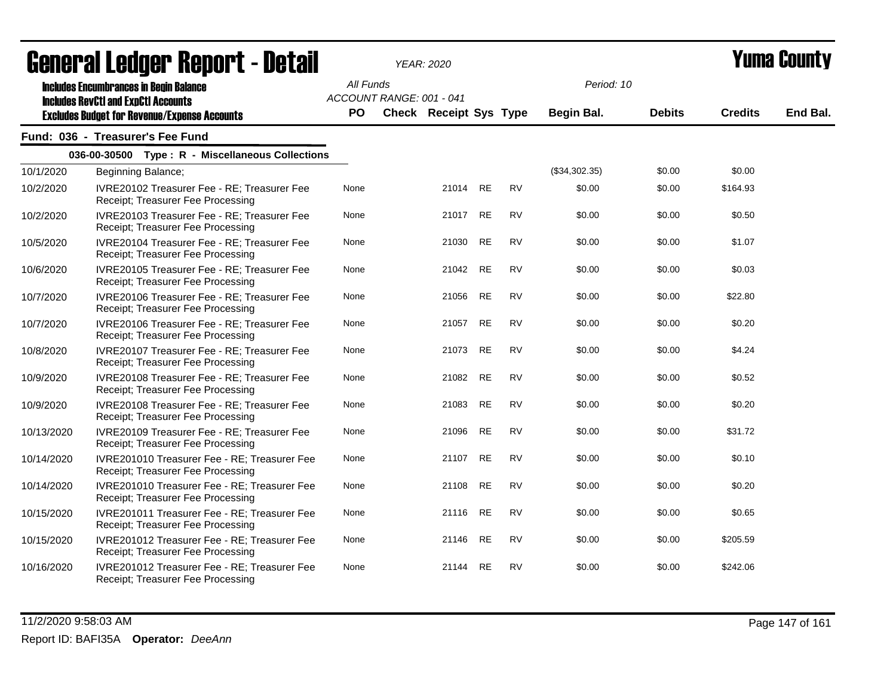# General Ledger Report - Detail

*YEAR: 2020*

**Yuma County**

**Includes Encumbrances in Begin Balance**
**Includes RevCtl and ExpCtl Accounts**
**Excludes Budget for Revenue/Expense Accounts**

*All Funds*
*ACCOUNT RANGE: 001 - 041*
*Period: 10*

## Fund: 036 - Treasurer's Fee Fund

**036-00-30500 Type : R - Miscellaneous Collections**

| Date | Description | PO | Check | Receipt | Sys | Type | Begin Bal. | Debits | Credits | End Bal. |
|---|---|---|---|---|---|---|---|---|---|---|
| 10/1/2020 | Beginning Balance; | | | | | | ($34,302.35) | $0.00 | $0.00 | |
| 10/2/2020 | IVRE20102 Treasurer Fee - RE; Treasurer Fee Receipt; Treasurer Fee Processing | None | | 21014 | RE | RV | $0.00 | $0.00 | $164.93 | |
| 10/2/2020 | IVRE20103 Treasurer Fee - RE; Treasurer Fee Receipt; Treasurer Fee Processing | None | | 21017 | RE | RV | $0.00 | $0.00 | $0.50 | |
| 10/5/2020 | IVRE20104 Treasurer Fee - RE; Treasurer Fee Receipt; Treasurer Fee Processing | None | | 21030 | RE | RV | $0.00 | $0.00 | $1.07 | |
| 10/6/2020 | IVRE20105 Treasurer Fee - RE; Treasurer Fee Receipt; Treasurer Fee Processing | None | | 21042 | RE | RV | $0.00 | $0.00 | $0.03 | |
| 10/7/2020 | IVRE20106 Treasurer Fee - RE; Treasurer Fee Receipt; Treasurer Fee Processing | None | | 21056 | RE | RV | $0.00 | $0.00 | $22.80 | |
| 10/7/2020 | IVRE20106 Treasurer Fee - RE; Treasurer Fee Receipt; Treasurer Fee Processing | None | | 21057 | RE | RV | $0.00 | $0.00 | $0.20 | |
| 10/8/2020 | IVRE20107 Treasurer Fee - RE; Treasurer Fee Receipt; Treasurer Fee Processing | None | | 21073 | RE | RV | $0.00 | $0.00 | $4.24 | |
| 10/9/2020 | IVRE20108 Treasurer Fee - RE; Treasurer Fee Receipt; Treasurer Fee Processing | None | | 21082 | RE | RV | $0.00 | $0.00 | $0.52 | |
| 10/9/2020 | IVRE20108 Treasurer Fee - RE; Treasurer Fee Receipt; Treasurer Fee Processing | None | | 21083 | RE | RV | $0.00 | $0.00 | $0.20 | |
| 10/13/2020 | IVRE20109 Treasurer Fee - RE; Treasurer Fee Receipt; Treasurer Fee Processing | None | | 21096 | RE | RV | $0.00 | $0.00 | $31.72 | |
| 10/14/2020 | IVRE201010 Treasurer Fee - RE; Treasurer Fee Receipt; Treasurer Fee Processing | None | | 21107 | RE | RV | $0.00 | $0.00 | $0.10 | |
| 10/14/2020 | IVRE201010 Treasurer Fee - RE; Treasurer Fee Receipt; Treasurer Fee Processing | None | | 21108 | RE | RV | $0.00 | $0.00 | $0.20 | |
| 10/15/2020 | IVRE201011 Treasurer Fee - RE; Treasurer Fee Receipt; Treasurer Fee Processing | None | | 21116 | RE | RV | $0.00 | $0.00 | $0.65 | |
| 10/15/2020 | IVRE201012 Treasurer Fee - RE; Treasurer Fee Receipt; Treasurer Fee Processing | None | | 21146 | RE | RV | $0.00 | $0.00 | $205.59 | |
| 10/16/2020 | IVRE201012 Treasurer Fee - RE; Treasurer Fee Receipt; Treasurer Fee Processing | None | | 21144 | RE | RV | $0.00 | $0.00 | $242.06 | |

11/2/2020 9:58:03 AM

Report ID: BAFI35A **Operator:** *DeeAnn*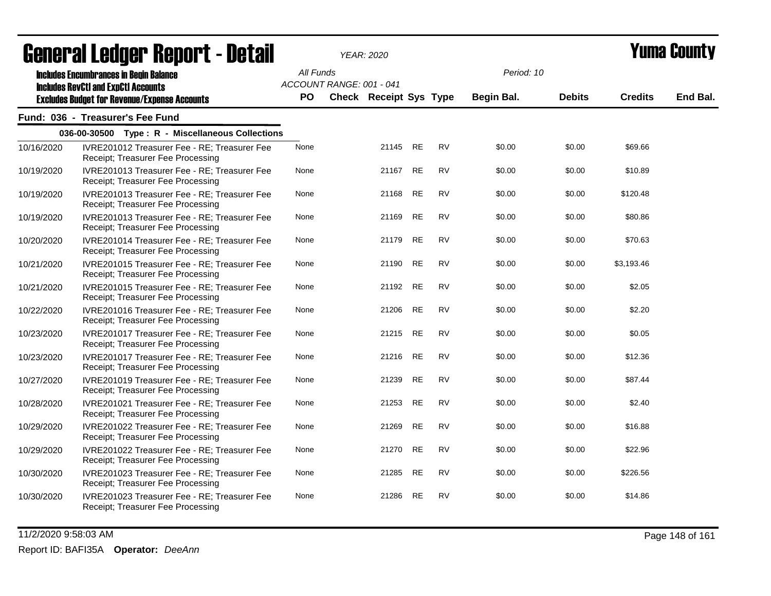# General Ledger Report - Detail

YEAR: 2020

**Yuma County**

Includes Encumbrances in Begin Balance
Includes RevCtl and ExpCtl Accounts
Excludes Budget for Revenue/Expense Accounts

All Funds
ACCOUNT RANGE: 001 - 041

Period: 10

## Fund: 036 - Treasurer's Fee Fund

### 036-00-30500 Type : R - Miscellaneous Collections

| Date | Description | PO | Check | Receipt | Sys | Type | Begin Bal. | Debits | Credits | End Bal. |
|---|---|---|---|---|---|---|---|---|---|---|
| 10/16/2020 | IVRE201012 Treasurer Fee - RE; Treasurer Fee Receipt; Treasurer Fee Processing | None | | 21145 | RE | RV | $0.00 | $0.00 | $69.66 | |
| 10/19/2020 | IVRE201013 Treasurer Fee - RE; Treasurer Fee Receipt; Treasurer Fee Processing | None | | 21167 | RE | RV | $0.00 | $0.00 | $10.89 | |
| 10/19/2020 | IVRE201013 Treasurer Fee - RE; Treasurer Fee Receipt; Treasurer Fee Processing | None | | 21168 | RE | RV | $0.00 | $0.00 | $120.48 | |
| 10/19/2020 | IVRE201013 Treasurer Fee - RE; Treasurer Fee Receipt; Treasurer Fee Processing | None | | 21169 | RE | RV | $0.00 | $0.00 | $80.86 | |
| 10/20/2020 | IVRE201014 Treasurer Fee - RE; Treasurer Fee Receipt; Treasurer Fee Processing | None | | 21179 | RE | RV | $0.00 | $0.00 | $70.63 | |
| 10/21/2020 | IVRE201015 Treasurer Fee - RE; Treasurer Fee Receipt; Treasurer Fee Processing | None | | 21190 | RE | RV | $0.00 | $0.00 | $3,193.46 | |
| 10/21/2020 | IVRE201015 Treasurer Fee - RE; Treasurer Fee Receipt; Treasurer Fee Processing | None | | 21192 | RE | RV | $0.00 | $0.00 | $2.05 | |
| 10/22/2020 | IVRE201016 Treasurer Fee - RE; Treasurer Fee Receipt; Treasurer Fee Processing | None | | 21206 | RE | RV | $0.00 | $0.00 | $2.20 | |
| 10/23/2020 | IVRE201017 Treasurer Fee - RE; Treasurer Fee Receipt; Treasurer Fee Processing | None | | 21215 | RE | RV | $0.00 | $0.00 | $0.05 | |
| 10/23/2020 | IVRE201017 Treasurer Fee - RE; Treasurer Fee Receipt; Treasurer Fee Processing | None | | 21216 | RE | RV | $0.00 | $0.00 | $12.36 | |
| 10/27/2020 | IVRE201019 Treasurer Fee - RE; Treasurer Fee Receipt; Treasurer Fee Processing | None | | 21239 | RE | RV | $0.00 | $0.00 | $87.44 | |
| 10/28/2020 | IVRE201021 Treasurer Fee - RE; Treasurer Fee Receipt; Treasurer Fee Processing | None | | 21253 | RE | RV | $0.00 | $0.00 | $2.40 | |
| 10/29/2020 | IVRE201022 Treasurer Fee - RE; Treasurer Fee Receipt; Treasurer Fee Processing | None | | 21269 | RE | RV | $0.00 | $0.00 | $16.88 | |
| 10/29/2020 | IVRE201022 Treasurer Fee - RE; Treasurer Fee Receipt; Treasurer Fee Processing | None | | 21270 | RE | RV | $0.00 | $0.00 | $22.96 | |
| 10/30/2020 | IVRE201023 Treasurer Fee - RE; Treasurer Fee Receipt; Treasurer Fee Processing | None | | 21285 | RE | RV | $0.00 | $0.00 | $226.56 | |
| 10/30/2020 | IVRE201023 Treasurer Fee - RE; Treasurer Fee Receipt; Treasurer Fee Processing | None | | 21286 | RE | RV | $0.00 | $0.00 | $14.86 | |

11/2/2020 9:58:03 AM

Report ID: BAFI35A **Operator:** *DeeAnn*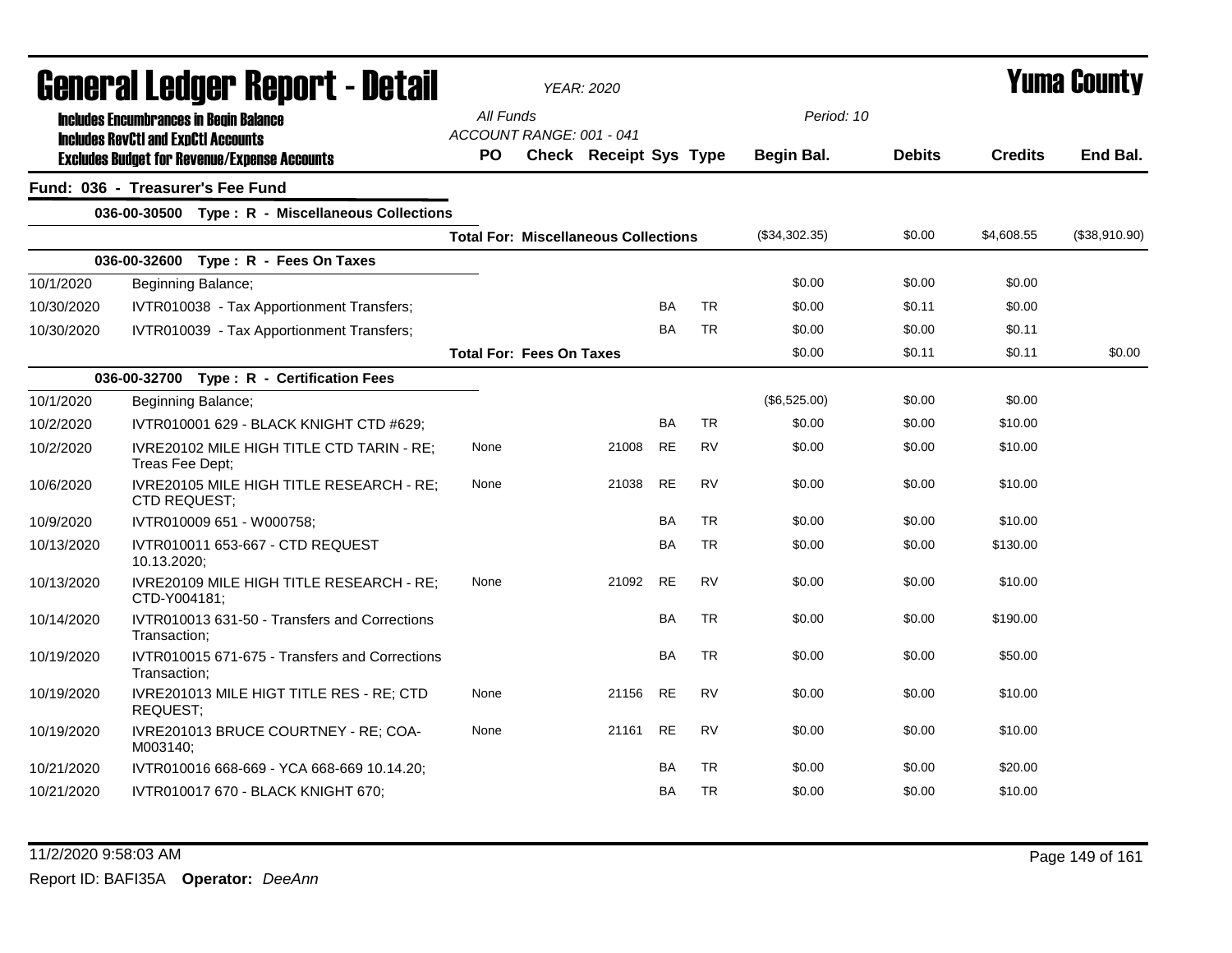# General Ledger Report - Detail

*YEAR: 2020*

# Yuma County

**Includes Encumbrances in Begin Balance**
**Includes RevCtl and ExpCtl Accounts**
**Excludes Budget for Revenue/Expense Accounts**

All Funds
ACCOUNT RANGE: 001 - 041

Period: 10

| | | PO | Check | Receipt | Sys | Type | Begin Bal. | Debits | Credits | End Bal. |
|---|---|---|---|---|---|---|---|---|---|---|
| **Fund: 036 - Treasurer's Fee Fund** | | | | | | | | | | |
| | **036-00-30500 Type : R - Miscellaneous Collections** | | | | | | | | | |
| | | **Total For: Miscellaneous Collections** | | | | | ($34,302.35) | $0.00 | $4,608.55 | ($38,910.90) |
| | **036-00-32600 Type : R - Fees On Taxes** | | | | | | | | | |
| 10/1/2020 | Beginning Balance; | | | | | | $0.00 | $0.00 | $0.00 | |
| 10/30/2020 | IVTR010038 - Tax Apportionment Transfers; | | | | BA | TR | $0.00 | $0.11 | $0.00 | |
| 10/30/2020 | IVTR010039 - Tax Apportionment Transfers; | | | | BA | TR | $0.00 | $0.00 | $0.11 | |
| | | **Total For: Fees On Taxes** | | | | | $0.00 | $0.11 | $0.11 | $0.00 |
| | **036-00-32700 Type : R - Certification Fees** | | | | | | | | | |
| 10/1/2020 | Beginning Balance; | | | | | | ($6,525.00) | $0.00 | $0.00 | |
| 10/2/2020 | IVTR010001 629 - BLACK KNIGHT CTD #629; | | | | BA | TR | $0.00 | $0.00 | $10.00 | |
| 10/2/2020 | IVRE20102 MILE HIGH TITLE CTD TARIN - RE; Treas Fee Dept; | None | | 21008 | RE | RV | $0.00 | $0.00 | $10.00 | |
| 10/6/2020 | IVRE20105 MILE HIGH TITLE RESEARCH - RE; CTD REQUEST; | None | | 21038 | RE | RV | $0.00 | $0.00 | $10.00 | |
| 10/9/2020 | IVTR010009 651 - W000758; | | | | BA | TR | $0.00 | $0.00 | $10.00 | |
| 10/13/2020 | IVTR010011 653-667 - CTD REQUEST 10.13.2020; | | | | BA | TR | $0.00 | $0.00 | $130.00 | |
| 10/13/2020 | IVRE20109 MILE HIGH TITLE RESEARCH - RE; CTD-Y004181; | None | | 21092 | RE | RV | $0.00 | $0.00 | $10.00 | |
| 10/14/2020 | IVTR010013 631-50 - Transfers and Corrections Transaction; | | | | BA | TR | $0.00 | $0.00 | $190.00 | |
| 10/19/2020 | IVTR010015 671-675 - Transfers and Corrections Transaction; | | | | BA | TR | $0.00 | $0.00 | $50.00 | |
| 10/19/2020 | IVRE201013 MILE HIGT TITLE RES - RE; CTD REQUEST; | None | | 21156 | RE | RV | $0.00 | $0.00 | $10.00 | |
| 10/19/2020 | IVRE201013 BRUCE COURTNEY - RE; COA-M003140; | None | | 21161 | RE | RV | $0.00 | $0.00 | $10.00 | |
| 10/21/2020 | IVTR010016 668-669 - YCA 668-669 10.14.20; | | | | BA | TR | $0.00 | $0.00 | $20.00 | |
| 10/21/2020 | IVTR010017 670 - BLACK KNIGHT 670; | | | | BA | TR | $0.00 | $0.00 | $10.00 | |

11/2/2020 9:58:03 AM

Report ID: BAFI35A **Operator:** *DeeAnn*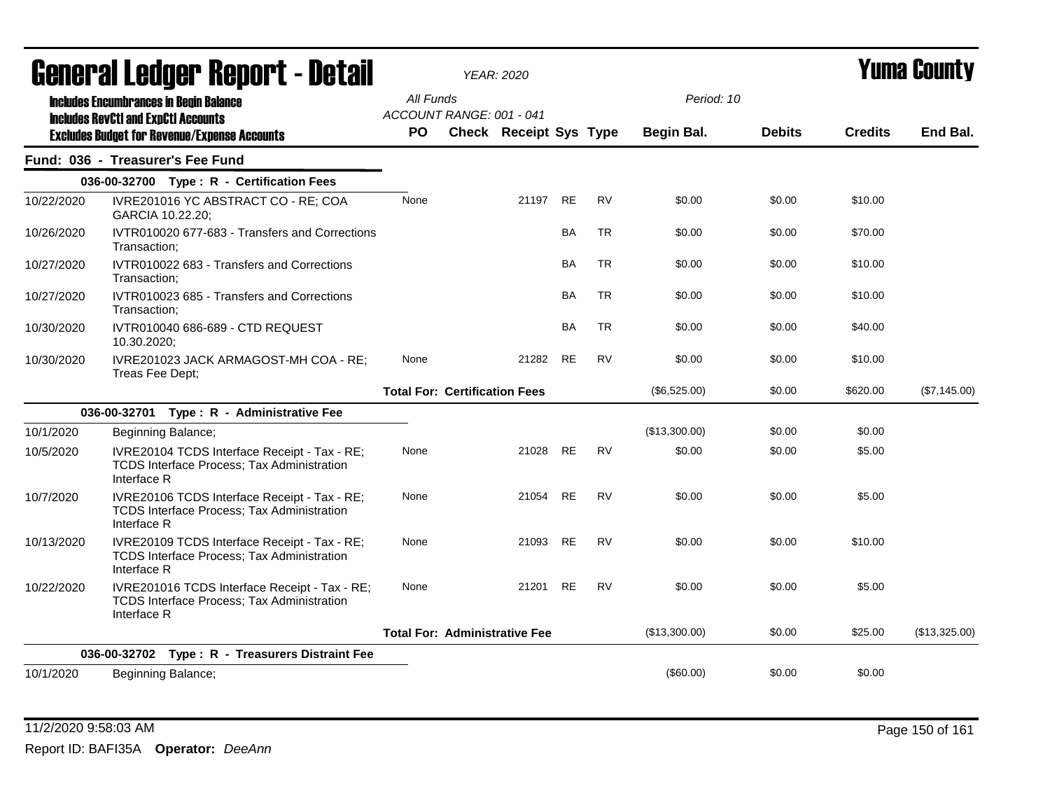# General Ledger Report - Detail

**YEAR: 2020**

**Yuma County**

Includes Encumbrances in Begin Balance
Includes RevCtl and ExpCtl Accounts
Excludes Budget for Revenue/Expense Accounts

All Funds
ACCOUNT RANGE: 001 - 041

Period: 10

## Fund: 036 - Treasurer's Fee Fund

| Date | Description | PO | Check | Receipt | Sys | Type | Begin Bal. | Debits | Credits | End Bal. |
|---|---|---|---|---|---|---|---|---|---|---|
| | **036-00-32700 Type : R - Certification Fees** | | | | | | | | | |
| 10/22/2020 | IVRE201016 YC ABSTRACT CO - RE; COA GARCIA 10.22.20; | None | | 21197 | RE | RV | $0.00 | $0.00 | $10.00 | |
| 10/26/2020 | IVTR010020 677-683 - Transfers and Corrections Transaction; | | | | BA | TR | $0.00 | $0.00 | $70.00 | |
| 10/27/2020 | IVTR010022 683 - Transfers and Corrections Transaction; | | | | BA | TR | $0.00 | $0.00 | $10.00 | |
| 10/27/2020 | IVTR010023 685 - Transfers and Corrections Transaction; | | | | BA | TR | $0.00 | $0.00 | $10.00 | |
| 10/30/2020 | IVTR010040 686-689 - CTD REQUEST 10.30.2020; | | | | BA | TR | $0.00 | $0.00 | $40.00 | |
| 10/30/2020 | IVRE201023 JACK ARMAGOST-MH COA - RE; Treas Fee Dept; | None | | 21282 | RE | RV | $0.00 | $0.00 | $10.00 | |
| | | **Total For: Certification Fees** | | | | | ($6,525.00) | $0.00 | $620.00 | ($7,145.00) |
| | **036-00-32701 Type : R - Administrative Fee** | | | | | | | | | |
| 10/1/2020 | Beginning Balance; | | | | | | ($13,300.00) | $0.00 | $0.00 | |
| 10/5/2020 | IVRE20104 TCDS Interface Receipt - Tax - RE; TCDS Interface Process; Tax Administration Interface R | None | | 21028 | RE | RV | $0.00 | $0.00 | $5.00 | |
| 10/7/2020 | IVRE20106 TCDS Interface Receipt - Tax - RE; TCDS Interface Process; Tax Administration Interface R | None | | 21054 | RE | RV | $0.00 | $0.00 | $5.00 | |
| 10/13/2020 | IVRE20109 TCDS Interface Receipt - Tax - RE; TCDS Interface Process; Tax Administration Interface R | None | | 21093 | RE | RV | $0.00 | $0.00 | $10.00 | |
| 10/22/2020 | IVRE201016 TCDS Interface Receipt - Tax - RE; TCDS Interface Process; Tax Administration Interface R | None | | 21201 | RE | RV | $0.00 | $0.00 | $5.00 | |
| | | **Total For: Administrative Fee** | | | | | ($13,300.00) | $0.00 | $25.00 | ($13,325.00) |
| | **036-00-32702 Type : R - Treasurers Distraint Fee** | | | | | | | | | |
| 10/1/2020 | Beginning Balance; | | | | | | ($60.00) | $0.00 | $0.00 | |

11/2/2020 9:58:03 AM

Report ID: BAFI35A **Operator:** *DeeAnn*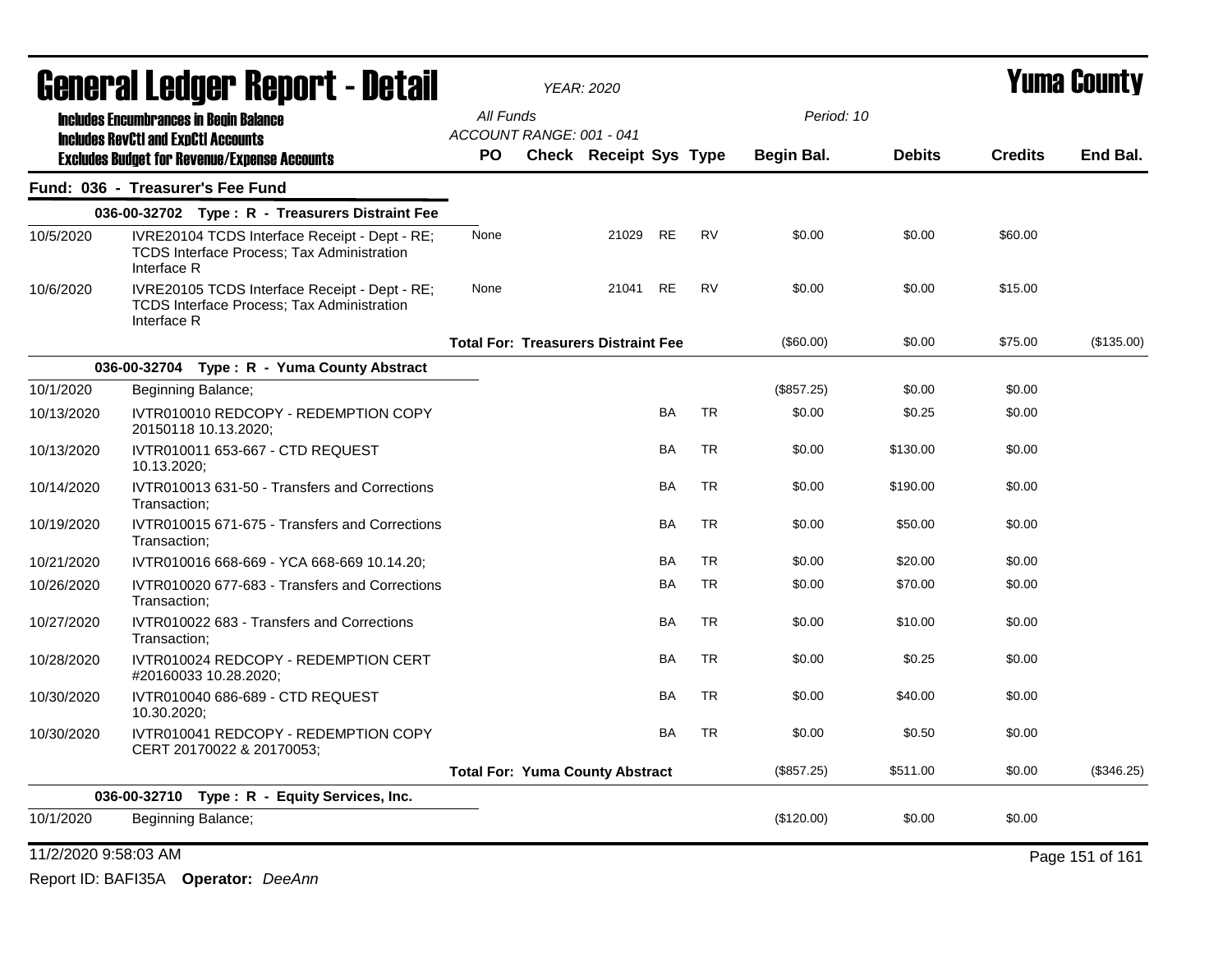# General Ledger Report - Detail

*YEAR: 2020*

# Yuma County

**Includes Encumbrances in Begin Balance**
**Includes RevCtl and ExpCtl Accounts**
**Excludes Budget for Revenue/Expense Accounts**

*All Funds*
*ACCOUNT RANGE: 001 - 041*
*Period: 10*

| | | PO | Check | Receipt | Sys | Type | Begin Bal. | Debits | Credits | End Bal. |
|---|---|---|---|---|---|---|---|---|---|---|
| **Fund: 036 - Treasurer's Fee Fund** | | | | | | | | | | |
| | **036-00-32702 Type : R - Treasurers Distraint Fee** | | | | | | | | | |
| 10/5/2020 | IVRE20104 TCDS Interface Receipt - Dept - RE; TCDS Interface Process; Tax Administration Interface R | None | | 21029 | RE | RV | $0.00 | $0.00 | $60.00 | |
| 10/6/2020 | IVRE20105 TCDS Interface Receipt - Dept - RE; TCDS Interface Process; Tax Administration Interface R | None | | 21041 | RE | RV | $0.00 | $0.00 | $15.00 | |
| | | **Total For: Treasurers Distraint Fee** | | | | | ($60.00) | $0.00 | $75.00 | ($135.00) |
| | **036-00-32704 Type : R - Yuma County Abstract** | | | | | | | | | |
| 10/1/2020 | Beginning Balance; | | | | | | ($857.25) | $0.00 | $0.00 | |
| 10/13/2020 | IVTR010010 REDCOPY - REDEMPTION COPY 20150118 10.13.2020; | | | | BA | TR | $0.00 | $0.25 | $0.00 | |
| 10/13/2020 | IVTR010011 653-667 - CTD REQUEST 10.13.2020; | | | | BA | TR | $0.00 | $130.00 | $0.00 | |
| 10/14/2020 | IVTR010013 631-50 - Transfers and Corrections Transaction; | | | | BA | TR | $0.00 | $190.00 | $0.00 | |
| 10/19/2020 | IVTR010015 671-675 - Transfers and Corrections Transaction; | | | | BA | TR | $0.00 | $50.00 | $0.00 | |
| 10/21/2020 | IVTR010016 668-669 - YCA 668-669 10.14.20; | | | | BA | TR | $0.00 | $20.00 | $0.00 | |
| 10/26/2020 | IVTR010020 677-683 - Transfers and Corrections Transaction; | | | | BA | TR | $0.00 | $70.00 | $0.00 | |
| 10/27/2020 | IVTR010022 683 - Transfers and Corrections Transaction; | | | | BA | TR | $0.00 | $10.00 | $0.00 | |
| 10/28/2020 | IVTR010024 REDCOPY - REDEMPTION CERT #20160033 10.28.2020; | | | | BA | TR | $0.00 | $0.25 | $0.00 | |
| 10/30/2020 | IVTR010040 686-689 - CTD REQUEST 10.30.2020; | | | | BA | TR | $0.00 | $40.00 | $0.00 | |
| 10/30/2020 | IVTR010041 REDCOPY - REDEMPTION COPY CERT 20170022 & 20170053; | | | | BA | TR | $0.00 | $0.50 | $0.00 | |
| | | **Total For: Yuma County Abstract** | | | | | ($857.25) | $511.00 | $0.00 | ($346.25) |
| | **036-00-32710 Type : R - Equity Services, Inc.** | | | | | | | | | |
| 10/1/2020 | Beginning Balance; | | | | | | ($120.00) | $0.00 | $0.00 | |

11/2/2020 9:58:03 AM

Report ID: BAFI35A **Operator:** *DeeAnn*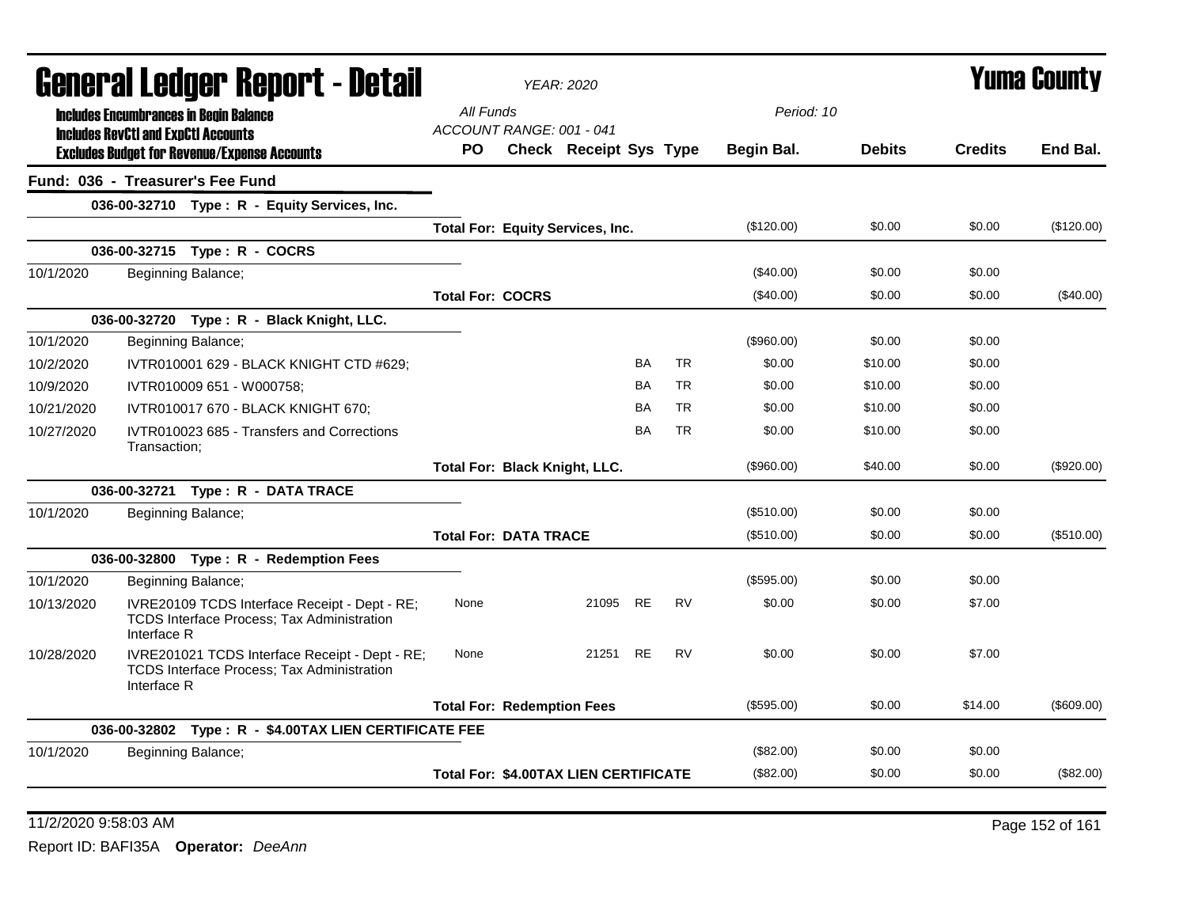# General Ledger Report - Detail

*YEAR: 2020*

# Yuma County

**Includes Encumbrances in Begin Balance**
**Includes RevCtl and ExpCtl Accounts**
**Excludes Budget for Revenue/Expense Accounts**

*All Funds*
*ACCOUNT RANGE: 001 - 041*
*Period: 10*

## Fund: 036 - Treasurer's Fee Fund

| Date | Description | PO | Check | Receipt | Sys | Type | Begin Bal. | Debits | Credits | End Bal. |
|---|---|---|---|---|---|---|---|---|---|---|
| | **036-00-32710 Type : R - Equity Services, Inc.** | | | | | | | | | |
| | | **Total For: Equity Services, Inc.** | | | | | ($120.00) | $0.00 | $0.00 | ($120.00) |
| | **036-00-32715 Type : R - COCRS** | | | | | | | | | |
| 10/1/2020 | Beginning Balance; | | | | | | ($40.00) | $0.00 | $0.00 | |
| | | **Total For: COCRS** | | | | | ($40.00) | $0.00 | $0.00 | ($40.00) |
| | **036-00-32720 Type : R - Black Knight, LLC.** | | | | | | | | | |
| 10/1/2020 | Beginning Balance; | | | | | | ($960.00) | $0.00 | $0.00 | |
| 10/2/2020 | IVTR010001 629 - BLACK KNIGHT CTD #629; | | | | BA | TR | $0.00 | $10.00 | $0.00 | |
| 10/9/2020 | IVTR010009 651 - W000758; | | | | BA | TR | $0.00 | $10.00 | $0.00 | |
| 10/21/2020 | IVTR010017 670 - BLACK KNIGHT 670; | | | | BA | TR | $0.00 | $10.00 | $0.00 | |
| 10/27/2020 | IVTR010023 685 - Transfers and Corrections Transaction; | | | | BA | TR | $0.00 | $10.00 | $0.00 | |
| | | **Total For: Black Knight, LLC.** | | | | | ($960.00) | $40.00 | $0.00 | ($920.00) |
| | **036-00-32721 Type : R - DATA TRACE** | | | | | | | | | |
| 10/1/2020 | Beginning Balance; | | | | | | ($510.00) | $0.00 | $0.00 | |
| | | **Total For: DATA TRACE** | | | | | ($510.00) | $0.00 | $0.00 | ($510.00) |
| | **036-00-32800 Type : R - Redemption Fees** | | | | | | | | | |
| 10/1/2020 | Beginning Balance; | | | | | | ($595.00) | $0.00 | $0.00 | |
| 10/13/2020 | IVRE20109 TCDS Interface Receipt - Dept - RE; TCDS Interface Process; Tax Administration Interface R | None | | 21095 | RE | RV | $0.00 | $0.00 | $7.00 | |
| 10/28/2020 | IVRE201021 TCDS Interface Receipt - Dept - RE; TCDS Interface Process; Tax Administration Interface R | None | | 21251 | RE | RV | $0.00 | $0.00 | $7.00 | |
| | | **Total For: Redemption Fees** | | | | | ($595.00) | $0.00 | $14.00 | ($609.00) |
| | **036-00-32802 Type : R - $4.00TAX LIEN CERTIFICATE FEE** | | | | | | | | | |
| 10/1/2020 | Beginning Balance; | | | | | | ($82.00) | $0.00 | $0.00 | |
| | | **Total For: $4.00TAX LIEN CERTIFICATE** | | | | | ($82.00) | $0.00 | $0.00 | ($82.00) |

11/2/2020 9:58:03 AM

Report ID: BAFI35A **Operator:** *DeeAnn*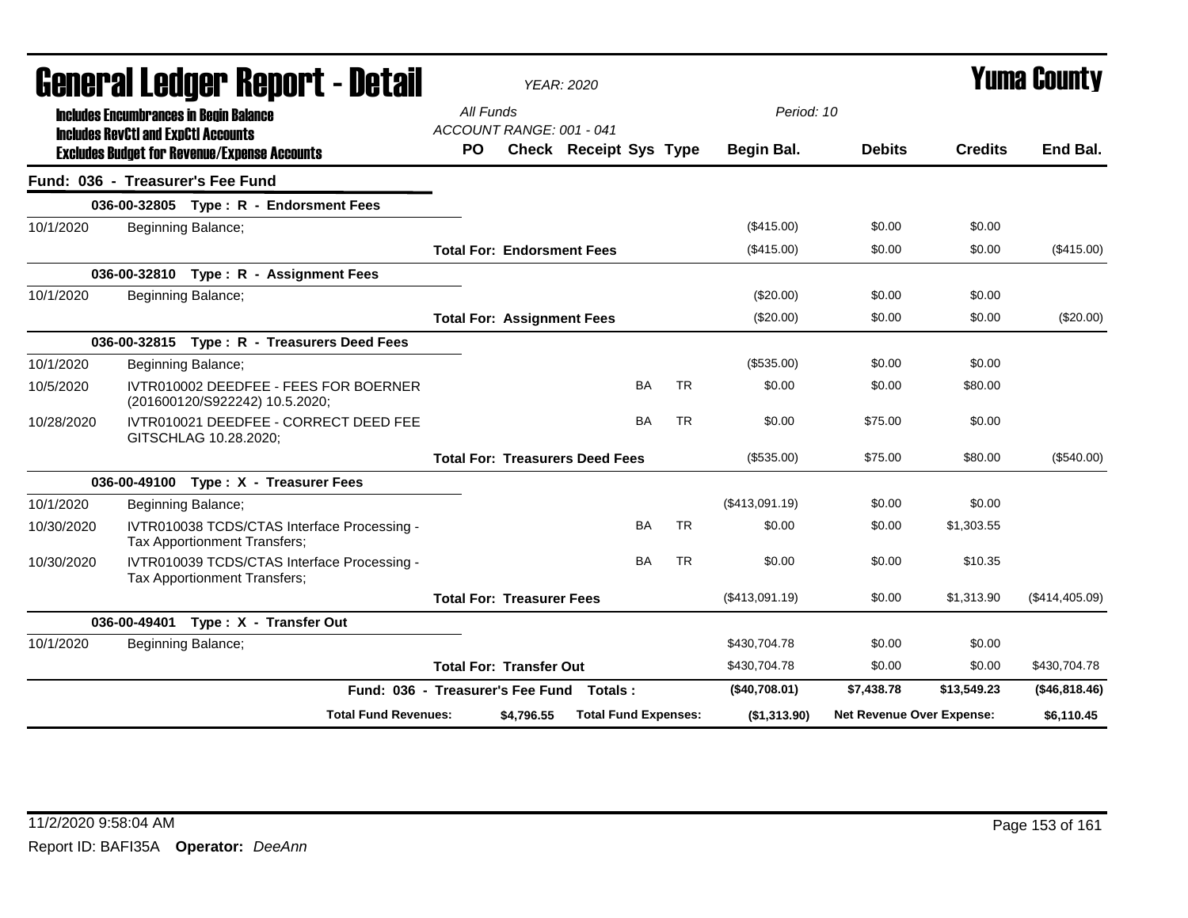# General Ledger Report - Detail

*YEAR: 2020*

# Yuma County

**Includes Encumbrances in Begin Balance**
**Includes RevCtl and ExpCtl Accounts**
**Excludes Budget for Revenue/Expense Accounts**

*All Funds*
*ACCOUNT RANGE: 001 - 041*
*Period: 10*

| | | PO | Check | Receipt | Sys | Type | Begin Bal. | Debits | Credits | End Bal. |
|---|---|---|---|---|---|---|---|---|---|---|
| **Fund: 036 - Treasurer's Fee Fund** | | | | | | | | | | |
| **036-00-32805 Type : R - Endorsment Fees** | | | | | | | | | | |
| 10/1/2020 | Beginning Balance; | | | | | | ($415.00) | $0.00 | $0.00 | |
| | **Total For: Endorsment Fees** | | | | | | ($415.00) | $0.00 | $0.00 | ($415.00) |
| **036-00-32810 Type : R - Assignment Fees** | | | | | | | | | | |
| 10/1/2020 | Beginning Balance; | | | | | | ($20.00) | $0.00 | $0.00 | |
| | **Total For: Assignment Fees** | | | | | | ($20.00) | $0.00 | $0.00 | ($20.00) |
| **036-00-32815 Type : R - Treasurers Deed Fees** | | | | | | | | | | |
| 10/1/2020 | Beginning Balance; | | | | | | ($535.00) | $0.00 | $0.00 | |
| 10/5/2020 | IVTR010002 DEEDFEE - FEES FOR BOERNER (201600120/S922242) 10.5.2020; | | | | BA | TR | $0.00 | $0.00 | $80.00 | |
| 10/28/2020 | IVTR010021 DEEDFEE - CORRECT DEED FEE GITSCHLAG 10.28.2020; | | | | BA | TR | $0.00 | $75.00 | $0.00 | |
| | **Total For: Treasurers Deed Fees** | | | | | | ($535.00) | $75.00 | $80.00 | ($540.00) |
| **036-00-49100 Type : X - Treasurer Fees** | | | | | | | | | | |
| 10/1/2020 | Beginning Balance; | | | | | | ($413,091.19) | $0.00 | $0.00 | |
| 10/30/2020 | IVTR010038 TCDS/CTAS Interface Processing - Tax Apportionment Transfers; | | | | BA | TR | $0.00 | $0.00 | $1,303.55 | |
| 10/30/2020 | IVTR010039 TCDS/CTAS Interface Processing - Tax Apportionment Transfers; | | | | BA | TR | $0.00 | $0.00 | $10.35 | |
| | **Total For: Treasurer Fees** | | | | | | ($413,091.19) | $0.00 | $1,313.90 | ($414,405.09) |
| **036-00-49401 Type : X - Transfer Out** | | | | | | | | | | |
| 10/1/2020 | Beginning Balance; | | | | | | $430,704.78 | $0.00 | $0.00 | |
| | **Total For: Transfer Out** | | | | | | $430,704.78 | $0.00 | $0.00 | $430,704.78 |
| | **Fund: 036 - Treasurer's Fee Fund Totals :** | | | | | | **($40,708.01)** | **$7,438.78** | **$13,549.23** | **($46,818.46)** |
| | **Total Fund Revenues:** | | **$4,796.55** | **Total Fund Expenses:** | | | **($1,313.90)** | **Net Revenue Over Expense:** | | **$6,110.45** |

11/2/2020 9:58:04 AM

Report ID: BAFI35A **Operator:** *DeeAnn*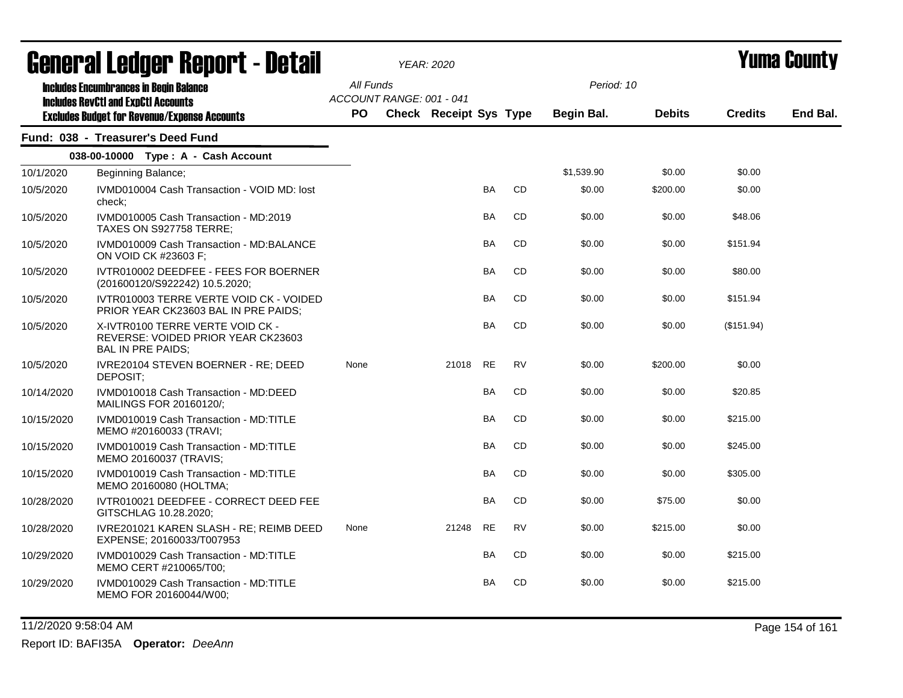# General Ledger Report - Detail

*YEAR: 2020*

## Yuma County

**Includes Encumbrances in Begin Balance**
**Includes RevCtl and ExpCtl Accounts**
**Excludes Budget for Revenue/Expense Accounts**

All Funds
ACCOUNT RANGE: 001 - 041

Period: 10

### Fund: 038 - Treasurer's Deed Fund

**038-00-10000 Type : A - Cash Account**

| Date | Description | PO | Check | Receipt | Sys | Type | Begin Bal. | Debits | Credits | End Bal. |
|---|---|---|---|---|---|---|---|---|---|---|
| 10/1/2020 | Beginning Balance; | | | | | | $1,539.90 | $0.00 | $0.00 | |
| 10/5/2020 | IVMD010004 Cash Transaction - VOID MD: lost check; | | | | BA | CD | $0.00 | $200.00 | $0.00 | |
| 10/5/2020 | IVMD010005 Cash Transaction - MD:2019 TAXES ON S927758 TERRE; | | | | BA | CD | $0.00 | $0.00 | $48.06 | |
| 10/5/2020 | IVMD010009 Cash Transaction - MD:BALANCE ON VOID CK #23603 F; | | | | BA | CD | $0.00 | $0.00 | $151.94 | |
| 10/5/2020 | IVTR010002 DEEDFEE - FEES FOR BOERNER (201600120/S922242) 10.5.2020; | | | | BA | CD | $0.00 | $0.00 | $80.00 | |
| 10/5/2020 | IVTR010003 TERRE VERTE VOID CK - VOIDED PRIOR YEAR CK23603 BAL IN PRE PAIDS; | | | | BA | CD | $0.00 | $0.00 | $151.94 | |
| 10/5/2020 | X-IVTR0100 TERRE VERTE VOID CK - REVERSE: VOIDED PRIOR YEAR CK23603 BAL IN PRE PAIDS; | | | | BA | CD | $0.00 | $0.00 | ($151.94) | |
| 10/5/2020 | IVRE20104 STEVEN BOERNER - RE; DEED DEPOSIT; | None | | 21018 | RE | RV | $0.00 | $200.00 | $0.00 | |
| 10/14/2020 | IVMD010018 Cash Transaction - MD:DEED MAILINGS FOR 20160120/; | | | | BA | CD | $0.00 | $0.00 | $20.85 | |
| 10/15/2020 | IVMD010019 Cash Transaction - MD:TITLE MEMO #20160033 (TRAVI; | | | | BA | CD | $0.00 | $0.00 | $215.00 | |
| 10/15/2020 | IVMD010019 Cash Transaction - MD:TITLE MEMO 20160037 (TRAVIS; | | | | BA | CD | $0.00 | $0.00 | $245.00 | |
| 10/15/2020 | IVMD010019 Cash Transaction - MD:TITLE MEMO 20160080 (HOLTMA; | | | | BA | CD | $0.00 | $0.00 | $305.00 | |
| 10/28/2020 | IVTR010021 DEEDFEE - CORRECT DEED FEE GITSCHLAG 10.28.2020; | | | | BA | CD | $0.00 | $75.00 | $0.00 | |
| 10/28/2020 | IVRE201021 KAREN SLASH - RE; REIMB DEED EXPENSE; 20160033/T007953 | None | | 21248 | RE | RV | $0.00 | $215.00 | $0.00 | |
| 10/29/2020 | IVMD010029 Cash Transaction - MD:TITLE MEMO CERT #210065/T00; | | | | BA | CD | $0.00 | $0.00 | $215.00 | |
| 10/29/2020 | IVMD010029 Cash Transaction - MD:TITLE MEMO FOR 20160044/W00; | | | | BA | CD | $0.00 | $0.00 | $215.00 | |

11/2/2020 9:58:04 AM

Report ID: BAFI35A **Operator:** *DeeAnn*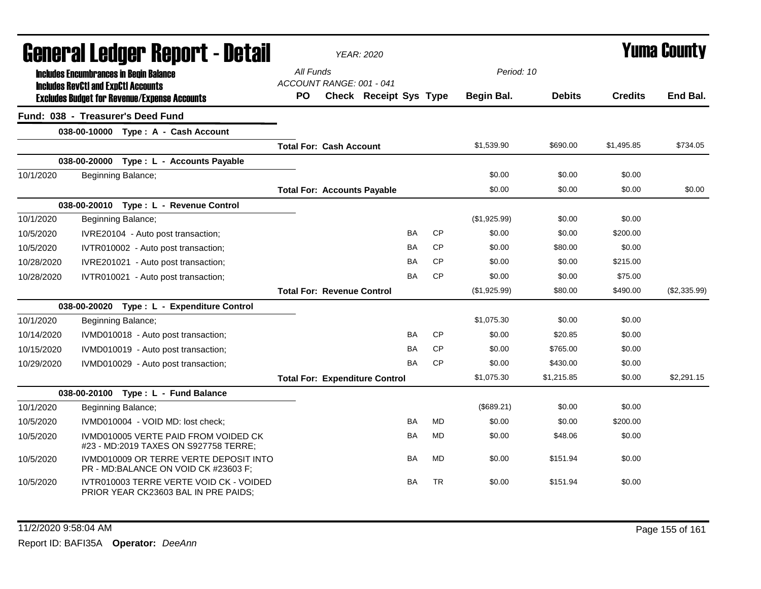# General Ledger Report - Detail

*YEAR: 2020*

# Yuma County

**Includes Encumbrances in Begin Balance**
**Includes RevCtl and ExpCtl Accounts**
**Excludes Budget for Revenue/Expense Accounts**

*All Funds*
*ACCOUNT RANGE: 001 - 041*
*Period: 10*

## Fund: 038 - Treasurer's Deed Fund

| Date | Description | PO | Check | Receipt | Sys | Type | Begin Bal. | Debits | Credits | End Bal. |
|---|---|---|---|---|---|---|---|---|---|---|
| **038-00-10000 Type : A - Cash Account** | | | | | | | | | | |
| | **Total For: Cash Account** | | | | | | $1,539.90 | $690.00 | $1,495.85 | $734.05 |
| **038-00-20000 Type : L - Accounts Payable** | | | | | | | | | | |
| 10/1/2020 | Beginning Balance; | | | | | | $0.00 | $0.00 | $0.00 | |
| | **Total For: Accounts Payable** | | | | | | $0.00 | $0.00 | $0.00 | $0.00 |
| **038-00-20010 Type : L - Revenue Control** | | | | | | | | | | |
| 10/1/2020 | Beginning Balance; | | | | | | ($1,925.99) | $0.00 | $0.00 | |
| 10/5/2020 | IVRE20104 - Auto post transaction; | | | | BA | CP | $0.00 | $0.00 | $200.00 | |
| 10/5/2020 | IVTR010002 - Auto post transaction; | | | | BA | CP | $0.00 | $80.00 | $0.00 | |
| 10/28/2020 | IVRE201021 - Auto post transaction; | | | | BA | CP | $0.00 | $0.00 | $215.00 | |
| 10/28/2020 | IVTR010021 - Auto post transaction; | | | | BA | CP | $0.00 | $0.00 | $75.00 | |
| | **Total For: Revenue Control** | | | | | | ($1,925.99) | $80.00 | $490.00 | ($2,335.99) |
| **038-00-20020 Type : L - Expenditure Control** | | | | | | | | | | |
| 10/1/2020 | Beginning Balance; | | | | | | $1,075.30 | $0.00 | $0.00 | |
| 10/14/2020 | IVMD010018 - Auto post transaction; | | | | BA | CP | $0.00 | $20.85 | $0.00 | |
| 10/15/2020 | IVMD010019 - Auto post transaction; | | | | BA | CP | $0.00 | $765.00 | $0.00 | |
| 10/29/2020 | IVMD010029 - Auto post transaction; | | | | BA | CP | $0.00 | $430.00 | $0.00 | |
| | **Total For: Expenditure Control** | | | | | | $1,075.30 | $1,215.85 | $0.00 | $2,291.15 |
| **038-00-20100 Type : L - Fund Balance** | | | | | | | | | | |
| 10/1/2020 | Beginning Balance; | | | | | | ($689.21) | $0.00 | $0.00 | |
| 10/5/2020 | IVMD010004 - VOID MD: lost check; | | | | BA | MD | $0.00 | $0.00 | $200.00 | |
| 10/5/2020 | IVMD010005 VERTE PAID FROM VOIDED CK #23 - MD:2019 TAXES ON S927758 TERRE; | | | | BA | MD | $0.00 | $48.06 | $0.00 | |
| 10/5/2020 | IVMD010009 OR TERRE VERTE DEPOSIT INTO PR - MD:BALANCE ON VOID CK #23603 F; | | | | BA | MD | $0.00 | $151.94 | $0.00 | |
| 10/5/2020 | IVTR010003 TERRE VERTE VOID CK - VOIDED PRIOR YEAR CK23603 BAL IN PRE PAIDS; | | | | BA | TR | $0.00 | $151.94 | $0.00 | |

11/2/2020 9:58:04 AM

Report ID: BAFI35A **Operator:** *DeeAnn*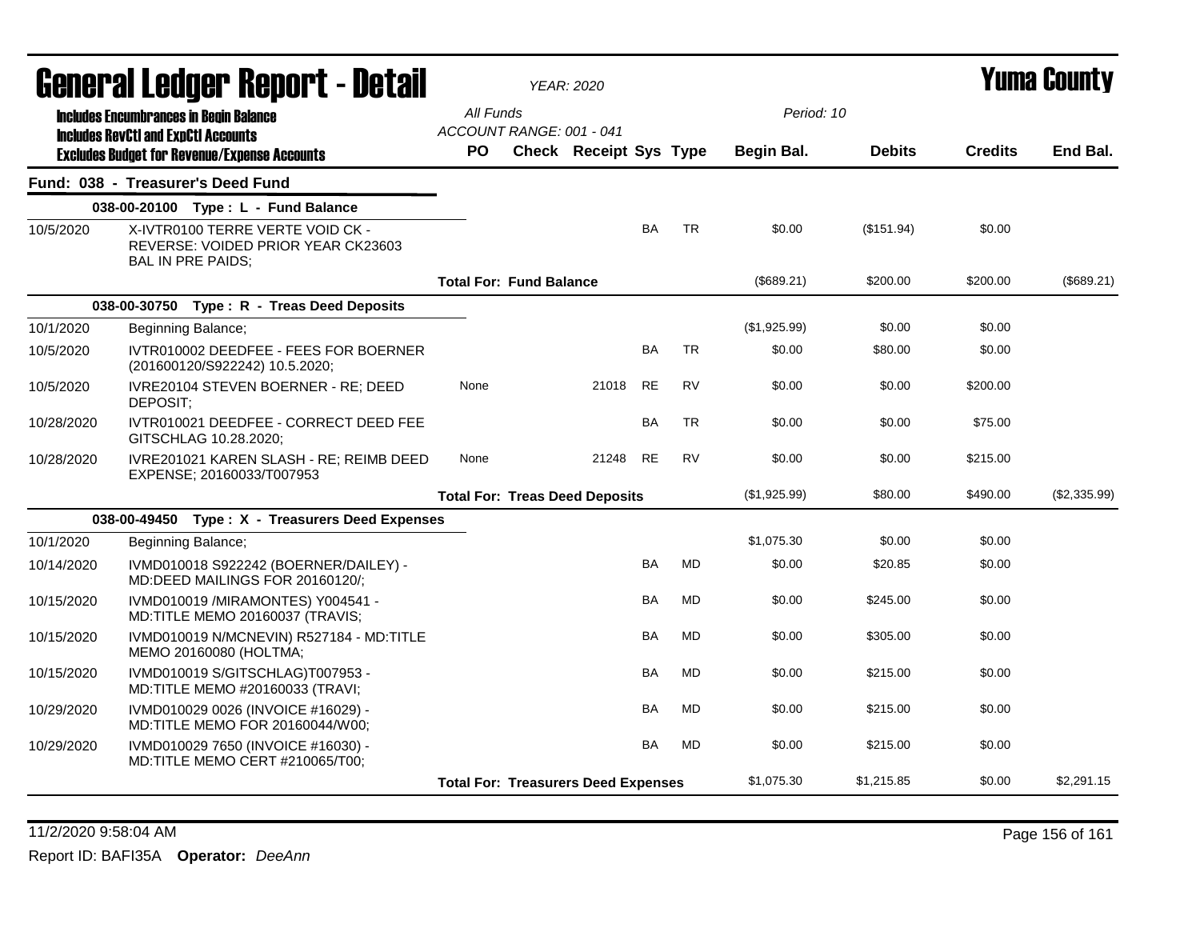# General Ledger Report - Detail

*YEAR: 2020*

# Yuma County

**Includes Encumbrances in Begin Balance**
**Includes RevCtl and ExpCtl Accounts**
**Excludes Budget for Revenue/Expense Accounts**

All Funds
ACCOUNT RANGE: 001 - 041
Period: 10

## Fund: 038 - Treasurer's Deed Fund

| Date | Description | PO | Check | Receipt | Sys | Type | Begin Bal. | Debits | Credits | End Bal. |
|---|---|---|---|---|---|---|---|---|---|---|
| **038-00-20100 Type : L - Fund Balance** | | | | | | | | | | |
| 10/5/2020 | X-IVTR0100 TERRE VERTE VOID CK - REVERSE: VOIDED PRIOR YEAR CK23603 BAL IN PRE PAIDS; | | | | BA | TR | $0.00 | ($151.94) | $0.00 | |
| | **Total For: Fund Balance** | | | | | | ($689.21) | $200.00 | $200.00 | ($689.21) |
| **038-00-30750 Type : R - Treas Deed Deposits** | | | | | | | | | | |
| 10/1/2020 | Beginning Balance; | | | | | | ($1,925.99) | $0.00 | $0.00 | |
| 10/5/2020 | IVTR010002 DEEDFEE - FEES FOR BOERNER (201600120/S922242) 10.5.2020; | | | | BA | TR | $0.00 | $80.00 | $0.00 | |
| 10/5/2020 | IVRE20104 STEVEN BOERNER - RE; DEED DEPOSIT; | None | | 21018 | RE | RV | $0.00 | $0.00 | $200.00 | |
| 10/28/2020 | IVTR010021 DEEDFEE - CORRECT DEED FEE GITSCHLAG 10.28.2020; | | | | BA | TR | $0.00 | $0.00 | $75.00 | |
| 10/28/2020 | IVRE201021 KAREN SLASH - RE; REIMB DEED EXPENSE; 20160033/T007953 | None | | 21248 | RE | RV | $0.00 | $0.00 | $215.00 | |
| | **Total For: Treas Deed Deposits** | | | | | | ($1,925.99) | $80.00 | $490.00 | ($2,335.99) |
| **038-00-49450 Type : X - Treasurers Deed Expenses** | | | | | | | | | | |
| 10/1/2020 | Beginning Balance; | | | | | | $1,075.30 | $0.00 | $0.00 | |
| 10/14/2020 | IVMD010018 S922242 (BOERNER/DAILEY) - MD:DEED MAILINGS FOR 20160120/; | | | | BA | MD | $0.00 | $20.85 | $0.00 | |
| 10/15/2020 | IVMD010019 /MIRAMONTES) Y004541 - MD:TITLE MEMO 20160037 (TRAVIS; | | | | BA | MD | $0.00 | $245.00 | $0.00 | |
| 10/15/2020 | IVMD010019 N/MCNEVIN) R527184 - MD:TITLE MEMO 20160080 (HOLTMA; | | | | BA | MD | $0.00 | $305.00 | $0.00 | |
| 10/15/2020 | IVMD010019 S/GITSCHLAG)T007953 - MD:TITLE MEMO #20160033 (TRAVI; | | | | BA | MD | $0.00 | $215.00 | $0.00 | |
| 10/29/2020 | IVMD010029 0026 (INVOICE #16029) - MD:TITLE MEMO FOR 20160044/W00; | | | | BA | MD | $0.00 | $215.00 | $0.00 | |
| 10/29/2020 | IVMD010029 7650 (INVOICE #16030) - MD:TITLE MEMO CERT #210065/T00; | | | | BA | MD | $0.00 | $215.00 | $0.00 | |
| | **Total For: Treasurers Deed Expenses** | | | | | | $1,075.30 | $1,215.85 | $0.00 | $2,291.15 |

11/2/2020 9:58:04 AM

Report ID: BAFI35A **Operator:** *DeeAnn*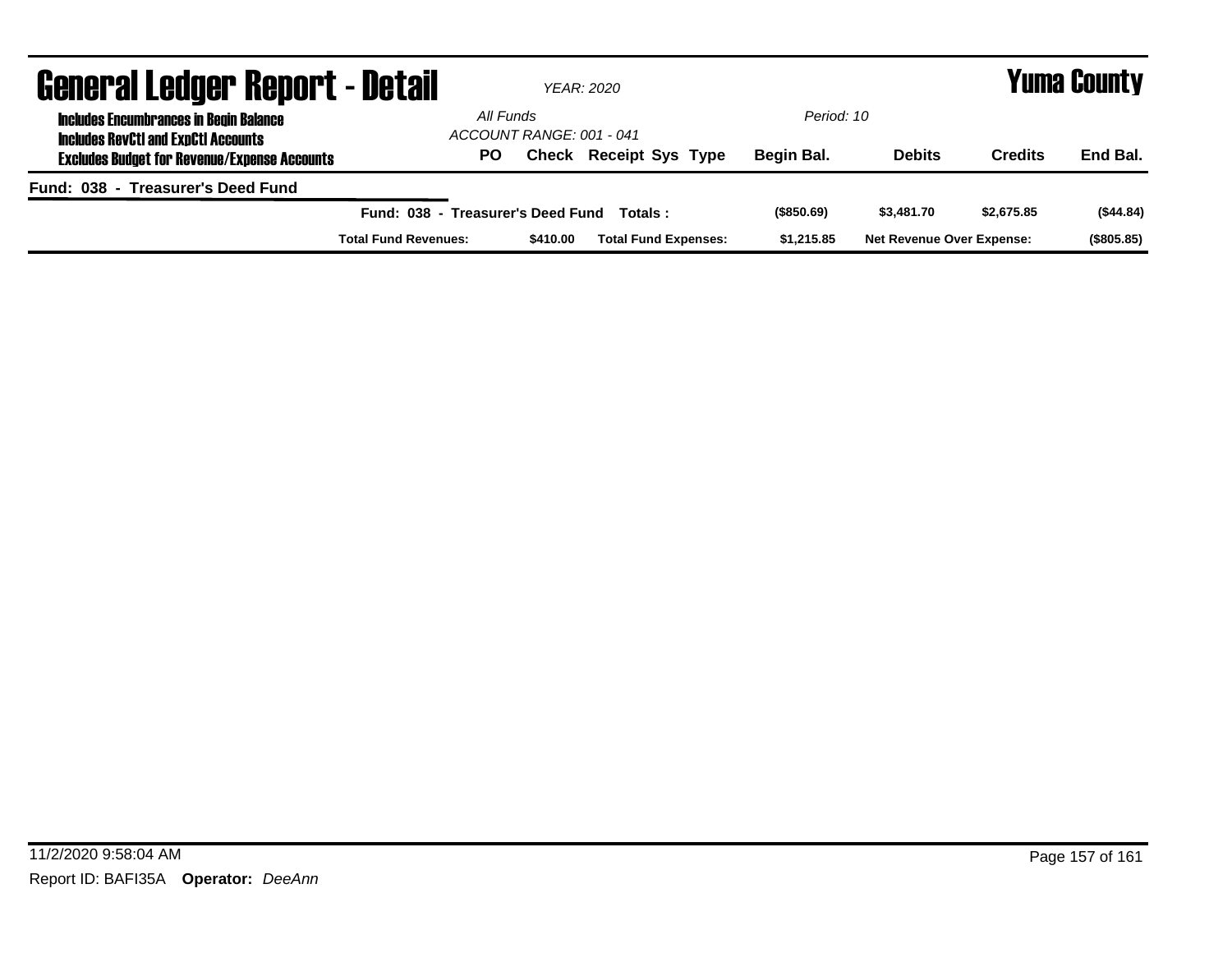# General Ledger Report - Detail

*YEAR: 2020*

**Yuma County**

**Includes Encumbrances in Begin Balance**
**Includes RevCtl and ExpCtl Accounts**
**Excludes Budget for Revenue/Expense Accounts**

*All Funds*
*ACCOUNT RANGE: 001 - 041*
*Period: 10*

| | PO | Check | Receipt Sys Type | Begin Bal. | Debits | Credits | End Bal. |
|---|---|---|---|---|---|---|---|
| **Fund: 038 - Treasurer's Deed Fund** | | | | | | | |
| **Fund: 038 - Treasurer's Deed Fund Totals :** | | | | ($850.69) | $3,481.70 | $2,675.85 | ($44.84) |
| **Total Fund Revenues:** | | $410.00 | **Total Fund Expenses:** | $1,215.85 | **Net Revenue Over Expense:** | | ($805.85) |

11/2/2020 9:58:04 AM

Report ID: BAFI35A **Operator:** *DeeAnn*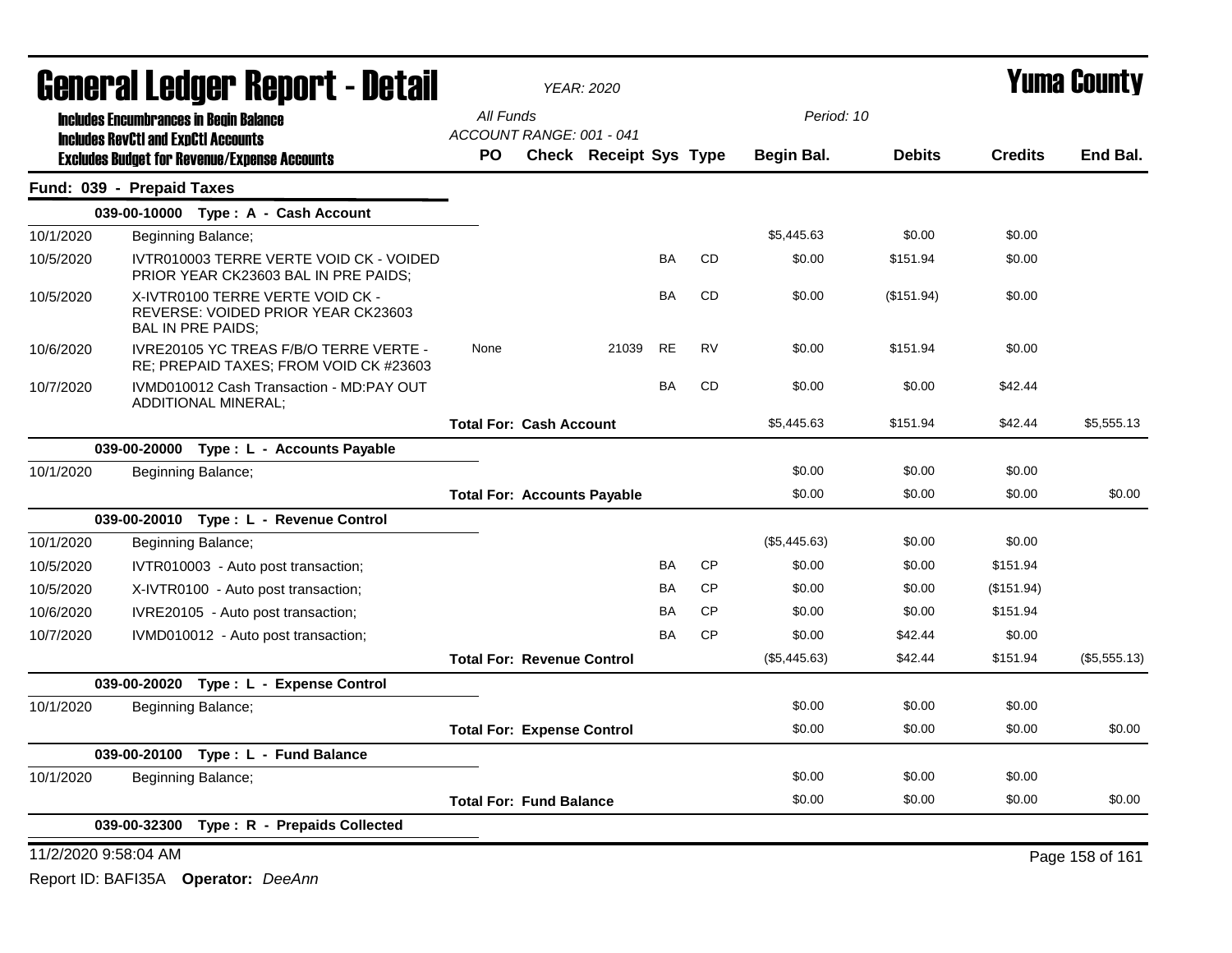# General Ledger Report - Detail

*YEAR: 2020*

# Yuma County

**Includes Encumbrances in Begin Balance**
**Includes RevCtl and ExpCtl Accounts**
**Excludes Budget for Revenue/Expense Accounts**

*All Funds*
*ACCOUNT RANGE: 001 - 041*
*Period: 10*

| | | PO | Check | Receipt | Sys | Type | Begin Bal. | Debits | Credits | End Bal. |
|---|---|---|---|---|---|---|---|---|---|---|
| **Fund: 039 - Prepaid Taxes** | | | | | | | | | | |
| | **039-00-10000 Type : A - Cash Account** | | | | | | | | | |
| 10/1/2020 | Beginning Balance; | | | | | | $5,445.63 | $0.00 | $0.00 | |
| 10/5/2020 | IVTR010003 TERRE VERTE VOID CK - VOIDED PRIOR YEAR CK23603 BAL IN PRE PAIDS; | | | | BA | CD | $0.00 | $151.94 | $0.00 | |
| 10/5/2020 | X-IVTR0100 TERRE VERTE VOID CK - REVERSE: VOIDED PRIOR YEAR CK23603 BAL IN PRE PAIDS; | | | | BA | CD | $0.00 | ($151.94) | $0.00 | |
| 10/6/2020 | IVRE20105 YC TREAS F/B/O TERRE VERTE - RE; PREPAID TAXES; FROM VOID CK #23603 | None | | 21039 | RE | RV | $0.00 | $151.94 | $0.00 | |
| 10/7/2020 | IVMD010012 Cash Transaction - MD:PAY OUT ADDITIONAL MINERAL; | | | | BA | CD | $0.00 | $0.00 | $42.44 | |
| | | **Total For: Cash Account** | | | | | $5,445.63 | $151.94 | $42.44 | $5,555.13 |
| | **039-00-20000 Type : L - Accounts Payable** | | | | | | | | | |
| 10/1/2020 | Beginning Balance; | | | | | | $0.00 | $0.00 | $0.00 | |
| | | **Total For: Accounts Payable** | | | | | $0.00 | $0.00 | $0.00 | $0.00 |
| | **039-00-20010 Type : L - Revenue Control** | | | | | | | | | |
| 10/1/2020 | Beginning Balance; | | | | | | ($5,445.63) | $0.00 | $0.00 | |
| 10/5/2020 | IVTR010003 - Auto post transaction; | | | | BA | CP | $0.00 | $0.00 | $151.94 | |
| 10/5/2020 | X-IVTR0100 - Auto post transaction; | | | | BA | CP | $0.00 | $0.00 | ($151.94) | |
| 10/6/2020 | IVRE20105 - Auto post transaction; | | | | BA | CP | $0.00 | $0.00 | $151.94 | |
| 10/7/2020 | IVMD010012 - Auto post transaction; | | | | BA | CP | $0.00 | $42.44 | $0.00 | |
| | | **Total For: Revenue Control** | | | | | ($5,445.63) | $42.44 | $151.94 | ($5,555.13) |
| | **039-00-20020 Type : L - Expense Control** | | | | | | | | | |
| 10/1/2020 | Beginning Balance; | | | | | | $0.00 | $0.00 | $0.00 | |
| | | **Total For: Expense Control** | | | | | $0.00 | $0.00 | $0.00 | $0.00 |
| | **039-00-20100 Type : L - Fund Balance** | | | | | | | | | |
| 10/1/2020 | Beginning Balance; | | | | | | $0.00 | $0.00 | $0.00 | |
| | | **Total For: Fund Balance** | | | | | $0.00 | $0.00 | $0.00 | $0.00 |
| | **039-00-32300 Type : R - Prepaids Collected** | | | | | | | | | |

11/2/2020 9:58:04 AM

Report ID: BAFI35A **Operator:** *DeeAnn*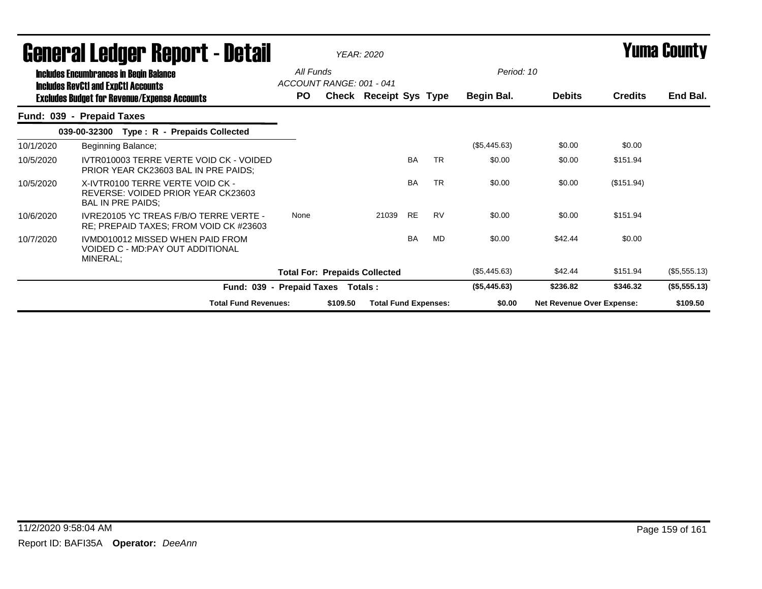# General Ledger Report - Detail

*YEAR: 2020*

**Yuma County**

Includes Encumbrances in Begin Balance
Includes RevCtl and ExpCtl Accounts
Excludes Budget for Revenue/Expense Accounts

*All Funds*
*ACCOUNT RANGE: 001 - 041*
*Period: 10*

## Fund: 039 - Prepaid Taxes

**039-00-32300 Type : R - Prepaids Collected**

| Date | Description | PO | Check | Receipt | Sys | Type | Begin Bal. | Debits | Credits | End Bal. |
|---|---|---|---|---|---|---|---|---|---|---|
| 10/1/2020 | Beginning Balance; | | | | | | ($5,445.63) | $0.00 | $0.00 | |
| 10/5/2020 | IVTR010003 TERRE VERTE VOID CK - VOIDED PRIOR YEAR CK23603 BAL IN PRE PAIDS; | | | | BA | TR | $0.00 | $0.00 | $151.94 | |
| 10/5/2020 | X-IVTR0100 TERRE VERTE VOID CK - REVERSE: VOIDED PRIOR YEAR CK23603 BAL IN PRE PAIDS; | | | | BA | TR | $0.00 | $0.00 | ($151.94) | |
| 10/6/2020 | IVRE20105 YC TREAS F/B/O TERRE VERTE - RE; PREPAID TAXES; FROM VOID CK #23603 | None | | 21039 | RE | RV | $0.00 | $0.00 | $151.94 | |
| 10/7/2020 | IVMD010012 MISSED WHEN PAID FROM VOIDED C - MD:PAY OUT ADDITIONAL MINERAL; | | | | BA | MD | $0.00 | $42.44 | $0.00 | |
| | **Total For: Prepaids Collected** | | | | | | ($5,445.63) | $42.44 | $151.94 | ($5,555.13) |
| | **Fund: 039 - Prepaid Taxes Totals :** | | | | | | **($5,445.63)** | **$236.82** | **$346.32** | **($5,555.13)** |

| Total Fund Revenues: | $109.50 | Total Fund Expenses: | $0.00 | Net Revenue Over Expense: | $109.50 |
|---|---|---|---|---|---|

11/2/2020 9:58:04 AM

Report ID: BAFI35A **Operator:** *DeeAnn*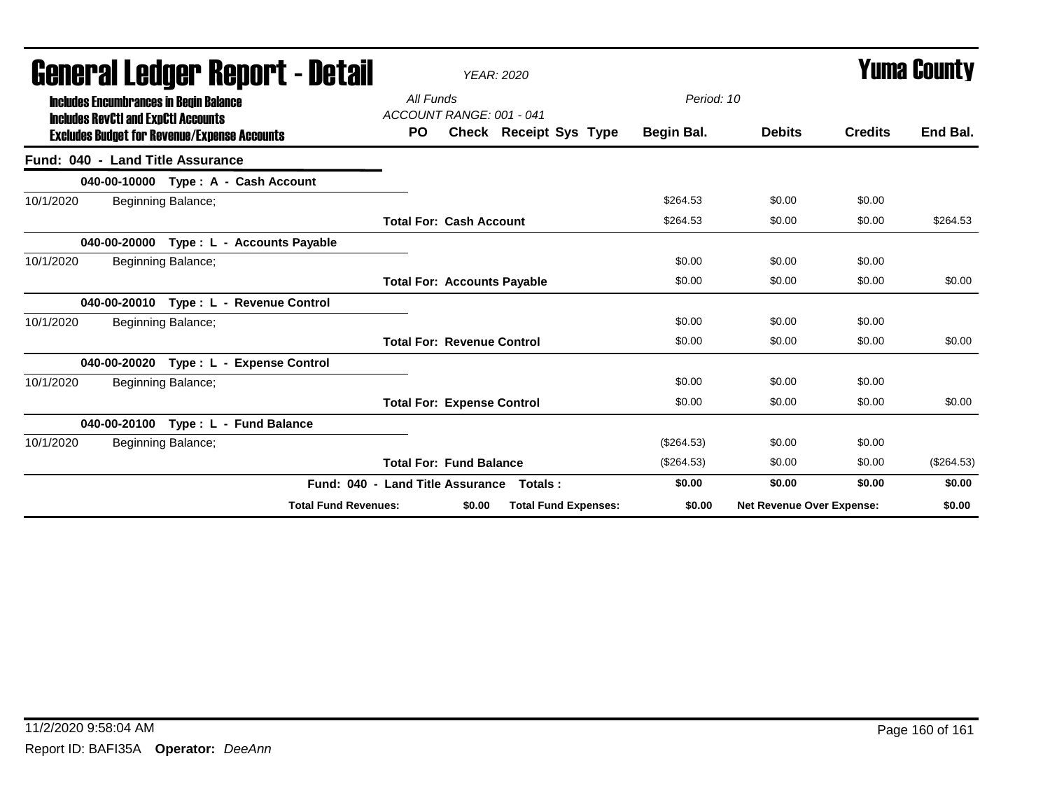# General Ledger Report - Detail

*YEAR: 2020*

# Yuma County

**Includes Encumbrances in Begin Balance**
**Includes RevCtl and ExpCtl Accounts**
**Excludes Budget for Revenue/Expense Accounts**

*All Funds*
*ACCOUNT RANGE: 001 - 041*
*Period: 10*

| | | PO | Check | Receipt | Sys | Type | Begin Bal. | Debits | Credits | End Bal. |
|---|---|---|---|---|---|---|---|---|---|---|
| **Fund: 040 - Land Title Assurance** | | | | | | | | | | |
| **040-00-10000 Type : A - Cash Account** | | | | | | | | | | |
| 10/1/2020 | Beginning Balance; | | | | | | $264.53 | $0.00 | $0.00 | |
| | **Total For: Cash Account** | | | | | | $264.53 | $0.00 | $0.00 | $264.53 |
| **040-00-20000 Type : L - Accounts Payable** | | | | | | | | | | |
| 10/1/2020 | Beginning Balance; | | | | | | $0.00 | $0.00 | $0.00 | |
| | **Total For: Accounts Payable** | | | | | | $0.00 | $0.00 | $0.00 | $0.00 |
| **040-00-20010 Type : L - Revenue Control** | | | | | | | | | | |
| 10/1/2020 | Beginning Balance; | | | | | | $0.00 | $0.00 | $0.00 | |
| | **Total For: Revenue Control** | | | | | | $0.00 | $0.00 | $0.00 | $0.00 |
| **040-00-20020 Type : L - Expense Control** | | | | | | | | | | |
| 10/1/2020 | Beginning Balance; | | | | | | $0.00 | $0.00 | $0.00 | |
| | **Total For: Expense Control** | | | | | | $0.00 | $0.00 | $0.00 | $0.00 |
| **040-00-20100 Type : L - Fund Balance** | | | | | | | | | | |
| 10/1/2020 | Beginning Balance; | | | | | | ($264.53) | $0.00 | $0.00 | |
| | **Total For: Fund Balance** | | | | | | ($264.53) | $0.00 | $0.00 | ($264.53) |
| | **Fund: 040 - Land Title Assurance Totals :** | | | | | | **$0.00** | **$0.00** | **$0.00** | **$0.00** |
| | **Total Fund Revenues:** | | **$0.00** | **Total Fund Expenses:** | | | **$0.00** | **Net Revenue Over Expense:** | | **$0.00** |

11/2/2020 9:58:04 AM

Report ID: BAFI35A **Operator:** *DeeAnn*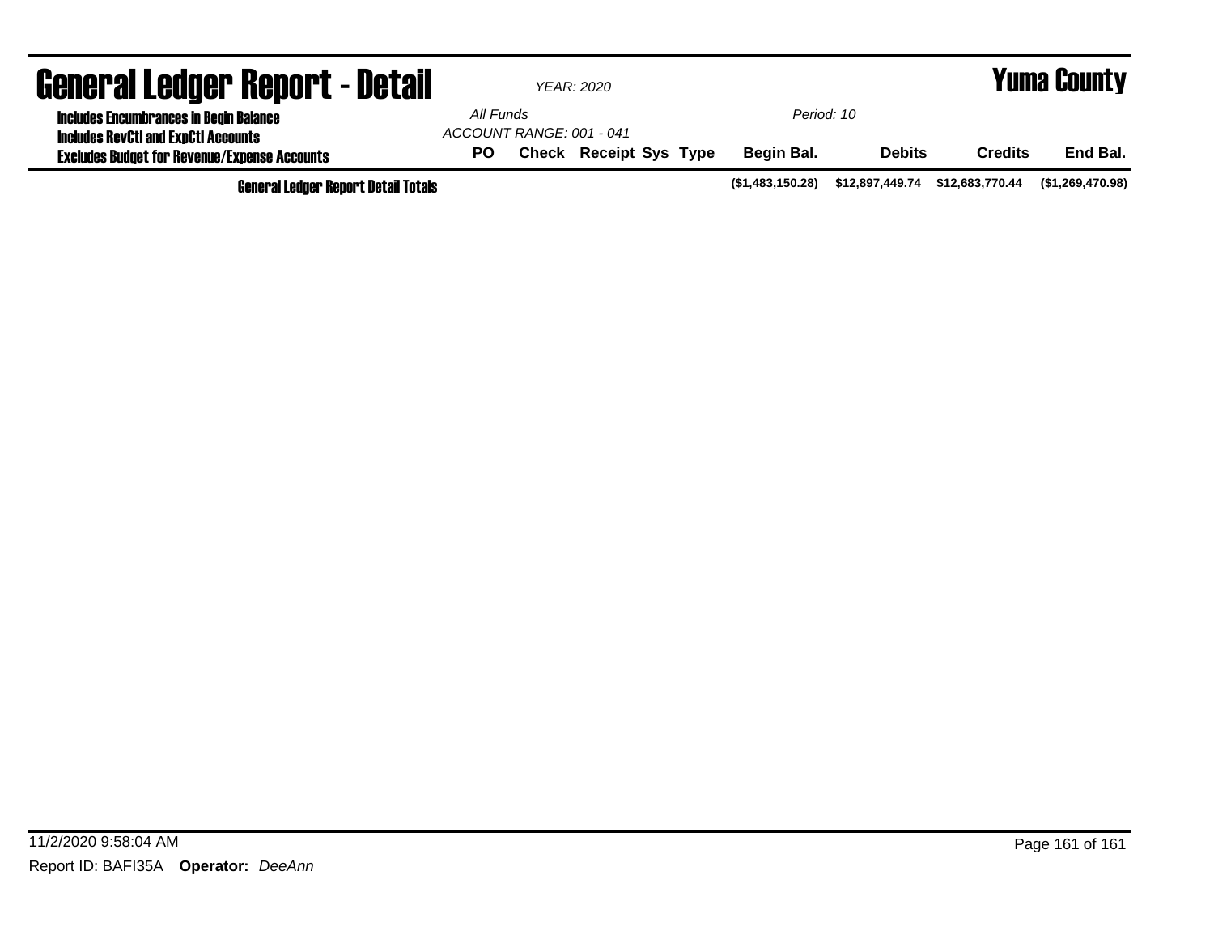# General Ledger Report - Detail

*YEAR: 2020*

# Yuma County

**Includes Encumbrances in Begin Balance**
**Includes RevCtl and ExpCtl Accounts**
**Excludes Budget for Revenue/Expense Accounts**

*All Funds*
*ACCOUNT RANGE: 001 - 041*

*Period: 10*

| | PO | Check | Receipt | Sys | Type | Begin Bal. | Debits | Credits | End Bal. |
|---|---|---|---|---|---|---|---|---|---|
| **General Ledger Report Detail Totals** | | | | | | ($1,483,150.28) | $12,897,449.74 | $12,683,770.44 | ($1,269,470.98) |

11/2/2020 9:58:04 AM

Report ID: BAFI35A **Operator:** *DeeAnn*